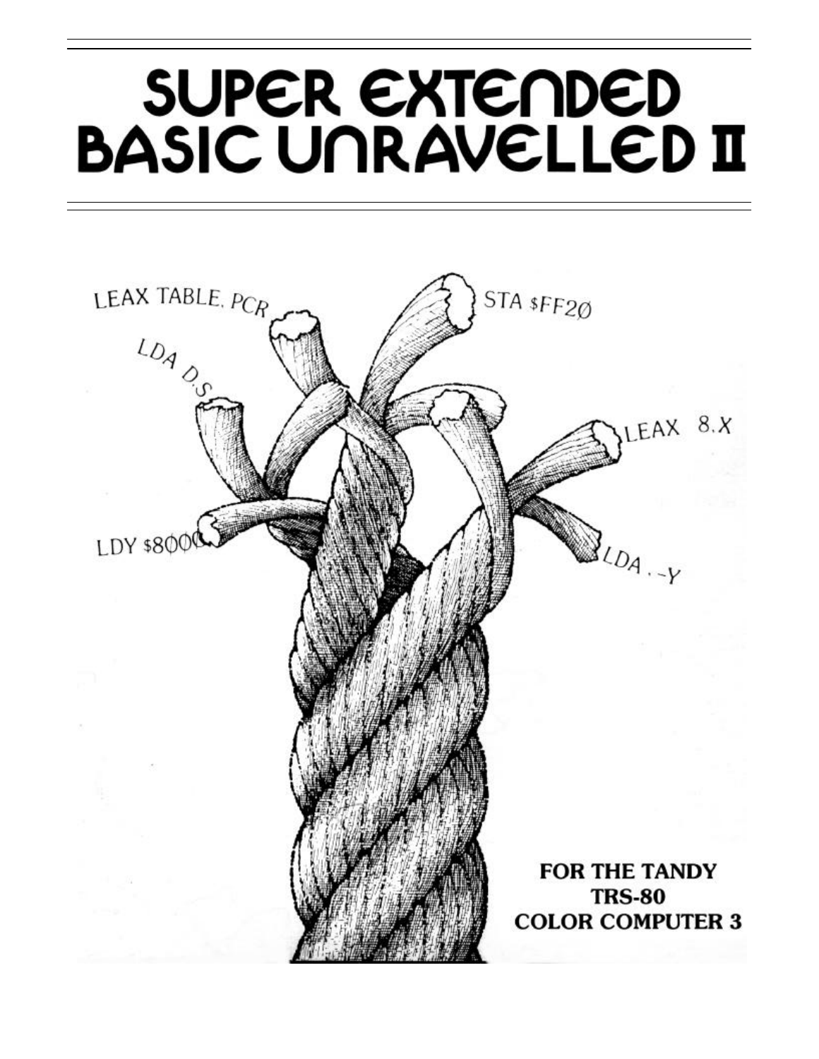# SUPER EXTENDED BASIC UNRAVELLED II

LEAX TABLE, PCR

STA $FF2Ø

LDA D,S

LEAX 8,X

LDY $8ØØØ

LDA ,-Y

**FOR THE TANDY**
**TRS-80**
**COLOR COMPUTER 3**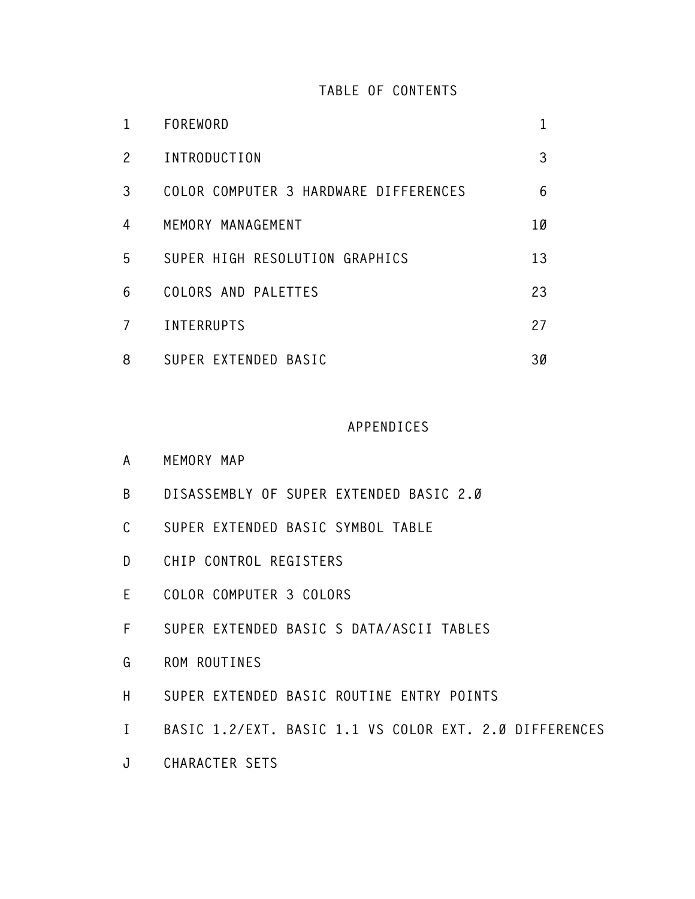# TABLE OF CONTENTS

| | | |
|---|---|---|
| 1 | FOREWORD | 1 |
| 2 | INTRODUCTION | 3 |
| 3 | COLOR COMPUTER 3 HARDWARE DIFFERENCES | 6 |
| 4 | MEMORY MANAGEMENT | 1Ø |
| 5 | SUPER HIGH RESOLUTION GRAPHICS | 13 |
| 6 | COLORS AND PALETTES | 23 |
| 7 | INTERRUPTS | 27 |
| 8 | SUPER EXTENDED BASIC | 3Ø |

## APPENDICES

| | |
|---|---|
| A | MEMORY MAP |
| B | DISASSEMBLY OF SUPER EXTENDED BASIC 2.Ø |
| C | SUPER EXTENDED BASIC SYMBOL TABLE |
| D | CHIP CONTROL REGISTERS |
| E | COLOR COMPUTER 3 COLORS |
| F | SUPER EXTENDED BASIC S DATA/ASCII TABLES |
| G | ROM ROUTINES |
| H | SUPER EXTENDED BASIC ROUTINE ENTRY POINTS |
| I | BASIC 1.2/EXT. BASIC 1.1 VS COLOR EXT. 2.Ø DIFFERENCES |
| J | CHARACTER SETS |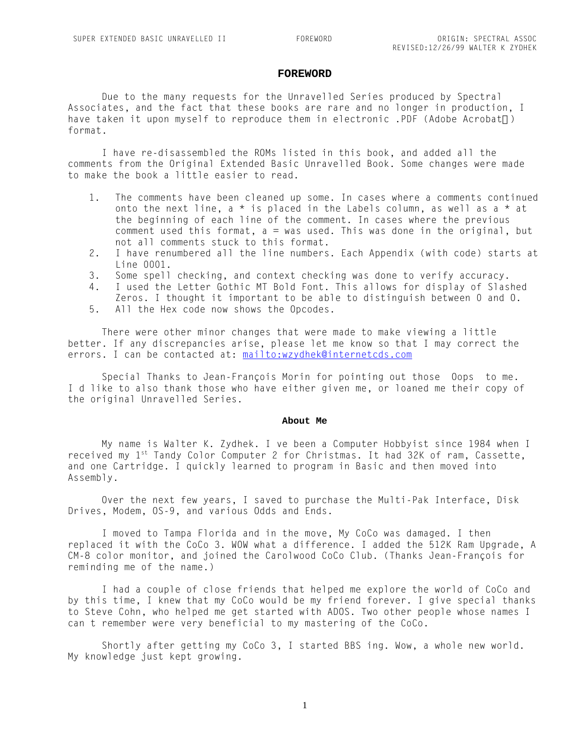# FOREWORD

Due to the many requests for the Unravelled Series produced by Spectral Associates, and the fact that these books are rare and no longer in production, I have taken it upon myself to reproduce them in electronic .PDF (Adobe Acrobat) format.

I have re-disassembled the ROMs listed in this book, and added all the comments from the Original Extended Basic Unravelled Book. Some changes were made to make the book a little easier to read.

1. The comments have been cleaned up some. In cases where a comments continued onto the next line, a * is placed in the Labels column, as well as a * at the beginning of each line of the comment. In cases where the previous comment used this format, a = was used. This was done in the original, but not all comments stuck to this format.
2. I have renumbered all the line numbers. Each Appendix (with code) starts at Line 0001.
3. Some spell checking, and context checking was done to verify accuracy.
4. I used the Letter Gothic MT Bold Font. This allows for display of Slashed Zeros. I thought it important to be able to distinguish between 0 and O.
5. All the Hex code now shows the Opcodes.

There were other minor changes that were made to make viewing a little better. If any discrepancies arise, please let me know so that I may correct the errors. I can be contacted at: mailto:wzydhek@internetcds.com

Special Thanks to Jean-François Morin for pointing out those Oops to me. I d like to also thank those who have either given me, or loaned me their copy of the original Unravelled Series.

## About Me

My name is Walter K. Zydhek. I ve been a Computer Hobbyist since 1984 when I received my 1st Tandy Color Computer 2 for Christmas. It had 32K of ram, Cassette, and one Cartridge. I quickly learned to program in Basic and then moved into Assembly.

Over the next few years, I saved to purchase the Multi-Pak Interface, Disk Drives, Modem, OS-9, and various Odds and Ends.

I moved to Tampa Florida and in the move, My CoCo was damaged. I then replaced it with the CoCo 3. WOW what a difference. I added the 512K Ram Upgrade, A CM-8 color monitor, and joined the Carolwood CoCo Club. (Thanks Jean-François for reminding me of the name.)

I had a couple of close friends that helped me explore the world of CoCo and by this time, I knew that my CoCo would be my friend forever. I give special thanks to Steve Cohn, who helped me get started with ADOS. Two other people whose names I can t remember were very beneficial to my mastering of the CoCo.

Shortly after getting my CoCo 3, I started BBS ing. Wow, a whole new world. My knowledge just kept growing.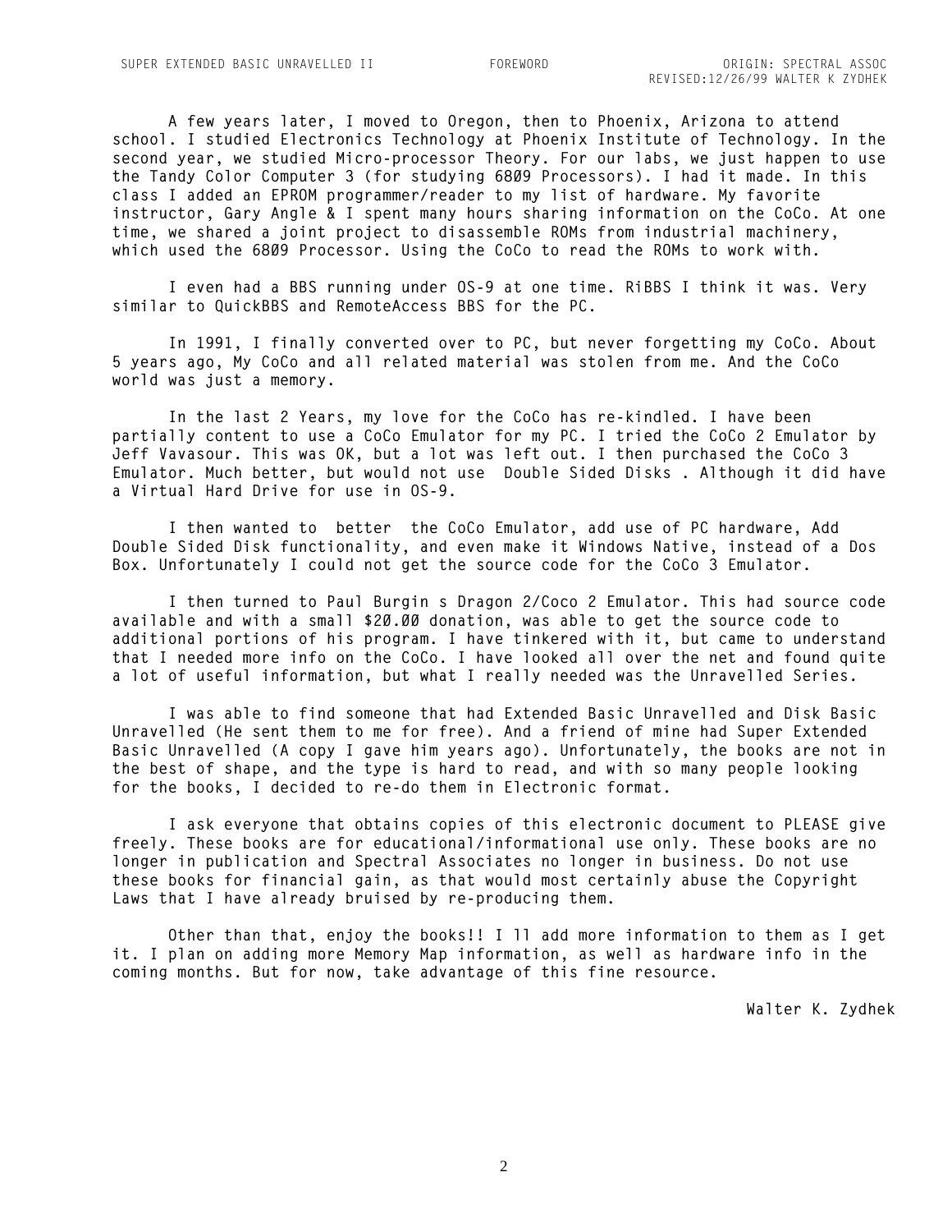A few years later, I moved to Oregon, then to Phoenix, Arizona to attend school. I studied Electronics Technology at Phoenix Institute of Technology. In the second year, we studied Micro-processor Theory. For our labs, we just happen to use the Tandy Color Computer 3 (for studying 6809 Processors). I had it made. In this class I added an EPROM programmer/reader to my list of hardware. My favorite instructor, Gary Angle & I spent many hours sharing information on the CoCo. At one time, we shared a joint project to disassemble ROMs from industrial machinery, which used the 6809 Processor. Using the CoCo to read the ROMs to work with.

I even had a BBS running under OS-9 at one time. RiBBS I think it was. Very similar to QuickBBS and RemoteAccess BBS for the PC.

In 1991, I finally converted over to PC, but never forgetting my CoCo. About 5 years ago, My CoCo and all related material was stolen from me. And the CoCo world was just a memory.

In the last 2 Years, my love for the CoCo has re-kindled. I have been partially content to use a CoCo Emulator for my PC. I tried the CoCo 2 Emulator by Jeff Vavasour. This was OK, but a lot was left out. I then purchased the CoCo 3 Emulator. Much better, but would not use Double Sided Disks . Although it did have a Virtual Hard Drive for use in OS-9.

I then wanted to better the CoCo Emulator, add use of PC hardware, Add Double Sided Disk functionality, and even make it Windows Native, instead of a Dos Box. Unfortunately I could not get the source code for the CoCo 3 Emulator.

I then turned to Paul Burgin s Dragon 2/Coco 2 Emulator. This had source code available and with a small $20.00 donation, was able to get the source code to additional portions of his program. I have tinkered with it, but came to understand that I needed more info on the CoCo. I have looked all over the net and found quite a lot of useful information, but what I really needed was the Unravelled Series.

I was able to find someone that had Extended Basic Unravelled and Disk Basic Unravelled (He sent them to me for free). And a friend of mine had Super Extended Basic Unravelled (A copy I gave him years ago). Unfortunately, the books are not in the best of shape, and the type is hard to read, and with so many people looking for the books, I decided to re-do them in Electronic format.

I ask everyone that obtains copies of this electronic document to PLEASE give freely. These books are for educational/informational use only. These books are no longer in publication and Spectral Associates no longer in business. Do not use these books for financial gain, as that would most certainly abuse the Copyright Laws that I have already bruised by re-producing them.

Other than that, enjoy the books!! I ll add more information to them as I get it. I plan on adding more Memory Map information, as well as hardware info in the coming months. But for now, take advantage of this fine resource.

Walter K. Zydhek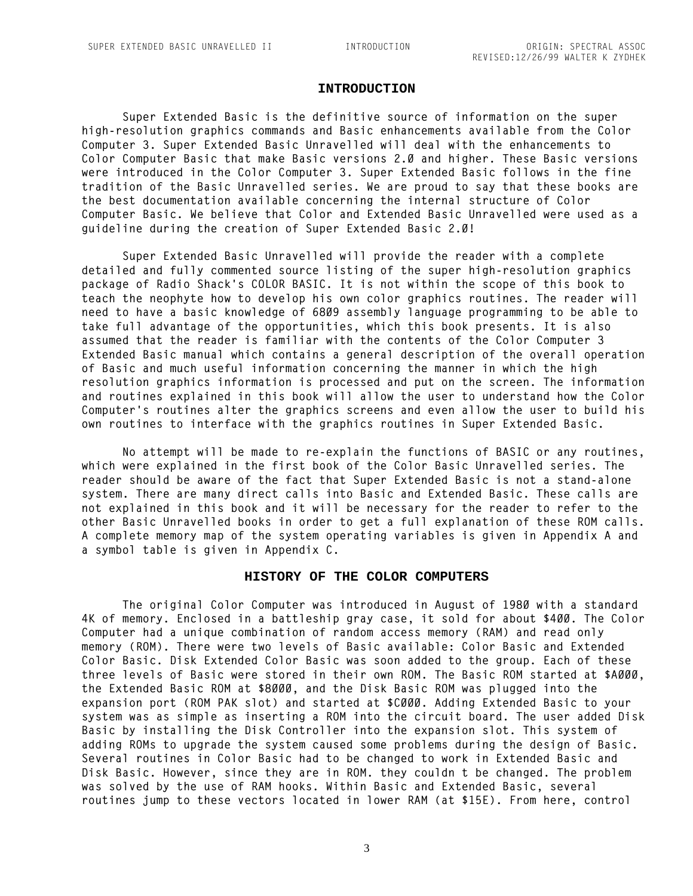# INTRODUCTION

Super Extended Basic is the definitive source of information on the super high-resolution graphics commands and Basic enhancements available from the Color Computer 3. Super Extended Basic Unravelled will deal with the enhancements to Color Computer Basic that make Basic versions 2.0 and higher. These Basic versions were introduced in the Color Computer 3. Super Extended Basic follows in the fine tradition of the Basic Unravelled series. We are proud to say that these books are the best documentation available concerning the internal structure of Color Computer Basic. We believe that Color and Extended Basic Unravelled were used as a guideline during the creation of Super Extended Basic 2.0!

Super Extended Basic Unravelled will provide the reader with a complete detailed and fully commented source listing of the super high-resolution graphics package of Radio Shack's COLOR BASIC. It is not within the scope of this book to teach the neophyte how to develop his own color graphics routines. The reader will need to have a basic knowledge of 6809 assembly language programming to be able to take full advantage of the opportunities, which this book presents. It is also assumed that the reader is familiar with the contents of the Color Computer 3 Extended Basic manual which contains a general description of the overall operation of Basic and much useful information concerning the manner in which the high resolution graphics information is processed and put on the screen. The information and routines explained in this book will allow the user to understand how the Color Computer's routines alter the graphics screens and even allow the user to build his own routines to interface with the graphics routines in Super Extended Basic.

No attempt will be made to re-explain the functions of BASIC or any routines, which were explained in the first book of the Color Basic Unravelled series. The reader should be aware of the fact that Super Extended Basic is not a stand-alone system. There are many direct calls into Basic and Extended Basic. These calls are not explained in this book and it will be necessary for the reader to refer to the other Basic Unravelled books in order to get a full explanation of these ROM calls. A complete memory map of the system operating variables is given in Appendix A and a symbol table is given in Appendix C.

## HISTORY OF THE COLOR COMPUTERS

The original Color Computer was introduced in August of 1980 with a standard 4K of memory. Enclosed in a battleship gray case, it sold for about $400. The Color Computer had a unique combination of random access memory (RAM) and read only memory (ROM). There were two levels of Basic available: Color Basic and Extended Color Basic. Disk Extended Color Basic was soon added to the group. Each of these three levels of Basic were stored in their own ROM. The Basic ROM started at $A000, the Extended Basic ROM at $8000, and the Disk Basic ROM was plugged into the expansion port (ROM PAK slot) and started at $C000. Adding Extended Basic to your system was as simple as inserting a ROM into the circuit board. The user added Disk Basic by installing the Disk Controller into the expansion slot. This system of adding ROMs to upgrade the system caused some problems during the design of Basic. Several routines in Color Basic had to be changed to work in Extended Basic and Disk Basic. However, since they are in ROM. they couldn t be changed. The problem was solved by the use of RAM hooks. Within Basic and Extended Basic, several routines jump to these vectors located in lower RAM (at $15E). From here, control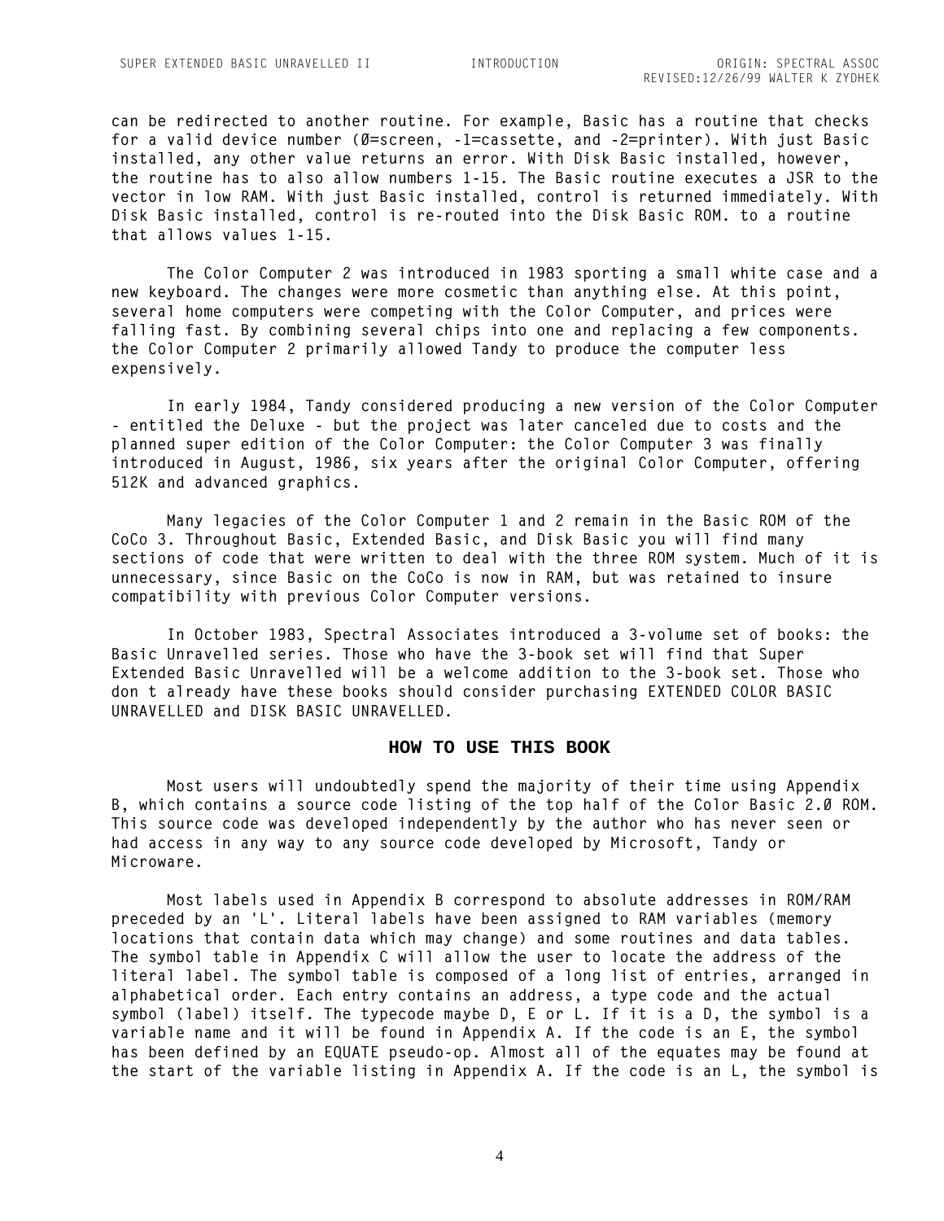can be redirected to another routine. For example, Basic has a routine that checks for a valid device number (Ø=screen, -1=cassette, and -2=printer). With just Basic installed, any other value returns an error. With Disk Basic installed, however, the routine has to also allow numbers 1-15. The Basic routine executes a JSR to the vector in low RAM. With just Basic installed, control is returned immediately. With Disk Basic installed, control is re-routed into the Disk Basic ROM. to a routine that allows values 1-15.

The Color Computer 2 was introduced in 1983 sporting a small white case and a new keyboard. The changes were more cosmetic than anything else. At this point, several home computers were competing with the Color Computer, and prices were falling fast. By combining several chips into one and replacing a few components. the Color Computer 2 primarily allowed Tandy to produce the computer less expensively.

In early 1984, Tandy considered producing a new version of the Color Computer - entitled the Deluxe - but the project was later canceled due to costs and the planned super edition of the Color Computer: the Color Computer 3 was finally introduced in August, 1986, six years after the original Color Computer, offering 512K and advanced graphics.

Many legacies of the Color Computer 1 and 2 remain in the Basic ROM of the CoCo 3. Throughout Basic, Extended Basic, and Disk Basic you will find many sections of code that were written to deal with the three ROM system. Much of it is unnecessary, since Basic on the CoCo is now in RAM, but was retained to insure compatibility with previous Color Computer versions.

In October 1983, Spectral Associates introduced a 3-volume set of books: the Basic Unravelled series. Those who have the 3-book set will find that Super Extended Basic Unravelled will be a welcome addition to the 3-book set. Those who don t already have these books should consider purchasing EXTENDED COLOR BASIC UNRAVELLED and DISK BASIC UNRAVELLED.

## HOW TO USE THIS BOOK

Most users will undoubtedly spend the majority of their time using Appendix B, which contains a source code listing of the top half of the Color Basic 2.Ø ROM. This source code was developed independently by the author who has never seen or had access in any way to any source code developed by Microsoft, Tandy or Microware.

Most labels used in Appendix B correspond to absolute addresses in ROM/RAM preceded by an 'L'. Literal labels have been assigned to RAM variables (memory locations that contain data which may change) and some routines and data tables. The symbol table in Appendix C will allow the user to locate the address of the literal label. The symbol table is composed of a long list of entries, arranged in alphabetical order. Each entry contains an address, a type code and the actual symbol (label) itself. The typecode maybe D, E or L. If it is a D, the symbol is a variable name and it will be found in Appendix A. If the code is an E, the symbol has been defined by an EQUATE pseudo-op. Almost all of the equates may be found at the start of the variable listing in Appendix A. If the code is an L, the symbol is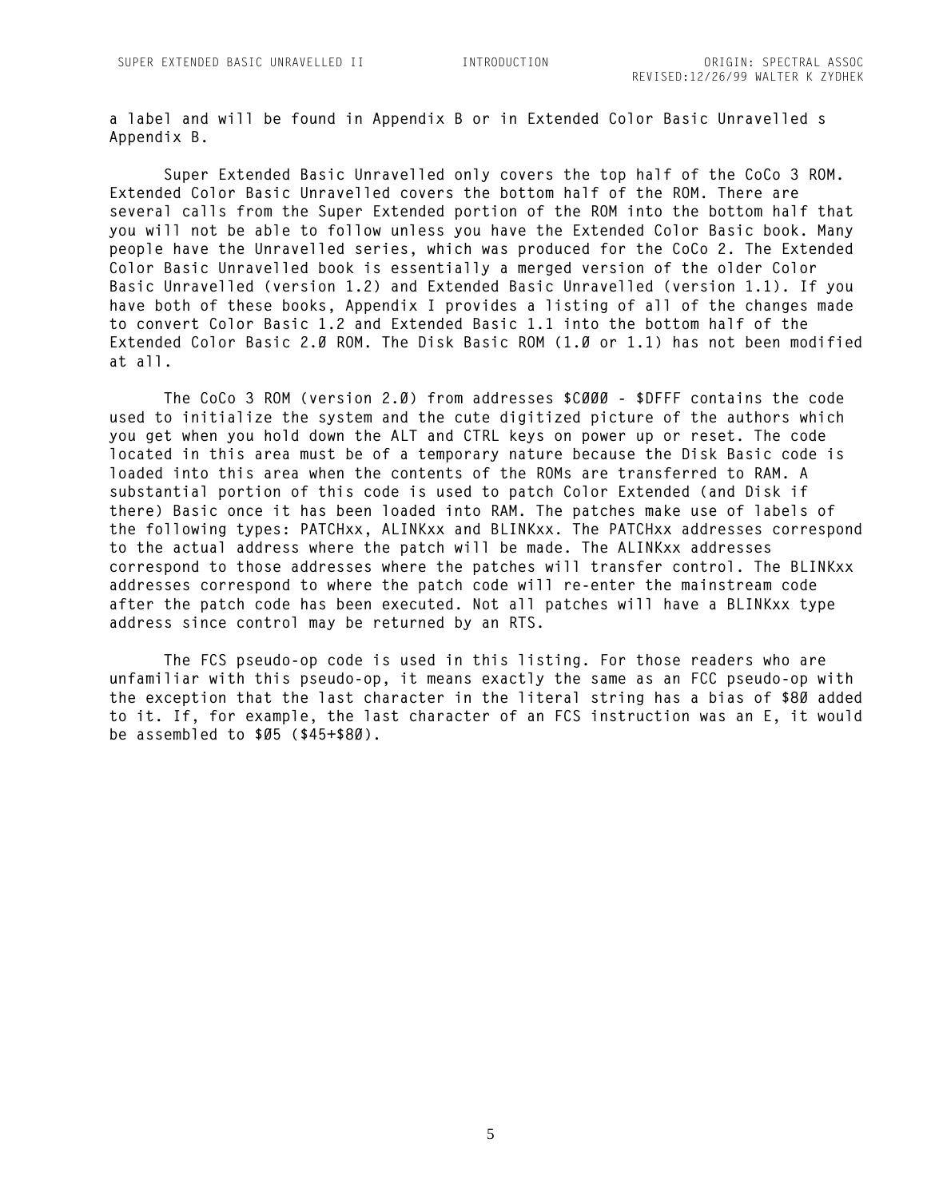a label and will be found in Appendix B or in Extended Color Basic Unravelled s Appendix B.

Super Extended Basic Unravelled only covers the top half of the CoCo 3 ROM. Extended Color Basic Unravelled covers the bottom half of the ROM. There are several calls from the Super Extended portion of the ROM into the bottom half that you will not be able to follow unless you have the Extended Color Basic book. Many people have the Unravelled series, which was produced for the CoCo 2. The Extended Color Basic Unravelled book is essentially a merged version of the older Color Basic Unravelled (version 1.2) and Extended Basic Unravelled (version 1.1). If you have both of these books, Appendix I provides a listing of all of the changes made to convert Color Basic 1.2 and Extended Basic 1.1 into the bottom half of the Extended Color Basic 2.0 ROM. The Disk Basic ROM (1.0 or 1.1) has not been modified at all.

The CoCo 3 ROM (version 2.0) from addresses $C000 - $DFFF contains the code used to initialize the system and the cute digitized picture of the authors which you get when you hold down the ALT and CTRL keys on power up or reset. The code located in this area must be of a temporary nature because the Disk Basic code is loaded into this area when the contents of the ROMs are transferred to RAM. A substantial portion of this code is used to patch Color Extended (and Disk if there) Basic once it has been loaded into RAM. The patches make use of labels of the following types: PATCHxx, ALINKxx and BLINKxx. The PATCHxx addresses correspond to the actual address where the patch will be made. The ALINKxx addresses correspond to those addresses where the patches will transfer control. The BLINKxx addresses correspond to where the patch code will re-enter the mainstream code after the patch code has been executed. Not all patches will have a BLINKxx type address since control may be returned by an RTS.

The FCS pseudo-op code is used in this listing. For those readers who are unfamiliar with this pseudo-op, it means exactly the same as an FCC pseudo-op with the exception that the last character in the literal string has a bias of $80 added to it. If, for example, the last character of an FCS instruction was an E, it would be assembled to $05 ($45+$80).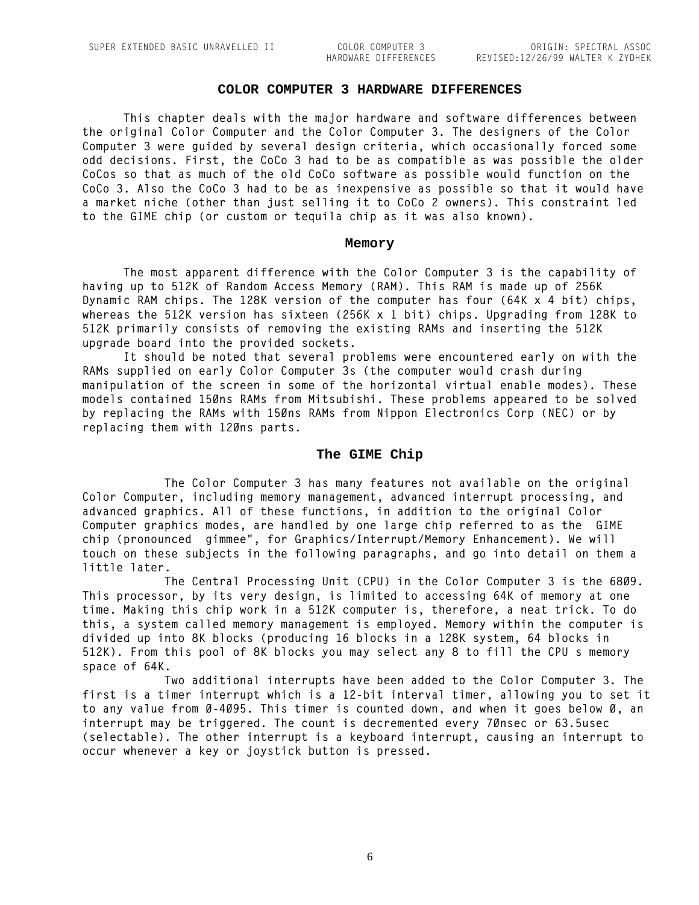# COLOR COMPUTER 3 HARDWARE DIFFERENCES

This chapter deals with the major hardware and software differences between the original Color Computer and the Color Computer 3. The designers of the Color Computer 3 were guided by several design criteria, which occasionally forced some odd decisions. First, the CoCo 3 had to be as compatible as was possible the older CoCos so that as much of the old CoCo software as possible would function on the CoCo 3. Also the CoCo 3 had to be as inexpensive as possible so that it would have a market niche (other than just selling it to CoCo 2 owners). This constraint led to the GIME chip (or custom or tequila chip as it was also known).

## Memory

The most apparent difference with the Color Computer 3 is the capability of having up to 512K of Random Access Memory (RAM). This RAM is made up of 256K Dynamic RAM chips. The 128K version of the computer has four (64K x 4 bit) chips, whereas the 512K version has sixteen (256K x 1 bit) chips. Upgrading from 128K to 512K primarily consists of removing the existing RAMs and inserting the 512K upgrade board into the provided sockets.

It should be noted that several problems were encountered early on with the RAMs supplied on early Color Computer 3s (the computer would crash during manipulation of the screen in some of the horizontal virtual enable modes). These models contained 15Øns RAMs from Mitsubishi. These problems appeared to be solved by replacing the RAMs with 15Øns RAMs from Nippon Electronics Corp (NEC) or by replacing them with 12Øns parts.

## The GIME Chip

The Color Computer 3 has many features not available on the original Color Computer, including memory management, advanced interrupt processing, and advanced graphics. All of these functions, in addition to the original Color Computer graphics modes, are handled by one large chip referred to as the  GIME chip (pronounced  gimmee", for Graphics/Interrupt/Memory Enhancement). We will touch on these subjects in the following paragraphs, and go into detail on them a little later.

The Central Processing Unit (CPU) in the Color Computer 3 is the 68Ø9. This processor, by its very design, is limited to accessing 64K of memory at one time. Making this chip work in a 512K computer is, therefore, a neat trick. To do this, a system called memory management is employed. Memory within the computer is divided up into 8K blocks (producing 16 blocks in a 128K system, 64 blocks in 512K). From this pool of 8K blocks you may select any 8 to fill the CPU s memory space of 64K.

Two additional interrupts have been added to the Color Computer 3. The first is a timer interrupt which is a 12-bit interval timer, allowing you to set it to any value from Ø-4Ø95. This timer is counted down, and when it goes below Ø, an interrupt may be triggered. The count is decremented every 7Ønsec or 63.5usec (selectable). The other interrupt is a keyboard interrupt, causing an interrupt to occur whenever a key or joystick button is pressed.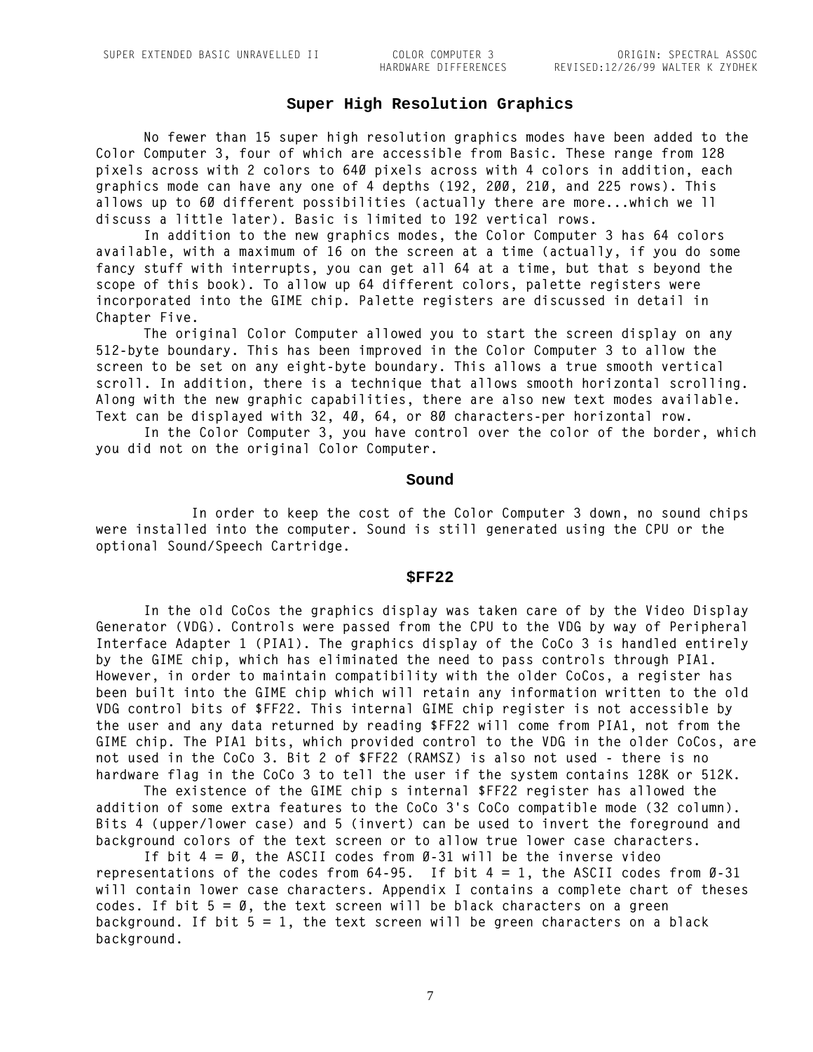## Super High Resolution Graphics

No fewer than 15 super high resolution graphics modes have been added to the Color Computer 3, four of which are accessible from Basic. These range from 128 pixels across with 2 colors to 640 pixels across with 4 colors in addition, each graphics mode can have any one of 4 depths (192, 200, 210, and 225 rows). This allows up to 60 different possibilities (actually there are more...which we ll discuss a little later). Basic is limited to 192 vertical rows.

In addition to the new graphics modes, the Color Computer 3 has 64 colors available, with a maximum of 16 on the screen at a time (actually, if you do some fancy stuff with interrupts, you can get all 64 at a time, but that s beyond the scope of this book). To allow up 64 different colors, palette registers were incorporated into the GIME chip. Palette registers are discussed in detail in Chapter Five.

The original Color Computer allowed you to start the screen display on any 512-byte boundary. This has been improved in the Color Computer 3 to allow the screen to be set on any eight-byte boundary. This allows a true smooth vertical scroll. In addition, there is a technique that allows smooth horizontal scrolling. Along with the new graphic capabilities, there are also new text modes available. Text can be displayed with 32, 40, 64, or 80 characters-per horizontal row.

In the Color Computer 3, you have control over the color of the border, which you did not on the original Color Computer.

## Sound

In order to keep the cost of the Color Computer 3 down, no sound chips were installed into the computer. Sound is still generated using the CPU or the optional Sound/Speech Cartridge.

## $FF22

In the old CoCos the graphics display was taken care of by the Video Display Generator (VDG). Controls were passed from the CPU to the VDG by way of Peripheral Interface Adapter 1 (PIA1). The graphics display of the CoCo 3 is handled entirely by the GIME chip, which has eliminated the need to pass controls through PIA1. However, in order to maintain compatibility with the older CoCos, a register has been built into the GIME chip which will retain any information written to the old VDG control bits of $FF22. This internal GIME chip register is not accessible by the user and any data returned by reading $FF22 will come from PIA1, not from the GIME chip. The PIA1 bits, which provided control to the VDG in the older CoCos, are not used in the CoCo 3. Bit 2 of $FF22 (RAMSZ) is also not used - there is no hardware flag in the CoCo 3 to tell the user if the system contains 128K or 512K.

The existence of the GIME chip s internal $FF22 register has allowed the addition of some extra features to the CoCo 3's CoCo compatible mode (32 column). Bits 4 (upper/lower case) and 5 (invert) can be used to invert the foreground and background colors of the text screen or to allow true lower case characters.

If bit 4 = 0, the ASCII codes from 0-31 will be the inverse video representations of the codes from 64-95. If bit 4 = 1, the ASCII codes from 0-31 will contain lower case characters. Appendix I contains a complete chart of theses codes. If bit 5 = 0, the text screen will be black characters on a green background. If bit 5 = 1, the text screen will be green characters on a black background.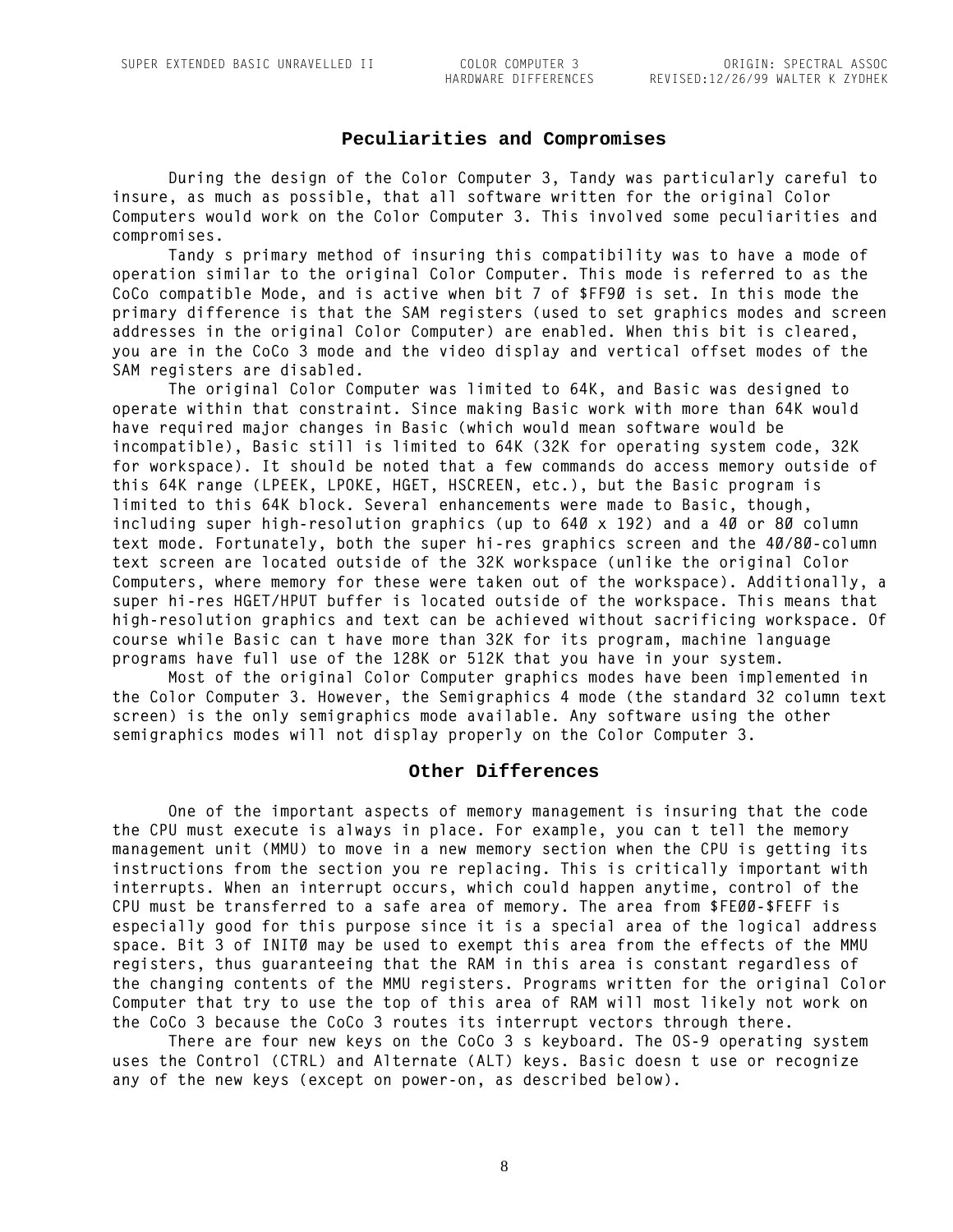## Peculiarities and Compromises

During the design of the Color Computer 3, Tandy was particularly careful to insure, as much as possible, that all software written for the original Color Computers would work on the Color Computer 3. This involved some peculiarities and compromises.

Tandy s primary method of insuring this compatibility was to have a mode of operation similar to the original Color Computer. This mode is referred to as the CoCo compatible Mode, and is active when bit 7 of $FF90 is set. In this mode the primary difference is that the SAM registers (used to set graphics modes and screen addresses in the original Color Computer) are enabled. When this bit is cleared, you are in the CoCo 3 mode and the video display and vertical offset modes of the SAM registers are disabled.

The original Color Computer was limited to 64K, and Basic was designed to operate within that constraint. Since making Basic work with more than 64K would have required major changes in Basic (which would mean software would be incompatible), Basic still is limited to 64K (32K for operating system code, 32K for workspace). It should be noted that a few commands do access memory outside of this 64K range (LPEEK, LPOKE, HGET, HSCREEN, etc.), but the Basic program is limited to this 64K block. Several enhancements were made to Basic, though, including super high-resolution graphics (up to 640 x 192) and a 40 or 80 column text mode. Fortunately, both the super hi-res graphics screen and the 40/80-column text screen are located outside of the 32K workspace (unlike the original Color Computers, where memory for these were taken out of the workspace). Additionally, a super hi-res HGET/HPUT buffer is located outside of the workspace. This means that high-resolution graphics and text can be achieved without sacrificing workspace. Of course while Basic can t have more than 32K for its program, machine language programs have full use of the 128K or 512K that you have in your system.

Most of the original Color Computer graphics modes have been implemented in the Color Computer 3. However, the Semigraphics 4 mode (the standard 32 column text screen) is the only semigraphics mode available. Any software using the other semigraphics modes will not display properly on the Color Computer 3.

## Other Differences

One of the important aspects of memory management is insuring that the code the CPU must execute is always in place. For example, you can t tell the memory management unit (MMU) to move in a new memory section when the CPU is getting its instructions from the section you re replacing. This is critically important with interrupts. When an interrupt occurs, which could happen anytime, control of the CPU must be transferred to a safe area of memory. The area from $FE00-$FEFF is especially good for this purpose since it is a special area of the logical address space. Bit 3 of INIT0 may be used to exempt this area from the effects of the MMU registers, thus guaranteeing that the RAM in this area is constant regardless of the changing contents of the MMU registers. Programs written for the original Color Computer that try to use the top of this area of RAM will most likely not work on the CoCo 3 because the CoCo 3 routes its interrupt vectors through there.

There are four new keys on the CoCo 3 s keyboard. The OS-9 operating system uses the Control (CTRL) and Alternate (ALT) keys. Basic doesn t use or recognize any of the new keys (except on power-on, as described below).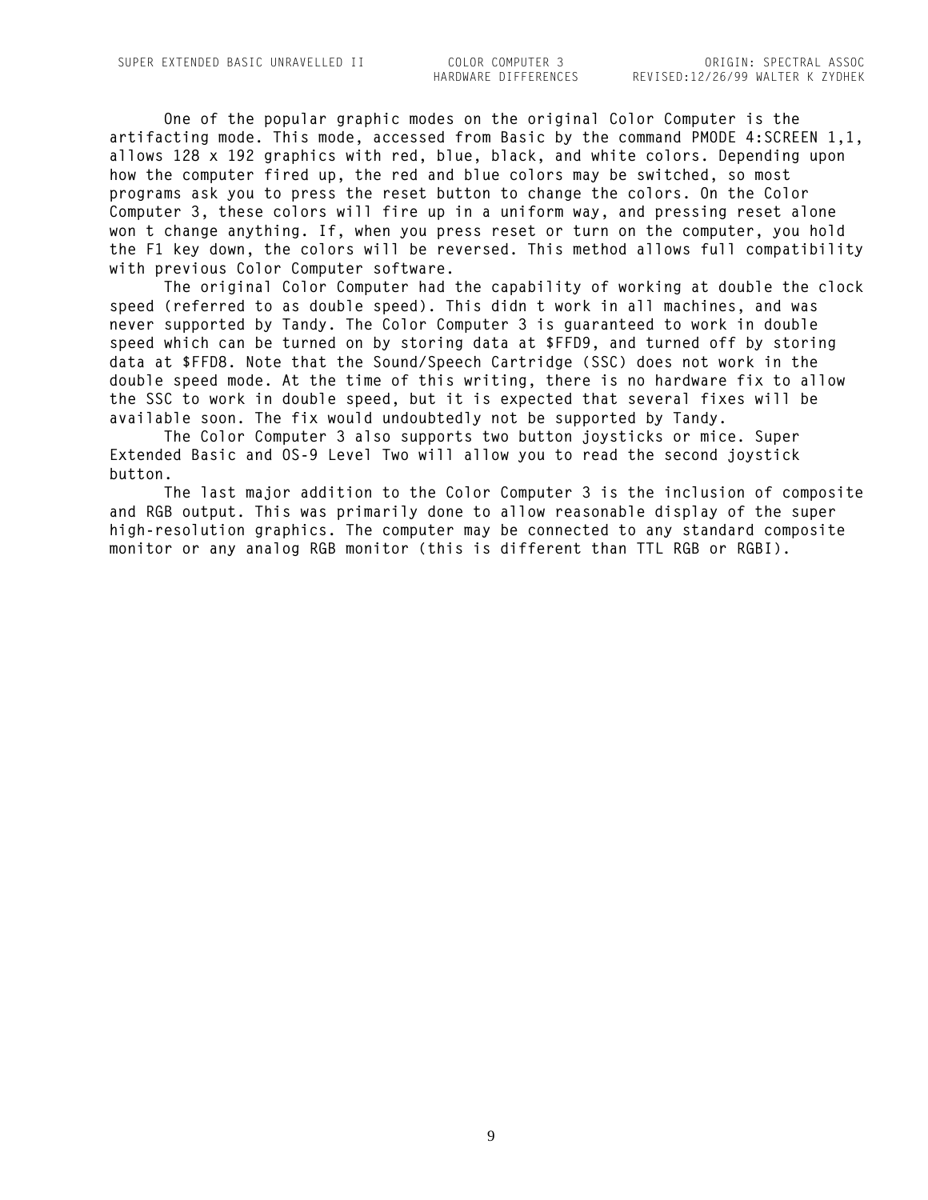One of the popular graphic modes on the original Color Computer is the artifacting mode. This mode, accessed from Basic by the command PMODE 4:SCREEN 1,1, allows 128 x 192 graphics with red, blue, black, and white colors. Depending upon how the computer fired up, the red and blue colors may be switched, so most programs ask you to press the reset button to change the colors. On the Color Computer 3, these colors will fire up in a uniform way, and pressing reset alone won t change anything. If, when you press reset or turn on the computer, you hold the F1 key down, the colors will be reversed. This method allows full compatibility with previous Color Computer software.

The original Color Computer had the capability of working at double the clock speed (referred to as double speed). This didn t work in all machines, and was never supported by Tandy. The Color Computer 3 is guaranteed to work in double speed which can be turned on by storing data at $FFD9, and turned off by storing data at $FFD8. Note that the Sound/Speech Cartridge (SSC) does not work in the double speed mode. At the time of this writing, there is no hardware fix to allow the SSC to work in double speed, but it is expected that several fixes will be available soon. The fix would undoubtedly not be supported by Tandy.

The Color Computer 3 also supports two button joysticks or mice. Super Extended Basic and OS-9 Level Two will allow you to read the second joystick button.

The last major addition to the Color Computer 3 is the inclusion of composite and RGB output. This was primarily done to allow reasonable display of the super high-resolution graphics. The computer may be connected to any standard composite monitor or any analog RGB monitor (this is different than TTL RGB or RGBI).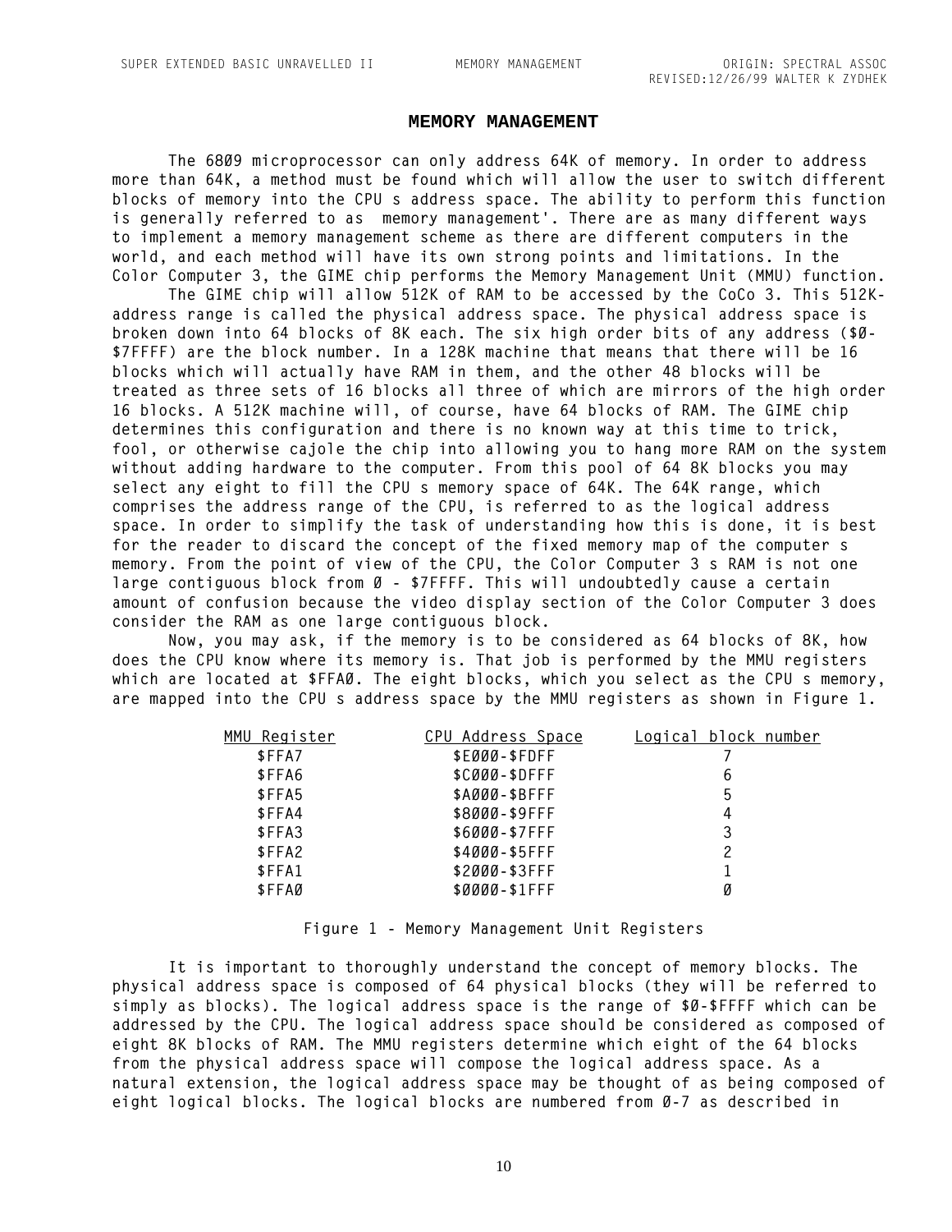# MEMORY MANAGEMENT

The 6809 microprocessor can only address 64K of memory. In order to address more than 64K, a method must be found which will allow the user to switch different blocks of memory into the CPU s address space. The ability to perform this function is generally referred to as memory management'. There are as many different ways to implement a memory management scheme as there are different computers in the world, and each method will have its own strong points and limitations. In the Color Computer 3, the GIME chip performs the Memory Management Unit (MMU) function.

The GIME chip will allow 512K of RAM to be accessed by the CoCo 3. This 512K-address range is called the physical address space. The physical address space is broken down into 64 blocks of 8K each. The six high order bits of any address ($0-$7FFFF) are the block number. In a 128K machine that means that there will be 16 blocks which will actually have RAM in them, and the other 48 blocks will be treated as three sets of 16 blocks all three of which are mirrors of the high order 16 blocks. A 512K machine will, of course, have 64 blocks of RAM. The GIME chip determines this configuration and there is no known way at this time to trick, fool, or otherwise cajole the chip into allowing you to hang more RAM on the system without adding hardware to the computer. From this pool of 64 8K blocks you may select any eight to fill the CPU s memory space of 64K. The 64K range, which comprises the address range of the CPU, is referred to as the logical address space. In order to simplify the task of understanding how this is done, it is best for the reader to discard the concept of the fixed memory map of the computer s memory. From the point of view of the CPU, the Color Computer 3 s RAM is not one large contiguous block from 0 - $7FFFF. This will undoubtedly cause a certain amount of confusion because the video display section of the Color Computer 3 does consider the RAM as one large contiguous block.

Now, you may ask, if the memory is to be considered as 64 blocks of 8K, how does the CPU know where its memory is. That job is performed by the MMU registers which are located at $FFA0. The eight blocks, which you select as the CPU s memory, are mapped into the CPU s address space by the MMU registers as shown in Figure 1.

| MMU Register | CPU Address Space | Logical block number |
|---|---|---|
| $FFA7 | $E000-$FDFF | 7 |
| $FFA6 | $C000-$DFFF | 6 |
| $FFA5 | $A000-$BFFF | 5 |
| $FFA4 | $8000-$9FFF | 4 |
| $FFA3 | $6000-$7FFF | 3 |
| $FFA2 | $4000-$5FFF | 2 |
| $FFA1 | $2000-$3FFF | 1 |
| $FFA0 | $0000-$1FFF | 0 |

Figure 1 - Memory Management Unit Registers

It is important to thoroughly understand the concept of memory blocks. The physical address space is composed of 64 physical blocks (they will be referred to simply as blocks). The logical address space is the range of $0-$FFFF which can be addressed by the CPU. The logical address space should be considered as composed of eight 8K blocks of RAM. The MMU registers determine which eight of the 64 blocks from the physical address space will compose the logical address space. As a natural extension, the logical address space may be thought of as being composed of eight logical blocks. The logical blocks are numbered from 0-7 as described in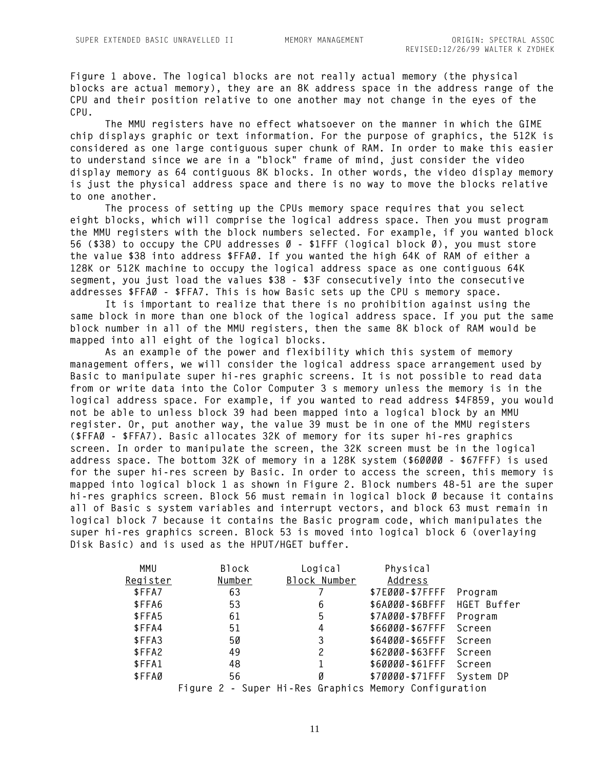Figure 1 above. The logical blocks are not really actual memory (the physical blocks are actual memory), they are an 8K address space in the address range of the CPU and their position relative to one another may not change in the eyes of the CPU.

The MMU registers have no effect whatsoever on the manner in which the GIME chip displays graphic or text information. For the purpose of graphics, the 512K is considered as one large contiguous super chunk of RAM. In order to make this easier to understand since we are in a "block" frame of mind, just consider the video display memory as 64 contiguous 8K blocks. In other words, the video display memory is just the physical address space and there is no way to move the blocks relative to one another.

The process of setting up the CPUs memory space requires that you select eight blocks, which will comprise the logical address space. Then you must program the MMU registers with the block numbers selected. For example, if you wanted block 56 ($38) to occupy the CPU addresses 0 - $1FFF (logical block 0), you must store the value $38 into address $FFA0. If you wanted the high 64K of RAM of either a 128K or 512K machine to occupy the logical address space as one contiguous 64K segment, you just load the values $38 - $3F consecutively into the consecutive addresses $FFA0 - $FFA7. This is how Basic sets up the CPU s memory space.

It is important to realize that there is no prohibition against using the same block in more than one block of the logical address space. If you put the same block number in all of the MMU registers, then the same 8K block of RAM would be mapped into all eight of the logical blocks.

As an example of the power and flexibility which this system of memory management offers, we will consider the logical address space arrangement used by Basic to manipulate super hi-res graphic screens. It is not possible to read data from or write data into the Color Computer 3 s memory unless the memory is in the logical address space. For example, if you wanted to read address $4F859, you would not be able to unless block 39 had been mapped into a logical block by an MMU register. Or, put another way, the value 39 must be in one of the MMU registers ($FFA0 - $FFA7). Basic allocates 32K of memory for its super hi-res graphics screen. In order to manipulate the screen, the 32K screen must be in the logical address space. The bottom 32K of memory in a 128K system ($60000 - $67FFF) is used for the super hi-res screen by Basic. In order to access the screen, this memory is mapped into logical block 1 as shown in Figure 2. Block numbers 48-51 are the super hi-res graphics screen. Block 56 must remain in logical block 0 because it contains all of Basic s system variables and interrupt vectors, and block 63 must remain in logical block 7 because it contains the Basic program code, which manipulates the super hi-res graphics screen. Block 53 is moved into logical block 6 (overlaying Disk Basic) and is used as the HPUT/HGET buffer.

| MMU Register | Block Number | Logical Block Number | Physical Address | |
|---|---|---|---|---|
| $FFA7 | 63 | 7 | $7E000-$7FFFF | Program |
| $FFA6 | 53 | 6 | $6A000-$6BFFF | HGET Buffer |
| $FFA5 | 61 | 5 | $7A000-$7BFFF | Program |
| $FFA4 | 51 | 4 | $66000-$67FFF | Screen |
| $FFA3 | 50 | 3 | $64000-$65FFF | Screen |
| $FFA2 | 49 | 2 | $62000-$63FFF | Screen |
| $FFA1 | 48 | 1 | $60000-$61FFF | Screen |
| $FFA0 | 56 | 0 | $70000-$71FFF | System DP |

Figure 2 - Super Hi-Res Graphics Memory Configuration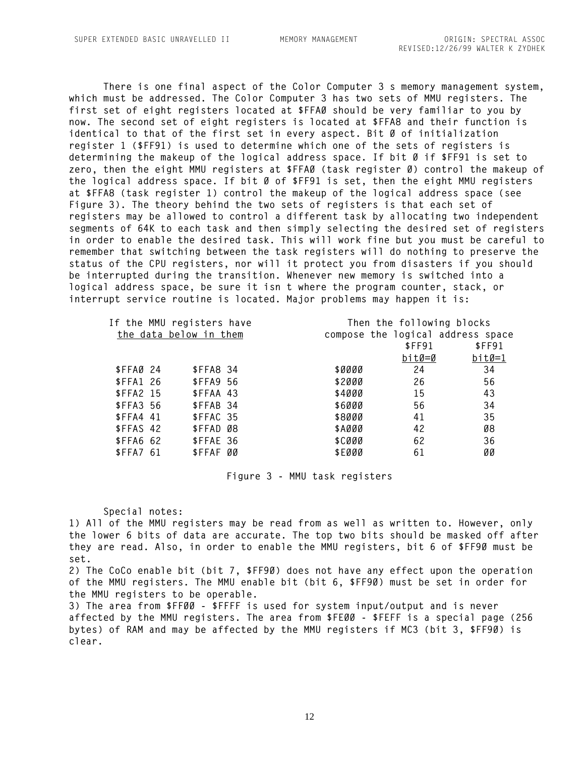There is one final aspect of the Color Computer 3 s memory management system, which must be addressed. The Color Computer 3 has two sets of MMU registers. The first set of eight registers located at $FFAØ should be very familiar to you by now. The second set of eight registers is located at $FFA8 and their function is identical to that of the first set in every aspect. Bit Ø of initialization register 1 ($FF91) is used to determine which one of the sets of registers is determining the makeup of the logical address space. If bit Ø if $FF91 is set to zero, then the eight MMU registers at $FFAØ (task register Ø) control the makeup of the logical address space. If bit Ø of $FF91 is set, then the eight MMU registers at $FFA8 (task register 1) control the makeup of the logical address space (see Figure 3). The theory behind the two sets of registers is that each set of registers may be allowed to control a different task by allocating two independent segments of 64K to each task and then simply selecting the desired set of registers in order to enable the desired task. This will work fine but you must be careful to remember that switching between the task registers will do nothing to preserve the status of the CPU registers, nor will it protect you from disasters if you should be interrupted during the transition. Whenever new memory is switched into a logical address space, be sure it isn t where the program counter, stack, or interrupt service routine is located. Major problems may happen it is:

| If the MMU registers have the data below in them | | Then the following blocks compose the logical address space | $FF91 bitØ=Ø | $FF91 bitØ=1 |
|---|---|---|---|---|
| $FFAØ 24 | $FFA8 34 | $ØØØØ | 24 | 34 |
| $FFA1 26 | $FFA9 56 | $2ØØØ | 26 | 56 |
| $FFA2 15 | $FFAA 43 | $4ØØØ | 15 | 43 |
| $FFA3 56 | $FFAB 34 | $6ØØØ | 56 | 34 |
| $FFA4 41 | $FFAC 35 | $8ØØØ | 41 | 35 |
| $FFAS 42 | $FFAD Ø8 | $AØØØ | 42 | Ø8 |
| $FFA6 62 | $FFAE 36 | $CØØØ | 62 | 36 |
| $FFA7 61 | $FFAF ØØ | $EØØØ | 61 | ØØ |

Figure 3 - MMU task registers

Special notes:

1) All of the MMU registers may be read from as well as written to. However, only the lower 6 bits of data are accurate. The top two bits should be masked off after they are read. Also, in order to enable the MMU registers, bit 6 of $FF9Ø must be set.
2) The CoCo enable bit (bit 7, $FF9Ø) does not have any effect upon the operation of the MMU registers. The MMU enable bit (bit 6, $FF9Ø) must be set in order for the MMU registers to be operable.
3) The area from $FFØØ - $FFFF is used for system input/output and is never affected by the MMU registers. The area from $FEØØ - $FEFF is a special page (256 bytes) of RAM and may be affected by the MMU registers if MC3 (bit 3, $FF9Ø) is clear.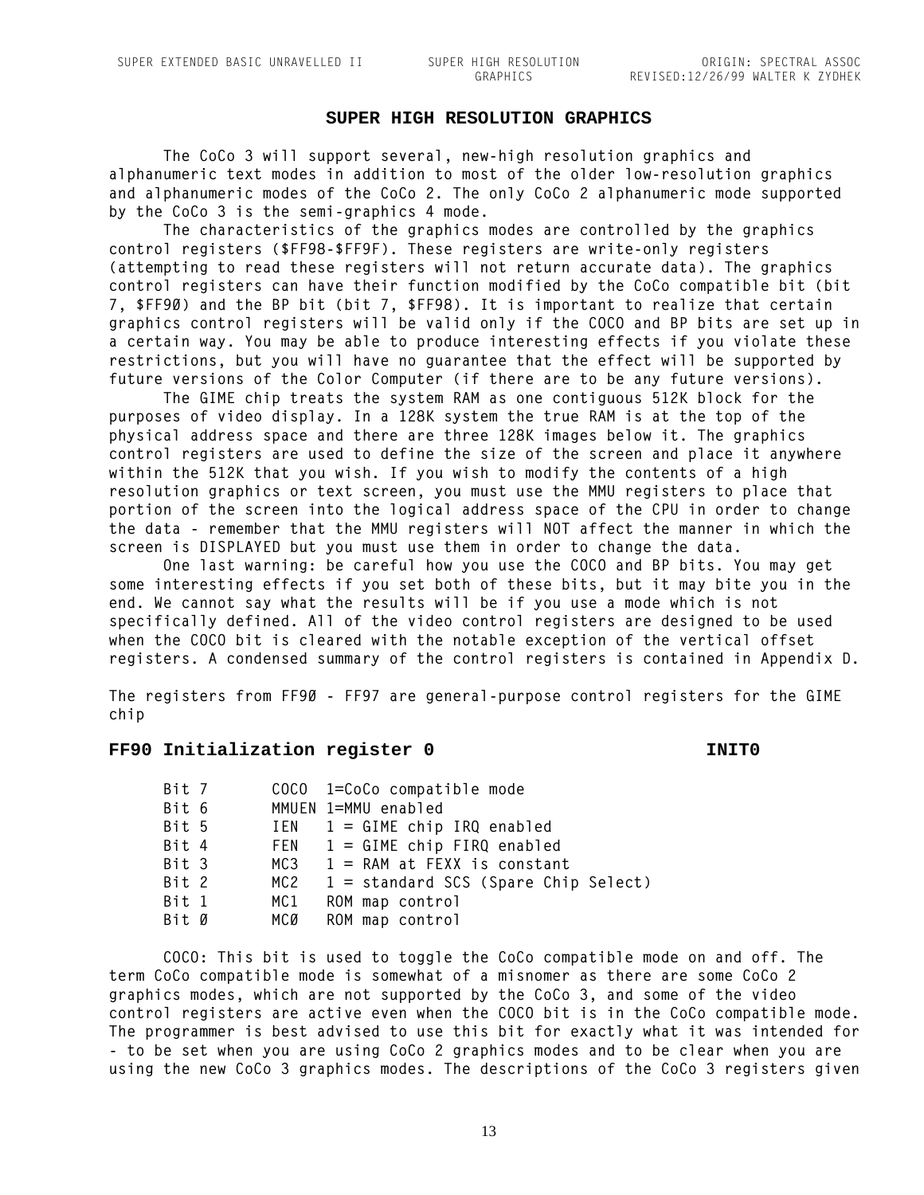## SUPER HIGH RESOLUTION GRAPHICS

The CoCo 3 will support several, new-high resolution graphics and alphanumeric text modes in addition to most of the older low-resolution graphics and alphanumeric modes of the CoCo 2. The only CoCo 2 alphanumeric mode supported by the CoCo 3 is the semi-graphics 4 mode.

The characteristics of the graphics modes are controlled by the graphics control registers ($FF98-$FF9F). These registers are write-only registers (attempting to read these registers will not return accurate data). The graphics control registers can have their function modified by the CoCo compatible bit (bit 7, $FF90) and the BP bit (bit 7, $FF98). It is important to realize that certain graphics control registers will be valid only if the COCO and BP bits are set up in a certain way. You may be able to produce interesting effects if you violate these restrictions, but you will have no guarantee that the effect will be supported by future versions of the Color Computer (if there are to be any future versions).

The GIME chip treats the system RAM as one contiguous 512K block for the purposes of video display. In a 128K system the true RAM is at the top of the physical address space and there are three 128K images below it. The graphics control registers are used to define the size of the screen and place it anywhere within the 512K that you wish. If you wish to modify the contents of a high resolution graphics or text screen, you must use the MMU registers to place that portion of the screen into the logical address space of the CPU in order to change the data - remember that the MMU registers will NOT affect the manner in which the screen is DISPLAYED but you must use them in order to change the data.

One last warning: be careful how you use the COCO and BP bits. You may get some interesting effects if you set both of these bits, but it may bite you in the end. We cannot say what the results will be if you use a mode which is not specifically defined. All of the video control registers are designed to be used when the COCO bit is cleared with the notable exception of the vertical offset registers. A condensed summary of the control registers is contained in Appendix D.

The registers from FF90 - FF97 are general-purpose control registers for the GIME chip

### FF90 Initialization register 0 — INIT0

```
Bit 7     COCO  1=CoCo compatible mode
Bit 6     MMUEN 1=MMU enabled
Bit 5     IEN   1 = GIME chip IRQ enabled
Bit 4     FEN   1 = GIME chip FIRQ enabled
Bit 3     MC3   1 = RAM at FEXX is constant
Bit 2     MC2   1 = standard SCS (Spare Chip Select)
Bit 1     MC1   ROM map control
Bit 0     MC0   ROM map control
```

COCO: This bit is used to toggle the CoCo compatible mode on and off. The term CoCo compatible mode is somewhat of a misnomer as there are some CoCo 2 graphics modes, which are not supported by the CoCo 3, and some of the video control registers are active even when the COCO bit is in the CoCo compatible mode. The programmer is best advised to use this bit for exactly what it was intended for - to be set when you are using CoCo 2 graphics modes and to be clear when you are using the new CoCo 3 graphics modes. The descriptions of the CoCo 3 registers given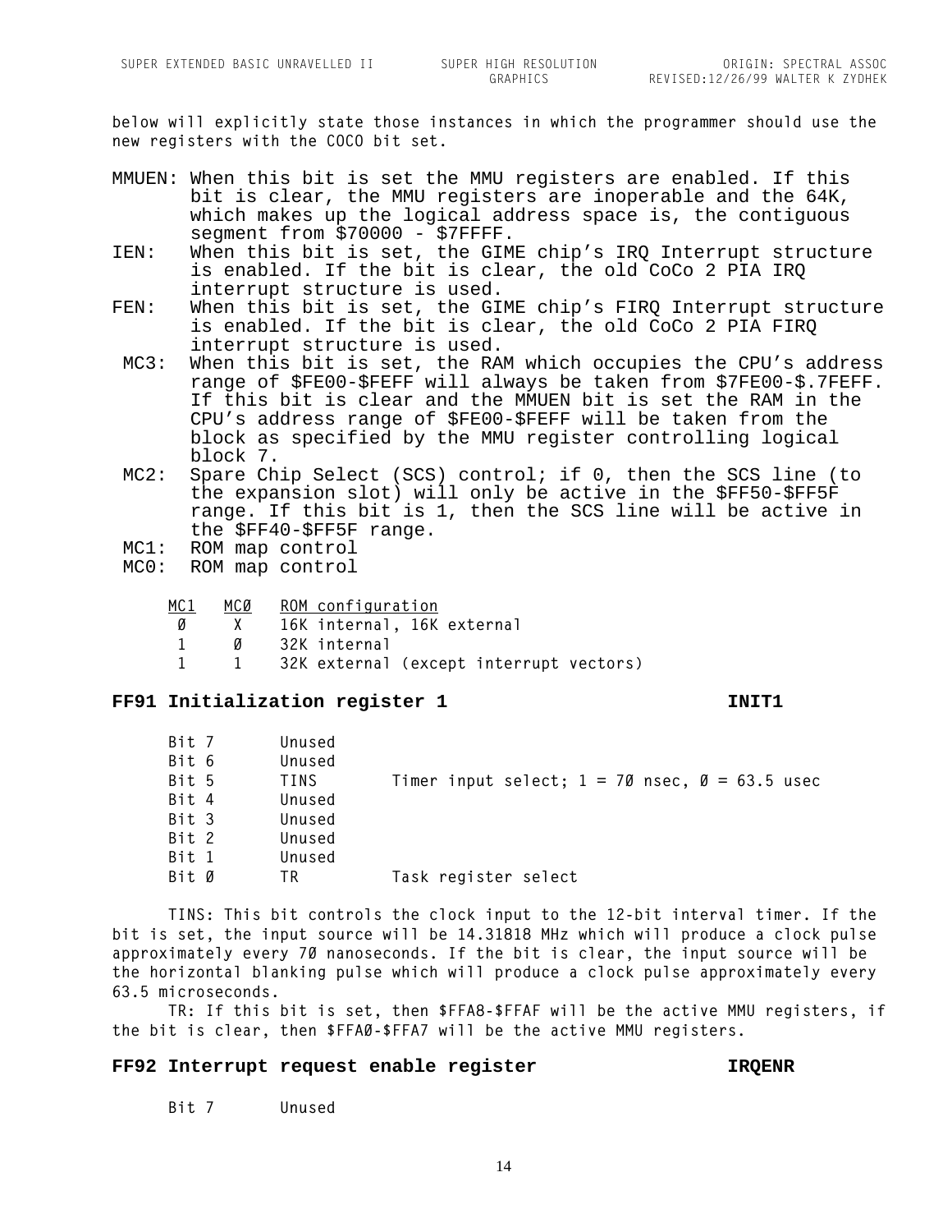below will explicitly state those instances in which the programmer should use the new registers with the COCO bit set.

MMUEN: When this bit is set the MMU registers are enabled. If this bit is clear, the MMU registers are inoperable and the 64K, which makes up the logical address space is, the contiguous segment from $70000 - $7FFFF.

IEN: When this bit is set, the GIME chip's IRQ Interrupt structure is enabled. If the bit is clear, the old CoCo 2 PIA IRQ interrupt structure is used.

FEN: When this bit is set, the GIME chip's FIRQ Interrupt structure is enabled. If the bit is clear, the old CoCo 2 PIA FIRQ interrupt structure is used.

MC3: When this bit is set, the RAM which occupies the CPU's address range of $FE00-$FEFF will always be taken from $7FE00-$.7FEFF. If this bit is clear and the MMUEN bit is set the RAM in the CPU's address range of $FE00-$FEFF will be taken from the block as specified by the MMU register controlling logical block 7.

MC2: Spare Chip Select (SCS) control; if 0, then the SCS line (to the expansion slot) will only be active in the $FF50-$FF5F range. If this bit is 1, then the SCS line will be active in the $FF40-$FF5F range.

MC1: ROM map control

MC0: ROM map control

| MC1 | MCØ | ROM configuration |
|---|---|---|
| Ø | X | 16K internal, 16K external |
| 1 | Ø | 32K internal |
| 1 | 1 | 32K external (except interrupt vectors) |

### FF91 Initialization register 1 — INIT1

| | | |
|---|---|---|
| Bit 7 | Unused | |
| Bit 6 | Unused | |
| Bit 5 | TINS | Timer input select; 1 = 7Ø nsec, Ø = 63.5 usec |
| Bit 4 | Unused | |
| Bit 3 | Unused | |
| Bit 2 | Unused | |
| Bit 1 | Unused | |
| Bit Ø | TR | Task register select |

TINS: This bit controls the clock input to the 12-bit interval timer. If the bit is set, the input source will be 14.31818 MHz which will produce a clock pulse approximately every 7Ø nanoseconds. If the bit is clear, the input source will be the horizontal blanking pulse which will produce a clock pulse approximately every 63.5 microseconds.

TR: If this bit is set, then $FFA8-$FFAF will be the active MMU registers, if the bit is clear, then $FFAØ-$FFA7 will be the active MMU registers.

### FF92 Interrupt request enable register — IRQENR

| | |
|---|---|
| Bit 7 | Unused |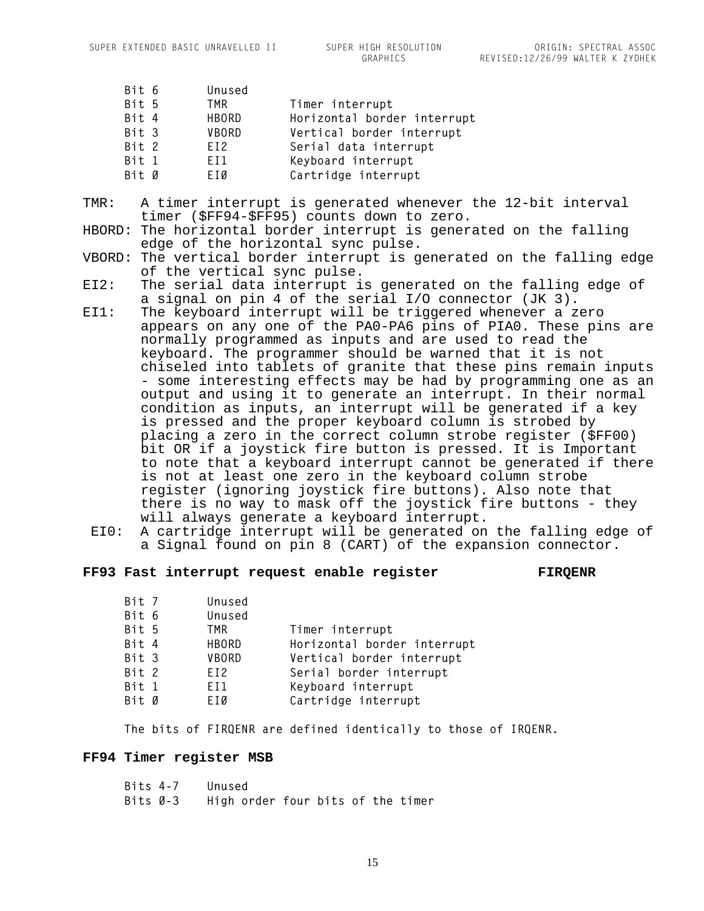| | | |
|---|---|---|
| Bit 6 | Unused | |
| Bit 5 | TMR | Timer interrupt |
| Bit 4 | HBORD | Horizontal border interrupt |
| Bit 3 | VBORD | Vertical border interrupt |
| Bit 2 | EI2 | Serial data interrupt |
| Bit 1 | EI1 | Keyboard interrupt |
| Bit Ø | EIØ | Cartridge interrupt |

TMR: A timer interrupt is generated whenever the 12-bit interval timer ($FF94-$FF95) counts down to zero.

HBORD: The horizontal border interrupt is generated on the falling edge of the horizontal sync pulse.

VBORD: The vertical border interrupt is generated on the falling edge of the vertical sync pulse.

EI2: The serial data interrupt is generated on the falling edge of a signal on pin 4 of the serial I/O connector (JK 3).

EI1: The keyboard interrupt will be triggered whenever a zero appears on any one of the PA0-PA6 pins of PIA0. These pins are normally programmed as inputs and are used to read the keyboard. The programmer should be warned that it is not chiseled into tablets of granite that these pins remain inputs - some interesting effects may be had by programming one as an output and using it to generate an interrupt. In their normal condition as inputs, an interrupt will be generated if a key is pressed and the proper keyboard column is strobed by placing a zero in the correct column strobe register ($FF00) bit OR if a joystick fire button is pressed. It is Important to note that a keyboard interrupt cannot be generated if there is not at least one zero in the keyboard column strobe register (ignoring joystick fire buttons). Also note that there is no way to mask off the joystick fire buttons - they will always generate a keyboard interrupt.

EI0: A cartridge interrupt will be generated on the falling edge of a Signal found on pin 8 (CART) of the expansion connector.

## FF93 Fast interrupt request enable register FIRQENR

| | | |
|---|---|---|
| Bit 7 | Unused | |
| Bit 6 | Unused | |
| Bit 5 | TMR | Timer interrupt |
| Bit 4 | HBORD | Horizontal border interrupt |
| Bit 3 | VBORD | Vertical border interrupt |
| Bit 2 | EI2 | Serial border interrupt |
| Bit 1 | EI1 | Keyboard interrupt |
| Bit Ø | EIØ | Cartridge interrupt |

The bits of FIRQENR are defined identically to those of IRQENR.

## FF94 Timer register MSB

| | |
|---|---|
| Bits 4-7 | Unused |
| Bits Ø-3 | High order four bits of the timer |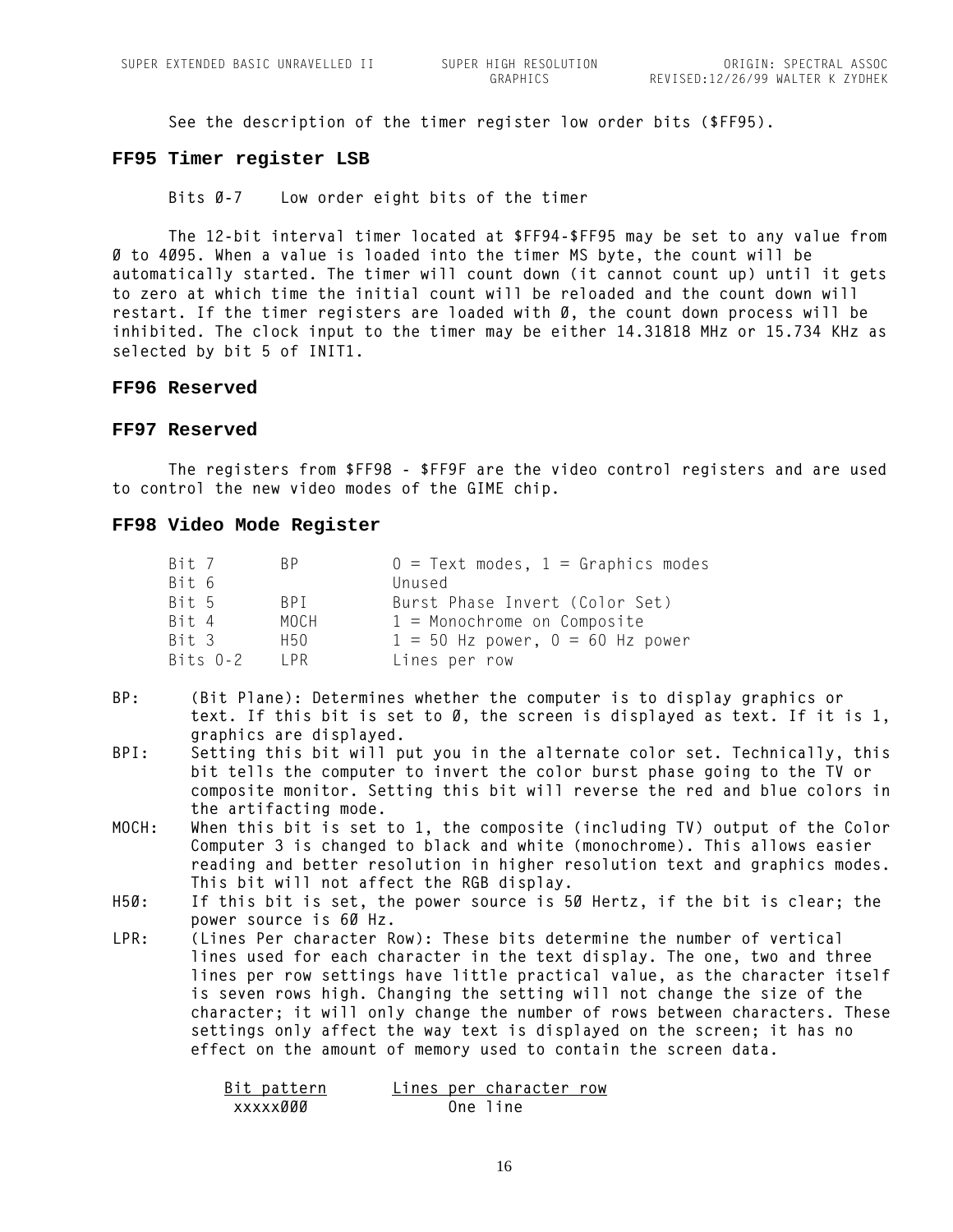See the description of the timer register low order bits ($FF95).

### FF95 Timer register LSB

Bits Ø-7    Low order eight bits of the timer

The 12-bit interval timer located at $FF94-$FF95 may be set to any value from Ø to 4Ø95. When a value is loaded into the timer MS byte, the count will be automatically started. The timer will count down (it cannot count up) until it gets to zero at which time the initial count will be reloaded and the count down will restart. If the timer registers are loaded with Ø, the count down process will be inhibited. The clock input to the timer may be either 14.31818 MHz or 15.734 KHz as selected by bit 5 of INIT1.

### FF96 Reserved

### FF97 Reserved

The registers from $FF98 - $FF9F are the video control registers and are used to control the new video modes of the GIME chip.

### FF98 Video Mode Register

| | | |
|---|---|---|
| Bit 7 | BP | 0 = Text modes, 1 = Graphics modes |
| Bit 6 | | Unused |
| Bit 5 | BPI | Burst Phase Invert (Color Set) |
| Bit 4 | MOCH | 1 = Monochrome on Composite |
| Bit 3 | H50 | 1 = 50 Hz power, 0 = 60 Hz power |
| Bits 0-2 | LPR | Lines per row |

BP: (Bit Plane): Determines whether the computer is to display graphics or text. If this bit is set to Ø, the screen is displayed as text. If it is 1, graphics are displayed.

BPI: Setting this bit will put you in the alternate color set. Technically, this bit tells the computer to invert the color burst phase going to the TV or composite monitor. Setting this bit will reverse the red and blue colors in the artifacting mode.

MOCH: When this bit is set to 1, the composite (including TV) output of the Color Computer 3 is changed to black and white (monochrome). This allows easier reading and better resolution in higher resolution text and graphics modes. This bit will not affect the RGB display.

H5Ø: If this bit is set, the power source is 5Ø Hertz, if the bit is clear; the power source is 6Ø Hz.

LPR: (Lines Per character Row): These bits determine the number of vertical lines used for each character in the text display. The one, two and three lines per row settings have little practical value, as the character itself is seven rows high. Changing the setting will not change the size of the character; it will only change the number of rows between characters. These settings only affect the way text is displayed on the screen; it has no effect on the amount of memory used to contain the screen data.

| Bit pattern | Lines per character row |
|---|---|
| xxxxxØØØ | One line |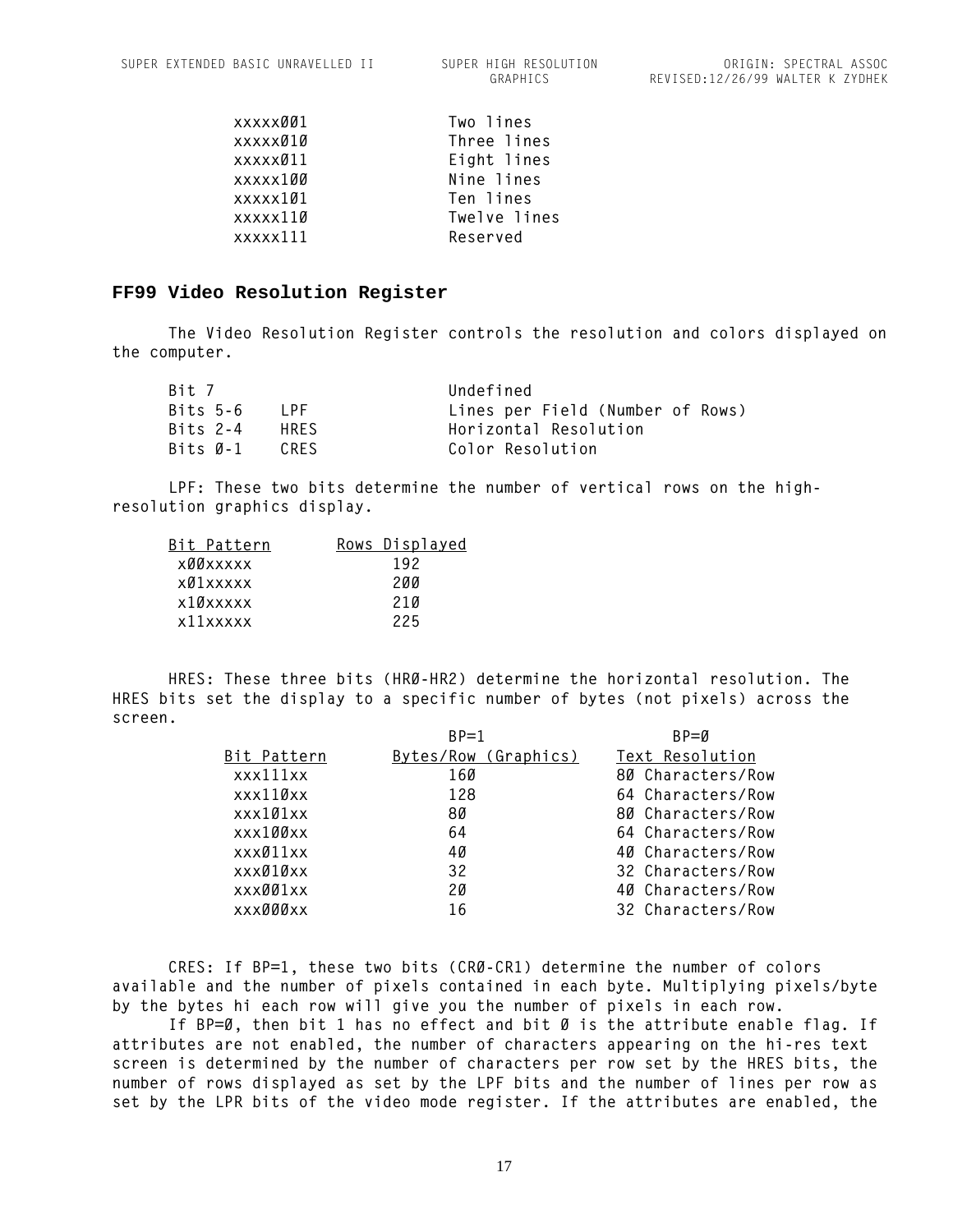| | |
|---|---|
| xxxxxØØ1 | Two lines |
| xxxxxØ1Ø | Three lines |
| xxxxxØ11 | Eight lines |
| xxxxx1ØØ | Nine lines |
| xxxxx1Ø1 | Ten lines |
| xxxxx11Ø | Twelve lines |
| xxxxx111 | Reserved |

## FF99 Video Resolution Register

The Video Resolution Register controls the resolution and colors displayed on the computer.

| | | |
|---|---|---|
| Bit 7 | | Undefined |
| Bits 5-6 | LPF | Lines per Field (Number of Rows) |
| Bits 2-4 | HRES | Horizontal Resolution |
| Bits Ø-1 | CRES | Color Resolution |

LPF: These two bits determine the number of vertical rows on the high-resolution graphics display.

| Bit Pattern | Rows Displayed |
|---|---|
| xØØxxxxx | 192 |
| xØ1xxxxx | 2ØØ |
| x1Øxxxxx | 21Ø |
| x11xxxxx | 225 |

HRES: These three bits (HRØ-HR2) determine the horizontal resolution. The HRES bits set the display to a specific number of bytes (not pixels) across the screen.

| | BP=1 | BP=Ø |
|---|---|---|
| Bit Pattern | Bytes/Row (Graphics) | Text Resolution |
| xxx111xx | 16Ø | 8Ø Characters/Row |
| xxx11Øxx | 128 | 64 Characters/Row |
| xxx1Ø1xx | 8Ø | 8Ø Characters/Row |
| xxx1ØØxx | 64 | 64 Characters/Row |
| xxxØ11xx | 4Ø | 4Ø Characters/Row |
| xxxØ1Øxx | 32 | 32 Characters/Row |
| xxxØØ1xx | 2Ø | 4Ø Characters/Row |
| xxxØØØxx | 16 | 32 Characters/Row |

CRES: If BP=1, these two bits (CRØ-CR1) determine the number of colors available and the number of pixels contained in each byte. Multiplying pixels/byte by the bytes hi each row will give you the number of pixels in each row.

If BP=Ø, then bit 1 has no effect and bit Ø is the attribute enable flag. If attributes are not enabled, the number of characters appearing on the hi-res text screen is determined by the number of characters per row set by the HRES bits, the number of rows displayed as set by the LPF bits and the number of lines per row as set by the LPR bits of the video mode register. If the attributes are enabled, the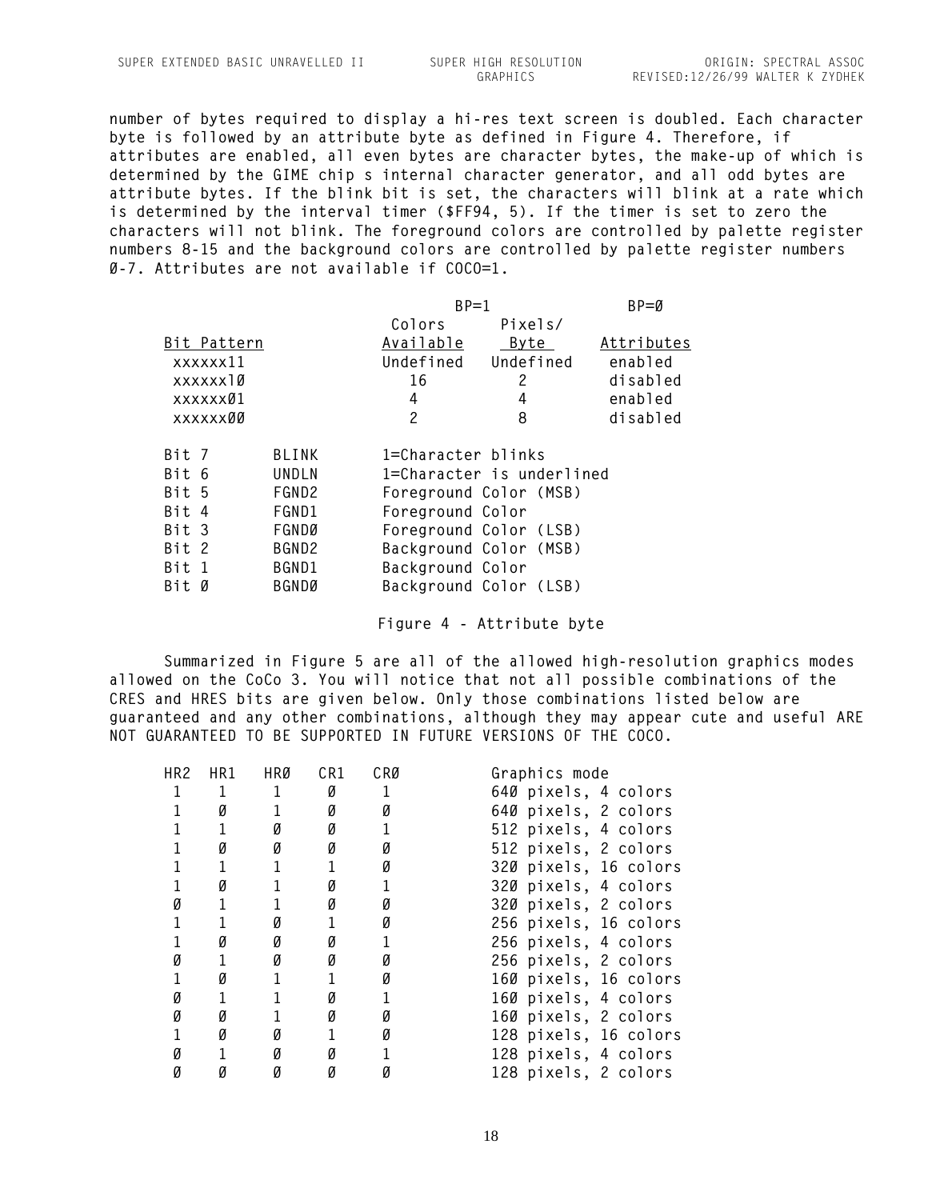number of bytes required to display a hi-res text screen is doubled. Each character byte is followed by an attribute byte as defined in Figure 4. Therefore, if attributes are enabled, all even bytes are character bytes, the make-up of which is determined by the GIME chip s internal character generator, and all odd bytes are attribute bytes. If the blink bit is set, the characters will blink at a rate which is determined by the interval timer ($FF94, 5). If the timer is set to zero the characters will not blink. The foreground colors are controlled by palette register numbers 8-15 and the background colors are controlled by palette register numbers Ø-7. Attributes are not available if COCO=1.

| | BP=1 | | BP=Ø |
|---|---|---|---|
| Bit Pattern | Colors Available | Pixels/ Byte | Attributes |
| xxxxxx11 | Undefined | Undefined | enabled |
| xxxxxx1Ø | 16 | 2 | disabled |
| xxxxxxØ1 | 4 | 4 | enabled |
| xxxxxxØØ | 2 | 8 | disabled |

| | | |
|---|---|---|
| Bit 7 | BLINK | 1=Character blinks |
| Bit 6 | UNDLN | 1=Character is underlined |
| Bit 5 | FGND2 | Foreground Color (MSB) |
| Bit 4 | FGND1 | Foreground Color |
| Bit 3 | FGNDØ | Foreground Color (LSB) |
| Bit 2 | BGND2 | Background Color (MSB) |
| Bit 1 | BGND1 | Background Color |
| Bit Ø | BGNDØ | Background Color (LSB) |

Figure 4 - Attribute byte

Summarized in Figure 5 are all of the allowed high-resolution graphics modes allowed on the CoCo 3. You will notice that not all possible combinations of the CRES and HRES bits are given below. Only those combinations listed below are guaranteed and any other combinations, although they may appear cute and useful ARE NOT GUARANTEED TO BE SUPPORTED IN FUTURE VERSIONS OF THE COCO.

| HR2 | HR1 | HRØ | CR1 | CRØ | Graphics mode |
|---|---|---|---|---|---|
| 1 | 1 | 1 | Ø | 1 | 64Ø pixels, 4 colors |
| 1 | Ø | 1 | Ø | Ø | 64Ø pixels, 2 colors |
| 1 | 1 | Ø | Ø | 1 | 512 pixels, 4 colors |
| 1 | Ø | Ø | Ø | Ø | 512 pixels, 2 colors |
| 1 | 1 | 1 | 1 | Ø | 32Ø pixels, 16 colors |
| 1 | Ø | 1 | Ø | 1 | 32Ø pixels, 4 colors |
| Ø | 1 | 1 | Ø | Ø | 32Ø pixels, 2 colors |
| 1 | 1 | Ø | 1 | Ø | 256 pixels, 16 colors |
| 1 | Ø | Ø | Ø | 1 | 256 pixels, 4 colors |
| Ø | 1 | Ø | Ø | Ø | 256 pixels, 2 colors |
| 1 | Ø | 1 | 1 | Ø | 16Ø pixels, 16 colors |
| Ø | 1 | 1 | Ø | 1 | 16Ø pixels, 4 colors |
| Ø | Ø | 1 | Ø | Ø | 16Ø pixels, 2 colors |
| 1 | Ø | Ø | 1 | Ø | 128 pixels, 16 colors |
| Ø | 1 | Ø | Ø | 1 | 128 pixels, 4 colors |
| Ø | Ø | Ø | Ø | Ø | 128 pixels, 2 colors |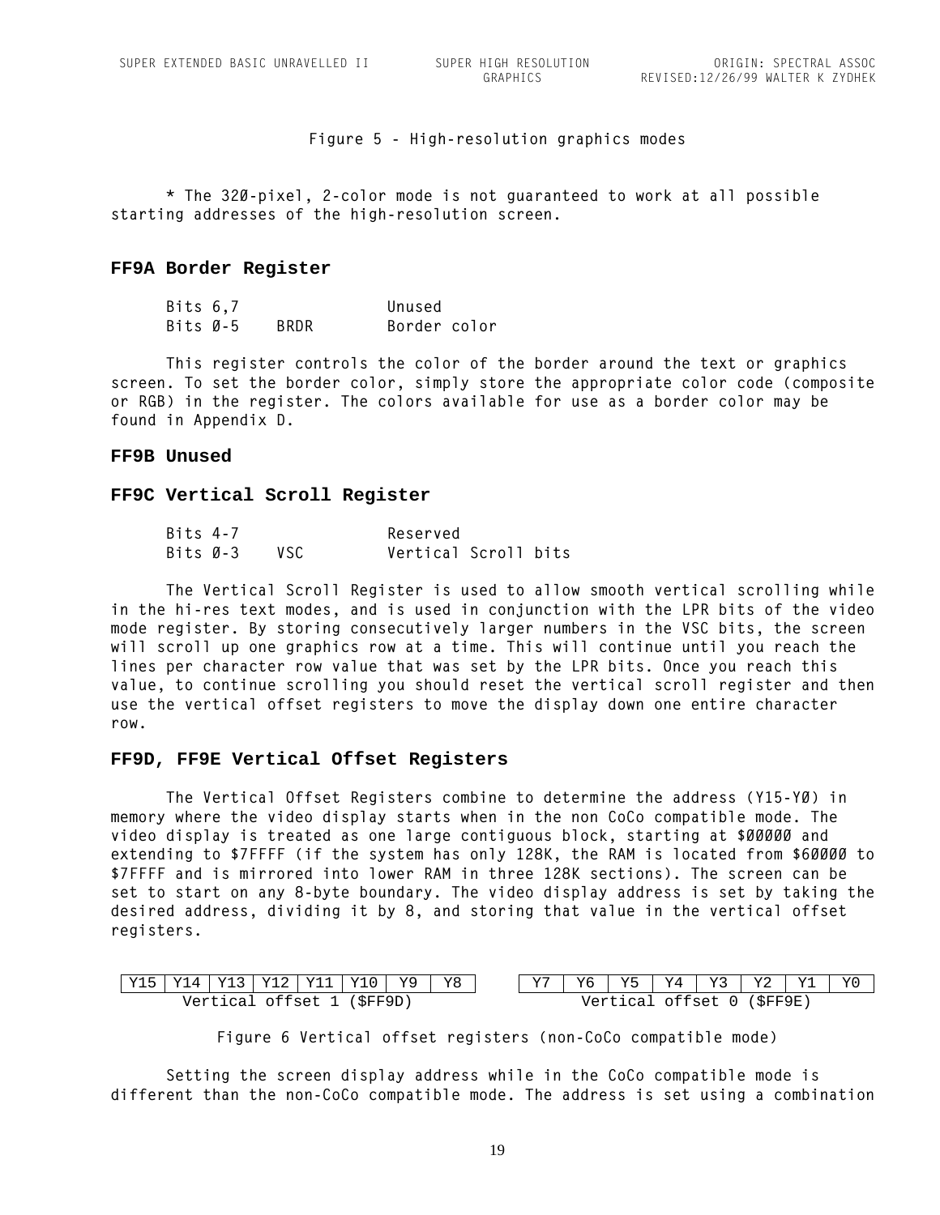Figure 5 - High-resolution graphics modes

* The 320-pixel, 2-color mode is not guaranteed to work at all possible starting addresses of the high-resolution screen.

## FF9A Border Register

| | | |
|---|---|---|
| Bits 6,7 | | Unused |
| Bits 0-5 | BRDR | Border color |

This register controls the color of the border around the text or graphics screen. To set the border color, simply store the appropriate color code (composite or RGB) in the register. The colors available for use as a border color may be found in Appendix D.

## FF9B Unused

## FF9C Vertical Scroll Register

| | | |
|---|---|---|
| Bits 4-7 | | Reserved |
| Bits 0-3 | VSC | Vertical Scroll bits |

The Vertical Scroll Register is used to allow smooth vertical scrolling while in the hi-res text modes, and is used in conjunction with the LPR bits of the video mode register. By storing consecutively larger numbers in the VSC bits, the screen will scroll up one graphics row at a time. This will continue until you reach the lines per character row value that was set by the LPR bits. Once you reach this value, to continue scrolling you should reset the vertical scroll register and then use the vertical offset registers to move the display down one entire character row.

## FF9D, FF9E Vertical Offset Registers

The Vertical Offset Registers combine to determine the address (Y15-Y0) in memory where the video display starts when in the non CoCo compatible mode. The video display is treated as one large contiguous block, starting at $00000 and extending to $7FFFF (if the system has only 128K, the RAM is located from $60000 to $7FFFF and is mirrored into lower RAM in three 128K sections). The screen can be set to start on any 8-byte boundary. The video display address is set by taking the desired address, dividing it by 8, and storing that value in the vertical offset registers.

| Y15 | Y14 | Y13 | Y12 | Y11 | Y10 | Y9 | Y8 |
|---|---|---|---|---|---|---|---|
| Vertical offset 1 ($FF9D) | | | | | | | |

| Y7 | Y6 | Y5 | Y4 | Y3 | Y2 | Y1 | Y0 |
|---|---|---|---|---|---|---|---|
| Vertical offset 0 ($FF9E) | | | | | | | |

Figure 6 Vertical offset registers (non-CoCo compatible mode)

Setting the screen display address while in the CoCo compatible mode is different than the non-CoCo compatible mode. The address is set using a combination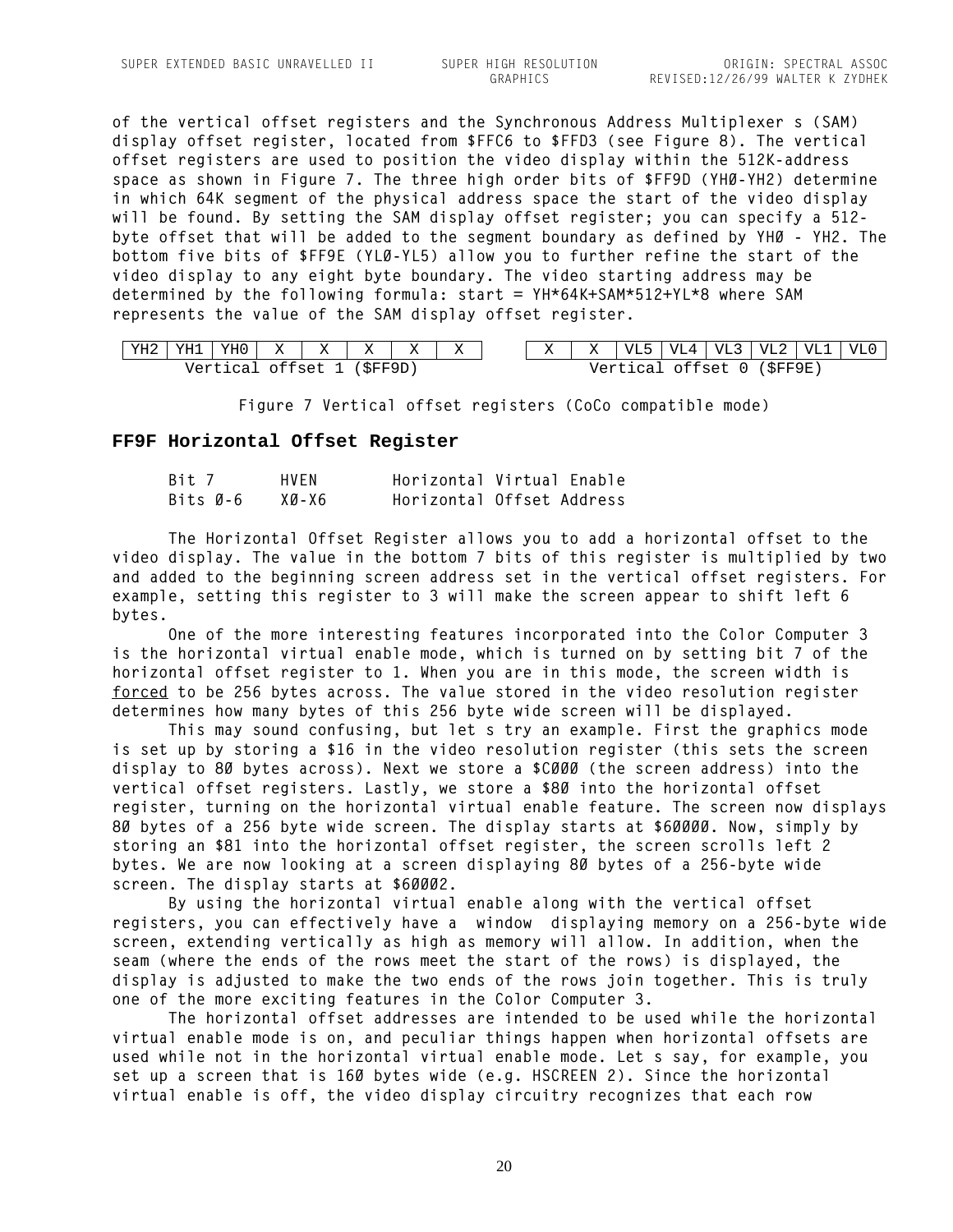of the vertical offset registers and the Synchronous Address Multiplexer s (SAM) display offset register, located from $FFC6 to $FFD3 (see Figure 8). The vertical offset registers are used to position the video display within the 512K-address space as shown in Figure 7. The three high order bits of $FF9D (YHØ-YH2) determine in which 64K segment of the physical address space the start of the video display will be found. By setting the SAM display offset register; you can specify a 512-byte offset that will be added to the segment boundary as defined by YHØ - YH2. The bottom five bits of $FF9E (YLØ-YL5) allow you to further refine the start of the video display to any eight byte boundary. The video starting address may be determined by the following formula: start = YH*64K+SAM*512+YL*8 where SAM represents the value of the SAM display offset register.

| YH2 | YH1 | YH0 | X | X | X | X | X |
|---|---|---|---|---|---|---|---|

Vertical offset 1 ($FF9D)

| X | X | VL5 | VL4 | VL3 | VL2 | VL1 | VL0 |
|---|---|---|---|---|---|---|---|

Vertical offset 0 ($FF9E)

Figure 7 Vertical offset registers (CoCo compatible mode)

## FF9F Horizontal Offset Register

| | | |
|---|---|---|
| Bit 7 | HVEN | Horizontal Virtual Enable |
| Bits Ø-6 | XØ-X6 | Horizontal Offset Address |

The Horizontal Offset Register allows you to add a horizontal offset to the video display. The value in the bottom 7 bits of this register is multiplied by two and added to the beginning screen address set in the vertical offset registers. For example, setting this register to 3 will make the screen appear to shift left 6 bytes.

One of the more interesting features incorporated into the Color Computer 3 is the horizontal virtual enable mode, which is turned on by setting bit 7 of the horizontal offset register to 1. When you are in this mode, the screen width is forced to be 256 bytes across. The value stored in the video resolution register determines how many bytes of this 256 byte wide screen will be displayed.

This may sound confusing, but let s try an example. First the graphics mode is set up by storing a $16 in the video resolution register (this sets the screen display to 8Ø bytes across). Next we store a $CØØØ (the screen address) into the vertical offset registers. Lastly, we store a $8Ø into the horizontal offset register, turning on the horizontal virtual enable feature. The screen now displays 8Ø bytes of a 256 byte wide screen. The display starts at $6ØØØØ. Now, simply by storing an $81 into the horizontal offset register, the screen scrolls left 2 bytes. We are now looking at a screen displaying 8Ø bytes of a 256-byte wide screen. The display starts at $6ØØØ2.

By using the horizontal virtual enable along with the vertical offset registers, you can effectively have a window displaying memory on a 256-byte wide screen, extending vertically as high as memory will allow. In addition, when the seam (where the ends of the rows meet the start of the rows) is displayed, the display is adjusted to make the two ends of the rows join together. This is truly one of the more exciting features in the Color Computer 3.

The horizontal offset addresses are intended to be used while the horizontal virtual enable mode is on, and peculiar things happen when horizontal offsets are used while not in the horizontal virtual enable mode. Let s say, for example, you set up a screen that is 16Ø bytes wide (e.g. HSCREEN 2). Since the horizontal virtual enable is off, the video display circuitry recognizes that each row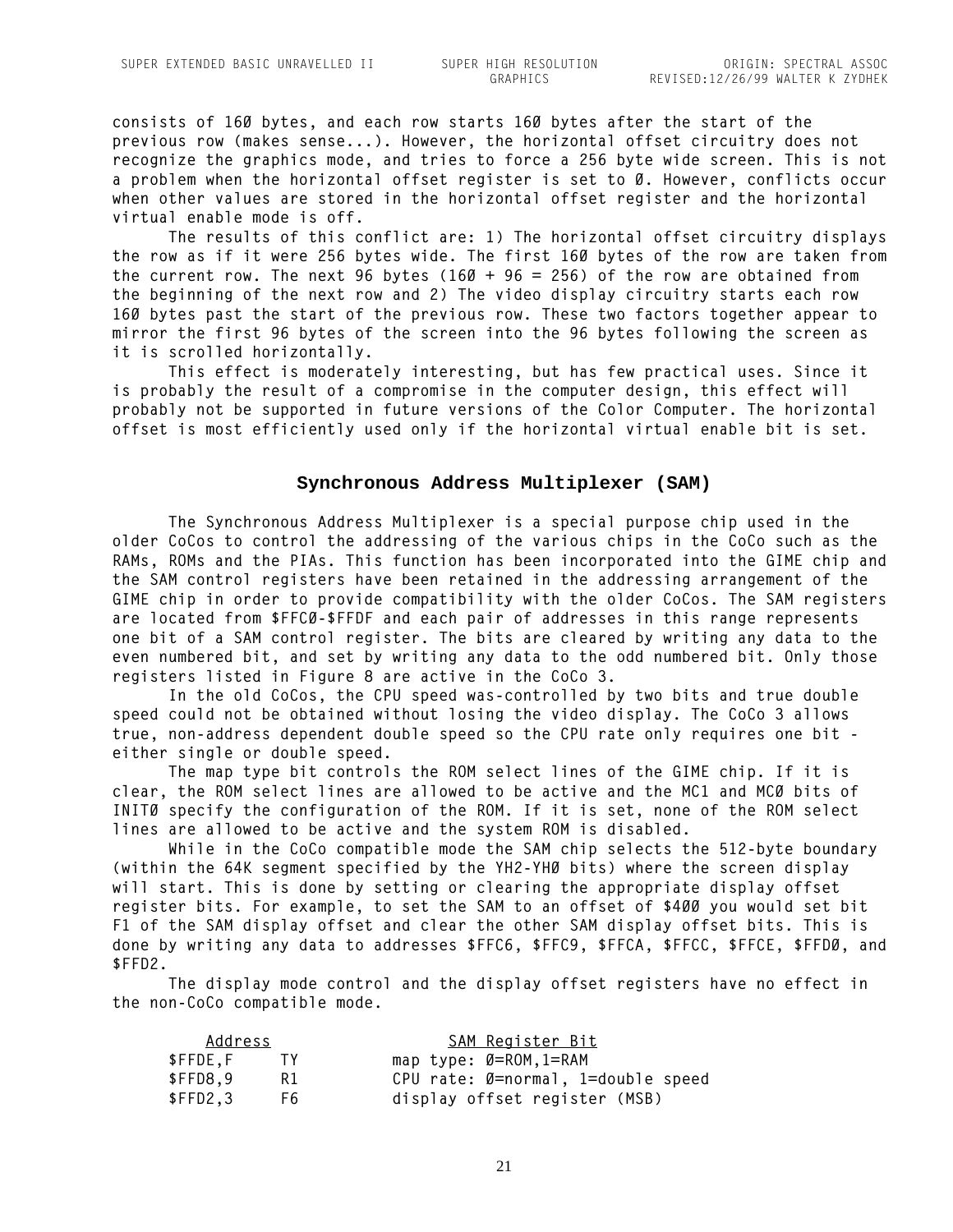consists of 160 bytes, and each row starts 160 bytes after the start of the previous row (makes sense...). However, the horizontal offset circuitry does not recognize the graphics mode, and tries to force a 256 byte wide screen. This is not a problem when the horizontal offset register is set to 0. However, conflicts occur when other values are stored in the horizontal offset register and the horizontal virtual enable mode is off.

The results of this conflict are: 1) The horizontal offset circuitry displays the row as if it were 256 bytes wide. The first 160 bytes of the row are taken from the current row. The next 96 bytes (160 + 96 = 256) of the row are obtained from the beginning of the next row and 2) The video display circuitry starts each row 160 bytes past the start of the previous row. These two factors together appear to mirror the first 96 bytes of the screen into the 96 bytes following the screen as it is scrolled horizontally.

This effect is moderately interesting, but has few practical uses. Since it is probably the result of a compromise in the computer design, this effect will probably not be supported in future versions of the Color Computer. The horizontal offset is most efficiently used only if the horizontal virtual enable bit is set.

## Synchronous Address Multiplexer (SAM)

The Synchronous Address Multiplexer is a special purpose chip used in the older CoCos to control the addressing of the various chips in the CoCo such as the RAMs, ROMs and the PIAs. This function has been incorporated into the GIME chip and the SAM control registers have been retained in the addressing arrangement of the GIME chip in order to provide compatibility with the older CoCos. The SAM registers are located from $FFC0-$FFDF and each pair of addresses in this range represents one bit of a SAM control register. The bits are cleared by writing any data to the even numbered bit, and set by writing any data to the odd numbered bit. Only those registers listed in Figure 8 are active in the CoCo 3.

In the old CoCos, the CPU speed was-controlled by two bits and true double speed could not be obtained without losing the video display. The CoCo 3 allows true, non-address dependent double speed so the CPU rate only requires one bit - either single or double speed.

The map type bit controls the ROM select lines of the GIME chip. If it is clear, the ROM select lines are allowed to be active and the MC1 and MC0 bits of INIT0 specify the configuration of the ROM. If it is set, none of the ROM select lines are allowed to be active and the system ROM is disabled.

While in the CoCo compatible mode the SAM chip selects the 512-byte boundary (within the 64K segment specified by the YH2-YH0 bits) where the screen display will start. This is done by setting or clearing the appropriate display offset register bits. For example, to set the SAM to an offset of $400 you would set bit F1 of the SAM display offset and clear the other SAM display offset bits. This is done by writing any data to addresses $FFC6, $FFC9, $FFCA, $FFCC, $FFCE, $FFD0, and $FFD2.

The display mode control and the display offset registers have no effect in the non-CoCo compatible mode.

| Address | | SAM Register Bit |
|---|---|---|
| $FFDE,F | TY | map type: 0=ROM,1=RAM |
| $FFD8,9 | R1 | CPU rate: 0=normal, 1=double speed |
| $FFD2,3 | F6 | display offset register (MSB) |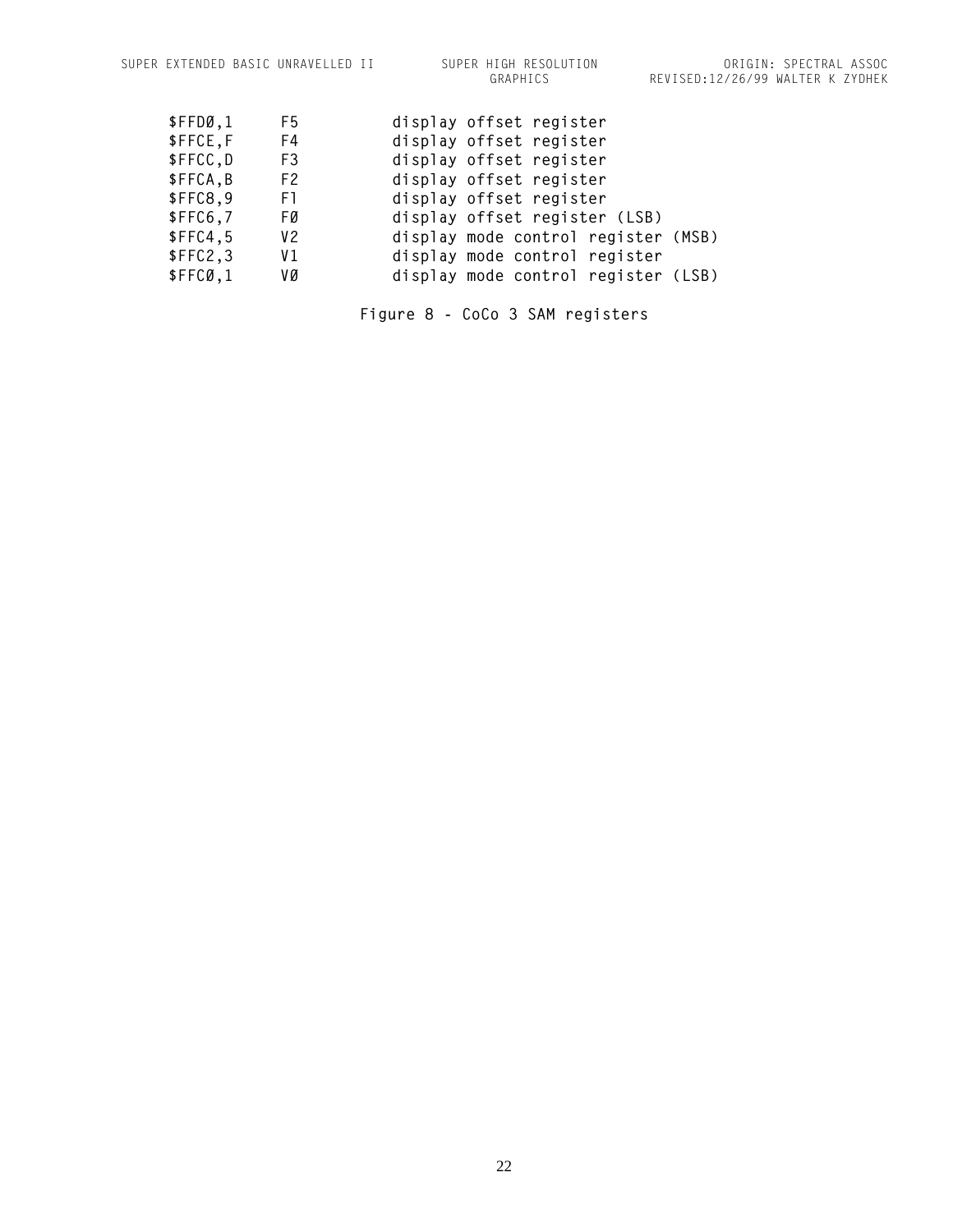| | | |
|---|---|---|
| $FFDØ,1 | F5 | display offset register |
| $FFCE,F | F4 | display offset register |
| $FFCC,D | F3 | display offset register |
| $FFCA,B | F2 | display offset register |
| $FFC8,9 | F1 | display offset register |
| $FFC6,7 | FØ | display offset register (LSB) |
| $FFC4,5 | V2 | display mode control register (MSB) |
| $FFC2,3 | V1 | display mode control register |
| $FFCØ,1 | VØ | display mode control register (LSB) |

Figure 8 - CoCo 3 SAM registers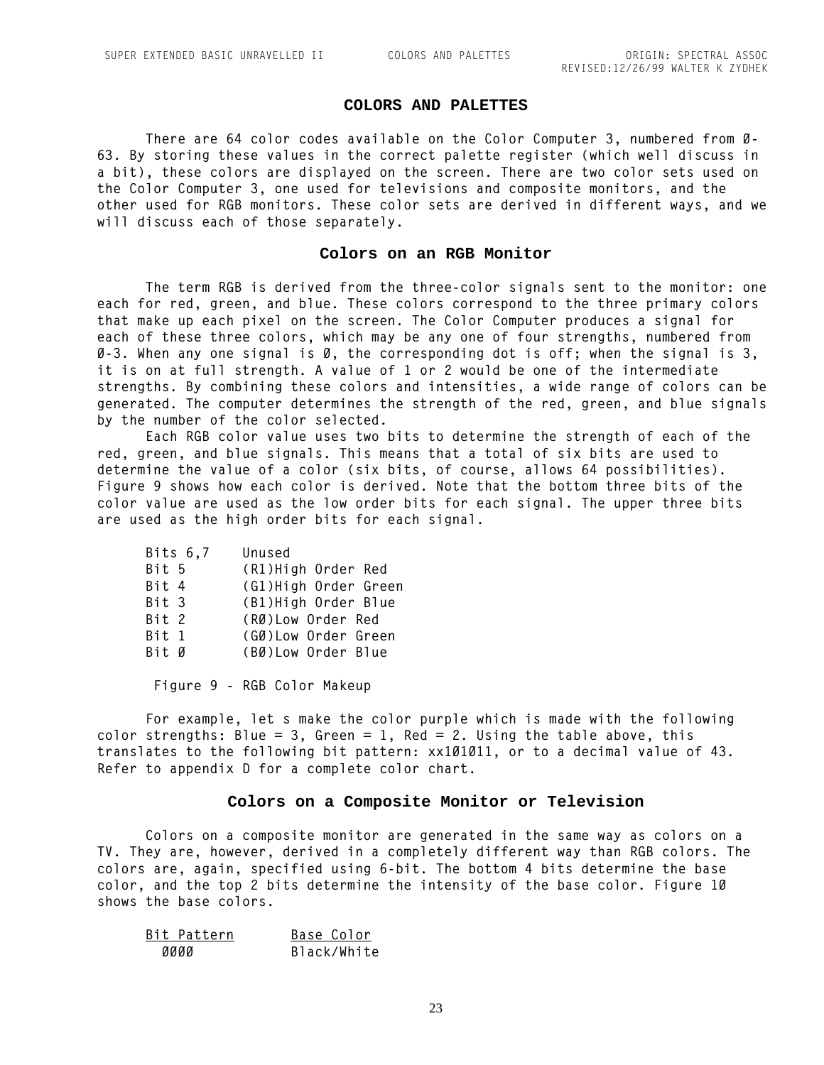# COLORS AND PALETTES

There are 64 color codes available on the Color Computer 3, numbered from 0-63. By storing these values in the correct palette register (which well discuss in a bit), these colors are displayed on the screen. There are two color sets used on the Color Computer 3, one used for televisions and composite monitors, and the other used for RGB monitors. These color sets are derived in different ways, and we will discuss each of those separately.

## Colors on an RGB Monitor

The term RGB is derived from the three-color signals sent to the monitor: one each for red, green, and blue. These colors correspond to the three primary colors that make up each pixel on the screen. The Color Computer produces a signal for each of these three colors, which may be any one of four strengths, numbered from 0-3. When any one signal is 0, the corresponding dot is off; when the signal is 3, it is on at full strength. A value of 1 or 2 would be one of the intermediate strengths. By combining these colors and intensities, a wide range of colors can be generated. The computer determines the strength of the red, green, and blue signals by the number of the color selected.

Each RGB color value uses two bits to determine the strength of each of the red, green, and blue signals. This means that a total of six bits are used to determine the value of a color (six bits, of course, allows 64 possibilities). Figure 9 shows how each color is derived. Note that the bottom three bits of the color value are used as the low order bits for each signal. The upper three bits are used as the high order bits for each signal.

| | |
|---|---|
| Bits 6,7 | Unused |
| Bit 5 | (R1)High Order Red |
| Bit 4 | (G1)High Order Green |
| Bit 3 | (B1)High Order Blue |
| Bit 2 | (R0)Low Order Red |
| Bit 1 | (G0)Low Order Green |
| Bit 0 | (B0)Low Order Blue |

Figure 9 - RGB Color Makeup

For example, let s make the color purple which is made with the following color strengths: Blue = 3, Green = 1, Red = 2. Using the table above, this translates to the following bit pattern: xx101011, or to a decimal value of 43. Refer to appendix D for a complete color chart.

## Colors on a Composite Monitor or Television

Colors on a composite monitor are generated in the same way as colors on a TV. They are, however, derived in a completely different way than RGB colors. The colors are, again, specified using 6-bit. The bottom 4 bits determine the base color, and the top 2 bits determine the intensity of the base color. Figure 10 shows the base colors.

| Bit Pattern | Base Color |
|---|---|
| 0000 | Black/White |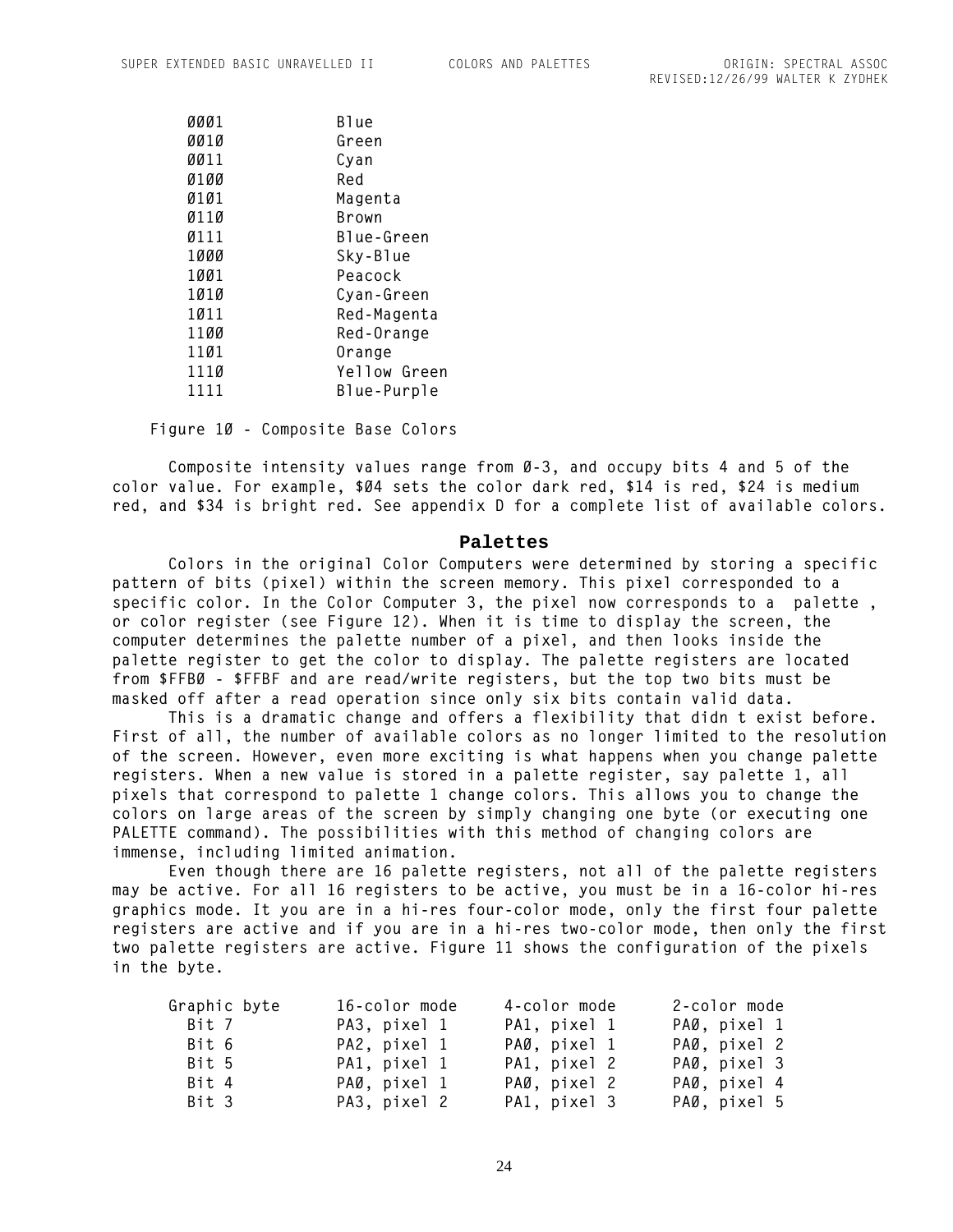| | |
|---|---|
| 0001 | Blue |
| 0010 | Green |
| 0011 | Cyan |
| 0100 | Red |
| 0101 | Magenta |
| 0110 | Brown |
| 0111 | Blue-Green |
| 1000 | Sky-Blue |
| 1001 | Peacock |
| 1010 | Cyan-Green |
| 1011 | Red-Magenta |
| 1100 | Red-Orange |
| 1101 | Orange |
| 1110 | Yellow Green |
| 1111 | Blue-Purple |

Figure 10 - Composite Base Colors

Composite intensity values range from 0-3, and occupy bits 4 and 5 of the color value. For example, $04 sets the color dark red, $14 is red, $24 is medium red, and $34 is bright red. See appendix D for a complete list of available colors.

## Palettes

Colors in the original Color Computers were determined by storing a specific pattern of bits (pixel) within the screen memory. This pixel corresponded to a specific color. In the Color Computer 3, the pixel now corresponds to a palette , or color register (see Figure 12). When it is time to display the screen, the computer determines the palette number of a pixel, and then looks inside the palette register to get the color to display. The palette registers are located from $FFB0 - $FFBF and are read/write registers, but the top two bits must be masked off after a read operation since only six bits contain valid data.

This is a dramatic change and offers a flexibility that didn t exist before. First of all, the number of available colors as no longer limited to the resolution of the screen. However, even more exciting is what happens when you change palette registers. When a new value is stored in a palette register, say palette 1, all pixels that correspond to palette 1 change colors. This allows you to change the colors on large areas of the screen by simply changing one byte (or executing one PALETTE command). The possibilities with this method of changing colors are immense, including limited animation.

Even though there are 16 palette registers, not all of the palette registers may be active. For all 16 registers to be active, you must be in a 16-color hi-res graphics mode. It you are in a hi-res four-color mode, only the first four palette registers are active and if you are in a hi-res two-color mode, then only the first two palette registers are active. Figure 11 shows the configuration of the pixels in the byte.

| Graphic byte | 16-color mode | 4-color mode | 2-color mode |
|---|---|---|---|
| Bit 7 | PA3, pixel 1 | PA1, pixel 1 | PA0, pixel 1 |
| Bit 6 | PA2, pixel 1 | PA0, pixel 1 | PA0, pixel 2 |
| Bit 5 | PA1, pixel 1 | PA1, pixel 2 | PA0, pixel 3 |
| Bit 4 | PA0, pixel 1 | PA0, pixel 2 | PA0, pixel 4 |
| Bit 3 | PA3, pixel 2 | PA1, pixel 3 | PA0, pixel 5 |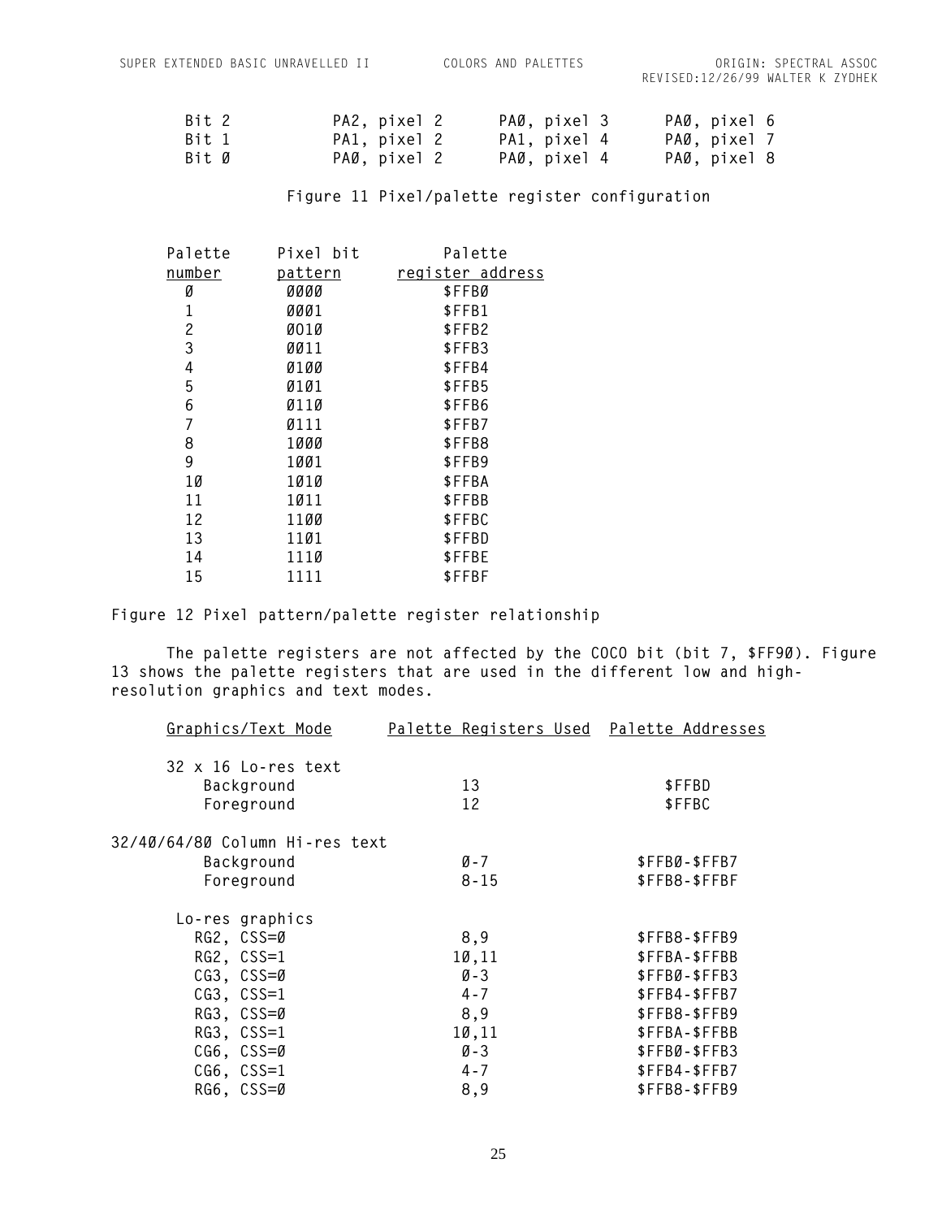| | | | |
|---|---|---|---|
| Bit 2 | PA2, pixel 2 | PAØ, pixel 3 | PAØ, pixel 6 |
| Bit 1 | PA1, pixel 2 | PA1, pixel 4 | PAØ, pixel 7 |
| Bit Ø | PAØ, pixel 2 | PAØ, pixel 4 | PAØ, pixel 8 |

Figure 11 Pixel/palette register configuration

| Palette number | Pixel bit pattern | Palette register address |
|---|---|---|
| Ø | ØØØØ | $FFBØ |
| 1 | ØØØ1 | $FFB1 |
| 2 | ØO1Ø | $FFB2 |
| 3 | ØØ11 | $FFB3 |
| 4 | Ø1ØØ | $FFB4 |
| 5 | Ø1Ø1 | $FFB5 |
| 6 | Ø11Ø | $FFB6 |
| 7 | Ø111 | $FFB7 |
| 8 | 1ØØØ | $FFB8 |
| 9 | 1ØØ1 | $FFB9 |
| 1Ø | 1Ø1Ø | $FFBA |
| 11 | 1Ø11 | $FFBB |
| 12 | 11ØØ | $FFBC |
| 13 | 11Ø1 | $FFBD |
| 14 | 111Ø | $FFBE |
| 15 | 1111 | $FFBF |

Figure 12 Pixel pattern/palette register relationship

The palette registers are not affected by the COCO bit (bit 7, $FF9Ø). Figure 13 shows the palette registers that are used in the different low and high-resolution graphics and text modes.

| Graphics/Text Mode | Palette Registers Used | Palette Addresses |
|---|---|---|
| 32 x 16 Lo-res text | | |
| Background | 13 | $FFBD |
| Foreground | 12 | $FFBC |
| 32/4Ø/64/8Ø Column Hi-res text | | |
| Background | Ø-7 | $FFBØ-$FFB7 |
| Foreground | 8-15 | $FFB8-$FFBF |
| Lo-res graphics | | |
| RG2, CSS=Ø | 8,9 | $FFB8-$FFB9 |
| RG2, CSS=1 | 1Ø,11 | $FFBA-$FFBB |
| CG3, CSS=Ø | Ø-3 | $FFBØ-$FFB3 |
| CG3, CSS=1 | 4-7 | $FFB4-$FFB7 |
| RG3, CSS=Ø | 8,9 | $FFB8-$FFB9 |
| RG3, CSS=1 | 1Ø,11 | $FFBA-$FFBB |
| CG6, CSS=Ø | Ø-3 | $FFBØ-$FFB3 |
| CG6, CSS=1 | 4-7 | $FFB4-$FFB7 |
| RG6, CSS=Ø | 8,9 | $FFB8-$FFB9 |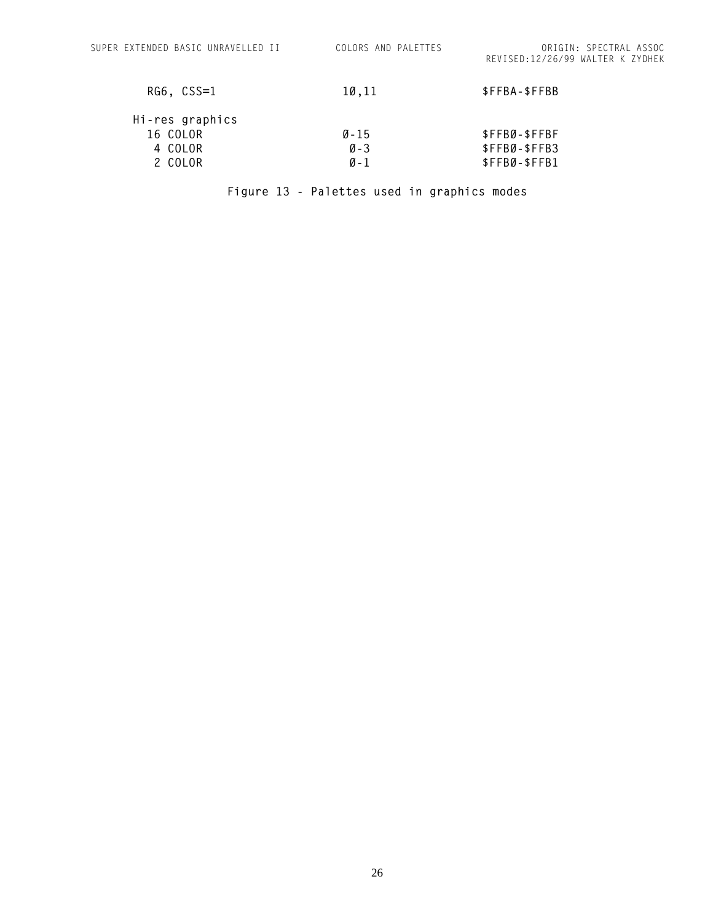| | | |
|---|---|---|
| RG6, CSS=1 | 1Ø,11 | $FFBA-$FFBB |
| Hi-res graphics | | |
| 16 COLOR | Ø-15 | $FFBØ-$FFBF |
| 4 COLOR | Ø-3 | $FFBØ-$FFB3 |
| 2 COLOR | Ø-1 | $FFBØ-$FFB1 |

Figure 13 - Palettes used in graphics modes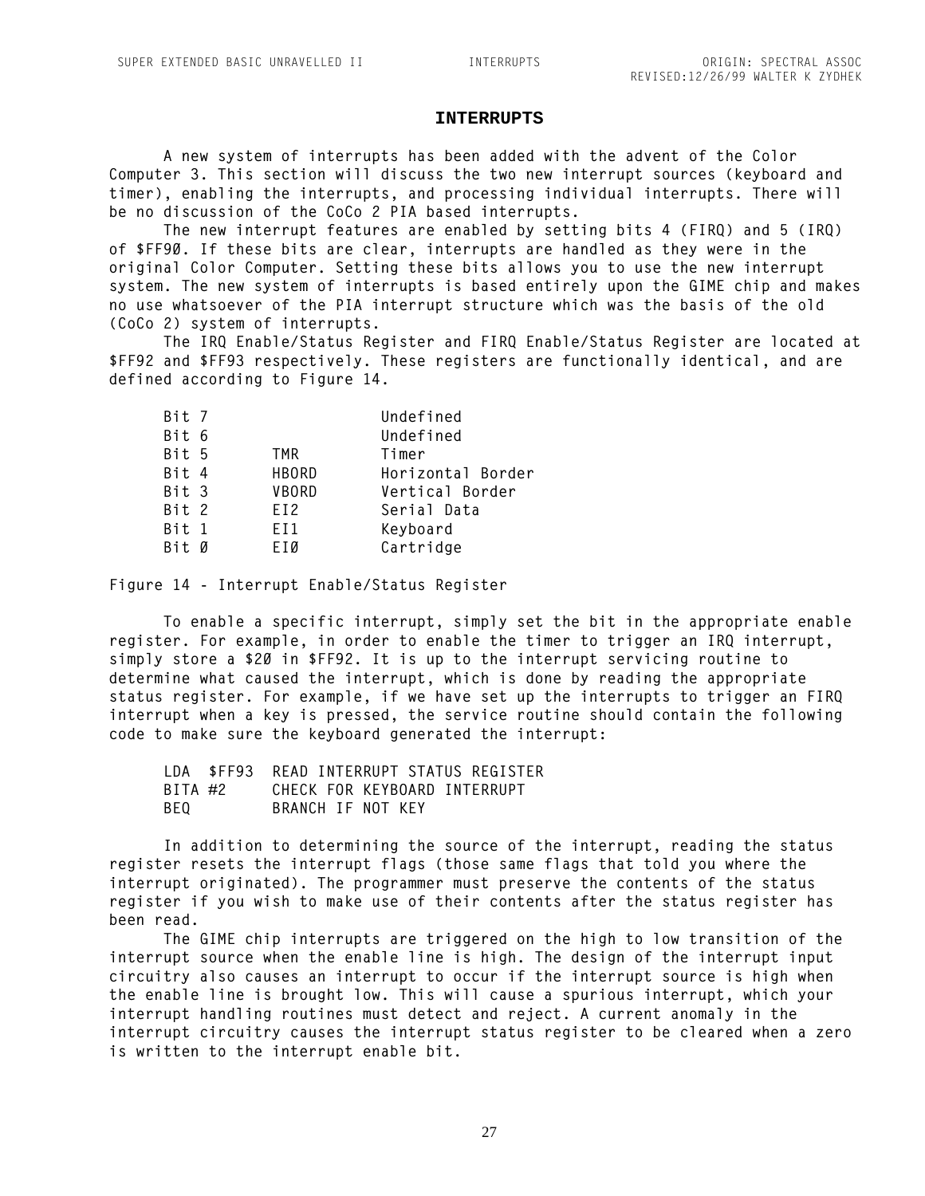# INTERRUPTS

A new system of interrupts has been added with the advent of the Color Computer 3. This section will discuss the two new interrupt sources (keyboard and timer), enabling the interrupts, and processing individual interrupts. There will be no discussion of the CoCo 2 PIA based interrupts.

The new interrupt features are enabled by setting bits 4 (FIRQ) and 5 (IRQ) of $FF90. If these bits are clear, interrupts are handled as they were in the original Color Computer. Setting these bits allows you to use the new interrupt system. The new system of interrupts is based entirely upon the GIME chip and makes no use whatsoever of the PIA interrupt structure which was the basis of the old (CoCo 2) system of interrupts.

The IRQ Enable/Status Register and FIRQ Enable/Status Register are located at $FF92 and $FF93 respectively. These registers are functionally identical, and are defined according to Figure 14.

| | | |
|---|---|---|
| Bit 7 | | Undefined |
| Bit 6 | | Undefined |
| Bit 5 | TMR | Timer |
| Bit 4 | HBORD | Horizontal Border |
| Bit 3 | VBORD | Vertical Border |
| Bit 2 | EI2 | Serial Data |
| Bit 1 | EI1 | Keyboard |
| Bit 0 | EI0 | Cartridge |

Figure 14 - Interrupt Enable/Status Register

To enable a specific interrupt, simply set the bit in the appropriate enable register. For example, in order to enable the timer to trigger an IRQ interrupt, simply store a $20 in $FF92. It is up to the interrupt servicing routine to determine what caused the interrupt, which is done by reading the appropriate status register. For example, if we have set up the interrupts to trigger an FIRQ interrupt when a key is pressed, the service routine should contain the following code to make sure the keyboard generated the interrupt:

```
LDA  $FF93  READ INTERRUPT STATUS REGISTER
BITA #2     CHECK FOR KEYBOARD INTERRUPT
BEQ         BRANCH IF NOT KEY
```

In addition to determining the source of the interrupt, reading the status register resets the interrupt flags (those same flags that told you where the interrupt originated). The programmer must preserve the contents of the status register if you wish to make use of their contents after the status register has been read.

The GIME chip interrupts are triggered on the high to low transition of the interrupt source when the enable line is high. The design of the interrupt input circuitry also causes an interrupt to occur if the interrupt source is high when the enable line is brought low. This will cause a spurious interrupt, which your interrupt handling routines must detect and reject. A current anomaly in the interrupt circuitry causes the interrupt status register to be cleared when a zero is written to the interrupt enable bit.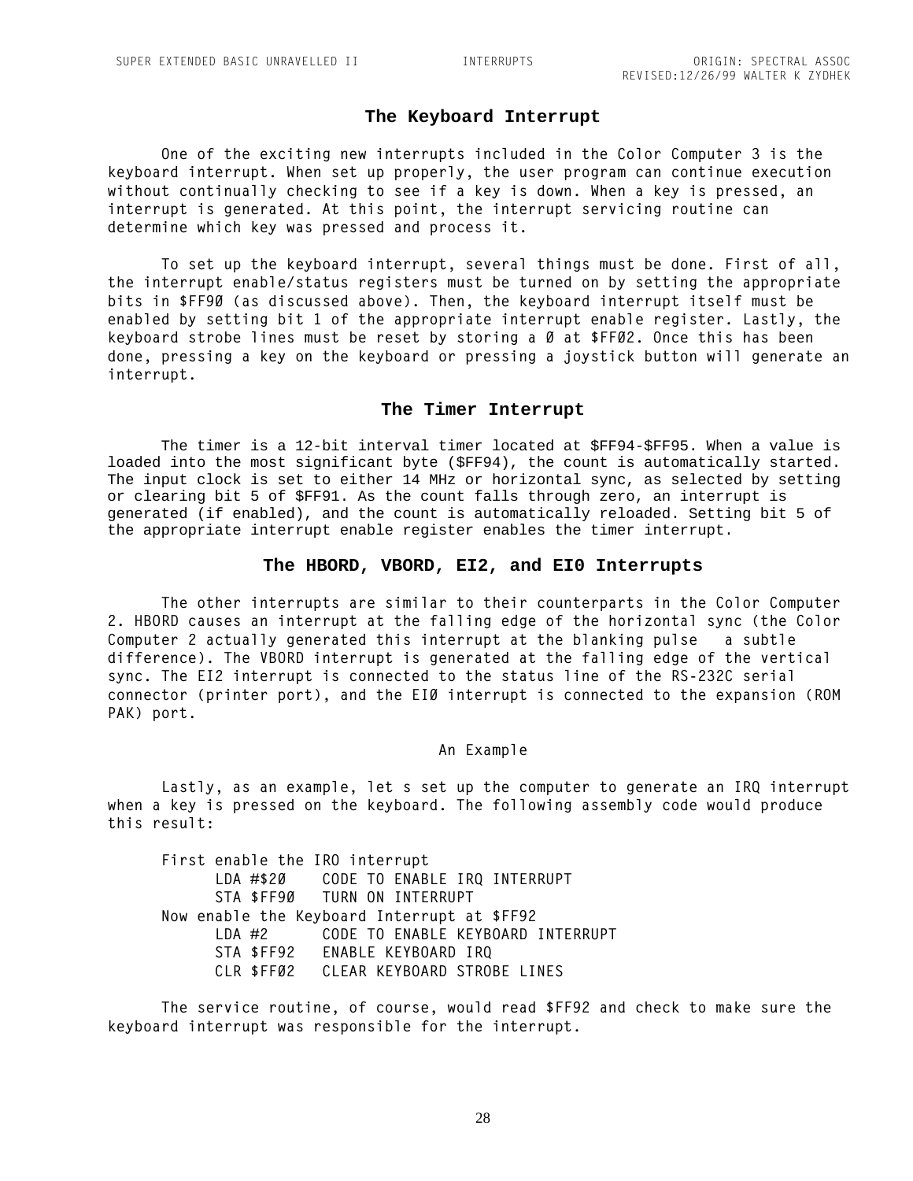## The Keyboard Interrupt

One of the exciting new interrupts included in the Color Computer 3 is the keyboard interrupt. When set up properly, the user program can continue execution without continually checking to see if a key is down. When a key is pressed, an interrupt is generated. At this point, the interrupt servicing routine can determine which key was pressed and process it.

To set up the keyboard interrupt, several things must be done. First of all, the interrupt enable/status registers must be turned on by setting the appropriate bits in $FF9Ø (as discussed above). Then, the keyboard interrupt itself must be enabled by setting bit 1 of the appropriate interrupt enable register. Lastly, the keyboard strobe lines must be reset by storing a Ø at $FFØ2. Once this has been done, pressing a key on the keyboard or pressing a joystick button will generate an interrupt.

## The Timer Interrupt

The timer is a 12-bit interval timer located at $FF94-$FF95. When a value is loaded into the most significant byte ($FF94), the count is automatically started. The input clock is set to either 14 MHz or horizontal sync, as selected by setting or clearing bit 5 of $FF91. As the count falls through zero, an interrupt is generated (if enabled), and the count is automatically reloaded. Setting bit 5 of the appropriate interrupt enable register enables the timer interrupt.

## The HBORD, VBORD, EI2, and EI0 Interrupts

The other interrupts are similar to their counterparts in the Color Computer 2. HBORD causes an interrupt at the falling edge of the horizontal sync (the Color Computer 2 actually generated this interrupt at the blanking pulse   a subtle difference). The VBORD interrupt is generated at the falling edge of the vertical sync. The EI2 interrupt is connected to the status line of the RS-232C serial connector (printer port), and the EIØ interrupt is connected to the expansion (ROM PAK) port.

### An Example

Lastly, as an example, let s set up the computer to generate an IRQ interrupt when a key is pressed on the keyboard. The following assembly code would produce this result:

```
First enable the IRQ interrupt
      LDA #$2Ø    CODE TO ENABLE IRQ INTERRUPT
      STA $FF9Ø   TURN ON INTERRUPT
Now enable the Keyboard Interrupt at $FF92
      LDA #2      CODE TO ENABLE KEYBOARD INTERRUPT
      STA $FF92   ENABLE KEYBOARD IRQ
      CLR $FFØ2   CLEAR KEYBOARD STROBE LINES
```

The service routine, of course, would read $FF92 and check to make sure the keyboard interrupt was responsible for the interrupt.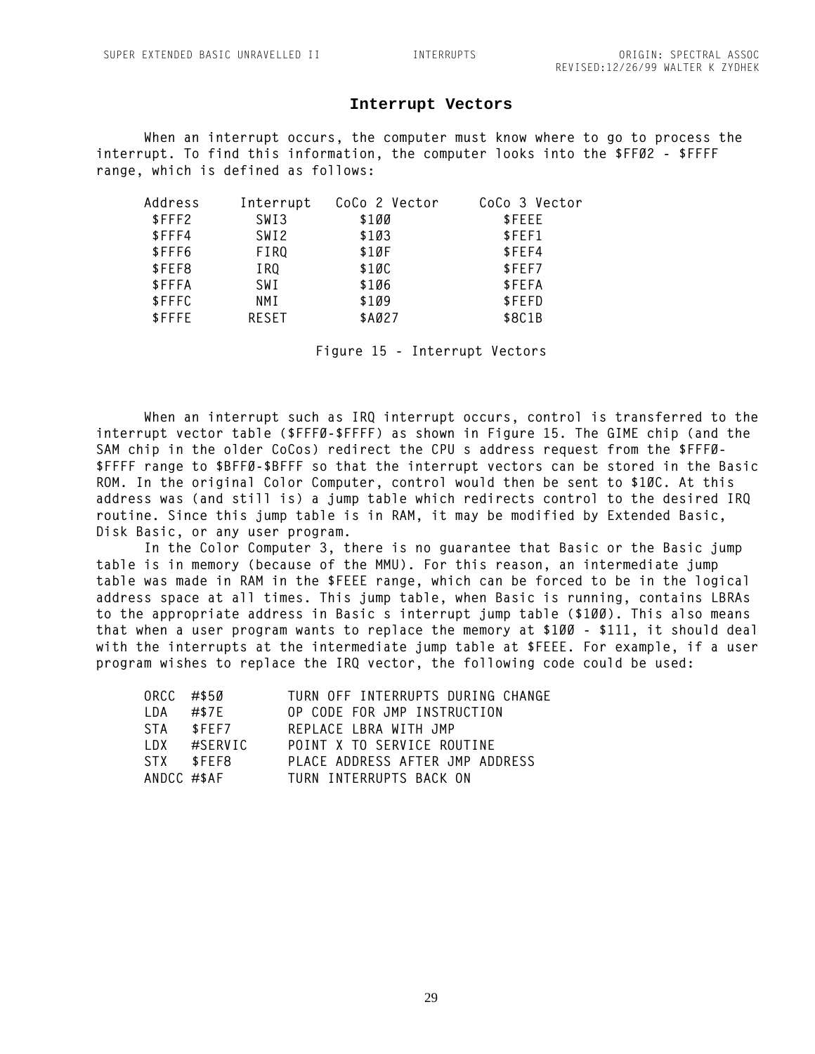## Interrupt Vectors

When an interrupt occurs, the computer must know where to go to process the interrupt. To find this information, the computer looks into the $FF02 - $FFFF range, which is defined as follows:

| Address | Interrupt | CoCo 2 Vector | CoCo 3 Vector |
|---|---|---|---|
| $FFF2 | SWI3 | $100 | $FEEE |
| $FFF4 | SWI2 | $103 | $FEF1 |
| $FFF6 | FIRQ | $10F | $FEF4 |
| $FEF8 | IRQ | $10C | $FEF7 |
| $FFFA | SWI | $106 | $FEFA |
| $FFFC | NMI | $109 | $FEFD |
| $FFFE | RESET | $A027 | $8C1B |

Figure 15 - Interrupt Vectors

When an interrupt such as IRQ interrupt occurs, control is transferred to the interrupt vector table ($FFF0-$FFFF) as shown in Figure 15. The GIME chip (and the SAM chip in the older CoCos) redirect the CPU s address request from the $FFF0-$FFFF range to $BFF0-$BFFF so that the interrupt vectors can be stored in the Basic ROM. In the original Color Computer, control would then be sent to $10C. At this address was (and still is) a jump table which redirects control to the desired IRQ routine. Since this jump table is in RAM, it may be modified by Extended Basic, Disk Basic, or any user program.

In the Color Computer 3, there is no guarantee that Basic or the Basic jump table is in memory (because of the MMU). For this reason, an intermediate jump table was made in RAM in the $FEEE range, which can be forced to be in the logical address space at all times. This jump table, when Basic is running, contains LBRAs to the appropriate address in Basic s interrupt jump table ($100). This also means that when a user program wants to replace the memory at $100 - $111, it should deal with the interrupts at the intermediate jump table at $FEEE. For example, if a user program wishes to replace the IRQ vector, the following code could be used:

```
ORCC  #$50       TURN OFF INTERRUPTS DURING CHANGE
LDA   #$7E       OP CODE FOR JMP INSTRUCTION
STA   $FEF7      REPLACE LBRA WITH JMP
LDX   #SERVIC    POINT X TO SERVICE ROUTINE
STX   $FEF8      PLACE ADDRESS AFTER JMP ADDRESS
ANDCC #$AF       TURN INTERRUPTS BACK ON
```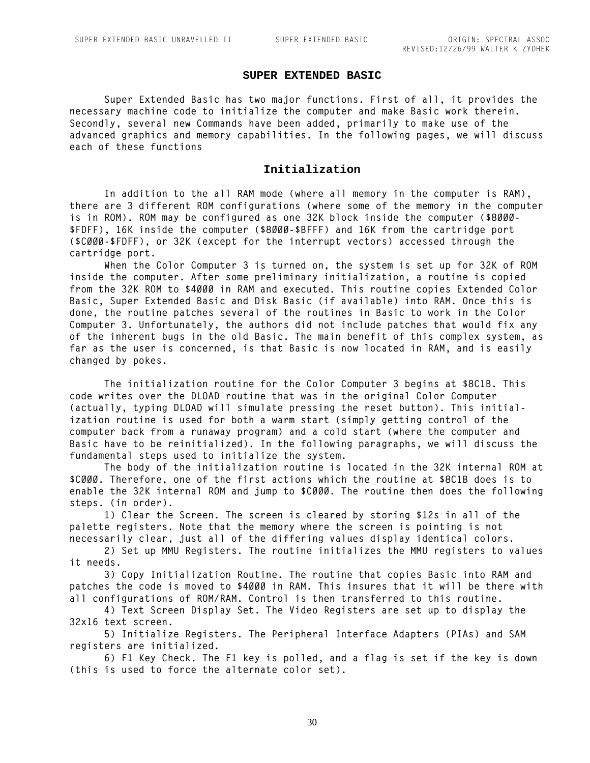# SUPER EXTENDED BASIC

Super Extended Basic has two major functions. First of all, it provides the necessary machine code to initialize the computer and make Basic work therein. Secondly, several new Commands have been added, primarily to make use of the advanced graphics and memory capabilities. In the following pages, we will discuss each of these functions

## Initialization

In addition to the all RAM mode (where all memory in the computer is RAM), there are 3 different ROM configurations (where some of the memory in the computer is in ROM). ROM may be configured as one 32K block inside the computer ($8000-$FDFF), 16K inside the computer ($8000-$BFFF) and 16K from the cartridge port ($C000-$FDFF), or 32K (except for the interrupt vectors) accessed through the cartridge port.

When the Color Computer 3 is turned on, the system is set up for 32K of ROM inside the computer. After some preliminary initialization, a routine is copied from the 32K ROM to $4000 in RAM and executed. This routine copies Extended Color Basic, Super Extended Basic and Disk Basic (if available) into RAM. Once this is done, the routine patches several of the routines in Basic to work in the Color Computer 3. Unfortunately, the authors did not include patches that would fix any of the inherent bugs in the old Basic. The main benefit of this complex system, as far as the user is concerned, is that Basic is now located in RAM, and is easily changed by pokes.

The initialization routine for the Color Computer 3 begins at $8C1B. This code writes over the DLOAD routine that was in the original Color Computer (actually, typing DLOAD will simulate pressing the reset button). This initialization routine is used for both a warm start (simply getting control of the computer back from a runaway program) and a cold start (where the computer and Basic have to be reinitialized). In the following paragraphs, we will discuss the fundamental steps used to initialize the system.

The body of the initialization routine is located in the 32K internal ROM at $C000. Therefore, one of the first actions which the routine at $8C1B does is to enable the 32K internal ROM and jump to $C000. The routine then does the following steps. (in order).

1) Clear the Screen. The screen is cleared by storing $12s in all of the palette registers. Note that the memory where the screen is pointing is not necessarily clear, just all of the differing values display identical colors.

2) Set up MMU Registers. The routine initializes the MMU registers to values it needs.

3) Copy Initialization Routine. The routine that copies Basic into RAM and patches the code is moved to $4000 in RAM. This insures that it will be there with all configurations of ROM/RAM. Control is then transferred to this routine.

4) Text Screen Display Set. The Video Registers are set up to display the 32x16 text screen.

5) Initialize Registers. The Peripheral Interface Adapters (PIAs) and SAM registers are initialized.

6) F1 Key Check. The F1 key is polled, and a flag is set if the key is down (this is used to force the alternate color set).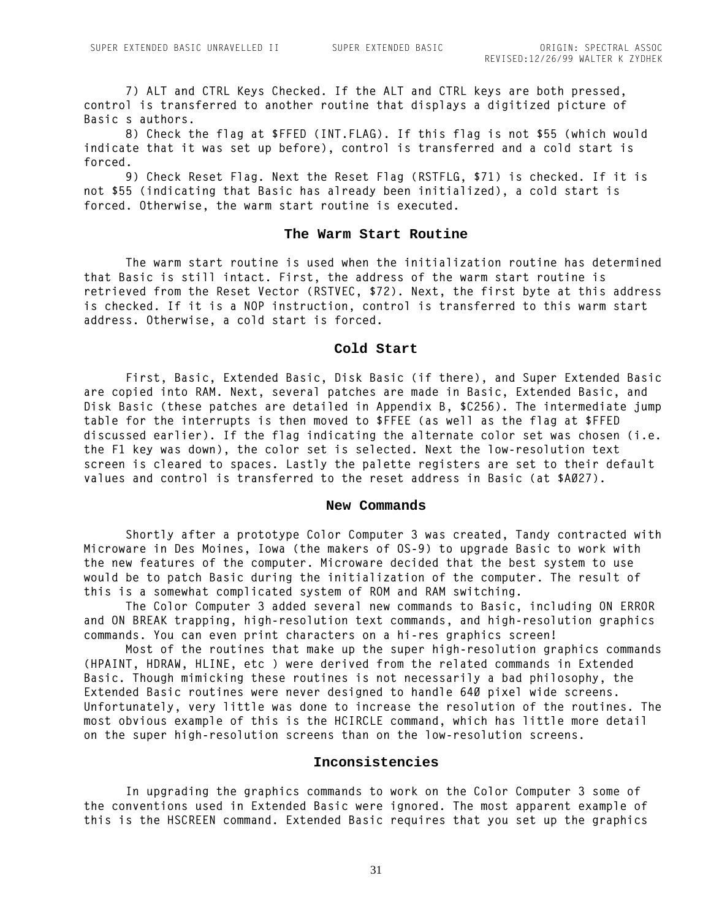7) ALT and CTRL Keys Checked. If the ALT and CTRL keys are both pressed, control is transferred to another routine that displays a digitized picture of Basic s authors.

8) Check the flag at $FFED (INT.FLAG). If this flag is not $55 (which would indicate that it was set up before), control is transferred and a cold start is forced.

9) Check Reset Flag. Next the Reset Flag (RSTFLG, $71) is checked. If it is not $55 (indicating that Basic has already been initialized), a cold start is forced. Otherwise, the warm start routine is executed.

## The Warm Start Routine

The warm start routine is used when the initialization routine has determined that Basic is still intact. First, the address of the warm start routine is retrieved from the Reset Vector (RSTVEC, $72). Next, the first byte at this address is checked. If it is a NOP instruction, control is transferred to this warm start address. Otherwise, a cold start is forced.

## Cold Start

First, Basic, Extended Basic, Disk Basic (if there), and Super Extended Basic are copied into RAM. Next, several patches are made in Basic, Extended Basic, and Disk Basic (these patches are detailed in Appendix B, $C256). The intermediate jump table for the interrupts is then moved to $FFEE (as well as the flag at $FFED discussed earlier). If the flag indicating the alternate color set was chosen (i.e. the F1 key was down), the color set is selected. Next the low-resolution text screen is cleared to spaces. Lastly the palette registers are set to their default values and control is transferred to the reset address in Basic (at $A027).

## New Commands

Shortly after a prototype Color Computer 3 was created, Tandy contracted with Microware in Des Moines, Iowa (the makers of OS-9) to upgrade Basic to work with the new features of the computer. Microware decided that the best system to use would be to patch Basic during the initialization of the computer. The result of this is a somewhat complicated system of ROM and RAM switching.

The Color Computer 3 added several new commands to Basic, including ON ERROR and ON BREAK trapping, high-resolution text commands, and high-resolution graphics commands. You can even print characters on a hi-res graphics screen!

Most of the routines that make up the super high-resolution graphics commands (HPAINT, HDRAW, HLINE, etc ) were derived from the related commands in Extended Basic. Though mimicking these routines is not necessarily a bad philosophy, the Extended Basic routines were never designed to handle 640 pixel wide screens. Unfortunately, very little was done to increase the resolution of the routines. The most obvious example of this is the HCIRCLE command, which has little more detail on the super high-resolution screens than on the low-resolution screens.

## Inconsistencies

In upgrading the graphics commands to work on the Color Computer 3 some of the conventions used in Extended Basic were ignored. The most apparent example of this is the HSCREEN command. Extended Basic requires that you set up the graphics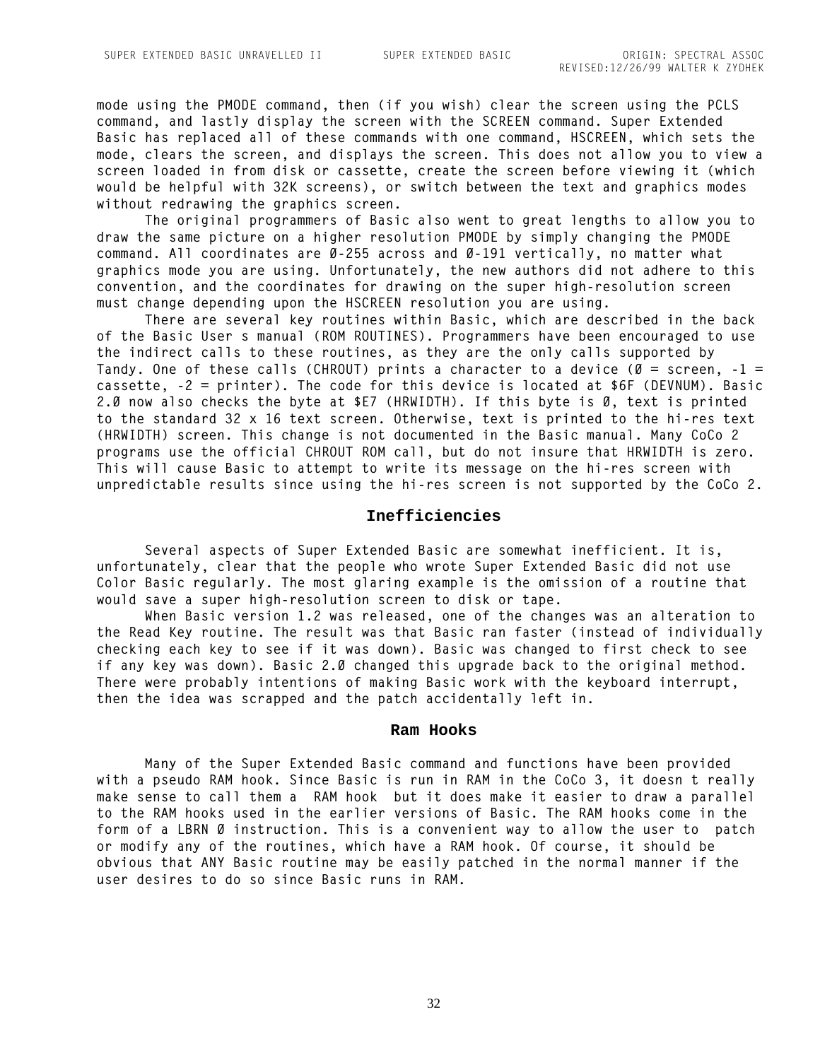mode using the PMODE command, then (if you wish) clear the screen using the PCLS command, and lastly display the screen with the SCREEN command. Super Extended Basic has replaced all of these commands with one command, HSCREEN, which sets the mode, clears the screen, and displays the screen. This does not allow you to view a screen loaded in from disk or cassette, create the screen before viewing it (which would be helpful with 32K screens), or switch between the text and graphics modes without redrawing the graphics screen.

The original programmers of Basic also went to great lengths to allow you to draw the same picture on a higher resolution PMODE by simply changing the PMODE command. All coordinates are Ø-255 across and Ø-191 vertically, no matter what graphics mode you are using. Unfortunately, the new authors did not adhere to this convention, and the coordinates for drawing on the super high-resolution screen must change depending upon the HSCREEN resolution you are using.

There are several key routines within Basic, which are described in the back of the Basic User s manual (ROM ROUTINES). Programmers have been encouraged to use the indirect calls to these routines, as they are the only calls supported by Tandy. One of these calls (CHROUT) prints a character to a device (Ø = screen, -1 = cassette, -2 = printer). The code for this device is located at $6F (DEVNUM). Basic 2.Ø now also checks the byte at $E7 (HRWIDTH). If this byte is Ø, text is printed to the standard 32 x 16 text screen. Otherwise, text is printed to the hi-res text (HRWIDTH) screen. This change is not documented in the Basic manual. Many CoCo 2 programs use the official CHROUT ROM call, but do not insure that HRWIDTH is zero. This will cause Basic to attempt to write its message on the hi-res screen with unpredictable results since using the hi-res screen is not supported by the CoCo 2.

## Inefficiencies

Several aspects of Super Extended Basic are somewhat inefficient. It is, unfortunately, clear that the people who wrote Super Extended Basic did not use Color Basic regularly. The most glaring example is the omission of a routine that would save a super high-resolution screen to disk or tape.

When Basic version 1.2 was released, one of the changes was an alteration to the Read Key routine. The result was that Basic ran faster (instead of individually checking each key to see if it was down). Basic was changed to first check to see if any key was down). Basic 2.Ø changed this upgrade back to the original method. There were probably intentions of making Basic work with the keyboard interrupt, then the idea was scrapped and the patch accidentally left in.

## Ram Hooks

Many of the Super Extended Basic command and functions have been provided with a pseudo RAM hook. Since Basic is run in RAM in the CoCo 3, it doesn t really make sense to call them a RAM hook but it does make it easier to draw a parallel to the RAM hooks used in the earlier versions of Basic. The RAM hooks come in the form of a LBRN Ø instruction. This is a convenient way to allow the user to patch or modify any of the routines, which have a RAM hook. Of course, it should be obvious that ANY Basic routine may be easily patched in the normal manner if the user desires to do so since Basic runs in RAM.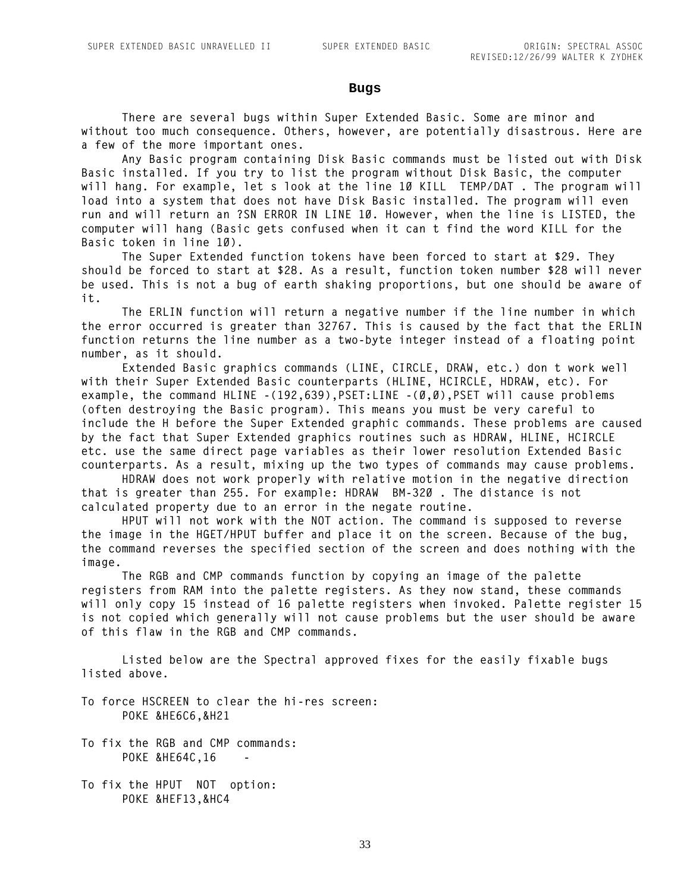## Bugs

There are several bugs within Super Extended Basic. Some are minor and without too much consequence. Others, however, are potentially disastrous. Here are a few of the more important ones.

Any Basic program containing Disk Basic commands must be listed out with Disk Basic installed. If you try to list the program without Disk Basic, the computer will hang. For example, let s look at the line 1Ø KILL  TEMP/DAT . The program will load into a system that does not have Disk Basic installed. The program will even run and will return an ?SN ERROR IN LINE 1Ø. However, when the line is LISTED, the computer will hang (Basic gets confused when it can t find the word KILL for the Basic token in line 1Ø).

The Super Extended function tokens have been forced to start at $29. They should be forced to start at $28. As a result, function token number $28 will never be used. This is not a bug of earth shaking proportions, but one should be aware of it.

The ERLIN function will return a negative number if the line number in which the error occurred is greater than 32767. This is caused by the fact that the ERLIN function returns the line number as a two-byte integer instead of a floating point number, as it should.

Extended Basic graphics commands (LINE, CIRCLE, DRAW, etc.) don t work well with their Super Extended Basic counterparts (HLINE, HCIRCLE, HDRAW, etc). For example, the command HLINE -(192,639),PSET:LINE -(Ø,Ø),PSET will cause problems (often destroying the Basic program). This means you must be very careful to include the H before the Super Extended graphic commands. These problems are caused by the fact that Super Extended graphics routines such as HDRAW, HLINE, HCIRCLE etc. use the same direct page variables as their lower resolution Extended Basic counterparts. As a result, mixing up the two types of commands may cause problems.

HDRAW does not work properly with relative motion in the negative direction that is greater than 255. For example: HDRAW  BM-32Ø . The distance is not calculated property due to an error in the negate routine.

HPUT will not work with the NOT action. The command is supposed to reverse the image in the HGET/HPUT buffer and place it on the screen. Because of the bug, the command reverses the specified section of the screen and does nothing with the image.

The RGB and CMP commands function by copying an image of the palette registers from RAM into the palette registers. As they now stand, these commands will only copy 15 instead of 16 palette registers when invoked. Palette register 15 is not copied which generally will not cause problems but the user should be aware of this flaw in the RGB and CMP commands.

Listed below are the Spectral approved fixes for the easily fixable bugs listed above.

To force HSCREEN to clear the hi-res screen:

```
POKE &HE6C6,&H21
```

To fix the RGB and CMP commands:

```
POKE &HE64C,16    -
```

To fix the HPUT  NOT  option:

```
POKE &HEF13,&HC4
```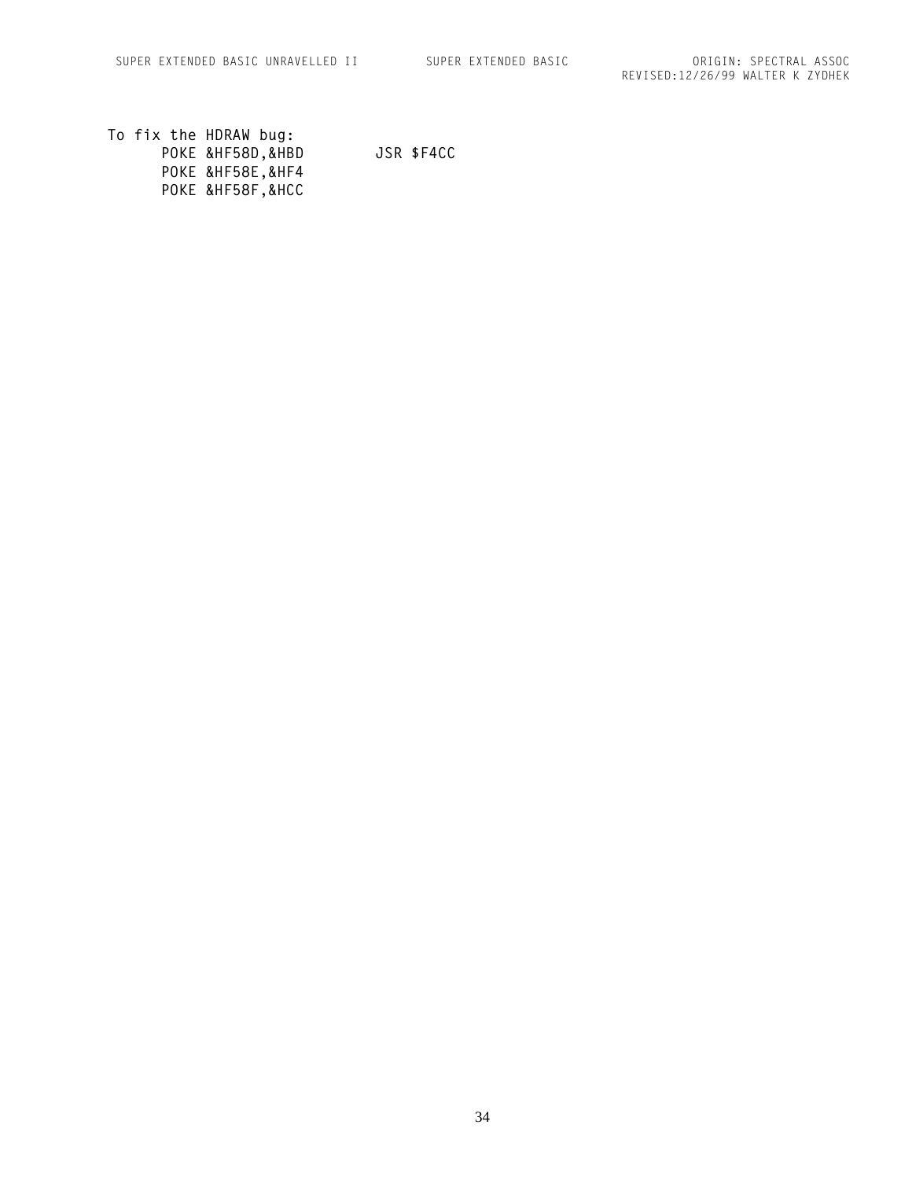To fix the HDRAW bug:

```
      POKE &HF58D,&HBD        JSR $F4CC
      POKE &HF58E,&HF4
      POKE &HF58F,&HCC
```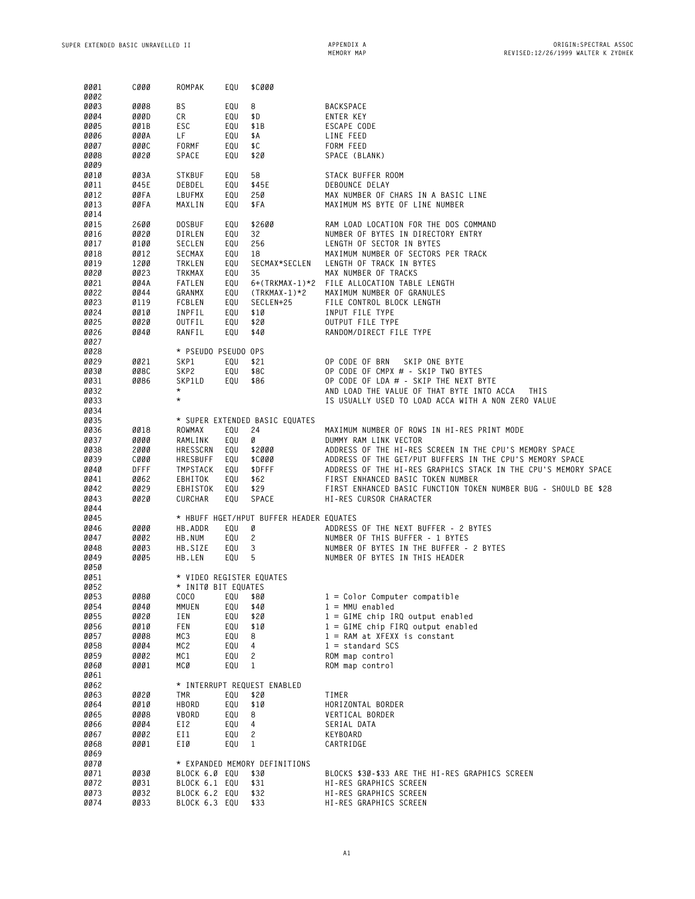```
0001    C000    ROMPAK    EQU  $C000
0002
0003    0008    BS        EQU  8                 BACKSPACE
0004    000D    CR        EQU  $D                ENTER KEY
0005    001B    ESC       EQU  $1B               ESCAPE CODE
0006    000A    LF        EQU  $A                LINE FEED
0007    000C    FORMF     EQU  $C                FORM FEED
0008    0020    SPACE     EQU  $20               SPACE (BLANK)
0009
0010    003A    STKBUF    EQU  58                STACK BUFFER ROOM
0011    045E    DEBDEL    EQU  $45E              DEBOUNCE DELAY
0012    00FA    LBUFMX    EQU  250               MAX NUMBER OF CHARS IN A BASIC LINE
0013    00FA    MAXLIN    EQU  $FA               MAXIMUM MS BYTE OF LINE NUMBER
0014
0015    2600    DOSBUF    EQU  $2600             RAM LOAD LOCATION FOR THE DOS COMMAND
0016    0020    DIRLEN    EQU  32                NUMBER OF BYTES IN DIRECTORY ENTRY
0017    0100    SECLEN    EQU  256               LENGTH OF SECTOR IN BYTES
0018    0012    SECMAX    EQU  18                MAXIMUM NUMBER OF SECTORS PER TRACK
0019    1200    TRKLEN    EQU  SECMAX*SECLEN     LENGTH OF TRACK IN BYTES
0020    0023    TRKMAX    EQU  35                MAX NUMBER OF TRACKS
0021    004A    FATLEN    EQU  6+(TRKMAX-1)*2    FILE ALLOCATION TABLE LENGTH
0022    0044    GRANMX    EQU  (TRKMAX-1)*2      MAXIMUM NUMBER OF GRANULES
0023    0119    FCBLEN    EQU  SECLEN+25         FILE CONTROL BLOCK LENGTH
0024    0010    INPFIL    EQU  $10               INPUT FILE TYPE
0025    0020    OUTFIL    EQU  $20               OUTPUT FILE TYPE
0026    0040    RANFIL    EQU  $40               RANDOM/DIRECT FILE TYPE
0027
0028                      * PSEUDO PSEUDO OPS
0029    0021    SKP1      EQU  $21               OP CODE OF BRN   SKIP ONE BYTE
0030    008C    SKP2      EQU  $8C               OP CODE OF CMPX # - SKIP TWO BYTES
0031    0086    SKP1LD    EQU  $86               OP CODE OF LDA # - SKIP THE NEXT BYTE
0032                      *                      AND LOAD THE VALUE OF THAT BYTE INTO ACCA   THIS
0033                      *                      IS USUALLY USED TO LOAD ACCA WITH A NON ZERO VALUE
0034
0035                      * SUPER EXTENDED BASIC EQUATES
0036    0018    ROWMAX    EQU  24                MAXIMUM NUMBER OF ROWS IN HI-RES PRINT MODE
0037    0000    RAMLINK   EQU  0                 DUMMY RAM LINK VECTOR
0038    2000    HRESSCRN  EQU  $2000             ADDRESS OF THE HI-RES SCREEN IN THE CPU'S MEMORY SPACE
0039    C000    HRESBUFF  EQU  $C000             ADDRESS OF THE GET/PUT BUFFERS IN THE CPU'S MEMORY SPACE
0040    DFFF    TMPSTACK  EQU  $DFFF             ADDRESS OF THE HI-RES GRAPHICS STACK IN THE CPU'S MEMORY SPACE
0041    0062    EBHITOK   EQU  $62               FIRST ENHANCED BASIC TOKEN NUMBER
0042    0029    EBHISTOK  EQU  $29               FIRST ENHANCED BASIC FUNCTION TOKEN NUMBER BUG - SHOULD BE $28
0043    0020    CURCHAR   EQU  SPACE             HI-RES CURSOR CHARACTER
0044
0045                      * HBUFF HGET/HPUT BUFFER HEADER EQUATES
0046    0000    HB.ADDR   EQU  0                 ADDRESS OF THE NEXT BUFFER - 2 BYTES
0047    0002    HB.NUM    EQU  2                 NUMBER OF THIS BUFFER - 1 BYTES
0048    0003    HB.SIZE   EQU  3                 NUMBER OF BYTES IN THE BUFFER - 2 BYTES
0049    0005    HB.LEN    EQU  5                 NUMBER OF BYTES IN THIS HEADER
0050
0051                      * VIDEO REGISTER EQUATES
0052                      * INIT0 BIT EQUATES
0053    0080    COCO      EQU  $80               1 = Color Computer compatible
0054    0040    MMUEN     EQU  $40               1 = MMU enabled
0055    0020    IEN       EQU  $20               1 = GIME chip IRQ output enabled
0056    0010    FEN       EQU  $10               1 = GIME chip FIRQ output enabled
0057    0008    MC3       EQU  8                 1 = RAM at XFEXX is constant
0058    0004    MC2       EQU  4                 1 = standard SCS
0059    0002    MC1       EQU  2                 ROM map control
0060    0001    MC0       EQU  1                 ROM map control
0061
0062                      * INTERRUPT REQUEST ENABLED
0063    0020    TMR       EQU  $20               TIMER
0064    0010    HBORD     EQU  $10               HORIZONTAL BORDER
0065    0008    VBORD     EQU  8                 VERTICAL BORDER
0066    0004    EI2       EQU  4                 SERIAL DATA
0067    0002    EI1       EQU  2                 KEYBOARD
0068    0001    EI0       EQU  1                 CARTRIDGE
0069
0070                      * EXPANDED MEMORY DEFINITIONS
0071    0030    BLOCK 6.0 EQU  $30               BLOCKS $30-$33 ARE THE HI-RES GRAPHICS SCREEN
0072    0031    BLOCK 6.1 EQU  $31               HI-RES GRAPHICS SCREEN
0073    0032    BLOCK 6.2 EQU  $32               HI-RES GRAPHICS SCREEN
0074    0033    BLOCK 6.3 EQU  $33               HI-RES GRAPHICS SCREEN
```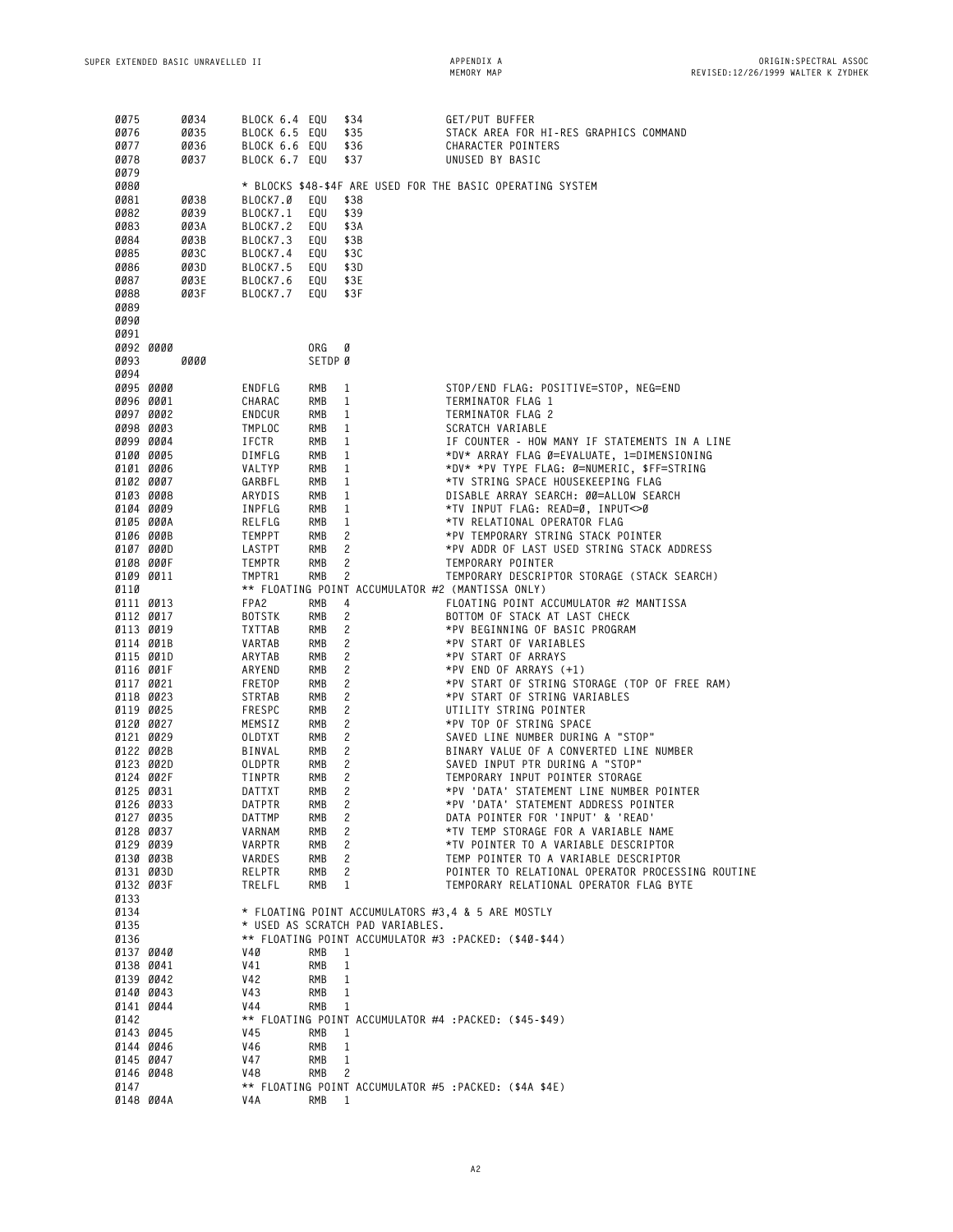```
0075        0034     BLOCK 6.4 EQU   $34              GET/PUT BUFFER
0076        0035     BLOCK 6.5 EQU   $35              STACK AREA FOR HI-RES GRAPHICS COMMAND
0077        0036     BLOCK 6.6 EQU   $36              CHARACTER POINTERS
0078        0037     BLOCK 6.7 EQU   $37              UNUSED BY BASIC
0079
0080                 * BLOCKS $48-$4F ARE USED FOR THE BASIC OPERATING SYSTEM
0081        0038     BLOCK7.0  EQU   $38
0082        0039     BLOCK7.1  EQU   $39
0083        003A     BLOCK7.2  EQU   $3A
0084        003B     BLOCK7.3  EQU   $3B
0085        003C     BLOCK7.4  EQU   $3C
0086        003D     BLOCK7.5  EQU   $3D
0087        003E     BLOCK7.6  EQU   $3E
0088        003F     BLOCK7.7  EQU   $3F
0089
0090
0091
0092 0000                     ORG   0
0093        0000              SETDP 0
0094
0095 0000            ENDFLG    RMB   1                STOP/END FLAG: POSITIVE=STOP, NEG=END
0096 0001            CHARAC    RMB   1                TERMINATOR FLAG 1
0097 0002            ENDCUR    RMB   1                TERMINATOR FLAG 2
0098 0003            TMPLOC    RMB   1                SCRATCH VARIABLE
0099 0004            IFCTR     RMB   1                IF COUNTER - HOW MANY IF STATEMENTS IN A LINE
0100 0005            DIMFLG    RMB   1                *DV* ARRAY FLAG 0=EVALUATE, 1=DIMENSIONING
0101 0006            VALTYP    RMB   1                *DV* *PV TYPE FLAG: 0=NUMERIC, $FF=STRING
0102 0007            GARBFL    RMB   1                *TV STRING SPACE HOUSEKEEPING FLAG
0103 0008            ARYDIS    RMB   1                DISABLE ARRAY SEARCH: 00=ALLOW SEARCH
0104 0009            INPFLG    RMB   1                *TV INPUT FLAG: READ=0, INPUT<>0
0105 000A            RELFLG    RMB   1                *TV RELATIONAL OPERATOR FLAG
0106 000B            TEMPPT    RMB   2                *PV TEMPORARY STRING STACK POINTER
0107 000D            LASTPT    RMB   2                *PV ADDR OF LAST USED STRING STACK ADDRESS
0108 000F            TEMPTR    RMB   2                TEMPORARY POINTER
0109 0011            TMPTR1    RMB   2                TEMPORARY DESCRIPTOR STORAGE (STACK SEARCH)
0110                 ** FLOATING POINT ACCUMULATOR #2 (MANTISSA ONLY)
0111 0013            FPA2      RMB   4                FLOATING POINT ACCUMULATOR #2 MANTISSA
0112 0017            BOTSTK    RMB   2                BOTTOM OF STACK AT LAST CHECK
0113 0019            TXTTAB    RMB   2                *PV BEGINNING OF BASIC PROGRAM
0114 001B            VARTAB    RMB   2                *PV START OF VARIABLES
0115 001D            ARYTAB    RMB   2                *PV START OF ARRAYS
0116 001F            ARYEND    RMB   2                *PV END OF ARRAYS (+1)
0117 0021            FRETOP    RMB   2                *PV START OF STRING STORAGE (TOP OF FREE RAM)
0118 0023            STRTAB    RMB   2                *PV START OF STRING VARIABLES
0119 0025            FRESPC    RMB   2                UTILITY STRING POINTER
0120 0027            MEMSIZ    RMB   2                *PV TOP OF STRING SPACE
0121 0029            OLDTXT    RMB   2                SAVED LINE NUMBER DURING A "STOP"
0122 002B            BINVAL    RMB   2                BINARY VALUE OF A CONVERTED LINE NUMBER
0123 002D            OLDPTR    RMB   2                SAVED INPUT PTR DURING A "STOP"
0124 002F            TINPTR    RMB   2                TEMPORARY INPUT POINTER STORAGE
0125 0031            DATTXT    RMB   2                *PV 'DATA' STATEMENT LINE NUMBER POINTER
0126 0033            DATPTR    RMB   2                *PV 'DATA' STATEMENT ADDRESS POINTER
0127 0035            DATTMP    RMB   2                DATA POINTER FOR 'INPUT' & 'READ'
0128 0037            VARNAM    RMB   2                *TV TEMP STORAGE FOR A VARIABLE NAME
0129 0039            VARPTR    RMB   2                *TV POINTER TO A VARIABLE DESCRIPTOR
0130 003B            VARDES    RMB   2                TEMP POINTER TO A VARIABLE DESCRIPTOR
0131 003D            RELPTR    RMB   2                POINTER TO RELATIONAL OPERATOR PROCESSING ROUTINE
0132 003F            TRELFL    RMB   1                TEMPORARY RELATIONAL OPERATOR FLAG BYTE
0133
0134                 * FLOATING POINT ACCUMULATORS #3,4 & 5 ARE MOSTLY
0135                 * USED AS SCRATCH PAD VARIABLES.
0136                 ** FLOATING POINT ACCUMULATOR #3 :PACKED: ($40-$44)
0137 0040            V40       RMB   1
0138 0041            V41       RMB   1
0139 0042            V42       RMB   1
0140 0043            V43       RMB   1
0141 0044            V44       RMB   1
0142                 ** FLOATING POINT ACCUMULATOR #4 :PACKED: ($45-$49)
0143 0045            V45       RMB   1
0144 0046            V46       RMB   1
0145 0047            V47       RMB   1
0146 0048            V48       RMB   2
0147                 ** FLOATING POINT ACCUMULATOR #5 :PACKED: ($4A $4E)
0148 004A            V4A       RMB   1
```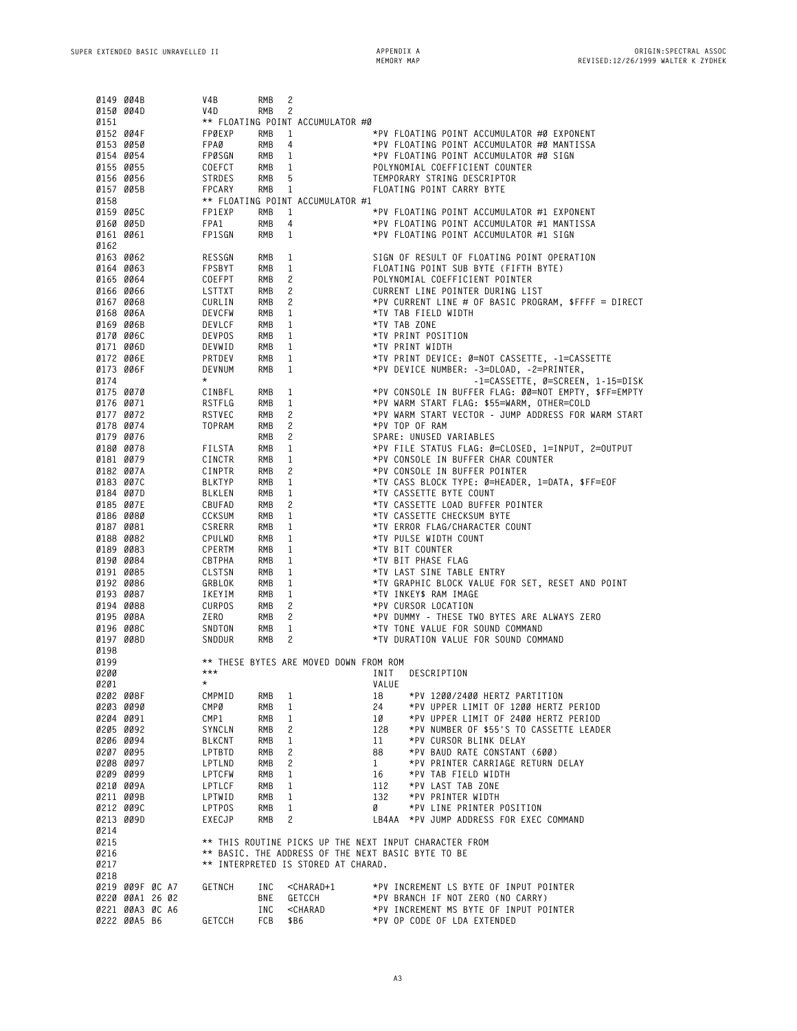```
0149 004B           V4B      RMB  2
0150 004D           V4D      RMB  2
0151                ** FLOATING POINT ACCUMULATOR #0
0152 004F           FP0EXP   RMB  1                  *PV FLOATING POINT ACCUMULATOR #0 EXPONENT
0153 0050           FPA0     RMB  4                  *PV FLOATING POINT ACCUMULATOR #0 MANTISSA
0154 0054           FP0SGN   RMB  1                  *PV FLOATING POINT ACCUMULATOR #0 SIGN
0155 0055           COEFCT   RMB  1                  POLYNOMIAL COEFFICIENT COUNTER
0156 0056           STRDES   RMB  5                  TEMPORARY STRING DESCRIPTOR
0157 005B           FPCARY   RMB  1                  FLOATING POINT CARRY BYTE
0158                ** FLOATING POINT ACCUMULATOR #1
0159 005C           FP1EXP   RMB  1                  *PV FLOATING POINT ACCUMULATOR #1 EXPONENT
0160 005D           FPA1     RMB  4                  *PV FLOATING POINT ACCUMULATOR #1 MANTISSA
0161 0061           FP1SGN   RMB  1                  *PV FLOATING POINT ACCUMULATOR #1 SIGN
0162
0163 0062           RESSGN   RMB  1                  SIGN OF RESULT OF FLOATING POINT OPERATION
0164 0063           FPSBYT   RMB  1                  FLOATING POINT SUB BYTE (FIFTH BYTE)
0165 0064           COEFPT   RMB  2                  POLYNOMIAL COEFFICIENT POINTER
0166 0066           LSTTXT   RMB  2                  CURRENT LINE POINTER DURING LIST
0167 0068           CURLIN   RMB  2                  *PV CURRENT LINE # OF BASIC PROGRAM, $FFFF = DIRECT
0168 006A           DEVCFW   RMB  1                  *TV TAB FIELD WIDTH
0169 006B           DEVLCF   RMB  1                  *TV TAB ZONE
0170 006C           DEVPOS   RMB  1                  *TV PRINT POSITION
0171 006D           DEVWID   RMB  1                  *TV PRINT WIDTH
0172 006E           PRTDEV   RMB  1                  *TV PRINT DEVICE: 0=NOT CASSETTE, -1=CASSETTE
0173 006F           DEVNUM   RMB  1                  *PV DEVICE NUMBER: -3=DLOAD, -2=PRINTER,
0174                *                                                -1=CASSETTE, 0=SCREEN, 1-15=DISK
0175 0070           CINBFL   RMB  1                  *PV CONSOLE IN BUFFER FLAG: 00=NOT EMPTY, $FF=EMPTY
0176 0071           RSTFLG   RMB  1                  *PV WARM START FLAG: $55=WARM, OTHER=COLD
0177 0072           RSTVEC   RMB  2                  *PV WARM START VECTOR - JUMP ADDRESS FOR WARM START
0178 0074           TOPRAM   RMB  2                  *PV TOP OF RAM
0179 0076                    RMB  2                  SPARE: UNUSED VARIABLES
0180 0078           FILSTA   RMB  1                  *PV FILE STATUS FLAG: 0=CLOSED, 1=INPUT, 2=OUTPUT
0181 0079           CINCTR   RMB  1                  *PV CONSOLE IN BUFFER CHAR COUNTER
0182 007A           CINPTR   RMB  2                  *PV CONSOLE IN BUFFER POINTER
0183 007C           BLKTYP   RMB  1                  *TV CASS BLOCK TYPE: 0=HEADER, 1=DATA, $FF=EOF
0184 007D           BLKLEN   RMB  1                  *TV CASSETTE BYTE COUNT
0185 007E           CBUFAD   RMB  2                  *TV CASSETTE LOAD BUFFER POINTER
0186 0080           CCKSUM   RMB  1                  *TV CASSETTE CHECKSUM BYTE
0187 0081           CSRERR   RMB  1                  *TV ERROR FLAG/CHARACTER COUNT
0188 0082           CPULWD   RMB  1                  *TV PULSE WIDTH COUNT
0189 0083           CPERTM   RMB  1                  *TV BIT COUNTER
0190 0084           CBTPHA   RMB  1                  *TV BIT PHASE FLAG
0191 0085           CLSTSN   RMB  1                  *TV LAST SINE TABLE ENTRY
0192 0086           GRBLOK   RMB  1                  *TV GRAPHIC BLOCK VALUE FOR SET, RESET AND POINT
0193 0087           IKEYIM   RMB  1                  *TV INKEY$ RAM IMAGE
0194 0088           CURPOS   RMB  2                  *PV CURSOR LOCATION
0195 008A           ZERO     RMB  2                  *PV DUMMY - THESE TWO BYTES ARE ALWAYS ZERO
0196 008C           SNDTON   RMB  1                  *TV TONE VALUE FOR SOUND COMMAND
0197 008D           SNDDUR   RMB  2                  *TV DURATION VALUE FOR SOUND COMMAND
0198
0199                ** THESE BYTES ARE MOVED DOWN FROM ROM
0200                ***                              INIT   DESCRIPTION
0201                *                                VALUE
0202 008F           CMPMID   RMB  1                  18     *PV 1200/2400 HERTZ PARTITION
0203 0090           CMP0     RMB  1                  24     *PV UPPER LIMIT OF 1200 HERTZ PERIOD
0204 0091           CMP1     RMB  1                  10     *PV UPPER LIMIT OF 2400 HERTZ PERIOD
0205 0092           SYNCLN   RMB  2                  128    *PV NUMBER OF $55'S TO CASSETTE LEADER
0206 0094           BLKCNT   RMB  1                  11     *PV CURSOR BLINK DELAY
0207 0095           LPTBTD   RMB  2                  88     *PV BAUD RATE CONSTANT (600)
0208 0097           LPTLND   RMB  2                  1      *PV PRINTER CARRIAGE RETURN DELAY
0209 0099           LPTCFW   RMB  1                  16     *PV TAB FIELD WIDTH
0210 009A           LPTLCF   RMB  1                  112    *PV LAST TAB ZONE
0211 009B           LPTWID   RMB  1                  132    *PV PRINTER WIDTH
0212 009C           LPTPOS   RMB  1                  0      *PV LINE PRINTER POSITION
0213 009D           EXECJP   RMB  2                  LB4AA  *PV JUMP ADDRESS FOR EXEC COMMAND
0214
0215                ** THIS ROUTINE PICKS UP THE NEXT INPUT CHARACTER FROM
0216                ** BASIC. THE ADDRESS OF THE NEXT BASIC BYTE TO BE
0217                ** INTERPRETED IS STORED AT CHARAD.
0218
0219 009F 0C A7     GETNCH   INC  <CHARAD+1          *PV INCREMENT LS BYTE OF INPUT POINTER
0220 00A1 26 02              BNE  GETCCH             *PV BRANCH IF NOT ZERO (NO CARRY)
0221 00A3 0C A6              INC  <CHARAD            *PV INCREMENT MS BYTE OF INPUT POINTER
0222 00A5 B6        GETCCH   FCB  $B6                *PV OP CODE OF LDA EXTENDED
```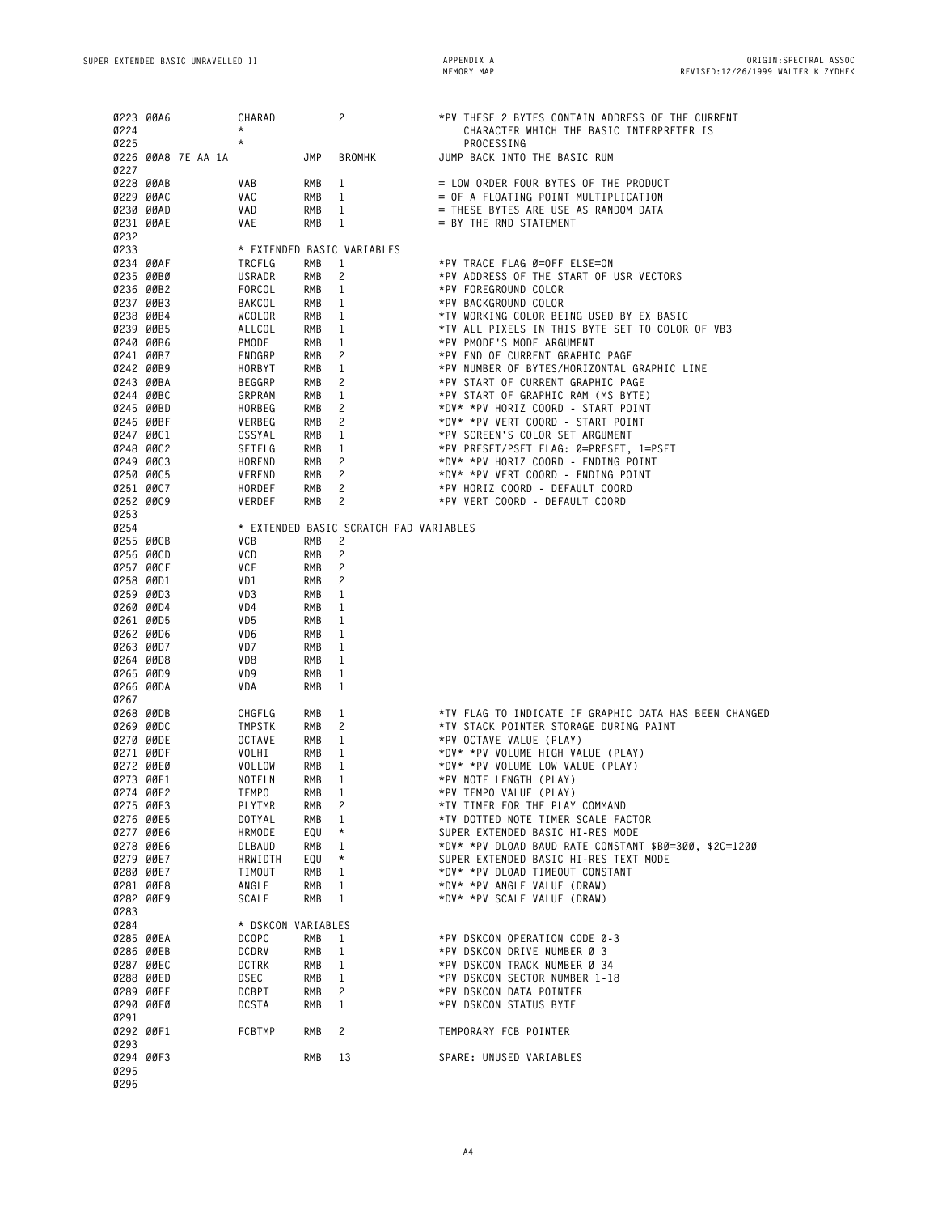```
0223 00A6           CHARAD        2              *PV THESE 2 BYTES CONTAIN ADDRESS OF THE CURRENT
0224                *                                 CHARACTER WHICH THE BASIC INTERPRETER IS
0225                *                                 PROCESSING
0226 00A8 7E AA 1A         JMP   BROMHK          JUMP BACK INTO THE BASIC RUM
0227
0228 00AB           VAB      RMB  1              = LOW ORDER FOUR BYTES OF THE PRODUCT
0229 00AC           VAC      RMB  1              = OF A FLOATING POINT MULTIPLICATION
0230 00AD           VAD      RMB  1              = THESE BYTES ARE USE AS RANDOM DATA
0231 00AE           VAE      RMB  1              = BY THE RND STATEMENT
0232
0233                * EXTENDED BASIC VARIABLES
0234 00AF           TRCFLG   RMB  1              *PV TRACE FLAG 0=OFF ELSE=ON
0235 00B0           USRADR   RMB  2              *PV ADDRESS OF THE START OF USR VECTORS
0236 00B2           FORCOL   RMB  1              *PV FOREGROUND COLOR
0237 00B3           BAKCOL   RMB  1              *PV BACKGROUND COLOR
0238 00B4           WCOLOR   RMB  1              *TV WORKING COLOR BEING USED BY EX BASIC
0239 00B5           ALLCOL   RMB  1              *TV ALL PIXELS IN THIS BYTE SET TO COLOR OF VB3
0240 00B6           PMODE    RMB  1              *PV PMODE'S MODE ARGUMENT
0241 00B7           ENDGRP   RMB  2              *PV END OF CURRENT GRAPHIC PAGE
0242 00B9           HORBYT   RMB  1              *PV NUMBER OF BYTES/HORIZONTAL GRAPHIC LINE
0243 00BA           BEGGRP   RMB  2              *PV START OF CURRENT GRAPHIC PAGE
0244 00BC           GRPRAM   RMB  1              *PV START OF GRAPHIC RAM (MS BYTE)
0245 00BD           HORBEG   RMB  2              *DV* *PV HORIZ COORD - START POINT
0246 00BF           VERBEG   RMB  2              *DV* *PV VERT COORD - START POINT
0247 00C1           CSSYAL   RMB  1              *PV SCREEN'S COLOR SET ARGUMENT
0248 00C2           SETFLG   RMB  1              *PV PRESET/PSET FLAG: 0=PRESET, 1=PSET
0249 00C3           HOREND   RMB  2              *DV* *PV HORIZ COORD - ENDING POINT
0250 00C5           VEREND   RMB  2              *DV* *PV VERT COORD - ENDING POINT
0251 00C7           HORDEF   RMB  2              *PV HORIZ COORD - DEFAULT COORD
0252 00C9           VERDEF   RMB  2              *PV VERT COORD - DEFAULT COORD
0253
0254                * EXTENDED BASIC SCRATCH PAD VARIABLES
0255 00CB           VCB      RMB  2
0256 00CD           VCD      RMB  2
0257 00CF           VCF      RMB  2
0258 00D1           VD1      RMB  2
0259 00D3           VD3      RMB  1
0260 00D4           VD4      RMB  1
0261 00D5           VD5      RMB  1
0262 00D6           VD6      RMB  1
0263 00D7           VD7      RMB  1
0264 00D8           VD8      RMB  1
0265 00D9           VD9      RMB  1
0266 00DA           VDA      RMB  1
0267
0268 00DB           CHGFLG   RMB  1              *TV FLAG TO INDICATE IF GRAPHIC DATA HAS BEEN CHANGED
0269 00DC           TMPSTK   RMB  2              *TV STACK POINTER STORAGE DURING PAINT
0270 00DE           OCTAVE   RMB  1              *PV OCTAVE VALUE (PLAY)
0271 00DF           VOLHI    RMB  1              *DV* *PV VOLUME HIGH VALUE (PLAY)
0272 00E0           VOLLOW   RMB  1              *DV* *PV VOLUME LOW VALUE (PLAY)
0273 00E1           NOTELN   RMB  1              *PV NOTE LENGTH (PLAY)
0274 00E2           TEMPO    RMB  1              *PV TEMPO VALUE (PLAY)
0275 00E3           PLYTMR   RMB  2              *TV TIMER FOR THE PLAY COMMAND
0276 00E5           DOTYAL   RMB  1              *TV DOTTED NOTE TIMER SCALE FACTOR
0277 00E6           HRMODE   EQU  *              SUPER EXTENDED BASIC HI-RES MODE
0278 00E6           DLBAUD   RMB  1              *DV* *PV DLOAD BAUD RATE CONSTANT $B0=300, $2C=1200
0279 00E7           HRWIDTH  EQU  *              SUPER EXTENDED BASIC HI-RES TEXT MODE
0280 00E7           TIMOUT   RMB  1              *DV* *PV DLOAD TIMEOUT CONSTANT
0281 00E8           ANGLE    RMB  1              *DV* *PV ANGLE VALUE (DRAW)
0282 00E9           SCALE    RMB  1              *DV* *PV SCALE VALUE (DRAW)
0283
0284                * DSKCON VARIABLES
0285 00EA           DCOPC    RMB  1              *PV DSKCON OPERATION CODE 0-3
0286 00EB           DCDRV    RMB  1              *PV DSKCON DRIVE NUMBER 0 3
0287 00EC           DCTRK    RMB  1              *PV DSKCON TRACK NUMBER 0 34
0288 00ED           DSEC     RMB  1              *PV DSKCON SECTOR NUMBER 1-18
0289 00EE           DCBPT    RMB  2              *PV DSKCON DATA POINTER
0290 00F0           DCSTA    RMB  1              *PV DSKCON STATUS BYTE
0291
0292 00F1           FCBTMP   RMB  2              TEMPORARY FCB POINTER
0293
0294 00F3                    RMB  13             SPARE: UNUSED VARIABLES
0295
0296
```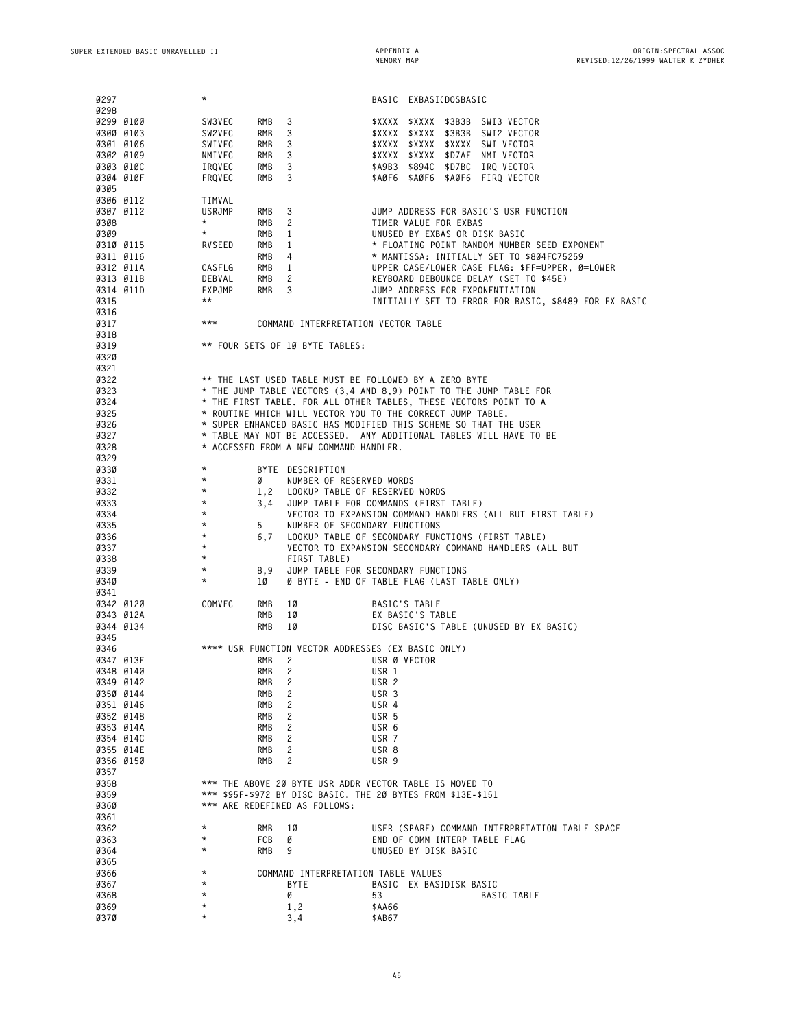```
0297                *                               BASIC  EXBASI(DOSBASIC
0298
0299 0100           SW3VEC    RMB  3                $XXXX  $XXXX  $3B3B  SWI3 VECTOR
0300 0103           SW2VEC    RMB  3                $XXXX  $XXXX  $3B3B  SWI2 VECTOR
0301 0106           SWIVEC    RMB  3                $XXXX  $XXXX  $XXXX  SWI VECTOR
0302 0109           NMIVEC    RMB  3                $XXXX  $XXXX  $D7AE  NMI VECTOR
0303 010C           IRQVEC    RMB  3                $A9B3  $894C  $D7BC  IRQ VECTOR
0304 010F           FRQVEC    RMB  3                $A0F6  $A0F6  $A0F6  FIRQ VECTOR
0305
0306 0112           TIMVAL
0307 0112           USRJMP    RMB  3                JUMP ADDRESS FOR BASIC'S USR FUNCTION
0308                *         RMB  2                TIMER VALUE FOR EXBAS
0309                *         RMB  1                UNUSED BY EXBAS OR DISK BASIC
0310 0115           RVSEED    RMB  1                * FLOATING POINT RANDOM NUMBER SEED EXPONENT
0311 0116                     RMB  4                * MANTISSA: INITIALLY SET TO $804FC75259
0312 011A           CASFLG    RMB  1                UPPER CASE/LOWER CASE FLAG: $FF=UPPER, 0=LOWER
0313 011B           DEBVAL    RMB  2                KEYBOARD DEBOUNCE DELAY (SET TO $45E)
0314 011D           EXPJMP    RMB  3                JUMP ADDRESS FOR EXPONENTIATION
0315                **                              INITIALLY SET TO ERROR FOR BASIC, $8489 FOR EX BASIC
0316
0317                ***       COMMAND INTERPRETATION VECTOR TABLE
0318
0319                ** FOUR SETS OF 10 BYTE TABLES:
0320
0321
0322                ** THE LAST USED TABLE MUST BE FOLLOWED BY A ZERO BYTE
0323                * THE JUMP TABLE VECTORS (3,4 AND 8,9) POINT TO THE JUMP TABLE FOR
0324                * THE FIRST TABLE. FOR ALL OTHER TABLES, THESE VECTORS POINT TO A
0325                * ROUTINE WHICH WILL VECTOR YOU TO THE CORRECT JUMP TABLE.
0326                * SUPER ENHANCED BASIC HAS MODIFIED THIS SCHEME SO THAT THE USER
0327                * TABLE MAY NOT BE ACCESSED.  ANY ADDITIONAL TABLES WILL HAVE TO BE
0328                * ACCESSED FROM A NEW COMMAND HANDLER.
0329
0330                *         BYTE  DESCRIPTION
0331                *         0     NUMBER OF RESERVED WORDS
0332                *         1,2   LOOKUP TABLE OF RESERVED WORDS
0333                *         3,4   JUMP TABLE FOR COMMANDS (FIRST TABLE)
0334                *               VECTOR TO EXPANSION COMMAND HANDLERS (ALL BUT FIRST TABLE)
0335                *         5     NUMBER OF SECONDARY FUNCTIONS
0336                *         6,7   LOOKUP TABLE OF SECONDARY FUNCTIONS (FIRST TABLE)
0337                *               VECTOR TO EXPANSION SECONDARY COMMAND HANDLERS (ALL BUT
0338                *               FIRST TABLE)
0339                *         8,9   JUMP TABLE FOR SECONDARY FUNCTIONS
0340                *         10    0 BYTE - END OF TABLE FLAG (LAST TABLE ONLY)
0341
0342 0120           COMVEC    RMB  10               BASIC'S TABLE
0343 012A                     RMB  10               EX BASIC'S TABLE
0344 0134                     RMB  10               DISC BASIC'S TABLE (UNUSED BY EX BASIC)
0345
0346                **** USR FUNCTION VECTOR ADDRESSES (EX BASIC ONLY)
0347 013E                     RMB  2                USR 0 VECTOR
0348 0140                     RMB  2                USR 1
0349 0142                     RMB  2                USR 2
0350 0144                     RMB  2                USR 3
0351 0146                     RMB  2                USR 4
0352 0148                     RMB  2                USR 5
0353 014A                     RMB  2                USR 6
0354 014C                     RMB  2                USR 7
0355 014E                     RMB  2                USR 8
0356 0150                     RMB  2                USR 9
0357
0358                *** THE ABOVE 20 BYTE USR ADDR VECTOR TABLE IS MOVED TO
0359                *** $95F-$972 BY DISC BASIC. THE 20 BYTES FROM $13E-$151
0360                *** ARE REDEFINED AS FOLLOWS:
0361
0362                *         RMB  10               USER (SPARE) COMMAND INTERPRETATION TABLE SPACE
0363                *         FCB  0                END OF COMM INTERP TABLE FLAG
0364                *         RMB  9                UNUSED BY DISK BASIC
0365
0366                *         COMMAND INTERPRETATION TABLE VALUES
0367                *              BYTE             BASIC  EX BAS]DISK BASIC
0368                *              0                53                  BASIC TABLE
0369                *              1,2              $AA66
0370                *              3,4              $AB67
```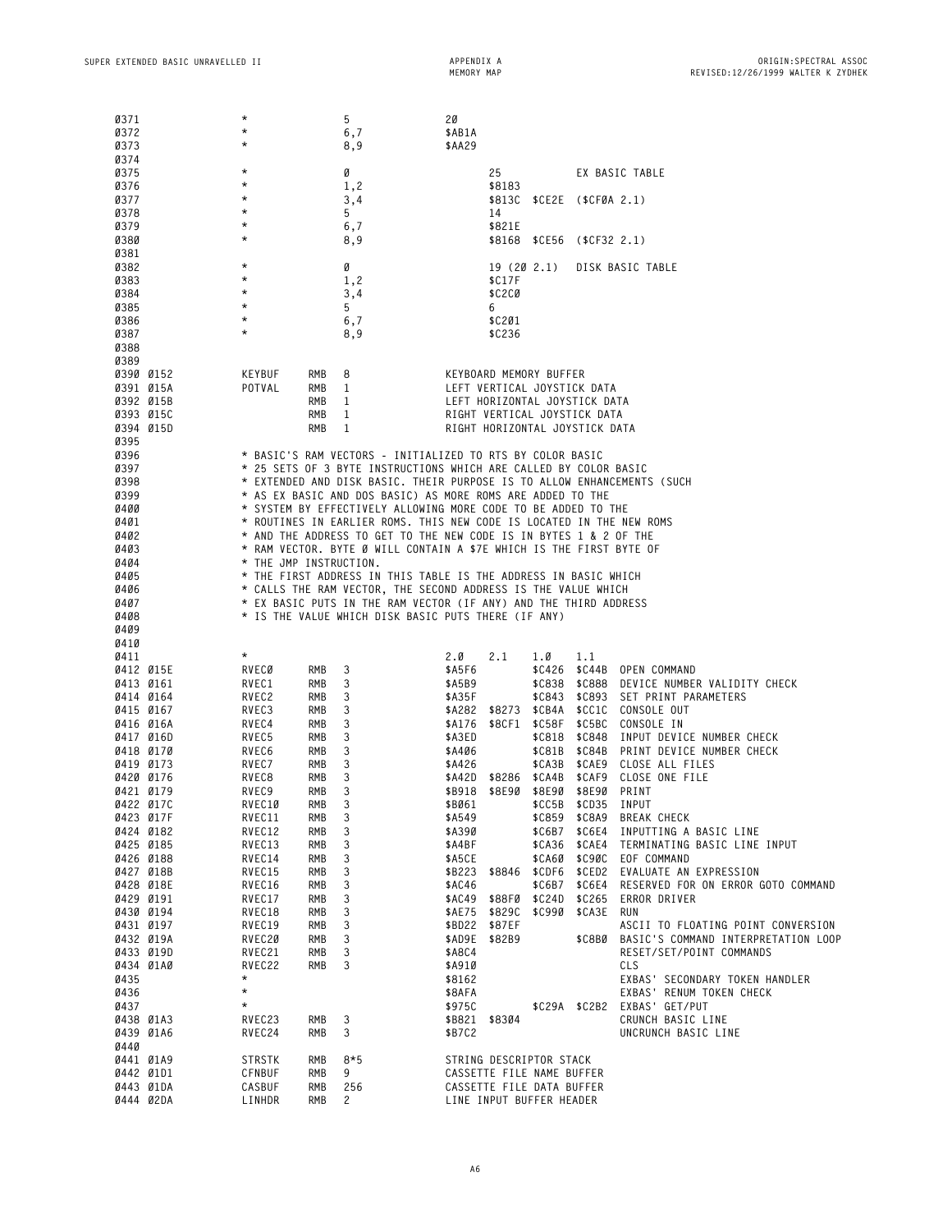```
0371                    *           5               20
0372                    *           6,7             $AB1A
0373                    *           8,9             $AA29
0374
0375                    *           0                     25          EX BASIC TABLE
0376                    *           1,2                   $8183
0377                    *           3,4                   $813C  $CE2E  ($CF0A 2.1)
0378                    *           5                     14
0379                    *           6,7                   $821E
0380                    *           8,9                   $8168  $CE56  ($CF32 2.1)
0381
0382                    *           0                     19 (20 2.1)   DISK BASIC TABLE
0383                    *           1,2                   $C17F
0384                    *           3,4                   $C2C0
0385                    *           5                     6
0386                    *           6,7                   $C201
0387                    *           8,9                   $C236
0388
0389
0390 0152           KEYBUF    RMB  8               KEYBOARD MEMORY BUFFER
0391 015A           POTVAL    RMB  1               LEFT VERTICAL JOYSTICK DATA
0392 015B                     RMB  1               LEFT HORIZONTAL JOYSTICK DATA
0393 015C                     RMB  1               RIGHT VERTICAL JOYSTICK DATA
0394 015D                     RMB  1               RIGHT HORIZONTAL JOYSTICK DATA
0395
0396                * BASIC'S RAM VECTORS - INITIALIZED TO RTS BY COLOR BASIC
0397                * 25 SETS OF 3 BYTE INSTRUCTIONS WHICH ARE CALLED BY COLOR BASIC
0398                * EXTENDED AND DISK BASIC. THEIR PURPOSE IS TO ALLOW ENHANCEMENTS (SUCH
0399                * AS EX BASIC AND DOS BASIC) AS MORE ROMS ARE ADDED TO THE
0400                * SYSTEM BY EFFECTIVELY ALLOWING MORE CODE TO BE ADDED TO THE
0401                * ROUTINES IN EARLIER ROMS. THIS NEW CODE IS LOCATED IN THE NEW ROMS
0402                * AND THE ADDRESS TO GET TO THE NEW CODE IS IN BYTES 1 & 2 OF THE
0403                * RAM VECTOR. BYTE 0 WILL CONTAIN A $7E WHICH IS THE FIRST BYTE OF
0404                * THE JMP INSTRUCTION.
0405                * THE FIRST ADDRESS IN THIS TABLE IS THE ADDRESS IN BASIC WHICH
0406                * CALLS THE RAM VECTOR, THE SECOND ADDRESS IS THE VALUE WHICH
0407                * EX BASIC PUTS IN THE RAM VECTOR (IF ANY) AND THE THIRD ADDRESS
0408                * IS THE VALUE WHICH DISK BASIC PUTS THERE (IF ANY)
0409
0410
0411                *                          2.0    2.1    1.0    1.1
0412 015E           RVEC0     RMB  3           $A5F6         $C426  $C44B  OPEN COMMAND
0413 0161           RVEC1     RMB  3           $A5B9         $C838  $C888  DEVICE NUMBER VALIDITY CHECK
0414 0164           RVEC2     RMB  3           $A35F         $C843  $C893  SET PRINT PARAMETERS
0415 0167           RVEC3     RMB  3           $A282  $8273  $CB4A  $CC1C  CONSOLE OUT
0416 016A           RVEC4     RMB  3           $A176  $8CF1  $C58F  $C5BC  CONSOLE IN
0417 016D           RVEC5     RMB  3           $A3ED         $C818  $C848  INPUT DEVICE NUMBER CHECK
0418 0170           RVEC6     RMB  3           $A406         $C81B  $C84B  PRINT DEVICE NUMBER CHECK
0419 0173           RVEC7     RMB  3           $A426         $CA3B  $CAE9  CLOSE ALL FILES
0420 0176           RVEC8     RMB  3           $A42D  $8286  $CA4B  $CAF9  CLOSE ONE FILE
0421 0179           RVEC9     RMB  3           $B918  $8E90  $8E90  $8E90  PRINT
0422 017C           RVEC10    RMB  3           $B061         $CC5B  $CD35  INPUT
0423 017F           RVEC11    RMB  3           $A549         $C859  $C8A9  BREAK CHECK
0424 0182           RVEC12    RMB  3           $A390         $C6B7  $C6E4  INPUTTING A BASIC LINE
0425 0185           RVEC13    RMB  3           $A4BF         $CA36  $CAE4  TERMINATING BASIC LINE INPUT
0426 0188           RVEC14    RMB  3           $A5CE         $CA60  $C90C  EOF COMMAND
0427 018B           RVEC15    RMB  3           $B223  $8846  $CDF6  $CED2  EVALUATE AN EXPRESSION
0428 018E           RVEC16    RMB  3           $AC46         $C6B7  $C6E4  RESERVED FOR ON ERROR GOTO COMMAND
0429 0191           RVEC17    RMB  3           $AC49  $88F0  $C24D  $C265  ERROR DRIVER
0430 0194           RVEC18    RMB  3           $AE75  $829C  $C990  $CA3E  RUN
0431 0197           RVEC19    RMB  3           $BD22  $87EF                ASCII TO FLOATING POINT CONVERSION
0432 019A           RVEC20    RMB  3           $AD9E  $82B9         $C8B0  BASIC'S COMMAND INTERPRETATION LOOP
0433 019D           RVEC21    RMB  3           $A8C4                       RESET/SET/POINT COMMANDS
0434 01A0           RVEC22    RMB  3           $A910                       CLS
0435                *                          $8162                       EXBAS' SECONDARY TOKEN HANDLER
0436                *                          $8AFA                       EXBAS' RENUM TOKEN CHECK
0437                *                          $975C         $C29A  $C2B2  EXBAS' GET/PUT
0438 01A3           RVEC23    RMB  3           $B821  $8304                CRUNCH BASIC LINE
0439 01A6           RVEC24    RMB  3           $B7C2                       UNCRUNCH BASIC LINE
0440
0441 01A9           STRSTK    RMB  8*5             STRING DESCRIPTOR STACK
0442 01D1           CFNBUF    RMB  9               CASSETTE FILE NAME BUFFER
0443 01DA           CASBUF    RMB  256             CASSETTE FILE DATA BUFFER
0444 02DA           LINHDR    RMB  2               LINE INPUT BUFFER HEADER
```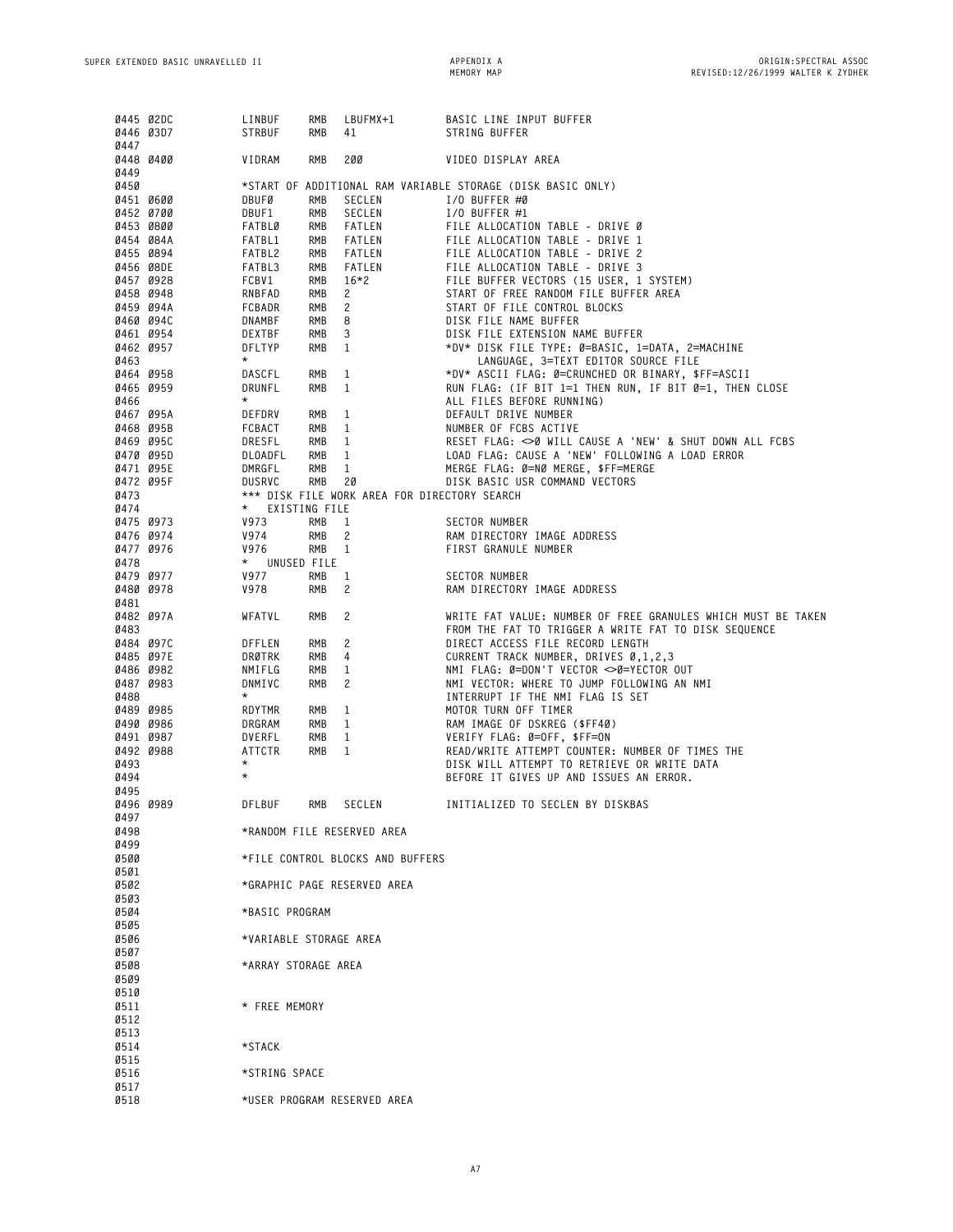```
0445 02DC          LINBUF   RMB  LBUFMX+1      BASIC LINE INPUT BUFFER
0446 03D7          STRBUF   RMB  41            STRING BUFFER
0447
0448 0400          VIDRAM   RMB  200           VIDEO DISPLAY AREA
0449
0450                        *START OF ADDITIONAL RAM VARIABLE STORAGE (DISK BASIC ONLY)
0451 0600          DBUF0    RMB  SECLEN        I/O BUFFER #0
0452 0700          DBUF1    RMB  SECLEN        I/O BUFFER #1
0453 0800          FATBL0   RMB  FATLEN        FILE ALLOCATION TABLE - DRIVE 0
0454 084A          FATBL1   RMB  FATLEN        FILE ALLOCATION TABLE - DRIVE 1
0455 0894          FATBL2   RMB  FATLEN        FILE ALLOCATION TABLE - DRIVE 2
0456 08DE          FATBL3   RMB  FATLEN        FILE ALLOCATION TABLE - DRIVE 3
0457 0928          FCBV1    RMB  16*2          FILE BUFFER VECTORS (15 USER, 1 SYSTEM)
0458 0948          RNBFAD   RMB  2             START OF FREE RANDOM FILE BUFFER AREA
0459 094A          FCBADR   RMB  2             START OF FILE CONTROL BLOCKS
0460 094C          DNAMBF   RMB  8             DISK FILE NAME BUFFER
0461 0954          DEXTBF   RMB  3             DISK FILE EXTENSION NAME BUFFER
0462 0957          DFLTYP   RMB  1             *DV* DISK FILE TYPE: 0=BASIC, 1=DATA, 2=MACHINE
0463                        *                       LANGUAGE, 3=TEXT EDITOR SOURCE FILE
0464 0958          DASCFL   RMB  1             *DV* ASCII FLAG: 0=CRUNCHED OR BINARY, $FF=ASCII
0465 0959          DRUNFL   RMB  1             RUN FLAG: (IF BIT 1=1 THEN RUN, IF BIT 0=1, THEN CLOSE
0466                        *                  ALL FILES BEFORE RUNNING)
0467 095A          DEFDRV   RMB  1             DEFAULT DRIVE NUMBER
0468 095B          FCBACT   RMB  1             NUMBER OF FCBS ACTIVE
0469 095C          DRESFL   RMB  1             RESET FLAG: <>0 WILL CAUSE A 'NEW' & SHUT DOWN ALL FCBS
0470 095D          DLOADFL  RMB  1             LOAD FLAG: CAUSE A 'NEW' FOLLOWING A LOAD ERROR
0471 095E          DMRGFL   RMB  1             MERGE FLAG: 0=N0 MERGE, $FF=MERGE
0472 095F          DUSRVC   RMB  20            DISK BASIC USR COMMAND VECTORS
0473                        *** DISK FILE WORK AREA FOR DIRECTORY SEARCH
0474                        *  EXISTING FILE
0475 0973          V973     RMB  1             SECTOR NUMBER
0476 0974          V974     RMB  2             RAM DIRECTORY IMAGE ADDRESS
0477 0976          V976     RMB  1             FIRST GRANULE NUMBER
0478                        *  UNUSED FILE
0479 0977          V977     RMB  1             SECTOR NUMBER
0480 0978          V978     RMB  2             RAM DIRECTORY IMAGE ADDRESS
0481
0482 097A          WFATVL   RMB  2             WRITE FAT VALUE: NUMBER OF FREE GRANULES WHICH MUST BE TAKEN
0483                                           FROM THE FAT TO TRIGGER A WRITE FAT TO DISK SEQUENCE
0484 097C          DFFLEN   RMB  2             DIRECT ACCESS FILE RECORD LENGTH
0485 097E          DR0TRK   RMB  4             CURRENT TRACK NUMBER, DRIVES 0,1,2,3
0486 0982          NMIFLG   RMB  1             NMI FLAG: 0=DON'T VECTOR <>0=YECTOR OUT
0487 0983          DNMIVC   RMB  2             NMI VECTOR: WHERE TO JUMP FOLLOWING AN NMI
0488                        *                  INTERRUPT IF THE NMI FLAG IS SET
0489 0985          RDYTMR   RMB  1             MOTOR TURN OFF TIMER
0490 0986          DRGRAM   RMB  1             RAM IMAGE OF DSKREG ($FF40)
0491 0987          DVERFL   RMB  1             VERIFY FLAG: 0=OFF, $FF=ON
0492 0988          ATTCTR   RMB  1             READ/WRITE ATTEMPT COUNTER: NUMBER OF TIMES THE
0493                        *                  DISK WILL ATTEMPT TO RETRIEVE OR WRITE DATA
0494                        *                  BEFORE IT GIVES UP AND ISSUES AN ERROR.
0495
0496 0989          DFLBUF   RMB  SECLEN        INITIALIZED TO SECLEN BY DISKBAS
0497
0498                        *RANDOM FILE RESERVED AREA
0499
0500                        *FILE CONTROL BLOCKS AND BUFFERS
0501
0502                        *GRAPHIC PAGE RESERVED AREA
0503
0504                        *BASIC PROGRAM
0505
0506                        *VARIABLE STORAGE AREA
0507
0508                        *ARRAY STORAGE AREA
0509
0510
0511                        * FREE MEMORY
0512
0513
0514                        *STACK
0515
0516                        *STRING SPACE
0517
0518                        *USER PROGRAM RESERVED AREA
```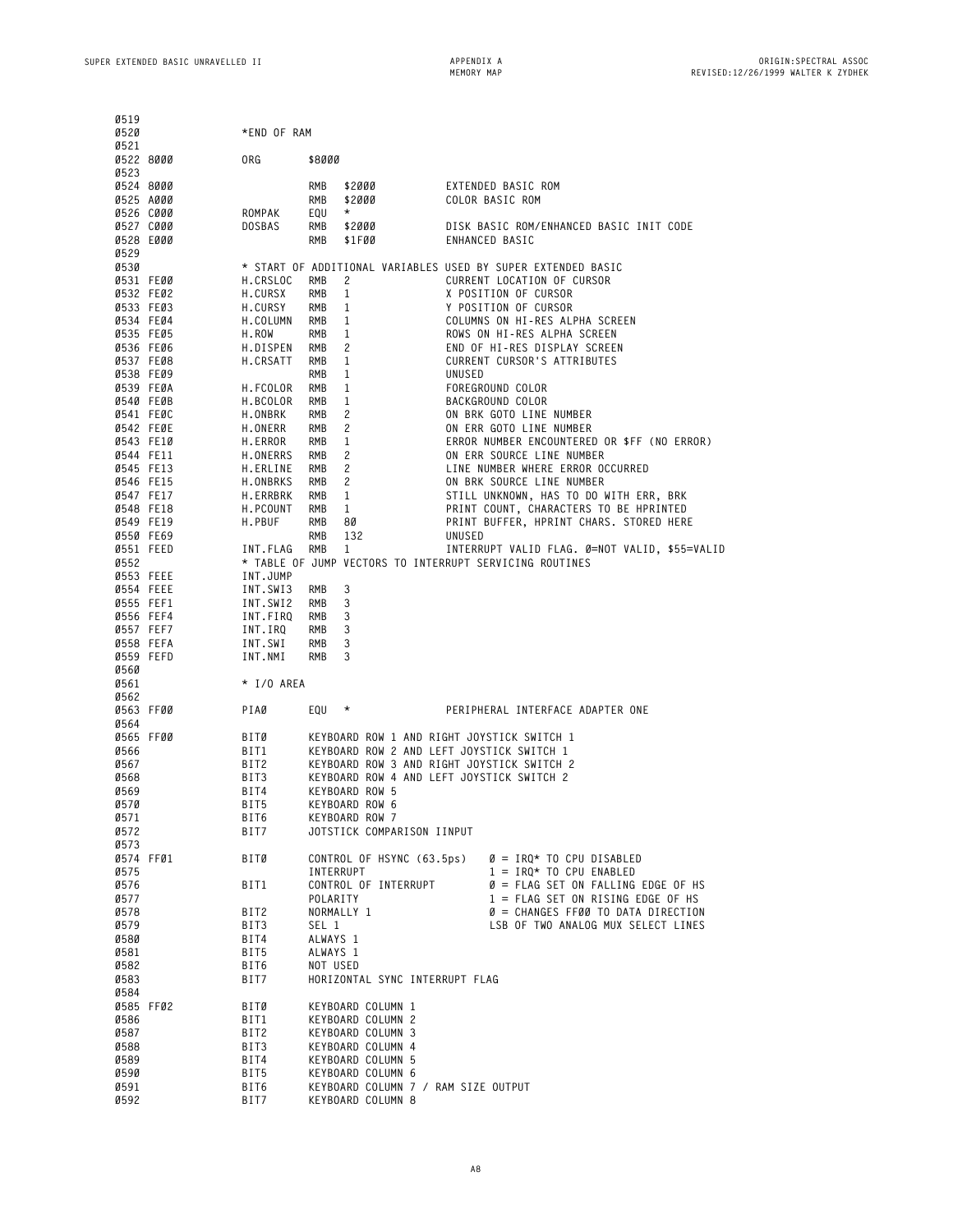```
0519
0520                *END OF RAM
0521
0522 8000           ORG       $8000
0523
0524 8000                     RMB   $2000          EXTENDED BASIC ROM
0525 A000                     RMB   $2000          COLOR BASIC ROM
0526 C000           ROMPAK    EQU   *
0527 C000           DOSBAS    RMB   $2000          DISK BASIC ROM/ENHANCED BASIC INIT CODE
0528 E000                     RMB   $1F00          ENHANCED BASIC
0529
0530                * START OF ADDITIONAL VARIABLES USED BY SUPER EXTENDED BASIC
0531 FE00           H.CRSLOC  RMB   2              CURRENT LOCATION OF CURSOR
0532 FE02           H.CURSX   RMB   1              X POSITION OF CURSOR
0533 FE03           H.CURSY   RMB   1              Y POSITION OF CURSOR
0534 FE04           H.COLUMN  RMB   1              COLUMNS ON HI-RES ALPHA SCREEN
0535 FE05           H.ROW     RMB   1              ROWS ON HI-RES ALPHA SCREEN
0536 FE06           H.DISPEN  RMB   2              END OF HI-RES DISPLAY SCREEN
0537 FE08           H.CRSATT  RMB   1              CURRENT CURSOR'S ATTRIBUTES
0538 FE09                     RMB   1              UNUSED
0539 FE0A           H.FCOLOR  RMB   1              FOREGROUND COLOR
0540 FE0B           H.BCOLOR  RMB   1              BACKGROUND COLOR
0541 FE0C           H.ONBRK   RMB   2              ON BRK GOTO LINE NUMBER
0542 FE0E           H.ONERR   RMB   2              ON ERR GOTO LINE NUMBER
0543 FE10           H.ERROR   RMB   1              ERROR NUMBER ENCOUNTERED OR $FF (NO ERROR)
0544 FE11           H.ONERRS  RMB   2              ON ERR SOURCE LINE NUMBER
0545 FE13           H.ERLINE  RMB   2              LINE NUMBER WHERE ERROR OCCURRED
0546 FE15           H.ONBRKS  RMB   2              ON BRK SOURCE LINE NUMBER
0547 FE17           H.ERRBRK  RMB   1              STILL UNKNOWN, HAS TO DO WITH ERR, BRK
0548 FE18           H.PCOUNT  RMB   1              PRINT COUNT, CHARACTERS TO BE HPRINTED
0549 FE19           H.PBUF    RMB   80             PRINT BUFFER, HPRINT CHARS. STORED HERE
0550 FE69                     RMB   132            UNUSED
0551 FEED           INT.FLAG  RMB   1              INTERRUPT VALID FLAG. 0=NOT VALID, $55=VALID
0552                * TABLE OF JUMP VECTORS TO INTERRUPT SERVICING ROUTINES
0553 FEEE           INT.JUMP
0554 FEEE           INT.SWI3  RMB   3
0555 FEF1           INT.SWI2  RMB   3
0556 FEF4           INT.FIRQ  RMB   3
0557 FEF7           INT.IRQ   RMB   3
0558 FEFA           INT.SWI   RMB   3
0559 FEFD           INT.NMI   RMB   3
0560
0561                * I/O AREA
0562
0563 FF00           PIA0      EQU   *              PERIPHERAL INTERFACE ADAPTER ONE
0564
0565 FF00           BIT0      KEYBOARD ROW 1 AND RIGHT JOYSTICK SWITCH 1
0566                BIT1      KEYBOARD ROW 2 AND LEFT JOYSTICK SWITCH 1
0567                BIT2      KEYBOARD ROW 3 AND RIGHT JOYSTICK SWITCH 2
0568                BIT3      KEYBOARD ROW 4 AND LEFT JOYSTICK SWITCH 2
0569                BIT4      KEYBOARD ROW 5
0570                BIT5      KEYBOARD ROW 6
0571                BIT6      KEYBOARD ROW 7
0572                BIT7      JOTSTICK COMPARISON IINPUT
0573
0574 FF01           BIT0      CONTROL OF HSYNC (63.5ps)   0 = IRQ* TO CPU DISABLED
0575                          INTERRUPT                   1 = IRQ* TO CPU ENABLED
0576                BIT1      CONTROL OF INTERRUPT        0 = FLAG SET ON FALLING EDGE OF HS
0577                          POLARITY                    1 = FLAG SET ON RISING EDGE OF HS
0578                BIT2      NORMALLY 1                  0 = CHANGES FF00 TO DATA DIRECTION
0579                BIT3      SEL 1                       LSB OF TWO ANALOG MUX SELECT LINES
0580                BIT4      ALWAYS 1
0581                BIT5      ALWAYS 1
0582                BIT6      NOT USED
0583                BIT7      HORIZONTAL SYNC INTERRUPT FLAG
0584
0585 FF02           BIT0      KEYBOARD COLUMN 1
0586                BIT1      KEYBOARD COLUMN 2
0587                BIT2      KEYBOARD COLUMN 3
0588                BIT3      KEYBOARD COLUMN 4
0589                BIT4      KEYBOARD COLUMN 5
0590                BIT5      KEYBOARD COLUMN 6
0591                BIT6      KEYBOARD COLUMN 7 / RAM SIZE OUTPUT
0592                BIT7      KEYBOARD COLUMN 8
```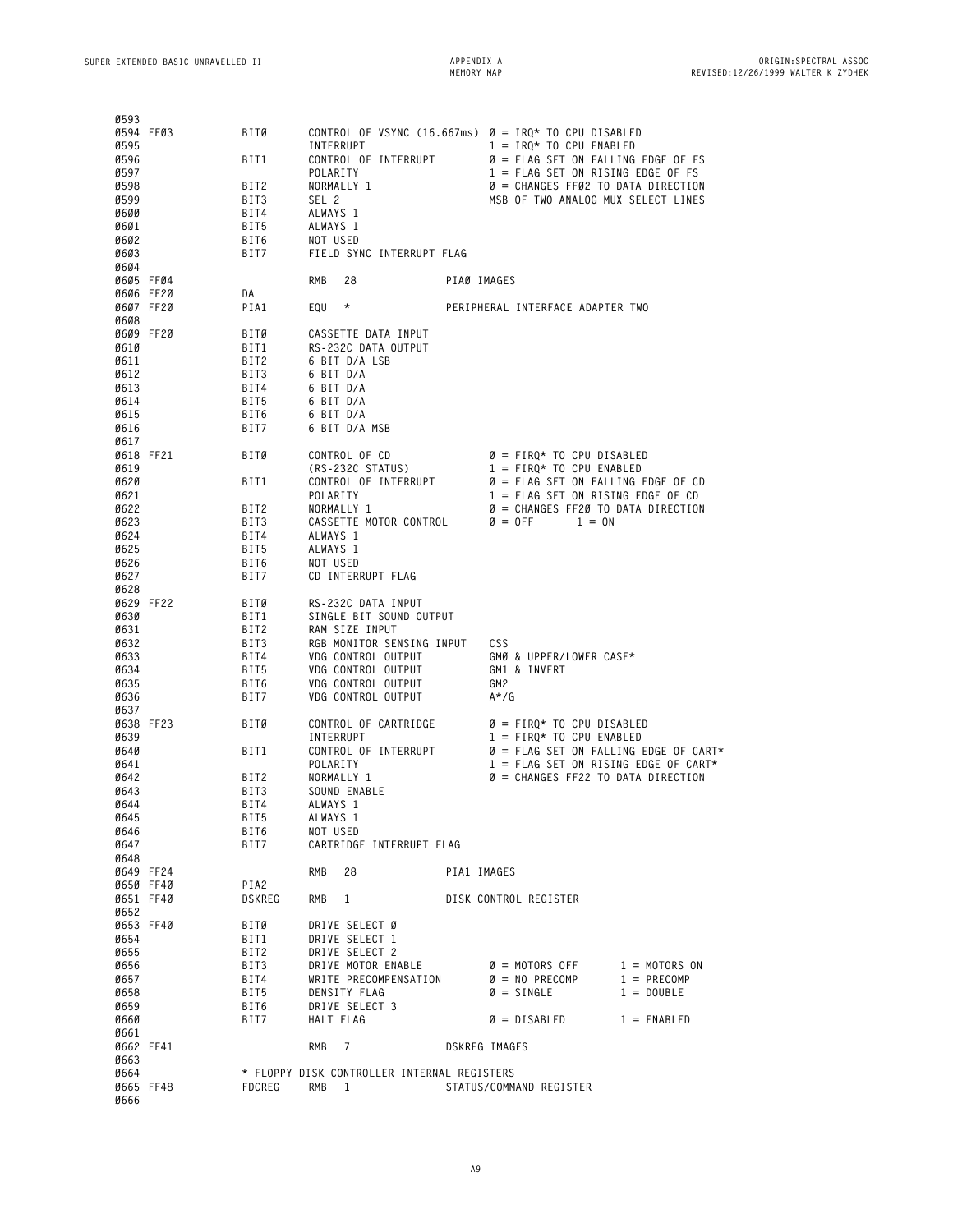```
0593
0594 FF03          BIT0      CONTROL OF VSYNC (16.667ms)  0 = IRQ* TO CPU DISABLED
0595                         INTERRUPT                    1 = IRQ* TO CPU ENABLED
0596               BIT1      CONTROL OF INTERRUPT         0 = FLAG SET ON FALLING EDGE OF FS
0597                         POLARITY                     1 = FLAG SET ON RISING EDGE OF FS
0598               BIT2      NORMALLY 1                   0 = CHANGES FF02 TO DATA DIRECTION
0599               BIT3      SEL 2                        MSB OF TWO ANALOG MUX SELECT LINES
0600               BIT4      ALWAYS 1
0601               BIT5      ALWAYS 1
0602               BIT6      NOT USED
0603               BIT7      FIELD SYNC INTERRUPT FLAG
0604
0605 FF04                    RMB  28             PIA0 IMAGES
0606 FF20          DA
0607 FF20          PIA1      EQU  *              PERIPHERAL INTERFACE ADAPTER TWO
0608
0609 FF20          BIT0      CASSETTE DATA INPUT
0610               BIT1      RS-232C DATA OUTPUT
0611               BIT2      6 BIT D/A LSB
0612               BIT3      6 BIT D/A
0613               BIT4      6 BIT D/A
0614               BIT5      6 BIT D/A
0615               BIT6      6 BIT D/A
0616               BIT7      6 BIT D/A MSB
0617
0618 FF21          BIT0      CONTROL OF CD                0 = FIRQ* TO CPU DISABLED
0619                         (RS-232C STATUS)             1 = FIRQ* TO CPU ENABLED
0620               BIT1      CONTROL OF INTERRUPT         0 = FLAG SET ON FALLING EDGE OF CD
0621                         POLARITY                     1 = FLAG SET ON RISING EDGE OF CD
0622               BIT2      NORMALLY 1                   0 = CHANGES FF20 TO DATA DIRECTION
0623               BIT3      CASSETTE MOTOR CONTROL       0 = OFF      1 = ON
0624               BIT4      ALWAYS 1
0625               BIT5      ALWAYS 1
0626               BIT6      NOT USED
0627               BIT7      CD INTERRUPT FLAG
0628
0629 FF22          BIT0      RS-232C DATA INPUT
0630               BIT1      SINGLE BIT SOUND OUTPUT
0631               BIT2      RAM SIZE INPUT
0632               BIT3      RGB MONITOR SENSING INPUT    CSS
0633               BIT4      VDG CONTROL OUTPUT           GM0 & UPPER/LOWER CASE*
0634               BIT5      VDG CONTROL OUTPUT           GM1 & INVERT
0635               BIT6      VDG CONTROL OUTPUT           GM2
0636               BIT7      VDG CONTROL OUTPUT           A*/G
0637
0638 FF23          BIT0      CONTROL OF CARTRIDGE         0 = FIRQ* TO CPU DISABLED
0639                         INTERRUPT                    1 = FIRQ* TO CPU ENABLED
0640               BIT1      CONTROL OF INTERRUPT         0 = FLAG SET ON FALLING EDGE OF CART*
0641                         POLARITY                     1 = FLAG SET ON RISING EDGE OF CART*
0642               BIT2      NORMALLY 1                   0 = CHANGES FF22 TO DATA DIRECTION
0643               BIT3      SOUND ENABLE
0644               BIT4      ALWAYS 1
0645               BIT5      ALWAYS 1
0646               BIT6      NOT USED
0647               BIT7      CARTRIDGE INTERRUPT FLAG
0648
0649 FF24                    RMB  28             PIA1 IMAGES
0650 FF40          PIA2
0651 FF40          DSKREG    RMB  1              DISK CONTROL REGISTER
0652
0653 FF40          BIT0      DRIVE SELECT 0
0654               BIT1      DRIVE SELECT 1
0655               BIT2      DRIVE SELECT 2
0656               BIT3      DRIVE MOTOR ENABLE           0 = MOTORS OFF      1 = MOTORS ON
0657               BIT4      WRITE PRECOMPENSATION        0 = NO PRECOMP      1 = PRECOMP
0658               BIT5      DENSITY FLAG                 0 = SINGLE          1 = DOUBLE
0659               BIT6      DRIVE SELECT 3
0660               BIT7      HALT FLAG                    0 = DISABLED        1 = ENABLED
0661
0662 FF41                    RMB  7              DSKREG IMAGES
0663
0664               * FLOPPY DISK CONTROLLER INTERNAL REGISTERS
0665 FF48          FDCREG    RMB  1              STATUS/COMMAND REGISTER
0666
```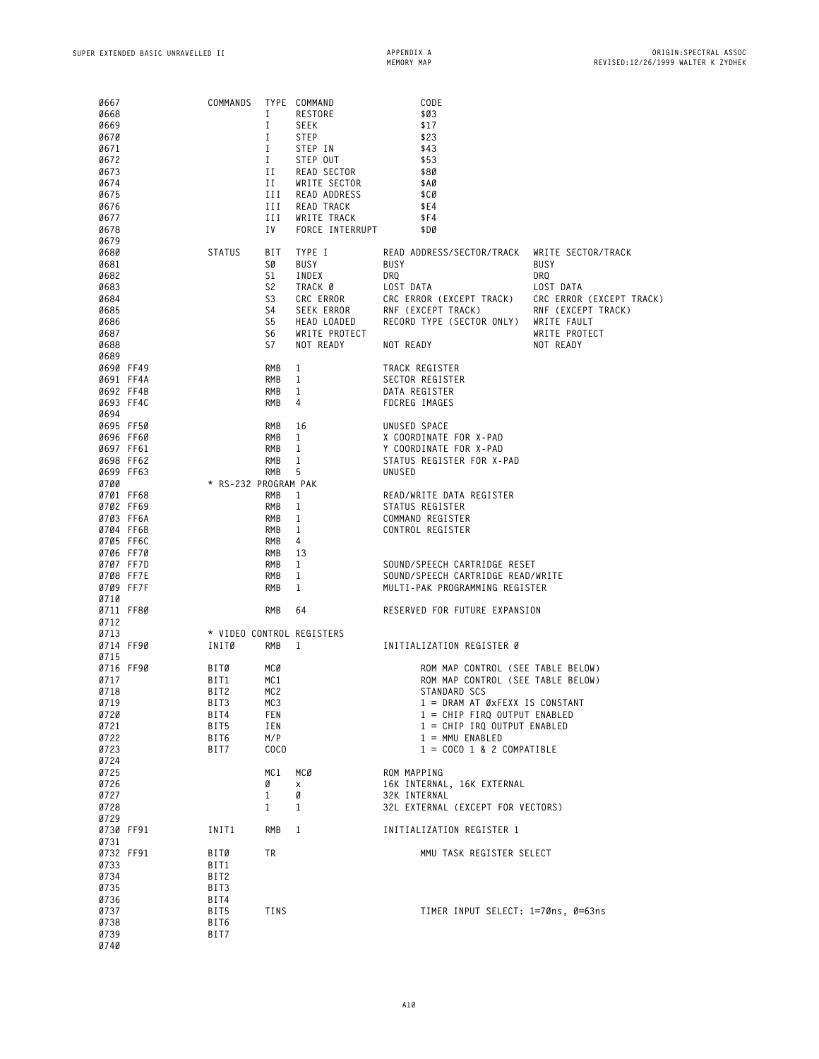```
0667                COMMANDS  TYPE  COMMAND          CODE
0668                          I     RESTORE          $03
0669                          I     SEEK             $17
0670                          I     STEP             $23
0671                          I     STEP IN          $43
0672                          I     STEP OUT         $53
0673                          II    READ SECTOR      $80
0674                          II    WRITE SECTOR     $A0
0675                          III   READ ADDRESS     $C0
0676                          III   READ TRACK       $E4
0677                          III   WRITE TRACK      $F4
0678                          IV    FORCE INTERRUPT  $D0
0679
0680                STATUS    BIT   TYPE I           READ ADDRESS/SECTOR/TRACK  WRITE SECTOR/TRACK
0681                          S0    BUSY             BUSY                       BUSY
0682                          S1    INDEX            DRQ                        DRQ
0683                          S2    TRACK 0          LOST DATA                  LOST DATA
0684                          S3    CRC ERROR        CRC ERROR (EXCEPT TRACK)   CRC ERROR (EXCEPT TRACK)
0685                          S4    SEEK ERROR       RNF (EXCEPT TRACK)         RNF (EXCEPT TRACK)
0686                          S5    HEAD LOADED      RECORD TYPE (SECTOR ONLY)  WRITE FAULT
0687                          S6    WRITE PROTECT                               WRITE PROTECT
0688                          S7    NOT READY        NOT READY                  NOT READY
0689
0690 FF49                     RMB   1                TRACK REGISTER
0691 FF4A                     RMB   1                SECTOR REGISTER
0692 FF4B                     RMB   1                DATA REGISTER
0693 FF4C                     RMB   4                FDCREG IMAGES
0694
0695 FF50                     RMB   16               UNUSED SPACE
0696 FF60                     RMB   1                X COORDINATE FOR X-PAD
0697 FF61                     RMB   1                Y COORDINATE FOR X-PAD
0698 FF62                     RMB   1                STATUS REGISTER FOR X-PAD
0699 FF63                     RMB   5                UNUSED
0700                * RS-232 PROGRAM PAK
0701 FF68                     RMB   1                READ/WRITE DATA REGISTER
0702 FF69                     RMB   1                STATUS REGISTER
0703 FF6A                     RMB   1                COMMAND REGISTER
0704 FF6B                     RMB   1                CONTROL REGISTER
0705 FF6C                     RMB   4
0706 FF70                     RMB   13
0707 FF7D                     RMB   1                SOUND/SPEECH CARTRIDGE RESET
0708 FF7E                     RMB   1                SOUND/SPEECH CARTRIDGE READ/WRITE
0709 FF7F                     RMB   1                MULTI-PAK PROGRAMMING REGISTER
0710
0711 FF80                     RMB   64               RESERVED FOR FUTURE EXPANSION
0712
0713                * VIDEO CONTROL REGISTERS
0714 FF90           INIT0     RMB   1                INITIALIZATION REGISTER 0
0715
0716 FF90           BIT0      MC0                          ROM MAP CONTROL (SEE TABLE BELOW)
0717                BIT1      MC1                          ROM MAP CONTROL (SEE TABLE BELOW)
0718                BIT2      MC2                          STANDARD SCS
0719                BIT3      MC3                          1 = DRAM AT 0xFEXX IS CONSTANT
0720                BIT4      FEN                          1 = CHIP FIRQ OUTPUT ENABLED
0721                BIT5      IEN                          1 = CHIP IRQ OUTPUT ENABLED
0722                BIT6      M/P                          1 = MMU ENABLED
0723                BIT7      COCO                         1 = COCO 1 & 2 COMPATIBLE
0724
0725                          MC1   MC0              ROM MAPPING
0726                          0     x                16K INTERNAL, 16K EXTERNAL
0727                          1     0                32K INTERNAL
0728                          1     1                32L EXTERNAL (EXCEPT FOR VECTORS)
0729
0730 FF91           INIT1     RMB   1                INITIALIZATION REGISTER 1
0731
0732 FF91           BIT0      TR                           MMU TASK REGISTER SELECT
0733                BIT1
0734                BIT2
0735                BIT3
0736                BIT4
0737                BIT5      TINS                         TIMER INPUT SELECT: 1=70ns, 0=63ns
0738                BIT6
0739                BIT7
0740
```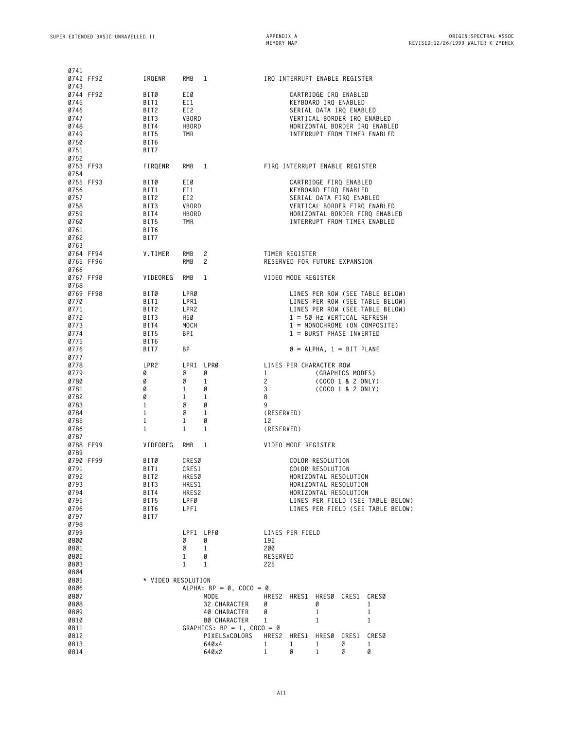```
0741
0742 FF92          IRQENR   RMB  1              IRQ INTERRUPT ENABLE REGISTER
0743
0744 FF92          BIT0     EI0                       CARTRIDGE IRQ ENABLED
0745               BIT1     EI1                       KEYBOARD IRQ ENABLED
0746               BIT2     EI2                       SERIAL DATA IRQ ENABLED
0747               BIT3     VBORD                     VERTICAL BORDER IRQ ENABLED
0748               BIT4     HBORD                     HORIZONTAL BORDER IRQ ENABLED
0749               BIT5     TMR                       INTERRUPT FROM TIMER ENABLED
0750               BIT6
0751               BIT7
0752
0753 FF93          FIRQENR  RMB  1              FIRQ INTERRUPT ENABLE REGISTER
0754
0755 FF93          BIT0     EI0                       CARTRIDGE FIRQ ENABLED
0756               BIT1     EI1                       KEYBOARD FIRQ ENABLED
0757               BIT2     EI2                       SERIAL DATA FIRQ ENABLED
0758               BIT3     VBORD                     VERTICAL BORDER FIRQ ENABLED
0759               BIT4     HBORD                     HORIZONTAL BORDER FIRQ ENABLED
0760               BIT5     TMR                       INTERRUPT FROM TIMER ENABLED
0761               BIT6
0762               BIT7
0763
0764 FF94          V.TIMER  RMB  2              TIMER REGISTER
0765 FF96                   RMB  2              RESERVED FOR FUTURE EXPANSION
0766
0767 FF98          VIDEOREG RMB  1              VIDEO MODE REGISTER
0768
0769 FF98          BIT0     LPR0                      LINES PER ROW (SEE TABLE BELOW)
0770               BIT1     LPR1                      LINES PER ROW (SEE TABLE BELOW)
0771               BIT2     LPR2                      LINES PER ROW (SEE TABLE BELOW)
0772               BIT3     H50                       1 = 50 Hz VERTICAL REFRESH
0773               BIT4     MOCH                      1 = MONOCHROME (ON COMPOSITE)
0774               BIT5     BPI                       1 = BURST PHASE INVERTED
0775               BIT6
0776               BIT7     BP                        0 = ALPHA, 1 = BIT PLANE
0777
0778               LPR2     LPR1 LPR0           LINES PER CHARACTER ROW
0779               0        0    0              1          (GRAPHICS MODES)
0780               0        0    1              2          (COCO 1 & 2 ONLY)
0781               0        1    0              3          (COCO 1 & 2 ONLY)
0782               0        1    1              8
0783               1        0    0              9
0784               1        0    1              (RESERVED)
0785               1        1    0              12
0786               1        1    1              (RESERVED)
0787
0788 FF99          VIDEOREG RMB  1              VIDEO MODE REGISTER
0789
0790 FF99          BIT0     CRES0                     COLOR RESOLUTION
0791               BIT1     CRES1                     COLOR RESOLUTION
0792               BIT2     HRES0                     HORIZONTAL RESOLUTION
0793               BIT3     HRES1                     HORIZONTAL RESOLUTION
0794               BIT4     HRES2                     HORIZONTAL RESOLUTION
0795               BIT5     LPF0                      LINES PER FIELD (SEE TABLE BELOW)
0796               BIT6     LPF1                      LINES PER FIELD (SEE TABLE BELOW)
0797               BIT7
0798
0799                        LPF1 LPF0           LINES PER FIELD
0800                        0    0              192
0801                        0    1              200
0802                        1    0              RESERVED
0803                        1    1              225
0804
0805               * VIDEO RESOLUTION
0806                        ALPHA: BP = 0, COCO = 0
0807                             MODE           HRES2  HRES1  HRES0  CRES1  CRES0
0808                             32 CHARACTER   0             0             1
0809                             40 CHARACTER   0             1             1
0810                             80 CHARACTER   1             1             1
0811                        GRAPHICS: BP = 1, COCO = 0
0812                             PIXELSxCOLORS  HRES2  HRES1  HRES0  CRES1  CRES0
0813                             640x4          1      1      1      0      1
0814                             640x2          1      0      1      0      0
```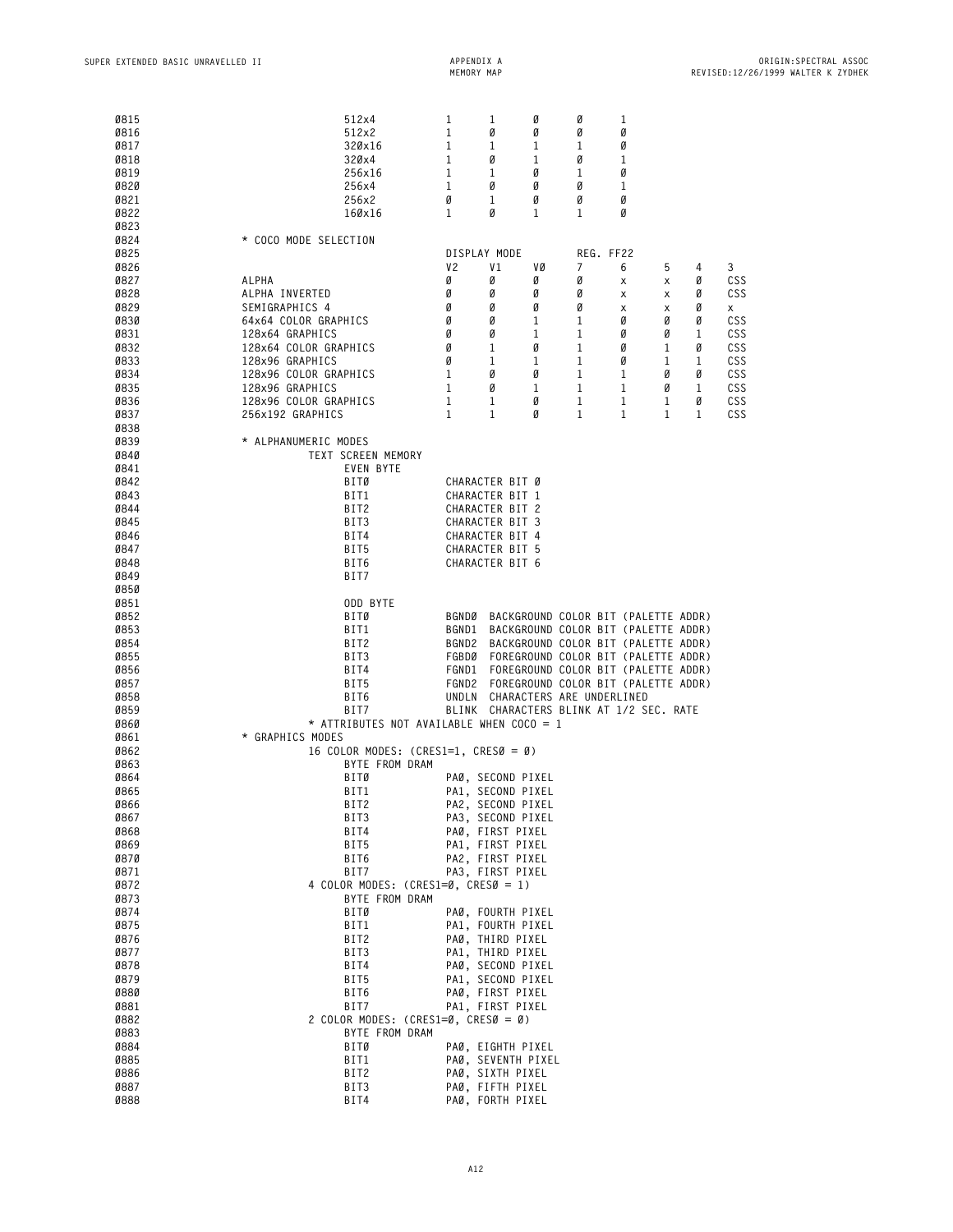```
0815                    512x4       1    1    Ø    Ø    1
0816                    512x2       1    Ø    Ø    Ø    Ø
0817                    32Øx16      1    1    1    1    Ø
0818                    32Øx4       1    Ø    1    Ø    1
0819                    256x16      1    1    Ø    1    Ø
082Ø                    256x4       1    Ø    Ø    Ø    1
0821                    256x2       Ø    1    Ø    Ø    Ø
0822                    16Øx16      1    Ø    1    1    Ø
0823
0824         * COCO MODE SELECTION
0825                                DISPLAY MODE        REG. FF22
0826                                V2   V1   VØ        7    6    5    4    3
0827         ALPHA                  Ø    Ø    Ø         Ø    x    x    Ø    CSS
0828         ALPHA INVERTED         Ø    Ø    Ø         Ø    x    x    Ø    CSS
0829         SEMIGRAPHICS 4         Ø    Ø    Ø         Ø    x    x    Ø    x
083Ø         64x64 COLOR GRAPHICS   Ø    Ø    1         1    Ø    Ø    Ø    CSS
0831         128x64 GRAPHICS        Ø    Ø    1         1    Ø    Ø    1    CSS
0832         128x64 COLOR GRAPHICS  Ø    1    Ø         1    Ø    1    Ø    CSS
0833         128x96 GRAPHICS        Ø    1    1         1    Ø    1    1    CSS
0834         128x96 COLOR GRAPHICS  1    Ø    Ø         1    1    Ø    Ø    CSS
0835         128x96 GRAPHICS        1    Ø    1         1    1    Ø    1    CSS
0836         128x96 COLOR GRAPHICS  1    1    Ø         1    1    1    Ø    CSS
0837         256x192 GRAPHICS       1    1    Ø         1    1    1    1    CSS
0838
0839         * ALPHANUMERIC MODES
084Ø                TEXT SCREEN MEMORY
0841                   EVEN BYTE
0842                      BITØ         CHARACTER BIT Ø
0843                      BIT1         CHARACTER BIT 1
0844                      BIT2         CHARACTER BIT 2
0845                      BIT3         CHARACTER BIT 3
0846                      BIT4         CHARACTER BIT 4
0847                      BIT5         CHARACTER BIT 5
0848                      BIT6         CHARACTER BIT 6
0849                      BIT7
085Ø
0851                   ODD BYTE
0852                      BITØ         BGNDØ  BACKGROUND COLOR BIT (PALETTE ADDR)
0853                      BIT1         BGND1  BACKGROUND COLOR BIT (PALETTE ADDR)
0854                      BIT2         BGND2  BACKGROUND COLOR BIT (PALETTE ADDR)
0855                      BIT3         FGBDØ  FOREGROUND COLOR BIT (PALETTE ADDR)
0856                      BIT4         FGND1  FOREGROUND COLOR BIT (PALETTE ADDR)
0857                      BIT5         FGND2  FOREGROUND COLOR BIT (PALETTE ADDR)
0858                      BIT6         UNDLN  CHARACTERS ARE UNDERLINED
0859                      BIT7         BLINK  CHARACTERS BLINK AT 1/2 SEC. RATE
086Ø                * ATTRIBUTES NOT AVAILABLE WHEN COCO = 1
0861         * GRAPHICS MODES
0862                16 COLOR MODES: (CRES1=1, CRESØ = Ø)
0863                   BYTE FROM DRAM
0864                      BITØ         PAØ, SECOND PIXEL
0865                      BIT1         PA1, SECOND PIXEL
0866                      BIT2         PA2, SECOND PIXEL
0867                      BIT3         PA3, SECOND PIXEL
0868                      BIT4         PAØ, FIRST PIXEL
0869                      BIT5         PA1, FIRST PIXEL
087Ø                      BIT6         PA2, FIRST PIXEL
0871                      BIT7         PA3, FIRST PIXEL
0872                4 COLOR MODES: (CRES1=Ø, CRESØ = 1)
0873                   BYTE FROM DRAM
0874                      BITØ         PAØ, FOURTH PIXEL
0875                      BIT1         PA1, FOURTH PIXEL
0876                      BIT2         PAØ, THIRD PIXEL
0877                      BIT3         PA1, THIRD PIXEL
0878                      BIT4         PAØ, SECOND PIXEL
0879                      BIT5         PA1, SECOND PIXEL
088Ø                      BIT6         PAØ, FIRST PIXEL
0881                      BIT7         PA1, FIRST PIXEL
0882                2 COLOR MODES: (CRES1=Ø, CRESØ = Ø)
0883                   BYTE FROM DRAM
0884                      BITØ         PAØ, EIGHTH PIXEL
0885                      BIT1         PAØ, SEVENTH PIXEL
0886                      BIT2         PAØ, SIXTH PIXEL
0887                      BIT3         PAØ, FIFTH PIXEL
0888                      BIT4         PAØ, FORTH PIXEL
```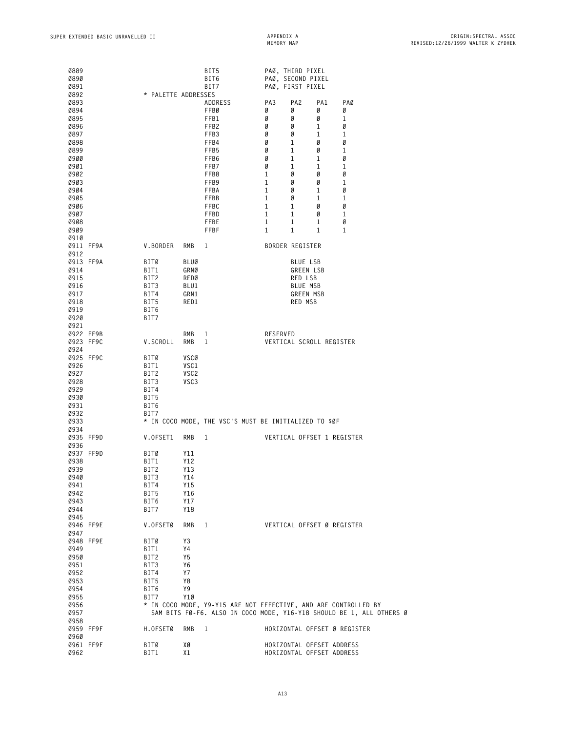```
0889                                BIT5           PA0, THIRD PIXEL
0890                                BIT6           PA0, SECOND PIXEL
0891                                BIT7           PA0, FIRST PIXEL
0892                * PALETTE ADDRESSES
0893                                ADDRESS        PA3    PA2    PA1    PA0
0894                                FFB0           0      0      0      0
0895                                FFB1           0      0      0      1
0896                                FFB2           0      0      1      0
0897                                FFB3           0      0      1      1
0898                                FFB4           0      1      0      0
0899                                FFB5           0      1      0      1
0900                                FFB6           0      1      1      0
0901                                FFB7           0      1      1      1
0902                                FFB8           1      0      0      0
0903                                FFB9           1      0      0      1
0904                                FFBA           1      0      1      0
0905                                FFBB           1      0      1      1
0906                                FFBC           1      1      0      0
0907                                FFBD           1      1      0      1
0908                                FFBE           1      1      1      0
0909                                FFBF           1      1      1      1
0910
0911 FF9A       V.BORDER   RMB   1                 BORDER REGISTER
0912
0913 FF9A       BIT0       BLU0                         BLUE LSB
0914            BIT1       GRN0                         GREEN LSB
0915            BIT2       RED0                         RED LSB
0916            BIT3       BLU1                         BLUE MSB
0917            BIT4       GRN1                         GREEN MSB
0918            BIT5       RED1                         RED MSB
0919            BIT6
0920            BIT7
0921
0922 FF9B                  RMB   1                 RESERVED
0923 FF9C       V.SCROLL   RMB   1                 VERTICAL SCROLL REGISTER
0924
0925 FF9C       BIT0       VSC0
0926            BIT1       VSC1
0927            BIT2       VSC2
0928            BIT3       VSC3
0929            BIT4
0930            BIT5
0931            BIT6
0932            BIT7
0933            * IN COCO MODE, THE VSC'S MUST BE INITIALIZED TO $0F
0934
0935 FF9D       V.OFSET1   RMB   1                 VERTICAL OFFSET 1 REGISTER
0936
0937 FF9D       BIT0       Y11
0938            BIT1       Y12
0939            BIT2       Y13
0940            BIT3       Y14
0941            BIT4       Y15
0942            BIT5       Y16
0943            BIT6       Y17
0944            BIT7       Y18
0945
0946 FF9E       V.OFSET0   RMB   1                 VERTICAL OFFSET 0 REGISTER
0947
0948 FF9E       BIT0       Y3
0949            BIT1       Y4
0950            BIT2       Y5
0951            BIT3       Y6
0952            BIT4       Y7
0953            BIT5       Y8
0954            BIT6       Y9
0955            BIT7       Y10
0956            * IN COCO MODE, Y9-Y15 ARE NOT EFFECTIVE, AND ARE CONTROLLED BY
0957              SAM BITS F0-F6. ALSO IN COCO MODE, Y16-Y18 SHOULD BE 1, ALL OTHERS 0
0958
0959 FF9F       H.OFSET0   RMB   1                 HORIZONTAL OFFSET 0 REGISTER
0960
0961 FF9F       BIT0       X0                      HORIZONTAL OFFSET ADDRESS
0962            BIT1       X1                      HORIZONTAL OFFSET ADDRESS
```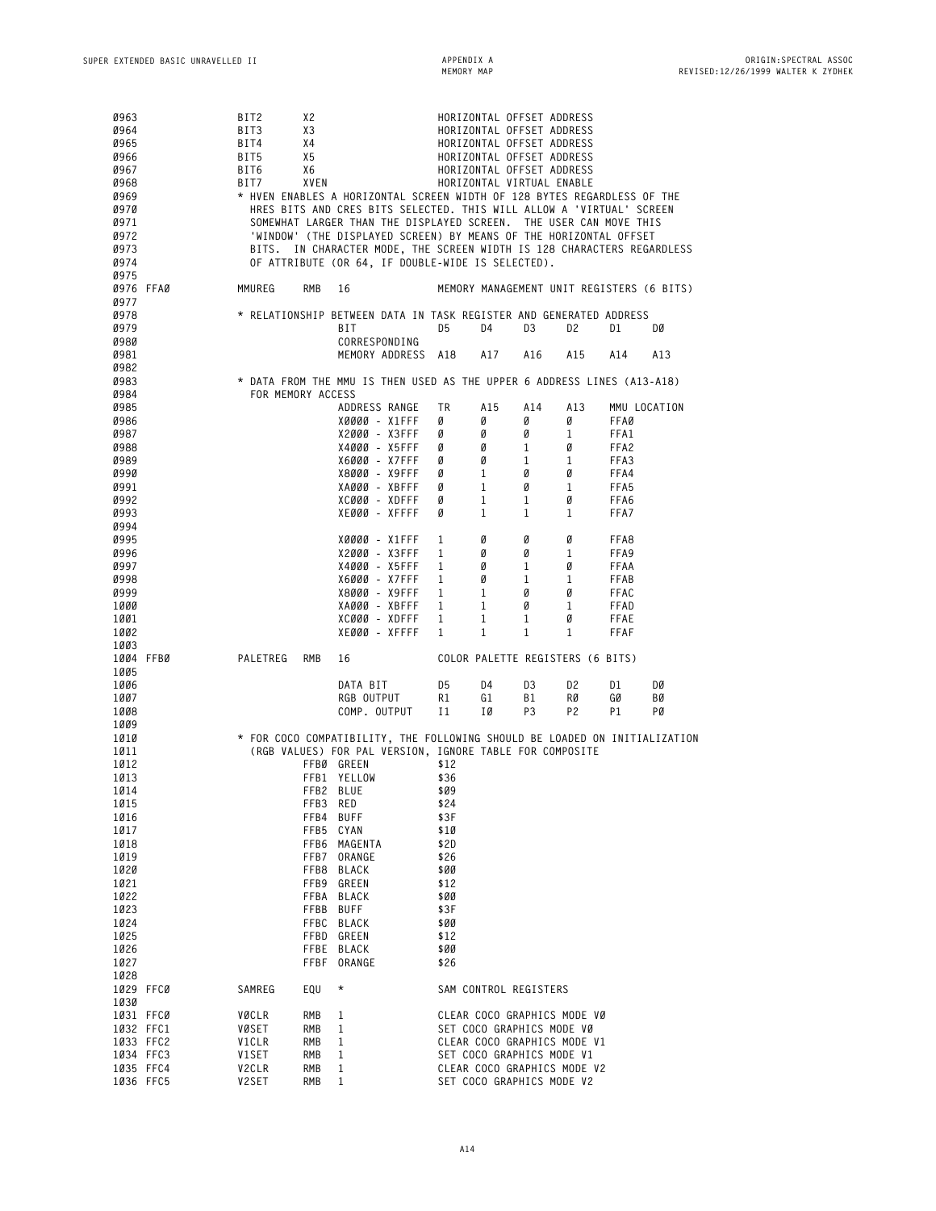```
0963            BIT2     X2                      HORIZONTAL OFFSET ADDRESS
0964            BIT3     X3                      HORIZONTAL OFFSET ADDRESS
0965            BIT4     X4                      HORIZONTAL OFFSET ADDRESS
0966            BIT5     X5                      HORIZONTAL OFFSET ADDRESS
0967            BIT6     X6                      HORIZONTAL OFFSET ADDRESS
0968            BIT7     XVEN                    HORIZONTAL VIRTUAL ENABLE
0969            * HVEN ENABLES A HORIZONTAL SCREEN WIDTH OF 128 BYTES REGARDLESS OF THE
0970              HRES BITS AND CRES BITS SELECTED. THIS WILL ALLOW A 'VIRTUAL' SCREEN
0971              SOMEWHAT LARGER THAN THE DISPLAYED SCREEN.  THE USER CAN MOVE THIS
0972              'WINDOW' (THE DISPLAYED SCREEN) BY MEANS OF THE HORIZONTAL OFFSET
0973              BITS.  IN CHARACTER MODE, THE SCREEN WIDTH IS 128 CHARACTERS REGARDLESS
0974              OF ATTRIBUTE (OR 64, IF DOUBLE-WIDE IS SELECTED).
0975
0976 FFA0       MMUREG   RMB  16                 MEMORY MANAGEMENT UNIT REGISTERS (6 BITS)
0977
0978            * RELATIONSHIP BETWEEN DATA IN TASK REGISTER AND GENERATED ADDRESS
0979                          BIT              D5    D4    D3    D2    D1    D0
0980                          CORRESPONDING
0981                          MEMORY ADDRESS  A18   A17   A16   A15   A14   A13
0982
0983            * DATA FROM THE MMU IS THEN USED AS THE UPPER 6 ADDRESS LINES (A13-A18)
0984              FOR MEMORY ACCESS
0985                          ADDRESS RANGE   TR    A15   A14   A13   MMU LOCATION
0986                          X0000 - X1FFF   0     0     0     0     FFA0
0987                          X2000 - X3FFF   0     0     0     1     FFA1
0988                          X4000 - X5FFF   0     0     1     0     FFA2
0989                          X6000 - X7FFF   0     0     1     1     FFA3
0990                          X8000 - X9FFF   0     1     0     0     FFA4
0991                          XA000 - XBFFF   0     1     0     1     FFA5
0992                          XC000 - XDFFF   0     1     1     0     FFA6
0993                          XE000 - XFFFF   0     1     1     1     FFA7
0994
0995                          X0000 - X1FFF   1     0     0     0     FFA8
0996                          X2000 - X3FFF   1     0     0     1     FFA9
0997                          X4000 - X5FFF   1     0     1     0     FFAA
0998                          X6000 - X7FFF   1     0     1     1     FFAB
0999                          X8000 - X9FFF   1     1     0     0     FFAC
1000                          XA000 - XBFFF   1     1     0     1     FFAD
1001                          XC000 - XDFFF   1     1     1     0     FFAE
1002                          XE000 - XFFFF   1     1     1     1     FFAF
1003
1004 FFB0       PALETREG RMB  16                 COLOR PALETTE REGISTERS (6 BITS)
1005
1006                          DATA BIT         D5    D4    D3    D2    D1    D0
1007                          RGB OUTPUT       R1    G1    B1    R0    G0    B0
1008                          COMP. OUTPUT     I1    I0    P3    P2    P1    P0
1009
1010            * FOR COCO COMPATIBILITY, THE FOLLOWING SHOULD BE LOADED ON INITIALIZATION
1011              (RGB VALUES) FOR PAL VERSION, IGNORE TABLE FOR COMPOSITE
1012                      FFB0  GREEN          $12
1013                      FFB1  YELLOW         $36
1014                      FFB2  BLUE           $09
1015                      FFB3  RED            $24
1016                      FFB4  BUFF           $3F
1017                      FFB5  CYAN           $10
1018                      FFB6  MAGENTA        $2D
1019                      FFB7  ORANGE         $26
1020                      FFB8  BLACK          $00
1021                      FFB9  GREEN          $12
1022                      FFBA  BLACK          $00
1023                      FFBB  BUFF           $3F
1024                      FFBC  BLACK          $00
1025                      FFBD  GREEN          $12
1026                      FFBE  BLACK          $00
1027                      FFBF  ORANGE         $26
1028
1029 FFC0       SAMREG   EQU  *                  SAM CONTROL REGISTERS
1030
1031 FFC0       V0CLR    RMB  1                  CLEAR COCO GRAPHICS MODE V0
1032 FFC1       V0SET    RMB  1                  SET COCO GRAPHICS MODE V0
1033 FFC2       V1CLR    RMB  1                  CLEAR COCO GRAPHICS MODE V1
1034 FFC3       V1SET    RMB  1                  SET COCO GRAPHICS MODE V1
1035 FFC4       V2CLR    RMB  1                  CLEAR COCO GRAPHICS MODE V2
1036 FFC5       V2SET    RMB  1                  SET COCO GRAPHICS MODE V2
```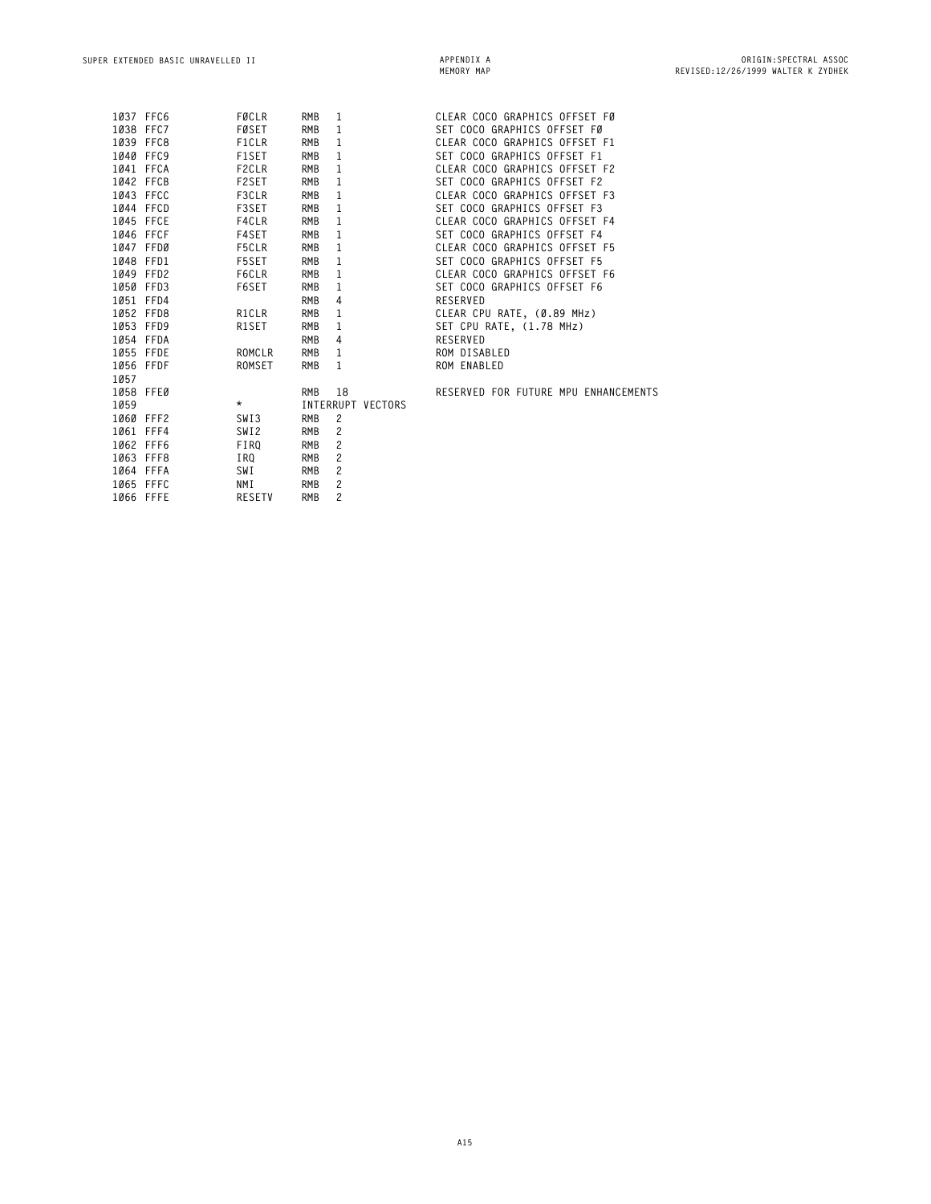```
1037 FFC6      F0CLR   RMB  1              CLEAR COCO GRAPHICS OFFSET F0
1038 FFC7      F0SET   RMB  1              SET COCO GRAPHICS OFFSET F0
1039 FFC8      F1CLR   RMB  1              CLEAR COCO GRAPHICS OFFSET F1
1040 FFC9      F1SET   RMB  1              SET COCO GRAPHICS OFFSET F1
1041 FFCA      F2CLR   RMB  1              CLEAR COCO GRAPHICS OFFSET F2
1042 FFCB      F2SET   RMB  1              SET COCO GRAPHICS OFFSET F2
1043 FFCC      F3CLR   RMB  1              CLEAR COCO GRAPHICS OFFSET F3
1044 FFCD      F3SET   RMB  1              SET COCO GRAPHICS OFFSET F3
1045 FFCE      F4CLR   RMB  1              CLEAR COCO GRAPHICS OFFSET F4
1046 FFCF      F4SET   RMB  1              SET COCO GRAPHICS OFFSET F4
1047 FFD0      F5CLR   RMB  1              CLEAR COCO GRAPHICS OFFSET F5
1048 FFD1      F5SET   RMB  1              SET COCO GRAPHICS OFFSET F5
1049 FFD2      F6CLR   RMB  1              CLEAR COCO GRAPHICS OFFSET F6
1050 FFD3      F6SET   RMB  1              SET COCO GRAPHICS OFFSET F6
1051 FFD4              RMB  4              RESERVED
1052 FFD8      R1CLR   RMB  1              CLEAR CPU RATE, (0.89 MHz)
1053 FFD9      R1SET   RMB  1              SET CPU RATE, (1.78 MHz)
1054 FFDA              RMB  4              RESERVED
1055 FFDE      ROMCLR  RMB  1              ROM DISABLED
1056 FFDF      ROMSET  RMB  1              ROM ENABLED
1057
1058 FFE0              RMB  18             RESERVED FOR FUTURE MPU ENHANCEMENTS
1059           *       INTERRUPT VECTORS
1060 FFF2      SWI3    RMB  2
1061 FFF4      SWI2    RMB  2
1062 FFF6      FIRQ    RMB  2
1063 FFF8      IRQ     RMB  2
1064 FFFA      SWI     RMB  2
1065 FFFC      NMI     RMB  2
1066 FFFE      RESETV  RMB  2
```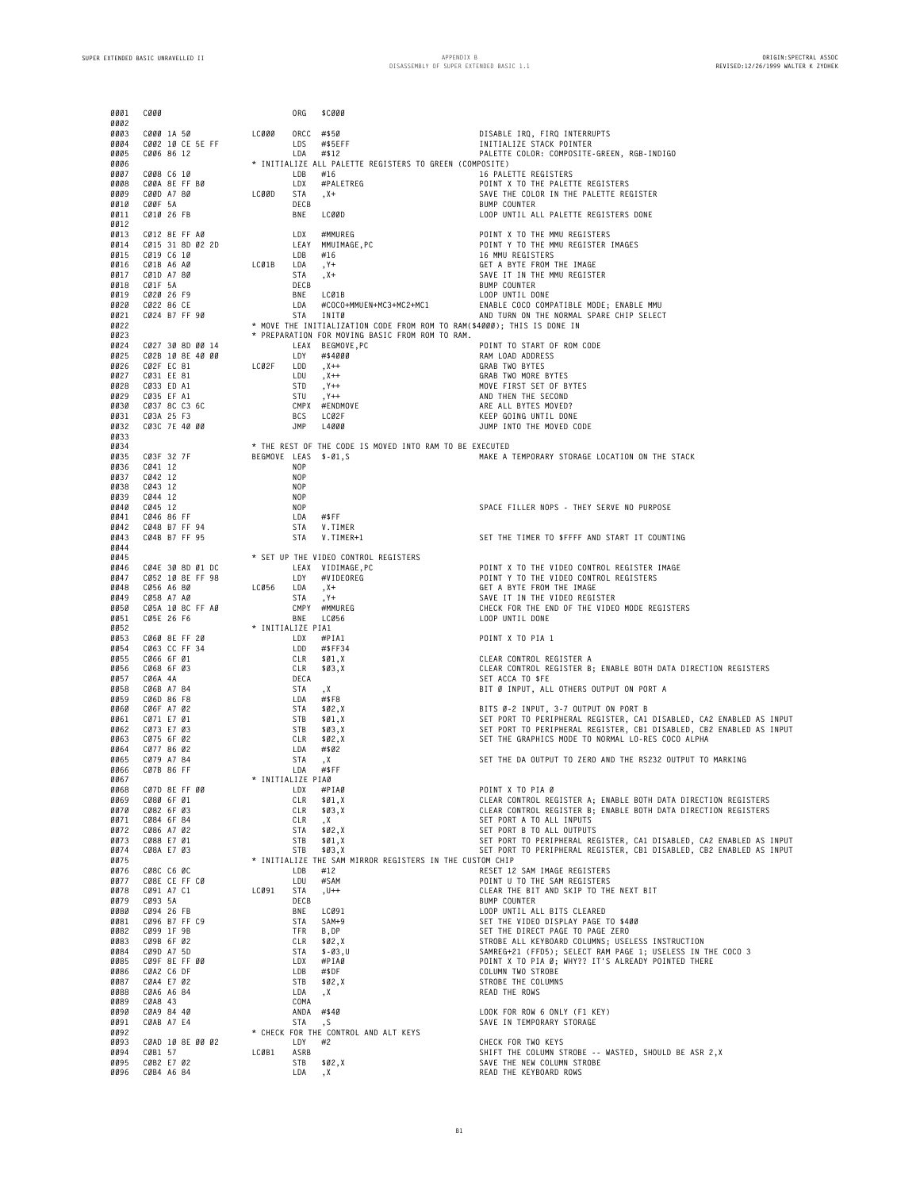```
0001  C000                       ORG   $C000
0002
0003  C000 1A 50          LC000  ORCC  #$50                        DISABLE IRQ, FIRQ INTERRUPTS
0004  C002 10 CE 5E FF           LDS   #$5EFF                      INITIALIZE STACK POINTER
0005  C006 86 12                 LDA   #$12                        PALETTE COLOR: COMPOSITE-GREEN, RGB-INDIGO
0006                      * INITIALIZE ALL PALETTE REGISTERS TO GREEN (COMPOSITE)
0007  C008 C6 10                 LDB   #16                         16 PALETTE REGISTERS
0008  C00A 8E FF B0              LDX   #PALETREG                   POINT X TO THE PALETTE REGISTERS
0009  C00D A7 80          LC00D  STA   ,X+                         SAVE THE COLOR IN THE PALETTE REGISTER
0010  C00F 5A                    DECB                              BUMP COUNTER
0011  C010 26 FB                 BNE   LC00D                       LOOP UNTIL ALL PALETTE REGISTERS DONE
0012
0013  C012 8E FF A0              LDX   #MMUREG                     POINT X TO THE MMU REGISTERS
0014  C015 31 8D 02 2D           LEAY  MMUIMAGE,PC                 POINT Y TO THE MMU REGISTER IMAGES
0015  C019 C6 10                 LDB   #16                         16 MMU REGISTERS
0016  C01B A6 A0          LC01B  LDA   ,Y+                         GET A BYTE FROM THE IMAGE
0017  C01D A7 80                 STA   ,X+                         SAVE IT IN THE MMU REGISTER
0018  C01F 5A                    DECB                              BUMP COUNTER
0019  C020 26 F9                 BNE   LC01B                       LOOP UNTIL DONE
0020  C022 86 CE                 LDA   #COCO+MMUEN+MC3+MC2+MC1     ENABLE COCO COMPATIBLE MODE; ENABLE MMU
0021  C024 B7 FF 90              STA   INIT0                       AND TURN ON THE NORMAL SPARE CHIP SELECT
0022                      * MOVE THE INITIALIZATION CODE FROM ROM TO RAM($4000); THIS IS DONE IN
0023                      * PREPARATION FOR MOVING BASIC FROM ROM TO RAM.
0024  C027 30 8D 00 14           LEAX  BEGMOVE,PC                  POINT TO START OF ROM CODE
0025  C02B 10 8E 40 00           LDY   #$4000                      RAM LOAD ADDRESS
0026  C02F EC 81          LC02F  LDD   ,X++                        GRAB TWO BYTES
0027  C031 EE 81                 LDU   ,X++                        GRAB TWO MORE BYTES
0028  C033 ED A1                 STD   ,Y++                        MOVE FIRST SET OF BYTES
0029  C035 EF A1                 STU   ,Y++                        AND THEN THE SECOND
0030  C037 8C C3 6C              CMPX  #ENDMOVE                    ARE ALL BYTES MOVED?
0031  C03A 25 F3                 BCS   LC02F                       KEEP GOING UNTIL DONE
0032  C03C 7E 40 00              JMP   L4000                       JUMP INTO THE MOVED CODE
0033
0034                      * THE REST OF THE CODE IS MOVED INTO RAM TO BE EXECUTED
0035  C03F 32 7F          BEGMOVE LEAS $-01,S                      MAKE A TEMPORARY STORAGE LOCATION ON THE STACK
0036  C041 12                    NOP
0037  C042 12                    NOP
0038  C043 12                    NOP
0039  C044 12                    NOP
0040  C045 12                    NOP                               SPACE FILLER NOPS - THEY SERVE NO PURPOSE
0041  C046 86 FF                 LDA   #$FF
0042  C048 B7 FF 94              STA   V.TIMER
0043  C04B B7 FF 95              STA   V.TIMER+1                   SET THE TIMER TO $FFFF AND START IT COUNTING
0044
0045                      * SET UP THE VIDEO CONTROL REGISTERS
0046  C04E 30 8D 01 DC           LEAX  VIDIMAGE,PC                 POINT X TO THE VIDEO CONTROL REGISTER IMAGE
0047  C052 10 8E FF 98           LDY   #VIDEOREG                   POINT Y TO THE VIDEO CONTROL REGISTERS
0048  C056 A6 80          LC056  LDA   ,X+                         GET A BYTE FROM THE IMAGE
0049  C058 A7 A0                 STA   ,Y+                         SAVE IT IN THE VIDEO REGISTER
0050  C05A 10 8C FF A0           CMPY  #MMUREG                     CHECK FOR THE END OF THE VIDEO MODE REGISTERS
0051  C05E 26 F6                 BNE   LC056                       LOOP UNTIL DONE
0052                      * INITIALIZE PIA1
0053  C060 8E FF 20              LDX   #PIA1                       POINT X TO PIA 1
0054  C063 CC FF 34              LDD   #$FF34
0055  C066 6F 01                 CLR   $01,X                       CLEAR CONTROL REGISTER A
0056  C068 6F 03                 CLR   $03,X                       CLEAR CONTROL REGISTER B; ENABLE BOTH DATA DIRECTION REGISTERS
0057  C06A 4A                    DECA                              SET ACCA TO $FE
0058  C06B A7 84                 STA   ,X                          BIT 0 INPUT, ALL OTHERS OUTPUT ON PORT A
0059  C06D 86 F8                 LDA   #$F8
0060  C06F A7 02                 STA   $02,X                       BITS 0-2 INPUT, 3-7 OUTPUT ON PORT B
0061  C071 E7 01                 STB   $01,X                       SET PORT TO PERIPHERAL REGISTER, CA1 DISABLED, CA2 ENABLED AS INPUT
0062  C073 E7 03                 STB   $03,X                       SET PORT TO PERIPHERAL REGISTER, CB1 DISABLED, CB2 ENABLED AS INPUT
0063  C075 6F 02                 CLR   $02,X                       SET THE GRAPHICS MODE TO NORMAL LO-RES COCO ALPHA
0064  C077 86 02                 LDA   #$02
0065  C079 A7 84                 STA   ,X                          SET THE DA OUTPUT TO ZERO AND THE RS232 OUTPUT TO MARKING
0066  C07B 86 FF                 LDA   #$FF
0067                      * INITIALIZE PIA0
0068  C07D 8E FF 00              LDX   #PIA0                       POINT X TO PIA 0
0069  C080 6F 01                 CLR   $01,X                       CLEAR CONTROL REGISTER A; ENABLE BOTH DATA DIRECTION REGISTERS
0070  C082 6F 03                 CLR   $03,X                       CLEAR CONTROL REGISTER B; ENABLE BOTH DATA DIRECTION REGISTERS
0071  C084 6F 84                 CLR   ,X                          SET PORT A TO ALL INPUTS
0072  C086 A7 02                 STA   $02,X                       SET PORT B TO ALL OUTPUTS
0073  C088 E7 01                 STB   $01,X                       SET PORT TO PERIPHERAL REGISTER, CA1 DISABLED, CA2 ENABLED AS INPUT
0074  C08A E7 03                 STB   $03,X                       SET PORT TO PERIPHERAL REGISTER, CB1 DISABLED, CB2 ENABLED AS INPUT
0075                      * INITIALIZE THE SAM MIRROR REGISTERS IN THE CUSTOM CHIP
0076  C08C C6 0C                 LDB   #12                         RESET 12 SAM IMAGE REGISTERS
0077  C08E CE FF C0              LDU   #SAM                        POINT U TO THE SAM REGISTERS
0078  C091 A7 C1          LC091  STA   ,U++                        CLEAR THE BIT AND SKIP TO THE NEXT BIT
0079  C093 5A                    DECB                              BUMP COUNTER
0080  C094 26 FB                 BNE   LC091                       LOOP UNTIL ALL BITS CLEARED
0081  C096 B7 FF C9              STA   SAM+9                       SET THE VIDEO DISPLAY PAGE TO $400
0082  C099 1F 9B                 TFR   B,DP                        SET THE DIRECT PAGE TO PAGE ZERO
0083  C09B 6F 02                 CLR   $02,X                       STROBE ALL KEYBOARD COLUMNS; USELESS INSTRUCTION
0084  C09D A7 5D                 STA   $-03,U                      SAMREG+21 (FFD5); SELECT RAM PAGE 1; USELESS IN THE COCO 3
0085  C09F 8E FF 00              LDX   #PIA0                       POINT X TO PIA 0; WHY?? IT'S ALREADY POINTED THERE
0086  C0A2 C6 DF                 LDB   #$DF                        COLUMN TWO STROBE
0087  C0A4 E7 02                 STB   $02,X                       STROBE THE COLUMNS
0088  C0A6 A6 84                 LDA   ,X                          READ THE ROWS
0089  C0A8 43                    COMA
0090  C0A9 84 40                 ANDA  #$40                        LOOK FOR ROW 6 ONLY (F1 KEY)
0091  C0AB A7 E4                 STA   ,S                          SAVE IN TEMPORARY STORAGE
0092                      * CHECK FOR THE CONTROL AND ALT KEYS
0093  C0AD 10 8E 00 02           LDY   #2                          CHECK FOR TWO KEYS
0094  C0B1 57             LC0B1  ASRB                              SHIFT THE COLUMN STROBE -- WASTED, SHOULD BE ASR 2,X
0095  C0B2 E7 02                 STB   $02,X                       SAVE THE NEW COLUMN STROBE
0096  C0B4 A6 84                 LDA   ,X                          READ THE KEYBOARD ROWS
```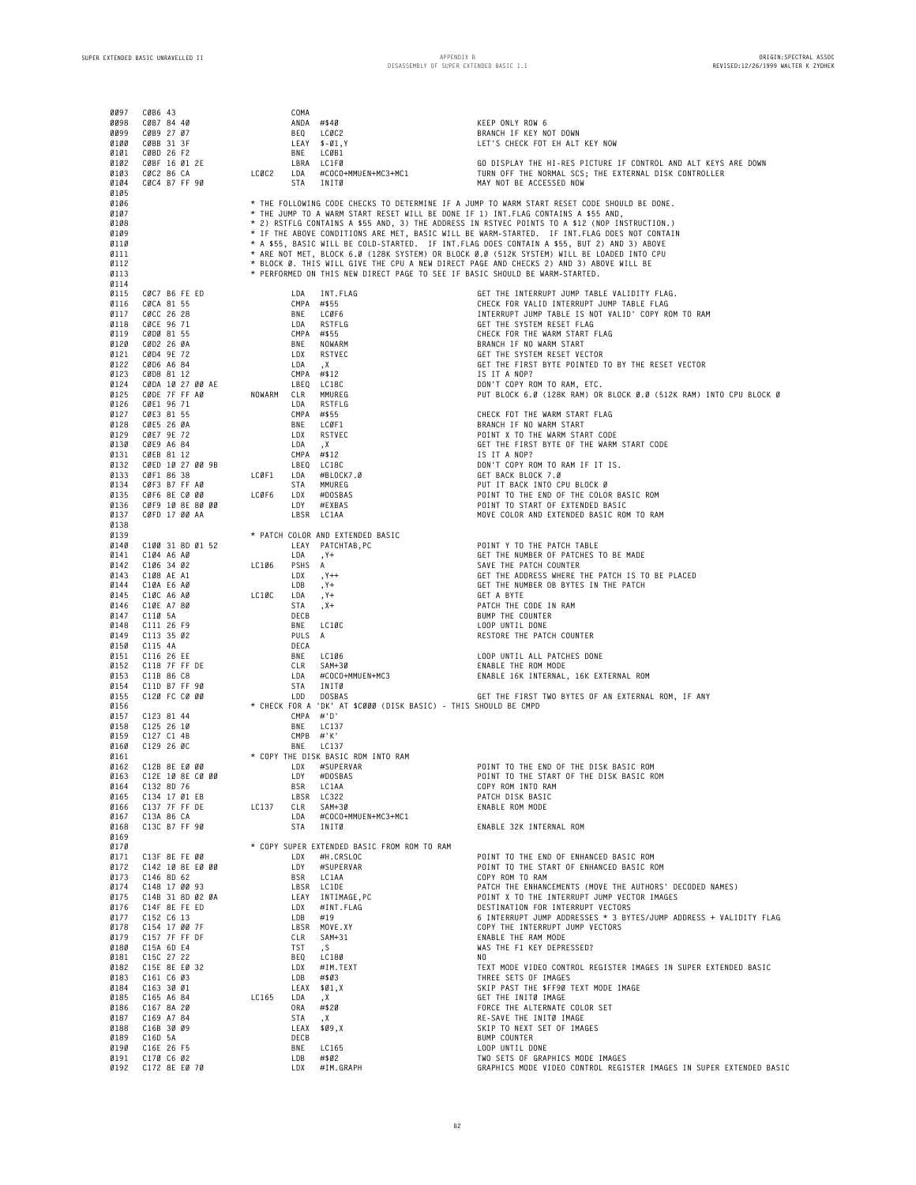```
0097  C0B6 43                 COMA
0098  C0B7 84 40              ANDA  #$40                  KEEP ONLY ROW 6
0099  C0B9 27 07              BEQ   LC0C2                 BRANCH IF KEY NOT DOWN
0100  C0BB 31 3F              LEAY  $-01,Y                LET'S CHECK FOT EH ALT KEY NOW
0101  C0BD 26 F2              BNE   LC0B1
0102  C0BF 16 01 2E           LBRA  LC1F0                 GO DISPLAY THE HI-RES PICTURE IF CONTROL AND ALT KEYS ARE DOWN
0103  C0C2 86 CA      LC0C2   LDA   #COCO+MMUEN+MC3+MC1   TURN OFF THE NORMAL SCS; THE EXTERNAL DISK CONTROLLER
0104  C0C4 B7 FF 90           STA   INIT0                 MAY NOT BE ACCESSED NOW
0105
0106                  * THE FOLLOWING CODE CHECKS TO DETERMINE IF A JUMP TO WARM START RESET CODE SHOULD BE DONE.
0107                  * THE JUMP TO A WARM START RESET WILL BE DONE IF 1) INT.FLAG CONTAINS A $55 AND,
0108                  * 2) RSTFLG CONTAINS A $55 AND, 3) THE ADDRESS IN RSTVEC POINTS TO A $12 (NOP INSTRUCTION.)
0109                  * IF THE ABOVE CONDITIONS ARE MET, BASIC WILL BE WARM-STARTED.  IF INT.FLAG DOES NOT CONTAIN
0110                  * A $55, BASIC WILL BE COLD-STARTED.  IF INT.FLAG DOES CONTAIN A $55, BUT 2) AND 3) ABOVE
0111                  * ARE NOT MET, BLOCK 6.0 (128K SYSTEM) OR BLOCK 0.0 (512K SYSTEM) WILL BE LOADED INTO CPU
0112                  * BLOCK 0. THIS WILL GIVE THE CPU A NEW DIRECT PAGE AND CHECKS 2) AND 3) ABOVE WILL BE
0113                  * PERFORMED ON THIS NEW DIRECT PAGE TO SEE IF BASIC SHOULD BE WARM-STARTED.
0114
0115  C0C7 B6 FE ED           LDA   INT.FLAG              GET THE INTERRUPT JUMP TABLE VALIDITY FLAG.
0116  C0CA 81 55              CMPA  #$55                  CHECK FOR VALID INTERRUPT JUMP TABLE FLAG
0117  C0CC 26 28              BNE   LC0F6                 INTERRUPT JUMP TABLE IS NOT VALID' COPY ROM TO RAM
0118  C0CE 96 71              LDA   RSTFLG                GET THE SYSTEM RESET FLAG
0119  C0D0 81 55              CMPA  #$55                  CHECK FOR THE WARM START FLAG
0120  C0D2 26 0A              BNE   NOWARM                BRANCH IF NO WARM START
0121  C0D4 9E 72              LDX   RSTVEC                GET THE SYSTEM RESET VECTOR
0122  C0D6 A6 84              LDA   ,X                    GET THE FIRST BYTE POINTED TO BY THE RESET VECTOR
0123  C0D8 81 12              CMPA  #$12                  IS IT A NOP?
0124  C0DA 10 27 00 AE        LBEQ  LC18C                 DON'T COPY ROM TO RAM, ETC.
0125  C0DE 7F FF A0   NOWARM  CLR   MMUREG                PUT BLOCK 6.0 (128K RAM) OR BLOCK 0.0 (512K RAM) INTO CPU BLOCK 0
0126  C0E1 96 71              LDA   RSTFLG
0127  C0E3 81 55              CMPA  #$55                  CHECK FOT THE WARM START FLAG
0128  C0E5 26 0A              BNE   LC0F1                 BRANCH IF NO WARM START
0129  C0E7 9E 72              LDX   RSTVEC                POINT X TO THE WARM START CODE
0130  C0E9 A6 84              LDA   ,X                    GET THE FIRST BYTE OF THE WARM START CODE
0131  C0EB 81 12              CMPA  #$12                  IS IT A NOP?
0132  C0ED 10 27 00 9B        LBEQ  LC18C                 DON'T COPY ROM TO RAM IF IT IS.
0133  C0F1 86 38      LC0F1   LDA   #BLOCK7.0             GET BACK BLOCK 7.0
0134  C0F3 B7 FF A0           STA   MMUREG                PUT IT BACK INTO CPU BLOCK 0
0135  C0F6 8E C0 00   LC0F6   LDX   #DOSBAS               POINT TO THE END OF THE COLOR BASIC ROM
0136  C0F9 10 8E 80 00        LDY   #EXBAS                POINT TO START OF EXTENDED BASIC
0137  C0FD 17 00 AA           LBSR  LC1AA                 MOVE COLOR AND EXTENDED BASIC ROM TO RAM
0138
0139                  * PATCH COLOR AND EXTENDED BASIC
0140  C100 31 8D 01 52        LEAY  PATCHTAB,PC           POINT Y TO THE PATCH TABLE
0141  C104 A6 A0              LDA   ,Y+                   GET THE NUMBER OF PATCHES TO BE MADE
0142  C106 34 02      LC106   PSHS  A                     SAVE THE PATCH COUNTER
0143  C108 AE A1              LDX   ,Y++                  GET THE ADDRESS WHERE THE PATCH IS TO BE PLACED
0144  C10A E6 A0              LDB   ,Y+                   GET THE NUMBER OB BYTES IN THE PATCH
0145  C10C A6 A0      LC10C   LDA   ,Y+                   GET A BYTE
0146  C10E A7 80              STA   ,X+                   PATCH THE CODE IN RAM
0147  C110 5A                 DECB                        BUMP THE COUNTER
0148  C111 26 F9              BNE   LC10C                 LOOP UNTIL DONE
0149  C113 35 02              PULS  A                     RESTORE THE PATCH COUNTER
0150  C115 4A                 DECA
0151  C116 26 EE              BNE   LC106                 LOOP UNTIL ALL PATCHES DONE
0152  C118 7F FF DE           CLR   SAM+30                ENABLE THE ROM MODE
0153  C11B 86 C8              LDA   #COCO+MMUEN+MC3       ENABLE 16K INTERNAL, 16K EXTERNAL ROM
0154  C11D B7 FF 90           STA   INIT0
0155  C120 FC C0 00           LDD   DOSBAS                GET THE FIRST TWO BYTES OF AN EXTERNAL ROM, IF ANY
0156                  * CHECK FOR A 'DK' AT $C000 (DISK BASIC) - THIS SHOULD BE CMPD
0157  C123 81 44              CMPA  #'D'
0158  C125 26 10              BNE   LC137
0159  C127 C1 4B              CMPB  #'K'
0160  C129 26 0C              BNE   LC137
0161                  * COPY THE DISK BASIC ROM INTO RAM
0162  C12B 8E E0 00           LDX   #SUPERVAR             POINT TO THE END OF THE DISK BASIC ROM
0163  C12E 10 8E C0 00        LDY   #DOSBAS               POINT TO THE START OF THE DISK BASIC ROM
0164  C132 8D 76              BSR   LC1AA                 COPY ROM INTO RAM
0165  C134 17 01 EB           LBSR  LC322                 PATCH DISK BASIC
0166  C137 7F FF DE   LC137   CLR   SAM+30                ENABLE ROM MODE
0167  C13A 86 CA              LDA   #COCO+MMUEN+MC3+MC1
0168  C13C B7 FF 90           STA   INIT0                 ENABLE 32K INTERNAL ROM
0169
0170                  * COPY SUPER EXTENDED BASIC FROM ROM TO RAM
0171  C13F 8E FE 00           LDX   #H.CRSLOC             POINT TO THE END OF ENHANCED BASIC ROM
0172  C142 10 8E E0 00        LDY   #SUPERVAR             POINT TO THE START OF ENHANCED BASIC ROM
0173  C146 8D 62              BSR   LC1AA                 COPY ROM TO RAM
0174  C148 17 00 93           LBSR  LC1DE                 PATCH THE ENHANCEMENTS (MOVE THE AUTHORS' DECODED NAMES)
0175  C14B 31 8D 02 0A        LEAY  INTIMAGE,PC           POINT X TO THE INTERRUPT JUMP VECTOR IMAGES
0176  C14F 8E FE ED           LDX   #INT.FLAG             DESTINATION FOR INTERRUPT VECTORS
0177  C152 C6 13              LDB   #19                   6 INTERRUPT JUMP ADDRESSES * 3 BYTES/JUMP ADDRESS + VALIDITY FLAG
0178  C154 17 00 7F           LBSR  MOVE.XY               COPY THE INTERRUPT JUMP VECTORS
0179  C157 7F FF DF           CLR   SAM+31                ENABLE THE RAM MODE
0180  C15A 6D E4              TST   ,S                    WAS THE F1 KEY DEPRESSED?
0181  C15C 27 22              BEQ   LC180                 NO
0182  C15E 8E E0 32           LDX   #IM.TEXT              TEXT MODE VIDEO CONTROL REGISTER IMAGES IN SUPER EXTENDED BASIC
0183  C161 C6 03              LDB   #$03                  THREE SETS OF IMAGES
0184  C163 30 01              LEAX  $01,X                 SKIP PAST THE $FF90 TEXT MODE IMAGE
0185  C165 A6 84      LC165   LDA   ,X                    GET THE INIT0 IMAGE
0186  C167 8A 20              ORA   #$20                  FORCE THE ALTERNATE COLOR SET
0187  C169 A7 84              STA   ,X                    RE-SAVE THE INIT0 IMAGE
0188  C16B 30 09              LEAX  $09,X                 SKIP TO NEXT SET OF IMAGES
0189  C16D 5A                 DECB                        BUMP COUNTER
0190  C16E 26 F5              BNE   LC165                 LOOP UNTIL DONE
0191  C170 C6 02              LDB   #$02                  TWO SETS OF GRAPHICS MODE IMAGES
0192  C172 8E E0 70           LDX   #IM.GRAPH             GRAPHICS MODE VIDEO CONTROL REGISTER IMAGES IN SUPER EXTENDED BASIC
```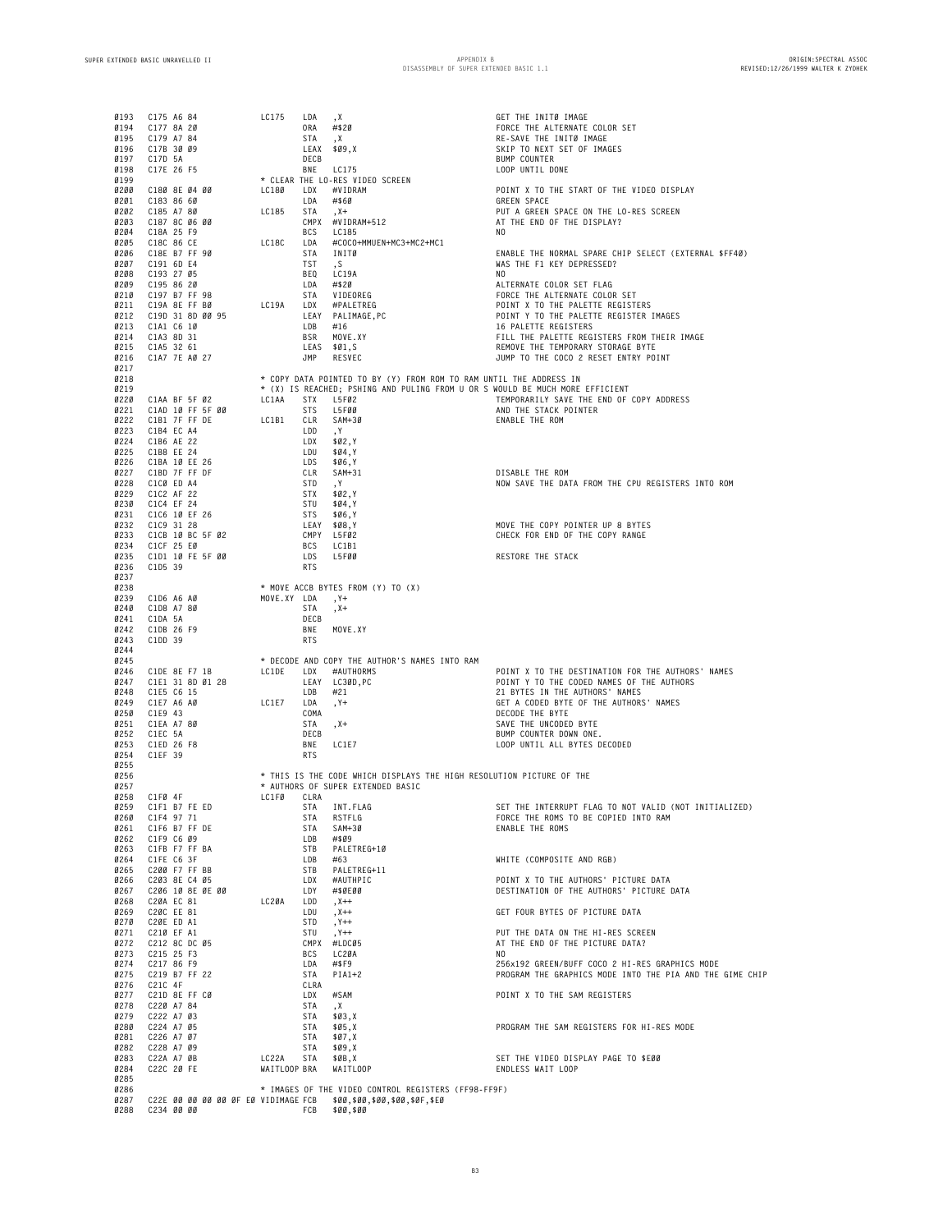```
0193  C175 A6 84          LC175   LDA   ,X                   GET THE INIT0 IMAGE
0194  C177 8A 20                  ORA   #$20                 FORCE THE ALTERNATE COLOR SET
0195  C179 A7 84                  STA   ,X                   RE-SAVE THE INIT0 IMAGE
0196  C17B 30 09                  LEAX  $09,X                SKIP TO NEXT SET OF IMAGES
0197  C17D 5A                     DECB                       BUMP COUNTER
0198  C17E 26 F5                  BNE   LC175                LOOP UNTIL DONE
0199                      * CLEAR THE LO-RES VIDEO SCREEN
0200  C180 8E 04 00       LC180   LDX   #VIDRAM              POINT X TO THE START OF THE VIDEO DISPLAY
0201  C183 86 60                  LDA   #$60                 GREEN SPACE
0202  C185 A7 80          LC185   STA   ,X+                  PUT A GREEN SPACE ON THE LO-RES SCREEN
0203  C187 8C 06 00               CMPX  #VIDRAM+512          AT THE END OF THE DISPLAY?
0204  C18A 25 F9                  BCS   LC185                NO
0205  C18C 86 CE          LC18C   LDA   #COCO+MMUEN+MC3+MC2+MC1
0206  C18E B7 FF 90               STA   INIT0                ENABLE THE NORMAL SPARE CHIP SELECT (EXTERNAL $FF40)
0207  C191 6D E4                  TST   ,S                   WAS THE F1 KEY DEPRESSED?
0208  C193 27 05                  BEQ   LC19A                NO
0209  C195 86 20                  LDA   #$20                 ALTERNATE COLOR SET FLAG
0210  C197 B7 FF 98               STA   VIDEOREG             FORCE THE ALTERNATE COLOR SET
0211  C19A 8E FF B0       LC19A   LDX   #PALETREG            POINT X TO THE PALETTE REGISTERS
0212  C19D 31 8D 00 95            LEAY  PALIMAGE,PC          POINT Y TO THE PALETTE REGISTER IMAGES
0213  C1A1 C6 10                  LDB   #16                  16 PALETTE REGISTERS
0214  C1A3 8D 31                  BSR   MOVE.XY              FILL THE PALETTE REGISTERS FROM THEIR IMAGE
0215  C1A5 32 61                  LEAS  $01,S                REMOVE THE TEMPORARY STORAGE BYTE
0216  C1A7 7E A0 27               JMP   RESVEC               JUMP TO THE COCO 2 RESET ENTRY POINT
0217
0218                      * COPY DATA POINTED TO BY (Y) FROM ROM TO RAM UNTIL THE ADDRESS IN
0219                      * (X) IS REACHED; PSHING AND PULING FROM U OR S WOULD BE MUCH MORE EFFICIENT
0220  C1AA BF 5F 02       LC1AA   STX   L5F02                TEMPORARILY SAVE THE END OF COPY ADDRESS
0221  C1AD 10 FF 5F 00            STS   L5F00                AND THE STACK POINTER
0222  C1B1 7F FF DE       LC1B1   CLR   SAM+30               ENABLE THE ROM
0223  C1B4 EC A4                  LDD   ,Y
0224  C1B6 AE 22                  LDX   $02,Y
0225  C1B8 EE 24                  LDU   $04,Y
0226  C1BA 10 EE 26               LDS   $06,Y
0227  C1BD 7F FF DF               CLR   SAM+31               DISABLE THE ROM
0228  C1C0 ED A4                  STD   ,Y                   NOW SAVE THE DATA FROM THE CPU REGISTERS INTO ROM
0229  C1C2 AF 22                  STX   $02,Y
0230  C1C4 EF 24                  STU   $04,Y
0231  C1C6 10 EF 26               STS   $06,Y
0232  C1C9 31 28                  LEAY  $08,Y                MOVE THE COPY POINTER UP 8 BYTES
0233  C1CB 10 BC 5F 02            CMPY  L5F02                CHECK FOR END OF THE COPY RANGE
0234  C1CF 25 E0                  BCS   LC1B1
0235  C1D1 10 FE 5F 00            LDS   L5F00                RESTORE THE STACK
0236  C1D5 39                     RTS
0237
0238                      * MOVE ACCB BYTES FROM (Y) TO (X)
0239  C1D6 A6 A0          MOVE.XY LDA   ,Y+
0240  C1D8 A7 80                  STA   ,X+
0241  C1DA 5A                     DECB
0242  C1DB 26 F9                  BNE   MOVE.XY
0243  C1DD 39                     RTS
0244
0245                      * DECODE AND COPY THE AUTHOR'S NAMES INTO RAM
0246  C1DE 8E F7 1B       LC1DE   LDX   #AUTHORMS            POINT X TO THE DESTINATION FOR THE AUTHORS' NAMES
0247  C1E1 31 8D 01 28            LEAY  LC30D,PC             POINT Y TO THE CODED NAMES OF THE AUTHORS
0248  C1E5 C6 15                  LDB   #21                  21 BYTES IN THE AUTHORS' NAMES
0249  C1E7 A6 A0          LC1E7   LDA   ,Y+                  GET A CODED BYTE OF THE AUTHORS' NAMES
0250  C1E9 43                     COMA                       DECODE THE BYTE
0251  C1EA A7 80                  STA   ,X+                  SAVE THE UNCODED BYTE
0252  C1EC 5A                     DECB                       BUMP COUNTER DOWN ONE.
0253  C1ED 26 F8                  BNE   LC1E7                LOOP UNTIL ALL BYTES DECODED
0254  C1EF 39                     RTS
0255
0256                      * THIS IS THE CODE WHICH DISPLAYS THE HIGH RESOLUTION PICTURE OF THE
0257                      * AUTHORS OF SUPER EXTENDED BASIC
0258  C1F0 4F             LC1F0   CLRA
0259  C1F1 B7 FE ED               STA   INT.FLAG             SET THE INTERRUPT FLAG TO NOT VALID (NOT INITIALIZED)
0260  C1F4 97 71                  STA   RSTFLG               FORCE THE ROMS TO BE COPIED INTO RAM
0261  C1F6 B7 FF DE               STA   SAM+30               ENABLE THE ROMS
0262  C1F9 C6 09                  LDB   #$09
0263  C1FB F7 FF BA               STB   PALETREG+10
0264  C1FE C6 3F                  LDB   #63                  WHITE (COMPOSITE AND RGB)
0265  C200 F7 FF BB               STB   PALETREG+11
0266  C203 8E C4 05               LDX   #AUTHPIC             POINT X TO THE AUTHORS' PICTURE DATA
0267  C206 10 8E 0E 00            LDY   #$0E00               DESTINATION OF THE AUTHORS' PICTURE DATA
0268  C20A EC 81          LC20A   LDD   ,X++
0269  C20C EE 81                  LDU   ,X++                 GET FOUR BYTES OF PICTURE DATA
0270  C20E ED A1                  STD   ,Y++
0271  C210 EF A1                  STU   ,Y++                 PUT THE DATA ON THE HI-RES SCREEN
0272  C212 8C DC 05               CMPX  #LDC05               AT THE END OF THE PICTURE DATA?
0273  C215 25 F3                  BCS   LC20A                NO
0274  C217 86 F9                  LDA   #$F9                 256x192 GREEN/BUFF COCO 2 HI-RES GRAPHICS MODE
0275  C219 B7 FF 22               STA   PIA1+2               PROGRAM THE GRAPHICS MODE INTO THE PIA AND THE GIME CHIP
0276  C21C 4F                     CLRA
0277  C21D 8E FF C0               LDX   #SAM                 POINT X TO THE SAM REGISTERS
0278  C220 A7 84                  STA   ,X
0279  C222 A7 03                  STA   $03,X
0280  C224 A7 05                  STA   $05,X                PROGRAM THE SAM REGISTERS FOR HI-RES MODE
0281  C226 A7 07                  STA   $07,X
0282  C228 A7 09                  STA   $09,X
0283  C22A A7 0B          LC22A   STA   $0B,X                SET THE VIDEO DISPLAY PAGE TO $E00
0284  C22C 20 FE          WAITLOOP BRA  WAITLOOP             ENDLESS WAIT LOOP
0285
0286                      * IMAGES OF THE VIDEO CONTROL REGISTERS (FF98-FF9F)
0287  C22E 00 00 00 00 0F E0 VIDIMAGE FCB $00,$00,$00,$00,$0F,$E0
0288  C234 00 00                  FCB   $00,$00
```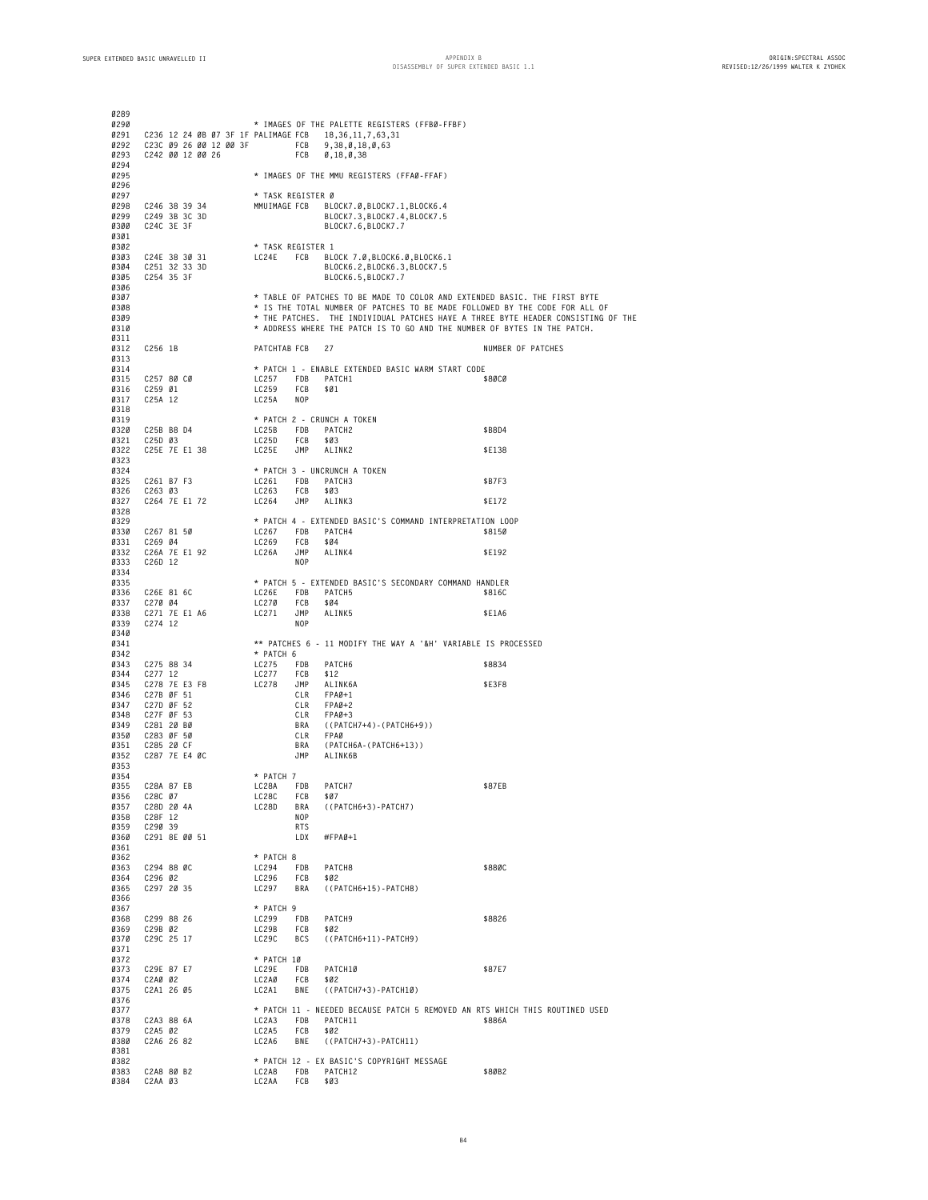```
0289
0290                           * IMAGES OF THE PALETTE REGISTERS (FFB0-FFBF)
0291   C236 12 24 0B 07 3F 1F PALIMAGE FCB   18,36,11,7,63,31
0292   C23C 09 26 00 12 00 3F          FCB   9,38,0,18,0,63
0293   C242 00 12 00 26                FCB   0,18,0,38
0294
0295                           * IMAGES OF THE MMU REGISTERS (FFA0-FFAF)
0296
0297                           * TASK REGISTER 0
0298   C246 38 39 34           MMUIMAGE FCB  BLOCK7.0,BLOCK7.1,BLOCK6.4
0299   C249 3B 3C 3D                         BLOCK7.3,BLOCK7.4,BLOCK7.5
0300   C24C 3E 3F                            BLOCK7.6,BLOCK7.7
0301
0302                           * TASK REGISTER 1
0303   C24E 38 30 31           LC24E   FCB   BLOCK 7.0,BLOCK6.0,BLOCK6.1
0304   C251 32 33 3D                         BLOCK6.2,BLOCK6.3,BLOCK7.5
0305   C254 35 3F                            BLOCK6.5,BLOCK7.7
0306
0307                           * TABLE OF PATCHES TO BE MADE TO COLOR AND EXTENDED BASIC. THE FIRST BYTE
0308                           * IS THE TOTAL NUMBER OF PATCHES TO BE MADE FOLLOWED BY THE CODE FOR ALL OF
0309                           * THE PATCHES.  THE INDIVIDUAL PATCHES HAVE A THREE BYTE HEADER CONSISTING OF THE
0310                           * ADDRESS WHERE THE PATCH IS TO GO AND THE NUMBER OF BYTES IN THE PATCH.
0311
0312   C256 1B                 PATCHTAB FCB  27                                    NUMBER OF PATCHES
0313
0314                           * PATCH 1 - ENABLE EXTENDED BASIC WARM START CODE
0315   C257 80 C0              LC257   FDB   PATCH1                                $80C0
0316   C259 01                 LC259   FCB   $01
0317   C25A 12                 LC25A   NOP
0318
0319                           * PATCH 2 - CRUNCH A TOKEN
0320   C25B B8 D4              LC25B   FDB   PATCH2                                $B8D4
0321   C25D 03                 LC25D   FCB   $03
0322   C25E 7E E1 38           LC25E   JMP   ALINK2                                $E138
0323
0324                           * PATCH 3 - UNCRUNCH A TOKEN
0325   C261 B7 F3              LC261   FDB   PATCH3                                $B7F3
0326   C263 03                 LC263   FCB   $03
0327   C264 7E E1 72           LC264   JMP   ALINK3                                $E172
0328
0329                           * PATCH 4 - EXTENDED BASIC'S COMMAND INTERPRETATION LOOP
0330   C267 81 50              LC267   FDB   PATCH4                                $8150
0331   C269 04                 LC269   FCB   $04
0332   C26A 7E E1 92           LC26A   JMP   ALINK4                                $E192
0333   C26D 12                         NOP
0334
0335                           * PATCH 5 - EXTENDED BASIC'S SECONDARY COMMAND HANDLER
0336   C26E 81 6C              LC26E   FDB   PATCH5                                $816C
0337   C270 04                 LC270   FCB   $04
0338   C271 7E E1 A6           LC271   JMP   ALINK5                                $E1A6
0339   C274 12                         NOP
0340
0341                           ** PATCHES 6 - 11 MODIFY THE WAY A '&H' VARIABLE IS PROCESSED
0342                           * PATCH 6
0343   C275 88 34              LC275   FDB   PATCH6                                $8834
0344   C277 12                 LC277   FCB   $12
0345   C278 7E E3 F8           LC278   JMP   ALINK6A                               $E3F8
0346   C27B 0F 51                      CLR   FPA0+1
0347   C27D 0F 52                      CLR   FPA0+2
0348   C27F 0F 53                      CLR   FPA0+3
0349   C281 20 B0                      BRA   ((PATCH7+4)-(PATCH6+9))
0350   C283 0F 50                      CLR   FPA0
0351   C285 20 CF                      BRA   (PATCH6A-(PATCH6+13))
0352   C287 7E E4 0C                   JMP   ALINK6B
0353
0354                           * PATCH 7
0355   C28A 87 EB              LC28A   FDB   PATCH7                                $87EB
0356   C28C 07                 LC28C   FCB   $07
0357   C28D 20 4A              LC28D   BRA   ((PATCH6+3)-PATCH7)
0358   C28F 12                         NOP
0359   C290 39                         RTS
0360   C291 8E 00 51                   LDX   #FPA0+1
0361
0362                           * PATCH 8
0363   C294 88 0C              LC294   FDB   PATCH8                                $880C
0364   C296 02                 LC296   FCB   $02
0365   C297 20 35              LC297   BRA   ((PATCH6+15)-PATCH8)
0366
0367                           * PATCH 9
0368   C299 88 26              LC299   FDB   PATCH9                                $8826
0369   C29B 02                 LC29B   FCB   $02
0370   C29C 25 17              LC29C   BCS   ((PATCH6+11)-PATCH9)
0371
0372                           * PATCH 10
0373   C29E 87 E7              LC29E   FDB   PATCH10                               $87E7
0374   C2A0 02                 LC2A0   FCB   $02
0375   C2A1 26 05              LC2A1   BNE   ((PATCH7+3)-PATCH10)
0376
0377                           * PATCH 11 - NEEDED BECAUSE PATCH 5 REMOVED AN RTS WHICH THIS ROUTINED USED
0378   C2A3 88 6A              LC2A3   FDB   PATCH11                               $886A
0379   C2A5 02                 LC2A5   FCB   $02
0380   C2A6 26 82              LC2A6   BNE   ((PATCH7+3)-PATCH11)
0381
0382                           * PATCH 12 - EX BASIC'S COPYRIGHT MESSAGE
0383   C2A8 80 B2              LC2A8   FDB   PATCH12                               $80B2
0384   C2AA 03                 LC2AA   FCB   $03
```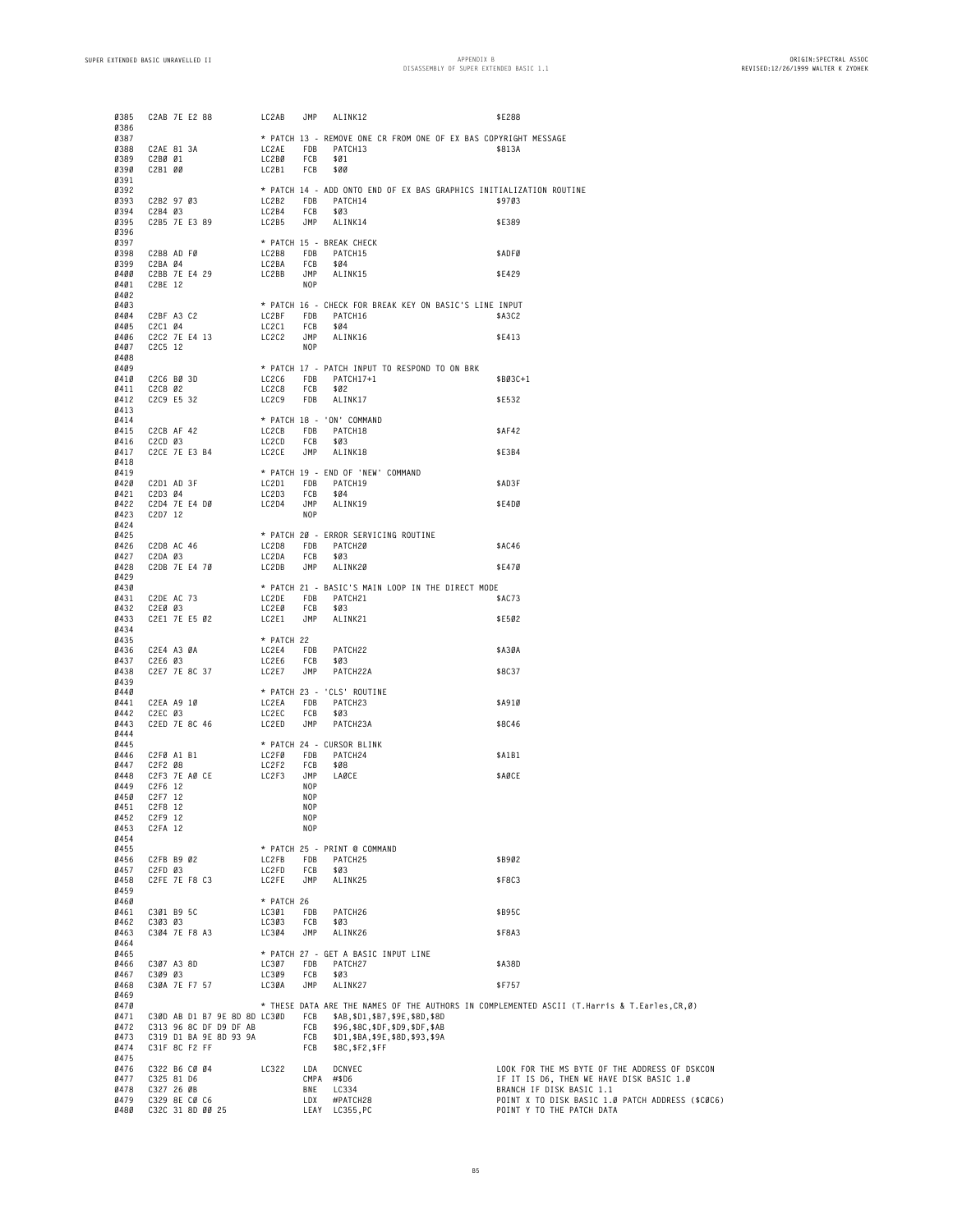```
0385   C2AB 7E E2 88          LC2AB   JMP   ALINK12                        $E288
0386
0387                                  * PATCH 13 - REMOVE ONE CR FROM ONE OF EX BAS COPYRIGHT MESSAGE
0388   C2AE 81 3A             LC2AE   FDB   PATCH13                        $813A
0389   C2B0 01                LC2B0   FCB   $01
0390   C2B1 00                LC2B1   FCB   $00
0391
0392                                  * PATCH 14 - ADD ONTO END OF EX BAS GRAPHICS INITIALIZATION ROUTINE
0393   C2B2 97 03             LC2B2   FDB   PATCH14                        $9703
0394   C2B4 03                LC2B4   FCB   $03
0395   C2B5 7E E3 89          LC2B5   JMP   ALINK14                        $E389
0396
0397                                  * PATCH 15 - BREAK CHECK
0398   C2B8 AD F0             LC2B8   FDB   PATCH15                        $ADF0
0399   C2BA 04                LC2BA   FCB   $04
0400   C2BB 7E E4 29          LC2BB   JMP   ALINK15                        $E429
0401   C2BE 12                        NOP
0402
0403                                  * PATCH 16 - CHECK FOR BREAK KEY ON BASIC'S LINE INPUT
0404   C2BF A3 C2             LC2BF   FDB   PATCH16                        $A3C2
0405   C2C1 04                LC2C1   FCB   $04
0406   C2C2 7E E4 13          LC2C2   JMP   ALINK16                        $E413
0407   C2C5 12                        NOP
0408
0409                                  * PATCH 17 - PATCH INPUT TO RESPOND TO ON BRK
0410   C2C6 B0 3D             LC2C6   FDB   PATCH17+1                      $B03C+1
0411   C2C8 02                LC2C8   FCB   $02
0412   C2C9 E5 32             LC2C9   FDB   ALINK17                        $E532
0413
0414                                  * PATCH 18 - 'ON' COMMAND
0415   C2CB AF 42             LC2CB   FDB   PATCH18                        $AF42
0416   C2CD 03                LC2CD   FCB   $03
0417   C2CE 7E E3 B4          LC2CE   JMP   ALINK18                        $E3B4
0418
0419                                  * PATCH 19 - END OF 'NEW' COMMAND
0420   C2D1 AD 3F             LC2D1   FDB   PATCH19                        $AD3F
0421   C2D3 04                LC2D3   FCB   $04
0422   C2D4 7E E4 D0          LC2D4   JMP   ALINK19                        $E4D0
0423   C2D7 12                        NOP
0424
0425                                  * PATCH 20 - ERROR SERVICING ROUTINE
0426   C2D8 AC 46             LC2D8   FDB   PATCH20                        $AC46
0427   C2DA 03                LC2DA   FCB   $03
0428   C2DB 7E E4 70          LC2DB   JMP   ALINK20                        $E470
0429
0430                                  * PATCH 21 - BASIC'S MAIN LOOP IN THE DIRECT MODE
0431   C2DE AC 73             LC2DE   FDB   PATCH21                        $AC73
0432   C2E0 03                LC2E0   FCB   $03
0433   C2E1 7E E5 02          LC2E1   JMP   ALINK21                        $E502
0434
0435                                  * PATCH 22
0436   C2E4 A3 0A             LC2E4   FDB   PATCH22                        $A30A
0437   C2E6 03                LC2E6   FCB   $03
0438   C2E7 7E 8C 37          LC2E7   JMP   PATCH22A                       $8C37
0439
0440                                  * PATCH 23 - 'CLS' ROUTINE
0441   C2EA A9 10             LC2EA   FDB   PATCH23                        $A910
0442   C2EC 03                LC2EC   FCB   $03
0443   C2ED 7E 8C 46          LC2ED   JMP   PATCH23A                       $8C46
0444
0445                                  * PATCH 24 - CURSOR BLINK
0446   C2F0 A1 B1             LC2F0   FDB   PATCH24                        $A1B1
0447   C2F2 08                LC2F2   FCB   $08
0448   C2F3 7E A0 CE          LC2F3   JMP   LA0CE                          $A0CE
0449   C2F6 12                        NOP
0450   C2F7 12                        NOP
0451   C2F8 12                        NOP
0452   C2F9 12                        NOP
0453   C2FA 12                        NOP
0454
0455                                  * PATCH 25 - PRINT @ COMMAND
0456   C2FB B9 02             LC2FB   FDB   PATCH25                        $B902
0457   C2FD 03                LC2FD   FCB   $03
0458   C2FE 7E F8 C3          LC2FE   JMP   ALINK25                        $F8C3
0459
0460                                  * PATCH 26
0461   C301 B9 5C             LC301   FDB   PATCH26                        $B95C
0462   C303 03                LC303   FCB   $03
0463   C304 7E F8 A3          LC304   JMP   ALINK26                        $F8A3
0464
0465                                  * PATCH 27 - GET A BASIC INPUT LINE
0466   C307 A3 8D             LC307   FDB   PATCH27                        $A38D
0467   C309 03                LC309   FCB   $03
0468   C30A 7E F7 57          LC30A   JMP   ALINK27                        $F757
0469
0470                                  * THESE DATA ARE THE NAMES OF THE AUTHORS IN COMPLEMENTED ASCII (T.Harris & T.Earles,CR,0)
0471   C30D AB D1 B7 9E 8D 8D LC30D   FCB   $AB,$D1,$B7,$9E,$8D,$8D
0472   C313 96 8C DF D9 DF AB         FCB   $96,$8C,$DF,$D9,$DF,$AB
0473   C319 D1 BA 9E 8D 93 9A         FCB   $D1,$BA,$9E,$8D,$93,$9A
0474   C31F 8C F2 FF                  FCB   $8C,$F2,$FF
0475
0476   C322 B6 C0 04          LC322   LDA   DCNVEC                         LOOK FOR THE MS BYTE OF THE ADDRESS OF DSKCON
0477   C325 81 D6                     CMPA  #$D6                           IF IT IS D6, THEN WE HAVE DISK BASIC 1.0
0478   C327 26 0B                     BNE   LC334                          BRANCH IF DISK BASIC 1.1
0479   C329 8E C0 C6                  LDX   #PATCH28                       POINT X TO DISK BASIC 1.0 PATCH ADDRESS ($C0C6)
0480   C32C 31 8D 00 25               LEAY  LC355,PC                       POINT Y TO THE PATCH DATA
```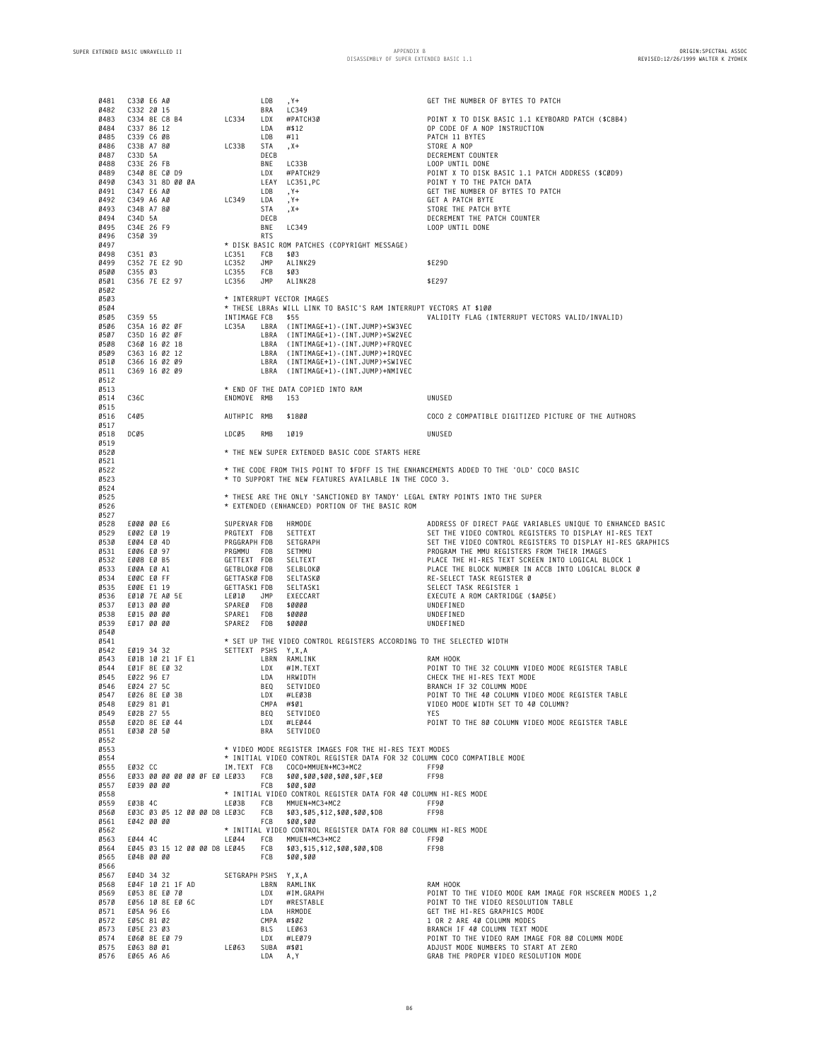```
0481  C330 E6 A0                 LDB   ,Y+                               GET THE NUMBER OF BYTES TO PATCH
0482  C332 20 15                 BRA   LC349
0483  C334 8E C8 B4     LC334    LDX   #PATCH30                          POINT X TO DISK BASIC 1.1 KEYBOARD PATCH ($C8B4)
0484  C337 86 12                 LDA   #$12                              OP CODE OF A NOP INSTRUCTION
0485  C339 C6 0B                 LDB   #11                               PATCH 11 BYTES
0486  C33B A7 80        LC33B    STA   ,X+                               STORE A NOP
0487  C33D 5A                    DECB                                    DECREMENT COUNTER
0488  C33E 26 FB                 BNE   LC33B                             LOOP UNTIL DONE
0489  C340 8E C0 D9              LDX   #PATCH29                          POINT X TO DISK BASIC 1.1 PATCH ADDRESS ($C0D9)
0490  C343 31 8D 00 0A           LEAY  LC351,PC                          POINT Y TO THE PATCH DATA
0491  C347 E6 A0                 LDB   ,Y+                               GET THE NUMBER OF BYTES TO PATCH
0492  C349 A6 A0        LC349    LDA   ,Y+                               GET A PATCH BYTE
0493  C34B A7 80                 STA   ,X+                               STORE THE PATCH BYTE
0494  C34D 5A                    DECB                                    DECREMENT THE PATCH COUNTER
0495  C34E 26 F9                 BNE   LC349                             LOOP UNTIL DONE
0496  C350 39                    RTS
0497                    * DISK BASIC ROM PATCHES (COPYRIGHT MESSAGE)
0498  C351 03           LC351    FCB   $03
0499  C352 7E E2 9D     LC352    JMP   ALINK29                           $E29D
0500  C355 03           LC355    FCB   $03
0501  C356 7E E2 97     LC356    JMP   ALINK28                           $E297
0502
0503                    * INTERRUPT VECTOR IMAGES
0504                    * THESE LBRAs WILL LINK TO BASIC'S RAM INTERRUPT VECTORS AT $100
0505  C359 55           INTIMAGE FCB   $55                               VALIDITY FLAG (INTERRUPT VECTORS VALID/INVALID)
0506  C35A 16 02 0F     LC35A    LBRA  (INTIMAGE+1)-(INT.JUMP)+SW3VEC
0507  C35D 16 02 0F              LBRA  (INTIMAGE+1)-(INT.JUMP)+SW2VEC
0508  C360 16 02 18              LBRA  (INTIMAGE+1)-(INT.JUMP)+FRQVEC
0509  C363 16 02 12              LBRA  (INTIMAGE+1)-(INT.JUMP)+IRQVEC
0510  C366 16 02 09              LBRA  (INTIMAGE+1)-(INT.JUMP)+SWIVEC
0511  C369 16 02 09              LBRA  (INTIMAGE+1)-(INT.JUMP)+NMIVEC
0512
0513                    * END OF THE DATA COPIED INTO RAM
0514  C36C              ENDMOVE  RMB   153                               UNUSED
0515
0516  C405              AUTHPIC  RMB   $1800                             COCO 2 COMPATIBLE DIGITIZED PICTURE OF THE AUTHORS
0517
0518  DC05              LDC05    RMB   1019                              UNUSED
0519
0520                    * THE NEW SUPER EXTENDED BASIC CODE STARTS HERE
0521
0522                    * THE CODE FROM THIS POINT TO $FDFF IS THE ENHANCEMENTS ADDED TO THE 'OLD' COCO BASIC
0523                    * TO SUPPORT THE NEW FEATURES AVAILABLE IN THE COCO 3.
0524
0525                    * THESE ARE THE ONLY 'SANCTIONED BY TANDY' LEGAL ENTRY POINTS INTO THE SUPER
0526                    * EXTENDED (ENHANCED) PORTION OF THE BASIC ROM
0527
0528  E000 00 E6        SUPERVAR FDB   HRMODE                            ADDRESS OF DIRECT PAGE VARIABLES UNIQUE TO ENHANCED BASIC
0529  E002 E0 19        PRGTEXT  FDB   SETTEXT                           SET THE VIDEO CONTROL REGISTERS TO DISPLAY HI-RES TEXT
0530  E004 E0 4D        PRGGRAPH FDB   SETGRAPH                          SET THE VIDEO CONTROL REGISTERS TO DISPLAY HI-RES GRAPHICS
0531  E006 E0 97        PRGMMU   FDB   SETMMU                            PROGRAM THE MMU REGISTERS FROM THEIR IMAGES
0532  E008 E0 B5        GETTEXT  FDB   SELTEXT                           PLACE THE HI-RES TEXT SCREEN INTO LOGICAL BLOCK 1
0533  E00A E0 A1        GETBLOK0 FDB   SELBLOK0                          PLACE THE BLOCK NUMBER IN ACCB INTO LOGICAL BLOCK 0
0534  E00C E0 FF        GETTASK0 FDB   SELTASK0                          RE-SELECT TASK REGISTER 0
0535  E00E E1 19        GETTASK1 FDB   SELTASK1                          SELECT TASK REGISTER 1
0536  E010 7E A0 5E     LE010    JMP   EXECCART                          EXECUTE A ROM CARTRIDGE ($A05E)
0537  E013 00 00        SPARE0   FDB   $0000                             UNDEFINED
0538  E015 00 00        SPARE1   FDB   $0000                             UNDEFINED
0539  E017 00 00        SPARE2   FDB   $0000                             UNDEFINED
0540
0541                    * SET UP THE VIDEO CONTROL REGISTERS ACCORDING TO THE SELECTED WIDTH
0542  E019 34 32        SETTEXT  PSHS  Y,X,A
0543  E01B 10 21 1F E1           LBRN  RAMLINK                           RAM HOOK
0544  E01F 8E E0 32              LDX   #IM.TEXT                          POINT TO THE 32 COLUMN VIDEO MODE REGISTER TABLE
0545  E022 96 E7                 LDA   HRWIDTH                           CHECK THE HI-RES TEXT MODE
0546  E024 27 5C                 BEQ   SETVIDEO                          BRANCH IF 32 COLUMN MODE
0547  E026 8E E0 3B              LDX   #LE03B                            POINT TO THE 40 COLUMN VIDEO MODE REGISTER TABLE
0548  E029 81 01                 CMPA  #$01                              VIDEO MODE WIDTH SET TO 40 COLUMN?
0549  E02B 27 55                 BEQ   SETVIDEO                          YES
0550  E02D 8E E0 44              LDX   #LE044                            POINT TO THE 80 COLUMN VIDEO MODE REGISTER TABLE
0551  E030 20 50                 BRA   SETVIDEO
0552
0553                    * VIDEO MODE REGISTER IMAGES FOR THE HI-RES TEXT MODES
0554                    * INITIAL VIDEO CONTROL REGISTER DATA FOR 32 COLUMN COCO COMPATIBLE MODE
0555  E032 CC           IM.TEXT  FCB   COCO+MMUEN+MC3+MC2                FF90
0556  E033 00 00 00 00 0F E0 LE033 FCB $00,$00,$00,$00,$0F,$E0          FF98
0557  E039 00 00                 FCB   $00,$00
0558                    * INITIAL VIDEO CONTROL REGISTER DATA FOR 40 COLUMN HI-RES MODE
0559  E03B 4C           LE03B    FCB   MMUEN+MC3+MC2                     FF90
0560  E03C 03 05 12 00 00 D8 LE03C FCB $03,$05,$12,$00,$00,$D8          FF98
0561  E042 00 00                 FCB   $00,$00
0562                    * INITIAL VIDEO CONTROL REGISTER DATA FOR 80 COLUMN HI-RES MODE
0563  E044 4C           LE044    FCB   MMUEN+MC3+MC2                     FF90
0564  E045 03 15 12 00 00 D8 LE045 FCB $03,$15,$12,$00,$00,$D8          FF98
0565  E04B 00 00                 FCB   $00,$00
0566
0567  E04D 34 32        SETGRAPH PSHS  Y,X,A
0568  E04F 10 21 1F AD           LBRN  RAMLINK                           RAM HOOK
0569  E053 8E E0 70              LDX   #IM.GRAPH                         POINT TO THE VIDEO MODE RAM IMAGE FOR HSCREEN MODES 1,2
0570  E056 10 8E E0 6C           LDY   #RESTABLE                         POINT TO THE VIDEO RESOLUTION TABLE
0571  E05A 96 E6                 LDA   HRMODE                            GET THE HI-RES GRAPHICS MODE
0572  E05C 81 02                 CMPA  #$02                              1 OR 2 ARE 40 COLUMN MODES
0573  E05E 23 03                 BLS   LE063                             BRANCH IF 40 COLUMN TEXT MODE
0574  E060 8E E0 79              LDX   #LE079                            POINT TO THE VIDEO RAM IMAGE FOR 80 COLUMN MODE
0575  E063 80 01        LE063    SUBA  #$01                              ADJUST MODE NUMBERS TO START AT ZERO
0576  E065 A6 A6                 LDA   A,Y                               GRAB THE PROPER VIDEO RESOLUTION MODE
```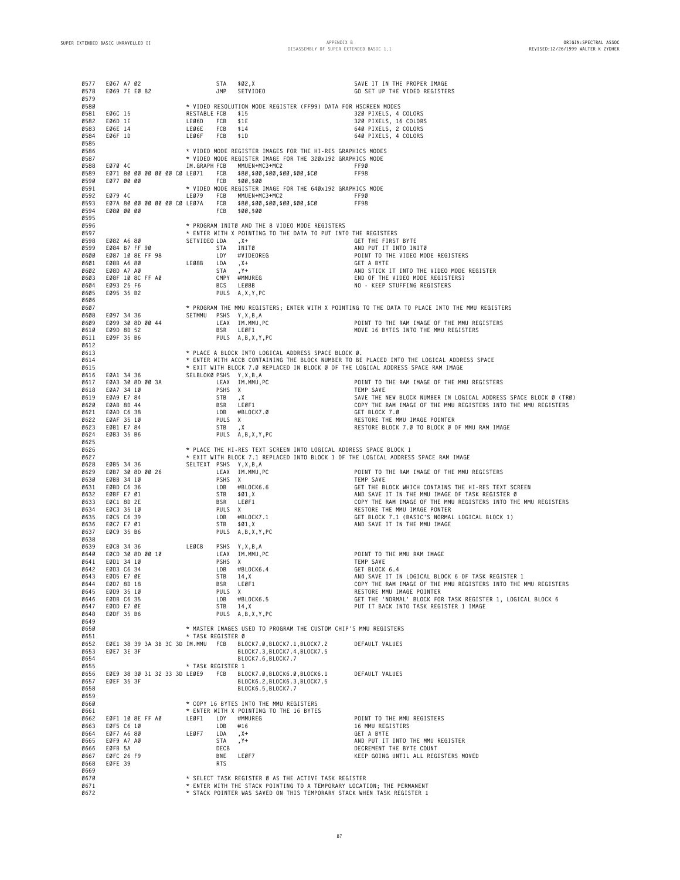```
0577  E067 A7 02                  STA   $02,X                           SAVE IT IN THE PROPER IMAGE
0578  E069 7E E0 82               JMP   SETVIDEO                        GO SET UP THE VIDEO REGISTERS
0579
0580                        * VIDEO RESOLUTION MODE REGISTER (FF99) DATA FOR HSCREEN MODES
0581  E06C 15               RESTABLE FCB   $15                          320 PIXELS, 4 COLORS
0582  E06D 1E               LE06D    FCB   $1E                          320 PIXELS, 16 COLORS
0583  E06E 14               LE06E    FCB   $14                          640 PIXELS, 2 COLORS
0584  E06F 1D               LE06F    FCB   $1D                          640 PIXELS, 4 COLORS
0585
0586                        * VIDEO MODE REGISTER IMAGES FOR THE HI-RES GRAPHICS MODES
0587                        * VIDEO MODE REGISTER IMAGE FOR THE 320x192 GRAPHICS MODE
0588  E070 4C               IM.GRAPH FCB   MMUEN+MC3+MC2                FF90
0589  E071 80 00 00 00 00 C0 LE071 FCB   $80,$00,$00,$00,$00,$C0       FF98
0590  E077 00 00                     FCB   $00,$00
0591                        * VIDEO MODE REGISTER IMAGE FOR THE 640x192 GRAPHICS MODE
0592  E079 4C               LE079    FCB   MMUEN+MC3+MC2                FF90
0593  E07A 80 00 00 00 00 C0 LE07A FCB   $80,$00,$00,$00,$00,$C0       FF98
0594  E080 00 00                     FCB   $00,$00
0595
0596                        * PROGRAM INIT0 AND THE 8 VIDEO MODE REGISTERS
0597                        * ENTER WITH X POINTING TO THE DATA TO PUT INTO THE REGISTERS
0598  E082 A6 80            SETVIDEO LDA   ,X+                          GET THE FIRST BYTE
0599  E084 B7 FF 90                  STA   INIT0                        AND PUT IT INTO INIT0
0600  E087 10 8E FF 98               LDY   #VIDEOREG                    POINT TO THE VIDEO MODE REGISTERS
0601  E08B A6 80            LE08B    LDA   ,X+                          GET A BYTE
0602  E08D A7 A0                     STA   ,Y+                          AND STICK IT INTO THE VIDEO MODE REGISTER
0603  E08F 10 8C FF A0               CMPY  #MMUREG                      END OF THE VIDEO MODE REGISTERS?
0604  E093 25 F6                     BCS   LE08B                        NO - KEEP STUFFING REGISTERS
0605  E095 35 B2                     PULS  A,X,Y,PC
0606
0607                        * PROGRAM THE MMU REGISTERS; ENTER WITH X POINTING TO THE DATA TO PLACE INTO THE MMU REGISTERS
0608  E097 34 36            SETMMU   PSHS  Y,X,B,A
0609  E099 30 8D 00 44               LEAX  IM.MMU,PC                    POINT TO THE RAM IMAGE OF THE MMU REGISTERS
0610  E09D 8D 52                     BSR   LE0F1                        MOVE 16 BYTES INTO THE MMU REGISTERS
0611  E09F 35 B6                     PULS  A,B,X,Y,PC
0612
0613                        * PLACE A BLOCK INTO LOGICAL ADDRESS SPACE BLOCK 0.
0614                        * ENTER WITH ACCB CONTAINING THE BLOCK NUMBER TO BE PLACED INTO THE LOGICAL ADDRESS SPACE
0615                        * EXIT WITH BLOCK 7.0 REPLACED IN BLOCK 0 OF THE LOGICAL ADDRESS SPACE RAM IMAGE
0616  E0A1 34 36            SELBLOK0 PSHS  Y,X,B,A
0617  E0A3 30 8D 00 3A               LEAX  IM.MMU,PC                    POINT TO THE RAM IMAGE OF THE MMU REGISTERS
0618  E0A7 34 10                     PSHS  X                            TEMP SAVE
0619  E0A9 E7 84                     STB   ,X                           SAVE THE NEW BLOCK NUMBER IN LOGICAL ADDRESS SPACE BLOCK 0 (TR0)
0620  E0AB 8D 44                     BSR   LE0F1                        COPY THE RAM IMAGE OF THE MMU REGISTERS INTO THE MMU REGISTERS
0621  E0AD C6 38                     LDB   #BLOCK7.0                    GET BLOCK 7.0
0622  E0AF 35 10                     PULS  X                            RESTORE THE MMU IMAGE POINTER
0623  E0B1 E7 84                     STB   ,X                           RESTORE BLOCK 7.0 TO BLOCK 0 OF MMU RAM IMAGE
0624  E0B3 35 B6                     PULS  A,B,X,Y,PC
0625
0626                        * PLACE THE HI-RES TEXT SCREEN INTO LOGICAL ADDRESS SPACE BLOCK 1
0627                        * EXIT WITH BLOCK 7.1 REPLACED INTO BLOCK 1 OF THE LOGICAL ADDRESS SPACE RAM IMAGE
0628  E0B5 34 36            SELTEXT  PSHS  Y,X,B,A
0629  E0B7 30 8D 00 26               LEAX  IM.MMU,PC                    POINT TO THE RAM IMAGE OF THE MMU REGISTERS
0630  E0BB 34 10                     PSHS  X                            TEMP SAVE
0631  E0BD C6 36                     LDB   #BLOCK6.6                    GET THE BLOCK WHICH CONTAINS THE HI-RES TEXT SCREEN
0632  E0BF E7 01                     STB   $01,X                        AND SAVE IT IN THE MMU IMAGE OF TASK REGISTER 0
0633  E0C1 8D 2E                     BSR   LE0F1                        COPY THE RAM IMAGE OF THE MMU REGISTERS INTO THE MMU REGISTERS
0634  E0C3 35 10                     PULS  X                            RESTORE THE MMU IMAGE PONTER
0635  E0C5 C6 39                     LDB   #BLOCK7.1                    GET BLOCK 7.1 (BASIC'S NORMAL LOGICAL BLOCK 1)
0636  E0C7 E7 01                     STB   $01,X                        AND SAVE IT IN THE MMU IMAGE
0637  E0C9 35 B6                     PULS  A,B,X,Y,PC
0638
0639  E0CB 34 36            LE0CB    PSHS  Y,X,B,A
0640  E0CD 30 8D 00 10               LEAX  IM.MMU,PC                    POINT TO THE MMU RAM IMAGE
0641  E0D1 34 10                     PSHS  X                            TEMP SAVE
0642  E0D3 C6 34                     LDB   #BLOCK6.4                    GET BLOCK 6.4
0643  E0D5 E7 0E                     STB   14,X                         AND SAVE IT IN LOGICAL BLOCK 6 OF TASK REGISTER 1
0644  E0D7 8D 18                     BSR   LE0F1                        COPY THE RAM IMAGE OF THE MMU REGISTERS INTO THE MMU REGISTERS
0645  E0D9 35 10                     PULS  X                            RESTORE MMU IMAGE POINTER
0646  E0DB C6 35                     LDB   #BLOCK6.5                    GET THE 'NORMAL' BLOCK FOR TASK REGISTER 1, LOGICAL BLOCK 6
0647  E0DD E7 0E                     STB   14,X                         PUT IT BACK INTO TASK REGISTER 1 IMAGE
0648  E0DF 35 B6                     PULS  A,B,X,Y,PC
0649
0650                        * MASTER IMAGES USED TO PROGRAM THE CUSTOM CHIP'S MMU REGISTERS
0651                        * TASK REGISTER 0
0652  E0E1 38 39 3A 3B 3C 3D IM.MMU FCB   BLOCK7.0,BLOCK7.1,BLOCK7.2    DEFAULT VALUES
0653  E0E7 3E 3F                           BLOCK7.3,BLOCK7.4,BLOCK7.5
0654                                       BLOCK7.6,BLOCK7.7
0655                        * TASK REGISTER 1
0656  E0E9 38 30 31 32 33 3D LE0E9  FCB   BLOCK7.0,BLOCK6.0,BLOCK6.1    DEFAULT VALUES
0657  E0EF 35 3F                           BLOCK6.2,BLOCK6.3,BLOCK7.5
0658                                       BLOCK6.5,BLOCK7.7
0659
0660                        * COPY 16 BYTES INTO THE MMU REGISTERS
0661                        * ENTER WITH X POINTING TO THE 16 BYTES
0662  E0F1 10 8E FF A0      LE0F1    LDY   #MMUREG                      POINT TO THE MMU REGISTERS
0663  E0F5 C6 10                     LDB   #16                          16 MMU REGISTERS
0664  E0F7 A6 80            LE0F7    LDA   ,X+                          GET A BYTE
0665  E0F9 A7 A0                     STA   ,Y+                          AND PUT IT INTO THE MMU REGISTER
0666  E0FB 5A                        DECB                               DECREMENT THE BYTE COUNT
0667  E0FC 26 F9                     BNE   LE0F7                        KEEP GOING UNTIL ALL REGISTERS MOVED
0668  E0FE 39                        RTS
0669
0670                        * SELECT TASK REGISTER 0 AS THE ACTIVE TASK REGISTER
0671                        * ENTER WITH THE STACK POINTING TO A TEMPORARY LOCATION; THE PERMANENT
0672                        * STACK POINTER WAS SAVED ON THIS TEMPORARY STACK WHEN TASK REGISTER 1
```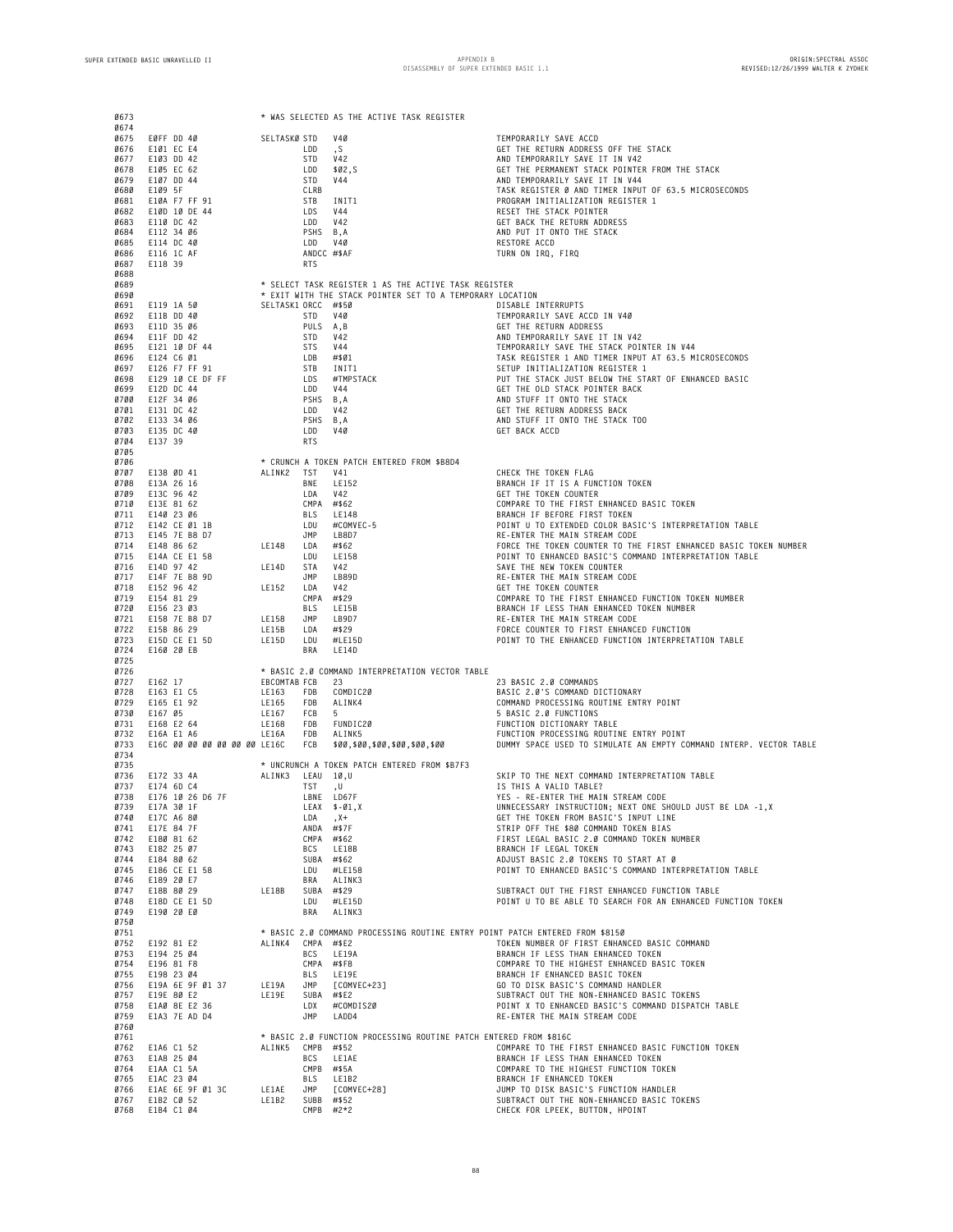```
0673                             * WAS SELECTED AS THE ACTIVE TASK REGISTER
0674
0675  E0FF DD 40          SELTASK0 STD   V40                                  TEMPORARILY SAVE ACCD
0676  E101 EC E4                   LDD   ,S                                   GET THE RETURN ADDRESS OFF THE STACK
0677  E103 DD 42                   STD   V42                                  AND TEMPORARILY SAVE IT IN V42
0678  E105 EC 62                   LDD   $02,S                                GET THE PERMANENT STACK POINTER FROM THE STACK
0679  E107 DD 44                   STD   V44                                  AND TEMPORARILY SAVE IT IN V44
0680  E109 5F                      CLRB                                       TASK REGISTER 0 AND TIMER INPUT OF 63.5 MICROSECONDS
0681  E10A F7 FF 91                STB   INIT1                                PROGRAM INITIALIZATION REGISTER 1
0682  E10D 10 DE 44                LDS   V44                                  RESET THE STACK POINTER
0683  E110 DC 42                   LDD   V42                                  GET BACK THE RETURN ADDRESS
0684  E112 34 06                   PSHS  B,A                                  AND PUT IT ONTO THE STACK
0685  E114 DC 40                   LDD   V40                                  RESTORE ACCD
0686  E116 1C AF                   ANDCC #$AF                                 TURN ON IRQ, FIRQ
0687  E118 39                      RTS
0688
0689                             * SELECT TASK REGISTER 1 AS THE ACTIVE TASK REGISTER
0690                             * EXIT WITH THE STACK POINTER SET TO A TEMPORARY LOCATION
0691  E119 1A 50          SELTASK1 ORCC  #$50                                 DISABLE INTERRUPTS
0692  E11B DD 40                   STD   V40                                  TEMPORARILY SAVE ACCD IN V40
0693  E11D 35 06                   PULS  A,B                                  GET THE RETURN ADDRESS
0694  E11F DD 42                   STD   V42                                  AND TEMPORARILY SAVE IT IN V42
0695  E121 10 DF 44                STS   V44                                  TEMPORARILY SAVE THE STACK POINTER IN V44
0696  E124 C6 01                   LDB   #$01                                 TASK REGISTER 1 AND TIMER INPUT AT 63.5 MICROSECONDS
0697  E126 F7 FF 91                STB   INIT1                                SETUP INITIALIZATION REGISTER 1
0698  E129 10 CE DF FF             LDS   #TMPSTACK                            PUT THE STACK JUST BELOW THE START OF ENHANCED BASIC
0699  E12D DC 44                   LDD   V44                                  GET THE OLD STACK POINTER BACK
0700  E12F 34 06                   PSHS  B,A                                  AND STUFF IT ONTO THE STACK
0701  E131 DC 42                   LDD   V42                                  GET THE RETURN ADDRESS BACK
0702  E133 34 06                   PSHS  B,A                                  AND STUFF IT ONTO THE STACK TOO
0703  E135 DC 40                   LDD   V40                                  GET BACK ACCD
0704  E137 39                      RTS
0705
0706                             * CRUNCH A TOKEN PATCH ENTERED FROM $B8D4
0707  E138 0D 41          ALINK2   TST   V41                                  CHECK THE TOKEN FLAG
0708  E13A 26 16                   BNE   LE152                                BRANCH IF IT IS A FUNCTION TOKEN
0709  E13C 96 42                   LDA   V42                                  GET THE TOKEN COUNTER
0710  E13E 81 62                   CMPA  #$62                                 COMPARE TO THE FIRST ENHANCED BASIC TOKEN
0711  E140 23 06                   BLS   LE148                                BRANCH IF BEFORE FIRST TOKEN
0712  E142 CE 01 1B                LDU   #COMVEC-5                            POINT U TO EXTENDED COLOR BASIC'S INTERPRETATION TABLE
0713  E145 7E B8 D7                JMP   LB8D7                                RE-ENTER THE MAIN STREAM CODE
0714  E148 86 62          LE148    LDA   #$62                                 FORCE THE TOKEN COUNTER TO THE FIRST ENHANCED BASIC TOKEN NUMBER
0715  E14A CE E1 58                LDU   LE158                                POINT TO ENHANCED BASIC'S COMMAND INTERPRETATION TABLE
0716  E14D 97 42          LE14D    STA   V42                                  SAVE THE NEW TOKEN COUNTER
0717  E14F 7E B8 9D                JMP   LB89D                                RE-ENTER THE MAIN STREAM CODE
0718  E152 96 42          LE152    LDA   V42                                  GET THE TOKEN COUNTER
0719  E154 81 29                   CMPA  #$29                                 COMPARE TO THE FIRST ENHANCED FUNCTION TOKEN NUMBER
0720  E156 23 03                   BLS   LE15B                                BRANCH IF LESS THAN ENHANCED TOKEN NUMBER
0721  E158 7E B8 D7       LE158    JMP   LB9D7                                RE-ENTER THE MAIN STREAM CODE
0722  E15B 86 29          LE15B    LDA   #$29                                 FORCE COUNTER TO FIRST ENHANCED FUNCTION
0723  E15D CE E1 5D       LE15D    LDU   #LE15D                               POINT TO THE ENHANCED FUNCTION INTERPRETATION TABLE
0724  E160 20 EB                   BRA   LE14D
0725
0726                             * BASIC 2.0 COMMAND INTERPRETATION VECTOR TABLE
0727  E162 17             EBCOMTAB FCB   23                                   23 BASIC 2.0 COMMANDS
0728  E163 E1 C5          LE163    FDB   COMDIC20                             BASIC 2.0'S COMMAND DICTIONARY
0729  E165 E1 92          LE165    FDB   ALINK4                               COMMAND PROCESSING ROUTINE ENTRY POINT
0730  E167 05             LE167    FCB   5                                    5 BASIC 2.0 FUNCTIONS
0731  E168 E2 64          LE168    FDB   FUNDIC20                             FUNCTION DICTIONARY TABLE
0732  E16A E1 A6          LE16A    FDB   ALINK5                               FUNCTION PROCESSING ROUTINE ENTRY POINT
0733  E16C 00 00 00 00 00 00 LE16C FCB   $00,$00,$00,$00,$00,$00              DUMMY SPACE USED TO SIMULATE AN EMPTY COMMAND INTERP. VECTOR TABLE
0734
0735                             * UNCRUNCH A TOKEN PATCH ENTERED FROM $B7F3
0736  E172 33 4A          ALINK3   LEAU  10,U                                 SKIP TO THE NEXT COMMAND INTERPRETATION TABLE
0737  E174 6D C4                   TST   ,U                                   IS THIS A VALID TABLE?
0738  E176 10 26 D6 7F             LBNE  LD67F                                YES - RE-ENTER THE MAIN STREAM CODE
0739  E17A 30 1F                   LEAX  $-01,X                               UNNECESSARY INSTRUCTION; NEXT ONE SHOULD JUST BE LDA -1,X
0740  E17C A6 80                   LDA   ,X+                                  GET THE TOKEN FROM BASIC'S INPUT LINE
0741  E17E 84 7F                   ANDA  #$7F                                 STRIP OFF THE $80 COMMAND TOKEN BIAS
0742  E180 81 62                   CMPA  #$62                                 FIRST LEGAL BASIC 2.0 COMMAND TOKEN NUMBER
0743  E182 25 07                   BCS   LE18B                                BRANCH IF LEGAL TOKEN
0744  E184 80 62                   SUBA  #$62                                 ADJUST BASIC 2.0 TOKENS TO START AT 0
0745  E186 CE E1 58                LDU   #LE158                               POINT TO ENHANCED BASIC'S COMMAND INTERPRETATION TABLE
0746  E189 20 E7                   BRA   ALINK3
0747  E18B 80 29          LE18B    SUBA  #$29                                 SUBTRACT OUT THE FIRST ENHANCED FUNCTION TABLE
0748  E18D CE E1 5D                LDU   #LE15D                               POINT U TO BE ABLE TO SEARCH FOR AN ENHANCED FUNCTION TOKEN
0749  E190 20 E0                   BRA   ALINK3
0750
0751                             * BASIC 2.0 COMMAND PROCESSING ROUTINE ENTRY POINT PATCH ENTERED FROM $8150
0752  E192 81 E2          ALINK4   CMPA  #$E2                                 TOKEN NUMBER OF FIRST ENHANCED BASIC COMMAND
0753  E194 25 04                   BCS   LE19A                                BRANCH IF LESS THAN ENHANCED TOKEN
0754  E196 81 F8                   CMPA  #$F8                                 COMPARE TO THE HIGHEST ENHANCED BASIC TOKEN
0755  E198 23 04                   BLS   LE19E                                BRANCH IF ENHANCED BASIC TOKEN
0756  E19A 6E 9F 01 37    LE19A    JMP   [COMVEC+23]                          GO TO DISK BASIC'S COMMAND HANDLER
0757  E19E 80 E2          LE19E    SUBA  #$E2                                 SUBTRACT OUT THE NON-ENHANCED BASIC TOKENS
0758  E1A0 8E E2 36                LDX   #COMDIS20                            POINT X TO ENHANCED BASIC'S COMMAND DISPATCH TABLE
0759  E1A3 7E AD D4                JMP   LADD4                                RE-ENTER THE MAIN STREAM CODE
0760
0761                             * BASIC 2.0 FUNCTION PROCESSING ROUTINE PATCH ENTERED FROM $816C
0762  E1A6 C1 52          ALINK5   CMPB  #$52                                 COMPARE TO THE FIRST ENHANCED BASIC FUNCTION TOKEN
0763  E1A8 25 04                   BCS   LE1AE                                BRANCH IF LESS THAN ENHANCED TOKEN
0764  E1AA C1 5A                   CMPB  #$5A                                 COMPARE TO THE HIGHEST FUNCTION TOKEN
0765  E1AC 23 04                   BLS   LE1B2                                BRANCH IF ENHANCED TOKEN
0766  E1AE 6E 9F 01 3C    LE1AE    JMP   [COMVEC+28]                          JUMP TO DISK BASIC'S FUNCTION HANDLER
0767  E1B2 C0 52          LE1B2    SUBB  #$52                                 SUBTRACT OUT THE NON-ENHANCED BASIC TOKENS
0768  E1B4 C1 04                   CMPB  #2*2                                 CHECK FOR LPEEK, BUTTON, HPOINT
```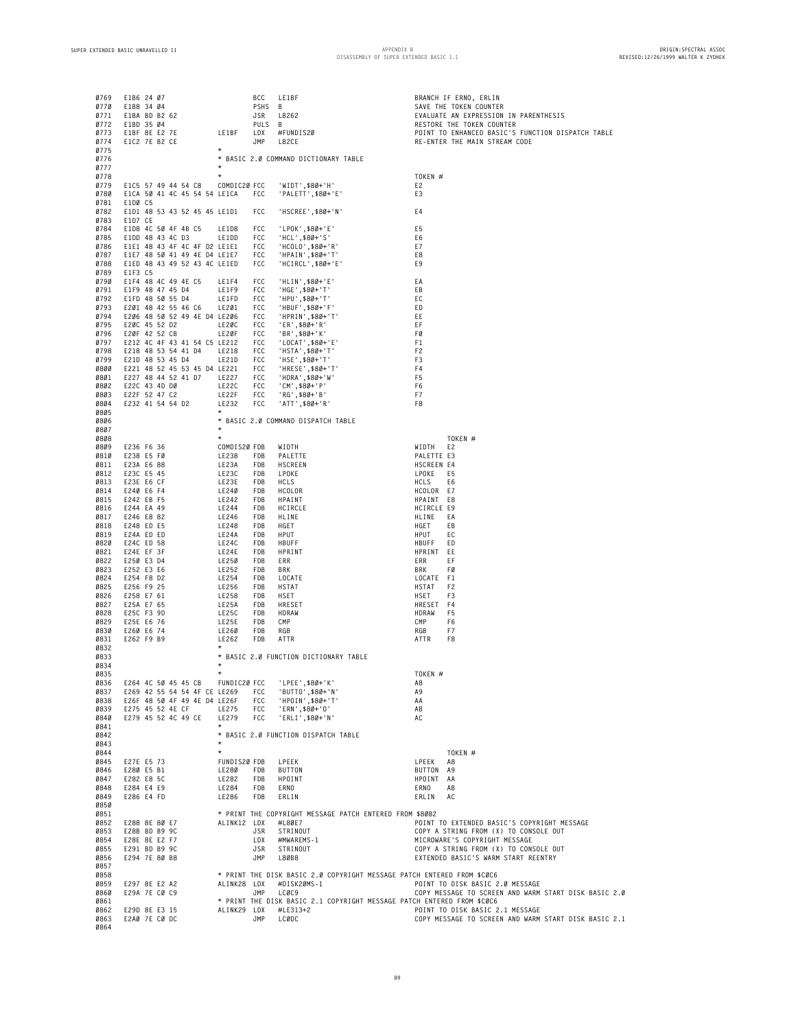```
0769  E1B6 24 07              BCC   LE1BF                           BRANCH IF ERNO, ERLIN
0770  E1B8 34 04              PSHS  B                               SAVE THE TOKEN COUNTER
0771  E1BA BD B2 62           JSR   LB262                           EVALUATE AN EXPRESSION IN PARENTHESIS
0772  E1BD 35 04              PULS  B                               RESTORE THE TOKEN COUNTER
0773  E1BF 8E E2 7E    LE1BF  LDX   #FUNDIS20                       POINT TO ENHANCED BASIC'S FUNCTION DISPATCH TABLE
0774  E1C2 7E B2 CE           JMP   LB2CE                           RE-ENTER THE MAIN STREAM CODE
0775                   *
0776                   * BASIC 2.0 COMMAND DICTIONARY TABLE
0777                   *
0778                   *                                            TOKEN #
0779  E1C5 57 49 44 54 C8    COMDIC20 FCC   'WIDT',$80+'H'         E2
0780  E1CA 50 41 4C 45 54 54 LE1CA    FCC   'PALETT',$80+'E'       E3
0781  E1D0 C5
0782  E1D1 48 53 43 52 45 45 LE1D1   FCC   'HSCREE',$80+'N'       E4
0783  E1D7 CE
0784  E1D8 4C 50 4F 4B C5    LE1D8    FCC   'LPOK',$80+'E'         E5
0785  E1DD 48 43 4C D3       LE1DD    FCC   'HCL',$80+'S'          E6
0786  E1E1 48 43 4F 4C 4F D2 LE1E1    FCC   'HCOLO',$80+'R'        E7
0787  E1E7 48 50 41 49 4E D4 LE1E7    FCC   'HPAIN',$80+'T'        E8
0788  E1ED 48 43 49 52 43 4C LE1ED    FCC   'HCIRCL',$80+'E'       E9
0789  E1F3 C5
0790  E1F4 48 4C 49 4E C5    LE1F4    FCC   'HLIN',$80+'E'         EA
0791  E1F9 48 47 45 D4       LE1F9    FCC   'HGE',$80+'T'          EB
0792  E1FD 48 50 55 D4       LE1FD    FCC   'HPU',$80+'T'          EC
0793  E201 48 42 55 46 C6    LE201    FCC   'HBUF',$80+'F'         ED
0794  E206 48 50 52 49 4E D4 LE206    FCC   'HPRIN',$80+'T'        EE
0795  E20C 45 52 D2          LE20C    FCC   'ER',$80+'R'           EF
0796  E20F 42 52 CB          LE20F    FCC   'BR',$80+'K'           F0
0797  E212 4C 4F 43 41 54 C5 LE212    FCC   'LOCAT',$80+'E'        F1
0798  E218 48 53 54 41 D4    LE218    FCC   'HSTA',$80+'T'         F2
0799  E21D 48 53 45 D4       LE21D    FCC   'HSE',$80+'T'          F3
0800  E221 48 52 45 53 45 D4 LE221    FCC   'HRESE',$80+'T'        F4
0801  E227 48 44 52 41 D7    LE227    FCC   'HDRA',$80+'W'         F5
0802  E22C 43 4D D0          LE22C    FCC   'CM',$80+'P'           F6
0803  E22F 52 47 C2          LE22F    FCC   'RG',$80+'B'           F7
0804  E232 41 54 54 D2       LE232    FCC   'ATT',$80+'R'          F8
0805                   *
0806                   * BASIC 2.0 COMMAND DISPATCH TABLE
0807                   *
0808                   *                                                     TOKEN #
0809  E236 F6 36             COMDIS20 FDB   WIDTH                   WIDTH    E2
0810  E238 E5 F0             LE238    FDB   PALETTE                 PALETTE  E3
0811  E23A E6 88             LE23A    FDB   HSCREEN                 HSCREEN  E4
0812  E23C E5 45             LE23C    FDB   LPOKE                   LPOKE    E5
0813  E23E E6 CF             LE23E    FDB   HCLS                    HCLS     E6
0814  E240 E6 F4             LE240    FDB   HCOLOR                  HCOLOR   E7
0815  E242 EB F5             LE242    FDB   HPAINT                  HPAINT   E8
0816  E244 EA 49             LE244    FDB   HCIRCLE                 HCIRCLE  E9
0817  E246 E8 82             LE246    FDB   HLINE                   HLINE    EA
0818  E248 ED E5             LE248    FDB   HGET                    HGET     EB
0819  E24A ED ED             LE24A    FDB   HPUT                    HPUT     EC
0820  E24C ED 58             LE24C    FDB   HBUFF                   HBUFF    ED
0821  E24E EF 3F             LE24E    FDB   HPRINT                  HPRINT   EE
0822  E250 E3 D4             LE250    FDB   ERR                     ERR      EF
0823  E252 E3 E6             LE252    FDB   BRK                     BRK      F0
0824  E254 F8 D2             LE254    FDB   LOCATE                  LOCATE   F1
0825  E256 F9 25             LE256    FDB   HSTAT                   HSTAT    F2
0826  E258 E7 61             LE258    FDB   HSET                    HSET     F3
0827  E25A E7 65             LE25A    FDB   HRESET                  HRESET   F4
0828  E25C F3 9D             LE25C    FDB   HDRAW                   HDRAW    F5
0829  E25E E6 76             LE25E    FDB   CMP                     CMP      F6
0830  E260 E6 74             LE260    FDB   RGB                     RGB      F7
0831  E262 F9 B9             LE262    FDB   ATTR                    ATTR     F8
0832                   *
0833                   * BASIC 2.0 FUNCTION DICTIONARY TABLE
0834                   *
0835                   *                                            TOKEN #
0836  E264 4C 50 45 45 CB    FUNDIC20 FCC   'LPEE',$80+'K'         A8
0837  E269 42 55 54 54 4F CE LE269    FCC   'BUTTO',$80+'N'        A9
0838  E26F 48 50 4F 49 4E D4 LE26F    FCC   'HPOIN',$80+'T'        AA
0839  E275 45 52 4E CF       LE275    FCC   'ERN',$80+'O'          AB
0840  E279 45 52 4C 49 CE    LE279    FCC   'ERLI',$80+'N'         AC
0841                   *
0842                   * BASIC 2.0 FUNCTION DISPATCH TABLE
0843                   *
0844                   *                                                     TOKEN #
0845  E27E E5 73             FUNDIS20 FDB   LPEEK                   LPEEK    A8
0846  E280 E5 B1             LE280    FDB   BUTTON                  BUTTON   A9
0847  E282 E8 5C             LE282    FDB   HPOINT                  HPOINT   AA
0848  E284 E4 E9             LE284    FDB   ERNO                    ERNO     AB
0849  E286 E4 FD             LE286    FDB   ERLIN                   ERLIN    AC
0850
0851                   * PRINT THE COPYRIGHT MESSAGE PATCH ENTERED FROM $80B2
0852  E288 8E 80 E7    ALINK12 LDX  #L80E7                          POINT TO EXTENDED BASIC'S COPYRIGHT MESSAGE
0853  E28B BD B9 9C            JSR  STRINOUT                        COPY A STRING FROM (X) TO CONSOLE OUT
0854  E28E 8E E2 F7            LDX  #MWAREMS-1                      MICROWARE'S COPYRIGHT MESSAGE
0855  E291 BD B9 9C            JSR  STRINOUT                        COPY A STRING FROM (X) TO CONSOLE OUT
0856  E294 7E 80 B8            JMP  L80B8                           EXTENDED BASIC'S WARM START REENTRY
0857
0858                   * PRINT THE DISK BASIC 2.0 COPYRIGHT MESSAGE PATCH ENTERED FROM $C0C6
0859  E297 8E E2 A2    ALINK28 LDX  #DISK20MS-1                     POINT TO DISK BASIC 2.0 MESSAGE
0860  E29A 7E C0 C9            JMP  LC0C9                           COPY MESSAGE TO SCREEN AND WARM START DISK BASIC 2.0
0861                   * PRINT THE DISK BASIC 2.1 COPYRIGHT MESSAGE PATCH ENTERED FROM $C0C6
0862  E29D 8E E3 15    ALINK29 LDX  #LE313+2                        POINT TO DISK BASIC 2.1 MESSAGE
0863  E2A0 7E C0 DC            JMP  LC0DC                           COPY MESSAGE TO SCREEN AND WARM START DISK BASIC 2.1
0864
```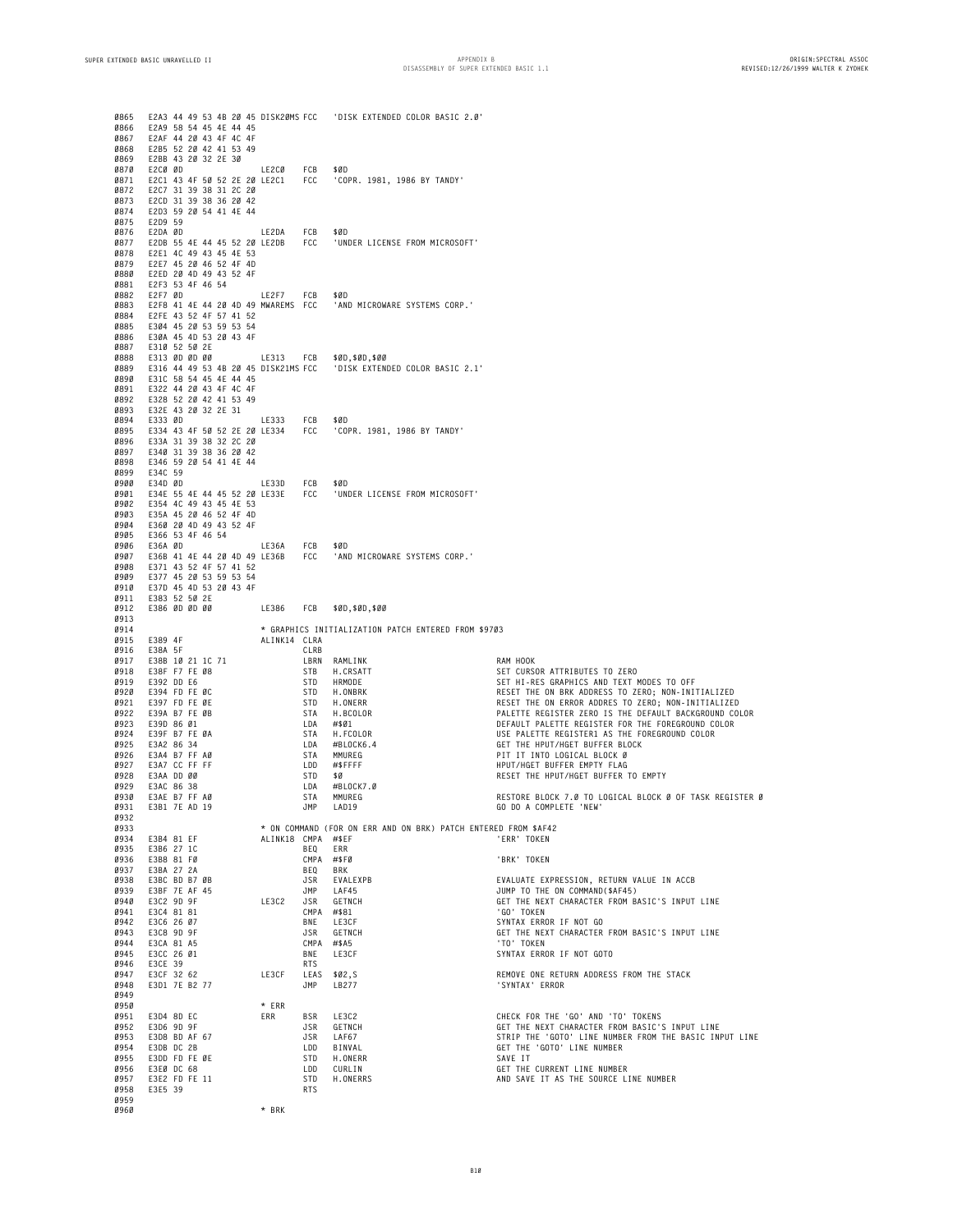```
0865   E2A3 44 49 53 4B 20 45 DISK20MS FCC   'DISK EXTENDED COLOR BASIC 2.0'
0866   E2A9 58 54 45 4E 44 45
0867   E2AF 44 20 43 4F 4C 4F
0868   E2B5 52 20 42 41 53 49
0869   E2BB 43 20 32 2E 30
0870   E2C0 0D                LE2C0    FCB   $0D
0871   E2C1 43 4F 50 52 2E 20 LE2C1    FCC   'COPR. 1981, 1986 BY TANDY'
0872   E2C7 31 39 38 31 2C 20
0873   E2CD 31 39 38 36 20 42
0874   E2D3 59 20 54 41 4E 44
0875   E2D9 59
0876   E2DA 0D                LE2DA    FCB   $0D
0877   E2DB 55 4E 44 45 52 20 LE2DB    FCC   'UNDER LICENSE FROM MICROSOFT'
0878   E2E1 4C 49 43 45 4E 53
0879   E2E7 45 20 46 52 4F 4D
0880   E2ED 20 4D 49 43 52 4F
0881   E2F3 53 4F 46 54
0882   E2F7 0D                LE2F7    FCB   $0D
0883   E2F8 41 4E 44 20 4D 49 MWAREMS  FCC   'AND MICROWARE SYSTEMS CORP.'
0884   E2FE 43 52 4F 57 41 52
0885   E304 45 20 53 59 53 54
0886   E30A 45 4D 53 20 43 4F
0887   E310 52 50 2E
0888   E313 0D 0D 00          LE313    FCB   $0D,$0D,$00
0889   E316 44 49 53 4B 20 45 DISK21MS FCC   'DISK EXTENDED COLOR BASIC 2.1'
0890   E31C 58 54 45 4E 44 45
0891   E322 44 20 43 4F 4C 4F
0892   E328 52 20 42 41 53 49
0893   E32E 43 20 32 2E 31
0894   E333 0D                LE333    FCB   $0D
0895   E334 43 4F 50 52 2E 20 LE334    FCC   'COPR. 1981, 1986 BY TANDY'
0896   E33A 31 39 38 32 2C 20
0897   E340 31 39 38 36 20 42
0898   E346 59 20 54 41 4E 44
0899   E34C 59
0900   E34D 0D                LE33D    FCB   $0D
0901   E34E 55 4E 44 45 52 20 LE33E    FCC   'UNDER LICENSE FROM MICROSOFT'
0902   E354 4C 49 43 45 4E 53
0903   E35A 45 20 46 52 4F 4D
0904   E360 20 4D 49 43 52 4F
0905   E366 53 4F 46 54
0906   E36A 0D                LE36A    FCB   $0D
0907   E36B 41 4E 44 20 4D 49 LE36B    FCC   'AND MICROWARE SYSTEMS CORP.'
0908   E371 43 52 4F 57 41 52
0909   E377 45 20 53 59 53 54
0910   E37D 45 4D 53 20 43 4F
0911   E383 52 50 2E
0912   E386 0D 0D 00          LE386    FCB   $0D,$0D,$00
0913
0914                          * GRAPHICS INITIALIZATION PATCH ENTERED FROM $9703
0915   E389 4F                ALINK14  CLRA
0916   E38A 5F                         CLRB
0917   E38B 10 21 1C 71                LBRN  RAMLINK                    RAM HOOK
0918   E38F F7 FE 08                   STB   H.CRSATT                   SET CURSOR ATTRIBUTES TO ZERO
0919   E392 DD E6                      STD   HRMODE                     SET HI-RES GRAPHICS AND TEXT MODES TO OFF
0920   E394 FD FE 0C                   STD   H.ONBRK                    RESET THE ON BRK ADDRESS TO ZERO; NON-INITIALIZED
0921   E397 FD FE 0E                   STD   H.ONERR                    RESET THE ON ERROR ADDRES TO ZERO; NON-INITIALIZED
0922   E39A B7 FE 0B                   STA   H.BCOLOR                   PALETTE REGISTER ZERO IS THE DEFAULT BACKGROUND COLOR
0923   E39D 86 01                      LDA   #$01                       DEFAULT PALETTE REGISTER FOR THE FOREGROUND COLOR
0924   E39F B7 FE 0A                   STA   H.FCOLOR                   USE PALETTE REGISTER1 AS THE FOREGROUND COLOR
0925   E3A2 86 34                      LDA   #BLOCK6.4                  GET THE HPUT/HGET BUFFER BLOCK
0926   E3A4 B7 FF A0                   STA   MMUREG                     PIT IT INTO LOGICAL BLOCK 0
0927   E3A7 CC FF FF                   LDD   #$FFFF                     HPUT/HGET BUFFER EMPTY FLAG
0928   E3AA DD 00                      STD   $0                         RESET THE HPUT/HGET BUFFER TO EMPTY
0929   E3AC 86 38                      LDA   #BLOCK7.0
0930   E3AE B7 FF A0                   STA   MMUREG                     RESTORE BLOCK 7.0 TO LOGICAL BLOCK 0 OF TASK REGISTER 0
0931   E3B1 7E AD 19                   JMP   LAD19                      GO DO A COMPLETE 'NEW'
0932
0933                          * ON COMMAND (FOR ON ERR AND ON BRK) PATCH ENTERED FROM $AF42
0934   E3B4 81 EF             ALINK18  CMPA  #$EF                       'ERR' TOKEN
0935   E3B6 27 1C                      BEQ   ERR
0936   E3B8 81 F0                      CMPA  #$F0                       'BRK' TOKEN
0937   E3BA 27 2A                      BEQ   BRK
0938   E3BC BD B7 0B                   JSR   EVALEXPB                   EVALUATE EXPRESSION, RETURN VALUE IN ACCB
0939   E3BF 7E AF 45                   JMP   LAF45                      JUMP TO THE ON COMMAND($AF45)
0940   E3C2 9D 9F             LE3C2    JSR   GETNCH                     GET THE NEXT CHARACTER FROM BASIC'S INPUT LINE
0941   E3C4 81 81                      CMPA  #$81                       'GO' TOKEN
0942   E3C6 26 07                      BNE   LE3CF                      SYNTAX ERROR IF NOT GO
0943   E3C8 9D 9F                      JSR   GETNCH                     GET THE NEXT CHARACTER FROM BASIC'S INPUT LINE
0944   E3CA 81 A5                      CMPA  #$A5                       'TO' TOKEN
0945   E3CC 26 01                      BNE   LE3CF                      SYNTAX ERROR IF NOT GOTO
0946   E3CE 39                         RTS
0947   E3CF 32 62             LE3CF    LEAS  $02,S                      REMOVE ONE RETURN ADDRESS FROM THE STACK
0948   E3D1 7E B2 77                   JMP   LB277                      'SYNTAX' ERROR
0949
0950                          * ERR
0951   E3D4 8D EC             ERR      BSR   LE3C2                      CHECK FOR THE 'GO' AND 'TO' TOKENS
0952   E3D6 9D 9F                      JSR   GETNCH                     GET THE NEXT CHARACTER FROM BASIC'S INPUT LINE
0953   E3D8 BD AF 67                   JSR   LAF67                      STRIP THE 'GOTO' LINE NUMBER FROM THE BASIC INPUT LINE
0954   E3DB DC 2B                      LDD   BINVAL                     GET THE 'GOTO' LINE NUMBER
0955   E3DD FD FE 0E                   STD   H.ONERR                    SAVE IT
0956   E3E0 DC 68                      LDD   CURLIN                     GET THE CURRENT LINE NUMBER
0957   E3E2 FD FE 11                   STD   H.ONERRS                   AND SAVE IT AS THE SOURCE LINE NUMBER
0958   E3E5 39                         RTS
0959
0960                          * BRK
```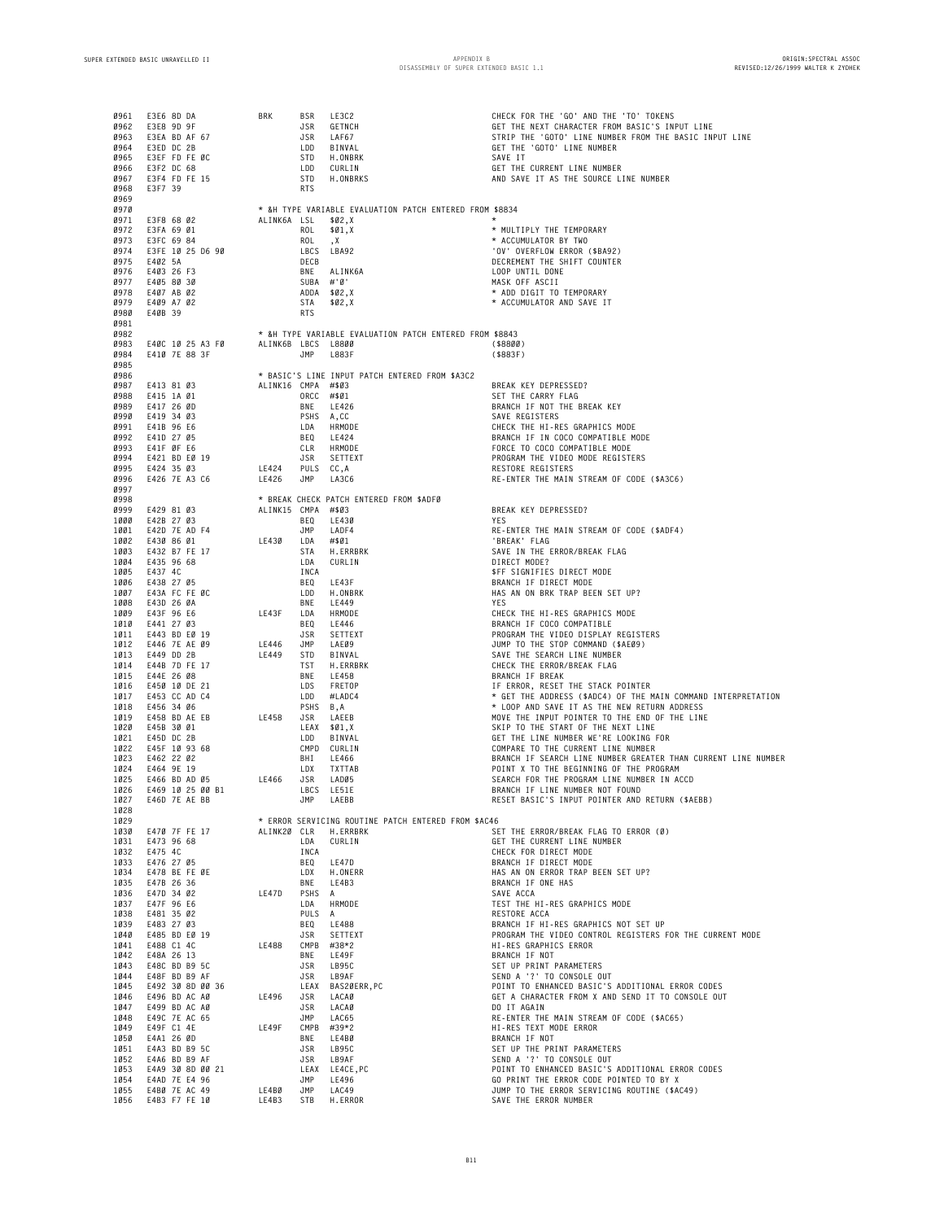```
0961  E3E6 8D DA         BRK     BSR   LE3C2           CHECK FOR THE 'GO' AND THE 'TO' TOKENS
0962  E3E8 9D 9F                 JSR   GETNCH          GET THE NEXT CHARACTER FROM BASIC'S INPUT LINE
0963  E3EA BD AF 67              JSR   LAF67           STRIP THE 'GOTO' LINE NUMBER FROM THE BASIC INPUT LINE
0964  E3ED DC 2B                 LDD   BINVAL          GET THE 'GOTO' LINE NUMBER
0965  E3EF FD FE 0C              STD   H.ONBRK         SAVE IT
0966  E3F2 DC 68                 LDD   CURLIN          GET THE CURRENT LINE NUMBER
0967  E3F4 FD FE 15              STD   H.ONBRKS        AND SAVE IT AS THE SOURCE LINE NUMBER
0968  E3F7 39                    RTS
0969
0970                     * &H TYPE VARIABLE EVALUATION PATCH ENTERED FROM $8834
0971  E3F8 68 02         ALINK6A LSL   $02,X           *
0972  E3FA 69 01                 ROL   $01,X           * MULTIPLY THE TEMPORARY
0973  E3FC 69 84                 ROL   ,X              * ACCUMULATOR BY TWO
0974  E3FE 10 25 D6 90           LBCS  LBA92           'OV' OVERFLOW ERROR ($BA92)
0975  E402 5A                    DECB                  DECREMENT THE SHIFT COUNTER
0976  E403 26 F3                 BNE   ALINK6A         LOOP UNTIL DONE
0977  E405 80 30                 SUBA  #'0'            MASK OFF ASCII
0978  E407 AB 02                 ADDA  $02,X           * ADD DIGIT TO TEMPORARY
0979  E409 A7 02                 STA   $02,X           * ACCUMULATOR AND SAVE IT
0980  E40B 39                    RTS
0981
0982                     * &H TYPE VARIABLE EVALUATION PATCH ENTERED FROM $8843
0983  E40C 10 25 A3 F0   ALINK6B LBCS  L8800           ($8800)
0984  E410 7E 88 3F              JMP   L883F           ($883F)
0985
0986                     * BASIC'S LINE INPUT PATCH ENTERED FROM $A3C2
0987  E413 81 03         ALINK16 CMPA  #$03            BREAK KEY DEPRESSED?
0988  E415 1A 01                 ORCC  #$01            SET THE CARRY FLAG
0989  E417 26 0D                 BNE   LE426           BRANCH IF NOT THE BREAK KEY
0990  E419 34 03                 PSHS  A,CC            SAVE REGISTERS
0991  E41B 96 E6                 LDA   HRMODE          CHECK THE HI-RES GRAPHICS MODE
0992  E41D 27 05                 BEQ   LE424           BRANCH IF IN COCO COMPATIBLE MODE
0993  E41F 0F E6                 CLR   HRMODE          FORCE TO COCO COMPATIBLE MODE
0994  E421 BD E0 19              JSR   SETTEXT         PROGRAM THE VIDEO MODE REGISTERS
0995  E424 35 03         LE424   PULS  CC,A            RESTORE REGISTERS
0996  E426 7E A3 C6      LE426   JMP   LA3C6           RE-ENTER THE MAIN STREAM OF CODE ($A3C6)
0997
0998                     * BREAK CHECK PATCH ENTERED FROM $ADF0
0999  E429 81 03         ALINK15 CMPA  #$03            BREAK KEY DEPRESSED?
1000  E42B 27 03                 BEQ   LE430           YES
1001  E42D 7E AD F4              JMP   LADF4           RE-ENTER THE MAIN STREAM OF CODE ($ADF4)
1002  E430 86 01         LE430   LDA   #$01            'BREAK' FLAG
1003  E432 B7 FE 17              STA   H.ERRBRK        SAVE IN THE ERROR/BREAK FLAG
1004  E435 96 68                 LDA   CURLIN          DIRECT MODE?
1005  E437 4C                    INCA                  $FF SIGNIFIES DIRECT MODE
1006  E438 27 05                 BEQ   LE43F           BRANCH IF DIRECT MODE
1007  E43A FC FE 0C              LDD   H.ONBRK         HAS AN ON BRK TRAP BEEN SET UP?
1008  E43D 26 0A                 BNE   LE449           YES
1009  E43F 96 E6         LE43F   LDA   HRMODE          CHECK THE HI-RES GRAPHICS MODE
1010  E441 27 03                 BEQ   LE446           BRANCH IF COCO COMPATIBLE
1011  E443 BD E0 19              JSR   SETTEXT         PROGRAM THE VIDEO DISPLAY REGISTERS
1012  E446 7E AE 09      LE446   JMP   LAE09           JUMP TO THE STOP COMMAND ($AE09)
1013  E449 DD 2B         LE449   STD   BINVAL          SAVE THE SEARCH LINE NUMBER
1014  E44B 7D FE 17              TST   H.ERRBRK        CHECK THE ERROR/BREAK FLAG
1015  E44E 26 08                 BNE   LE458           BRANCH IF BREAK
1016  E450 10 DE 21              LDS   FRETOP          IF ERROR, RESET THE STACK POINTER
1017  E453 CC AD C4              LDD   #LADC4          * GET THE ADDRESS ($ADC4) OF THE MAIN COMMAND INTERPRETATION
1018  E456 34 06                 PSHS  B,A             * LOOP AND SAVE IT AS THE NEW RETURN ADDRESS
1019  E458 BD AE EB      LE458   JSR   LAEEB           MOVE THE INPUT POINTER TO THE END OF THE LINE
1020  E45B 30 01                 LEAX  $01,X           SKIP TO THE START OF THE NEXT LINE
1021  E45D DC 2B                 LDD   BINVAL          GET THE LINE NUMBER WE'RE LOOKING FOR
1022  E45F 10 93 68              CMPD  CURLIN          COMPARE TO THE CURRENT LINE NUMBER
1023  E462 22 02                 BHI   LE466           BRANCH IF SEARCH LINE NUMBER GREATER THAN CURRENT LINE NUMBER
1024  E464 9E 19                 LDX   TXTTAB          POINT X TO THE BEGINNING OF THE PROGRAM
1025  E466 BD AD 05      LE466   JSR   LAD05           SEARCH FOR THE PROGRAM LINE NUMBER IN ACCD
1026  E469 10 25 00 B1           LBCS  LE51E           BRANCH IF LINE NUMBER NOT FOUND
1027  E46D 7E AE BB              JMP   LAEBB           RESET BASIC'S INPUT POINTER AND RETURN ($AEBB)
1028
1029                     * ERROR SERVICING ROUTINE PATCH ENTERED FROM $AC46
1030  E470 7F FE 17      ALINK20 CLR   H.ERRBRK        SET THE ERROR/BREAK FLAG TO ERROR (0)
1031  E473 96 68                 LDA   CURLIN          GET THE CURRENT LINE NUMBER
1032  E475 4C                    INCA                  CHECK FOR DIRECT MODE
1033  E476 27 05                 BEQ   LE47D           BRANCH IF DIRECT MODE
1034  E478 BE FE 0E              LDX   H.ONERR         HAS AN ON ERROR TRAP BEEN SET UP?
1035  E47B 26 36                 BNE   LE4B3           BRANCH IF ONE HAS
1036  E47D 34 02         LE47D   PSHS  A               SAVE ACCA
1037  E47F 96 E6                 LDA   HRMODE          TEST THE HI-RES GRAPHICS MODE
1038  E481 35 02                 PULS  A               RESTORE ACCA
1039  E483 27 03                 BEQ   LE488           BRANCH IF HI-RES GRAPHICS NOT SET UP
1040  E485 BD E0 19              JSR   SETTEXT         PROGRAM THE VIDEO CONTROL REGISTERS FOR THE CURRENT MODE
1041  E488 C1 4C         LE488   CMPB  #38*2           HI-RES GRAPHICS ERROR
1042  E48A 26 13                 BNE   LE49F           BRANCH IF NOT
1043  E48C BD B9 5C              JSR   LB95C           SET UP PRINT PARAMETERS
1044  E48F BD B9 AF              JSR   LB9AF           SEND A '?' TO CONSOLE OUT
1045  E492 30 8D 00 36           LEAX  BAS20ERR,PC     POINT TO ENHANCED BASIC'S ADDITIONAL ERROR CODES
1046  E496 BD AC A0      LE496   JSR   LACA0           GET A CHARACTER FROM X AND SEND IT TO CONSOLE OUT
1047  E499 BD AC A0              JSR   LACA0           DO IT AGAIN
1048  E49C 7E AC 65              JMP   LAC65           RE-ENTER THE MAIN STREAM OF CODE ($AC65)
1049  E49F C1 4E         LE49F   CMPB  #39*2           HI-RES TEXT MODE ERROR
1050  E4A1 26 0D                 BNE   LE4B0           BRANCH IF NOT
1051  E4A3 BD B9 5C              JSR   LB95C           SET UP THE PRINT PARAMETERS
1052  E4A6 BD B9 AF              JSR   LB9AF           SEND A '?' TO CONSOLE OUT
1053  E4A9 30 8D 00 21           LEAX  LE4CE,PC        POINT TO ENHANCED BASIC'S ADDITIONAL ERROR CODES
1054  E4AD 7E E4 96              JMP   LE496           GO PRINT THE ERROR CODE POINTED TO BY X
1055  E4B0 7E AC 49      LE4B0   JMP   LAC49           JUMP TO THE ERROR SERVICING ROUTINE ($AC49)
1056  E4B3 F7 FE 10      LE4B3   STB   H.ERROR         SAVE THE ERROR NUMBER
```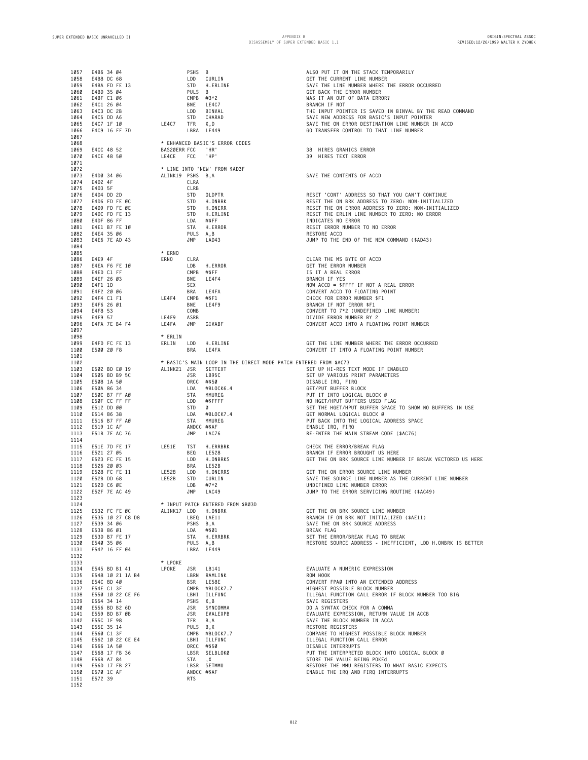```
1057  E4B6 34 04              PSHS  B                ALSO PUT IT ON THE STACK TEMPORARILY
1058  E4B8 DC 68              LDD   CURLIN           GET THE CURRENT LINE NUMBER
1059  E4BA FD FE 13           STD   H.ERLINE         SAVE THE LINE NUMBER WHERE THE ERROR OCCURRED
1060  E4BD 35 04              PULS  B                GET BACK THE ERROR NUMBER
1061  E4BF C1 06              CMPB  #3*2             WAS IT AN OUT OF DATA ERROR?
1062  E4C1 26 04              BNE   LE4C7            BRANCH IF NOT
1063  E4C3 DC 2B              LDD   BINVAL           THE INPUT POINTER IS SAVED IN BINVAL BY THE READ COMMAND
1064  E4C5 DD A6              STD   CHARAD           SAVE NEW ADDRESS FOR BASIC'S INPUT POINTER
1065  E4C7 1F 10     LE4C7    TFR   X,D              SAVE THE ON ERROR DESTINATION LINE NUMBER IN ACCD
1066  E4C9 16 FF 7D           LBRA  LE449            GO TRANSFER CONTROL TO THAT LINE NUMBER
1067
1068                          * ENHANCED BASIC'S ERROR CODES
1069  E4CC 48 52     BAS20ERR FCC   'HR'             38  HIRES GRAHICS ERROR
1070  E4CE 48 50     LE4CE    FCC   'HP'             39  HIRES TEXT ERROR
1071
1072                          * LINE INTO 'NEW' FROM $AD3F
1073  E4D0 34 06     ALINK19  PSHS  B,A              SAVE THE CONTENTS OF ACCD
1074  E4D2 4F                 CLRA
1075  E4D3 5F                 CLRB
1076  E4D4 DD 2D              STD   OLDPTR           RESET 'CONT' ADDRESS SO THAT YOU CAN'T CONTINUE
1077  E4D6 FD FE 0C           STD   H.ONBRK          RESET THE ON BRK ADDRESS TO ZERO: NON-INITIALIZED
1078  E4D9 FD FE 0E           STD   H.ONERR          RESET THE ON ERROR ADDRESS TO ZERO: NON-INITIALIZED
1079  E4DC FD FE 13           STD   H.ERLINE         RESET THE ERLIN LINE NUMBER TO ZERO: NO ERROR
1080  E4DF 86 FF              LDA   #$FF             INDICATES NO ERROR
1081  E4E1 B7 FE 10           STA   H.ERROR          RESET ERROR NUMBER TO NO ERROR
1082  E4E4 35 06              PULS  A,B              RESTORE ACCD
1083  E4E6 7E AD 43           JMP   LAD43            JUMP TO THE END OF THE NEW COMMAND ($AD43)
1084
1085                          * ERNO
1086  E4E9 4F        ERNO     CLRA                   CLEAR THE MS BYTE OF ACCD
1087  E4EA F6 FE 10           LDB   H.ERROR          GET THE ERROR NUMBER
1088  E4ED C1 FF              CMPB  #$FF             IS IT A REAL ERROR
1089  E4EF 26 03              BNE   LE4F4            BRANCH IF YES
1090  E4F1 1D                 SEX                    NOW ACCD = $FFFF IF NOT A REAL ERROR
1091  E4F2 20 06              BRA   LE4FA            CONVERT ACCD TO FLOATING POINT
1092  E4F4 C1 F1     LE4F4    CMPB  #$F1             CHECK FOR ERROR NUMBER $F1
1093  E4F6 26 01              BNE   LE4F9            BRANCH IF NOT ERROR $F1
1094  E4F8 53                 COMB                   CONVERT TO 7*2 (UNDEFINED LINE NUMBER)
1095  E4F9 57        LE4F9    ASRB                   DIVIDE ERROR NUMBER BY 2
1096  E4FA 7E B4 F4  LE4FA    JMP   GIVABF           CONVERT ACCD INTO A FLOATING POINT NUMBER
1097
1098                          * ERLIN
1099  E4FD FC FE 13  ERLIN    LDD   H.ERLINE         GET THE LINE NUMBER WHERE THE ERROR OCCURRED
1100  E500 20 F8              BRA   LE4FA            CONVERT IT INTO A FLOATING POINT NUMBER
1101
1102                          * BASIC'S MAIN LOOP IN THE DIRECT MODE PATCH ENTERED FROM $AC73
1103  E502 BD E0 19  ALINK21  JSR   SETTEXT          SET UP HI-RES TEXT MODE IF ENABLED
1104  E505 BD B9 5C           JSR   LB95C            SET UP VARIOUS PRINT PARAMETERS
1105  E508 1A 50              ORCC  #$50             DISABLE IRQ, FIRQ
1106  E50A 86 34              LDA   #BLOCK6.4        GET/PUT BUFFER BLOCK
1107  E50C B7 FF A0           STA   MMUREG           PUT IT INTO LOGICAL BLOCK 0
1108  E50F CC FF FF           LDD   #$FFFF           NO HGET/HPUT BUFFERS USED FLAG
1109  E512 DD 00              STD   0                SET THE HGET/HPUT BUFFER SPACE TO SHOW NO BUFFERS IN USE
1110  E514 86 38              LDA   #BLOCK7.4        GET NORMAL LOGICAL BLOCK 0
1111  E516 B7 FF A0           STA   MMUREG           PUT BACK INTO THE LOGICAL ADDRESS SPACE
1112  E519 1C AF              ANDCC #$AF             ENABLE IRQ, FIRQ
1113  E51B 7E AC 76           JMP   LAC76            RE-ENTER THE MAIN STREAM CODE ($AC76)
1114
1115  E51E 7D FE 17  LE51E    TST   H.ERRBRK         CHECK THE ERROR/BREAK FLAG
1116  E521 27 05              BEQ   LE528            BRANCH IF ERROR BROUGHT US HERE
1117  E523 FC FE 15           LDD   H.ONBRKS         GET THE ON BRK SOURCE LINE NUMBER IF BREAK VECTORED US HERE
1118  E526 20 03              BRA   LE52B
1119  E528 FC FE 11  LE528    LDD   H.ONERRS         GET THE ON ERROR SOURCE LINE NUMBER
1120  E52B DD 68     LE52B    STD   CURLIN           SAVE THE SOURCE LINE NUMBER AS THE CURRENT LINE NUMBER
1121  E52D C6 0E              LDB   #7*2             UNDEFINED LINE NUMBER ERROR
1122  E52F 7E AC 49           JMP   LAC49            JUMP TO THE ERROR SERVICING ROUTINE ($AC49)
1123
1124                          * INPUT PATCH ENTERED FROM $B03D
1125  E532 FC FE 0C  ALINK17  LDD   H.ONBRK          GET THE ON BRK SOURCE LINE NUMBER
1126  E535 10 27 C8 D8        LBEQ  LAE11            BRANCH IF ON BRK NOT INITIALIZED ($AE11)
1127  E539 34 06              PSHS  B,A              SAVE THE ON BRK SOURCE ADDRESS
1128  E53B 86 01              LDA   #$01             BREAK FLAG
1129  E53D B7 FE 17           STA   H.ERRBRK         SET THE ERROR/BREAK FLAG TO BREAK
1130  E540 35 06              PULS  A,B              RESTORE SOURCE ADDRESS - INEFFICIENT, LDD H.ONBRK IS BETTER
1131  E542 16 FF 04           LBRA  LE449
1132
1133                          * LPOKE
1134  E545 BD B1 41  LPOKE    JSR   LB141            EVALUATE A NUMERIC EXPRESSION
1135  E548 10 21 1A B4        LBRN  RAMLINK          ROM HOOK
1136  E54C 8D 40              BSR   LE58E            CONVERT FPA0 INTO AN EXTENDED ADDRESS
1137  E54E C1 3F              CMPB  #BLOCK7.7        HIGHEST POSSIBLE BLOCK NUMBER
1138  E550 10 22 CE F6        LBHI  ILLFUNC          ILLEGAL FUNCTION CALL ERROR IF BLOCK NUMBER TOO BIG
1139  E554 34 14              PSHS  X,B              SAVE REGISTERS
1140  E556 BD B2 6D           JSR   SYNCOMMA         DO A SYNTAX CHECK FOR A COMMA
1141  E559 BD B7 0B           JSR   EVALEXPB         EVALUATE EXPRESSION, RETURN VALUE IN ACCB
1142  E55C 1F 98              TFR   B,A              SAVE THE BLOCK NUMBER IN ACCA
1143  E55E 35 14              PULS  B,X              RESTORE REGISTERS
1144  E560 C1 3F              CMPB  #BLOCK7.7        COMPARE TO HIGHEST POSSIBLE BLOCK NUMBER
1145  E562 10 22 CE E4        LBHI  ILLFUNC          ILLEGAL FUNCTION CALL ERROR
1146  E566 1A 50              ORCC  #$50             DISABLE INTERRUPTS
1147  E568 17 FB 36           LBSR  SELBLOK0         PUT THE INTERPRETED BLOCK INTO LOGICAL BLOCK 0
1148  E56B A7 84              STA   ,X               STORE THE VALUE BEING POKEd
1149  E56D 17 FB 27           LBSR  SETMMU           RESTORE THE MMU REGISTERS TO WHAT BASIC EXPECTS
1150  E570 1C AF              ANDCC #$AF             ENABLE THE IRQ AND FIRQ INTERRUPTS
1151  E572 39                 RTS
1152
```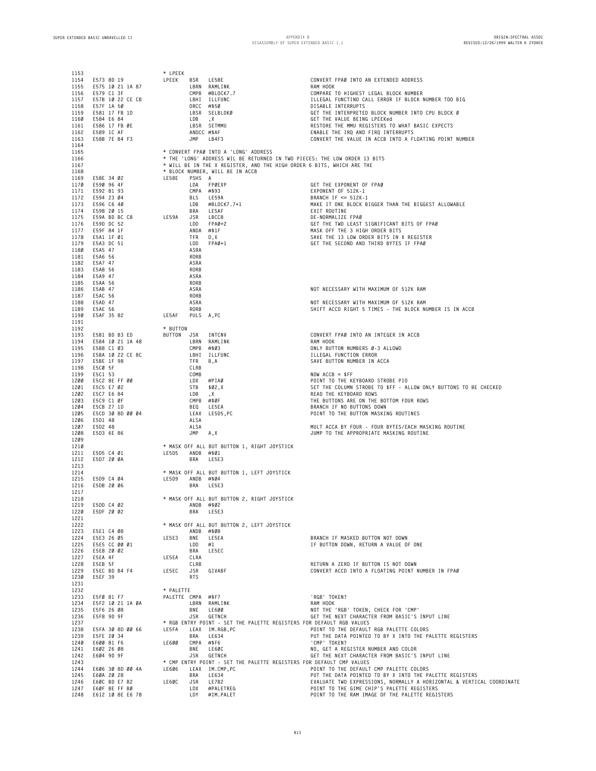```
1153                           * LPEEK
1154  E573 8D 19               LPEEK   BSR   LE58E                 CONVERT FPA0 INTO AN EXTENDED ADDRESS
1155  E575 10 21 1A 87                 LBRN  RAMLINK               RAM HOOK
1156  E579 C1 3F                       CMPB  #BLOCK7.7             COMPARE TO HIGHEST LEGAL BLOCK NUMBER
1157  E57B 10 22 CE CB                 LBHI  ILLFUNC               ILLEGAL FUNCTINO CALL ERROR IF BLOCK NUMBER TOO BIG
1158  E57F 1A 50                       ORCC  #$50                  DISABLE INTERRUPTS
1159  E581 17 FB 1D                    LBSR  SELBLOK0              GET THE INTERPRETED BLOCK NUMBER INTO CPU BLOCK 0
1160  E584 E6 84                       LDB   ,X                    GET THE VALUE BEING LPEEKed
1161  E586 17 FB 0E                    LBSR  SETMMU                RESTORE THE MMU REGISTERS TO WHAT BASIC EXPECTS
1162  E589 1C AF                       ANDCC #$AF                  ENABLE THE IRQ AND FIRQ INTERRUPTS
1163  E58B 7E B4 F3                    JMP   LB4F3                 CONVERT THE VALUE IN ACCB INTO A FLOATING POINT NUMBER
1164
1165                           * CONVERT FPA0 INTO A 'LONG' ADDRESS
1166                           * THE 'LONG' ADDRESS WIL BE RETURNED IN TWO PIECES: THE LOW ORDER 13 BITS
1167                           * WILL BE IN THE X REGISTER, AND THE HIGH ORDER 6 BITS, WHICH ARE THE
1168                           * BLOCK NUMBER, WILL BE IN ACCB
1169  E58E 34 02               LE58E   PSHS  A
1170  E590 96 4F                       LDA   FP0EXP                GET THE EXPONENT OF FPA0
1171  E592 81 93                       CMPA  #$93                  EXPONENT OF 512K-1
1172  E594 23 04                       BLS   LE59A                 BRANCH IF <= 512K-1
1173  E596 C6 40                       LDB   #BLOCK7.7+1           MAKE IT ONE BLOCK BIGGER THAN THE BIGGEST ALLOWABLE
1174  E598 20 15                       BRA   LE5AF                 EXIT ROUTINE
1175  E59A BD BC C8            LE59A   JSR   LBCC8                 DE-NORMALIZE FPA0
1176  E59D DC 52                       LDD   FPA0+2                GET THE TWO LEAST SIGNIFICANT BITS OF FPA0
1177  E59F 84 1F                       ANDA  #$1F                  MASK OFF THE 3 HIGH ORDER BITS
1178  E5A1 1F 01                       TFR   D,X                   SAVE THE 13 LOW ORDER BITS IN X REGISTER
1179  E5A3 DC 51                       LDD   FPA0+1                GET THE SECOND AND THIRD BYTES IF FPA0
1180  E5A5 47                          ASRA
1181  E5A6 56                          RORB
1182  E5A7 47                          ASRA
1183  E5A8 56                          RORB
1184  E5A9 47                          ASRA
1185  E5AA 56                          RORB
1186  E5AB 47                          ASRA                        NOT NECESSARY WITH MAXIMUM OF 512K RAM
1187  E5AC 56                          RORB
1188  E5AD 47                          ASRA                        NOT NECESSARY WITH MAXIMUM OF 512K RAM
1189  E5AE 56                          RORB                        SHIFT ACCD RIGHT 5 TIMES - THE BLOCK NUMBER IS IN ACCB
1190  E5AF 35 82               LE5AF   PULS  A,PC
1191
1192                           * BUTTON
1193  E5B1 BD B3 ED            BUTTON  JSR   INTCNV                CONVERT FPA0 INTO AN INTEGER IN ACCB
1194  E5B4 10 21 1A 48                 LBRN  RAMLINK               RAM HOOK
1195  E5B8 C1 03                       CMPB  #$03                  ONLY BUTTON NUMBERS 0-3 ALLOWD
1196  E5BA 10 22 CE 8C                 LBHI  ILLFUNC               ILLEGAL FUNCTION ERROR
1197  E5BE 1F 98                       TFR   B,A                   SAVE BUTTON NUMBER IN ACCA
1198  E5C0 5F                          CLRB
1199  E5C1 53                          COMB                        NOW ACCB = $FF
1200  E5C2 8E FF 00                    LDX   #PIA0                 POINT TO THE KEYBOARD STROBE PIO
1201  E5C5 E7 02                       STB   $02,X                 SET THE COLUMN STROBE TO $FF - ALLOW ONLY BUTTONS TO BE CHECKED
1202  E5C7 E6 84                       LDB   ,X                    READ THE KEYBOARD ROWS
1203  E5C9 C1 0F                       CMPB  #$0F                  THE BUTTONS ARE ON THE BOTTOM FOUR ROWS
1204  E5CB 27 1D                       BEQ   LE5EA                 BRANCH IF NO BUTTONS DOWN
1205  E5CD 30 8D 00 04                 LEAX  LE5D5,PC              POINT TO THE BUTTON MASKING ROUTINES
1206  E5D1 48                          ALSA
1207  E5D2 48                          ALSA                        MULT ACCA BY FOUR - FOUR BYTES/EACH MASKING ROUTINE
1208  E5D3 6E 86                       JMP   A,X                   JUMP TO THE APPROPRIATE MASKING ROUTINE
1209
1210                           * MASK OFF ALL BUT BUTTON 1, RIGHT JOYSTICK
1211  E5D5 C4 01               LE5D5   ANDB  #$01
1212  E5D7 20 0A                       BRA   LE5E3
1213
1214                           * MASK OFF ALL BUT BUTTON 1, LEFT JOYSTICK
1215  E5D9 C4 04               LE5D9   ANDB  #$04
1216  E5DB 20 06                       BRA   LE5E3
1217
1218                           * MASK OFF ALL BUT BUTTON 2, RIGHT JOYSTICK
1219  E5DD C4 02                       ANDB  #$02
1220  E5DF 20 02                       BRA   LE5E3
1221
1222                           * MASK OFF ALL BUT BUTTON 2, LEFT JOYSTICK
1223  E5E1 C4 08                       ANDB  #$08
1224  E5E3 26 05               LE5E3   BNE   LE5EA                 BRANCH IF MASKED BUTTON NOT DOWN
1225  E5E5 CC 00 01                    LDD   #1                    IF BUTTON DOWN, RETURN A VALUE OF ONE
1226  E5E8 20 02                       BRA   LE5EC
1227  E5EA 4F                 LE5EA   CLRA
1228  E5EB 5F                          CLRB                        RETURN A ZERO IF BUTTON IS NOT DOWN
1229  E5EC BD B4 F4            LE5EC   JSR   GIVABF                CONVERT ACCD INTO A FLOATING POINT NUMBER IN FPA0
1230  E5EF 39                          RTS
1231
1232                           * PALETTE
1233  E5F0 81 F7               PALETTE CMPA  #$F7                  'RGB' TOKEN?
1234  E5F2 10 21 1A 0A                 LBRN  RAMLINK               RAM HOOK
1235  E5F6 26 08                       BNE   LE600                 NOT THE 'RGB' TOKEN, CHECK FOR 'CMP'
1236  E5F8 9D 9F                       JSR   GETNCH                GET THE NEXT CHARACTER FROM BASIC'S INPUT LINE
1237                           * RGB ENTRY POINT - SET THE PALETTE REGISTERS FOR DEFAULT RGB VALUES
1238  E5FA 30 8D 00 66         LE5FA   LEAX  IM.RGB,PC             POINT TO THE DEFAULT RGB PALETTE COLORS
1239  E5FE 20 34                       BRA   LE634                 PUT THE DATA POINTED TO BY X INTO THE PALETTE REGISTERS
1240  E600 81 F6               LE600   CMPA  #$F6                  'CMP' TOKEN?
1241  E602 26 08                       BNE   LE60C                 NO, GET A REGISTER NUMBER AND COLOR
1242  E604 9D 9F                       JSR   GETNCH                GET THE NEXT CHARACTER FROM BASIC'S INPUT LINE
1243                           * CMP ENTRY POINT - SET THE PALETTE REGISTERS FOR DEFAULT CMP VALUES
1244  E606 30 8D 00 4A         LE606   LEAX  IM.CMP,PC             POINT TO THE DEFAULT CMP PALETTE COLORS
1245  E60A 20 28                       BRA   LE634                 PUT THE DATA POINTED TO BY X INTO THE PALETTE REGISTERS
1246  E60C BD E7 B2            LE60C   JSR   LE7B2                 EVALUATE TWO EXPRESSIONS, NORMALLY A HORIZONTAL & VERTICAL COORDINATE
1247  E60F 8E FF B0                    LDX   #PALETREG             POINT TO THE GIME CHIP'S PALETTE REGISTERS
1248  E612 10 8E E6 78                 LDY   #IM.PALET             POINT TO THE RAM IMAGE OF THE PALETTE REGISTERS
```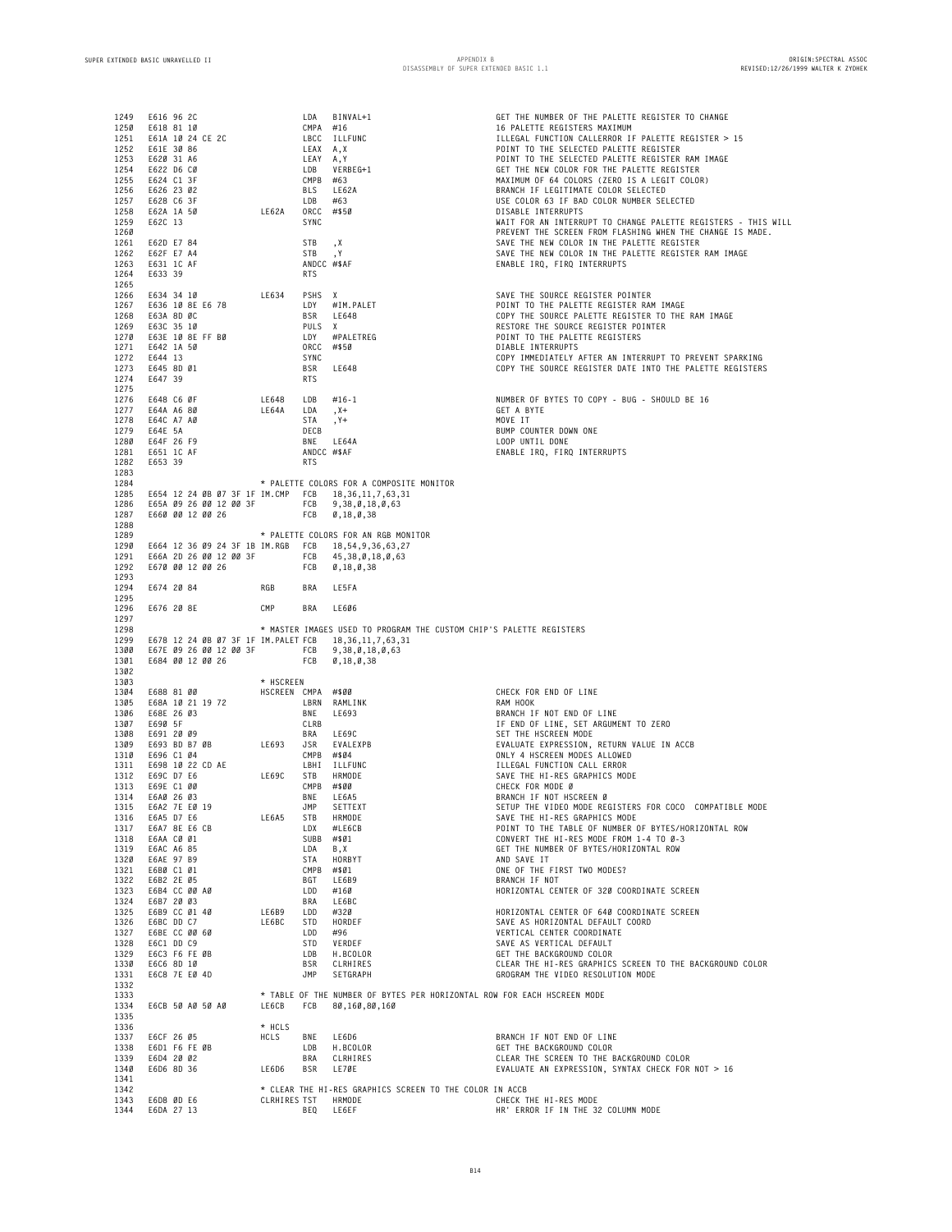```
1249   E616 96 2C              LDA   BINVAL+1                  GET THE NUMBER OF THE PALETTE REGISTER TO CHANGE
1250   E618 81 10              CMPA  #16                       16 PALETTE REGISTERS MAXIMUM
1251   E61A 10 24 CE 2C        LBCC  ILLFUNC                   ILLEGAL FUNCTION CALLERROR IF PALETTE REGISTER > 15
1252   E61E 30 86              LEAX  A,X                       POINT TO THE SELECTED PALETTE REGISTER
1253   E620 31 A6              LEAY  A,Y                       POINT TO THE SELECTED PALETTE REGISTER RAM IMAGE
1254   E622 D6 C0              LDB   VERBEG+1                  GET THE NEW COLOR FOR THE PALETTE REGISTER
1255   E624 C1 3F              CMPB  #63                       MAXIMUM OF 64 COLORS (ZERO IS A LEGIT COLOR)
1256   E626 23 02              BLS   LE62A                     BRANCH IF LEGITIMATE COLOR SELECTED
1257   E628 C6 3F              LDB   #63                       USE COLOR 63 IF BAD COLOR NUMBER SELECTED
1258   E62A 1A 50      LE62A   ORCC  #$50                      DISABLE INTERRUPTS
1259   E62C 13                 SYNC                            WAIT FOR AN INTERRUPT TO CHANGE PALETTE REGISTERS - THIS WILL
1260                                                           PREVENT THE SCREEN FROM FLASHING WHEN THE CHANGE IS MADE.
1261   E62D E7 84              STB   ,X                        SAVE THE NEW COLOR IN THE PALETTE REGISTER
1262   E62F E7 A4              STB   ,Y                        SAVE THE NEW COLOR IN THE PALETTE REGISTER RAM IMAGE
1263   E631 1C AF              ANDCC #$AF                      ENABLE IRQ, FIRQ INTERRUPTS
1264   E633 39                 RTS
1265
1266   E634 34 10      LE634   PSHS  X                         SAVE THE SOURCE REGISTER POINTER
1267   E636 10 8E E6 78        LDY   #IM.PALET                 POINT TO THE PALETTE REGISTER RAM IMAGE
1268   E63A 8D 0C              BSR   LE648                     COPY THE SOURCE PALETTE REGISTER TO THE RAM IMAGE
1269   E63C 35 10              PULS  X                         RESTORE THE SOURCE REGISTER POINTER
1270   E63E 10 8E FF B0        LDY   #PALETREG                 POINT TO THE PALETTE REGISTERS
1271   E642 1A 50              ORCC  #$50                      DIABLE INTERRUPTS
1272   E644 13                 SYNC                            COPY IMMEDIATELY AFTER AN INTERRUPT TO PREVENT SPARKING
1273   E645 8D 01              BSR   LE648                     COPY THE SOURCE REGISTER DATE INTO THE PALETTE REGISTERS
1274   E647 39                 RTS
1275
1276   E648 C6 0F      LE648   LDB   #16-1                     NUMBER OF BYTES TO COPY - BUG - SHOULD BE 16
1277   E64A A6 80      LE64A   LDA   ,X+                       GET A BYTE
1278   E64C A7 A0              STA   ,Y+                       MOVE IT
1279   E64E 5A                 DECB                            BUMP COUNTER DOWN ONE
1280   E64F 26 F9              BNE   LE64A                     LOOP UNTIL DONE
1281   E651 1C AF              ANDCC #$AF                      ENABLE IRQ, FIRQ INTERRUPTS
1282   E653 39                 RTS
1283
1284                           * PALETTE COLORS FOR A COMPOSITE MONITOR
1285   E654 12 24 0B 07 3F 1F IM.CMP  FCB   18,36,11,7,63,31
1286   E65A 09 26 00 12 00 3F         FCB   9,38,0,18,0,63
1287   E660 00 12 00 26               FCB   0,18,0,38
1288
1289                           * PALETTE COLORS FOR AN RGB MONITOR
1290   E664 12 36 09 24 3F 1B IM.RGB  FCB   18,54,9,36,63,27
1291   E66A 2D 26 00 12 00 3F         FCB   45,38,0,18,0,63
1292   E670 00 12 00 26               FCB   0,18,0,38
1293
1294   E674 20 84      RGB     BRA   LE5FA
1295
1296   E676 20 8E      CMP     BRA   LE606
1297
1298                           * MASTER IMAGES USED TO PROGRAM THE CUSTOM CHIP'S PALETTE REGISTERS
1299   E678 12 24 0B 07 3F 1F IM.PALET FCB  18,36,11,7,63,31
1300   E67E 09 26 00 12 00 3F         FCB   9,38,0,18,0,63
1301   E684 00 12 00 26               FCB   0,18,0,38
1302
1303                           * HSCREEN
1304   E688 81 00      HSCREEN CMPA  #$00                      CHECK FOR END OF LINE
1305   E68A 10 21 19 72        LBRN  RAMLINK                   RAM HOOK
1306   E68E 26 03              BNE   LE693                     BRANCH IF NOT END OF LINE
1307   E690 5F                 CLRB                            IF END OF LINE, SET ARGUMENT TO ZERO
1308   E691 20 09              BRA   LE69C                     SET THE HSCREEN MODE
1309   E693 BD B7 0B   LE693   JSR   EVALEXPB                  EVALUATE EXPRESSION, RETURN VALUE IN ACCB
1310   E696 C1 04              CMPB  #$04                      ONLY 4 HSCREEN MODES ALLOWED
1311   E698 10 22 CD AE        LBHI  ILLFUNC                   ILLEGAL FUNCTION CALL ERROR
1312   E69C D7 E6      LE69C   STB   HRMODE                    SAVE THE HI-RES GRAPHICS MODE
1313   E69E C1 00              CMPB  #$00                      CHECK FOR MODE 0
1314   E6A0 26 03              BNE   LE6A5                     BRANCH IF NOT HSCREEN 0
1315   E6A2 7E E0 19           JMP   SETTEXT                   SETUP THE VIDEO MODE REGISTERS FOR COCO  COMPATIBLE MODE
1316   E6A5 D7 E6      LE6A5   STB   HRMODE                    SAVE THE HI-RES GRAPHICS MODE
1317   E6A7 8E E6 CB           LDX   #LE6CB                    POINT TO THE TABLE OF NUMBER OF BYTES/HORIZONTAL ROW
1318   E6AA C0 01              SUBB  #$01                      CONVERT THE HI-RES MODE FROM 1-4 TO 0-3
1319   E6AC A6 85              LDA   B,X                       GET THE NUMBER OF BYTES/HORIZONTAL ROW
1320   E6AE 97 B9              STA   HORBYT                    AND SAVE IT
1321   E6B0 C1 01              CMPB  #$01                      ONE OF THE FIRST TWO MODES?
1322   E6B2 2E 05              BGT   LE6B9                     BRANCH IF NOT
1323   E6B4 CC 00 A0           LDD   #160                      HORIZONTAL CENTER OF 320 COORDINATE SCREEN
1324   E6B7 20 03              BRA   LE6BC
1325   E6B9 CC 01 40   LE6B9   LDD   #320                      HORIZONTAL CENTER OF 640 COORDINATE SCREEN
1326   E6BC DD C7      LE6BC   STD   HORDEF                    SAVE AS HORIZONTAL DEFAULT COORD
1327   E6BE CC 00 60           LDD   #96                       VERTICAL CENTER COORDINATE
1328   E6C1 DD C9              STD   VERDEF                    SAVE AS VERTICAL DEFAULT
1329   E6C3 F6 FE 0B           LDB   H.BCOLOR                  GET THE BACKGROUND COLOR
1330   E6C6 8D 10              BSR   CLRHIRES                  CLEAR THE HI-RES GRAPHICS SCREEN TO THE BACKGROUND COLOR
1331   E6C8 7E E0 4D           JMP   SETGRAPH                  GROGRAM THE VIDEO RESOLUTION MODE
1332
1333                           * TABLE OF THE NUMBER OF BYTES PER HORIZONTAL ROW FOR EACH HSCREEN MODE
1334   E6CB 50 A0 50 A0 LE6CB  FCB   80,160,80,160
1335
1336                           * HCLS
1337   E6CF 26 05      HCLS    BNE   LE6D6                     BRANCH IF NOT END OF LINE
1338   E6D1 F6 FE 0B           LDB   H.BCOLOR                  GET THE BACKGROUND COLOR
1339   E6D4 20 02              BRA   CLRHIRES                  CLEAR THE SCREEN TO THE BACKGROUND COLOR
1340   E6D6 8D 36      LE6D6   BSR   LE70E                     EVALUATE AN EXPRESSION, SYNTAX CHECK FOR NOT > 16
1341
1342                           * CLEAR THE HI-RES GRAPHICS SCREEN TO THE COLOR IN ACCB
1343   E6D8 0D E6      CLRHIRES TST  HRMODE                    CHECK THE HI-RES MODE
1344   E6DA 27 13              BEQ   LE6EF                     HR' ERROR IF IN THE 32 COLUMN MODE
```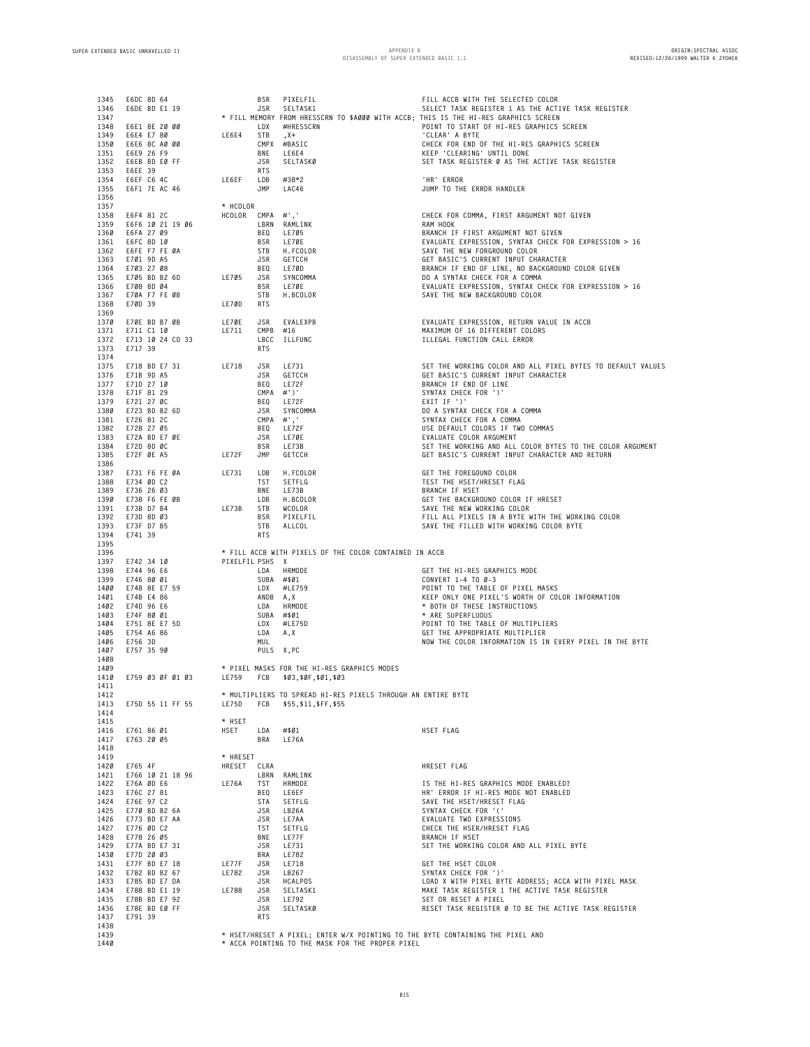```
1345  E6DC 8D 64                BSR   PIXELFIL                     FILL ACCB WITH THE SELECTED COLOR
1346  E6DE BD E1 19             JSR   SELTASK1                     SELECT TASK REGISTER 1 AS THE ACTIVE TASK REGISTER
1347                      * FILL MEMORY FROM HRESSCRN TO $A000 WITH ACCB; THIS IS THE HI-RES GRAPHICS SCREEN
1348  E6E1 8E 20 00             LDX   #HRESSCRN                    POINT TO START OF HI-RES GRAPHICS SCREEN
1349  E6E4 E7 80        LE6E4   STB   ,X+                          'CLEAR' A BYTE
1350  E6E6 8C A0 00             CMPX  #BASIC                       CHECK FOR END OF THE HI-RES GRAPHICS SCREEN
1351  E6E9 26 F9                BNE   LE6E4                        KEEP 'CLEARING' UNTIL DONE
1352  E6EB BD E0 FF             JSR   SELTASK0                     SET TASK REGISTER 0 AS THE ACTIVE TASK REGISTER
1353  E6EE 39                   RTS
1354  E6EF C6 4C        LE6EF   LDB   #38*2                        'HR' ERROR
1355  E6F1 7E AC 46             JMP   LAC46                        JUMP TO THE ERROR HANDLER
1356
1357                      * HCOLOR
1358  E6F4 81 2C        HCOLOR  CMPA  #','                         CHECK FOR COMMA, FIRST ARGUMENT NOT GIVEN
1359  E6F6 10 21 19 06          LBRN  RAMLINK                      RAM HOOK
1360  E6FA 27 09                BEQ   LE705                        BRANCH IF FIRST ARGUMENT NOT GIVEN
1361  E6FC 8D 10                BSR   LE70E                        EVALUATE EXPRESSION, SYNTAX CHECK FOR EXPRESSION > 16
1362  E6FE F7 FE 0A             STB   H.FCOLOR                     SAVE THE NEW FORGROUND COLOR
1363  E701 9D A5                JSR   GETCCH                       GET BASIC'S CURRENT INPUT CHARACTER
1364  E703 27 08                BEQ   LE70D                        BRANCH IF END OF LINE, NO BACKGROUND COLOR GIVEN
1365  E705 BD B2 6D     LE705   JSR   SYNCOMMA                     DO A SYNTAX CHECK FOR A COMMA
1366  E708 8D 04                BSR   LE70E                        EVALUATE EXPRESSION, SYNTAX CHECK FOR EXPRESSION > 16
1367  E70A F7 FE 0B             STB   H.BCOLOR                     SAVE THE NEW BACKGROUND COLOR
1368  E70D 39           LE70D   RTS
1369
1370  E70E BD B7 0B     LE70E   JSR   EVALEXPB                     EVALUATE EXPRESSION, RETURN VALUE IN ACCB
1371  E711 C1 10        LE711   CMPB  #16                          MAXIMUM OF 16 DIFFERENT COLORS
1372  E713 10 24 CD 33          LBCC  ILLFUNC                      ILLEGAL FUNCTION CALL ERROR
1373  E717 39                   RTS
1374
1375  E718 BD E7 31     LE718   JSR   LE731                        SET THE WORKING COLOR AND ALL PIXEL BYTES TO DEFAULT VALUES
1376  E71B 9D A5                JSR   GETCCH                       GET BASIC'S CURRENT INPUT CHARACTER
1377  E71D 27 10                BEQ   LE72F                        BRANCH IF END OF LINE
1378  E71F 81 29                CMPA  #')'                         SYNTAX CHECK FOR ')'
1379  E721 27 0C                BEQ   LE72F                        EXIT IF ')'
1380  E723 BD B2 6D             JSR   SYNCOMMA                     DO A SYNTAX CHECK FOR A COMMA
1381  E726 81 2C                CMPA  #','                         SYNTAX CHECK FOR A COMMA
1382  E728 27 05                BEQ   LE72F                        USE DEFAULT COLORS IF TWO COMMAS
1383  E72A BD E7 0E             JSR   LE70E                        EVALUATE COLOR ARGUMENT
1384  E72D 8D 0C                BSR   LE73B                        SET THE WORKING AND ALL COLOR BYTES TO THE COLOR ARGUMENT
1385  E72F 0E A5        LE72F   JMP   GETCCH                       GET BASIC'S CURRENT INPUT CHARACTER AND RETURN
1386
1387  E731 F6 FE 0A     LE731   LDB   H.FCOLOR                     GET THE FOREGOUND COLOR
1388  E734 0D C2                TST   SETFLG                       TEST THE HSET/HRESET FLAG
1389  E736 26 03                BNE   LE73B                        BRANCH IF HSET
1390  E738 F6 FE 0B             LDB   H.BCOLOR                     GET THE BACKGROUND COLOR IF HRESET
1391  E73B D7 B4        LE73B   STB   WCOLOR                       SAVE THE NEW WORKING COLOR
1392  E73D 8D 03                BSR   PIXELFIL                     FILL ALL PIXELS IN A BYTE WITH THE WORKING COLOR
1393  E73F D7 B5                STB   ALLCOL                       SAVE THE FILLED WITH WORKING COLOR BYTE
1394  E741 39                   RTS
1395
1396                      * FILL ACCB WITH PIXELS OF THE COLOR CONTAINED IN ACCB
1397  E742 34 10        PIXELFIL PSHS X
1398  E744 96 E6                LDA   HRMODE                       GET THE HI-RES GRAPHICS MODE
1399  E746 80 01                SUBA  #$01                         CONVERT 1-4 TO 0-3
1400  E748 8E E7 59             LDX   #LE759                       POINT TO THE TABLE OF PIXEL MASKS
1401  E74B E4 86                ANDB  A,X                          KEEP ONLY ONE PIXEL'S WORTH OF COLOR INFORMATION
1402  E74D 96 E6                LDA   HRMODE                       * BOTH OF THESE INSTRUCTIONS
1403  E74F 80 01                SUBA  #$01                         * ARE SUPERFLUOUS
1404  E751 8E E7 5D             LDX   #LE75D                       POINT TO THE TABLE OF MULTIPLIERS
1405  E754 A6 86                LDA   A,X                          GET THE APPROPRIATE MULTIPLIER
1406  E756 3D                   MUL                                NOW THE COLOR INFORMATION IS IN EVERY PIXEL IN THE BYTE
1407  E757 35 90                PULS  X,PC
1408
1409                      * PIXEL MASKS FOR THE HI-RES GRAPHICS MODES
1410  E759 03 0F 01 03  LE759   FCB   $03,$0F,$01,$03
1411
1412                      * MULTIPLIERS TO SPREAD HI-RES PIXELS THROUGH AN ENTIRE BYTE
1413  E75D 55 11 FF 55  LE75D   FCB   $55,$11,$FF,$55
1414
1415                      * HSET
1416  E761 86 01        HSET    LDA   #$01                         HSET FLAG
1417  E763 20 05                BRA   LE76A
1418
1419                      * HRESET
1420  E765 4F           HRESET  CLRA                               HRESET FLAG
1421  E766 10 21 18 96          LBRN  RAMLINK
1422  E76A 0D E6        LE76A   TST   HRMODE                       IS THE HI-RES GRAPHICS MODE ENABLED?
1423  E76C 27 81                BEQ   LE6EF                        HR' ERROR IF HI-RES MODE NOT ENABLED
1424  E76E 97 C2                STA   SETFLG                       SAVE THE HSET/HRESET FLAG
1425  E770 BD B2 6A             JSR   LB26A                        SYNTAX CHECK FOR '('
1426  E773 BD E7 AA             JSR   LE7AA                        EVALUATE TWO EXPRESSIONS
1427  E776 0D C2                TST   SETFLG                       CHECK THE HSER/HRESET FLAG
1428  E778 26 05                BNE   LE77F                        BRANCH IF HSET
1429  E77A BD E7 31             JSR   LE731                        SET THE WORKING COLOR AND ALL PIXEL BYTE
1430  E77D 20 03                BRA   LE782
1431  E77F BD E7 18     LE77F   JSR   LE718                        GET THE HSET COLOR
1432  E782 BD B2 67     LE782   JSR   LB267                        SYNTAX CHECK FOR ')'
1433  E785 BD E7 DA             JSR   HCALPOS                      LOAD X WITH PIXEL BYTE ADDRESS; ACCA WITH PIXEL MASK
1434  E788 BD E1 19     LE788   JSR   SELTASK1                     MAKE TASK REGISTER 1 THE ACTIVE TASK REGISTER
1435  E78B BD E7 92             JSR   LE792                        SET OR RESET A PIXEL
1436  E78E BD E0 FF             JSR   SELTASK0                     RESET TASK REGISTER 0 TO BE THE ACTIVE TASK REGISTER
1437  E791 39                   RTS
1438
1439                      * HSET/HRESET A PIXEL; ENTER W/X POINTING TO THE BYTE CONTAINING THE PIXEL AND
1440                      * ACCA POINTING TO THE MASK FOR THE PROPER PIXEL
```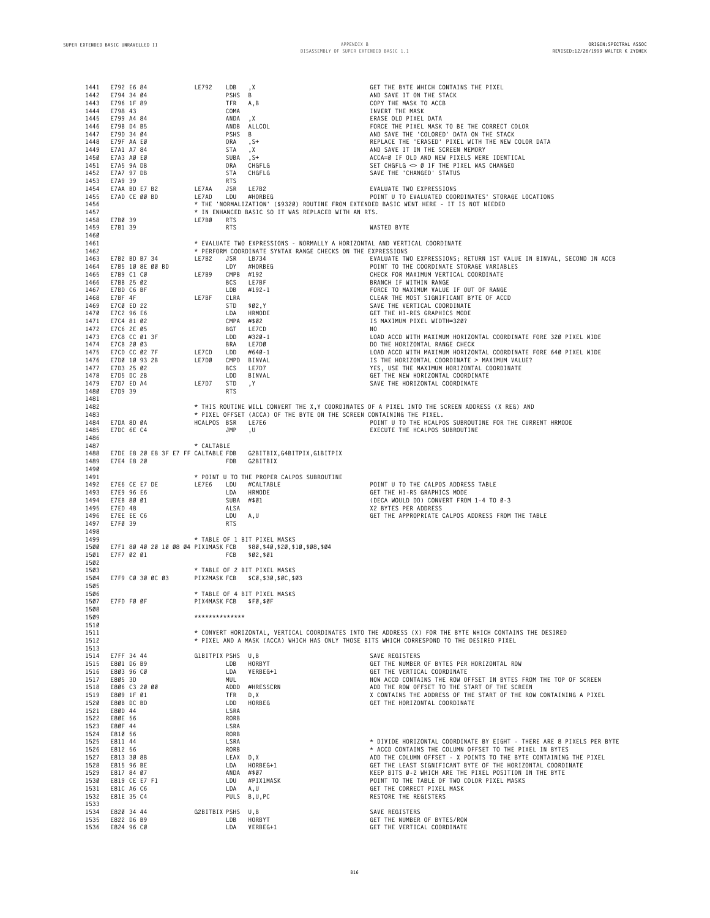```
1441  E792 E6 84          LE792   LDB   ,X                    GET THE BYTE WHICH CONTAINS THE PIXEL
1442  E794 34 04                  PSHS  B                     AND SAVE IT ON THE STACK
1443  E796 1F 89                  TFR   A,B                   COPY THE MASK TO ACCB
1444  E798 43                     COMA                        INVERT THE MASK
1445  E799 A4 84                  ANDA  ,X                    ERASE OLD PIXEL DATA
1446  E79B D4 B5                  ANDB  ALLCOL                FORCE THE PIXEL MASK TO BE THE CORRECT COLOR
1447  E79D 34 04                  PSHS  B                     AND SAVE THE 'COLORED' DATA ON THE STACK
1448  E79F AA E0                  ORA   ,S+                   REPLACE THE 'ERASED' PIXEL WITH THE NEW COLOR DATA
1449  E7A1 A7 84                  STA   ,X                    AND SAVE IT IN THE SCREEN MEMORY
1450  E7A3 A0 E0                  SUBA  ,S+                   ACCA=0 IF OLD AND NEW PIXELS WERE IDENTICAL
1451  E7A5 9A DB                  ORA   CHGFLG                SET CHGFLG <> 0 IF THE PIXEL WAS CHANGED
1452  E7A7 97 DB                  STA   CHGFLG                SAVE THE 'CHANGED' STATUS
1453  E7A9 39                     RTS
1454  E7AA BD E7 B2       LE7AA   JSR   LE7B2                 EVALUATE TWO EXPRESSIONS
1455  E7AD CE 00 BD       LE7AD   LDU   #HORBEG               POINT U TO EVALUATED COORDINATES' STORAGE LOCATIONS
1456                      * THE 'NORMALIZATION' ($9320) ROUTINE FROM EXTENDED BASIC WENT HERE - IT IS NOT NEEDED
1457                      * IN ENHANCED BASIC SO IT WAS REPLACED WITH AN RTS.
1458  E7B0 39             LE7B0   RTS
1459  E7B1 39                     RTS                         WASTED BYTE
1460
1461                      * EVALUATE TWO EXPRESSIONS - NORMALLY A HORIZONTAL AND VERTICAL COORDINATE
1462                      * PERFORM COORDINATE SYNTAX RANGE CHECKS ON THE EXPRESSIONS
1463  E7B2 BD B7 34       LE7B2   JSR   LB734                 EVALUATE TWO EXPRESSIONS; RETURN 1ST VALUE IN BINVAL, SECOND IN ACCB
1464  E7B5 10 8E 00 BD            LDY   #HORBEG               POINT TO THE COORDINATE STORAGE VARIABLES
1465  E7B9 C1 C0          LE7B9   CMPB  #192                  CHECK FOR MAXIMUM VERTICAL COORDINATE
1466  E7BB 25 02                  BCS   LE7BF                 BRANCH IF WITHIN RANGE
1467  E7BD C6 BF                  LDB   #192-1                FORCE TO MAXIMUM VALUE IF OUT OF RANGE
1468  E7BF 4F             LE7BF   CLRA                        CLEAR THE MOST SIGNIFICANT BYTE OF ACCD
1469  E7C0 ED 22                  STD   $02,Y                 SAVE THE VERTICAL COORDINATE
1470  E7C2 96 E6                  LDA   HRMODE                GET THE HI-RES GRAPHICS MODE
1471  E7C4 81 02                  CMPA  #$02                  IS MAXIMUM PIXEL WIDTH=320?
1472  E7C6 2E 05                  BGT   LE7CD                 NO
1473  E7C8 CC 01 3F                LDD   #320-1                LOAD ACCD WITH MAXIMUM HORIZONTAL COORDINATE FORE 320 PIXEL WIDE
1474  E7CB 20 03                  BRA   LE7D0                 DO THE HORIZONTAL RANGE CHECK
1475  E7CD CC 02 7F       LE7CD   LDD   #640-1                LOAD ACCD WITH MAXIMUM HORIZONTAL COORDINATE FORE 640 PIXEL WIDE
1476  E7D0 10 93 2B       LE7D0   CMPD  BINVAL                IS THE HORIZONTAL COORDINATE > MAXIMUM VALUE?
1477  E7D3 25 02                  BCS   LE7D7                 YES, USE THE MAXIMUM HORIZONTAL COORDINATE
1478  E7D5 DC 2B                  LDD   BINVAL                GET THE NEW HORIZONTAL COORDINATE
1479  E7D7 ED A4          LE7D7   STD   ,Y                    SAVE THE HORIZONTAL COORDINATE
1480  E7D9 39                     RTS
1481
1482                      * THIS ROUTINE WILL CONVERT THE X,Y COORDINATES OF A PIXEL INTO THE SCREEN ADDRESS (X REG) AND
1483                      * PIXEL OFFSET (ACCA) OF THE BYTE ON THE SCREEN CONTAINING THE PIXEL.
1484  E7DA 8D 0A          HCALPOS BSR   LE7E6                 POINT U TO THE HCALPOS SUBROUTINE FOR THE CURRENT HRMODE
1485  E7DC 6E C4                  JMP   ,U                    EXECUTE THE HCALPOS SUBROUTINE
1486
1487                      * CALTABLE
1488  E7DE E8 20 E8 3F E7 FF CALTABLE FDB G2BITBIX,G4BITPIX,G1BITPIX
1489  E7E4 E8 20                  FDB   G2BITBIX
1490
1491                      * POINT U TO THE PROPER CALPOS SUBROUTINE
1492  E7E6 CE E7 DE       LE7E6   LDU   #CALTABLE             POINT U TO THE CALPOS ADDRESS TABLE
1493  E7E9 96 E6                  LDA   HRMODE                GET THE HI-RS GRAPHICS MODE
1494  E7EB 80 01                  SUBA  #$01                  (DECA WOULD DO) CONVERT FROM 1-4 TO 0-3
1495  E7ED 48                     ALSA                        X2 BYTES PER ADDRESS
1496  E7EE EE C6                  LDU   A,U                   GET THE APPROPRIATE CALPOS ADDRESS FROM THE TABLE
1497  E7F0 39                     RTS
1498
1499                      * TABLE OF 1 BIT PIXEL MASKS
1500  E7F1 80 40 20 10 08 04 PIX1MASK FCB $80,$40,$20,$10,$08,$04
1501  E7F7 02 01                  FCB   $02,$01
1502
1503                      * TABLE OF 2 BIT PIXEL MASKS
1504  E7F9 C0 30 0C 03    PIX2MASK FCB  $C0,$30,$0C,$03
1505
1506                      * TABLE OF 4 BIT PIXEL MASKS
1507  E7FD F0 0F          PIX4MASK FCB  $F0,$0F
1508
1509                      **************
1510
1511                      * CONVERT HORIZONTAL, VERTICAL COORDINATES INTO THE ADDRESS (X) FOR THE BYTE WHICH CONTAINS THE DESIRED
1512                      * PIXEL AND A MASK (ACCA) WHICH HAS ONLY THOSE BITS WHICH CORRESPOND TO THE DESIRED PIXEL
1513
1514  E7FF 34 44          G1BITPIX PSHS U,B                   SAVE REGISTERS
1515  E801 D6 B9                  LDB   HORBYT                GET THE NUMBER OF BYTES PER HORIZONTAL ROW
1516  E803 96 C0                  LDA   VERBEG+1              GET THE VERTICAL COORDINATE
1517  E805 3D                     MUL                         NOW ACCD CONTAINS THE ROW OFFSET IN BYTES FROM THE TOP OF SCREEN
1518  E806 C3 20 00               ADDD  #HRESSCRN             ADD THE ROW OFFSET TO THE START OF THE SCREEN
1519  E809 1F 01                  TFR   D,X                   X CONTAINS THE ADDRESS OF THE START OF THE ROW CONTAINING A PIXEL
1520  E80B DC BD                  LDD   HORBEG                GET THE HORIZONTAL COORDINATE
1521  E80D 44                     LSRA
1522  E80E 56                     RORB
1523  E80F 44                     LSRA
1524  E810 56                     RORB
1525  E811 44                     LSRA                        * DIVIDE HORIZONTAL COORDINATE BY EIGHT - THERE ARE 8 PIXELS PER BYTE
1526  E812 56                     RORB                        * ACCD CONTAINS THE COLUMN OFFSET TO THE PIXEL IN BYTES
1527  E813 30 8B                  LEAX  D,X                   ADD THE COLUMN OFFSET - X POINTS TO THE BYTE CONTAINING THE PIXEL
1528  E815 96 BE                  LDA   HORBEG+1              GET THE LEAST SIGNIFICANT BYTE OF THE HORIZONTAL COORDINATE
1529  E817 84 07                  ANDA  #$07                  KEEP BITS 0-2 WHICH ARE THE PIXEL POSITION IN THE BYTE
1530  E819 CE E7 F1               LDU   #PIX1MASK             POINT TO THE TABLE OF TWO COLOR PIXEL MASKS
1531  E81C A6 C6                  LDA   A,U                   GET THE CORRECT PIXEL MASK
1532  E81E 35 C4                  PULS  B,U,PC                RESTORE THE REGISTERS
1533
1534  E820 34 44          G2BITBIX PSHS U,B                   SAVE REGISTERS
1535  E822 D6 B9                  LDB   HORBYT                GET THE NUMBER OF BYTES/ROW
1536  E824 96 C0                  LDA   VERBEG+1              GET THE VERTICAL COORDINATE
```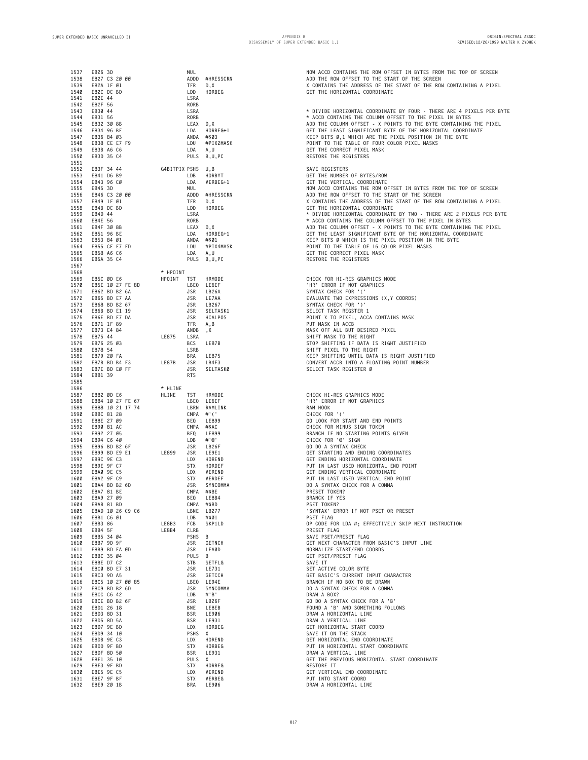```
1537  E826 3D                     MUL                        NOW ACCD CONTAINS THE ROW OFFSET IN BYTES FROM THE TOP OF SCREEN
1538  E827 C3 20 00               ADDD  #HRESSCRN            ADD THE ROW OFFSET TO THE START OF THE SCREEN
1539  E82A 1F 01                  TFR   D,X                  X CONTAINS THE ADDRESS OF THE START OF THE ROW CONTAINING A PIXEL
1540  E82C DC BD                  LDD   HORBEG               GET THE HORIZONTAL COORDINATE
1541  E82E 44                     LSRA
1542  E82F 56                     RORB
1543  E830 44                     LSRA                       * DIVIDE HORIZONTAL COORDINATE BY FOUR - THERE ARE 4 PIXELS PER BYTE
1544  E831 56                     RORB                       * ACCD CONTAINS THE COLUMN OFFSET TO THE PIXEL IN BYTES
1545  E832 30 8B                  LEAX  D,X                  ADD THE COLUMN OFFSET - X POINTS TO THE BYTE CONTAINING THE PIXEL
1546  E834 96 BE                  LDA   HORBEG+1             GET THE LEAST SIGNIFICANT BYTE OF THE HORIZONTAL COORDINATE
1547  E836 84 03                  ANDA  #$03                 KEEP BITS 0,1 WHICH ARE THE PIXEL POSITION IN THE BYTE
1548  E838 CE E7 F9               LDU   #PIX2MASK            POINT TO THE TABLE OF FOUR COLOR PIXEL MASKS
1549  E83B A6 C6                  LDA   A,U                  GET THE CORRECT PIXEL MASK
1550  E83D 35 C4                  PULS  B,U,PC               RESTORE THE REGISTERS
1551
1552  E83F 34 44        G4BITPIX PSHS  U,B                   SAVE REGISTERS
1553  E841 D6 B9                  LDB   HORBYT               GET THE NUMBER OF BYTES/ROW
1554  E843 96 C0                  LDA   VERBEG+1             GET THE VERTICAL COORDINATE
1555  E845 3D                     MUL                        NOW ACCD CONTAINS THE ROW OFFSET IN BYTES FROM THE TOP OF SCREEN
1556  E846 C3 20 00               ADDD  #HRESSCRN            ADD THE ROW OFFSET TO THE START OF THE SCREEN
1557  E849 1F 01                  TFR   D,X                  X CONTAINS THE ADDRESS OF THE START OF THE ROW CONTAINING A PIXEL
1558  E84B DC BD                  LDD   HORBEG               GET THE HORIZONTAL COORDINATE
1559  E84D 44                     LSRA                       * DIVIDE HORIZONTAL COORDINATE BY TWO - THERE ARE 2 PIXELS PER BYTE
1560  E84E 56                     RORB                       * ACCD CONTAINS THE COLUMN OFFSET TO THE PIXEL IN BYTES
1561  E84F 30 8B                  LEAX  D,X                  ADD THE COLUMN OFFSET - X POINTS TO THE BYTE CONTAINING THE PIXEL
1562  E851 96 BE                  LDA   HORBEG+1             GET THE LEAST SIGNIFICANT BYTE OF THE HORIZONTAL COORDINATE
1563  E853 84 01                  ANDA  #$01                 KEEP BITS 0 WHICH IS THE PIXEL POSITION IN THE BYTE
1564  E855 CE E7 FD               LDU   #PIX4MASK            POINT TO THE TABLE OF 16 COLOR PIXEL MASKS
1565  E858 A6 C6                  LDA   A,U                  GET THE CORRECT PIXEL MASK
1566  E85A 35 C4                  PULS  B,U,PC               RESTORE THE REGISTERS
1567
1568                    * HPOINT
1569  E85C 0D E6        HPOINT   TST   HRMODE                CHECK FOR HI-RES GRAPHICS MODE
1570  E85E 10 27 FE 8D            LBEQ  LE6EF                'HR' ERROR IF NOT GRAPHICS
1571  E862 BD B2 6A               JSR   LB26A                SYNTAX CHECK FOR '('
1572  E865 BD E7 AA               JSR   LE7AA                EVALUATE TWO EXPRESSIONS (X,Y COORDS)
1573  E868 BD B2 67               JSR   LB267                SYNTAX CHECK FOR ')'
1574  E86B BD E1 19               JSR   SELTASK1             SELECT TASK REGSTER 1
1575  E86E BD E7 DA               JSR   HCALPOS              POINT X TO PIXEL, ACCA CONTAINS MASK
1576  E871 1F 89                  TFR   A,B                  PUT MASK IN ACCB
1577  E873 E4 84                  ANDB  ,X                   MASK OFF ALL BUT DESIRED PIXEL
1578  E875 44           LE875    LSRA                        SHIFT MASK TO THE RIGHT
1579  E876 25 03                  BCS   LE87B                STOP SHIFTING IF DATA IS RIGHT JUSTIFIED
1580  E878 54                     LSRB                       SHIFT PIXEL TO THE RIGHT
1581  E879 20 FA                  BRA   LE875                KEEP SHIFTING UNTIL DATA IS RIGHT JUSTIFIED
1582  E87B BD B4 F3     LE87B    JSR   LB4F3                 CONVERT ACCB INTO A FLOATING POINT NUMBER
1583  E87E BD E0 FF               JSR   SELTASK0             SELECT TASK REGISTER 0
1584  E881 39                     RTS
1585
1586                    * HLINE
1587  E882 0D E6        HLINE    TST   HRMODE                CHECK HI-RES GRAPHICS MODE
1588  E884 10 27 FE 67            LBEQ  LE6EF                'HR' ERROR IF NOT GRAPHICS
1589  E888 10 21 17 74            LBRN  RAMLINK              RAM HOOK
1590  E88C 81 28                  CMPA  #'('                 CHECK FOR '('
1591  E88E 27 09                  BEQ   LE899                GO LOOK FOR START AND END POINTS
1592  E890 81 AC                  CMPA  #$AC                 CHECK FOR MINUS SIGN TOKEN
1593  E892 27 05                  BEQ   LE899                BRANCH IF NO STARTING POINTS GIVEN
1594  E894 C6 40                  LDB   #'@'                 CHECK FOR '@' SIGN
1595  E896 BD B2 6F               JSR   LB26F                GO DO A SYNTAX CHECK
1596  E899 BD E9 E1     LE899    JSR   LE9E1                 GET STARTING AND ENDING COORDINATES
1597  E89C 9E C3                  LDX   HOREND               GET ENDING HORIZONTAL COORDINATE
1598  E89E 9F C7                  STX   HORDEF               PUT IN LAST USED HORIZONTAL END POINT
1599  E8A0 9E C5                  LDX   VEREND               GET ENDING VERTICAL COORDINATE
1600  E8A2 9F C9                  STX   VERDEF               PUT IN LAST USED VERTICAL END POINT
1601  E8A4 BD B2 6D               JSR   SYNCOMMA             DO A SYNTAX CHECK FOR A COMMA
1602  E8A7 81 BE                  CMPA  #$BE                 PRESET TOKEN?
1603  E8A9 27 09                  BEQ   LE8B4                BRANCK IF YES
1604  E8AB 81 BD                  CMPA  #$BD                 PSET TOKEN?
1605  E8AD 10 26 C9 C6            LBNE  LB277                'SYNTAX' ERROR IF NOT PSET OR PRESET
1606  E8B1 C6 01                  LDB   #$01                 PSET FLAG
1607  E8B3 86           LE8B3    FCB   SKP1LD                OP CODE FOR LDA #; EFFECTIVELY SKIP NEXT INSTRUCTION
1608  E8B4 5F           LE8B4    CLRB                        PRESET FLAG
1609  E8B5 34 04                  PSHS  B                    SAVE PSET/PRESET FLAG
1610  E8B7 9D 9F                  JSR   GETNCH               GET NEXT CHARACTER FROM BASIC'S INPUT LINE
1611  E8B9 BD EA 0D               JSR   LEA0D                NORMALIZE START/END COORDS
1612  E8BC 35 04                  PULS  B                    GET PSET/PRESET FLAG
1613  E8BE D7 C2                  STB   SETFLG               SAVE IT
1614  E8C0 BD E7 31               JSR   LE731                SET ACTIVE COLOR BYTE
1615  E8C3 9D A5                  JSR   GETCCH               GET BASIC'S CURRENT INPUT CHARACTER
1616  E8C5 10 27 00 85            LBEQ  LE94E                BRANCH IF NO BOX TO BE DRAWN
1617  E8C9 BD B2 6D               JSR   SYNCOMMA             DO A SYNTAX CHECK FOR A COMMA
1618  E8CC C6 42                  LDB   #'B'                 DRAW A BOX?
1619  E8CE BD B2 6F               JSR   LB26F                GO DO A SYNTAX CHECK FOR A 'B'
1620  E8D1 26 18                  BNE   LE8EB                FOUND A 'B' AND SOMETHING FOLLOWS
1621  E8D3 8D 31                  BSR   LE906                DRAW A HORIZONTAL LINE
1622  E8D5 8D 5A                  BSR   LE931                DRAW A VERTICAL LINE
1623  E8D7 9E BD                  LDX   HORBEG               GET HORIZONTAL START COORD
1624  E8D9 34 10                  PSHS  X                    SAVE IT ON THE STACK
1625  E8DB 9E C3                  LDX   HOREND               GET HORIZONTAL END COORDINATE
1626  E8DD 9F BD                  STX   HORBEG               PUT IN HORIZONTAL START COORDINATE
1627  E8DF 8D 50                  BSR   LE931                DRAW A VERTICAL LINE
1628  E8E1 35 10                  PULS  X                    GET THE PREVIOUS HORIZONTAL START COORDINATE
1629  E8E3 9F BD                  STX   HORBEG               RESTORE IT
1630  E8E5 9E C5                  LDX   VEREND               GET VERTICAL END COORDINATE
1631  E8E7 9F BF                  STX   VERBEG               PUT INTO START COORD
1632  E8E9 20 1B                  BRA   LE906                DRAW A HORIZONTAL LINE
```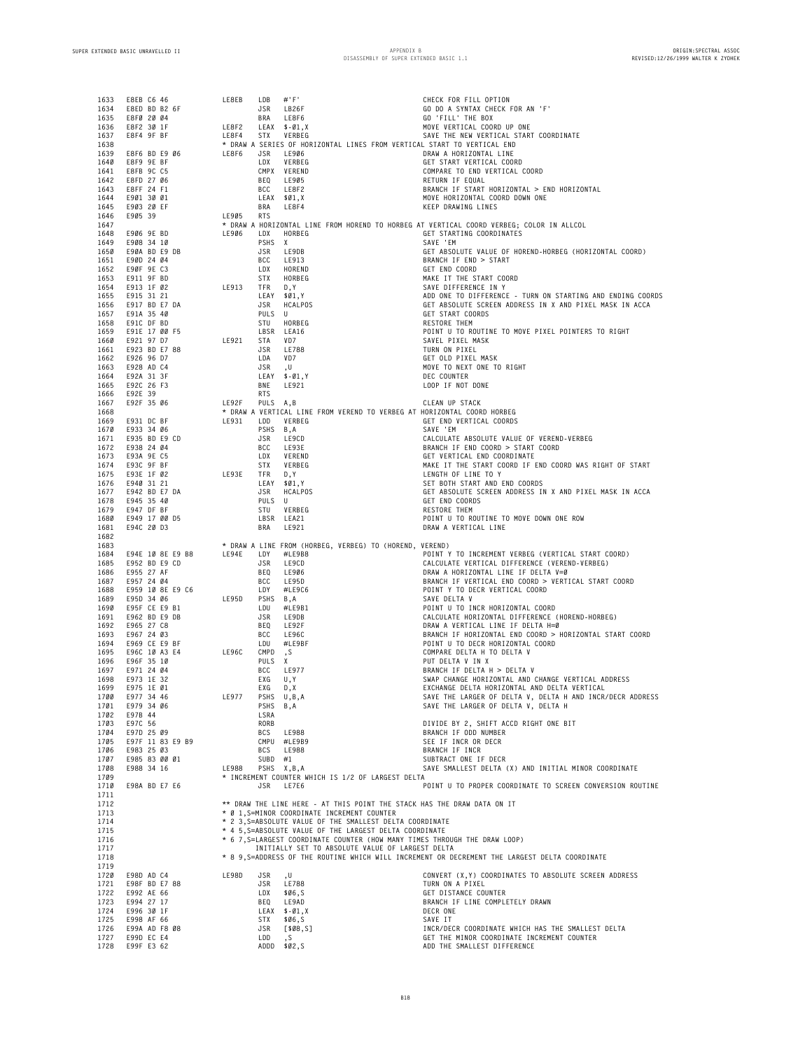```
1633  E8EB C6 46          LE8EB  LDB   #'F'              CHECK FOR FILL OPTION
1634  E8ED BD B2 6F              JSR   LB26F             GO DO A SYNTAX CHECK FOR AN 'F'
1635  E8F0 20 04                 BRA   LE8F6             GO 'FILL' THE BOX
1636  E8F2 30 1F          LE8F2  LEAX  $-01,X            MOVE VERTICAL COORD UP ONE
1637  E8F4 9F BF          LE8F4  STX   VERBEG            SAVE THE NEW VERTICAL START COORDINATE
1638                             * DRAW A SERIES OF HORIZONTAL LINES FROM VERTICAL START TO VERTICAL END
1639  E8F6 BD E9 06       LE8F6  JSR   LE906             DRAW A HORIZONTAL LINE
1640  E8F9 9E BF                 LDX   VERBEG            GET START VERTICAL COORD
1641  E8FB 9C C5                 CMPX  VEREND            COMPARE TO END VERTICAL COORD
1642  E8FD 27 06                 BEQ   LE905             RETURN IF EQUAL
1643  E8FF 24 F1                 BCC   LE8F2             BRANCH IF START HORIZONTAL > END HORIZONTAL
1644  E901 30 01                 LEAX  $01,X             MOVE HORIZONTAL COORD DOWN ONE
1645  E903 20 EF                 BRA   LE8F4             KEEP DRAWING LINES
1646  E905 39             LE905  RTS
1647                             * DRAW A HORIZONTAL LINE FROM HOREND TO HORBEG AT VERTICAL COORD VERBEG; COLOR IN ALLCOL
1648  E906 9E BD          LE906  LDX   HORBEG            GET STARTING COORDINATES
1649  E908 34 10                 PSHS  X                 SAVE 'EM
1650  E90A BD E9 DB              JSR   LE9DB             GET ABSOLUTE VALUE OF HOREND-HORBEG (HORIZONTAL COORD)
1651  E90D 24 04                 BCC   LE913             BRANCH IF END > START
1652  E90F 9E C3                 LDX   HOREND            GET END COORD
1653  E911 9F BD                 STX   HORBEG            MAKE IT THE START COORD
1654  E913 1F 02          LE913  TFR   D,Y               SAVE DIFFERENCE IN Y
1655  E915 31 21                 LEAY  $01,Y             ADD ONE TO DIFFERENCE - TURN ON STARTING AND ENDING COORDS
1656  E917 BD E7 DA              JSR   HCALPOS           GET ABSOLUTE SCREEN ADDRESS IN X AND PIXEL MASK IN ACCA
1657  E91A 35 40                 PULS  U                 GET START COORDS
1658  E91C DF BD                 STU   HORBEG            RESTORE THEM
1659  E91E 17 00 F5              LBSR  LEA16             POINT U TO ROUTINE TO MOVE PIXEL POINTERS TO RIGHT
1660  E921 97 D7          LE921  STA   VD7               SAVEL PIXEL MASK
1661  E923 BD E7 88              JSR   LE788             TURN ON PIXEL
1662  E926 96 D7                 LDA   VD7               GET OLD PIXEL MASK
1663  E928 AD C4                 JSR   ,U                MOVE TO NEXT ONE TO RIGHT
1664  E92A 31 3F                 LEAY  $-01,Y            DEC COUNTER
1665  E92C 26 F3                 BNE   LE921             LOOP IF NOT DONE
1666  E92E 39                    RTS
1667  E92F 35 06          LE92F  PULS  A,B               CLEAN UP STACK
1668                             * DRAW A VERTICAL LINE FROM VEREND TO VERBEG AT HORIZONTAL COORD HORBEG
1669  E931 DC BF          LE931  LDD   VERBEG            GET END VERTICAL COORDS
1670  E933 34 06                 PSHS  B,A               SAVE 'EM
1671  E935 BD E9 CD              JSR   LE9CD             CALCULATE ABSOLUTE VALUE OF VEREND-VERBEG
1672  E938 24 04                 BCC   LE93E             BRANCH IF END COORD > START COORD
1673  E93A 9E C5                 LDX   VEREND            GET VERTICAL END COORDINATE
1674  E93C 9F BF                 STX   VERBEG            MAKE IT THE START COORD IF END COORD WAS RIGHT OF START
1675  E93E 1F 02          LE93E  TFR   D,Y               LENGTH OF LINE TO Y
1676  E940 31 21                 LEAY  $01,Y             SET BOTH START AND END COORDS
1677  E942 BD E7 DA              JSR   HCALPOS           GET ABSOLUTE SCREEN ADDRESS IN X AND PIXEL MASK IN ACCA
1678  E945 35 40                 PULS  U                 GET END COORDS
1679  E947 DF BF                 STU   VERBEG            RESTORE THEM
1680  E949 17 00 D5              LBSR  LEA21             POINT U TO ROUTINE TO MOVE DOWN ONE ROW
1681  E94C 20 D3                 BRA   LE921             DRAW A VERTICAL LINE
1682
1683                             * DRAW A LINE FROM (HORBEG, VERBEG) TO (HOREND, VEREND)
1684  E94E 10 8E E9 B8    LE94E  LDY   #LE9B8            POINT Y TO INCREMENT VERBEG (VERTICAL START COORD)
1685  E952 BD E9 CD              JSR   LE9CD             CALCULATE VERTICAL DIFFERENCE (VEREND-VERBEG)
1686  E955 27 AF                 BEQ   LE906             DRAW A HORIZONTAL LINE IF DELTA V=0
1687  E957 24 04                 BCC   LE95D             BRANCH IF VERTICAL END COORD > VERTICAL START COORD
1688  E959 10 8E E9 C6           LDY   #LE9C6            POINT Y TO DECR VERTICAL COORD
1689  E95D 34 06          LE95D  PSHS  B,A               SAVE DELTA V
1690  E95F CE E9 B1              LDU   #LE9B1            POINT U TO INCR HORIZONTAL COORD
1691  E962 BD E9 DB              JSR   LE9DB             CALCULATE HORIZONTAL DIFFERENCE (HOREND-HORBEG)
1692  E965 27 C8                 BEQ   LE92F             DRAW A VERTICAL LINE IF DELTA H=0
1693  E967 24 03                 BCC   LE96C             BRANCH IF HORIZONTAL END COORD > HORIZONTAL START COORD
1694  E969 CE E9 BF              LDU   #LE9BF            POINT U TO DECR HORIZONTAL COORD
1695  E96C 10 A3 E4       LE96C  CMPD  ,S                COMPARE DELTA H TO DELTA V
1696  E96F 35 10                 PULS  X                 PUT DELTA V IN X
1697  E971 24 04                 BCC   LE977             BRANCH IF DELTA H > DELTA V
1698  E973 1E 32                 EXG   U,Y               SWAP CHANGE HORIZONTAL AND CHANGE VERTICAL ADDRESS
1699  E975 1E 01                 EXG   D,X               EXCHANGE DELTA HORIZONTAL AND DELTA VERTICAL
1700  E977 34 46          LE977  PSHS  U,B,A             SAVE THE LARGER OF DELTA V, DELTA H AND INCR/DECR ADDRESS
1701  E979 34 06                 PSHS  B,A               SAVE THE LARGER OF DELTA V, DELTA H
1702  E97B 44                    LSRA
1703  E97C 56                    RORB                    DIVIDE BY 2, SHIFT ACCD RIGHT ONE BIT
1704  E97D 25 09                 BCS   LE988             BRANCH IF ODD NUMBER
1705  E97F 11 83 E9 B9           CMPU  #LE9B9            SEE IF INCR OR DECR
1706  E983 25 03                 BCS   LE988             BRANCH IF INCR
1707  E985 83 00 01              SUBD  #1                SUBTRACT ONE IF DECR
1708  E988 34 16          LE988  PSHS  X,B,A             SAVE SMALLEST DELTA (X) AND INITIAL MINOR COORDINATE
1709                             * INCREMENT COUNTER WHICH IS 1/2 OF LARGEST DELTA
1710  E98A BD E7 E6              JSR   LE7E6             POINT U TO PROPER COORDINATE TO SCREEN CONVERSION ROUTINE
1711
1712                             ** DRAW THE LINE HERE - AT THIS POINT THE STACK HAS THE DRAW DATA ON IT
1713                             * 0 1,S=MINOR COORDINATE INCREMENT COUNTER
1714                             * 2 3,S=ABSOLUTE VALUE OF THE SMALLEST DELTA COORDINATE
1715                             * 4 5,S=ABSOLUTE VALUE OF THE LARGEST DELTA COORDINATE
1716                             * 6 7,S=LARGEST COORDINATE COUNTER (HOW MANY TIMES THROUGH THE DRAW LOOP)
1717                                   INITIALLY SET TO ABSOLUTE VALUE OF LARGEST DELTA
1718                             * 8 9,S=ADDRESS OF THE ROUTINE WHICH WILL INCREMENT OR DECREMENT THE LARGEST DELTA COORDINATE
1719
1720  E98D AD C4          LE98D  JSR   ,U                CONVERT (X,Y) COORDINATES TO ABSOLUTE SCREEN ADDRESS
1721  E98F BD E7 88              JSR   LE788             TURN ON A PIXEL
1722  E992 AE 66                 LDX   $06,S             GET DISTANCE COUNTER
1723  E994 27 17                 BEQ   LE9AD             BRANCH IF LINE COMPLETELY DRAWN
1724  E996 30 1F                 LEAX  $-01,X            DECR ONE
1725  E998 AF 66                 STX   $06,S             SAVE IT
1726  E99A AD F8 08              JSR   [$08,S]           INCR/DECR COORDINATE WHICH HAS THE SMALLEST DELTA
1727  E99D EC E4                 LDD   ,S                GET THE MINOR COORDINATE INCREMENT COUNTER
1728  E99F E3 62                 ADDD  $02,S             ADD THE SMALLEST DIFFERENCE
```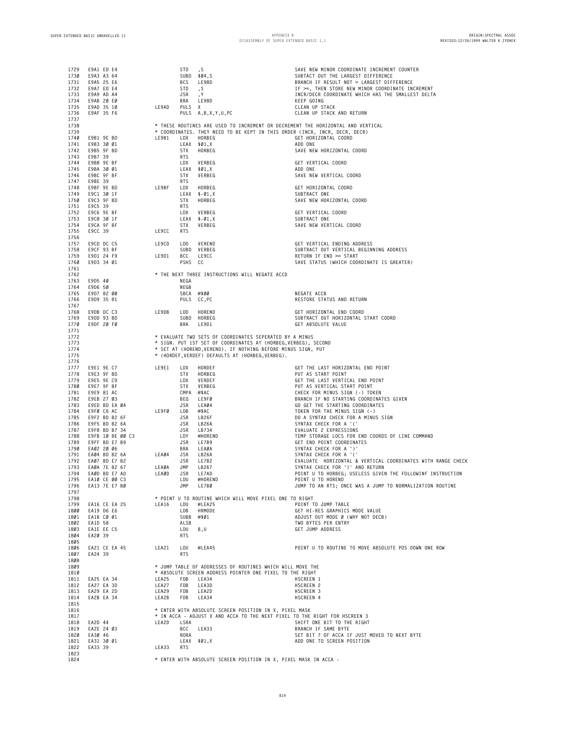```
1729  E9A1 ED E4            STD   ,S                    SAVE NEW MINOR COORDINATE INCREMENT COUNTER
1730  E9A3 A3 64            SUBD  $04,S                 SUBTACT OUT THE LARGEST DIFFERENCE
1731  E9A5 25 E6            BCS   LE98D                 BRANCH IF RESULT NOT > LARGEST DIFFERENCE
1732  E9A7 ED E4            STD   ,S                    IF >=, THEN STORE NEW MINOR COORDINATE INCREMENT
1733  E9A9 AD A4            JSR   ,Y                    INCR/DECR COORDINATE WHICH HAS THE SMALLEST DELTA
1734  E9AB 20 E0            BRA   LE98D                 KEEP GOING
1735  E9AD 35 10      LE9AD PULS  X                     CLEAN UP STACK
1736  E9AF 35 F6            PULS  A,B,X,Y,U,PC          CLEAN UP STACK AND RETURN
1737
1738                  * THESE ROUTINES ARE USED TO INCREMENT OR DECREMENT THE HORIZONTAL AND VERTICAL
1739                  * COORDINATES. THEY NEED TO BE KEPT IN THIS ORDER (INCR, INCR, DECR, DECR)
1740  E9B1 9E BD      LE9B1 LDX   HORBEG                GET HORIZONTAL COORD
1741  E9B3 30 01            LEAX  $01,X                 ADD ONE
1742  E9B5 9F BD            STX   HORBEG                SAVE NEW HORIZONTAL COORD
1743  E9B7 39               RTS
1744  E9B8 9E BF            LDX   VERBEG                GET VERTICAL COORD
1745  E9BA 30 01            LEAX  $01,X                 ADD ONE
1746  E9BC 9F BF            STX   VERBEG                SAVE NEW VERTICAL COORD
1747  E9BE 39               RTS
1748  E9BF 9E BD      LE9BF LDX   HORBEG                GET HORIZONTAL COORD
1749  E9C1 30 1F            LEAX  $-01,X                SUBTRACT ONE
1750  E9C3 9F BD            STX   HORBEG                SAVE NEW HORIZONTAL COORD
1751  E9C5 39               RTS
1752  E9C6 9E BF            LDX   VERBEG                GET VERTICAL COORD
1753  E9C8 30 1F            LEAX  $-01,X                SUBTRACT ONE
1754  E9CA 9F BF            STX   VERBEG                SAVE NEW VERTICAL COORD
1755  E9CC 39         LE9CC RTS
1756
1757  E9CD DC C5      LE9CD LDD   VEREND                GET VERTICAL ENDING ADDRESS
1758  E9CF 93 BF            SUBD  VERBEG                SUBTRACT OUT VERTICAL BEGINNING ADDRESS
1759  E9D1 24 F9      LE9D1 BCC   LE9CC                 RETURN IF END >= START
1760  E9D3 34 01            PSHS  CC                    SAVE STATUS (WHICH COORDINATE IS GREATER)
1761
1762                  * THE NEXT THREE INSTRUCTIONS WILL NEGATE ACCD
1763  E9D5 40               NEGA
1764  E9D6 50               NEGB
1765  E9D7 82 00            SBCA  #$00                  NEGATE ACCB
1766  E9D9 35 81            PULS  CC,PC                 RESTORE STATUS AND RETURN
1767
1768  E9DB DC C3      LE9DB LDD   HOREND                GET HORIZONTAL END COORD
1769  E9DD 93 BD            SUBD  HORBEG                SUBTRACT OUT HORIZONTAL START COORD
1770  E9DF 20 F0            BRA   LE9D1                 GET ABSOLUTE VALUE
1771
1772                  * EVALUATE TWO SETS OF COORDINATES SEPERATED BY A MINUS
1773                  * SIGN. PUT 1ST SET OF COORDINATES AT (HORBEG,VERBEG), SECOND
1774                  * SET AT (HOREND,VEREND). IF NOTHING BEFORE MINUS SIGN, PUT
1775                  * (HORDEF,VERDEF) DEFAULTS AT (HORBEG,VERBEG).
1776
1777  E9E1 9E C7      LE9E1 LDX   HORDEF                GET THE LAST HORIZONTAL END POINT
1778  E9E3 9F BD            STX   HORBEG                PUT AS START POINT
1779  E9E5 9E C9            LDX   VERDEF                GET THE LAST VERTICAL END POINT
1780  E9E7 9F BF            STX   VERBEG                PUT AS VERTICAL START POINT
1781  E9E9 81 AC            CMPA  #$AC                  CHECK FOR MINUS SIGN (-) TOKEN
1782  E9EB 27 03            BEQ   LE9F0                 BRANCH IF NO STARTING COORDINATES GIVEN
1783  E9ED BD EA 04         JSR   LEA04                 GO GET THE STARTING COORDINATES
1784  E9F0 C6 AC      LE9F0 LDB   #$AC                  TOKEN FOR THE MINUS SIGN (-)
1785  E9F2 BD B2 6F         JSR   LB26F                 DO A SYNTAX CHECK FOR A MINUS SIGN
1786  E9F5 BD B2 6A         JSR   LB26A                 SYNTAX CHECK FOR A '('
1787  E9F8 BD B7 34         JSR   LB734                 EVALUATE 2 EXPRESSIONS
1788  E9FB 10 8E 00 C3      LDY   #HOREND               TEMP STORAGE LOCS FOR END COORDS OF LINE COMMAND
1789  E9FF BD E7 B9         JSR   LE7B9                 GET END POINT COORDINATES
1790  EA02 20 06            BRA   LEA0A                 SYNTAX CHECK FOR A ')'
1791  EA04 BD B2 6A   LEA04 JSR   LB26A                 SYNTAX CHECK FOR A '('
1792  EA07 BD E7 B2         JSR   LE7B2                 EVALUATE  HORIZONTAL & VERTICAL COORDINATES WITH RANGE CHECK
1793  EA0A 7E B2 67   LEA0A JMP   LB267                 SYNTAX CHECK FOR ')' AND RETURN
1794  EA0D BD E7 AD   LEA0D JSR   LE7AD                 POINT U TO HORBEG; USELESS GIVEN THE FOLLOWINF INSTRUCTION
1795  EA10 CE 00 C3         LDU   #HOREND               POINT U TO HOREND
1796  EA13 7E E7 B0         JMP   LE7B0                 JUMP TO AN RTS; ONCE WAS A JUMP TO NORMALIZATION ROUTINE
1797
1798                  * POINT U TO ROUTINE WHICH WILL MOVE PIXEL ONE TO RIGHT
1799  EA16 CE EA 25   LEA16 LDU   #LEA25                POINT TO JUMP TABLE
1800  EA19 D6 E6            LDB   HRMODE                GET HI-RES GRAPHICS MODE VALUE
1801  EA1B C0 01            SUBB  #$01                  ADJUST OUT MODE 0 (WHY NOT DECB)
1802  EA1D 58               ALSB                        TWO BYTES PER ENTRY
1803  EA1E EE C5            LDU   B,U                   GET JUMP ADDRESS
1804  EA20 39               RTS
1805
1806  EA21 CE EA 45   LEA21 LDU   #LEA45                POINT U TO ROUTINE TO MOVE ABSOLUTE POS DOWN ONE ROW
1807  EA24 39               RTS
1808
1809                  * JUMP TABLE OF ADDRESSES OF ROUTINES WHICH WILL MOVE THE
1810                  * ABSOLUTE SCREEN ADDRESS POINTER ONE PIXEL TO THE RIGHT
1811  EA25 EA 34      LEA25 FDB   LEA34                 HSCREEN 1
1812  EA27 EA 3D      LEA27 FDB   LEA3D                 HSCREEN 2
1813  EA29 EA 2D      LEA29 FDB   LEA2D                 HSCREEN 3
1814  EA2B EA 34      LEA2B FDB   LEA34                 HSCREEN 4
1815
1816                  * ENTER WITH ABSOLUTE SCREEN POSITION IN X, PIXEL MASK
1817                  * IN ACCA - ADJUST X AND ACCA TO THE NEXT PIXEL TO THE RIGHT FOR HSCREEN 3
1818  EA2D 44         LEA2D LSRA                        SHIFT ONE BIT TO THE RIGHT
1819  EA2E 24 03            BCC   LEA33                 BRANCH IF SAME BYTE
1820  EA30 46               RORA                        SET BIT 7 OF ACCA IF JUST MOVED TO NEXT BYTE
1821  EA31 30 01            LEAX  $01,X                 ADD ONE TO SCREEN POSITION
1822  EA33 39         LEA33 RTS
1823
1824                  * ENTER WITH ABSOLUTE SCREEN POSITION IN X, PIXEL MASK IN ACCA -
```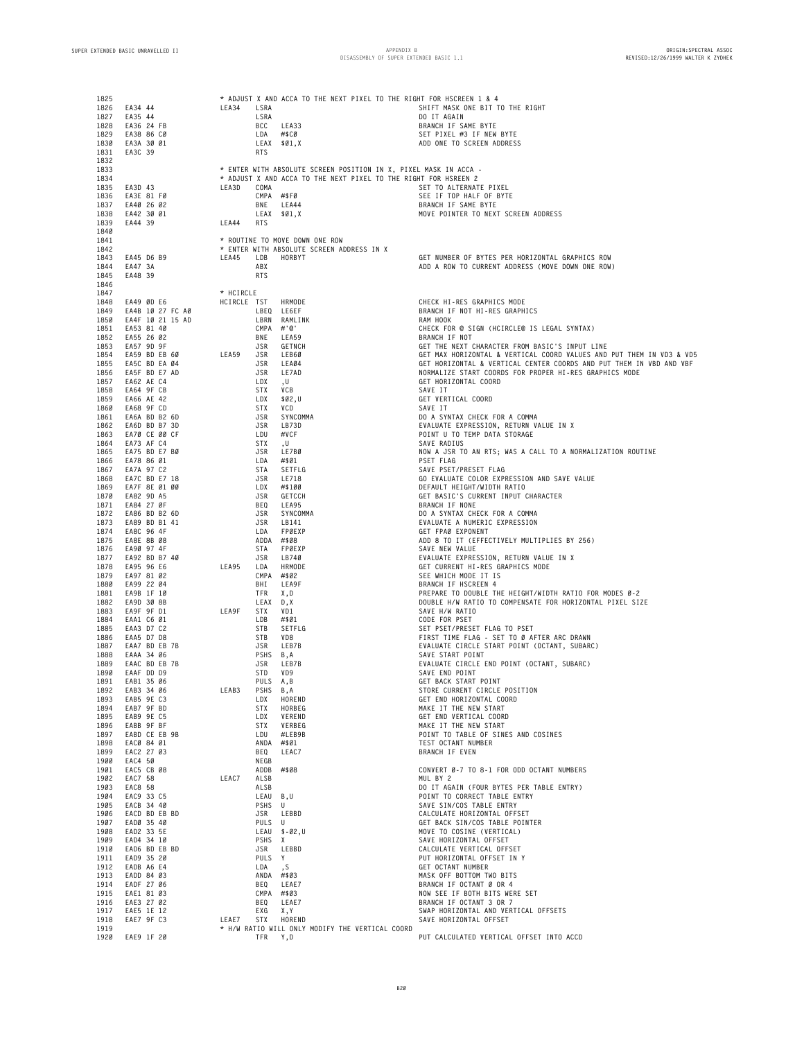```
1825                          * ADJUST X AND ACCA TO THE NEXT PIXEL TO THE RIGHT FOR HSCREEN 1 & 4
1826  EA34 44          LEA34  LSRA                                   SHIFT MASK ONE BIT TO THE RIGHT
1827  EA35 44                 LSRA                                   DO IT AGAIN
1828  EA36 24 FB              BCC   LEA33                            BRANCH IF SAME BYTE
1829  EA38 86 C0              LDA   #$C0                             SET PIXEL #3 IF NEW BYTE
1830  EA3A 30 01              LEAX  $01,X                            ADD ONE TO SCREEN ADDRESS
1831  EA3C 39                 RTS
1832
1833                          * ENTER WITH ABSOLUTE SCREEN POSITION IN X, PIXEL MASK IN ACCA -
1834                          * ADJUST X AND ACCA TO THE NEXT PIXEL TO THE RIGHT FOR HSREEN 2
1835  EA3D 43          LEA3D  COMA                                   SET TO ALTERNATE PIXEL
1836  EA3E 81 F0              CMPA  #$F0                             SEE IF TOP HALF OF BYTE
1837  EA40 26 02              BNE   LEA44                            BRANCH IF SAME BYTE
1838  EA42 30 01              LEAX  $01,X                            MOVE POINTER TO NEXT SCREEN ADDRESS
1839  EA44 39          LEA44  RTS
1840
1841                          * ROUTINE TO MOVE DOWN ONE ROW
1842                          * ENTER WITH ABSOLUTE SCREEN ADDRESS IN X
1843  EA45 D6 B9       LEA45  LDB   HORBYT                           GET NUMBER OF BYTES PER HORIZONTAL GRAPHICS ROW
1844  EA47 3A                 ABX                                    ADD A ROW TO CURRENT ADDRESS (MOVE DOWN ONE ROW)
1845  EA48 39                 RTS
1846
1847                          * HCIRCLE
1848  EA49 0D E6       HCIRCLE TST  HRMODE                           CHECK HI-RES GRAPHICS MODE
1849  EA4B 10 27 FC A0        LBEQ  LE6EF                            BRANCH IF NOT HI-RES GRAPHICS
1850  EA4F 10 21 15 AD        LBRN  RAMLINK                          RAM HOOK
1851  EA53 81 40              CMPA  #'@'                             CHECK FOR @ SIGN (HCIRCLE@ IS LEGAL SYNTAX)
1852  EA55 26 02              BNE   LEA59                            BRANCH IF NOT
1853  EA57 9D 9F              JSR   GETNCH                           GET THE NEXT CHARACTER FROM BASIC'S INPUT LINE
1854  EA59 BD EB 60    LEA59  JSR   LEB60                            GET MAX HORIZONTAL & VERTICAL COORD VALUES AND PUT THEM IN VD3 & VD5
1855  EA5C BD EA 04           JSR   LEA04                            GET HORIZONTAL & VERTICAL CENTER COORDS AND PUT THEM IN VBD AND VBF
1856  EA5F BD E7 AD           JSR   LE7AD                            NORMALIZE START COORDS FOR PROPER HI-RES GRAPHICS MODE
1857  EA62 AE C4              LDX   ,U                               GET HORIZONTAL COORD
1858  EA64 9F CB              STX   VCB                              SAVE IT
1859  EA66 AE 42              LDX   $02,U                            GET VERTICAL COORD
1860  EA68 9F CD              STX   VCD                              SAVE IT
1861  EA6A BD B2 6D           JSR   SYNCOMMA                         DO A SYNTAX CHECK FOR A COMMA
1862  EA6D BD B7 3D           JSR   LB73D                            EVALUATE EXPRESSION, RETURN VALUE IN X
1863  EA70 CE 00 CF           LDU   #VCF                             POINT U TO TEMP DATA STORAGE
1864  EA73 AF C4              STX   ,U                               SAVE RADIUS
1865  EA75 BD E7 B0           JSR   LE7B0                            NOW A JSR TO AN RTS; WAS A CALL TO A NORMALIZATION ROUTINE
1866  EA78 86 01              LDA   #$01                             PSET FLAG
1867  EA7A 97 C2              STA   SETFLG                           SAVE PSET/PRESET FLAG
1868  EA7C BD E7 18           JSR   LE718                            GO EVALUATE COLOR EXPRESSION AND SAVE VALUE
1869  EA7F 8E 01 00           LDX   #$100                            DEFAULT HEIGHT/WIDTH RATIO
1870  EA82 9D A5              JSR   GETCCH                           GET BASIC'S CURRENT INPUT CHARACTER
1871  EA84 27 0F              BEQ   LEA95                            BRANCH IF NONE
1872  EA86 BD B2 6D           JSR   SYNCOMMA                         DO A SYNTAX CHECK FOR A COMMA
1873  EA89 BD B1 41           JSR   LB141                            EVALUATE A NUMERIC EXPRESSION
1874  EA8C 96 4F              LDA   FP0EXP                           GET FPA0 EXPONENT
1875  EA8E 8B 08              ADDA  #$08                             ADD 8 TO IT (EFFECTIVELY MULTIPLIES BY 256)
1876  EA90 97 4F              STA   FP0EXP                           SAVE NEW VALUE
1877  EA92 BD B7 40           JSR   LB740                            EVALUATE EXPRESSION, RETURN VALUE IN X
1878  EA95 96 E6       LEA95  LDA   HRMODE                           GET CURRENT HI-RES GRAPHICS MODE
1879  EA97 81 02              CMPA  #$02                             SEE WHICH MODE IT IS
1880  EA99 22 04              BHI   LEA9F                            BRANCH IF HSCREEN 4
1881  EA9B 1F 10              TFR   X,D                              PREPARE TO DOUBLE THE HEIGHT/WIDTH RATIO FOR MODES 0-2
1882  EA9D 30 8B              LEAX  D,X                              DOUBLE H/W RATIO TO COMPENSATE FOR HORIZONTAL PIXEL SIZE
1883  EA9F 9F D1       LEA9F  STX   VD1                              SAVE H/W RATIO
1884  EAA1 C6 01              LDB   #$01                             CODE FOR PSET
1885  EAA3 D7 C2              STB   SETFLG                           SET PSET/PRESET FLAG TO PSET
1886  EAA5 D7 D8              STB   VD8                              FIRST TIME FLAG - SET TO 0 AFTER ARC DRAWN
1887  EAA7 BD EB 7B           JSR   LEB7B                            EVALUATE CIRCLE START POINT (OCTANT, SUBARC)
1888  EAAA 34 06              PSHS  B,A                              SAVE START POINT
1889  EAAC BD EB 7B           JSR   LEB7B                            EVALUATE CIRCLE END POINT (OCTANT, SUBARC)
1890  EAAF DD D9              STD   VD9                              SAVE END POINT
1891  EAB1 35 06              PULS  A,B                              GET BACK START POINT
1892  EAB3 34 06       LEAB3  PSHS  B,A                              STORE CURRENT CIRCLE POSITION
1893  EAB5 9E C3              LDX   HOREND                           GET END HORIZONTAL COORD
1894  EAB7 9F BD              STX   HORBEG                           MAKE IT THE NEW START
1895  EAB9 9E C5              LDX   VEREND                           GET END VERTICAL COORD
1896  EABB 9F BF              STX   VERBEG                           MAKE IT THE NEW START
1897  EABD CE EB 9B           LDU   #LEB9B                           POINT TO TABLE OF SINES AND COSINES
1898  EAC0 84 01              ANDA  #$01                             TEST OCTANT NUMBER
1899  EAC2 27 03              BEQ   LEAC7                            BRANCH IF EVEN
1900  EAC4 50                 NEGB
1901  EAC5 CB 08              ADDB  #$08                             CONVERT 0-7 TO 8-1 FOR ODD OCTANT NUMBERS
1902  EAC7 58          LEAC7  ALSB                                   MUL BY 2
1903  EAC8 58                 ALSB                                   DO IT AGAIN (FOUR BYTES PER TABLE ENTRY)
1904  EAC9 33 C5              LEAU  B,U                              POINT TO CORRECT TABLE ENTRY
1905  EACB 34 40              PSHS  U                                SAVE SIN/COS TABLE ENTRY
1906  EACD BD EB BD           JSR   LEBBD                            CALCULATE HORIZONTAL OFFSET
1907  EAD0 35 40              PULS  U                                GET BACK SIN/COS TABLE POINTER
1908  EAD2 33 5E              LEAU  $-02,U                           MOVE TO COSINE (VERTICAL)
1909  EAD4 34 10              PSHS  X                                SAVE HORIZONTAL OFFSET
1910  EAD6 BD EB BD           JSR   LEBBD                            CALCULATE VERTICAL OFFSET
1911  EAD9 35 20              PULS  Y                                PUT HORIZONTAL OFFSET IN Y
1912  EADB A6 E4              LDA   ,S                               GET OCTANT NUMBER
1913  EADD 84 03              ANDA  #$03                             MASK OFF BOTTOM TWO BITS
1914  EADF 27 06              BEQ   LEAE7                            BRANCH IF OCTANT 0 OR 4
1915  EAE1 81 03              CMPA  #$03                             NOW SEE IF BOTH BITS WERE SET
1916  EAE3 27 02              BEQ   LEAE7                            BRANCH IF OCTANT 3 OR 7
1917  EAE5 1E 12              EXG   X,Y                              SWAP HORIZONTAL AND VERTICAL OFFSETS
1918  EAE7 9F C3       LEAE7  STX   HOREND                           SAVE HORIZONTAL OFFSET
1919                          * H/W RATIO WILL ONLY MODIFY THE VERTICAL COORD
1920  EAE9 1F 20              TFR   Y,D                              PUT CALCULATED VERTICAL OFFSET INTO ACCD
```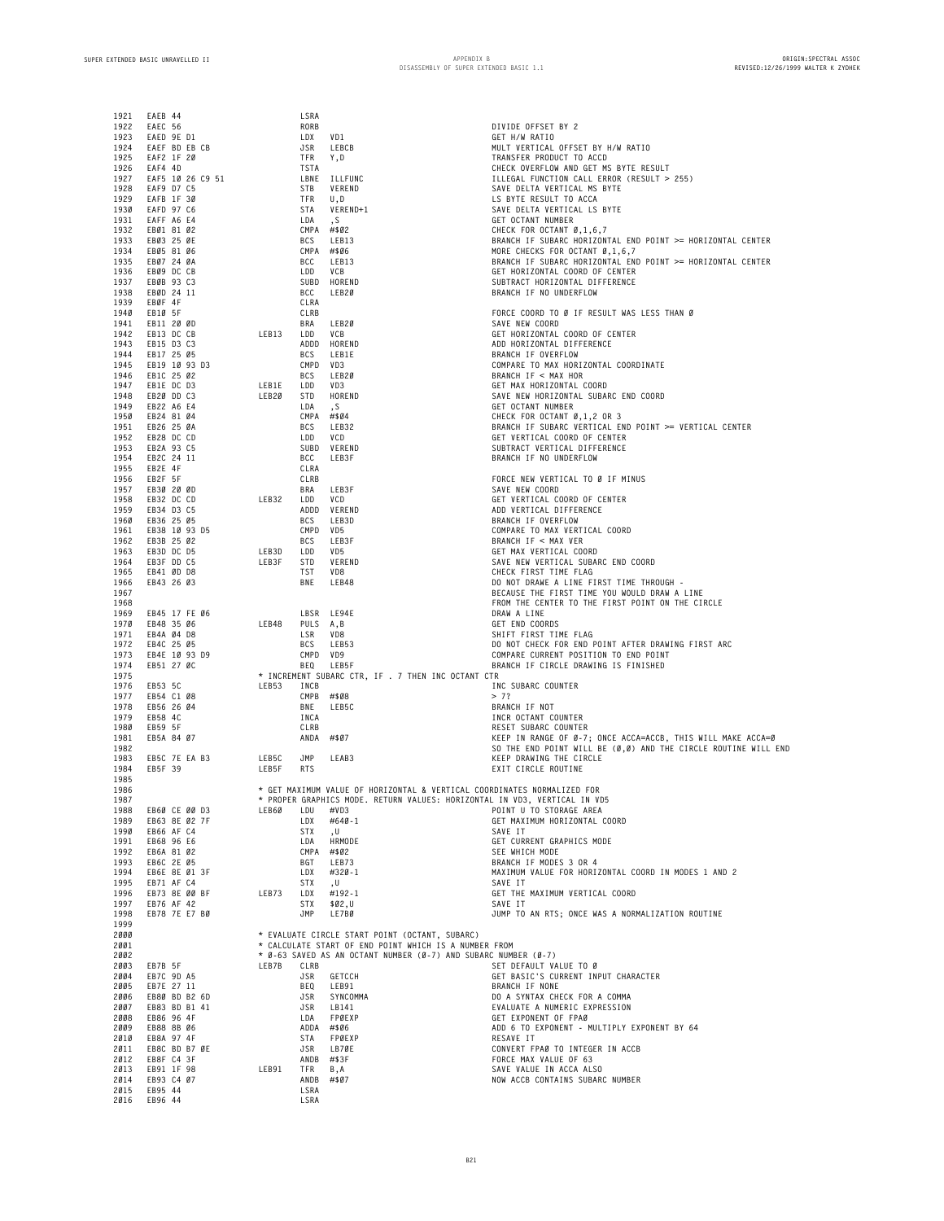```
1921  EAEB 44                LSRA
1922  EAEC 56                RORB                          DIVIDE OFFSET BY 2
1923  EAED 9E D1             LDX   VD1                     GET H/W RATIO
1924  EAEF BD EB CB          JSR   LEBCB                   MULT VERTICAL OFFSET BY H/W RATIO
1925  EAF2 1F 20             TFR   Y,D                     TRANSFER PRODUCT TO ACCD
1926  EAF4 4D                TSTA                          CHECK OVERFLOW AND GET MS BYTE RESULT
1927  EAF5 10 26 C9 51       LBNE  ILLFUNC                 ILLEGAL FUNCTION CALL ERROR (RESULT > 255)
1928  EAF9 D7 C5             STB   VEREND                  SAVE DELTA VERTICAL MS BYTE
1929  EAFB 1F 30             TFR   U,D                     LS BYTE RESULT TO ACCA
1930  EAFD 97 C6             STA   VEREND+1                SAVE DELTA VERTICAL LS BYTE
1931  EAFF A6 E4             LDA   ,S                      GET OCTANT NUMBER
1932  EB01 81 02             CMPA  #$02                    CHECK FOR OCTANT 0,1,6,7
1933  EB03 25 0E             BCS   LEB13                   BRANCH IF SUBARC HORIZONTAL END POINT >= HORIZONTAL CENTER
1934  EB05 81 06             CMPA  #$06                    MORE CHECKS FOR OCTANT 0,1,6,7
1935  EB07 24 0A             BCC   LEB13                   BRANCH IF SUBARC HORIZONTAL END POINT >= HORIZONTAL CENTER
1936  EB09 DC CB             LDD   VCB                     GET HORIZONTAL COORD OF CENTER
1937  EB0B 93 C3             SUBD  HOREND                  SUBTRACT HORIZONTAL DIFFERENCE
1938  EB0D 24 11             BCC   LEB20                   BRANCH IF NO UNDERFLOW
1939  EB0F 4F                CLRA
1940  EB10 5F                CLRB                          FORCE COORD TO 0 IF RESULT WAS LESS THAN 0
1941  EB11 20 0D             BRA   LEB20                   SAVE NEW COORD
1942  EB13 DC CB      LEB13  LDD   VCB                     GET HORIZONTAL COORD OF CENTER
1943  EB15 D3 C3             ADDD  HOREND                  ADD HORIZONTAL DIFFERENCE
1944  EB17 25 05             BCS   LEB1E                   BRANCH IF OVERFLOW
1945  EB19 10 93 D3          CMPD  VD3                     COMPARE TO MAX HORIZONTAL COORDINATE
1946  EB1C 25 02             BCS   LEB20                   BRANCH IF < MAX HOR
1947  EB1E DC D3      LEB1E  LDD   VD3                     GET MAX HORIZONTAL COORD
1948  EB20 DD C3      LEB20  STD   HOREND                  SAVE NEW HORIZONTAL SUBARC END COORD
1949  EB22 A6 E4             LDA   ,S                      GET OCTANT NUMBER
1950  EB24 81 04             CMPA  #$04                    CHECK FOR OCTANT 0,1,2 OR 3
1951  EB26 25 0A             BCS   LEB32                   BRANCH IF SUBARC VERTICAL END POINT >= VERTICAL CENTER
1952  EB28 DC CD             LDD   VCD                     GET VERTICAL COORD OF CENTER
1953  EB2A 93 C5             SUBD  VEREND                  SUBTRACT VERTICAL DIFFERENCE
1954  EB2C 24 11             BCC   LEB3F                   BRANCH IF NO UNDERFLOW
1955  EB2E 4F                CLRA
1956  EB2F 5F                CLRB                          FORCE NEW VERTICAL TO 0 IF MINUS
1957  EB30 20 0D             BRA   LEB3F                   SAVE NEW COORD
1958  EB32 DC CD      LEB32  LDD   VCD                     GET VERTICAL COORD OF CENTER
1959  EB34 D3 C5             ADDD  VEREND                  ADD VERTICAL DIFFERENCE
1960  EB36 25 05             BCS   LEB3D                   BRANCH IF OVERFLOW
1961  EB38 10 93 D5          CMPD  VD5                     COMPARE TO MAX VERTICAL COORD
1962  EB3B 25 02             BCS   LEB3F                   BRANCH IF < MAX VER
1963  EB3D DC D5      LEB3D  LDD   VD5                     GET MAX VERTICAL COORD
1964  EB3F DD C5      LEB3F  STD   VEREND                  SAVE NEW VERTICAL SUBARC END COORD
1965  EB41 0D D8             TST   VD8                     CHECK FIRST TIME FLAG
1966  EB43 26 03             BNE   LEB48                   DO NOT DRAWE A LINE FIRST TIME THROUGH -
1967                                                       BECAUSE THE FIRST TIME YOU WOULD DRAW A LINE
1968                                                       FROM THE CENTER TO THE FIRST POINT ON THE CIRCLE
1969  EB45 17 FE 06          LBSR  LE94E                   DRAW A LINE
1970  EB48 35 06      LEB48  PULS  A,B                     GET END COORDS
1971  EB4A 04 D8             LSR   VD8                     SHIFT FIRST TIME FLAG
1972  EB4C 25 05             BCS   LEB53                   DO NOT CHECK FOR END POINT AFTER DRAWING FIRST ARC
1973  EB4E 10 93 D9          CMPD  VD9                     COMPARE CURRENT POSITION TO END POINT
1974  EB51 27 0C             BEQ   LEB5F                   BRANCH IF CIRCLE DRAWING IS FINISHED
1975                  * INCREMENT SUBARC CTR, IF . 7 THEN INC OCTANT CTR
1976  EB53 5C         LEB53  INCB                          INC SUBARC COUNTER
1977  EB54 C1 08             CMPB  #$08                    > 7?
1978  EB56 26 04             BNE   LEB5C                   BRANCH IF NOT
1979  EB58 4C                INCA                          INCR OCTANT COUNTER
1980  EB59 5F                CLRB                          RESET SUBARC COUNTER
1981  EB5A 84 07             ANDA  #$07                    KEEP IN RANGE OF 0-7; ONCE ACCA=ACCB, THIS WILL MAKE ACCA=0
1982                                                       SO THE END POINT WILL BE (0,0) AND THE CIRCLE ROUTINE WILL END
1983  EB5C 7E EA B3   LEB5C  JMP   LEAB3                   KEEP DRAWING THE CIRCLE
1984  EB5F 39         LEB5F  RTS                           EXIT CIRCLE ROUTINE
1985
1986                  * GET MAXIMUM VALUE OF HORIZONTAL & VERTICAL COORDINATES NORMALIZED FOR
1987                  * PROPER GRAPHICS MODE. RETURN VALUES: HORIZONTAL IN VD3, VERTICAL IN VD5
1988  EB60 CE 00 D3   LEB60  LDU   #VD3                    POINT U TO STORAGE AREA
1989  EB63 8E 02 7F          LDX   #640-1                  GET MAXIMUM HORIZONTAL COORD
1990  EB66 AF C4             STX   ,U                      SAVE IT
1991  EB68 96 E6             LDA   HRMODE                  GET CURRENT GRAPHICS MODE
1992  EB6A 81 02             CMPA  #$02                    SEE WHICH MODE
1993  EB6C 2E 05             BGT   LEB73                   BRANCH IF MODES 3 OR 4
1994  EB6E 8E 01 3F          LDX   #320-1                  MAXIMUM VALUE FOR HORIZONTAL COORD IN MODES 1 AND 2
1995  EB71 AF C4             STX   ,U                      SAVE IT
1996  EB73 8E 00 BF   LEB73  LDX   #192-1                  GET THE MAXIMUM VERTICAL COORD
1997  EB76 AF 42             STX   $02,U                   SAVE IT
1998  EB78 7E E7 B0          JMP   LE7B0                   JUMP TO AN RTS; ONCE WAS A NORMALIZATION ROUTINE
1999
2000                  * EVALUATE CIRCLE START POINT (OCTANT, SUBARC)
2001                  * CALCULATE START OF END POINT WHICH IS A NUMBER FROM
2002                  * 0-63 SAVED AS AN OCTANT NUMBER (0-7) AND SUBARC NUMBER (0-7)
2003  EB7B 5F         LEB7B  CLRB                          SET DEFAULT VALUE TO 0
2004  EB7C 9D A5             JSR   GETCCH                  GET BASIC'S CURRENT INPUT CHARACTER
2005  EB7E 27 11             BEQ   LEB91                   BRANCH IF NONE
2006  EB80 BD B2 6D          JSR   SYNCOMMA                DO A SYNTAX CHECK FOR A COMMA
2007  EB83 BD B1 41          JSR   LB141                   EVALUATE A NUMERIC EXPRESSION
2008  EB86 96 4F             LDA   FP0EXP                  GET EXPONENT OF FPA0
2009  EB88 8B 06             ADDA  #$06                    ADD 6 TO EXPONENT - MULTIPLY EXPONENT BY 64
2010  EB8A 97 4F             STA   FP0EXP                  RESAVE IT
2011  EB8C BD B7 0E          JSR   LB70E                   CONVERT FPA0 TO INTEGER IN ACCB
2012  EB8F C4 3F             ANDB  #$3F                    FORCE MAX VALUE OF 63
2013  EB91 1F 98      LEB91  TFR   B,A                     SAVE VALUE IN ACCA ALSO
2014  EB93 C4 07             ANDB  #$07                    NOW ACCB CONTAINS SUBARC NUMBER
2015  EB95 44                LSRA
2016  EB96 44                LSRA
```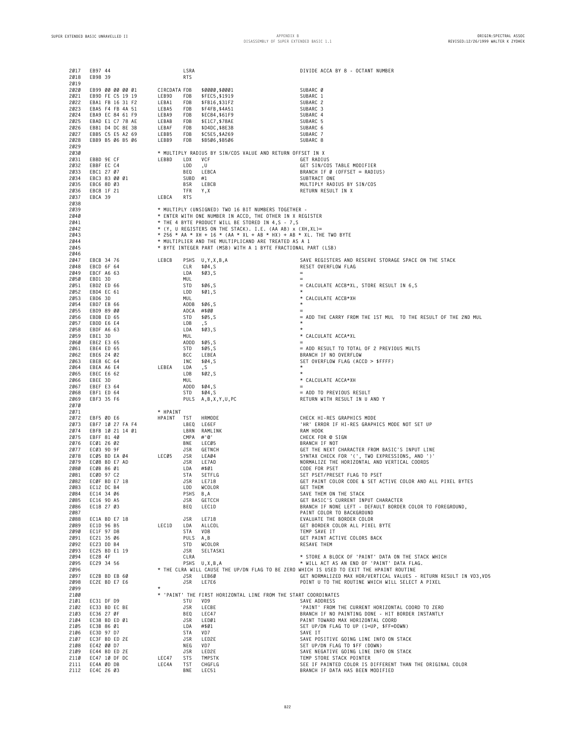```
2017  EB97 44                    LSRA                              DIVIDE ACCA BY 8 - OCTANT NUMBER
2018  EB98 39                    RTS
2019
2020  EB99 00 00 00 01     CIRCDATA FDB   $0000,$0001              SUBARC 0
2021  EB9D FE C5 19 19     LEB9D    FDB   $FEC5,$1919              SUBARC 1
2022  EBA1 FB 16 31 F2     LEBA1    FDB   $FB16,$31F2              SUBARC 2
2023  EBA5 F4 FB 4A 51     LEBA5    FDB   $F4FB,$4A51              SUBARC 3
2024  EBA9 EC 84 61 F9     LEBA9    FDB   $EC84,$61F9              SUBARC 4
2025  EBAD E1 C7 78 AE     LEBAB    FDB   $E1C7,$78AE              SUBARC 5
2026  EBB1 D4 DC 8E 3B     LEBAF    FDB   $D4DC,$8E3B              SUBARC 6
2027  EBB5 C5 E5 A2 69     LEBB5    FDB   $C5E5,$A269              SUBARC 7
2028  EBB9 B5 06 B5 06     LEBB9    FDB   $B506,$B506              SUBARC 8
2029
2030                       * MULTIPLY RADIUS BY SIN/COS VALUE AND RETURN OFFSET IN X
2031  EBBD 9E CF           LEBBD    LDX   VCF                      GET RADIUS
2032  EBBF EC C4                    LDD   ,U                       GET SIN/COS TABLE MODIFIER
2033  EBC1 27 07                    BEQ   LEBCA                    BRANCH IF 0 (OFFSET = RADIUS)
2034  EBC3 83 00 01                 SUBD  #1                       SUBTRACT ONE
2035  EBC6 8D 03                    BSR   LEBCB                    MULTIPLY RADIUS BY SIN/COS
2036  EBC8 1F 21                    TFR   Y,X                      RETURN RESULT IN X
2037  EBCA 39              LEBCA    RTS
2038
2039                       * MULTIPLY (UNSIGNED) TWO 16 BIT NUMBERS TOGETHER -
2040                       * ENTER WITH ONE NUMBER IN ACCD, THE OTHER IN X REGISTER
2041                       * THE 4 BYTE PRODUCT WILL BE STORED IN 4,S - 7,S
2042                       * (Y, U REGISTERS ON THE STACK). I.E. (AA AB) x (XH,XL)=
2043                       * 256 * AA * XH + 16 * (AA * XL + AB * HX) + AB * XL. THE TWO BYTE
2044                       * MULTIPLIER AND THE MULTIPLICAND ARE TREATED AS A 1
2045                       * BYTE INTEGER PART (MSB) WITH A 1 BYTE FRACTIONAL PART (LSB)
2046
2047  EBCB 34 76           LEBCB    PSHS  U,Y,X,B,A                SAVE REGISTERS AND RESERVE STORAGE SPACE ON THE STACK
2048  EBCD 6F 64                    CLR   $04,S                    RESET OVERFLOW FLAG
2049  EBCF A6 63                    LDA   $03,S                    =
2050  EBD1 3D                       MUL                            =
2051  EBD2 ED 66                    STD   $06,S                    = CALCULATE ACCB*XL, STORE RESULT IN 6,S
2052  EBD4 EC 61                    LDD   $01,S                    *
2053  EBD6 3D                       MUL                            * CALCULATE ACCB*XH
2054  EBD7 EB 66                    ADDB  $06,S                    *
2055  EBD9 89 00                    ADCA  #$00                     =
2056  EBDB ED 65                    STD   $05,S                    = ADD THE CARRY FROM THE 1ST MUL  TO THE RESULT OF THE 2ND MUL
2057  EBDD E6 E4                    LDB   ,S                       *
2058  EBDF A6 63                    LDA   $03,S                    *
2059  EBE1 3D                       MUL                            * CALCULATE ACCA*XL
2060  EBE2 E3 65                    ADDD  $05,S                    =
2061  EBE4 ED 65                    STD   $05,S                    = ADD RESULT TO TOTAL OF 2 PREVIOUS MULTS
2062  EBE6 24 02                    BCC   LEBEA                    BRANCH IF NO OVERFLOW
2063  EBE8 6C 64                    INC   $04,S                    SET OVERFLOW FLAG (ACCD > $FFFF)
2064  EBEA A6 E4           LEBEA    LDA   ,S                       *
2065  EBEC E6 62                    LDB   $02,S                    *
2066  EBEE 3D                       MUL                            * CALCULATE ACCA*XH
2067  EBEF E3 64                    ADDD  $04,S                    =
2068  EBF1 ED 64                    STD   $04,S                    = ADD TO PREVIOUS RESULT
2069  EBF3 35 F6                    PULS  A,B,X,Y,U,PC             RETURN WITH RESULT IN U AND Y
2070
2071                       * HPAINT
2072  EBF5 0D E6           HPAINT   TST   HRMODE                   CHECK HI-RES GRAPHICS MODE
2073  EBF7 10 27 FA F4              LBEQ  LE6EF                    'HR' ERROR IF HI-RES GRAPHICS MODE NOT SET UP
2074  EBFB 10 21 14 01              LBRN  RAMLINK                  RAM HOOK
2075  EBFF 81 40                    CMPA  #'@'                     CHECK FOR @ SIGN
2076  EC01 26 02                    BNE   LEC05                    BRANCH IF NOT
2077  EC03 9D 9F                    JSR   GETNCH                   GET THE NEXT CHARACTER FROM BASIC'S INPUT LINE
2078  EC05 BD EA 04        LEC05    JSR   LEA04                    SYNTAX CHECK FOR '(', TWO EXPRESSIONS, AND ')'
2079  EC08 BD E7 AD                 JSR   LE7AD                    NORMALIZE THE HORIZONTAL AND VERTICAL COORDS
2080  EC0B 86 01                    LDA   #$01                     CODE FOR PSET
2081  EC0D 97 C2                    STA   SETFLG                   SET PSET/PRESET FLAG TO PSET
2082  EC0F BD E7 18                 JSR   LE718                    GET PAINT COLOR CODE & SET ACTIVE COLOR AND ALL PIXEL BYTES
2083  EC12 DC B4                    LDD   WCOLOR                   GET THEM
2084  EC14 34 06                    PSHS  B,A                      SAVE THEM ON THE STACK
2085  EC16 9D A5                    JSR   GETCCH                   GET BASIC'S CURRENT INPUT CHARACTER
2086  EC18 27 03                    BEQ   LEC1D                    BRANCH IF NONE LEFT - DEFAULT BORDER COLOR TO FOREGROUND,
2087                                                               PAINT COLOR TO BACKGROUND
2088  EC1A BD E7 18                 JSR   LE718                    EVALUATE THE BORDER COLOR
2089  EC1D 96 B5           LEC1D    LDA   ALLCOL                   GET BORDER COLOR ALL PIXEL BYTE
2090  EC1F 97 D8                    STA   VD8                      TEMP SAVE IT
2091  EC21 35 06                    PULS  A,B                      GET PAINT ACTIVE COLORS BACK
2092  EC23 DD B4                    STD   WCOLOR                   RESAVE THEM
2093  EC25 BD E1 19                 JSR   SELTASK1
2094  EC28 4F                       CLRA                           * STORE A BLOCK OF 'PAINT' DATA ON THE STACK WHICH
2095  EC29 34 56                    PSHS  U,X,B,A                  * WILL ACT AS AN END OF 'PAINT' DATA FLAG.
2096                       * THE CLRA WILL CAUSE THE UP/DN FLAG TO BE ZERO WHICH IS USED TO EXIT THE HPAINT ROUTINE
2097  EC2B BD EB 60                 JSR   LEB60                    GET NORMALIZED MAX HOR/VERTICAL VALUES - RETURN RESULT IN VD3,VD5
2098  EC2E BD E7 E6                 JSR   LE7E6                    POINT U TO THE ROUTINE WHICH WILL SELECT A PIXEL
2099                       *
2100                       * 'PAINT' THE FIRST HORIZONTAL LINE FROM THE START COORDINATES
2101  EC31 DF D9                    STU   VD9                      SAVE ADDRESS
2102  EC33 BD EC BE                 JSR   LECBE                    'PAINT' FROM THE CURRENT HORIZONTAL COORD TO ZERO
2103  EC36 27 0F                    BEQ   LEC47                    BRANCH IF NO PAINTING DONE - HIT BORDER INSTANTLY
2104  EC38 BD ED 01                 JSR   LED01                    PAINT TOWARD MAX HORIZONTAL COORD
2105  EC3B 86 01                    LDA   #$01                     SET UP/DN FLAG TO UP (1=UP, $FF=DOWN)
2106  EC3D 97 D7                    STA   VD7                      SAVE IT
2107  EC3F BD ED 2E                 JSR   LED2E                    SAVE POSITIVE GOING LINE INFO ON STACK
2108  EC42 00 D7                    NEG   VD7                      SET UP/DN FLAG TO $FF (DOWN)
2109  EC44 BD ED 2E                 JSR   LED2E                    SAVE NEGATIVE GOING LINE INFO ON STACK
2110  EC47 10 DF DC        LEC47    STS   TMPSTK                   TEMP STORE STACK POINTER
2111  EC4A 0D DB           LEC4A    TST   CHGFLG                   SEE IF PAINTED COLOR IS DIFFERENT THAN THE ORIGINAL COLOR
2112  EC4C 26 03                    BNE   LEC51                    BRANCH IF DATA HAS BEEN MODIFIED
```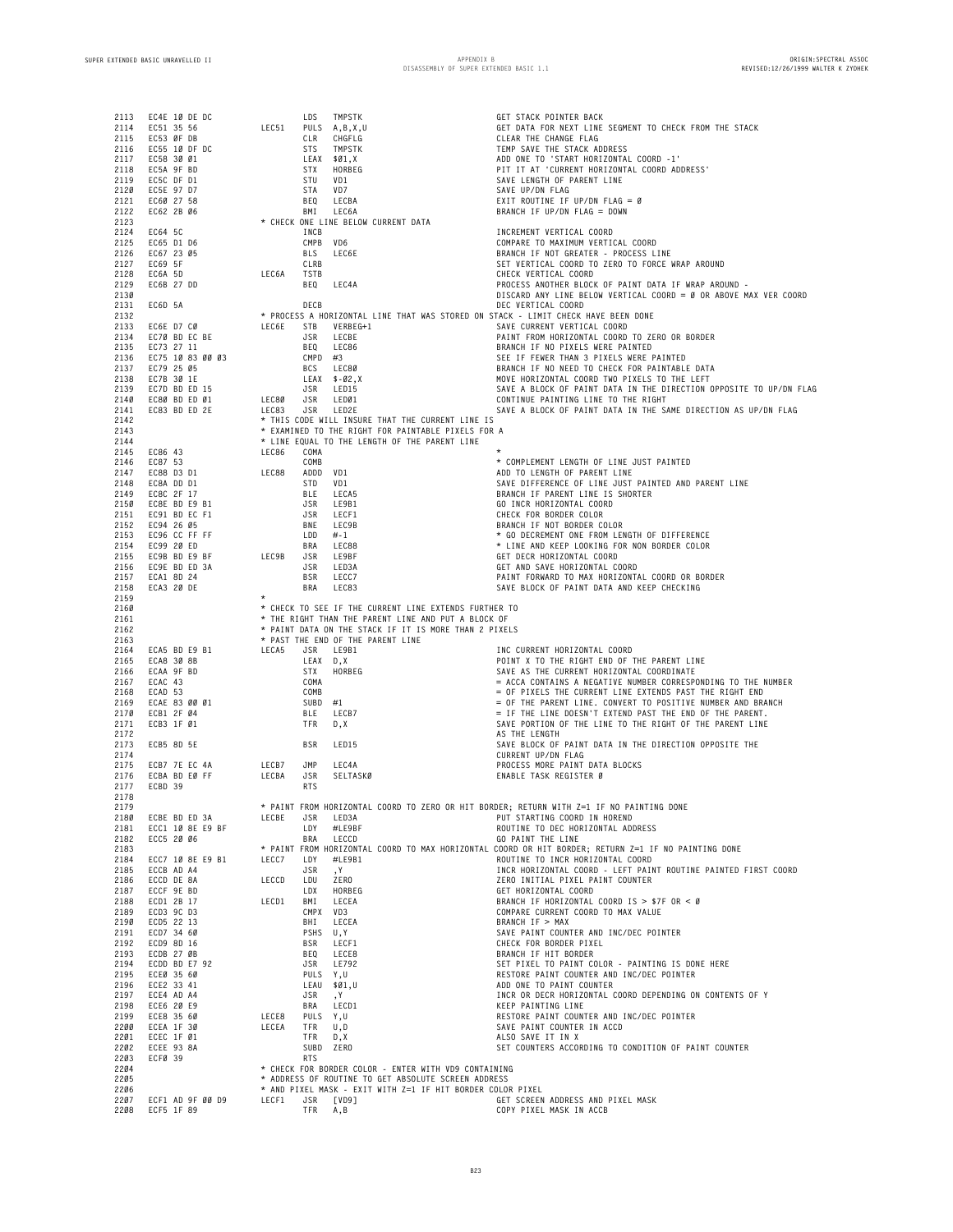```
2113  EC4E 10 DE DC          LDS   TMPSTK                 GET STACK POINTER BACK
2114  EC51 35 56      LEC51  PULS  A,B,X,U                GET DATA FOR NEXT LINE SEGMENT TO CHECK FROM THE STACK
2115  EC53 0F DB             CLR   CHGFLG                 CLEAR THE CHANGE FLAG
2116  EC55 10 DF DC          STS   TMPSTK                 TEMP SAVE THE STACK ADDRESS
2117  EC58 30 01             LEAX  $01,X                  ADD ONE TO 'START HORIZONTAL COORD -1'
2118  EC5A 9F BD             STX   HORBEG                 PIT IT AT 'CURRENT HORIZONTAL COORD ADDRESS'
2119  EC5C DF D1             STU   VD1                    SAVE LENGTH OF PARENT LINE
2120  EC5E 97 D7             STA   VD7                    SAVE UP/DN FLAG
2121  EC60 27 58             BEQ   LECBA                  EXIT ROUTINE IF UP/DN FLAG = 0
2122  EC62 2B 06             BMI   LEC6A                  BRANCH IF UP/DN FLAG = DOWN
2123                  * CHECK ONE LINE BELOW CURRENT DATA
2124  EC64 5C                INCB                         INCREMENT VERTICAL COORD
2125  EC65 D1 D6             CMPB  VD6                    COMPARE TO MAXIMUM VERTICAL COORD
2126  EC67 23 05             BLS   LEC6E                  BRANCH IF NOT GREATER - PROCESS LINE
2127  EC69 5F                CLRB                         SET VERTICAL COORD TO ZERO TO FORCE WRAP AROUND
2128  EC6A 5D         LEC6A  TSTB                         CHECK VERTICAL COORD
2129  EC6B 27 DD             BEQ   LEC4A                  PROCESS ANOTHER BLOCK OF PAINT DATA IF WRAP AROUND -
2130                                                      DISCARD ANY LINE BELOW VERTICAL COORD = 0 OR ABOVE MAX VER COORD
2131  EC6D 5A                DECB                         DEC VERTICAL COORD
2132                  * PROCESS A HORIZONTAL LINE THAT WAS STORED ON STACK - LIMIT CHECK HAVE BEEN DONE
2133  EC6E D7 C0      LEC6E  STB   VERBEG+1               SAVE CURRENT VERTICAL COORD
2134  EC70 BD EC BE          JSR   LECBE                  PAINT FROM HORIZONTAL COORD TO ZERO OR BORDER
2135  EC73 27 11             BEQ   LEC86                  BRANCH IF NO PIXELS WERE PAINTED
2136  EC75 10 83 00 03       CMPD  #3                     SEE IF FEWER THAN 3 PIXELS WERE PAINTED
2137  EC79 25 05             BCS   LEC80                  BRANCH IF NO NEED TO CHECK FOR PAINTABLE DATA
2138  EC7B 30 1E             LEAX  $-02,X                 MOVE HORIZONTAL COORD TWO PIXELS TO THE LEFT
2139  EC7D BD ED 15          JSR   LED15                  SAVE A BLOCK OF PAINT DATA IN THE DIRECTION OPPOSITE TO UP/DN FLAG
2140  EC80 BD ED 01   LEC80  JSR   LED01                  CONTINUE PAINTING LINE TO THE RIGHT
2141  EC83 BD ED 2E   LEC83  JSR   LED2E                  SAVE A BLOCK OF PAINT DATA IN THE SAME DIRECTION AS UP/DN FLAG
2142                  * THIS CODE WILL INSURE THAT THE CURRENT LINE IS
2143                  * EXAMINED TO THE RIGHT FOR PAINTABLE PIXELS FOR A
2144                  * LINE EQUAL TO THE LENGTH OF THE PARENT LINE
2145  EC86 43         LEC86  COMA                         *
2146  EC87 53                COMB                         * COMPLEMENT LENGTH OF LINE JUST PAINTED
2147  EC88 D3 D1      LEC88  ADDD  VD1                    ADD TO LENGTH OF PARENT LINE
2148  EC8A DD D1             STD   VD1                    SAVE DIFFERENCE OF LINE JUST PAINTED AND PARENT LINE
2149  EC8C 2F 17             BLE   LECA5                  BRANCH IF PARENT LINE IS SHORTER
2150  EC8E BD E9 B1          JSR   LE9B1                  GO INCR HORIZONTAL COORD
2151  EC91 BD EC F1          JSR   LECF1                  CHECK FOR BORDER COLOR
2152  EC94 26 05             BNE   LEC9B                  BRANCH IF NOT BORDER COLOR
2153  EC96 CC FF FF          LDD   #-1                    * GO DECREMENT ONE FROM LENGTH OF DIFFERENCE
2154  EC99 20 ED             BRA   LEC88                  * LINE AND KEEP LOOKING FOR NON BORDER COLOR
2155  EC9B BD E9 BF   LEC9B  JSR   LE9BF                  GET DECR HORIZONTAL COORD
2156  EC9E BD ED 3A          JSR   LED3A                  GET AND SAVE HORIZONTAL COORD
2157  ECA1 8D 24             BSR   LECC7                  PAINT FORWARD TO MAX HORIZONTAL COORD OR BORDER
2158  ECA3 20 DE             BRA   LEC83                  SAVE BLOCK OF PAINT DATA AND KEEP CHECKING
2159                  *
2160                  * CHECK TO SEE IF THE CURRENT LINE EXTENDS FURTHER TO
2161                  * THE RIGHT THAN THE PARENT LINE AND PUT A BLOCK OF
2162                  * PAINT DATA ON THE STACK IF IT IS MORE THAN 2 PIXELS
2163                  * PAST THE END OF THE PARENT LINE
2164  ECA5 BD E9 B1   LECA5  JSR   LE9B1                  INC CURRENT HORIZONTAL COORD
2165  ECA8 30 8B             LEAX  D,X                    POINT X TO THE RIGHT END OF THE PARENT LINE
2166  ECAA 9F BD             STX   HORBEG                 SAVE AS THE CURRENT HORIZONTAL COORDINATE
2167  ECAC 43                COMA                         = ACCA CONTAINS A NEGATIVE NUMBER CORRESPONDING TO THE NUMBER
2168  ECAD 53                COMB                         = OF PIXELS THE CURRENT LINE EXTENDS PAST THE RIGHT END
2169  ECAE 83 00 01          SUBD  #1                     = OF THE PARENT LINE. CONVERT TO POSITIVE NUMBER AND BRANCH
2170  ECB1 2F 04             BLE   LECB7                  = IF THE LINE DOESN'T EXTEND PAST THE END OF THE PARENT.
2171  ECB3 1F 01             TFR   D,X                    SAVE PORTION OF THE LINE TO THE RIGHT OF THE PARENT LINE
2172                                                      AS THE LENGTH
2173  ECB5 8D 5E             BSR   LED15                  SAVE BLOCK OF PAINT DATA IN THE DIRECTION OPPOSITE THE
2174                                                      CURRENT UP/DN FLAG
2175  ECB7 7E EC 4A   LECB7  JMP   LEC4A                  PROCESS MORE PAINT DATA BLOCKS
2176  ECBA BD E0 FF   LECBA  JSR   SELTASK0               ENABLE TASK REGISTER 0
2177  ECBD 39                RTS
2178
2179                  * PAINT FROM HORIZONTAL COORD TO ZERO OR HIT BORDER; RETURN WITH Z=1 IF NO PAINTING DONE
2180  ECBE BD ED 3A   LECBE  JSR   LED3A                  PUT STARTING COORD IN HOREND
2181  ECC1 10 8E E9 BF       LDY   #LE9BF                 ROUTINE TO DEC HORIZONTAL ADDRESS
2182  ECC5 20 06             BRA   LECCD                  GO PAINT THE LINE
2183                  * PAINT FROM HORIZONTAL COORD TO MAX HORIZONTAL COORD OR HIT BORDER; RETURN Z=1 IF NO PAINTING DONE
2184  ECC7 10 8E E9 B1 LECC7 LDY   #LE9B1                 ROUTINE TO INCR HORIZONTAL COORD
2185  ECCB AD A4             JSR   ,Y                     INCR HORIZONTAL COORD - LEFT PAINT ROUTINE PAINTED FIRST COORD
2186  ECCD DE 8A      LECCD  LDU   ZERO                   ZERO INITIAL PIXEL PAINT COUNTER
2187  ECCF 9E BD             LDX   HORBEG                 GET HORIZONTAL COORD
2188  ECD1 2B 17      LECD1  BMI   LECEA                  BRANCH IF HORIZONTAL COORD IS > $7F OR < 0
2189  ECD3 9C D3             CMPX  VD3                    COMPARE CURRENT COORD TO MAX VALUE
2190  ECD5 22 13             BHI   LECEA                  BRANCH IF > MAX
2191  ECD7 34 60             PSHS  U,Y                    SAVE PAINT COUNTER AND INC/DEC POINTER
2192  ECD9 8D 16             BSR   LECF1                  CHECK FOR BORDER PIXEL
2193  ECDB 27 0B             BEQ   LECE8                  BRANCH IF HIT BORDER
2194  ECDD BD E7 92          JSR   LE792                  SET PIXEL TO PAINT COLOR - PAINTING IS DONE HERE
2195  ECE0 35 60             PULS  Y,U                    RESTORE PAINT COUNTER AND INC/DEC POINTER
2196  ECE2 33 41             LEAU  $01,U                  ADD ONE TO PAINT COUNTER
2197  ECE4 AD A4             JSR   ,Y                     INCR OR DECR HORIZONTAL COORD DEPENDING ON CONTENTS OF Y
2198  ECE6 20 E9             BRA   LECD1                  KEEP PAINTING LINE
2199  ECE8 35 60      LECE8  PULS  Y,U                    RESTORE PAINT COUNTER AND INC/DEC POINTER
2200  ECEA 1F 30      LECEA  TFR   U,D                    SAVE PAINT COUNTER IN ACCD
2201  ECEC 1F 01             TFR   D,X                    ALSO SAVE IT IN X
2202  ECEE 93 8A             SUBD  ZERO                   SET COUNTERS ACCORDING TO CONDITION OF PAINT COUNTER
2203  ECF0 39                RTS
2204                  * CHECK FOR BORDER COLOR - ENTER WITH VD9 CONTAINING
2205                  * ADDRESS OF ROUTINE TO GET ABSOLUTE SCREEN ADDRESS
2206                  * AND PIXEL MASK - EXIT WITH Z=1 IF HIT BORDER COLOR PIXEL
2207  ECF1 AD 9F 00 D9 LECF1 JSR   [VD9]                  GET SCREEN ADDRESS AND PIXEL MASK
2208  ECF5 1F 89             TFR   A,B                    COPY PIXEL MASK IN ACCB
```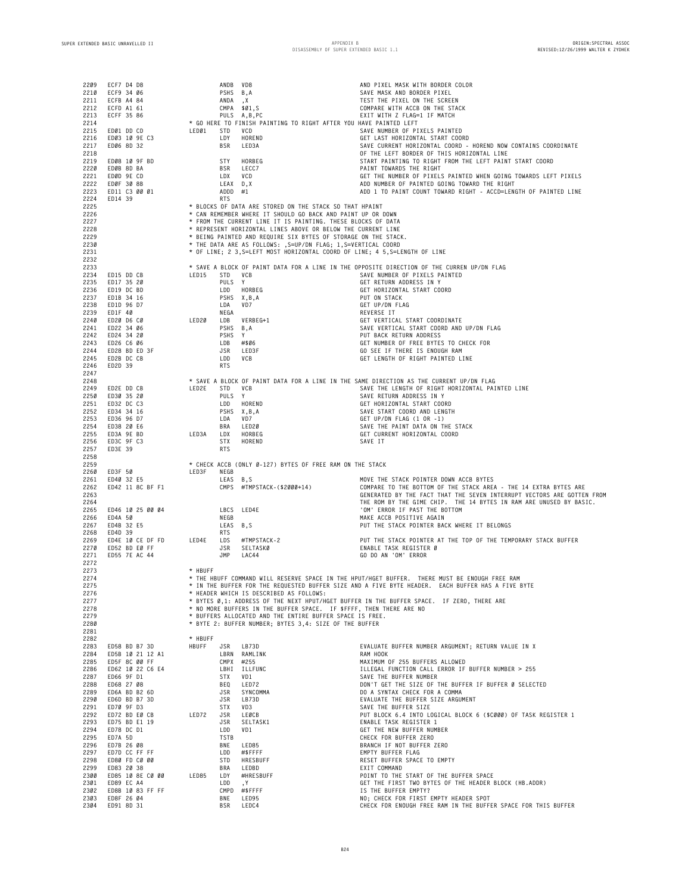```
2209  ECF7 D4 D8            ANDB  VD8                  AND PIXEL MASK WITH BORDER COLOR
2210  ECF9 34 06            PSHS  B,A                  SAVE MASK AND BORDER PIXEL
2211  ECFB A4 84            ANDA  ,X                   TEST THE PIXEL ON THE SCREEN
2212  ECFD A1 61            CMPA  $01,S                COMPARE WITH ACCB ON THE STACK
2213  ECFF 35 86            PULS  A,B,PC               EXIT WITH Z FLAG=1 IF MATCH
2214                  * GO HERE TO FINISH PAINTING TO RIGHT AFTER YOU HAVE PAINTED LEFT
2215  ED01 DD CD      LED01 STD   VCD                  SAVE NUMBER OF PIXELS PAINTED
2216  ED03 10 9E C3         LDY   HOREND               GET LAST HORIZONTAL START COORD
2217  ED06 8D 32            BSR   LED3A                SAVE CURRENT HORIZONTAL COORD - HOREND NOW CONTAINS COORDINATE
2218                                                   OF THE LEFT BORDER OF THIS HORIZONTAL LINE
2219  ED08 10 9F BD         STY   HORBEG               START PAINTING TO RIGHT FROM THE LEFT PAINT START COORD
2220  ED0B 8D BA            BSR   LECC7                PAINT TOWARDS THE RIGHT
2221  ED0D 9E CD            LDX   VCD                  GET THE NUMBER OF PIXELS PAINTED WHEN GOING TOWARDS LEFT PIXELS
2222  ED0F 30 8B            LEAX  D,X                  ADD NUMBER OF PAINTED GOING TOWARD THE RIGHT
2223  ED11 C3 00 01         ADDD  #1                   ADD 1 TO PAINT COUNT TOWARD RIGHT - ACCD=LENGTH OF PAINTED LINE
2224  ED14 39               RTS
2225                  * BLOCKS OF DATA ARE STORED ON THE STACK SO THAT HPAINT
2226                  * CAN REMEMBER WHERE IT SHOULD GO BACK AND PAINT UP OR DOWN
2227                  * FROM THE CURRENT LINE IT IS PAINTING. THESE BLOCKS OF DATA
2228                  * REPRESENT HORIZONTAL LINES ABOVE OR BELOW THE CURRENT LINE
2229                  * BEING PAINTED AND REQUIRE SIX BYTES OF STORAGE ON THE STACK.
2230                  * THE DATA ARE AS FOLLOWS: ,S=UP/DN FLAG; 1,S=VERTICAL COORD
2231                  * OF LINE; 2 3,S=LEFT MOST HORIZONTAL COORD OF LINE; 4 5,S=LENGTH OF LINE
2232
2233                  * SAVE A BLOCK OF PAINT DATA FOR A LINE IN THE OPPOSITE DIRECTION OF THE CURREN UP/DN FLAG
2234  ED15 DD CB      LED15 STD   VCB                  SAVE NUMBER OF PIXELS PAINTED
2235  ED17 35 20            PULS  Y                    GET RETURN ADDRESS IN Y
2236  ED19 DC BD            LDD   HORBEG               GET HORIZONTAL START COORD
2237  ED1B 34 16            PSHS  X,B,A                PUT ON STACK
2238  ED1D 96 D7            LDA   VD7                  GET UP/DN FLAG
2239  ED1F 40               NEGA                       REVERSE IT
2240  ED20 D6 C0      LED20 LDB   VERBEG+1             GET VERTICAL START COORDINATE
2241  ED22 34 06            PSHS  B,A                  SAVE VERTICAL START COORD AND UP/DN FLAG
2242  ED24 34 20            PSHS  Y                    PUT BACK RETURN ADDRESS
2243  ED26 C6 06            LDB   #$06                 GET NUMBER OF FREE BYTES TO CHECK FOR
2244  ED28 BD ED 3F         JSR   LED3F                GO SEE IF THERE IS ENOUGH RAM
2245  ED2B DC CB            LDD   VCB                  GET LENGTH OF RIGHT PAINTED LINE
2246  ED2D 39               RTS
2247
2248                  * SAVE A BLOCK OF PAINT DATA FOR A LINE IN THE SAME DIRECTION AS THE CURRENT UP/DN FLAG
2249  ED2E DD CB      LED2E STD   VCB                  SAVE THE LENGTH OF RIGHT HORIZONTAL PAINTED LINE
2250  ED30 35 20            PULS  Y                    SAVE RETURN ADDRESS IN Y
2251  ED32 DC C3            LDD   HOREND               GET HORIZONTAL START COORD
2252  ED34 34 16            PSHS  X,B,A                SAVE START COORD AND LENGTH
2253  ED36 96 D7            LDA   VD7                  GET UP/DN FLAG (1 OR -1)
2254  ED38 20 E6            BRA   LED20                SAVE THE PAINT DATA ON THE STACK
2255  ED3A 9E BD      LED3A LDX   HORBEG               GET CURRENT HORIZONTAL COORD
2256  ED3C 9F C3            STX   HOREND               SAVE IT
2257  ED3E 39               RTS
2258
2259                  * CHECK ACCB (ONLY 0-127) BYTES OF FREE RAM ON THE STACK
2260  ED3F 50         LED3F NEGB
2261  ED40 32 E5            LEAS  B,S                  MOVE THE STACK POINTER DOWN ACCB BYTES
2262  ED42 11 8C BF F1      CMPS  #TMPSTACK-($2000+14) COMPARE TO THE BOTTOM OF THE STACK AREA - THE 14 EXTRA BYTES ARE
2263                                                   GENERATED BY THE FACT THAT THE SEVEN INTERRUPT VECTORS ARE GOTTEN FROM
2264                                                   THE ROM BY THE GIME CHIP.  THE 14 BYTES IN RAM ARE UNUSED BY BASIC.
2265  ED46 10 25 00 04      LBCS  LED4E                'OM' ERROR IF PAST THE BOTTOM
2266  ED4A 50               NEGB                       MAKE ACCB POSITIVE AGAIN
2267  ED4B 32 E5            LEAS  B,S                  PUT THE STACK POINTER BACK WHERE IT BELONGS
2268  ED4D 39               RTS
2269  ED4E 10 CE DF FD LED4E LDS  #TMPSTACK-2          PUT THE STACK POINTER AT THE TOP OF THE TEMPORARY STACK BUFFER
2270  ED52 BD E0 FF         JSR   SELTASK0             ENABLE TASK REGISTER 0
2271  ED55 7E AC 44         JMP   LAC44                GO DO AN 'OM' ERROR
2272
2273                  * HBUFF
2274                  * THE HBUFF COMMAND WILL RESERVE SPACE IN THE HPUT/HGET BUFFER.  THERE MUST BE ENOUGH FREE RAM
2275                  * IN THE BUFFER FOR THE REQUESTED BUFFER SIZE AND A FIVE BYTE HEADER.  EACH BUFFER HAS A FIVE BYTE
2276                  * HEADER WHICH IS DESCRIBED AS FOLLOWS:
2277                  * BYTES 0,1: ADDRESS OF THE NEXT HPUT/HGET BUFFER IN THE BUFFER SPACE.  IF ZERO, THERE ARE
2278                  * NO MORE BUFFERS IN THE BUFFER SPACE.  IF $FFFF, THEN THERE ARE NO
2279                  * BUFFERS ALLOCATED AND THE ENTIRE BUFFER SPACE IS FREE.
2280                  * BYTE 2: BUFFER NUMBER; BYTES 3,4: SIZE OF THE BUFFER
2281
2282                  * HBUFF
2283  ED58 BD B7 3D   HBUFF JSR   LB73D                EVALUATE BUFFER NUMBER ARGUMENT; RETURN VALUE IN X
2284  ED5B 10 21 12 A1      LBRN  RAMLINK              RAM HOOK
2285  ED5F 8C 00 FF         CMPX  #255                 MAXIMUM OF 255 BUFFERS ALLOWED
2286  ED62 10 22 C6 E4      LBHI  ILLFUNC              ILLEGAL FUNCTION CALL ERROR IF BUFFER NUMBER > 255
2287  ED66 9F D1            STX   VD1                  SAVE THE BUFFER NUMBER
2288  ED68 27 08            BEQ   LED72                DON'T GET THE SIZE OF THE BUFFER IF BUFFER 0 SELECTED
2289  ED6A BD B2 6D         JSR   SYNCOMMA             DO A SYNTAX CHECK FOR A COMMA
2290  ED6D BD B7 3D         JSR   LB73D                EVALUATE THE BUFFER SIZE ARGUMENT
2291  ED70 9F D3            STX   VD3                  SAVE THE BUFFER SIZE
2292  ED72 BD E0 CB   LED72 JSR   LE0CB                PUT BLOCK 6.4 INTO LOGICAL BLOCK 6 ($C000) OF TASK REGISTER 1
2293  ED75 BD E1 19         JSR   SELTASK1             ENABLE TASK REGISTER 1
2294  ED78 DC D1            LDD   VD1                  GET THE NEW BUFFER NUMBER
2295  ED7A 5D               TSTB                       CHECK FOR BUFFER ZERO
2296  ED7B 26 08            BNE   LED85                BRANCH IF NOT BUFFER ZERO
2297  ED7D CC FF FF         LDD   #$FFFF               EMPTY BUFFER FLAG
2298  ED80 FD C0 00         STD   HRESBUFF             RESET BUFFER SPACE TO EMPTY
2299  ED83 20 38            BRA   LEDBD                EXIT COMMAND
2300  ED85 10 8E C0 00 LED85 LDY  #HRESBUFF            POINT TO THE START OF THE BUFFER SPACE
2301  ED89 EC A4            LDD   ,Y                   GET THE FIRST TWO BYTES OF THE HEADER BLOCK (HB.ADDR)
2302  ED8B 10 83 FF FF      CMPD  #$FFFF               IS THE BUFFER EMPTY?
2303  ED8F 26 04            BNE   LED95                NO; CHECK FOR FIRST EMPTY HEADER SPOT
2304  ED91 8D 31            BSR   LEDC4                CHECK FOR ENOUGH FREE RAM IN THE BUFFER SPACE FOR THIS BUFFER
```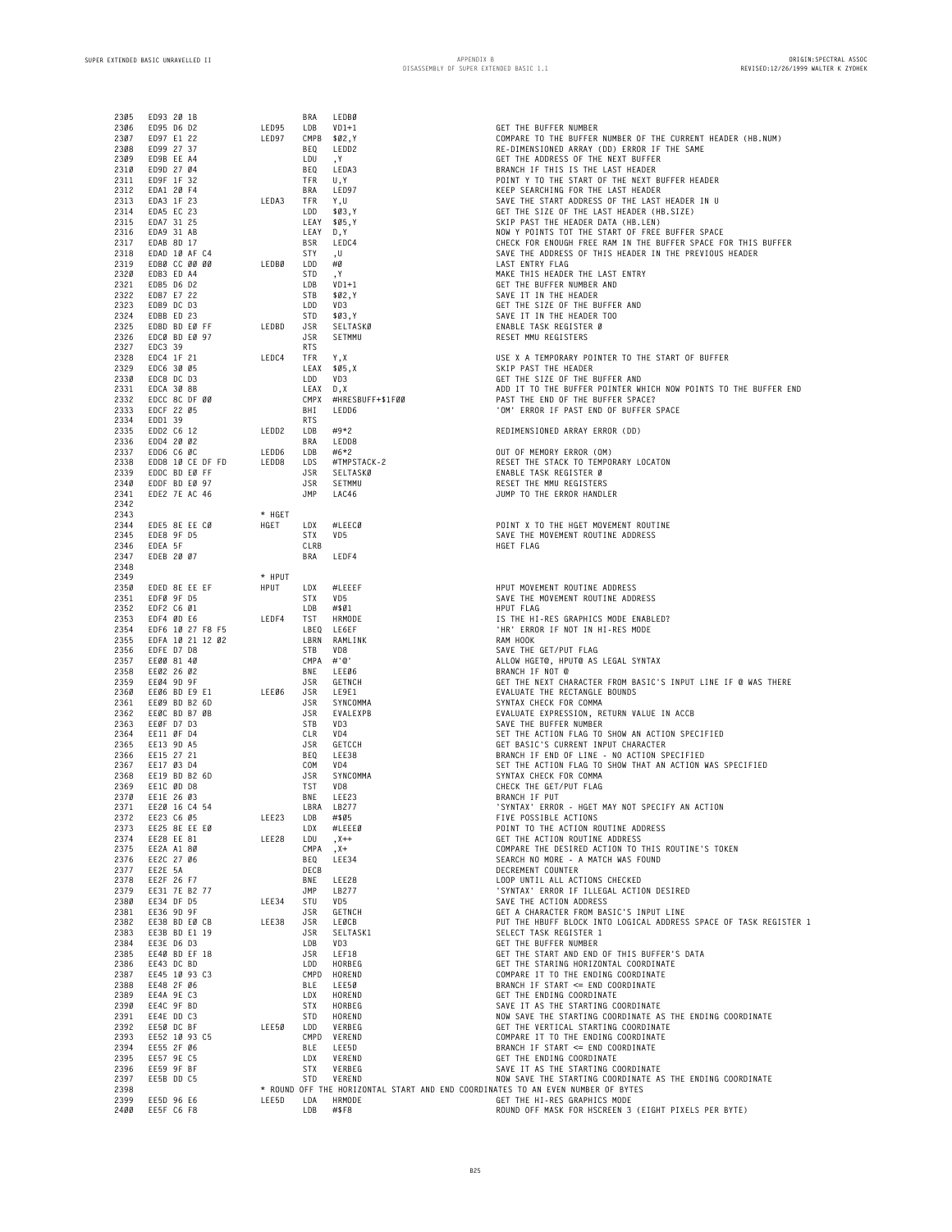```
2305  ED93 20 1B              BRA   LEDB0
2306  ED95 D6 D2        LED95 LDB   VD1+1               GET THE BUFFER NUMBER
2307  ED97 E1 22        LED97 CMPB  $02,Y               COMPARE TO THE BUFFER NUMBER OF THE CURRENT HEADER (HB.NUM)
2308  ED99 27 37              BEQ   LEDD2               RE-DIMENSIONED ARRAY (DD) ERROR IF THE SAME
2309  ED9B EE A4              LDU   ,Y                  GET THE ADDRESS OF THE NEXT BUFFER
2310  ED9D 27 04              BEQ   LEDA3               BRANCH IF THIS IS THE LAST HEADER
2311  ED9F 1F 32              TFR   U,Y                 POINT Y TO THE START OF THE NEXT BUFFER HEADER
2312  EDA1 20 F4              BRA   LED97               KEEP SEARCHING FOR THE LAST HEADER
2313  EDA3 1F 23        LEDA3 TFR   Y,U                 SAVE THE START ADDRESS OF THE LAST HEADER IN U
2314  EDA5 EC 23              LDD   $03,Y               GET THE SIZE OF THE LAST HEADER (HB.SIZE)
2315  EDA7 31 25              LEAY  $05,Y               SKIP PAST THE HEADER DATA (HB.LEN)
2316  EDA9 31 AB              LEAY  D,Y                 NOW Y POINTS TOT THE START OF FREE BUFFER SPACE
2317  EDAB 8D 17              BSR   LEDC4               CHECK FOR ENOUGH FREE RAM IN THE BUFFER SPACE FOR THIS BUFFER
2318  EDAD 10 AF C4           STY   ,U                  SAVE THE ADDRESS OF THIS HEADER IN THE PREVIOUS HEADER
2319  EDB0 CC 00 00     LEDB0 LDD   #0                  LAST ENTRY FLAG
2320  EDB3 ED A4              STD   ,Y                  MAKE THIS HEADER THE LAST ENTRY
2321  EDB5 D6 D2              LDB   VD1+1               GET THE BUFFER NUMBER AND
2322  EDB7 E7 22              STB   $02,Y               SAVE IT IN THE HEADER
2323  EDB9 DC D3              LDD   VD3                 GET THE SIZE OF THE BUFFER AND
2324  EDBB ED 23              STD   $03,Y               SAVE IT IN THE HEADER TOO
2325  EDBD BD E0 FF     LEDBD JSR   SELTASK0            ENABLE TASK REGISTER 0
2326  EDC0 BD E0 97           JSR   SETMMU              RESET MMU REGISTERS
2327  EDC3 39                 RTS
2328  EDC4 1F 21        LEDC4 TFR   Y,X                 USE X A TEMPORARY POINTER TO THE START OF BUFFER
2329  EDC6 30 05              LEAX  $05,X               SKIP PAST THE HEADER
2330  EDC8 DC D3              LDD   VD3                 GET THE SIZE OF THE BUFFER AND
2331  EDCA 30 8B              LEAX  D,X                 ADD IT TO THE BUFFER POINTER WHICH NOW POINTS TO THE BUFFER END
2332  EDCC 8C DF 00           CMPX  #HRESBUFF+$1F00     PAST THE END OF THE BUFFER SPACE?
2333  EDCF 22 05              BHI   LEDD6               'OM' ERROR IF PAST END OF BUFFER SPACE
2334  EDD1 39                 RTS
2335  EDD2 C6 12        LEDD2 LDB   #9*2                REDIMENSIONED ARRAY ERROR (DD)
2336  EDD4 20 02              BRA   LEDD8
2337  EDD6 C6 0C        LEDD6 LDB   #6*2                OUT OF MEMORY ERROR (OM)
2338  EDD8 10 CE DF FD  LEDD8 LDS   #TMPSTACK-2         RESET THE STACK TO TEMPORARY LOCATON
2339  EDDC BD E0 FF           JSR   SELTASK0            ENABLE TASK REGISTER 0
2340  EDDF BD E0 97           JSR   SETMMU              RESET THE MMU REGISTERS
2341  EDE2 7E AC 46           JMP   LAC46               JUMP TO THE ERROR HANDLER
2342
2343                    * HGET
2344  EDE5 8E EE C0     HGET  LDX   #LEEC0              POINT X TO THE HGET MOVEMENT ROUTINE
2345  EDE8 9F D5              STX   VD5                 SAVE THE MOVEMENT ROUTINE ADDRESS
2346  EDEA 5F                 CLRB                      HGET FLAG
2347  EDEB 20 07              BRA   LEDF4
2348
2349                    * HPUT
2350  EDED 8E EE EF     HPUT  LDX   #LEEEF              HPUT MOVEMENT ROUTINE ADDRESS
2351  EDF0 9F D5              STX   VD5                 SAVE THE MOVEMENT ROUTINE ADDRESS
2352  EDF2 C6 01              LDB   #$01                HPUT FLAG
2353  EDF4 0D E6        LEDF4 TST   HRMODE              IS THE HI-RES GRAPHICS MODE ENABLED?
2354  EDF6 10 27 F8 F5        LBEQ  LE6EF               'HR' ERROR IF NOT IN HI-RES MODE
2355  EDFA 10 21 12 02        LBRN  RAMLINK             RAM HOOK
2356  EDFE D7 D8              STB   VD8                 SAVE THE GET/PUT FLAG
2357  EE00 81 40              CMPA  #'@'                ALLOW HGET@, HPUT@ AS LEGAL SYNTAX
2358  EE02 26 02              BNE   LEE06               BRANCH IF NOT @
2359  EE04 9D 9F              JSR   GETNCH              GET THE NEXT CHARACTER FROM BASIC'S INPUT LINE IF @ WAS THERE
2360  EE06 BD E9 E1     LEE06 JSR   LE9E1               EVALUATE THE RECTANGLE BOUNDS
2361  EE09 BD B2 6D           JSR   SYNCOMMA            SYNTAX CHECK FOR COMMA
2362  EE0C BD B7 0B           JSR   EVALEXPB            EVALUATE EXPRESSION, RETURN VALUE IN ACCB
2363  EE0F D7 D3              STB   VD3                 SAVE THE BUFFER NUMBER
2364  EE11 0F D4              CLR   VD4                 SET THE ACTION FLAG TO SHOW AN ACTION SPECIFIED
2365  EE13 9D A5              JSR   GETCCH              GET BASIC'S CURRENT INPUT CHARACTER
2366  EE15 27 21              BEQ   LEE38               BRANCH IF END OF LINE - NO ACTION SPECIFIED
2367  EE17 03 D4              COM   VD4                 SET THE ACTION FLAG TO SHOW THAT AN ACTION WAS SPECIFIED
2368  EE19 BD B2 6D           JSR   SYNCOMMA            SYNTAX CHECK FOR COMMA
2369  EE1C 0D D8              TST   VD8                 CHECK THE GET/PUT FLAG
2370  EE1E 26 03              BNE   LEE23               BRANCH IF PUT
2371  EE20 16 C4 54           LBRA  LB277               'SYNTAX' ERROR - HGET MAY NOT SPECIFY AN ACTION
2372  EE23 C6 05        LEE23 LDB   #$05                FIVE POSSIBLE ACTIONS
2373  EE25 8E EE E0           LDX   #LEEE0              POINT TO THE ACTION ROUTINE ADDRESS
2374  EE28 EE 81        LEE28 LDU   ,X++                GET THE ACTION ROUTINE ADDRESS
2375  EE2A A1 80              CMPA  ,X+                 COMPARE THE DESIRED ACTION TO THIS ROUTINE'S TOKEN
2376  EE2C 27 06              BEQ   LEE34               SEARCH NO MORE - A MATCH WAS FOUND
2377  EE2E 5A                 DECB                      DECREMENT COUNTER
2378  EE2F 26 F7              BNE   LEE28               LOOP UNTIL ALL ACTIONS CHECKED
2379  EE31 7E B2 77           JMP   LB277               'SYNTAX' ERROR IF ILLEGAL ACTION DESIRED
2380  EE34 DF D5        LEE34 STU   VD5                 SAVE THE ACTION ADDRESS
2381  EE36 9D 9F              JSR   GETNCH              GET A CHARACTER FROM BASIC'S INPUT LINE
2382  EE38 BD E0 CB     LEE38 JSR   LE0CB               PUT THE HBUFF BLOCK INTO LOGICAL ADDRESS SPACE OF TASK REGISTER 1
2383  EE3B BD E1 19           JSR   SELTASK1            SELECT TASK REGISTER 1
2384  EE3E D6 D3              LDB   VD3                 GET THE BUFFER NUMBER
2385  EE40 BD EF 18           JSR   LEF18               GET THE START AND END OF THIS BUFFER'S DATA
2386  EE43 DC BD              LDD   HORBEG              GET THE STARING HORIZONTAL COORDINATE
2387  EE45 10 93 C3           CMPD  HOREND              COMPARE IT TO THE ENDING COORDINATE
2388  EE48 2F 06              BLE   LEE50               BRANCH IF START <= END COORDINATE
2389  EE4A 9E C3              LDX   HOREND              GET THE ENDING COORDINATE
2390  EE4C 9F BD              STX   HORBEG              SAVE IT AS THE STARTING COORDINATE
2391  EE4E DD C3              STD   HOREND              NOW SAVE THE STARTING COORDINATE AS THE ENDING COORDINATE
2392  EE50 DC BF        LEE50 LDD   VERBEG              GET THE VERTICAL STARTING COORDINATE
2393  EE52 10 93 C5           CMPD  VEREND              COMPARE IT TO THE ENDING COORDINATE
2394  EE55 2F 06              BLE   LEE5D               BRANCH IF START <= END COORDINATE
2395  EE57 9E C5              LDX   VEREND              GET THE ENDING COORDINATE
2396  EE59 9F BF              STX   VERBEG              SAVE IT AS THE STARTING COORDINATE
2397  EE5B DD C5              STD   VEREND              NOW SAVE THE STARTING COORDINATE AS THE ENDING COORDINATE
2398                    * ROUND OFF THE HORIZONTAL START AND END COORDINATES TO AN EVEN NUMBER OF BYTES
2399  EE5D 96 E6        LEE5D LDA   HRMODE              GET THE HI-RES GRAPHICS MODE
2400  EE5F C6 F8              LDB   #$F8                ROUND OFF MASK FOR HSCREEN 3 (EIGHT PIXELS PER BYTE)
```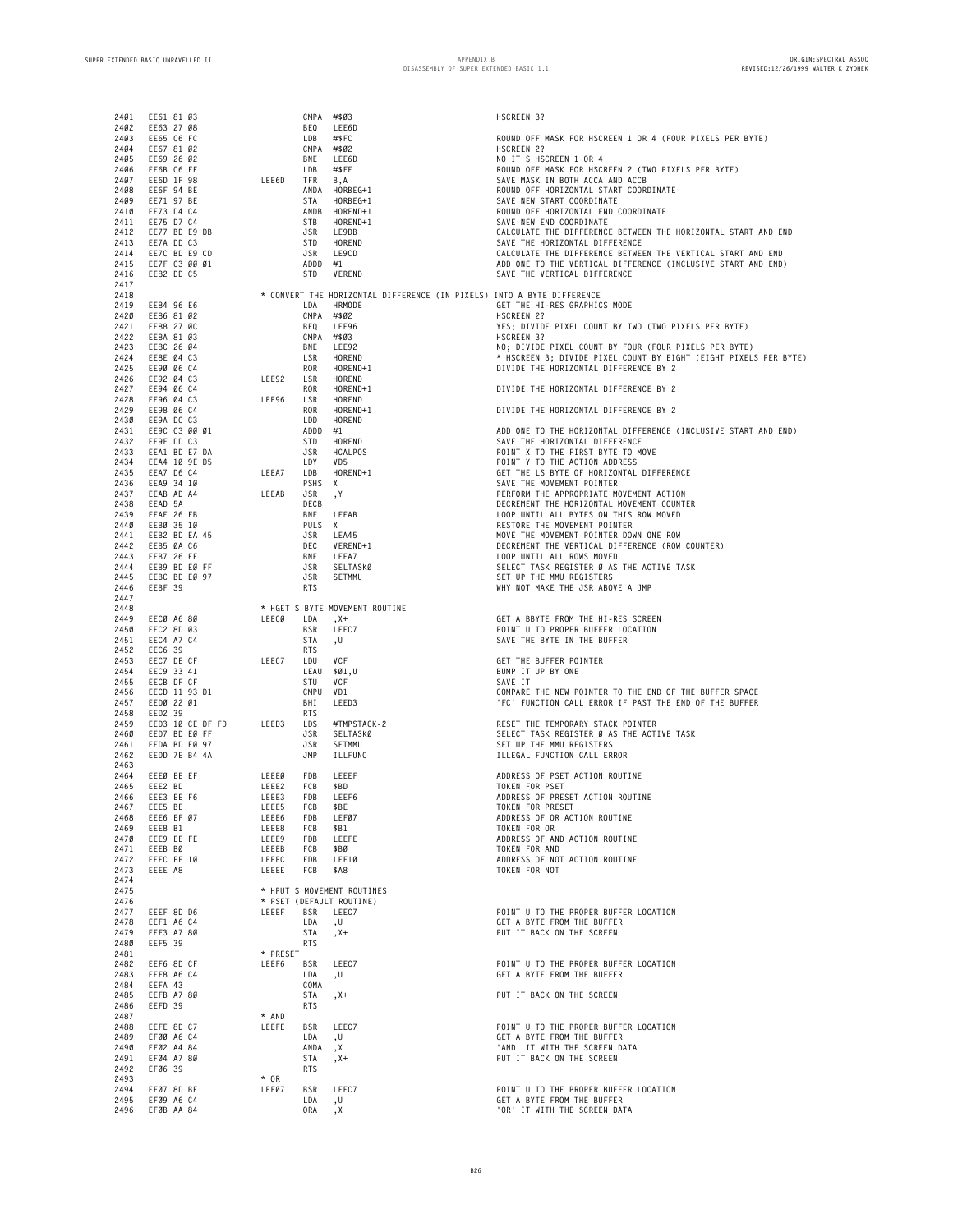```
2401  EE61 81 03            CMPA  #$03              HSCREEN 3?
2402  EE63 27 08            BEQ   LEE6D
2403  EE65 C6 FC            LDB   #$FC              ROUND OFF MASK FOR HSCREEN 1 OR 4 (FOUR PIXELS PER BYTE)
2404  EE67 81 02            CMPA  #$02              HSCREEN 2?
2405  EE69 26 02            BNE   LEE6D             NO IT'S HSCREEN 1 OR 4
2406  EE6B C6 FE            LDB   #$FE              ROUND OFF MASK FOR HSCREEN 2 (TWO PIXELS PER BYTE)
2407  EE6D 1F 98      LEE6D TFR   B,A               SAVE MASK IN BOTH ACCA AND ACCB
2408  EE6F 94 BE            ANDA  HORBEG+1          ROUND OFF HORIZONTAL START COORDINATE
2409  EE71 97 BE            STA   HORBEG+1          SAVE NEW START COORDINATE
2410  EE73 D4 C4            ANDB  HOREND+1          ROUND OFF HORIZONTAL END COORDINATE
2411  EE75 D7 C4            STB   HOREND+1          SAVE NEW END COORDINATE
2412  EE77 BD E9 DB         JSR   LE9DB             CALCULATE THE DIFFERENCE BETWEEN THE HORIZONTAL START AND END
2413  EE7A DD C3            STD   HOREND            SAVE THE HORIZONTAL DIFFERENCE
2414  EE7C BD E9 CD         JSR   LE9CD             CALCULATE THE DIFFERENCE BETWEEN THE VERTICAL START AND END
2415  EE7F C3 00 01         ADDD  #1                ADD ONE TO THE VERTICAL DIFFERENCE (INCLUSIVE START AND END)
2416  EE82 DD C5            STD   VEREND            SAVE THE VERTICAL DIFFERENCE
2417
2418                  * CONVERT THE HORIZONTAL DIFFERENCE (IN PIXELS) INTO A BYTE DIFFERENCE
2419  EE84 96 E6            LDA   HRMODE            GET THE HI-RES GRAPHICS MODE
2420  EE86 81 02            CMPA  #$02              HSCREEN 2?
2421  EE88 27 0C            BEQ   LEE96             YES; DIVIDE PIXEL COUNT BY TWO (TWO PIXELS PER BYTE)
2422  EE8A 81 03            CMPA  #$03              HSCREEN 3?
2423  EE8C 26 04            BNE   LEE92             NO; DIVIDE PIXEL COUNT BY FOUR (FOUR PIXELS PER BYTE)
2424  EE8E 04 C3            LSR   HOREND            * HSCREEN 3; DIVIDE PIXEL COUNT BY EIGHT (EIGHT PIXELS PER BYTE)
2425  EE90 06 C4            ROR   HOREND+1          DIVIDE THE HORIZONTAL DIFFERENCE BY 2
2426  EE92 04 C3      LEE92 LSR   HOREND
2427  EE94 06 C4            ROR   HOREND+1          DIVIDE THE HORIZONTAL DIFFERENCE BY 2
2428  EE96 04 C3      LEE96 LSR   HOREND
2429  EE98 06 C4            ROR   HOREND+1          DIVIDE THE HORIZONTAL DIFFERENCE BY 2
2430  EE9A DC C3            LDD   HOREND
2431  EE9C C3 00 01         ADDD  #1                ADD ONE TO THE HORIZONTAL DIFFERENCE (INCLUSIVE START AND END)
2432  EE9F DD C3            STD   HOREND            SAVE THE HORIZONTAL DIFFERENCE
2433  EEA1 BD E7 DA         JSR   HCALPOS           POINT X TO THE FIRST BYTE TO MOVE
2434  EEA4 10 9E D5         LDY   VD5               POINT Y TO THE ACTION ADDRESS
2435  EEA7 D6 C4      LEEA7 LDB   HOREND+1          GET THE LS BYTE OF HORIZONTAL DIFFERENCE
2436  EEA9 34 10            PSHS  X                 SAVE THE MOVEMENT POINTER
2437  EEAB AD A4      LEEAB JSR   ,Y                PERFORM THE APPROPRIATE MOVEMENT ACTION
2438  EEAD 5A               DECB                    DECREMENT THE HORIZONTAL MOVEMENT COUNTER
2439  EEAE 26 FB            BNE   LEEAB             LOOP UNTIL ALL BYTES ON THIS ROW MOVED
2440  EEB0 35 10            PULS  X                 RESTORE THE MOVEMENT POINTER
2441  EEB2 BD EA 45         JSR   LEA45             MOVE THE MOVEMENT POINTER DOWN ONE ROW
2442  EEB5 0A C6            DEC   VEREND+1          DECREMENT THE VERTICAL DIFFERENCE (ROW COUNTER)
2443  EEB7 26 EE            BNE   LEEA7             LOOP UNTIL ALL ROWS MOVED
2444  EEB9 BD E0 FF         JSR   SELTASK0          SELECT TASK REGISTER 0 AS THE ACTIVE TASK
2445  EEBC BD E0 97         JSR   SETMMU            SET UP THE MMU REGISTERS
2446  EEBF 39               RTS                     WHY NOT MAKE THE JSR ABOVE A JMP
2447
2448                  * HGET'S BYTE MOVEMENT ROUTINE
2449  EEC0 A6 80      LEEC0 LDA   ,X+               GET A BBYTE FROM THE HI-RES SCREEN
2450  EEC2 8D 03            BSR   LEEC7             POINT U TO PROPER BUFFER LOCATION
2451  EEC4 A7 C4            STA   ,U                SAVE THE BYTE IN THE BUFFER
2452  EEC6 39               RTS
2453  EEC7 DE CF      LEEC7 LDU   VCF               GET THE BUFFER POINTER
2454  EEC9 33 41            LEAU  $01,U             BUMP IT UP BY ONE
2455  EECB DF CF            STU   VCF               SAVE IT
2456  EECD 11 93 D1         CMPU  VD1               COMPARE THE NEW POINTER TO THE END OF THE BUFFER SPACE
2457  EED0 22 01            BHI   LEED3             'FC' FUNCTION CALL ERROR IF PAST THE END OF THE BUFFER
2458  EED2 39               RTS
2459  EED3 10 CE DF FD LEED3 LDS  #TMPSTACK-2       RESET THE TEMPORARY STACK POINTER
2460  EED7 BD E0 FF         JSR   SELTASK0          SELECT TASK REGISTER 0 AS THE ACTIVE TASK
2461  EEDA BD E0 97         JSR   SETMMU            SET UP THE MMU REGISTERS
2462  EEDD 7E B4 4A         JMP   ILLFUNC           ILLEGAL FUNCTION CALL ERROR
2463
2464  EEE0 EE EF      LEEE0 FDB   LEEEF             ADDRESS OF PSET ACTION ROUTINE
2465  EEE2 BD         LEEE2 FCB   $BD               TOKEN FOR PSET
2466  EEE3 EE F6      LEEE3 FDB   LEEF6             ADDRESS OF PRESET ACTION ROUTINE
2467  EEE5 BE         LEEE5 FCB   $BE               TOKEN FOR PRESET
2468  EEE6 EF 07      LEEE6 FDB   LEF07             ADDRESS OF OR ACTION ROUTINE
2469  EEE8 B1         LEEE8 FCB   $B1               TOKEN FOR OR
2470  EEE9 EE FE      LEEE9 FDB   LEEFE             ADDRESS OF AND ACTION ROUTINE
2471  EEEB B0         LEEEB FCB   $B0               TOKEN FOR AND
2472  EEEC EF 10      LEEEC FDB   LEF10             ADDRESS OF NOT ACTION ROUTINE
2473  EEEE A8         LEEEE FCB   $A8               TOKEN FOR NOT
2474
2475                  * HPUT'S MOVEMENT ROUTINES
2476                  * PSET (DEFAULT ROUTINE)
2477  EEEF 8D D6      LEEEF BSR   LEEC7             POINT U TO THE PROPER BUFFER LOCATION
2478  EEF1 A6 C4            LDA   ,U                GET A BYTE FROM THE BUFFER
2479  EEF3 A7 80            STA   ,X+               PUT IT BACK ON THE SCREEN
2480  EEF5 39               RTS
2481                  * PRESET
2482  EEF6 8D CF      LEEF6 BSR   LEEC7             POINT U TO THE PROPER BUFFER LOCATION
2483  EEF8 A6 C4            LDA   ,U                GET A BYTE FROM THE BUFFER
2484  EEFA 43               COMA
2485  EEFB A7 80            STA   ,X+               PUT IT BACK ON THE SCREEN
2486  EEFD 39               RTS
2487                  * AND
2488  EEFE 8D C7      LEEFE BSR   LEEC7             POINT U TO THE PROPER BUFFER LOCATION
2489  EF00 A6 C4            LDA   ,U                GET A BYTE FROM THE BUFFER
2490  EF02 A4 84            ANDA  ,X                'AND' IT WITH THE SCREEN DATA
2491  EF04 A7 80            STA   ,X+               PUT IT BACK ON THE SCREEN
2492  EF06 39               RTS
2493                  * OR
2494  EF07 8D BE      LEF07 BSR   LEEC7             POINT U TO THE PROPER BUFFER LOCATION
2495  EF09 A6 C4            LDA   ,U                GET A BYTE FROM THE BUFFER
2496  EF0B AA 84            ORA   ,X                'OR' IT WITH THE SCREEN DATA
```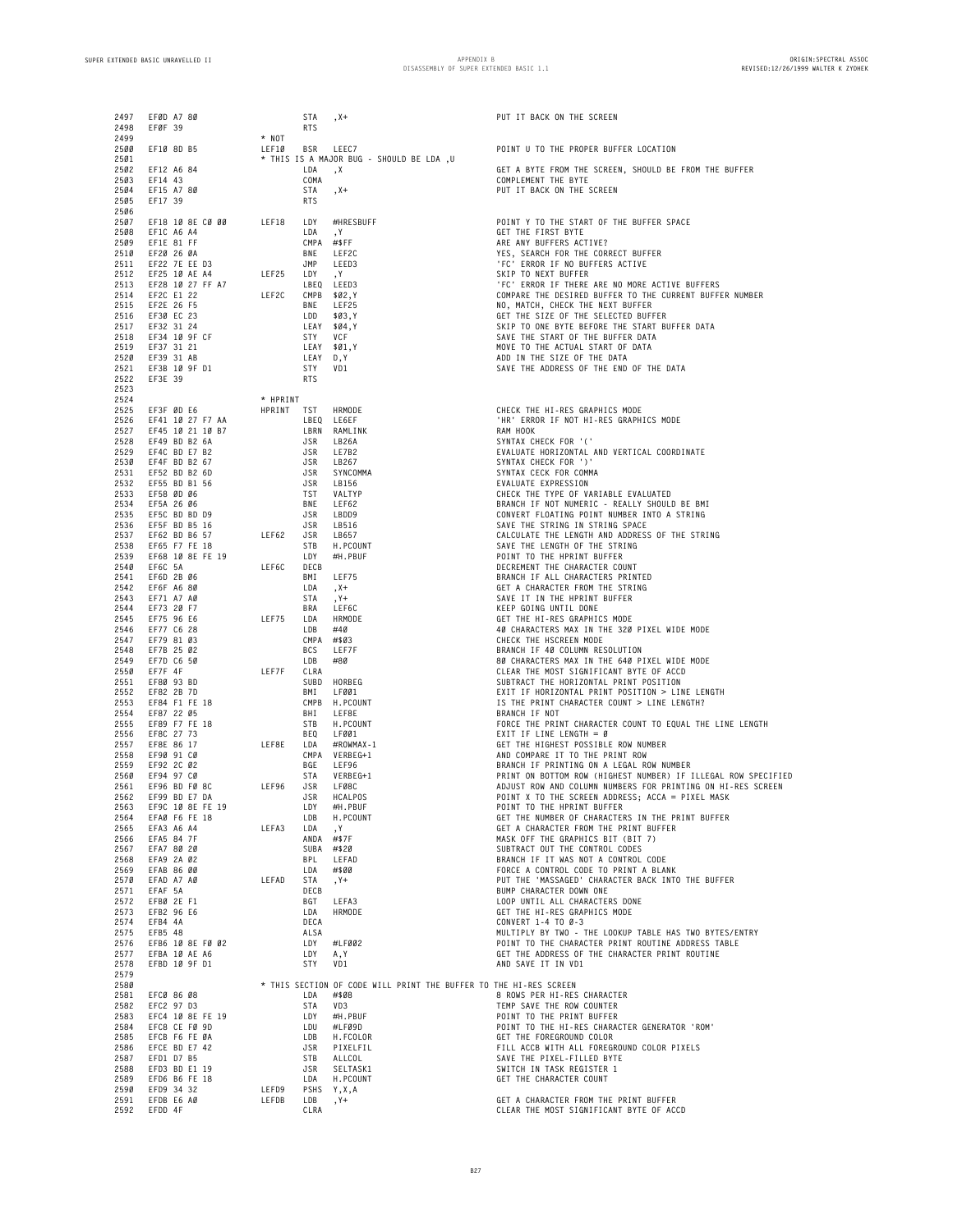```
2497  EF0D A7 80              STA   ,X+                  PUT IT BACK ON THE SCREEN
2498  EF0F 39                 RTS
2499                    * NOT
2500  EF10 8D B5        LEF10 BSR   LEEC7                POINT U TO THE PROPER BUFFER LOCATION
2501                    * THIS IS A MAJOR BUG - SHOULD BE LDA ,U
2502  EF12 A6 84              LDA   ,X                   GET A BYTE FROM THE SCREEN, SHOULD BE FROM THE BUFFER
2503  EF14 43                 COMA                       COMPLEMENT THE BYTE
2504  EF15 A7 80              STA   ,X+                  PUT IT BACK ON THE SCREEN
2505  EF17 39                 RTS
2506
2507  EF18 10 8E C0 00  LEF18 LDY   #HRESBUFF            POINT Y TO THE START OF THE BUFFER SPACE
2508  EF1C A6 A4              LDA   ,Y                   GET THE FIRST BYTE
2509  EF1E 81 FF              CMPA  #$FF                 ARE ANY BUFFERS ACTIVE?
2510  EF20 26 0A              BNE   LEF2C                YES, SEARCH FOR THE CORRECT BUFFER
2511  EF22 7E EE D3           JMP   LEED3                'FC' ERROR IF NO BUFFERS ACTIVE
2512  EF25 10 AE A4     LEF25 LDY   ,Y                   SKIP TO NEXT BUFFER
2513  EF28 10 27 FF A7        LBEQ  LEED3                'FC' ERROR IF THERE ARE NO MORE ACTIVE BUFFERS
2514  EF2C E1 22        LEF2C CMPB  $02,Y                COMPARE THE DESIRED BUFFER TO THE CURRENT BUFFER NUMBER
2515  EF2E 26 F5              BNE   LEF25                NO, MATCH, CHECK THE NEXT BUFFER
2516  EF30 EC 23              LDD   $03,Y                GET THE SIZE OF THE SELECTED BUFFER
2517  EF32 31 24              LEAY  $04,Y                SKIP TO ONE BYTE BEFORE THE START BUFFER DATA
2518  EF34 10 9F CF           STY   VCF                  SAVE THE START OF THE BUFFER DATA
2519  EF37 31 21              LEAY  $01,Y                MOVE TO THE ACTUAL START OF DATA
2520  EF39 31 AB              LEAY  D,Y                  ADD IN THE SIZE OF THE DATA
2521  EF3B 10 9F D1           STY   VD1                  SAVE THE ADDRESS OF THE END OF THE DATA
2522  EF3E 39                 RTS
2523
2524                    * HPRINT
2525  EF3F 0D E6        HPRINT TST  HRMODE               CHECK THE HI-RES GRAPHICS MODE
2526  EF41 10 27 F7 AA        LBEQ  LE6EF                'HR' ERROR IF NOT HI-RES GRAPHICS MODE
2527  EF45 10 21 10 B7        LBRN  RAMLINK              RAM HOOK
2528  EF49 BD B2 6A           JSR   LB26A                SYNTAX CHECK FOR '('
2529  EF4C BD E7 B2           JSR   LE7B2                EVALUATE HORIZONTAL AND VERTICAL COORDINATE
2530  EF4F BD B2 67           JSR   LB267                SYNTAX CHECK FOR ')'
2531  EF52 BD B2 6D           JSR   SYNCOMMA             SYNTAX CECK FOR COMMA
2532  EF55 BD B1 56           JSR   LB156                EVALUATE EXPRESSION
2533  EF58 0D 06              TST   VALTYP               CHECK THE TYPE OF VARIABLE EVALUATED
2534  EF5A 26 06              BNE   LEF62                BRANCH IF NOT NUMERIC - REALLY SHOULD BE BMI
2535  EF5C BD BD D9           JSR   LBDD9                CONVERT FLOATING POINT NUMBER INTO A STRING
2536  EF5F BD B5 16           JSR   LB516                SAVE THE STRING IN STRING SPACE
2537  EF62 BD B6 57     LEF62 JSR   LB657                CALCULATE THE LENGTH AND ADDRESS OF THE STRING
2538  EF65 F7 FE 18           STB   H.PCOUNT             SAVE THE LENGTH OF THE STRING
2539  EF68 10 8E FE 19        LDY   #H.PBUF              POINT TO THE HPRINT BUFFER
2540  EF6C 5A           LEF6C DECB                       DECREMENT THE CHARACTER COUNT
2541  EF6D 2B 06              BMI   LEF75                BRANCH IF ALL CHARACTERS PRINTED
2542  EF6F A6 80              LDA   ,X+                  GET A CHARACTER FROM THE STRING
2543  EF71 A7 A0              STA   ,Y+                  SAVE IT IN THE HPRINT BUFFER
2544  EF73 20 F7              BRA   LEF6C                KEEP GOING UNTIL DONE
2545  EF75 96 E6        LEF75 LDA   HRMODE               GET THE HI-RES GRAPHICS MODE
2546  EF77 C6 28              LDB   #40                  40 CHARACTERS MAX IN THE 320 PIXEL WIDE MODE
2547  EF79 81 03              CMPA  #$03                 CHECK THE HSCREEN MODE
2548  EF7B 25 02              BCS   LEF7F                BRANCH IF 40 COLUMN RESOLUTION
2549  EF7D C6 50              LDB   #80                  80 CHARACTERS MAX IN THE 640 PIXEL WIDE MODE
2550  EF7F 4F           LEF7F CLRA                       CLEAR THE MOST SIGNIFICANT BYTE OF ACCD
2551  EF80 93 BD              SUBD  HORBEG               SUBTRACT THE HORIZONTAL PRINT POSITION
2552  EF82 2B 7D              BMI   LF001                EXIT IF HORIZONTAL PRINT POSITION > LINE LENGTH
2553  EF84 F1 FE 18           CMPB  H.PCOUNT             IS THE PRINT CHARACTER COUNT > LINE LENGTH?
2554  EF87 22 05              BHI   LEF8E                BRANCH IF NOT
2555  EF89 F7 FE 18           STB   H.PCOUNT             FORCE THE PRINT CHARACTER COUNT TO EQUAL THE LINE LENGTH
2556  EF8C 27 73              BEQ   LF001                EXIT IF LINE LENGTH = 0
2557  EF8E 86 17        LEF8E LDA   #ROWMAX-1            GET THE HIGHEST POSSIBLE ROW NUMBER
2558  EF90 91 C0              CMPA  VERBEG+1             AND COMPARE IT TO THE PRINT ROW
2559  EF92 2C 02              BGE   LEF96                BRANCH IF PRINTING ON A LEGAL ROW NUMBER
2560  EF94 97 C0              STA   VERBEG+1             PRINT ON BOTTOM ROW (HIGHEST NUMBER) IF ILLEGAL ROW SPECIFIED
2561  EF96 BD F0 8C     LEF96 JSR   LF08C                ADJUST ROW AND COLUMN NUMBERS FOR PRINTING ON HI-RES SCREEN
2562  EF99 BD E7 DA           JSR   HCALPOS              POINT X TO THE SCREEN ADDRESS; ACCA = PIXEL MASK
2563  EF9C 10 8E FE 19        LDY   #H.PBUF              POINT TO THE HPRINT BUFFER
2564  EFA0 F6 FE 18           LDB   H.PCOUNT             GET THE NUMBER OF CHARACTERS IN THE PRINT BUFFER
2565  EFA3 A6 A4        LEFA3 LDA   ,Y                   GET A CHARACTER FROM THE PRINT BUFFER
2566  EFA5 84 7F              ANDA  #$7F                 MASK OFF THE GRAPHICS BIT (BIT 7)
2567  EFA7 80 20              SUBA  #$20                 SUBTRACT OUT THE CONTROL CODES
2568  EFA9 2A 02              BPL   LEFAD                BRANCH IF IT WAS NOT A CONTROL CODE
2569  EFAB 86 00              LDA   #$00                 FORCE A CONTROL CODE TO PRINT A BLANK
2570  EFAD A7 A0        LEFAD STA   ,Y+                  PUT THE 'MASSAGED' CHARACTER BACK INTO THE BUFFER
2571  EFAF 5A                 DECB                       BUMP CHARACTER DOWN ONE
2572  EFB0 2E F1              BGT   LEFA3                LOOP UNTIL ALL CHARACTERS DONE
2573  EFB2 96 E6              LDA   HRMODE               GET THE HI-RES GRAPHICS MODE
2574  EFB4 4A                 DECA                       CONVERT 1-4 TO 0-3
2575  EFB5 48                 ALSA                       MULTIPLY BY TWO - THE LOOKUP TABLE HAS TWO BYTES/ENTRY
2576  EFB6 10 8E F0 02        LDY   #LF002               POINT TO THE CHARACTER PRINT ROUTINE ADDRESS TABLE
2577  EFBA 10 AE A6           LDY   A,Y                  GET THE ADDRESS OF THE CHARACTER PRINT ROUTINE
2578  EFBD 10 9F D1           STY   VD1                  AND SAVE IT IN VD1
2579
2580                    * THIS SECTION OF CODE WILL PRINT THE BUFFER TO THE HI-RES SCREEN
2581  EFC0 86 08              LDA   #$08                 8 ROWS PER HI-RES CHARACTER
2582  EFC2 97 D3              STA   VD3                  TEMP SAVE THE ROW COUNTER
2583  EFC4 10 8E FE 19        LDY   #H.PBUF              POINT TO THE PRINT BUFFER
2584  EFC8 CE F0 9D           LDU   #LF09D               POINT TO THE HI-RES CHARACTER GENERATOR 'ROM'
2585  EFCB F6 FE 0A           LDB   H.FCOLOR             GET THE FOREGROUND COLOR
2586  EFCE BD E7 42           JSR   PIXELFIL             FILL ACCB WITH ALL FOREGROUND COLOR PIXELS
2587  EFD1 D7 B5              STB   ALLCOL               SAVE THE PIXEL-FILLED BYTE
2588  EFD3 BD E1 19           JSR   SELTASK1             SWITCH IN TASK REGISTER 1
2589  EFD6 B6 FE 18           LDA   H.PCOUNT             GET THE CHARACTER COUNT
2590  EFD9 34 32        LEFD9 PSHS  Y,X,A
2591  EFDB E6 A0        LEFDB LDB   ,Y+                  GET A CHARACTER FROM THE PRINT BUFFER
2592  EFDD 4F                 CLRA                       CLEAR THE MOST SIGNIFICANT BYTE OF ACCD
```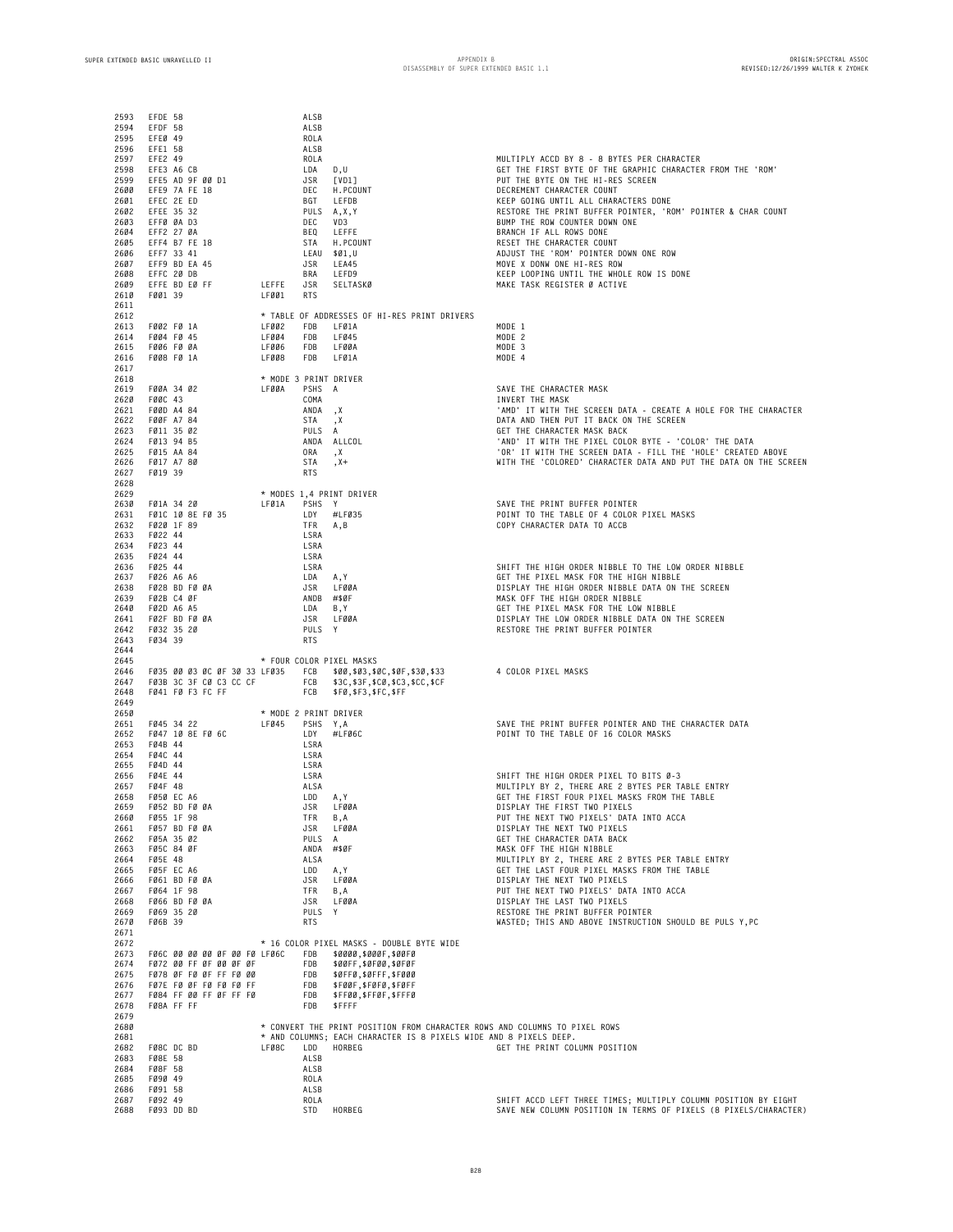```
2593  EFDE 58                    ALSB
2594  EFDF 58                    ALSB
2595  EFE0 49                    ROLA
2596  EFE1 58                    ALSB
2597  EFE2 49                    ROLA                       MULTIPLY ACCD BY 8 - 8 BYTES PER CHARACTER
2598  EFE3 A6 CB                 LDA   D,U                  GET THE FIRST BYTE OF THE GRAPHIC CHARACTER FROM THE 'ROM'
2599  EFE5 AD 9F 00 D1           JSR   [VD1]                PUT THE BYTE ON THE HI-RES SCREEN
2600  EFE9 7A FE 18              DEC   H.PCOUNT             DECREMENT CHARACTER COUNT
2601  EFEC 2E ED                 BGT   LEFDB                KEEP GOING UNTIL ALL CHARACTERS DONE
2602  EFEE 35 32                 PULS  A,X,Y                RESTORE THE PRINT BUFFER POINTER, 'ROM' POINTER & CHAR COUNT
2603  EFF0 0A D3                 DEC   VD3                  BUMP THE ROW COUNTER DOWN ONE
2604  EFF2 27 0A                 BEQ   LEFFE                BRANCH IF ALL ROWS DONE
2605  EFF4 B7 FE 18              STA   H.PCOUNT             RESET THE CHARACTER COUNT
2606  EFF7 33 41                 LEAU  $01,U                ADJUST THE 'ROM' POINTER DOWN ONE ROW
2607  EFF9 BD EA 45              JSR   LEA45                MOVE X DONW ONE HI-RES ROW
2608  EFFC 20 DB                 BRA   LEFD9                KEEP LOOPING UNTIL THE WHOLE ROW IS DONE
2609  EFFE BD E0 FF     LEFFE    JSR   SELTASK0             MAKE TASK REGISTER 0 ACTIVE
2610  F001 39           LF001    RTS
2611
2612                    * TABLE OF ADDRESSES OF HI-RES PRINT DRIVERS
2613  F002 F0 1A        LF002    FDB   LF01A                MODE 1
2614  F004 F0 45        LF004    FDB   LF045                MODE 2
2615  F006 F0 0A        LF006    FDB   LF00A                MODE 3
2616  F008 F0 1A        LF008    FDB   LF01A                MODE 4
2617
2618                    * MODE 3 PRINT DRIVER
2619  F00A 34 02        LF00A    PSHS  A                    SAVE THE CHARACTER MASK
2620  F00C 43                    COMA                       INVERT THE MASK
2621  F00D A4 84                 ANDA  ,X                   'AMD' IT WITH THE SCREEN DATA - CREATE A HOLE FOR THE CHARACTER
2622  F00F A7 84                 STA   ,X                   DATA AND THEN PUT IT BACK ON THE SCREEN
2623  F011 35 02                 PULS  A                    GET THE CHARACTER MASK BACK
2624  F013 94 B5                 ANDA  ALLCOL               'AND' IT WITH THE PIXEL COLOR BYTE - 'COLOR' THE DATA
2625  F015 AA 84                 ORA   ,X                   'OR' IT WITH THE SCREEN DATA - FILL THE 'HOLE' CREATED ABOVE
2626  F017 A7 80                 STA   ,X+                  WITH THE 'COLORED' CHARACTER DATA AND PUT THE DATA ON THE SCREEN
2627  F019 39                    RTS
2628
2629                    * MODES 1,4 PRINT DRIVER
2630  F01A 34 20        LF01A    PSHS  Y                    SAVE THE PRINT BUFFER POINTER
2631  F01C 10 8E F0 35           LDY   #LF035               POINT TO THE TABLE OF 4 COLOR PIXEL MASKS
2632  F020 1F 89                 TFR   A,B                  COPY CHARACTER DATA TO ACCB
2633  F022 44                    LSRA
2634  F023 44                    LSRA
2635  F024 44                    LSRA
2636  F025 44                    LSRA                       SHIFT THE HIGH ORDER NIBBLE TO THE LOW ORDER NIBBLE
2637  F026 A6 A6                 LDA   A,Y                  GET THE PIXEL MASK FOR THE HIGH NIBBLE
2638  F028 BD F0 0A              JSR   LF00A                DISPLAY THE HIGH ORDER NIBBLE DATA ON THE SCREEN
2639  F02B C4 0F                 ANDB  #$0F                 MASK OFF THE HIGH ORDER NIBBLE
2640  F02D A6 A5                 LDA   B,Y                  GET THE PIXEL MASK FOR THE LOW NIBBLE
2641  F02F BD F0 0A              JSR   LF00A                DISPLAY THE LOW ORDER NIBBLE DATA ON THE SCREEN
2642  F032 35 20                 PULS  Y                    RESTORE THE PRINT BUFFER POINTER
2643  F034 39                    RTS
2644
2645                    * FOUR COLOR PIXEL MASKS
2646  F035 00 03 0C 0F 30 33 LF035  FCB  $00,$03,$0C,$0F,$30,$33      4 COLOR PIXEL MASKS
2647  F03B 3C 3F C0 C3 CC CF        FCB  $3C,$3F,$C0,$C3,$CC,$CF
2648  F041 F0 F3 FC FF              FCB  $F0,$F3,$FC,$FF
2649
2650                    * MODE 2 PRINT DRIVER
2651  F045 34 22        LF045    PSHS  Y,A                  SAVE THE PRINT BUFFER POINTER AND THE CHARACTER DATA
2652  F047 10 8E F0 6C           LDY   #LF06C               POINT TO THE TABLE OF 16 COLOR MASKS
2653  F04B 44                    LSRA
2654  F04C 44                    LSRA
2655  F04D 44                    LSRA
2656  F04E 44                    LSRA                       SHIFT THE HIGH ORDER PIXEL TO BITS 0-3
2657  F04F 48                    ALSA                       MULTIPLY BY 2, THERE ARE 2 BYTES PER TABLE ENTRY
2658  F050 EC A6                 LDD   A,Y                  GET THE FIRST FOUR PIXEL MASKS FROM THE TABLE
2659  F052 BD F0 0A              JSR   LF00A                DISPLAY THE FIRST TWO PIXELS
2660  F055 1F 98                 TFR   B,A                  PUT THE NEXT TWO PIXELS' DATA INTO ACCA
2661  F057 BD F0 0A              JSR   LF00A                DISPLAY THE NEXT TWO PIXELS
2662  F05A 35 02                 PULS  A                    GET THE CHARACTER DATA BACK
2663  F05C 84 0F                 ANDA  #$0F                 MASK OFF THE HIGH NIBBLE
2664  F05E 48                    ALSA                       MULTIPLY BY 2, THERE ARE 2 BYTES PER TABLE ENTRY
2665  F05F EC A6                 LDD   A,Y                  GET THE LAST FOUR PIXEL MASKS FROM THE TABLE
2666  F061 BD F0 0A              JSR   LF00A                DISPLAY THE NEXT TWO PIXELS
2667  F064 1F 98                 TFR   B,A                  PUT THE NEXT TWO PIXELS' DATA INTO ACCA
2668  F066 BD F0 0A              JSR   LF00A                DISPLAY THE LAST TWO PIXELS
2669  F069 35 20                 PULS  Y                    RESTORE THE PRINT BUFFER POINTER
2670  F06B 39                    RTS                        WASTED; THIS AND ABOVE INSTRUCTION SHOULD BE PULS Y,PC
2671
2672                    * 16 COLOR PIXEL MASKS - DOUBLE BYTE WIDE
2673  F06C 00 00 00 0F 00 F0 LF06C  FDB  $0000,$000F,$00F0
2674  F072 00 FF 0F 00 0F 0F        FDB  $00FF,$0F00,$0F0F
2675  F078 0F F0 0F FF F0 00        FDB  $0FF0,$0FFF,$F000
2676  F07E F0 0F F0 F0 F0 FF        FDB  $F00F,$F0F0,$F0FF
2677  F084 FF 00 FF 0F FF F0        FDB  $FF00,$FF0F,$FFF0
2678  F08A FF FF                    FDB  $FFFF
2679
2680                    * CONVERT THE PRINT POSITION FROM CHARACTER ROWS AND COLUMNS TO PIXEL ROWS
2681                    * AND COLUMNS; EACH CHARACTER IS 8 PIXELS WIDE AND 8 PIXELS DEEP.
2682  F08C DC BD        LF08C    LDD   HORBEG               GET THE PRINT COLUMN POSITION
2683  F08E 58                    ALSB
2684  F08F 58                    ALSB
2685  F090 49                    ROLA
2686  F091 58                    ALSB
2687  F092 49                    ROLA                       SHIFT ACCD LEFT THREE TIMES; MULTIPLY COLUMN POSITION BY EIGHT
2688  F093 DD BD                 STD   HORBEG               SAVE NEW COLUMN POSITION IN TERMS OF PIXELS (8 PIXELS/CHARACTER)
```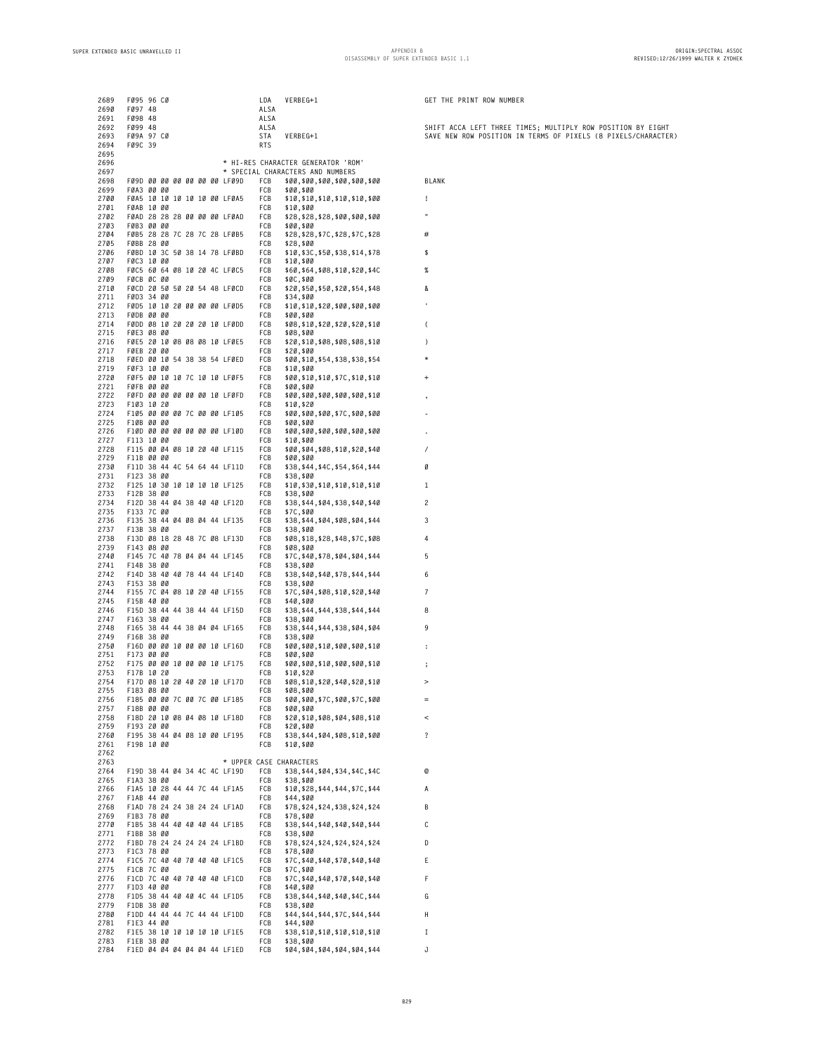```
2689  F095 96 C0                    LDA   VERBEG+1                    GET THE PRINT ROW NUMBER
2690  F097 48                       ALSA
2691  F098 48                       ALSA
2692  F099 48                       ALSA                              SHIFT ACCA LEFT THREE TIMES; MULTIPLY ROW POSITION BY EIGHT
2693  F09A 97 C0                    STA   VERBEG+1                    SAVE NEW ROW POSITION IN TERMS OF PIXELS (8 PIXELS/CHARACTER)
2694  F09C 39                       RTS
2695
2696                          * HI-RES CHARACTER GENERATOR 'ROM'
2697                          * SPECIAL CHARACTERS AND NUMBERS
2698  F09D 00 00 00 00 00 00 LF09D  FCB   $00,$00,$00,$00,$00,$00     BLANK
2699  F0A3 00 00                    FCB   $00,$00
2700  F0A5 10 10 10 10 10 00 LF0A5  FCB   $10,$10,$10,$10,$10,$00     !
2701  F0AB 10 00                    FCB   $10,$00
2702  F0AD 28 28 28 00 00 00 LF0AD  FCB   $28,$28,$28,$00,$00,$00     "
2703  F0B3 00 00                    FCB   $00,$00
2704  F0B5 28 28 7C 28 7C 28 LF0B5  FCB   $28,$28,$7C,$28,$7C,$28     #
2705  F0BB 28 00                    FCB   $28,$00
2706  F0BD 10 3C 50 38 14 78 LF0BD  FCB   $10,$3C,$50,$38,$14,$78     $
2707  F0C3 10 00                    FCB   $10,$00
2708  F0C5 60 64 08 10 20 4C LF0C5  FCB   $60,$64,$08,$10,$20,$4C     %
2709  F0CB 0C 00                    FCB   $0C,$00
2710  F0CD 20 50 50 20 54 48 LF0CD  FCB   $20,$50,$50,$20,$54,$48     &
2711  F0D3 34 00                    FCB   $34,$00
2712  F0D5 10 10 20 00 00 00 LF0D5  FCB   $10,$10,$20,$00,$00,$00     '
2713  F0DB 00 00                    FCB   $00,$00
2714  F0DD 08 10 20 20 20 10 LF0DD  FCB   $08,$10,$20,$20,$20,$10     (
2715  F0E3 08 00                    FCB   $08,$00
2716  F0E5 20 10 08 08 08 10 LF0E5  FCB   $20,$10,$08,$08,$08,$10     )
2717  F0EB 20 00                    FCB   $20,$00
2718  F0ED 00 10 54 38 38 54 LF0ED  FCB   $00,$10,$54,$38,$38,$54     *
2719  F0F3 10 00                    FCB   $10,$00
2720  F0F5 00 10 10 7C 10 10 LF0F5  FCB   $00,$10,$10,$7C,$10,$10     +
2721  F0FB 00 00                    FCB   $00,$00
2722  F0FD 00 00 00 00 00 10 LF0FD  FCB   $00,$00,$00,$00,$00,$10     ,
2723  F103 10 20                    FCB   $10,$20
2724  F105 00 00 00 7C 00 00 LF105  FCB   $00,$00,$00,$7C,$00,$00     -
2725  F10B 00 00                    FCB   $00,$00
2726  F10D 00 00 00 00 00 00 LF10D  FCB   $00,$00,$00,$00,$00,$00     .
2727  F113 10 00                    FCB   $10,$00
2728  F115 00 04 08 10 20 40 LF115  FCB   $00,$04,$08,$10,$20,$40     /
2729  F11B 00 00                    FCB   $00,$00
2730  F11D 38 44 4C 54 64 44 LF11D  FCB   $38,$44,$4C,$54,$64,$44     0
2731  F123 38 00                    FCB   $38,$00
2732  F125 10 30 10 10 10 10 LF125  FCB   $10,$30,$10,$10,$10,$10     1
2733  F12B 38 00                    FCB   $38,$00
2734  F12D 38 44 04 38 40 40 LF12D  FCB   $38,$44,$04,$38,$40,$40     2
2735  F133 7C 00                    FCB   $7C,$00
2736  F135 38 44 04 08 04 44 LF135  FCB   $38,$44,$04,$08,$04,$44     3
2737  F13B 38 00                    FCB   $38,$00
2738  F13D 08 18 28 48 7C 08 LF13D  FCB   $08,$18,$28,$48,$7C,$08     4
2739  F143 08 00                    FCB   $08,$00
2740  F145 7C 40 78 04 04 44 LF145  FCB   $7C,$40,$78,$04,$04,$44     5
2741  F14B 38 00                    FCB   $38,$00
2742  F14D 38 40 40 78 44 44 LF14D  FCB   $38,$40,$40,$78,$44,$44     6
2743  F153 38 00                    FCB   $38,$00
2744  F155 7C 04 08 10 20 40 LF155  FCB   $7C,$04,$08,$10,$20,$40     7
2745  F15B 40 00                    FCB   $40,$00
2746  F15D 38 44 44 38 44 44 LF15D  FCB   $38,$44,$44,$38,$44,$44     8
2747  F163 38 00                    FCB   $38,$00
2748  F165 38 44 44 38 04 04 LF165  FCB   $38,$44,$44,$38,$04,$04     9
2749  F16B 38 00                    FCB   $38,$00
2750  F16D 00 00 10 00 00 10 LF16D  FCB   $00,$00,$10,$00,$00,$10     :
2751  F173 00 00                    FCB   $00,$00
2752  F175 00 00 10 00 00 10 LF175  FCB   $00,$00,$10,$00,$00,$10     ;
2753  F17B 10 20                    FCB   $10,$20
2754  F17D 08 10 20 40 20 10 LF17D  FCB   $08,$10,$20,$40,$20,$10     >
2755  F183 08 00                    FCB   $08,$00
2756  F185 00 00 7C 00 7C 00 LF185  FCB   $00,$00,$7C,$00,$7C,$00     =
2757  F18B 00 00                    FCB   $00,$00
2758  F18D 20 10 08 04 08 10 LF18D  FCB   $20,$10,$08,$04,$08,$10     <
2759  F193 20 00                    FCB   $20,$00
2760  F195 38 44 04 08 10 00 LF195  FCB   $38,$44,$04,$08,$10,$00     ?
2761  F19B 10 00                    FCB   $10,$00
2762
2763                          * UPPER CASE CHARACTERS
2764  F19D 38 44 04 34 4C 4C LF19D  FCB   $38,$44,$04,$34,$4C,$4C     @
2765  F1A3 38 00                    FCB   $38,$00
2766  F1A5 10 28 44 44 7C 44 LF1A5  FCB   $10,$28,$44,$44,$7C,$44     A
2767  F1AB 44 00                    FCB   $44,$00
2768  F1AD 78 24 24 38 24 24 LF1AD  FCB   $78,$24,$24,$38,$24,$24     B
2769  F1B3 78 00                    FCB   $78,$00
2770  F1B5 38 44 40 40 40 44 LF1B5  FCB   $38,$44,$40,$40,$40,$44     C
2771  F1BB 38 00                    FCB   $38,$00
2772  F1BD 78 24 24 24 24 24 LF1BD  FCB   $78,$24,$24,$24,$24,$24     D
2773  F1C3 78 00                    FCB   $78,$00
2774  F1C5 7C 40 40 70 40 40 LF1C5  FCB   $7C,$40,$40,$70,$40,$40     E
2775  F1CB 7C 00                    FCB   $7C,$00
2776  F1CD 7C 40 40 70 40 40 LF1CD  FCB   $7C,$40,$40,$70,$40,$40     F
2777  F1D3 40 00                    FCB   $40,$00
2778  F1D5 38 44 40 40 4C 44 LF1D5  FCB   $38,$44,$40,$40,$4C,$44     G
2779  F1DB 38 00                    FCB   $38,$00
2780  F1DD 44 44 44 7C 44 44 LF1DD  FCB   $44,$44,$44,$7C,$44,$44     H
2781  F1E3 44 00                    FCB   $44,$00
2782  F1E5 38 10 10 10 10 10 LF1E5  FCB   $38,$10,$10,$10,$10,$10     I
2783  F1EB 38 00                    FCB   $38,$00
2784  F1ED 04 04 04 04 04 44 LF1ED  FCB   $04,$04,$04,$04,$04,$44     J
```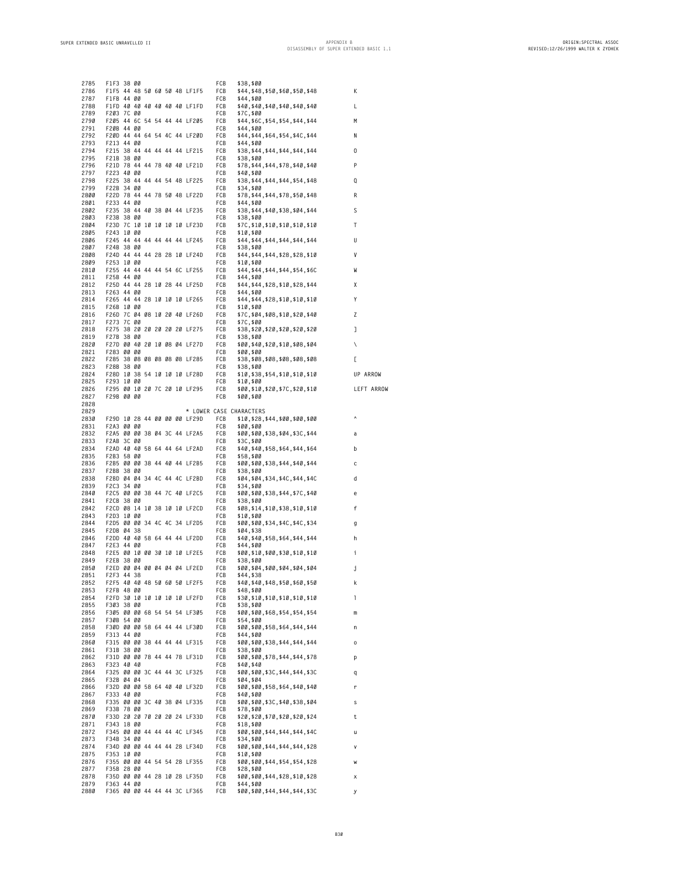```
2785  F1F3 38 00                              FCB   $38,$00
2786  F1F5 44 48 50 60 50 48 LF1F5            FCB   $44,$48,$50,$60,$50,$48         K
2787  F1FB 44 00                              FCB   $44,$00
2788  F1FD 40 40 40 40 40 40 LF1FD            FCB   $40,$40,$40,$40,$40,$40         L
2789  F203 7C 00                              FCB   $7C,$00
2790  F205 44 6C 54 54 44 44 LF205            FCB   $44,$6C,$54,$54,$44,$44         M
2791  F20B 44 00                              FCB   $44,$00
2792  F20D 44 44 64 54 4C 44 LF20D            FCB   $44,$44,$64,$54,$4C,$44         N
2793  F213 44 00                              FCB   $44,$00
2794  F215 38 44 44 44 44 44 LF215            FCB   $38,$44,$44,$44,$44,$44         O
2795  F21B 38 00                              FCB   $38,$00
2796  F21D 78 44 44 78 40 40 LF21D            FCB   $78,$44,$44,$78,$40,$40         P
2797  F223 40 00                              FCB   $40,$00
2798  F225 38 44 44 44 54 48 LF225            FCB   $38,$44,$44,$44,$54,$48         Q
2799  F22B 34 00                              FCB   $34,$00
2800  F22D 78 44 44 78 50 48 LF22D            FCB   $78,$44,$44,$78,$50,$48         R
2801  F233 44 00                              FCB   $44,$00
2802  F235 38 44 40 38 04 44 LF235            FCB   $38,$44,$40,$38,$04,$44         S
2803  F23B 38 00                              FCB   $38,$00
2804  F23D 7C 10 10 10 10 10 LF23D            FCB   $7C,$10,$10,$10,$10,$10         T
2805  F243 10 00                              FCB   $10,$00
2806  F245 44 44 44 44 44 44 LF245            FCB   $44,$44,$44,$44,$44,$44         U
2807  F24B 38 00                              FCB   $38,$00
2808  F24D 44 44 44 28 28 10 LF24D            FCB   $44,$44,$44,$28,$28,$10         V
2809  F253 10 00                              FCB   $10,$00
2810  F255 44 44 44 44 54 6C LF255            FCB   $44,$44,$44,$44,$54,$6C         W
2811  F25B 44 00                              FCB   $44,$00
2812  F25D 44 44 28 10 28 44 LF25D            FCB   $44,$44,$28,$10,$28,$44         X
2813  F263 44 00                              FCB   $44,$00
2814  F265 44 44 28 10 10 10 LF265            FCB   $44,$44,$28,$10,$10,$10         Y
2815  F26B 10 00                              FCB   $10,$00
2816  F26D 7C 04 08 10 20 40 LF26D            FCB   $7C,$04,$08,$10,$20,$40         Z
2817  F273 7C 00                              FCB   $7C,$00
2818  F275 38 20 20 20 20 20 LF275            FCB   $38,$20,$20,$20,$20,$20         ]
2819  F27B 38 00                              FCB   $38,$00
2820  F27D 00 40 20 10 08 04 LF27D            FCB   $00,$40,$20,$10,$08,$04         \
2821  F283 00 00                              FCB   $00,$00
2822  F285 38 08 08 08 08 08 LF285            FCB   $38,$08,$08,$08,$08,$08         [
2823  F28B 38 00                              FCB   $38,$00
2824  F28D 10 38 54 10 10 10 LF28D            FCB   $10,$38,$54,$10,$10,$10         UP ARROW
2825  F293 10 00                              FCB   $10,$00
2826  F295 00 10 20 7C 20 10 LF295            FCB   $00,$10,$20,$7C,$20,$10         LEFT ARROW
2827  F29B 00 00                              FCB   $00,$00
2828
2829                                    * LOWER CASE CHARACTERS
2830  F29D 10 28 44 00 00 00 LF29D            FCB   $10,$28,$44,$00,$00,$00         ^
2831  F2A3 00 00                              FCB   $00,$00
2832  F2A5 00 00 38 04 3C 44 LF2A5            FCB   $00,$00,$38,$04,$3C,$44         a
2833  F2AB 3C 00                              FCB   $3C,$00
2834  F2AD 40 40 58 64 44 64 LF2AD            FCB   $40,$40,$58,$64,$44,$64         b
2835  F2B3 58 00                              FCB   $58,$00
2836  F2B5 00 00 38 44 40 44 LF2B5            FCB   $00,$00,$38,$44,$40,$44         c
2837  F2BB 38 00                              FCB   $38,$00
2838  F2BD 04 04 34 4C 44 4C LF2BD            FCB   $04,$04,$34,$4C,$44,$4C         d
2839  F2C3 34 00                              FCB   $34,$00
2840  F2C5 00 00 38 44 7C 40 LF2C5            FCB   $00,$00,$38,$44,$7C,$40         e
2841  F2CB 38 00                              FCB   $38,$00
2842  F2CD 08 14 10 38 10 10 LF2CD            FCB   $08,$14,$10,$38,$10,$10         f
2843  F2D3 10 00                              FCB   $10,$00
2844  F2D5 00 00 34 4C 4C 34 LF2D5            FCB   $00,$00,$34,$4C,$4C,$34         g
2845  F2DB 04 38                              FCB   $04,$38
2846  F2DD 40 40 58 64 44 44 LF2DD            FCB   $40,$40,$58,$64,$44,$44         h
2847  F2E3 44 00                              FCB   $44,$00
2848  F2E5 00 10 00 30 10 10 LF2E5            FCB   $00,$10,$00,$30,$10,$10         i
2849  F2EB 38 00                              FCB   $38,$00
2850  F2ED 00 04 00 04 04 04 LF2ED            FCB   $00,$04,$00,$04,$04,$04         j
2851  F2F3 44 38                              FCB   $44,$38
2852  F2F5 40 40 48 50 60 50 LF2F5            FCB   $40,$40,$48,$50,$60,$50         k
2853  F2FB 48 00                              FCB   $48,$00
2854  F2FD 30 10 10 10 10 10 LF2FD            FCB   $30,$10,$10,$10,$10,$10         l
2855  F303 38 00                              FCB   $38,$00
2856  F305 00 00 68 54 54 54 LF305            FCB   $00,$00,$68,$54,$54,$54         m
2857  F30B 54 00                              FCB   $54,$00
2858  F30D 00 00 58 64 44 44 LF30D            FCB   $00,$00,$58,$64,$44,$44         n
2859  F313 44 00                              FCB   $44,$00
2860  F315 00 00 38 44 44 44 LF315            FCB   $00,$00,$38,$44,$44,$44         o
2861  F31B 38 00                              FCB   $38,$00
2862  F31D 00 00 78 44 44 78 LF31D            FCB   $00,$00,$78,$44,$44,$78         p
2863  F323 40 40                              FCB   $40,$40
2864  F325 00 00 3C 44 44 3C LF325            FCB   $00,$00,$3C,$44,$44,$3C         q
2865  F32B 04 04                              FCB   $04,$04
2866  F32D 00 00 58 64 40 40 LF32D            FCB   $00,$00,$58,$64,$40,$40         r
2867  F333 40 00                              FCB   $40,$00
2868  F335 00 00 3C 40 38 04 LF335            FCB   $00,$00,$3C,$40,$38,$04         s
2869  F33B 78 00                              FCB   $78,$00
2870  F33D 20 20 70 20 20 24 LF33D            FCB   $20,$20,$70,$20,$20,$24         t
2871  F343 18 00                              FCB   $18,$00
2872  F345 00 00 44 44 44 4C LF345            FCB   $00,$00,$44,$44,$44,$4C         u
2873  F34B 34 00                              FCB   $34,$00
2874  F34D 00 00 44 44 44 28 LF34D            FCB   $00,$00,$44,$44,$44,$28         v
2875  F353 10 00                              FCB   $10,$00
2876  F355 00 00 44 54 54 28 LF355            FCB   $00,$00,$44,$54,$54,$28         w
2877  F35B 28 00                              FCB   $28,$00
2878  F35D 00 00 44 28 10 28 LF35D            FCB   $00,$00,$44,$28,$10,$28         x
2879  F363 44 00                              FCB   $44,$00
2880  F365 00 00 44 44 44 3C LF365            FCB   $00,$00,$44,$44,$44,$3C         y
```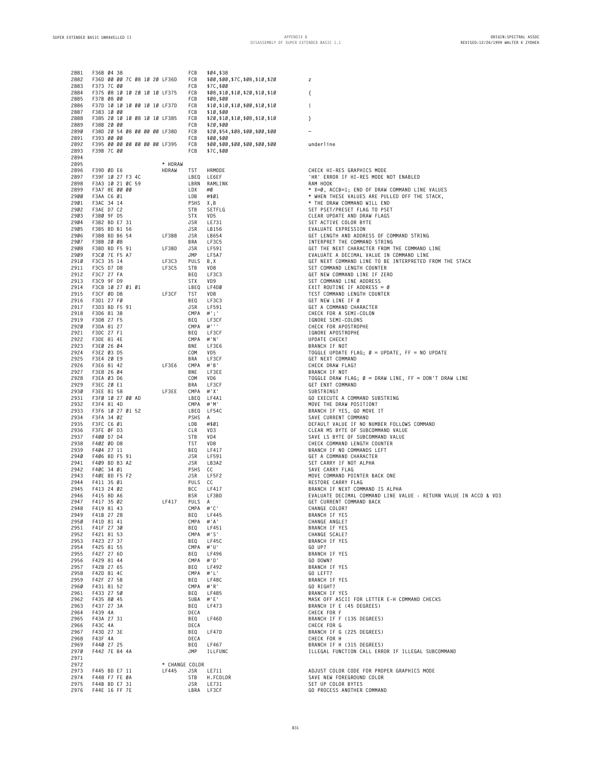```
2881  F36B 04 38                         FCB   $04,$38
2882  F36D 00 00 7C 08 10 20 LF36D       FCB   $00,$00,$7C,$08,$10,$20         z
2883  F373 7C 00                         FCB   $7C,$00
2884  F375 08 10 10 20 10 10 LF375       FCB   $08,$10,$10,$20,$10,$10         {
2885  F37B 08 00                         FCB   $08,$00
2886  F37D 10 10 10 00 10 10 LF37D       FCB   $10,$10,$10,$00,$10,$10         |
2887  F383 10 00                         FCB   $10,$00
2888  F385 20 10 10 08 10 10 LF385       FCB   $20,$10,$10,$08,$10,$10         }
2889  F38B 20 00                         FCB   $20,$00
2890  F38D 20 54 08 00 00 00 LF38D       FCB   $20,$54,$08,$00,$00,$00         ~
2891  F393 00 00                         FCB   $00,$00
2892  F395 00 00 00 00 00 00 LF395       FCB   $00,$00,$00,$00,$00,$00         underline
2893  F39B 7C 00                         FCB   $7C,$00
2894
2895                          * HDRAW
2896  F39D 0D E6              HDRAW      TST   HRMODE                          CHECK HI-RES GRAPHICS MODE
2897  F39F 10 27 F3 4C                   LBEQ  LE6EF                           'HR' ERROR IF HI-RES MODE NOT ENABLED
2898  F3A3 10 21 0C 59                   LBRN  RAMLINK                         RAM HOOK
2899  F3A7 8E 00 00                      LDX   #0                              * X=0, ACCB=1; END OF DRAW COMMAND LINE VALUES
2900  F3AA C6 01                         LDB   #$01                            * WHEN THESE VALUES ARE PULLED OFF THE STACK,
2901  F3AC 34 14                         PSHS  X,B                             * THE DRAW COMMAND WILL END
2902  F3AE D7 C2                         STB   SETFLG                          SET PSET/PRESET FLAG TO PSET
2903  F3B0 9F D5                         STX   VD5                             CLEAR UPDATE AND DRAW FLAGS
2904  F3B2 BD E7 31                      JSR   LE731                           SET ACTIVE COLOR BYTE
2905  F3B5 BD B1 56                      JSR   LB156                           EVALUATE EXPRESSION
2906  F3B8 BD B6 54           LF3B8      JSR   LB654                           GET LENGTH AND ADDRESS OF COMMAND STRING
2907  F3BB 20 08                         BRA   LF3C5                           INTERPRET THE COMMAND STRING
2908  F3BD BD F5 91           LF3BD      JSR   LF591                           GET THE NEXT CHARACTER FROM THE COMMAND LINE
2909  F3C0 7E F5 A7                      JMP   LF5A7                           EVALUATE A DECIMAL VALUE IN COMMAND LINE
2910  F3C3 35 14              LF3C3      PULS  B,X                             GET NEXT COMMAND LINE TO BE INTERPRETED FROM THE STACK
2911  F3C5 D7 D8              LF3C5      STB   VD8                             SET COMMAND LENGTH COUNTER
2912  F3C7 27 FA                         BEQ   LF3C3                           GET NEW COMMAND LINE IF ZERO
2913  F3C9 9F D9                         STX   VD9                             SET COMMAND LINE ADDRESS
2914  F3CB 10 27 01 01                   LBEQ  LF4D0                           EXIT ROUTINE IF ADDRESS = 0
2915  F3CF 0D D8              LF3CF      TST   VD8                             TEST COMMAND LENGTH COUNTER
2916  F3D1 27 F0                         BEQ   LF3C3                           GET NEW LINE IF 0
2917  F3D3 BD F5 91                      JSR   LF591                           GET A COMMAND CHARACTER
2918  F3D6 81 3B                         CMPA  #';'                            CHECK FOR A SEMI-COLON
2919  F3D8 27 F5                         BEQ   LF3CF                           IGNORE SEMI-COLONS
2920  F3DA 81 27                         CMPA  #'''                            CHECK FOR APOSTROPHE
2921  F3DC 27 F1                         BEQ   LF3CF                           IGNORE APOSTROPHE
2922  F3DE 81 4E                         CMPA  #'N'                            UPDATE CHECK?
2923  F3E0 26 04                         BNE   LF3E6                           BRANCH IF NOT
2924  F3E2 03 D5                         COM   VD5                             TOGGLE UPDATE FLAG; 0 = UPDATE, FF = NO UPDATE
2925  F3E4 20 E9                         BRA   LF3CF                           GET NEXT COMMAND
2926  F3E6 81 42              LF3E6      CMPA  #'B'                            CHECK DRAW FLAG?
2927  F3E8 26 04                         BNE   LF3EE                           BRANCH IF NOT
2928  F3EA 03 D6                         COM   VD6                             TOGGLE DRAW FLAG; 0 = DRAW LINE, FF = DON'T DRAW LINE
2929  F3EC 20 E1                         BRA   LF3CF                           GET ENXT COMMAND
2930  F3EE 81 58              LF3EE      CMPA  #'X'                            SUBSTRING?
2931  F3F0 10 27 00 AD                   LBEQ  LF4A1                           GO EXECUTE A COMMAND SUBSTRING
2932  F3F4 81 4D                         CMPA  #'M'                            MOVE THE DRAW POSITION?
2933  F3F6 10 27 01 52                   LBEQ  LF54C                           BRANCH IF YES, GO MOVE IT
2934  F3FA 34 02                         PSHS  A                               SAVE CURRENT COMMAND
2935  F3FC C6 01                         LDB   #$01                            DEFAULT VALUE IF NO NUMBER FOLLOWS COMMAND
2936  F3FE 0F D3                         CLR   VD3                             CLEAR MS BYTE OF SUBCOMMAND VALUE
2937  F400 D7 D4                         STB   VD4                             SAVE LS BYTE OF SUBCOMMAND VALUE
2938  F402 0D D8                         TST   VD8                             CHECK COMMAND LENGTH COUNTER
2939  F404 27 11                         BEQ   LF417                           BRANCH IF NO COMMANDS LEFT
2940  F406 BD F5 91                      JSR   LF591                           GET A COMMAND CHARACTER
2941  F409 BD B3 A2                      JSR   LB3A2                           SET CARRY IF NOT ALPHA
2942  F40C 34 01                         PSHS  CC                              SAVE CARRY FLAG
2943  F40E BD F5 F2                      JSR   LF5F2                           MOVE COMMAND POINTER BACK ONE
2944  F411 35 01                         PULS  CC                              RESTORE CARRY FLAG
2945  F413 24 02                         BCC   LF417                           BRANCH IF NEXT COMMAND IS ALPHA
2946  F415 8D A6                         BSR   LF3BD                           EVALUATE DECIMAL COMMAND LINE VALUE - RETURN VALUE IN ACCD & VD3
2947  F417 35 02              LF417      PULS  A                               GET CURRENT COMMAND BACK
2948  F419 81 43                         CMPA  #'C'                            CHANGE COLOR?
2949  F41B 27 28                         BEQ   LF445                           BRANCH IF YES
2950  F41D 81 41                         CMPA  #'A'                            CHANGE ANGLE?
2951  F41F 27 30                         BEQ   LF451                           BRANCH IF YES
2952  F421 81 53                         CMPA  #'S'                            CHANGE SCALE?
2953  F423 27 37                         BEQ   LF45C                           BRANCH IF YES
2954  F425 81 55                         CMPA  #'U'                            GO UP?
2955  F427 27 6D                         BEQ   LF496                           BRANCH IF YES
2956  F429 81 44                         CMPA  #'D'                            GO DOWN?
2957  F42B 27 65                         BEQ   LF492                           BRANCH IF YES
2958  F42D 81 4C                         CMPA  #'L'                            GO LEFT?
2959  F42F 27 5B                         BEQ   LF48C                           BRANCH IF YES
2960  F431 81 52                         CMPA  #'R'                            GO RIGHT?
2961  F433 27 50                         BEQ   LF485                           BRANCH IF YES
2962  F435 80 45                         SUBA  #'E'                            MASK OFF ASCII FOR LETTER E-H COMMAND CHECKS
2963  F437 27 3A                         BEQ   LF473                           BRANCH IF E (45 DEGREES)
2964  F439 4A                            DECA                                  CHECK FOR F
2965  F43A 27 31                         BEQ   LF46D                           BRANCH IF F (135 DEGREES)
2966  F43C 4A                            DECA                                  CHECK FOR G
2967  F43D 27 3E                         BEQ   LF47D                           BRANCH IF G (225 DEGREES)
2968  F43F 4A                            DECA                                  CHECK FOR H
2969  F440 27 25                         BEQ   LF467                           BRANCH IF H (315 DEGREES)
2970  F442 7E B4 4A                      JMP   ILLFUNC                         ILLEGAL FUNCTION CALL ERROR IF ILLEGAL SUBCOMMAND
2971
2972                          * CHANGE COLOR
2973  F445 BD E7 11           LF445      JSR   LE711                           ADJUST COLOR CODE FOR PROPER GRAPHICS MODE
2974  F448 F7 FE 0A                      STB   H.FCOLOR                        SAVE NEW FOREGROUND COLOR
2975  F44B BD E7 31                      JSR   LE731                           SET UP COLOR BYTES
2976  F44E 16 FF 7E                      LBRA  LF3CF                           GO PROCESS ANOTHER COMMAND
```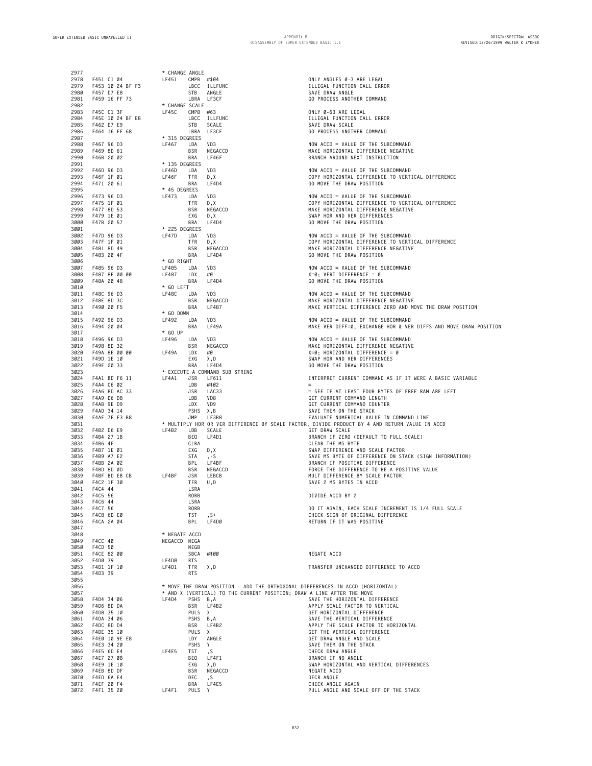```
2977                            * CHANGE ANGLE
2978  F451 C1 04                LF451   CMPB  #$04                ONLY ANGLES 0-3 ARE LEGAL
2979  F453 10 24 BF F3                  LBCC  ILLFUNC             ILLEGAL FUNCTION CALL ERROR
2980  F457 D7 E8                        STB   ANGLE               SAVE DRAW ANGLE
2981  F459 16 FF 73                     LBRA  LF3CF               GO PROCESS ANOTHER COMMAND
2982                            * CHANGE SCALE
2983  F45C C1 3F                LF45C   CMPB  #63                 ONLY 0-63 ARE LEGAL
2984  F45E 10 24 BF E8                  LBCC  ILLFUNC             ILLEGAL FUNCTION CALL ERROR
2985  F462 D7 E9                        STB   SCALE               SAVE DRAW SCALE
2986  F464 16 FF 68                     LBRA  LF3CF               GO PROCESS ANOTHER COMMAND
2987                            * 315 DEGREES
2988  F467 96 D3                LF467   LDA   VD3                 NOW ACCD = VALUE OF THE SUBCOMMAND
2989  F469 8D 61                        BSR   NEGACCD             MAKE HORIZONTAL DIFFERENCE NEGATIVE
2990  F46B 20 02                        BRA   LF46F               BRANCH AROUND NEXT INSTRUCTION
2991                            * 135 DEGREES
2992  F46D 96 D3                LF46D   LDA   VD3                 NOW ACCD = VALUE OF THE SUBCOMMAND
2993  F46F 1F 01                LF46F   TFR   D,X                 COPY HORIZONTAL DIFFERENCE TO VERTICAL DIFFERENCE
2994  F471 20 61                        BRA   LF4D4               GO MOVE THE DRAW POSITION
2995                            * 45 DEGREES
2996  F473 96 D3                LF473   LDA   VD3                 NOW ACCD = VALUE OF THE SUBCOMMAND
2997  F475 1F 01                        TFR   D,X                 COPY HORIZONTAL DIFFERENCE TO VERTICAL DIFFERENCE
2998  F477 8D 53                        BSR   NEGACCD             MAKE HORIZONTAL DIFFERENCE NEGATIVE
2999  F479 1E 01                        EXG   D,X                 SWAP HOR AND VER DIFFERENCES
3000  F47B 20 57                        BRA   LF4D4               GO MOVE THE DRAW POSITION
3001                            * 225 DEGREES
3002  F47D 96 D3                LF47D   LDA   VD3                 NOW ACCD = VALUE OF THE SUBCOMMAND
3003  F47F 1F 01                        TFR   D,X                 COPY HORIZONTAL DIFFERENCE TO VERTICAL DIFFERENCE
3004  F481 8D 49                        BSR   NEGACCD             MAKE HORIZONTAL DIFFERENCE NEGATIVE
3005  F483 20 4F                        BRA   LF4D4               GO MOVE THE DRAW POSITION
3006                            * GO RIGHT
3007  F485 96 D3                LF485   LDA   VD3                 NOW ACCD = VALUE OF THE SUBCOMMAND
3008  F487 8E 00 00             LF487   LDX   #0                  X=0; VERT DIFFERENCE = 0
3009  F48A 20 48                        BRA   LF4D4               GO MOVE THE DRAW POSITION
3010                            * GO LEFT
3011  F48C 96 D3                LF48C   LDA   VD3                 NOW ACCD = VALUE OF THE SUBCOMMAND
3012  F48E 8D 3C                        BSR   NEGACCD             MAKE HORIZONTAL DIFFERENCE NEGATIVE
3013  F490 20 F5                        BRA   LF487               MAKE VERTICAL DIFFERENCE ZERO AND MOVE THE DRAW POSITION
3014                            * GO DOWN
3015  F492 96 D3                LF492   LDA   VD3                 NOW ACCD = VALUE OF THE SUBCOMMAND
3016  F494 20 04                        BRA   LF49A               MAKE VER DIFF=0, EXCHANGE HOR & VER DIFFS AND MOVE DRAW POSITION
3017                            * GO UP
3018  F496 96 D3                LF496   LDA   VD3                 NOW ACCD = VALUE OF THE SUBCOMMAND
3019  F498 8D 32                        BSR   NEGACCD             MAKE HORIZONTAL DIFFERENCE NEGATIVE
3020  F49A 8E 00 00             LF49A   LDX   #0                  X=0; HORIZONTAL DIFFERENCE = 0
3021  F49D 1E 10                        EXG   X,D                 SWAP HOR AND VER DIFFERENCES
3022  F49F 20 33                        BRA   LF4D4               GO MOVE THE DRAW POSITION
3023                            * EXECUTE A COMMAND SUB STRING
3024  F4A1 BD F6 11             LF4A1   JSR   LF611               INTERPRET CURRENT COMMAND AS IF IT WERE A BASIC VARIABLE
3025  F4A4 C6 02                        LDB   #$02                =
3026  F4A6 BD AC 33                     JSR   LAC33               = SEE IF AT LEAST FOUR BYTES OF FREE RAM ARE LEFT
3027  F4A9 D6 D8                        LDB   VD8                 GET CURRENT COMMAND LENGTH
3028  F4AB 9E D9                        LDX   VD9                 GET CURRENT COMMAND COUNTER
3029  F4AD 34 14                        PSHS  X,B                 SAVE THEM ON THE STACK
3030  F4AF 7E F3 B8                     JMP   LF3B8               EVALUATE NUMERICAL VALUE IN COMMAND LINE
3031                            * MULTIPLY HOR OR VER DIFFERENCE BY SCALE FACTOR, DIVIDE PRODUCT BY 4 AND RETURN VALUE IN ACCD
3032  F4B2 D6 E9                LF4B2   LDB   SCALE               GET DRAW SCALE
3033  F4B4 27 1B                        BEQ   LF4D1               BRANCH IF ZERO (DEFAULT TO FULL SCALE)
3034  F4B6 4F                           CLRA                      CLEAR THE MS BYTE
3035  F4B7 1E 01                        EXG   D,X                 SWAP DIFFERENCE AND SCALE FACTOR
3036  F4B9 A7 E2                        STA   ,-S                 SAVE MS BYTE OF DIFFERENCE ON STACK (SIGN INFORMATION)
3037  F4BB 2A 02                        BPL   LF4BF               BRANCH IF POSITIVE DIFFERENCE
3038  F4BD 8D 0D                        BSR   NEGACCD             FORCE THE DIFFERENCE TO BE A POSITIVE VALUE
3039  F4BF BD EB CB             LF4BF   JSR   LEBCB               MULT DIFFERENCE BY SCALE FACTOR
3040  F4C2 1F 30                        TFR   U,D                 SAVE 2 MS BYTES IN ACCD
3041  F4C4 44                           LSRA
3042  F4C5 56                           RORB                      DIVIDE ACCD BY 2
3043  F4C6 44                           LSRA
3044  F4C7 56                           RORB                      DO IT AGAIN, EACH SCALE INCREMENT IS 1/4 FULL SCALE
3045  F4C8 6D E0                        TST   ,S+                 CHECK SIGN OF ORIGINAL DIFFERENCE
3046  F4CA 2A 04                        BPL   LF4D0               RETURN IF IT WAS POSITIVE
3047
3048                            * NEGATE ACCD
3049  F4CC 40                   NEGACCD NEGA
3050  F4CD 50                           NEGB
3051  F4CE 82 00                        SBCA  #$00                NEGATE ACCD
3052  F4D0 39                   LF4D0   RTS
3053  F4D1 1F 10                LF4D1   TFR   X,D                 TRANSFER UNCHANGED DIFFERENCE TO ACCD
3054  F4D3 39                           RTS
3055
3056                            * MOVE THE DRAW POSITION - ADD THE ORTHOGONAL DIFFERENCES IN ACCD (HORIZONTAL)
3057                            * AND X (VERTICAL) TO THE CURRENT POSITION; DRAW A LINE AFTER THE MOVE
3058  F4D4 34 06                LF4D4   PSHS  B,A                 SAVE THE HORIZONTAL DIFFERENCE
3059  F4D6 8D DA                        BSR   LF4B2               APPLY SCALE FACTOR TO VERTICAL
3060  F4D8 35 10                        PULS  X                   GET HORIZONTAL DIFFERENCE
3061  F4DA 34 06                        PSHS  B,A                 SAVE THE VERTICAL DIFFERENCE
3062  F4DC 8D D4                        BSR   LF4B2               APPLY THE SCALE FACTOR TO HORIZONTAL
3063  F4DE 35 10                        PULS  X                   GET THE VERTICAL DIFFERENCE
3064  F4E0 10 9E E8                     LDY   ANGLE               GET DRAW ANGLE AND SCALE
3065  F4E3 34 20                        PSHS  Y                   SAVE THEM ON THE STACK
3066  F4E5 6D E4                LF4E5   TST   ,S                  CHECK DRAW ANGLE
3067  F4E7 27 08                        BEQ   LF4F1               BRANCH IF NO ANGLE
3068  F4E9 1E 10                        EXG   X,D                 SWAP HORIZONTAL AND VERTICAL DIFFERENCES
3069  F4EB 8D DF                        BSR   NEGACCD             NEGATE ACCD
3070  F4ED 6A E4                        DEC   ,S                  DECR ANGLE
3071  F4EF 20 F4                        BRA   LF4E5               CHECK ANGLE AGAIN
3072  F4F1 35 20                LF4F1   PULS  Y                   PULL ANGLE AND SCALE OFF OF THE STACK
```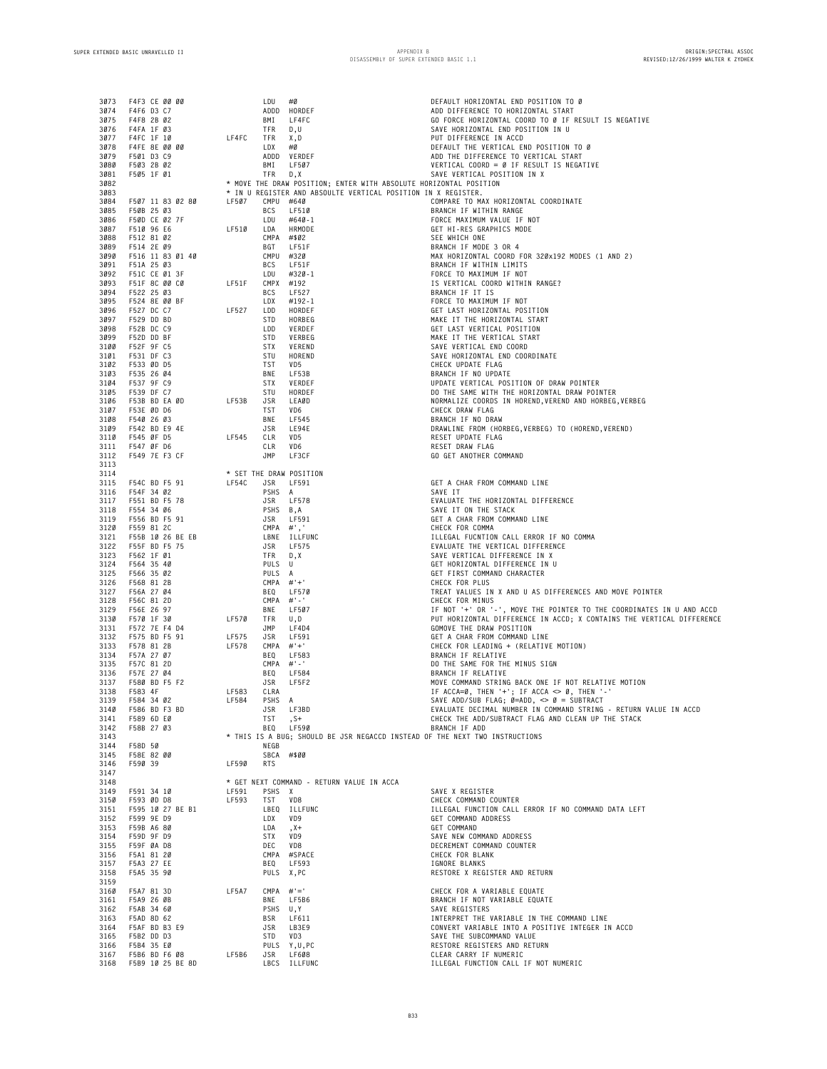```
3073  F4F3 CE 00 00            LDU   #0                   DEFAULT HORIZONTAL END POSITION TO 0
3074  F4F6 D3 C7               ADDD  HORDEF               ADD DIFFERENCE TO HORIZONTAL START
3075  F4F8 2B 02               BMI   LF4FC                GO FORCE HORIZONTAL COORD TO 0 IF RESULT IS NEGATIVE
3076  F4FA 1F 03               TFR   D,U                  SAVE HORIZONTAL END POSITION IN U
3077  F4FC 1F 10         LF4FC TFR   X,D                  PUT DIFFERENCE IN ACCD
3078  F4FE 8E 00 00            LDX   #0                   DEFAULT THE VERTICAL END POSITION TO 0
3079  F501 D3 C9               ADDD  VERDEF               ADD THE DIFFERENCE TO VERTICAL START
3080  F503 2B 02               BMI   LF507                VERTICAL COORD = 0 IF RESULT IS NEGATIVE
3081  F505 1F 01               TFR   D,X                  SAVE VERTICAL POSITION IN X
3082                     * MOVE THE DRAW POSITION; ENTER WITH ABSOLUTE HORIZONTAL POSITION
3083                     * IN U REGISTER AND ABSOULTE VERTICAL POSITION IN X REGISTER.
3084  F507 11 83 02 80   LF507 CMPU  #640                 COMPARE TO MAX HORIZONTAL COORDINATE
3085  F50B 25 03               BCS   LF510                BRANCH IF WITHIN RANGE
3086  F50D CE 02 7F            LDU   #640-1               FORCE MAXIMUM VALUE IF NOT
3087  F510 96 E6         LF510 LDA   HRMODE               GET HI-RES GRAPHICS MODE
3088  F512 81 02               CMPA  #$02                 SEE WHICH ONE
3089  F514 2E 09               BGT   LF51F                BRANCH IF MODE 3 OR 4
3090  F516 11 83 01 40         CMPU  #320                 MAX HORIZONTAL COORD FOR 320x192 MODES (1 AND 2)
3091  F51A 25 03               BCS   LF51F                BRANCH IF WITHIN LIMITS
3092  F51C CE 01 3F            LDU   #320-1               FORCE TO MAXIMUM IF NOT
3093  F51F 8C 00 C0      LF51F CMPX  #192                 IS VERTICAL COORD WITHIN RANGE?
3094  F522 25 03               BCS   LF527                BRANCH IF IT IS
3095  F524 8E 00 BF            LDX   #192-1               FORCE TO MAXIMUM IF NOT
3096  F527 DC C7         LF527 LDD   HORDEF               GET LAST HORIZONTAL POSITION
3097  F529 DD BD               STD   HORBEG               MAKE IT THE HORIZONTAL START
3098  F52B DC C9               LDD   VERDEF               GET LAST VERTICAL POSITION
3099  F52D DD BF               STD   VERBEG               MAKE IT THE VERTICAL START
3100  F52F 9F C5               STX   VEREND               SAVE VERTICAL END COORD
3101  F531 DF C3               STU   HOREND               SAVE HORIZONTAL END COORDINATE
3102  F533 0D D5               TST   VD5                  CHECK UPDATE FLAG
3103  F535 26 04               BNE   LF53B                BRANCH IF NO UPDATE
3104  F537 9F C9               STX   VERDEF               UPDATE VERTICAL POSITION OF DRAW POINTER
3105  F539 DF C7               STU   HORDEF               DO THE SAME WITH THE HORIZONTAL DRAW POINTER
3106  F53B BD EA 0D      LF53B JSR   LEA0D                NORMALIZE COORDS IN HOREND,VEREND AND HORBEG,VERBEG
3107  F53E 0D D6               TST   VD6                  CHECK DRAW FLAG
3108  F540 26 03               BNE   LF545                BRANCH IF NO DRAW
3109  F542 BD E9 4E            JSR   LE94E                DRAWLINE FROM (HORBEG,VERBEG) TO (HOREND,VEREND)
3110  F545 0F D5         LF545 CLR   VD5                  RESET UPDATE FLAG
3111  F547 0F D6               CLR   VD6                  RESET DRAW FLAG
3112  F549 7E F3 CF            JMP   LF3CF                GO GET ANOTHER COMMAND
3113
3114                     * SET THE DRAW POSITION
3115  F54C BD F5 91      LF54C JSR   LF591                GET A CHAR FROM COMMAND LINE
3116  F54F 34 02               PSHS  A                    SAVE IT
3117  F551 BD F5 78            JSR   LF578                EVALUATE THE HORIZONTAL DIFFERENCE
3118  F554 34 06               PSHS  B,A                  SAVE IT ON THE STACK
3119  F556 BD F5 91            JSR   LF591                GET A CHAR FROM COMMAND LINE
3120  F559 81 2C               CMPA  #','                 CHECK FOR COMMA
3121  F55B 10 26 BE EB         LBNE  ILLFUNC              ILLEGAL FUCNTION CALL ERROR IF NO COMMA
3122  F55F BD F5 75            JSR   LF575                EVALUATE THE VERTICAL DIFFERENCE
3123  F562 1F 01               TFR   D,X                  SAVE VERTICAL DIFFERENCE IN X
3124  F564 35 40               PULS  U                    GET HORIZONTAL DIFFERENCE IN U
3125  F566 35 02               PULS  A                    GET FIRST COMMAND CHARACTER
3126  F568 81 2B               CMPA  #'+'                 CHECK FOR PLUS
3127  F56A 27 04               BEQ   LF570                TREAT VALUES IN X AND U AS DIFFERENCES AND MOVE POINTER
3128  F56C 81 2D               CMPA  #'-'                 CHECK FOR MINUS
3129  F56E 26 97               BNE   LF507                IF NOT '+' OR '-', MOVE THE POINTER TO THE COORDINATES IN U AND ACCD
3130  F570 1F 30         LF570 TFR   U,D                  PUT HORIZONTAL DIFFERENCE IN ACCD; X CONTAINS THE VERTICAL DIFFERENCE
3131  F572 7E F4 D4            JMP   LF4D4                GOMOVE THE DRAW POSITION
3132  F575 BD F5 91      LF575 JSR   LF591                GET A CHAR FROM COMMAND LINE
3133  F578 81 2B         LF578 CMPA  #'+'                 CHECK FOR LEADING + (RELATIVE MOTION)
3134  F57A 27 07               BEQ   LF583                BRANCH IF RELATIVE
3135  F57C 81 2D               CMPA  #'-'                 DO THE SAME FOR THE MINUS SIGN
3136  F57E 27 04               BEQ   LF584                BRANCH IF RELATIVE
3137  F580 BD F5 F2            JSR   LF5F2                MOVE COMMAND STRING BACK ONE IF NOT RELATIVE MOTION
3138  F583 4F            LF583 CLRA                       IF ACCA=0, THEN '+'; IF ACCA <> 0, THEN '-'
3139  F584 34 02         LF584 PSHS  A                    SAVE ADD/SUB FLAG; 0=ADD, <> 0 = SUBTRACT
3140  F586 BD F3 BD            JSR   LF3BD                EVALUATE DECIMAL NUMBER IN COMMAND STRING - RETURN VALUE IN ACCD
3141  F589 6D E0               TST   ,S+                  CHECK THE ADD/SUBTRACT FLAG AND CLEAN UP THE STACK
3142  F58B 27 03               BEQ   LF590                BRANCH IF ADD
3143                     * THIS IS A BUG; SHOULD BE JSR NEGACCD INSTEAD OF THE NEXT TWO INSTRUCTIONS
3144  F58D 50                  NEGB
3145  F58E 82 00               SBCA  #$00
3146  F590 39            LF590 RTS
3147
3148                     * GET NEXT COMMAND - RETURN VALUE IN ACCA
3149  F591 34 10         LF591 PSHS  X                    SAVE X REGISTER
3150  F593 0D D8         LF593 TST   VD8                  CHECK COMMAND COUNTER
3151  F595 10 27 BE B1         LBEQ  ILLFUNC              ILLEGAL FUNCTION CALL ERROR IF NO COMMAND DATA LEFT
3152  F599 9E D9               LDX   VD9                  GET COMMAND ADDRESS
3153  F59B A6 80               LDA   ,X+                  GET COMMAND
3154  F59D 9F D9               STX   VD9                  SAVE NEW COMMAND ADDRESS
3155  F59F 0A D8               DEC   VD8                  DECREMENT COMMAND COUNTER
3156  F5A1 81 20               CMPA  #SPACE               CHECK FOR BLANK
3157  F5A3 27 EE               BEQ   LF593                IGNORE BLANKS
3158  F5A5 35 90               PULS  X,PC                 RESTORE X REGISTER AND RETURN
3159
3160  F5A7 81 3D         LF5A7 CMPA  #'='                 CHECK FOR A VARIABLE EQUATE
3161  F5A9 26 0B               BNE   LF5B6                BRANCH IF NOT VARIABLE EQUATE
3162  F5AB 34 60               PSHS  U,Y                  SAVE REGISTERS
3163  F5AD 8D 62               BSR   LF611                INTERPRET THE VARIABLE IN THE COMMAND LINE
3164  F5AF BD B3 E9            JSR   LB3E9                CONVERT VARIABLE INTO A POSITIVE INTEGER IN ACCD
3165  F5B2 DD D3               STD   VD3                  SAVE THE SUBCOMMAND VALUE
3166  F5B4 35 E0               PULS  Y,U,PC               RESTORE REGISTERS AND RETURN
3167  F5B6 BD F6 08      LF5B6 JSR   LF608                CLEAR CARRY IF NUMERIC
3168  F5B9 10 25 BE BD         LBCS  ILLFUNC              ILLEGAL FUNCTION CALL IF NOT NUMERIC
```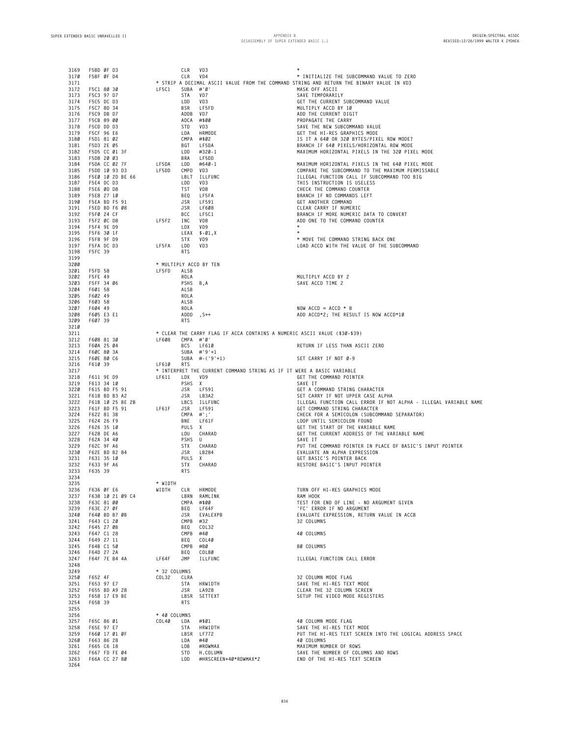```
3169  F5BD 0F D3             CLR   VD3                          *
3170  F5BF 0F D4             CLR   VD4                          * INITIALIZE THE SUBCOMMAND VALUE TO ZERO
3171                  * STRIP A DECIMAL ASCII VALUE FROM THE COMMAND STRING AND RETURN THE BINARY VALUE IN VD3
3172  F5C1 80 30      LF5C1  SUBA  #'0'                         MASK OFF ASCII
3173  F5C3 97 D7             STA   VD7                          SAVE TEMPORARILY
3174  F5C5 DC D3             LDD   VD3                          GET THE CURRENT SUBCOMMAND VALUE
3175  F5C7 8D 34             BSR   LF5FD                        MULTIPLY ACCD BY 10
3176  F5C9 DB D7             ADDB  VD7                          ADD THE CURRENT DIGIT
3177  F5CB 89 00             ADCA  #$00                         PROPAGATE THE CARRY
3178  F5CD DD D3             STD   VD3                          SAVE THE NEW SUBCOMMAND VALUE
3179  F5CF 96 E6             LDA   HRMODE                       GET THE HI-RES GRAPHICS MODE
3180  F5D1 81 02             CMPA  #$02                         IS IT A 640 OR 320 BYTES/PIXEL ROW MODE?
3181  F5D3 2E 05             BGT   LF5DA                        BRANCH IF 640 PIXELS/HORIZONTAL ROW MODE
3182  F5D5 CC 01 3F          LDD   #320-1                       MAXIMUM HORIZONTAL PIXELS IN THE 320 PIXEL MODE
3183  F5D8 20 03             BRA   LF5DD
3184  F5DA CC 02 7F   LF5DA  LDD   #640-1                       MAXIMUM HORIZONTAL PIXELS IN THE 640 PIXEL MODE
3185  F5DD 10 93 D3   LF5DD  CMPD  VD3                          COMPARE THE SUBCOMMAND TO THE MAXIMUM PERMISSABLE
3186  F5E0 10 2D BE 66       LBLT  ILLFUNC                      ILLEGAL FUNCTION CALL IF SUBCOMMAND TOO BIG
3187  F5E4 DC D3             LDD   VD3                          THIS INSTRUCTION IS USELESS
3188  F5E6 0D D8             TST   VD8                          CHECK THE COMMAND COUNTER
3189  F5E8 27 10             BEQ   LF5FA                        BRANCH IF NO COMMANDS LEFT
3190  F5EA BD F5 91          JSR   LF591                        GET ANOTHER COMMAND
3191  F5ED BD F6 08          JSR   LF608                        CLEAR CARRY IF NUMERIC
3192  F5F0 24 CF             BCC   LF5C1                        BRANCH IF MORE NUMERIC DATA TO CONVERT
3193  F5F2 0C D8      LF5F2  INC   VD8                          ADD ONE TO THE COMMAND COUNTER
3194  F5F4 9E D9             LDX   VD9                          *
3195  F5F6 30 1F             LEAX  $-01,X                       *
3196  F5F8 9F D9             STX   VD9                          * MOVE THE COMMAND STRING BACK ONE
3197  F5FA DC D3      LF5FA  LDD   VD3                          LOAD ACCD WITH THE VALUE OF THE SUBCOMMAND
3198  F5FC 39                RTS
3199
3200                  * MULTIPLY ACCD BY TEN
3201  F5FD 58         LF5FD  ALSB
3202  F5FE 49                ROLA                               MULTIPLY ACCD BY 2
3203  F5FF 34 06             PSHS  B,A                          SAVE ACCD TIME 2
3204  F601 58                ALSB
3205  F602 49                ROLA
3206  F603 58                ALSB
3207  F604 49                ROLA                               NOW ACCD = ACCD * 8
3208  F605 E3 E1             ADDD  ,S++                         ADD ACCD*2; THE RESULT IS NOW ACCD*10
3209  F607 39                RTS
3210
3211                  * CLEAR THE CARRY FLAG IF ACCA CONTAINS A NUMERIC ASCII VALUE ($30-$39)
3212  F608 81 30      LF608  CMPA  #'0'
3213  F60A 25 04             BCS   LF610                        RETURN IF LESS THAN ASCII ZERO
3214  F60C 80 3A             SUBA  #'9'+1
3215  F60E 80 C6             SUBA  #-('9'+1)                    SET CARRY IF NOT 0-9
3216  F610 39         LF610  RTS
3217                  * INTERPRET THE CURRENT COMMAND STRING AS IF IT WERE A BASIC VARIABLE
3218  F611 9E D9      LF611  LDX   VD9                          GET THE COMMAND POINTER
3219  F613 34 10             PSHS  X                            SAVE IT
3220  F615 BD F5 91          JSR   LF591                        GET A COMMAND STRING CHARACTER
3221  F618 BD B3 A2          JSR   LB3A2                        SET CARRY IF NOT UPPER CASE ALPHA
3222  F61B 10 25 BE 2B       LBCS  ILLFUNC                      ILLEGAL FUNCTION CALL ERROR IF NOT ALPHA - ILLEGAL VARIABLE NAME
3223  F61F BD F5 91   LF61F  JSR   LF591                        GET COMMAND STRING CHARACTER
3224  F622 81 3B             CMPA  #';'                         CHECK FOR A SEMICOLON (SUBCOMMAND SEPARATOR)
3225  F624 26 F9             BNE   LF61F                        LOOP UNTIL SEMICOLON FOUND
3226  F626 35 10             PULS  X                            GET THE START OF THE VARIABLE NAME
3227  F628 DE A6             LDU   CHARAD                       GET THE CURRENT ADDRESS OF THE VARIABLE NAME
3228  F62A 34 40             PSHS  U                            SAVE IT
3229  F62C 9F A6             STX   CHARAD                       PUT THE COMMAND POINTER IN PLACE OF BASIC'S INPUT POINTER
3230  F62E BD B2 84          JSR   LB284                        EVALUATE AN ALPHA EXPRESSION
3231  F631 35 10             PULS  X                            GET BASIC'S POINTER BACK
3232  F633 9F A6             STX   CHARAD                       RESTORE BASIC'S INPUT POINTER
3233  F635 39                RTS
3234
3235                  * WIDTH
3236  F636 0F E6      WIDTH  CLR   HRMODE                       TURN OFF HI-RES GRAPHICS MODE
3237  F638 10 21 09 C4       LBRN  RAMLINK                      RAM HOOK
3238  F63C 81 00             CMPA  #$00                         TEST FOR END OF LINE - NO ARGUMENT GIVEN
3239  F63E 27 0F             BEQ   LF64F                        'FC' ERROR IF NO ARGUMENT
3240  F640 BD B7 0B          JSR   EVALEXPB                     EVALUATE EXPRESSION, RETURN VALUE IN ACCB
3241  F643 C1 20             CMPB  #32                          32 COLUMNS
3242  F645 27 0B             BEQ   COL32
3243  F647 C1 28             CMPB  #40                          40 COLUMNS
3244  F649 27 11             BEQ   COL40
3245  F64B C1 50             CMPB  #80                          80 COLUMNS
3246  F64D 27 2A             BEQ   COL80
3247  F64F 7E B4 4A   LF64F  JMP   ILLFUNC                      ILLEGAL FUNCTION CALL ERROR
3248
3249                  * 32 COLUMNS
3250  F652 4F         COL32  CLRA                               32 COLUMN MODE FLAG
3251  F653 97 E7             STA   HRWIDTH                      SAVE THE HI-RES TEXT MODE
3252  F655 BD A9 28          JSR   LA928                        CLEAR THE 32 COLUMN SCREEN
3253  F658 17 E9 BE          LBSR  SETTEXT                      SETUP THE VIDEO MODE REGISTERS
3254  F65B 39                RTS
3255
3256                  * 40 COLUMNS
3257  F65C 86 01      COL40  LDA   #$01                         40 COLUMN MODE FLAG
3258  F65E 97 E7             STA   HRWIDTH                      SAVE THE HI-RES TEXT MODE
3259  F660 17 01 0F          LBSR  LF772                        PUT THE HI-RES TEXT SCREEN INTO THE LOGICAL ADDRESS SPACE
3260  F663 86 28             LDA   #40                          40 COLUMNS
3261  F665 C6 18             LDB   #ROWMAX                      MAXIMUM NUMBER OF ROWS
3262  F667 FD FE 04          STD   H.COLUMN                     SAVE THE NUMBER OF COLUMNS AND ROWS
3263  F66A CC 27 80          LDD   #HRESSCREEN+40*ROWMAX*2      END OF THE HI-RES TEXT SCREEN
3264
```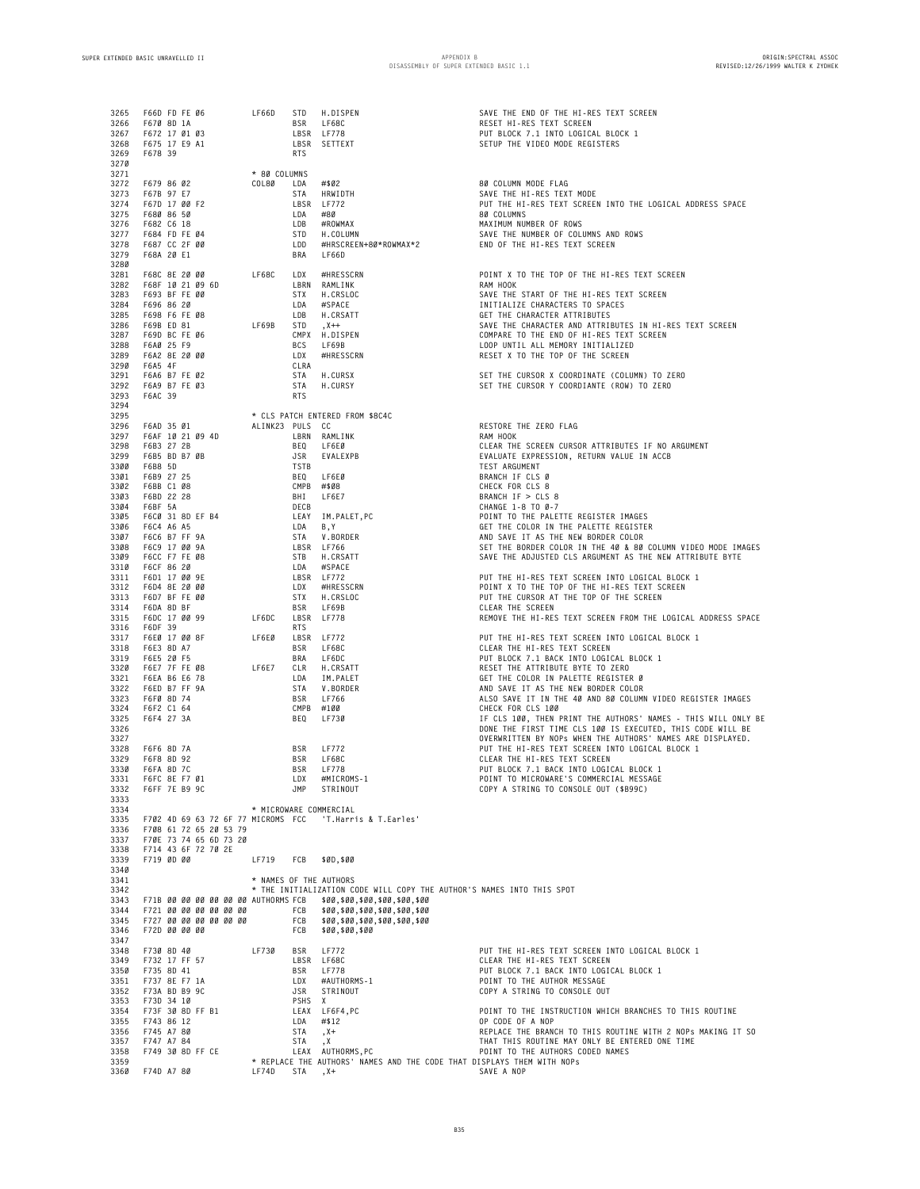```
3265  F66D FD FE 06          LF66D   STD   H.DISPEN                      SAVE THE END OF THE HI-RES TEXT SCREEN
3266  F670 8D 1A                     BSR   LF68C                         RESET HI-RES TEXT SCREEN
3267  F672 17 01 03                  LBSR  LF778                         PUT BLOCK 7.1 INTO LOGICAL BLOCK 1
3268  F675 17 E9 A1                  LBSR  SETTEXT                       SETUP THE VIDEO MODE REGISTERS
3269  F678 39                        RTS
3270
3271                         * 80 COLUMNS
3272  F679 86 02             COL80   LDA   #$02                          80 COLUMN MODE FLAG
3273  F67B 97 E7                     STA   HRWIDTH                       SAVE THE HI-RES TEXT MODE
3274  F67D 17 00 F2                  LBSR  LF772                         PUT THE HI-RES TEXT SCREEN INTO THE LOGICAL ADDRESS SPACE
3275  F680 86 50                     LDA   #80                           80 COLUMNS
3276  F682 C6 18                     LDB   #ROWMAX                       MAXIMUM NUMBER OF ROWS
3277  F684 FD FE 04                  STD   H.COLUMN                      SAVE THE NUMBER OF COLUMNS AND ROWS
3278  F687 CC 2F 00                  LDD   #HRESSCREEN+80*ROWMAX*2       END OF THE HI-RES TEXT SCREEN
3279  F68A 20 E1                     BRA   LF66D
3280
3281  F68C 8E 20 00          LF68C   LDX   #HRESSCRN                     POINT X TO THE TOP OF THE HI-RES TEXT SCREEN
3282  F68F 10 21 09 6D               LBRN  RAMLINK                       RAM HOOK
3283  F693 BF FE 00                  STX   H.CRSLOC                      SAVE THE START OF THE HI-RES TEXT SCREEN
3284  F696 86 20                     LDA   #SPACE                        INITIALIZE CHARACTERS TO SPACES
3285  F698 F6 FE 08                  LDB   H.CRSATT                      GET THE CHARACTER ATTRIBUTES
3286  F69B ED 81             LF69B   STD   ,X++                          SAVE THE CHARACTER AND ATTRIBUTES IN HI-RES TEXT SCREEN
3287  F69D BC FE 06                  CMPX  H.DISPEN                      COMPARE TO THE END OF HI-RES TEXT SCREEN
3288  F6A0 25 F9                     BCS   LF69B                         LOOP UNTIL ALL MEMORY INITIALIZED
3289  F6A2 8E 20 00                  LDX   #HRESSCRN                     RESET X TO THE TOP OF THE SCREEN
3290  F6A5 4F                        CLRA
3291  F6A6 B7 FE 02                  STA   H.CURSX                       SET THE CURSOR X COORDINATE (COLUMN) TO ZERO
3292  F6A9 B7 FE 03                  STA   H.CURSY                       SET THE CURSOR Y COORDIANTE (ROW) TO ZERO
3293  F6AC 39                        RTS
3294
3295                         * CLS PATCH ENTERED FROM $8C4C
3296  F6AD 35 01             ALINK23 PULS  CC                            RESTORE THE ZERO FLAG
3297  F6AF 10 21 09 4D               LBRN  RAMLINK                       RAM HOOK
3298  F6B3 27 2B                     BEQ   LF6E0                         CLEAR THE SCREEN CURSOR ATTRIBUTES IF NO ARGUMENT
3299  F6B5 BD B7 0B                  JSR   EVALEXPB                      EVALUATE EXPRESSION, RETURN VALUE IN ACCB
3300  F6B8 5D                        TSTB                                TEST ARGUMENT
3301  F6B9 27 25                     BEQ   LF6E0                         BRANCH IF CLS 0
3302  F6BB C1 08                     CMPB  #$08                          CHECK FOR CLS 8
3303  F6BD 22 28                     BHI   LF6E7                         BRANCH IF > CLS 8
3304  F6BF 5A                        DECB                                CHANGE 1-8 TO 0-7
3305  F6C0 31 8D EF B4               LEAY  IM.PALET,PC                   POINT TO THE PALETTE REGISTER IMAGES
3306  F6C4 A6 A5                     LDA   B,Y                           GET THE COLOR IN THE PALETTE REGISTER
3307  F6C6 B7 FF 9A                  STA   V.BORDER                      AND SAVE IT AS THE NEW BORDER COLOR
3308  F6C9 17 00 9A                  LBSR  LF766                         SET THE BORDER COLOR IN THE 40 & 80 COLUMN VIDEO MODE IMAGES
3309  F6CC F7 FE 08                  STB   H.CRSATT                      SAVE THE ADJUSTED CLS ARGUMENT AS THE NEW ATTRIBUTE BYTE
3310  F6CF 86 20                     LDA   #SPACE
3311  F6D1 17 00 9E                  LBSR  LF772                         PUT THE HI-RES TEXT SCREEN INTO LOGICAL BLOCK 1
3312  F6D4 8E 20 00                  LDX   #HRESSCRN                     POINT X TO THE TOP OF THE HI-RES TEXT SCREEN
3313  F6D7 BF FE 00                  STX   H.CRSLOC                      PUT THE CURSOR AT THE TOP OF THE SCREEN
3314  F6DA 8D BF                     BSR   LF69B                         CLEAR THE SCREEN
3315  F6DC 17 00 99          LF6DC   LBSR  LF778                         REMOVE THE HI-RES TEXT SCREEN FROM THE LOGICAL ADDRESS SPACE
3316  F6DF 39                        RTS
3317  F6E0 17 00 8F          LF6E0   LBSR  LF772                         PUT THE HI-RES TEXT SCREEN INTO LOGICAL BLOCK 1
3318  F6E3 8D A7                     BSR   LF68C                         CLEAR THE HI-RES TEXT SCREEN
3319  F6E5 20 F5                     BRA   LF6DC                         PUT BLOCK 7.1 BACK INTO LOGICAL BLOCK 1
3320  F6E7 7F FE 08          LF6E7   CLR   H.CRSATT                      RESET THE ATTRIBUTE BYTE TO ZERO
3321  F6EA B6 E6 78                  LDA   IM.PALET                      GET THE COLOR IN PALETTE REGISTER 0
3322  F6ED B7 FF 9A                  STA   V.BORDER                      AND SAVE IT AS THE NEW BORDER COLOR
3323  F6F0 8D 74                     BSR   LF766                         ALSO SAVE IT IN THE 40 AND 80 COLUMN VIDEO REGISTER IMAGES
3324  F6F2 C1 64                     CMPB  #100                          CHECK FOR CLS 100
3325  F6F4 27 3A                     BEQ   LF730                         IF CLS 100, THEN PRINT THE AUTHORS' NAMES - THIS WILL ONLY BE
3326                                                                     DONE THE FIRST TIME CLS 100 IS EXECUTED, THIS CODE WILL BE
3327                                                                     OVERWRITTEN BY NOPs WHEN THE AUTHORS' NAMES ARE DISPLAYED.
3328  F6F6 8D 7A                     BSR   LF772                         PUT THE HI-RES TEXT SCREEN INTO LOGICAL BLOCK 1
3329  F6F8 8D 92                     BSR   LF68C                         CLEAR THE HI-RES TEXT SCREEN
3330  F6FA 8D 7C                     BSR   LF778                         PUT BLOCK 7.1 BACK INTO LOGICAL BLOCK 1
3331  F6FC 8E F7 01                  LDX   #MICROMS-1                    POINT TO MICROWARE'S COMMERCIAL MESSAGE
3332  F6FF 7E B9 9C                  JMP   STRINOUT                      COPY A STRING TO CONSOLE OUT ($B99C)
3333
3334                         * MICROWARE COMMERCIAL
3335  F702 4D 69 63 72 6F 77 MICROMS FCC   'T.Harris & T.Earles'
3336  F708 61 72 65 20 53 79
3337  F70E 73 74 65 6D 73 20
3338  F714 43 6F 72 70 2E
3339  F719 0D 00             LF719   FCB   $0D,$00
3340
3341                         * NAMES OF THE AUTHORS
3342                         * THE INITIALIZATION CODE WILL COPY THE AUTHOR'S NAMES INTO THIS SPOT
3343  F71B 00 00 00 00 00 00 AUTHORMS FCB  $00,$00,$00,$00,$00,$00
3344  F721 00 00 00 00 00 00         FCB   $00,$00,$00,$00,$00,$00
3345  F727 00 00 00 00 00 00         FCB   $00,$00,$00,$00,$00,$00
3346  F72D 00 00 00                  FCB   $00,$00,$00
3347
3348  F730 8D 40             LF730   BSR   LF772                         PUT THE HI-RES TEXT SCREEN INTO LOGICAL BLOCK 1
3349  F732 17 FF 57                  LBSR  LF68C                         CLEAR THE HI-RES TEXT SCREEN
3350  F735 8D 41                     BSR   LF778                         PUT BLOCK 7.1 BACK INTO LOGICAL BLOCK 1
3351  F737 8E F7 1A                  LDX   #AUTHORMS-1                   POINT TO THE AUTHOR MESSAGE
3352  F73A BD B9 9C                  JSR   STRINOUT                      COPY A STRING TO CONSOLE OUT
3353  F73D 34 10                     PSHS  X
3354  F73F 30 8D FF B1               LEAX  LF6F4,PC                      POINT TO THE INSTRUCTION WHICH BRANCHES TO THIS ROUTINE
3355  F743 86 12                     LDA   #$12                          OP CODE OF A NOP
3356  F745 A7 80                     STA   ,X+                           REPLACE THE BRANCH TO THIS ROUTINE WITH 2 NOPs MAKING IT SO
3357  F747 A7 84                     STA   ,X                            THAT THIS ROUTINE MAY ONLY BE ENTERED ONE TIME
3358  F749 30 8D FF CE               LEAX  AUTHORMS,PC                   POINT TO THE AUTHORS CODED NAMES
3359                         * REPLACE THE AUTHORS' NAMES AND THE CODE THAT DISPLAYS THEM WITH NOPs
3360  F74D A7 80             LF74D   STA   ,X+                           SAVE A NOP
```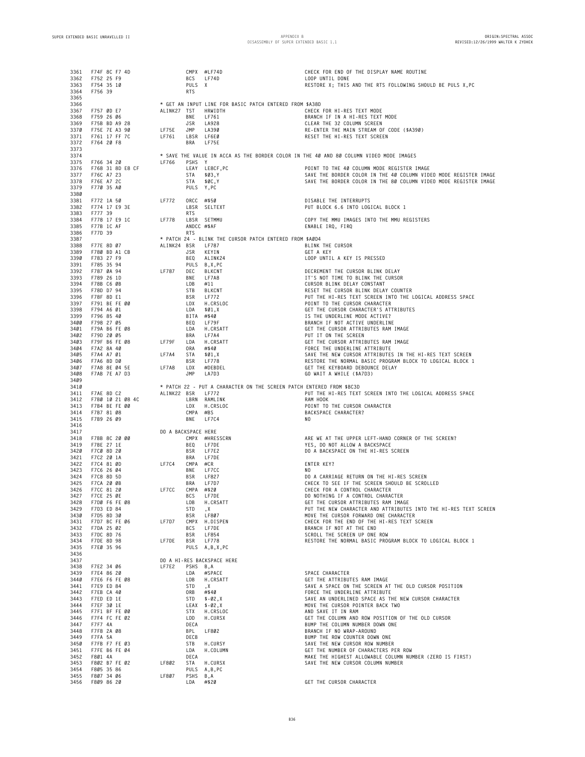```
3361  F74F 8C F7 4D              CMPX  #LF74D                  CHECK FOR END OF THE DISPLAY NAME ROUTINE
3362  F752 25 F9                 BCS   LF74D                   LOOP UNTIL DONE
3363  F754 35 10                 PULS  X                       RESTORE X; THIS AND THE RTS FOLLOWING SHOULD BE PULS X,PC
3364  F756 39                    RTS
3365
3366                      * GET AN INPUT LINE FOR BASIC PATCH ENTERED FROM $A38D
3367  F757 0D E7          ALINK27 TST   HRWIDTH                 CHECK FOR HI-RES TEXT MODE
3368  F759 26 06                 BNE   LF761                   BRANCH IF IN A HI-RES TEXT MODE
3369  F75B BD A9 28              JSR   LA928                   CLEAR THE 32 COLUMN SCREEN
3370  F75E 7E A3 90       LF75E  JMP   LA390                   RE-ENTER THE MAIN STREAM OF CODE ($A390)
3371  F761 17 FF 7C       LF761  LBSR  LF6E0                   RESET THE HI-RES TEXT SCREEN
3372  F764 20 F8                 BRA   LF75E
3373
3374                      * SAVE THE VALUE IN ACCA AS THE BORDER COLOR IN THE 40 AND 80 COLUMN VIDEO MODE IMAGES
3375  F766 34 20          LF766  PSHS  Y
3376  F768 31 8D E8 CF           LEAY  LE8CF,PC                POINT TO THE 40 COLUMN MODE REGISTER IMAGE
3377  F76C A7 23                 STA   $03,Y                   SAVE THE BORDER COLOR IN THE 40 COLUMN VIDEO MODE REGISTER IMAGE
3378  F76E A7 2C                 STA   $0C,Y                   SAVE THE BORDER COLOR IN THE 80 COLUMN VIDEO MODE REGISTER IMAGE
3379  F770 35 A0                 PULS  Y,PC
3380
3381  F772 1A 50          LF772  ORCC  #$50                    DISABLE THE INTERRUPTS
3382  F774 17 E9 3E              LBSR  SELTEXT                 PUT BLOCK 6.6 INTO LOGICAL BLOCK 1
3383  F777 39                    RTS
3384  F778 17 E9 1C       LF778  LBSR  SETMMU                  COPY THE MMU IMAGES INTO THE MMU REGISTERS
3385  F77B 1C AF                 ANDCC #$AF                    ENABLE IRQ, FIRQ
3386  F77D 39                    RTS
3387                      * PATCH 24 - BLINK THE CURSOR PATCH ENTERED FROM $A0D4
3388  F77E 8D 07          ALINK24 BSR   LF787                   BLINK THE CURSOR
3389  F780 BD A1 CB              JSR   KEYIN                   GET A KEY
3390  F783 27 F9                 BEQ   ALINK24                 LOOP UNTIL A KEY IS PRESSED
3391  F785 35 94                 PULS  B,X,PC
3392  F787 0A 94          LF787  DEC   BLKCNT                  DECREMENT THE CURSOR BLINK DELAY
3393  F789 26 1D                 BNE   LF7A8                   IT'S NOT TIME TO BLINK THE CURSOR
3394  F78B C6 0B                 LDB   #11                     CURSOR BLINK DELAY CONSTANT
3395  F78D D7 94                 STB   BLKCNT                  RESET THE CURSOR BLINK DELAY COUNTER
3396  F78F 8D E1                 BSR   LF772                   PUT THE HI-RES TEXT SCREEN INTO THE LOGICAL ADDRESS SPACE
3397  F791 BE FE 00              LDX   H.CRSLOC                POINT TO THE CURSOR CHARACTER
3398  F794 A6 01                 LDA   $01,X                   GET THE CURSOR CHARACTER'S ATTRIBUTES
3399  F796 85 40                 BITA  #$40                    IS THE UNDERLINE MODE ACTIVE?
3400  F798 27 05                 BEQ   LF79F                   BRANCH IF NOT ACTIVE UNDERLINE
3401  F79A B6 FE 08              LDA   H.CRSATT                GET THE CURSOR ATTRIBUTES RAM IMAGE
3402  F79D 20 05                 BRA   LF7A4                   PUT IT ON THE SCREEN
3403  F79F B6 FE 08       LF79F  LDA   H.CRSATT                GET THE CURSOR ATTRIBUTES RAM IMAGE
3404  F7A2 8A 40                 ORA   #$40                    FORCE THE UNDERLINE ATTRIBUTE
3405  F7A4 A7 01          LF7A4  STA   $01,X                   SAVE THE NEW CURSOR ATTRIBUTES IN THE HI-RES TEXT SCREEN
3406  F7A6 8D D0                 BSR   LF778                   RESTORE THE NORMAL BASIC PROGRAM BLOCK TO LOGICAL BLOCK 1
3407  F7A8 8E 04 5E       LF7A8  LDX   #DEBDEL                 GET THE KEYBOARD DEBOUNCE DELAY
3408  F7AB 7E A7 D3              JMP   LA7D3                   GO WAIT A WHILE ($A7D3)
3409
3410                      * PATCH 22 - PUT A CHARACTER ON THE SCREEN PATCH ENTERED FROM $BC3D
3411  F7AE 8D C2          ALINK22 BSR   LF772                   PUT THE HI-RES TEXT SCREEN INTO THE LOGICAL ADDRESS SPACE
3412  F7B0 10 21 08 4C           LBRN  RAMLINK                 RAM HOOK
3413  F7B4 BE FE 00              LDX   H.CRSLOC                POINT TO THE CURSOR CHARACTER
3414  F7B7 81 08                 CMPA  #BS                     BACKSPACE CHARACTER?
3415  F7B9 26 09                 BNE   LF7C4                   NO
3416
3417                      DO A BACKSPACE HERE
3418  F7BB 8C 20 00              CMPX  #HRESSCRN               ARE WE AT THE UPPER LEFT-HAND CORNER OF THE SCREEN?
3419  F7BE 27 1E                 BEQ   LF7DE                   YES, DO NOT ALLOW A BACKSPACE
3420  F7C0 8D 20                 BSR   LF7E2                   DO A BACKSPACE ON THE HI-RES SCREEN
3421  F7C2 20 1A                 BRA   LF7DE
3422  F7C4 81 0D          LF7C4  CMPA  #CR                     ENTER KEY?
3423  F7C6 26 04                 BNE   LF7CC                   NO
3424  F7C8 8D 5D                 BSR   LF827                   DO A CARRIAGE RETURN ON THE HI-RES SCREEN
3425  F7CA 20 0B                 BRA   LF7D7                   CHECK TO SEE IF THE SCREEN SHOULD BE SCROLLED
3426  F7CC 81 20          LF7CC  CMPA  #$20                    CHECK FOR A CONTROL CHARACTER
3427  F7CE 25 0E                 BCS   LF7DE                   DO NOTHING IF A CONTROL CHARACTER
3428  F7D0 F6 FE 08              LDB   H.CRSATT                GET THE CURSOR ATTRIBUTES RAM IMAGE
3429  F7D3 ED 84                 STD   ,X                      PUT THE NEW CHARACTER AND ATTRIBUTES INTO THE HI-RES TEXT SCREEN
3430  F7D5 8D 30                 BSR   LF807                   MOVE THE CURSOR FORWARD ONE CHARACTER
3431  F7D7 BC FE 06       LF7D7  CMPX  H.DISPEN                CHECK FOR THE END OF THE HI-RES TEXT SCREEN
3432  F7DA 25 02                 BCS   LF7DE                   BRANCH IF NOT AT THE END
3433  F7DC 8D 76                 BSR   LF854                   SCROLL THE SCREEN UP ONE ROW
3434  F7DE 8D 98          LF7DE  BSR   LF778                   RESTORE THE NORMAL BASIC PROGRAM BLOCK TO LOGICAL BLOCK 1
3435  F7E0 35 96                 PULS  A,B,X,PC
3436
3437                      DO A HI-RES BACKSPACE HERE
3438  F7E2 34 06          LF7E2  PSHS  B,A
3439  F7E4 86 20                 LDA   #SPACE                  SPACE CHARACTER
3440  F7E6 F6 FE 08              LDB   H.CRSATT                GET THE ATTRIBUTES RAM IMAGE
3441  F7E9 ED 84                 STD   ,X                      SAVE A SPACE ON THE SCREEN AT THE OLD CURSOR POSITION
3442  F7EB CA 40                 ORB   #$40                    FORCE THE UNDERLINE ATTRIBUTE
3443  F7ED ED 1E                 STD   $-02,X                  SAVE AN UNDERLINED SPACE AS THE NEW CURSOR CHARACTER
3444  F7EF 30 1E                 LEAX  $-02,X                  MOVE THE CURSOR POINTER BACK TWO
3445  F7F1 BF FE 00              STX   H.CRSLOC                AND SAVE IT IN RAM
3446  F7F4 FC FE 02              LDD   H.CURSX                 GET THE COLUMN AND ROW POSITION OF THE OLD CURSOR
3447  F7F7 4A                    DECA                          BUMP THE COLUMN NUMBER DOWN ONE
3448  F7F8 2A 08                 BPL   LF802                   BRANCH IF NO WRAP-AROUND
3449  F7FA 5A                    DECB                          BUMP THE ROW COUNTER DOWN ONE
3450  F7FB F7 FE 03              STB   H.CURSY                 SAVE THE NEW CURSOR ROW NUMBER
3451  F7FE B6 FE 04              LDA   H.COLUMN                GET THE NUMBER OF CHARACTERS PER ROW
3452  F801 4A                    DECA                          MAKE THE HIGHEST ALLOWABLE COLUMN NUMBER (ZERO IS FIRST)
3453  F802 B7 FE 02       LF802  STA   H.CURSX                 SAVE THE NEW CURSOR COLUMN NUMBER
3454  F805 35 86                 PULS  A,B,PC
3455  F807 34 06          LF807  PSHS  B,A
3456  F809 86 20                 LDA   #$20                    GET THE CURSOR CHARACTER
```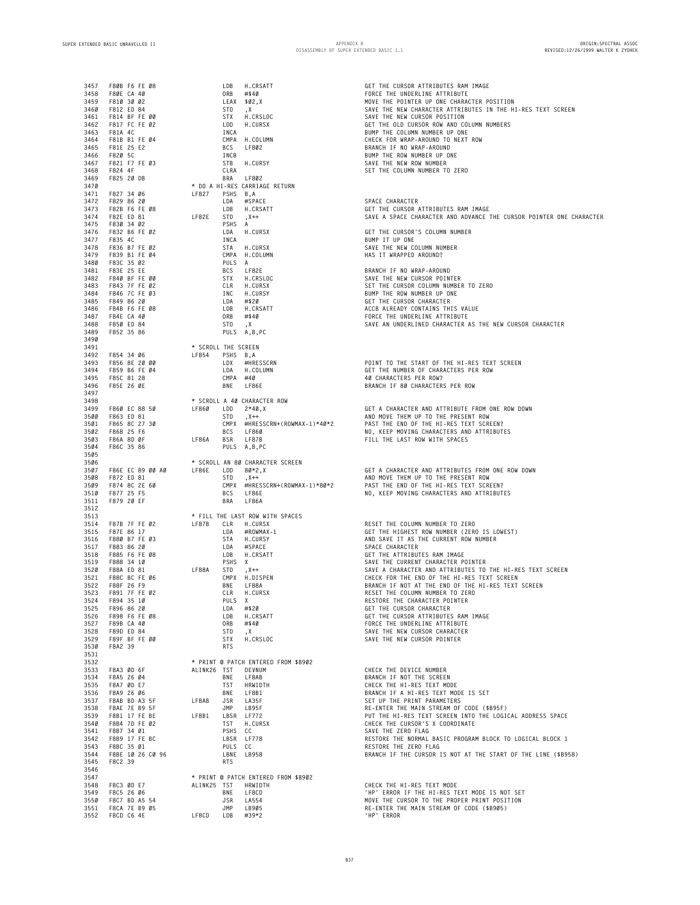```
3457  F80B F6 FE 08                LDB   H.CRSATT                   GET THE CURSOR ATTRIBUTES RAM IMAGE
3458  F80E CA 40                   ORB   #$40                       FORCE THE UNDERLINE ATTRIBUTE
3459  F810 30 02                   LEAX  $02,X                      MOVE THE POINTER UP ONE CHARACTER POSITION
3460  F812 ED 84                   STD   ,X                         SAVE THE NEW CHARACTER ATTRIBUTES IN THE HI-RES TEXT SCREEN
3461  F814 BF FE 00                STX   H.CRSLOC                   SAVE THE NEW CURSOR POSITION
3462  F817 FC FE 02                LDD   H.CURSX                    GET THE OLD CURSOR ROW AND COLUMN NUMBERS
3463  F81A 4C                      INCA                             BUMP THE COLUMN NUMBER UP ONE
3464  F81B B1 FE 04                CMPA  H.COLUMN                   CHECK FOR WRAP-AROUND TO NEXT ROW
3465  F81E 25 E2                   BCS   LF802                      BRANCH IF NO WRAP-AROUND
3466  F820 5C                      INCB                             BUMP THE ROW NUMBER UP ONE
3467  F821 F7 FE 03                STB   H.CURSY                    SAVE THE NEW ROW NUMBER
3468  F824 4F                      CLRA                             SET THE COLUMN NUMBER TO ZERO
3469  F825 20 DB                   BRA   LF802
3470                         * DO A HI-RES CARRIAGE RETURN
3471  F827 34 06             LF827 PSHS  B,A
3472  F829 86 20                   LDA   #SPACE                     SPACE CHARACTER
3473  F82B F6 FE 08                LDB   H.CRSATT                   GET THE CURSOR ATTRIBUTES RAM IMAGE
3474  F82E ED 81             LF82E STD   ,X++                       SAVE A SPACE CHARACTER AND ADVANCE THE CURSOR POINTER ONE CHARACTER
3475  F830 34 02                   PSHS  A
3476  F832 B6 FE 02                LDA   H.CURSX                    GET THE CURSOR'S COLUMN NUMBER
3477  F835 4C                      INCA                             BUMP IT UP ONE
3478  F836 B7 FE 02                STA   H.CURSX                    SAVE THE NEW COLUMN NUMBER
3479  F839 B1 FE 04                CMPA  H.COLUMN                   HAS IT WRAPPED AROUND?
3480  F83C 35 02                   PULS  A
3481  F83E 25 EE                   BCS   LF82E                      BRANCH IF NO WRAP-AROUND
3482  F840 BF FE 00                STX   H.CRSLOC                   SAVE THE NEW CURSOR POINTER
3483  F843 7F FE 02                CLR   H.CURSX                    SET THE CURSOR COLUMN NUMBER TO ZERO
3484  F846 7C FE 03                INC   H.CURSY                    BUMP THE ROW NUMBER UP ONE
3485  F849 86 20                   LDA   #$20                       GET THE CURSOR CHARACTER
3486  F84B F6 FE 08                LDB   H.CRSATT                   ACCB ALREADY CONTAINS THIS VALUE
3487  F84E CA 40                   ORB   #$40                       FORCE THE UNDERLINE ATTRIBUTE
3488  F850 ED 84                   STD   ,X                         SAVE AN UNDERLINED CHARACTER AS THE NEW CURSOR CHARACTER
3489  F852 35 86                   PULS  A,B,PC
3490
3491                         * SCROLL THE SCREEN
3492  F854 34 06             LF854 PSHS  B,A
3493  F856 8E 20 00                LDX   #HRESSCRN                  POINT TO THE START OF THE HI-RES TEXT SCREEN
3494  F859 B6 FE 04                LDA   H.COLUMN                   GET THE NUMBER OF CHARACTERS PER ROW
3495  F85C 81 28                   CMPA  #40                        40 CHARACTERS PER ROW?
3496  F85E 26 0E                   BNE   LF86E                      BRANCH IF 80 CHARACTERS PER ROW
3497
3498                         * SCROLL A 40 CHARACTER ROW
3499  F860 EC 88 50          LF860 LDD   2*40,X                     GET A CHARACTER AND ATTRIBUTE FROM ONE ROW DOWN
3500  F863 ED 81                   STD   ,X++                       AND MOVE THEM UP TO THE PRESENT ROW
3501  F865 8C 27 30                CMPX  #HRESSCRN+(ROWMAX-1)*40*2  PAST THE END OF THE HI-RES TEXT SCREEN?
3502  F868 25 F6                   BCS   LF860                      NO, KEEP MOVING CHARACTERS AND ATTRIBUTES
3503  F86A 8D 0F             LF86A BSR   LF87B                      FILL THE LAST ROW WITH SPACES
3504  F86C 35 86                   PULS  A,B,PC
3505
3506                         * SCROLL AN 80 CHARACTER SCREEN
3507  F86E EC 89 00 A0       LF86E LDD   80*2,X                     GET A CHARACTER AND ATTRIBUTES FROM ONE ROW DOWN
3508  F872 ED 81                   STD   ,X++                       AND MOVE THEM UP TO THE PRESENT ROW
3509  F874 8C 2E 60                CMPX  #HRESSCRN+(ROWMAX-1)*80*2  PAST THE END OF THE HI-RES TEXT SCREEN?
3510  F877 25 F5                   BCS   LF86E                      NO, KEEP MOVING CHARACTERS AND ATTRIBUTES
3511  F879 20 EF                   BRA   LF86A
3512
3513                         * FILL THE LAST ROW WITH SPACES
3514  F87B 7F FE 02          LF87B CLR   H.CURSX                    RESET THE COLUMN NUMBER TO ZERO
3515  F87E 86 17                   LDA   #ROWMAX-1                  GET THE HIGHEST ROW NUMBER (ZERO IS LOWEST)
3516  F880 B7 FE 03                STA   H.CURSY                    AND SAVE IT AS THE CURRENT ROW NUMBER
3517  F883 86 20                   LDA   #SPACE                     SPACE CHARACTER
3518  F885 F6 FE 08                LDB   H.CRSATT                   GET THE ATTRIBUTES RAM IMAGE
3519  F888 34 10                   PSHS  X                          SAVE THE CURRENT CHARACTER POINTER
3520  F88A ED 81             LF88A STD   ,X++                       SAVE A CHARACTER AND ATTRIBUTES TO THE HI-RES TEXT SCREEN
3521  F88C BC FE 06                CMPX  H.DISPEN                   CHECK FOR THE END OF THE HI-RES TEXT SCREEN
3522  F88F 26 F9                   BNE   LF88A                      BRANCH IF NOT AT THE END OF THE HI-RES TEXT SCREEN
3523  F891 7F FE 02                CLR   H.CURSX                    RESET THE COLUMN NUMBER TO ZERO
3524  F894 35 10                   PULS  X                          RESTORE THE CHARACTER POINTER
3525  F896 86 20                   LDA   #$20                       GET THE CURSOR CHARACTER
3526  F898 F6 FE 08                LDB   H.CRSATT                   GET THE CURSOR ATTRIBUTES RAM IMAGE
3527  F89B CA 40                   ORB   #$40                       FORCE THE UNDERLINE ATTRIBUTE
3528  F89D ED 84                   STD   ,X                         SAVE THE NEW CURSOR CHARACTER
3529  F89F BF FE 00                STX   H.CRSLOC                   SAVE THE NEW CURSOR POINTER
3530  F8A2 39                      RTS
3531
3532                         * PRINT @ PATCH ENTERED FROM $B902
3533  F8A3 0D 6F             ALINK26 TST DEVNUM                     CHECK THE DEVICE NUMBER
3534  F8A5 26 04                   BNE   LF8AB                      BRANCH IF NOT THE SCREEN
3535  F8A7 0D E7                   TST   HRWIDTH                    CHECK THE HI-RES TEXT MODE
3536  F8A9 26 06                   BNE   LF8B1                      BRANCH IF A HI-RES TEXT MODE IS SET
3537  F8AB BD A3 5F          LF8AB JSR   LA35F                      SET UP THE PRINT PARAMETERS
3538  F8AE 7E B9 5F                JMP   LB95F                      RE-ENTER THE MAIN STREAM OF CODE ($B95F)
3539  F8B1 17 FE BE          LF8B1 LBSR  LF772                      PUT THE HI-RES TEXT SCREEN INTO THE LOGICAL ADDRESS SPACE
3540  F8B4 7D FE 02                TST   H.CURSX                    CHECK THE CURSOR'S X COORDINATE
3541  F8B7 34 01                   PSHS  CC                         SAVE THE ZERO FLAG
3542  F8B9 17 FE BC                LBSR  LF778                      RESTORE THE NORMAL BASIC PROGRAM BLOCK TO LOGICAL BLOCK 1
3543  F8BC 35 01                   PULS  CC                         RESTORE THE ZERO FLAG
3544  F8BE 10 26 C0 96             LBNE  LB958                      BRANCH IF THE CURSOR IS NOT AT THE START OF THE LINE ($B958)
3545  F8C2 39                      RTS
3546
3547                         * PRINT @ PATCH ENTERED FROM $B902
3548  F8C3 0D E7             ALINK25 TST HRWIDTH                    CHECK THE HI-RES TEXT MODE
3549  F8C5 26 06                   BNE   LF8CD                      'HP' ERROR IF THE HI-RES TEXT MODE IS NOT SET
3550  F8C7 BD A5 54                JSR   LA554                      MOVE THE CURSOR TO THE PROPER PRINT POSITION
3551  F8CA 7E B9 05                JMP   LB905                      RE-ENTER THE MAIN STREAM OF CODE ($B905)
3552  F8CD C6 4E             LF8CD LDB   #39*2                      'HP' ERROR
```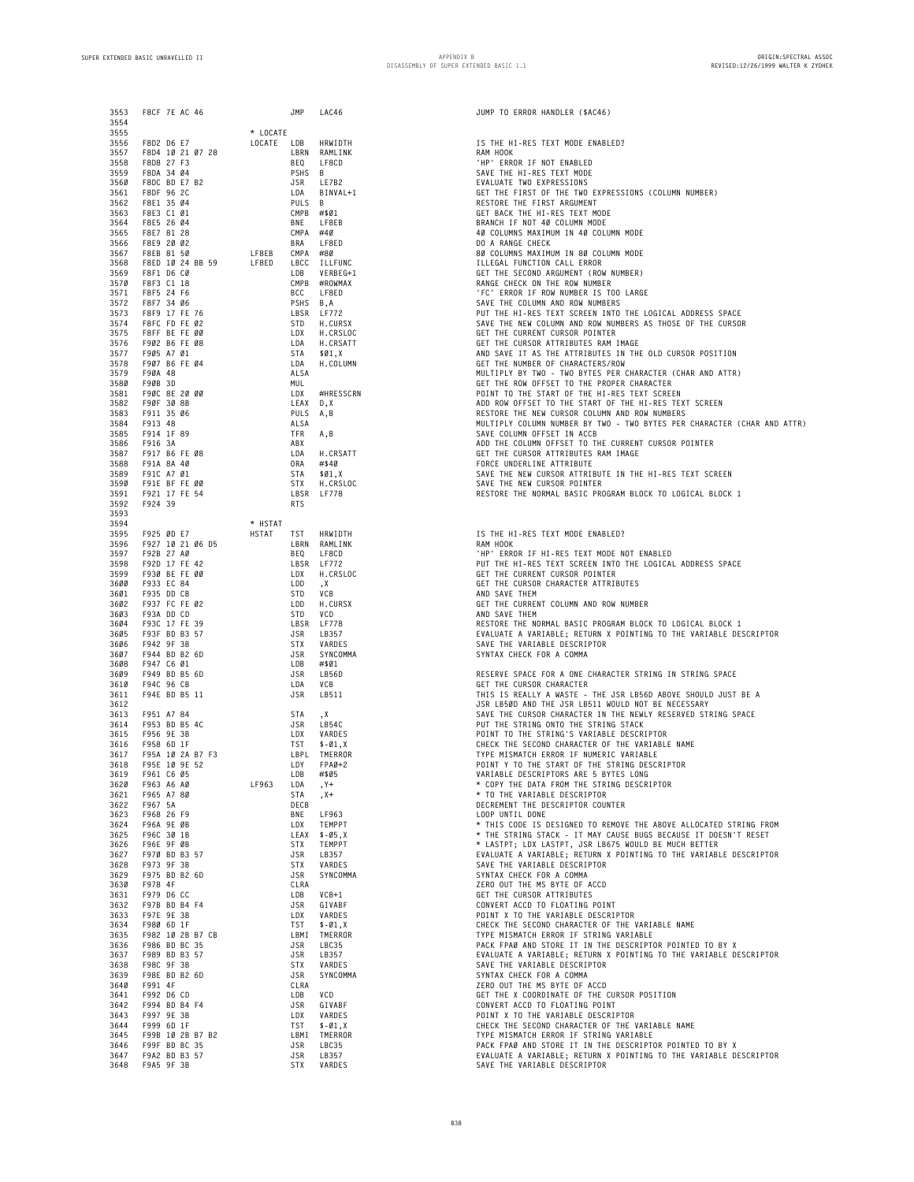```
3553  F8CF 7E AC 46                 JMP   LAC46          JUMP TO ERROR HANDLER ($AC46)
3554
3555                     * LOCATE
3556  F8D2 D6 E7         LOCATE    LDB   HRWIDTH        IS THE HI-RES TEXT MODE ENABLED?
3557  F8D4 10 21 07 28             LBRN  RAMLINK        RAM HOOK
3558  F8D8 27 F3                   BEQ   LF8CD          'HP' ERROR IF NOT ENABLED
3559  F8DA 34 04                   PSHS  B              SAVE THE HI-RES TEXT MODE
3560  F8DC BD E7 B2                 JSR   LE7B2          EVALUATE TWO EXPRESSIONS
3561  F8DF 96 2C                   LDA   BINVAL+1       GET THE FIRST OF THE TWO EXPRESSIONS (COLUMN NUMBER)
3562  F8E1 35 04                   PULS  B              RESTORE THE FIRST ARGUMENT
3563  F8E3 C1 01                   CMPB  #$01           GET BACK THE HI-RES TEXT MODE
3564  F8E5 26 04                   BNE   LF8EB          BRANCH IF NOT 40 COLUMN MODE
3565  F8E7 81 28                   CMPA  #40            40 COLUMNS MAXIMUM IN 40 COLUMN MODE
3566  F8E9 20 02                   BRA   LF8ED          DO A RANGE CHECK
3567  F8EB 81 50         LF8EB     CMPA  #80            80 COLUMNS MAXIMUM IN 80 COLUMN MODE
3568  F8ED 10 24 BB 59   LF8ED     LBCC  ILLFUNC        ILLEGAL FUNCTION CALL ERROR
3569  F8F1 D6 C0                   LDB   VERBEG+1       GET THE SECOND ARGUMENT (ROW NUMBER)
3570  F8F3 C1 18                   CMPB  #ROWMAX        RANGE CHECK ON THE ROW NUMBER
3571  F8F5 24 F6                   BCC   LF8ED          'FC' ERROR IF ROW NUMBER IS TOO LARGE
3572  F8F7 34 06                   PSHS  B,A            SAVE THE COLUMN AND ROW NUMBERS
3573  F8F9 17 FE 76                LBSR  LF772          PUT THE HI-RES TEXT SCREEN INTO THE LOGICAL ADDRESS SPACE
3574  F8FC FD FE 02                STD   H.CURSX        SAVE THE NEW COLUMN AND ROW NUMBERS AS THOSE OF THE CURSOR
3575  F8FF BE FE 00                LDX   H.CRSLOC       GET THE CURRENT CURSOR POINTER
3576  F902 B6 FE 08                LDA   H.CRSATT       GET THE CURSOR ATTRIBUTES RAM IMAGE
3577  F905 A7 01                   STA   $01,X          AND SAVE IT AS THE ATTRIBUTES IN THE OLD CURSOR POSITION
3578  F907 B6 FE 04                LDA   H.COLUMN       GET THE NUMBER OF CHARACTERS/ROW
3579  F90A 48                      ALSA                 MULTIPLY BY TWO - TWO BYTES PER CHARACTER (CHAR AND ATTR)
3580  F90B 3D                      MUL                  GET THE ROW OFFSET TO THE PROPER CHARACTER
3581  F90C 8E 20 00                LDX   #HRESSCRN      POINT TO THE START OF THE HI-RES TEXT SCREEN
3582  F90F 30 8B                   LEAX  D,X            ADD ROW OFFSET TO THE START OF THE HI-RES TEXT SCREEN
3583  F911 35 06                   PULS  A,B            RESTORE THE NEW CURSOR COLUMN AND ROW NUMBERS
3584  F913 48                      ALSA                 MULTIPLY COLUMN NUMBER BY TWO - TWO BYTES PER CHARACTER (CHAR AND ATTR)
3585  F914 1F 89                   TFR   A,B            SAVE COLUMN OFFSET IN ACCB
3586  F916 3A                      ABX                  ADD THE COLUMN OFFSET TO THE CURRENT CURSOR POINTER
3587  F917 B6 FE 08                LDA   H.CRSATT       GET THE CURSOR ATTRIBUTES RAM IMAGE
3588  F91A 8A 40                   ORA   #$40           FORCE UNDERLINE ATTRIBUTE
3589  F91C A7 01                   STA   $01,X          SAVE THE NEW CURSOR ATTRIBUTE IN THE HI-RES TEXT SCREEN
3590  F91E BF FE 00                STX   H.CRSLOC       SAVE THE NEW CURSOR POINTER
3591  F921 17 FE 54                LBSR  LF778          RESTORE THE NORMAL BASIC PROGRAM BLOCK TO LOGICAL BLOCK 1
3592  F924 39                      RTS
3593
3594                     * HSTAT
3595  F925 0D E7         HSTAT     TST   HRWIDTH        IS THE HI-RES TEXT MODE ENABLED?
3596  F927 10 21 06 D5             LBRN  RAMLINK        RAM HOOK
3597  F92B 27 A0                   BEQ   LF8CD          'HP' ERROR IF HI-RES TEXT MODE NOT ENABLED
3598  F92D 17 FE 42                LBSR  LF772          PUT THE HI-RES TEXT SCREEN INTO THE LOGICAL ADDRESS SPACE
3599  F930 BE FE 00                LDX   H.CRSLOC       GET THE CURRENT CURSOR POINTER
3600  F933 EC 84                   LDD   ,X             GET THE CURSOR CHARACTER ATTRIBUTES
3601  F935 DD CB                   STD   VCB            AND SAVE THEM
3602  F937 FC FE 02                LDD   H.CURSX        GET THE CURRENT COLUMN AND ROW NUMBER
3603  F93A DD CD                   STD   VCD            AND SAVE THEM
3604  F93C 17 FE 39                LBSR  LF778          RESTORE THE NORMAL BASIC PROGRAM BLOCK TO LOGICAL BLOCK 1
3605  F93F BD B3 57                JSR   LB357          EVALUATE A VARIABLE; RETURN X POINTING TO THE VARIABLE DESCRIPTOR
3606  F942 9F 3B                   STX   VARDES         SAVE THE VARIABLE DESCRIPTOR
3607  F944 BD B2 6D                JSR   SYNCOMMA       SYNTAX CHECK FOR A COMMA
3608  F947 C6 01                   LDB   #$01
3609  F949 BD B5 6D                JSR   LB56D          RESERVE SPACE FOR A ONE CHARACTER STRING IN STRING SPACE
3610  F94C 96 CB                   LDA   VCB            GET THE CURSOR CHARACTER
3611  F94E BD B5 11                JSR   LB511          THIS IS REALLY A WASTE - THE JSR LB56D ABOVE SHOULD JUST BE A
3612                                                    JSR LB50D AND THE JSR LB511 WOULD NOT BE NECESSARY
3613  F951 A7 84                   STA   ,X             SAVE THE CURSOR CHARACTER IN THE NEWLY RESERVED STRING SPACE
3614  F953 BD B5 4C                JSR   LB54C          PUT THE STRING ONTO THE STRING STACK
3615  F956 9E 3B                   LDX   VARDES         POINT TO THE STRING'S VARIABLE DESCRIPTOR
3616  F958 6D 1F                   TST   $-01,X         CHECK THE SECOND CHARACTER OF THE VARIABLE NAME
3617  F95A 10 2A B7 F3             LBPL  TMERROR        TYPE MISMATCH ERROR IF NUMERIC VARIABLE
3618  F95E 10 9E 52                LDY   FPA0+2         POINT Y TO THE START OF THE STRING DESCRIPTOR
3619  F961 C6 05                   LDB   #$05           VARIABLE DESCRIPTORS ARE 5 BYTES LONG
3620  F963 A6 A0         LF963     LDA   ,Y+            * COPY THE DATA FROM THE STRING DESCRIPTOR
3621  F965 A7 80                   STA   ,X+            * TO THE VARIABLE DESCRIPTOR
3622  F967 5A                      DECB                 DECREMENT THE DESCRIPTOR COUNTER
3623  F968 26 F9                   BNE   LF963          LOOP UNTIL DONE
3624  F96A 9E 0B                   LDX   TEMPPT         * THIS CODE IS DESIGNED TO REMOVE THE ABOVE ALLOCATED STRING FROM
3625  F96C 30 1B                   LEAX  $-05,X         * THE STRING STACK - IT MAY CAUSE BUGS BECAUSE IT DOESN'T RESET
3626  F96E 9F 0B                   STX   TEMPPT         * LASTPT; LDX LASTPT, JSR LB675 WOULD BE MUCH BETTER
3627  F970 BD B3 57                JSR   LB357          EVALUATE A VARIABLE; RETURN X POINTING TO THE VARIABLE DESCRIPTOR
3628  F973 9F 3B                   STX   VARDES         SAVE THE VARIABLE DESCRIPTOR
3629  F975 BD B2 6D                JSR   SYNCOMMA       SYNTAX CHECK FOR A COMMA
3630  F978 4F                      CLRA                 ZERO OUT THE MS BYTE OF ACCD
3631  F979 D6 CC                   LDB   VCB+1          GET THE CURSOR ATTRIBUTES
3632  F97B BD B4 F4                JSR   GIVABF         CONVERT ACCD TO FLOATING POINT
3633  F97E 9E 3B                   LDX   VARDES         POINT X TO THE VARIABLE DESCRIPTOR
3634  F980 6D 1F                   TST   $-01,X         CHECK THE SECOND CHARACTER OF THE VARIABLE NAME
3635  F982 10 2B B7 CB             LBMI  TMERROR        TYPE MISMATCH ERROR IF STRING VARIABLE
3636  F986 BD BC 35                JSR   LBC35          PACK FPA0 AND STORE IT IN THE DESCRIPTOR POINTED TO BY X
3637  F989 BD B3 57                JSR   LB357          EVALUATE A VARIABLE; RETURN X POINTING TO THE VARIABLE DESCRIPTOR
3638  F98C 9F 3B                   STX   VARDES         SAVE THE VARIABLE DESCRIPTOR
3639  F98E BD B2 6D                JSR   SYNCOMMA       SYNTAX CHECK FOR A COMMA
3640  F991 4F                      CLRA                 ZERO OUT THE MS BYTE OF ACCD
3641  F992 D6 CD                   LDB   VCD            GET THE X COORDINATE OF THE CURSOR POSITION
3642  F994 BD B4 F4                JSR   GIVABF         CONVERT ACCD TO FLOATING POINT
3643  F997 9E 3B                   LDX   VARDES         POINT X TO THE VARIABLE DESCRIPTOR
3644  F999 6D 1F                   TST   $-01,X         CHECK THE SECOND CHARACTER OF THE VARIABLE NAME
3645  F99B 10 2B B7 B2             LBMI  TMERROR        TYPE MISMATCH ERROR IF STRING VARIABLE
3646  F99F BD BC 35                JSR   LBC35          PACK FPA0 AND STORE IT IN THE DESCRIPTOR POINTED TO BY X
3647  F9A2 BD B3 57                JSR   LB357          EVALUATE A VARIABLE; RETURN X POINTING TO THE VARIABLE DESCRIPTOR
3648  F9A5 9F 3B                   STX   VARDES         SAVE THE VARIABLE DESCRIPTOR
```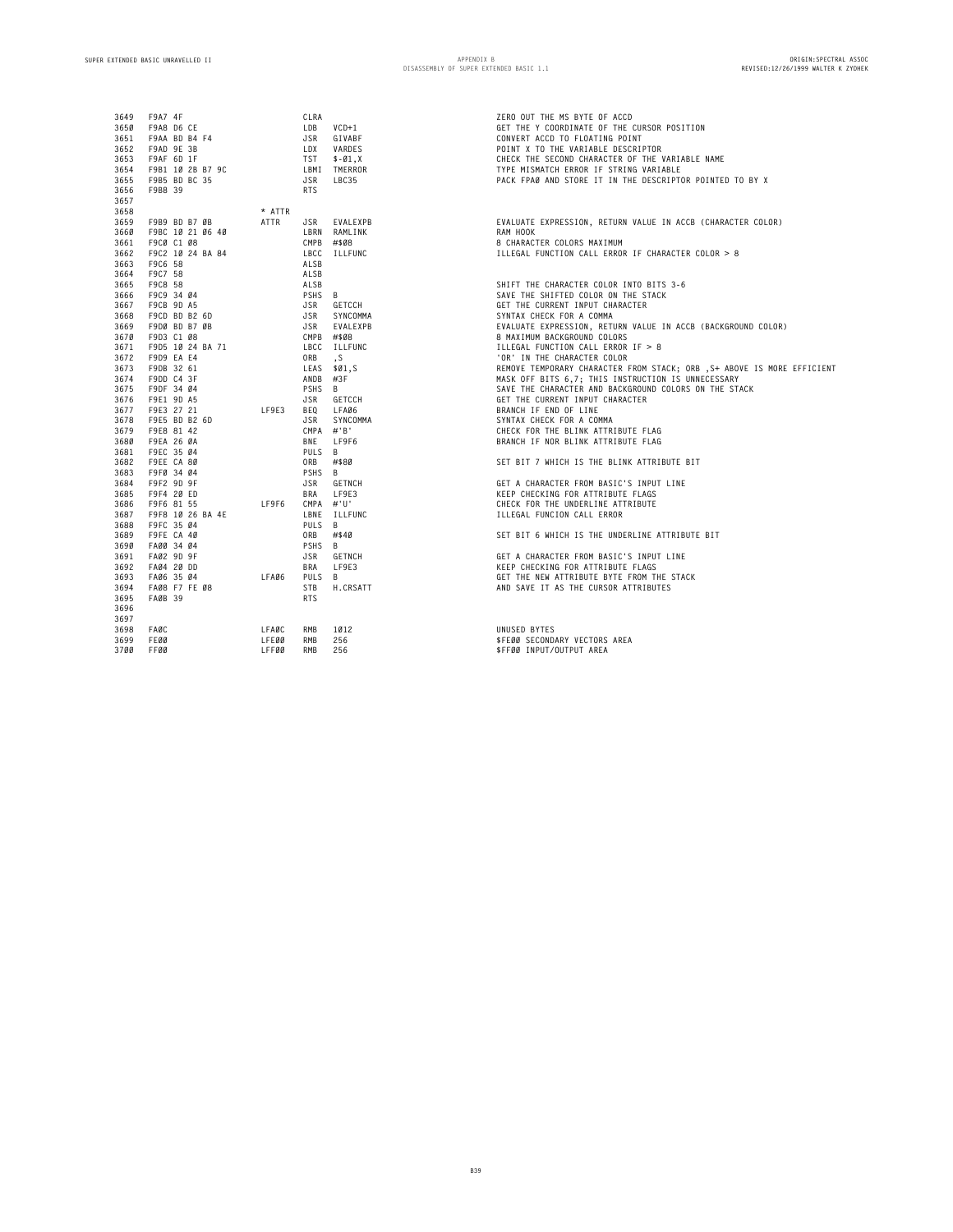```
3649  F9A7 4F                    CLRA                   ZERO OUT THE MS BYTE OF ACCD
3650  F9A8 D6 CE                 LDB   VCD+1            GET THE Y COORDINATE OF THE CURSOR POSITION
3651  F9AA BD B4 F4              JSR   GIVABF           CONVERT ACCD TO FLOATING POINT
3652  F9AD 9E 3B                 LDX   VARDES           POINT X TO THE VARIABLE DESCRIPTOR
3653  F9AF 6D 1F                 TST   $-01,X           CHECK THE SECOND CHARACTER OF THE VARIABLE NAME
3654  F9B1 10 2B B7 9C           LBMI  TMERROR          TYPE MISMATCH ERROR IF STRING VARIABLE
3655  F9B5 BD BC 35              JSR   LBC35            PACK FPA0 AND STORE IT IN THE DESCRIPTOR POINTED TO BY X
3656  F9B8 39                    RTS
3657
3658                     * ATTR
3659  F9B9 BD B7 0B      ATTR    JSR   EVALEXPB         EVALUATE EXPRESSION, RETURN VALUE IN ACCB (CHARACTER COLOR)
3660  F9BC 10 21 06 40           LBRN  RAMLINK          RAM HOOK
3661  F9C0 C1 08                 CMPB  #$08             8 CHARACTER COLORS MAXIMUM
3662  F9C2 10 24 BA B4           LBCC  ILLFUNC          ILLEGAL FUNCTION CALL ERROR IF CHARACTER COLOR > 8
3663  F9C6 58                    ALSB
3664  F9C7 58                    ALSB
3665  F9C8 58                    ALSB                   SHIFT THE CHARACTER COLOR INTO BITS 3-6
3666  F9C9 34 04                 PSHS  B                SAVE THE SHIFTED COLOR ON THE STACK
3667  F9CB 9D A5                 JSR   GETCCH           GET THE CURRENT INPUT CHARACTER
3668  F9CD BD B2 6D              JSR   SYNCOMMA         SYNTAX CHECK FOR A COMMA
3669  F9D0 BD B7 0B              JSR   EVALEXPB         EVALUATE EXPRESSION, RETURN VALUE IN ACCB (BACKGROUND COLOR)
3670  F9D3 C1 08                 CMPB  #$08             8 MAXIMUM BACKGROUND COLORS
3671  F9D5 10 24 BA 71           LBCC  ILLFUNC          ILLEGAL FUNCTION CALL ERROR IF > 8
3672  F9D9 EA E4                 ORB   ,S               'OR' IN THE CHARACTER COLOR
3673  F9DB 32 61                 LEAS  $01,S            REMOVE TEMPORARY CHARACTER FROM STACK; ORB ,S+ ABOVE IS MORE EFFICIENT
3674  F9DD C4 3F                 ANDB  #3F              MASK OFF BITS 6,7; THIS INSTRUCTION IS UNNECESSARY
3675  F9DF 34 04                 PSHS  B                SAVE THE CHARACTER AND BACKGROUND COLORS ON THE STACK
3676  F9E1 9D A5                 JSR   GETCCH           GET THE CURRENT INPUT CHARACTER
3677  F9E3 27 21         LF9E3   BEQ   LFA06            BRANCH IF END OF LINE
3678  F9E5 BD B2 6D              JSR   SYNCOMMA         SYNTAX CHECK FOR A COMMA
3679  F9E8 81 42                 CMPA  #'B'             CHECK FOR THE BLINK ATTRIBUTE FLAG
3680  F9EA 26 0A                 BNE   LF9F6            BRANCH IF NOR BLINK ATTRIBUTE FLAG
3681  F9EC 35 04                 PULS  B
3682  F9EE CA 80                 ORB   #$80             SET BIT 7 WHICH IS THE BLINK ATTRIBUTE BIT
3683  F9F0 34 04                 PSHS  B
3684  F9F2 9D 9F                 JSR   GETNCH           GET A CHARACTER FROM BASIC'S INPUT LINE
3685  F9F4 20 ED                 BRA   LF9E3            KEEP CHECKING FOR ATTRIBUTE FLAGS
3686  F9F6 81 55         LF9F6   CMPA  #'U'             CHECK FOR THE UNDERLINE ATTRIBUTE
3687  F9F8 10 26 BA 4E           LBNE  ILLFUNC          ILLEGAL FUNCION CALL ERROR
3688  F9FC 35 04                 PULS  B
3689  F9FE CA 40                 ORB   #$40             SET BIT 6 WHICH IS THE UNDERLINE ATTRIBUTE BIT
3690  FA00 34 04                 PSHS  B
3691  FA02 9D 9F                 JSR   GETNCH           GET A CHARACTER FROM BASIC'S INPUT LINE
3692  FA04 20 DD                 BRA   LF9E3            KEEP CHECKING FOR ATTRIBUTE FLAGS
3693  FA06 35 04         LFA06   PULS  B                GET THE NEW ATTRIBUTE BYTE FROM THE STACK
3694  FA08 F7 FE 08              STB   H.CRSATT         AND SAVE IT AS THE CURSOR ATTRIBUTES
3695  FA0B 39                    RTS
3696
3697
3698  FA0C               LFA0C   RMB   1012             UNUSED BYTES
3699  FE00               LFE00   RMB   256              $FE00 SECONDARY VECTORS AREA
3700  FF00               LFF00   RMB   256              $FF00 INPUT/OUTPUT AREA
```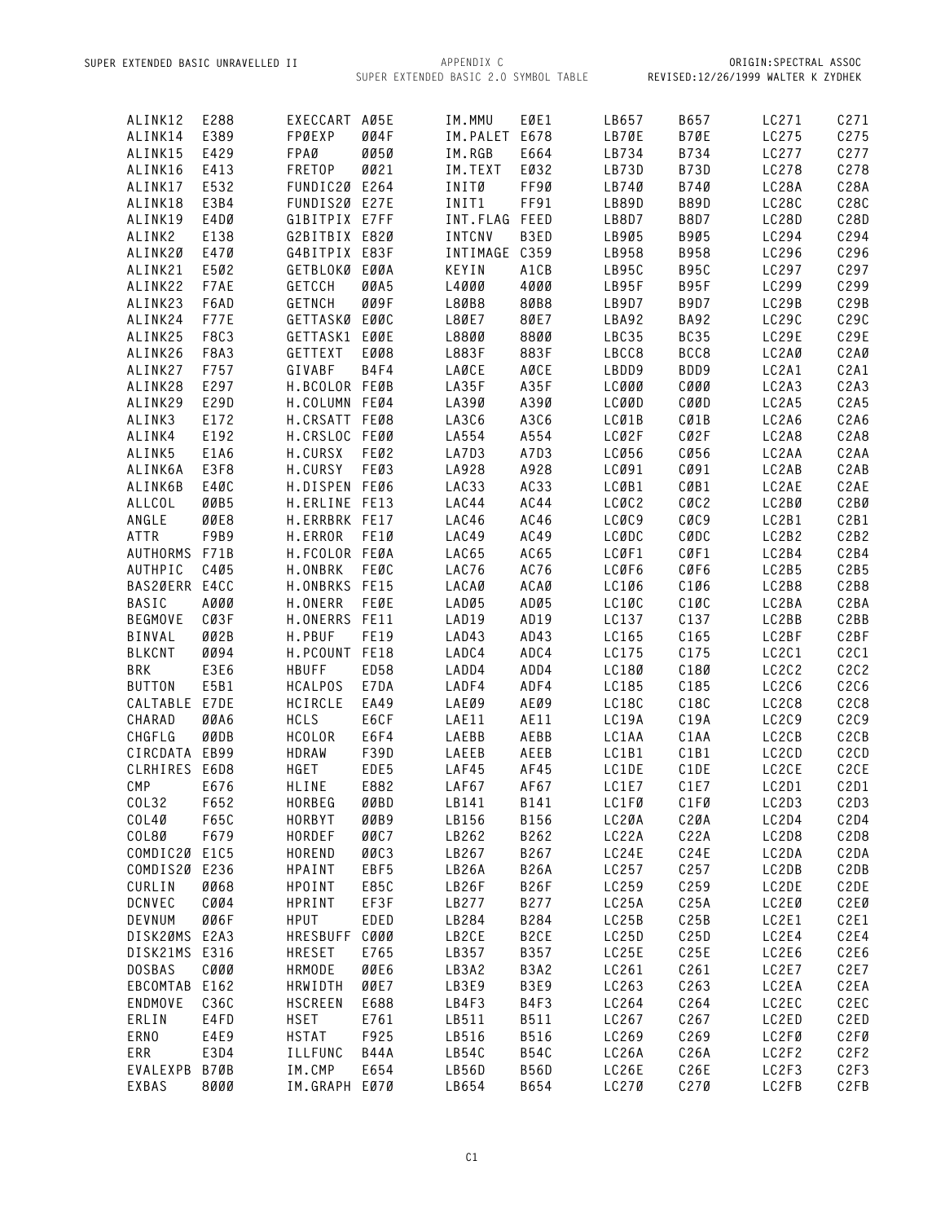| | | | | | | | | | |
|---|---|---|---|---|---|---|---|---|---|
| ALINK12 | E288 | EXECCART | A05E | IM.MMU | E0E1 | LB657 | B657 | LC271 | C271 |
| ALINK14 | E389 | FP0EXP | 004F | IM.PALET | E678 | LB70E | B70E | LC275 | C275 |
| ALINK15 | E429 | FPA0 | 0050 | IM.RGB | E664 | LB734 | B734 | LC277 | C277 |
| ALINK16 | E413 | FRETOP | 0021 | IM.TEXT | E032 | LB73D | B73D | LC278 | C278 |
| ALINK17 | E532 | FUNDIC20 | E264 | INIT0 | FF90 | LB740 | B740 | LC28A | C28A |
| ALINK18 | E3B4 | FUNDIS20 | E27E | INIT1 | FF91 | LB89D | B89D | LC28C | C28C |
| ALINK19 | E4D0 | G1BITPIX | E7FF | INT.FLAG | FEED | LB8D7 | B8D7 | LC28D | C28D |
| ALINK2 | E138 | G2BITBIX | E820 | INTCNV | B3ED | LB905 | B905 | LC294 | C294 |
| ALINK20 | E470 | G4BITPIX | E83F | INTIMAGE | C359 | LB958 | B958 | LC296 | C296 |
| ALINK21 | E502 | GETBLOK0 | E00A | KEYIN | A1CB | LB95C | B95C | LC297 | C297 |
| ALINK22 | F7AE | GETCCH | 00A5 | L4000 | 4000 | LB95F | B95F | LC299 | C299 |
| ALINK23 | F6AD | GETNCH | 009F | L80B8 | 80B8 | LB9D7 | B9D7 | LC29B | C29B |
| ALINK24 | F77E | GETTASK0 | E00C | L80E7 | 80E7 | LBA92 | BA92 | LC29C | C29C |
| ALINK25 | F8C3 | GETTASK1 | E00E | L8800 | 8800 | LBC35 | BC35 | LC29E | C29E |
| ALINK26 | F8A3 | GETTEXT | E008 | L883F | 883F | LBCC8 | BCC8 | LC2A0 | C2A0 |
| ALINK27 | F757 | GIVABF | B4F4 | LA0CE | A0CE | LBDD9 | BDD9 | LC2A1 | C2A1 |
| ALINK28 | E297 | H.BCOLOR | FE0B | LA35F | A35F | LC000 | C000 | LC2A3 | C2A3 |
| ALINK29 | E29D | H.COLUMN | FE04 | LA390 | A390 | LC00D | C00D | LC2A5 | C2A5 |
| ALINK3 | E172 | H.CRSATT | FE08 | LA3C6 | A3C6 | LC01B | C01B | LC2A6 | C2A6 |
| ALINK4 | E192 | H.CRSLOC | FE00 | LA554 | A554 | LC02F | C02F | LC2A8 | C2A8 |
| ALINK5 | E1A6 | H.CURSX | FE02 | LA7D3 | A7D3 | LC056 | C056 | LC2AA | C2AA |
| ALINK6A | E3F8 | H.CURSY | FE03 | LA928 | A928 | LC091 | C091 | LC2AB | C2AB |
| ALINK6B | E40C | H.DISPEN | FE06 | LAC33 | AC33 | LC0B1 | C0B1 | LC2AE | C2AE |
| ALLCOL | 00B5 | H.ERLINE | FE13 | LAC44 | AC44 | LC0C2 | C0C2 | LC2B0 | C2B0 |
| ANGLE | 00E8 | H.ERRBRK | FE17 | LAC46 | AC46 | LC0C9 | C0C9 | LC2B1 | C2B1 |
| ATTR | F9B9 | H.ERROR | FE10 | LAC49 | AC49 | LC0DC | C0DC | LC2B2 | C2B2 |
| AUTHORMS | F71B | H.FCOLOR | FE0A | LAC65 | AC65 | LC0F1 | C0F1 | LC2B4 | C2B4 |
| AUTHPIC | C405 | H.ONBRK | FE0C | LAC76 | AC76 | LC0F6 | C0F6 | LC2B5 | C2B5 |
| BAS20ERR | E4CC | H.ONBRKS | FE15 | LACA0 | ACA0 | LC106 | C106 | LC2B8 | C2B8 |
| BASIC | A000 | H.ONERR | FE0E | LAD05 | AD05 | LC10C | C10C | LC2BA | C2BA |
| BEGMOVE | C03F | H.ONERRS | FE11 | LAD19 | AD19 | LC137 | C137 | LC2BB | C2BB |
| BINVAL | 002B | H.PBUF | FE19 | LAD43 | AD43 | LC165 | C165 | LC2BF | C2BF |
| BLKCNT | 0094 | H.PCOUNT | FE18 | LADC4 | ADC4 | LC175 | C175 | LC2C1 | C2C1 |
| BRK | E3E6 | HBUFF | ED58 | LADD4 | ADD4 | LC180 | C180 | LC2C2 | C2C2 |
| BUTTON | E5B1 | HCALPOS | E7DA | LADF4 | ADF4 | LC185 | C185 | LC2C6 | C2C6 |
| CALTABLE | E7DE | HCIRCLE | EA49 | LAE09 | AE09 | LC18C | C18C | LC2C8 | C2C8 |
| CHARAD | 00A6 | HCLS | E6CF | LAE11 | AE11 | LC19A | C19A | LC2C9 | C2C9 |
| CHGFLG | 00DB | HCOLOR | E6F4 | LAEBB | AEBB | LC1AA | C1AA | LC2CB | C2CB |
| CIRCDATA | EB99 | HDRAW | F39D | LAEEB | AEEB | LC1B1 | C1B1 | LC2CD | C2CD |
| CLRHIRES | E6D8 | HGET | EDE5 | LAF45 | AF45 | LC1DE | C1DE | LC2CE | C2CE |
| CMP | E676 | HLINE | E882 | LAF67 | AF67 | LC1E7 | C1E7 | LC2D1 | C2D1 |
| COL32 | F652 | HORBEG | 00BD | LB141 | B141 | LC1F0 | C1F0 | LC2D3 | C2D3 |
| COL40 | F65C | HORBYT | 00B9 | LB156 | B156 | LC20A | C20A | LC2D4 | C2D4 |
| COL80 | F679 | HORDEF | 00C7 | LB262 | B262 | LC22A | C22A | LC2D8 | C2D8 |
| COMDIC20 | E1C5 | HOREND | 00C3 | LB267 | B267 | LC24E | C24E | LC2DA | C2DA |
| COMDIS20 | E236 | HPAINT | EBF5 | LB26A | B26A | LC257 | C257 | LC2DB | C2DB |
| CURLIN | 0068 | HPOINT | E85C | LB26F | B26F | LC259 | C259 | LC2DE | C2DE |
| DCNVEC | C004 | HPRINT | EF3F | LB277 | B277 | LC25A | C25A | LC2E0 | C2E0 |
| DEVNUM | 006F | HPUT | EDED | LB284 | B284 | LC25B | C25B | LC2E1 | C2E1 |
| DISK20MS | E2A3 | HRESBUFF | C000 | LB2CE | B2CE | LC25D | C25D | LC2E4 | C2E4 |
| DISK21MS | E316 | HRESET | E765 | LB357 | B357 | LC25E | C25E | LC2E6 | C2E6 |
| DOSBAS | C000 | HRMODE | 00E6 | LB3A2 | B3A2 | LC261 | C261 | LC2E7 | C2E7 |
| EBCOMTAB | E162 | HRWIDTH | 00E7 | LB3E9 | B3E9 | LC263 | C263 | LC2EA | C2EA |
| ENDMOVE | C36C | HSCREEN | E688 | LB4F3 | B4F3 | LC264 | C264 | LC2EC | C2EC |
| ERLIN | E4FD | HSET | E761 | LB511 | B511 | LC267 | C267 | LC2ED | C2ED |
| ERNO | E4E9 | HSTAT | F925 | LB516 | B516 | LC269 | C269 | LC2F0 | C2F0 |
| ERR | E3D4 | ILLFUNC | B44A | LB54C | B54C | LC26A | C26A | LC2F2 | C2F2 |
| EVALEXPB | B70B | IM.CMP | E654 | LB56D | B56D | LC26E | C26E | LC2F3 | C2F3 |
| EXBAS | 8000 | IM.GRAPH | E070 | LB654 | B654 | LC270 | C270 | LC2FB | C2FB |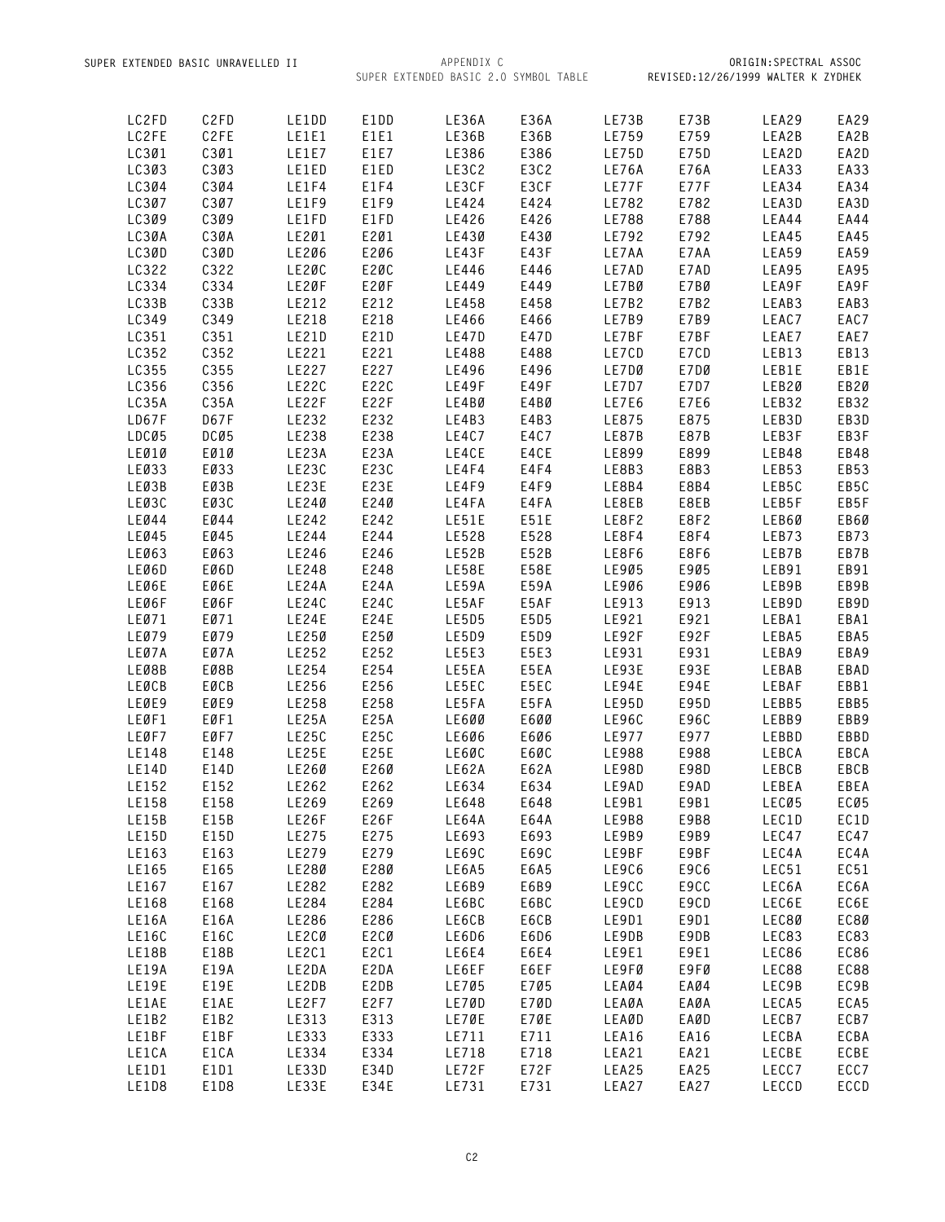| | | | | | | | | | |
|---|---|---|---|---|---|---|---|---|---|
| LC2FD | C2FD | LE1DD | E1DD | LE36A | E36A | LE73B | E73B | LEA29 | EA29 |
| LC2FE | C2FE | LE1E1 | E1E1 | LE36B | E36B | LE759 | E759 | LEA2B | EA2B |
| LC301 | C301 | LE1E7 | E1E7 | LE386 | E386 | LE75D | E75D | LEA2D | EA2D |
| LC303 | C303 | LE1ED | E1ED | LE3C2 | E3C2 | LE76A | E76A | LEA33 | EA33 |
| LC304 | C304 | LE1F4 | E1F4 | LE3CF | E3CF | LE77F | E77F | LEA34 | EA34 |
| LC307 | C307 | LE1F9 | E1F9 | LE424 | E424 | LE782 | E782 | LEA3D | EA3D |
| LC309 | C309 | LE1FD | E1FD | LE426 | E426 | LE788 | E788 | LEA44 | EA44 |
| LC30A | C30A | LE201 | E201 | LE430 | E430 | LE792 | E792 | LEA45 | EA45 |
| LC30D | C30D | LE206 | E206 | LE43F | E43F | LE7AA | E7AA | LEA59 | EA59 |
| LC322 | C322 | LE20C | E20C | LE446 | E446 | LE7AD | E7AD | LEA95 | EA95 |
| LC334 | C334 | LE20F | E20F | LE449 | E449 | LE7B0 | E7B0 | LEA9F | EA9F |
| LC33B | C33B | LE212 | E212 | LE458 | E458 | LE7B2 | E7B2 | LEAB3 | EAB3 |
| LC349 | C349 | LE218 | E218 | LE466 | E466 | LE7B9 | E7B9 | LEAC7 | EAC7 |
| LC351 | C351 | LE21D | E21D | LE47D | E47D | LE7BF | E7BF | LEAE7 | EAE7 |
| LC352 | C352 | LE221 | E221 | LE488 | E488 | LE7CD | E7CD | LEB13 | EB13 |
| LC355 | C355 | LE227 | E227 | LE496 | E496 | LE7D0 | E7D0 | LEB1E | EB1E |
| LC356 | C356 | LE22C | E22C | LE49F | E49F | LE7D7 | E7D7 | LEB20 | EB20 |
| LC35A | C35A | LE22F | E22F | LE4B0 | E4B0 | LE7E6 | E7E6 | LEB32 | EB32 |
| LD67F | D67F | LE232 | E232 | LE4B3 | E4B3 | LE875 | E875 | LEB3D | EB3D |
| LDC05 | DC05 | LE238 | E238 | LE4C7 | E4C7 | LE87B | E87B | LEB3F | EB3F |
| LE010 | E010 | LE23A | E23A | LE4CE | E4CE | LE899 | E899 | LEB48 | EB48 |
| LE033 | E033 | LE23C | E23C | LE4F4 | E4F4 | LE8B3 | E8B3 | LEB53 | EB53 |
| LE03B | E03B | LE23E | E23E | LE4F9 | E4F9 | LE8B4 | E8B4 | LEB5C | EB5C |
| LE03C | E03C | LE240 | E240 | LE4FA | E4FA | LE8EB | E8EB | LEB5F | EB5F |
| LE044 | E044 | LE242 | E242 | LE51E | E51E | LE8F2 | E8F2 | LEB60 | EB60 |
| LE045 | E045 | LE244 | E244 | LE528 | E528 | LE8F4 | E8F4 | LEB73 | EB73 |
| LE063 | E063 | LE246 | E246 | LE52B | E52B | LE8F6 | E8F6 | LEB7B | EB7B |
| LE06D | E06D | LE248 | E248 | LE58E | E58E | LE905 | E905 | LEB91 | EB91 |
| LE06E | E06E | LE24A | E24A | LE59A | E59A | LE906 | E906 | LEB9B | EB9B |
| LE06F | E06F | LE24C | E24C | LE5AF | E5AF | LE913 | E913 | LEB9D | EB9D |
| LE071 | E071 | LE24E | E24E | LE5D5 | E5D5 | LE921 | E921 | LEBA1 | EBA1 |
| LE079 | E079 | LE250 | E250 | LE5D9 | E5D9 | LE92F | E92F | LEBA5 | EBA5 |
| LE07A | E07A | LE252 | E252 | LE5E3 | E5E3 | LE931 | E931 | LEBA9 | EBA9 |
| LE08B | E08B | LE254 | E254 | LE5EA | E5EA | LE93E | E93E | LEBAB | EBAD |
| LE0CB | E0CB | LE256 | E256 | LE5EC | E5EC | LE94E | E94E | LEBAF | EBB1 |
| LE0E9 | E0E9 | LE258 | E258 | LE5FA | E5FA | LE95D | E95D | LEBB5 | EBB5 |
| LE0F1 | E0F1 | LE25A | E25A | LE600 | E600 | LE96C | E96C | LEBB9 | EBB9 |
| LE0F7 | E0F7 | LE25C | E25C | LE606 | E606 | LE977 | E977 | LEBBD | EBBD |
| LE148 | E148 | LE25E | E25E | LE60C | E60C | LE988 | E988 | LEBCA | EBCA |
| LE14D | E14D | LE260 | E260 | LE62A | E62A | LE98D | E98D | LEBCB | EBCB |
| LE152 | E152 | LE262 | E262 | LE634 | E634 | LE9AD | E9AD | LEBEA | EBEA |
| LE158 | E158 | LE269 | E269 | LE648 | E648 | LE9B1 | E9B1 | LEC05 | EC05 |
| LE15B | E15B | LE26F | E26F | LE64A | E64A | LE9B8 | E9B8 | LEC1D | EC1D |
| LE15D | E15D | LE275 | E275 | LE693 | E693 | LE9B9 | E9B9 | LEC47 | EC47 |
| LE163 | E163 | LE279 | E279 | LE69C | E69C | LE9BF | E9BF | LEC4A | EC4A |
| LE165 | E165 | LE280 | E280 | LE6A5 | E6A5 | LE9C6 | E9C6 | LEC51 | EC51 |
| LE167 | E167 | LE282 | E282 | LE6B9 | E6B9 | LE9CC | E9CC | LEC6A | EC6A |
| LE168 | E168 | LE284 | E284 | LE6BC | E6BC | LE9CD | E9CD | LEC6E | EC6E |
| LE16A | E16A | LE286 | E286 | LE6CB | E6CB | LE9D1 | E9D1 | LEC80 | EC80 |
| LE16C | E16C | LE2C0 | E2C0 | LE6D6 | E6D6 | LE9DB | E9DB | LEC83 | EC83 |
| LE18B | E18B | LE2C1 | E2C1 | LE6E4 | E6E4 | LE9E1 | E9E1 | LEC86 | EC86 |
| LE19A | E19A | LE2DA | E2DA | LE6EF | E6EF | LE9F0 | E9F0 | LEC88 | EC88 |
| LE19E | E19E | LE2DB | E2DB | LE705 | E705 | LEA04 | EA04 | LEC9B | EC9B |
| LE1AE | E1AE | LE2F7 | E2F7 | LE70D | E70D | LEA0A | EA0A | LECA5 | ECA5 |
| LE1B2 | E1B2 | LE313 | E313 | LE70E | E70E | LEA0D | EA0D | LECB7 | ECB7 |
| LE1BF | E1BF | LE333 | E333 | LE711 | E711 | LEA16 | EA16 | LECBA | ECBA |
| LE1CA | E1CA | LE334 | E334 | LE718 | E718 | LEA21 | EA21 | LECBE | ECBE |
| LE1D1 | E1D1 | LE33D | E34D | LE72F | E72F | LEA25 | EA25 | LECC7 | ECC7 |
| LE1D8 | E1D8 | LE33E | E34E | LE731 | E731 | LEA27 | EA27 | LECCD | ECCD |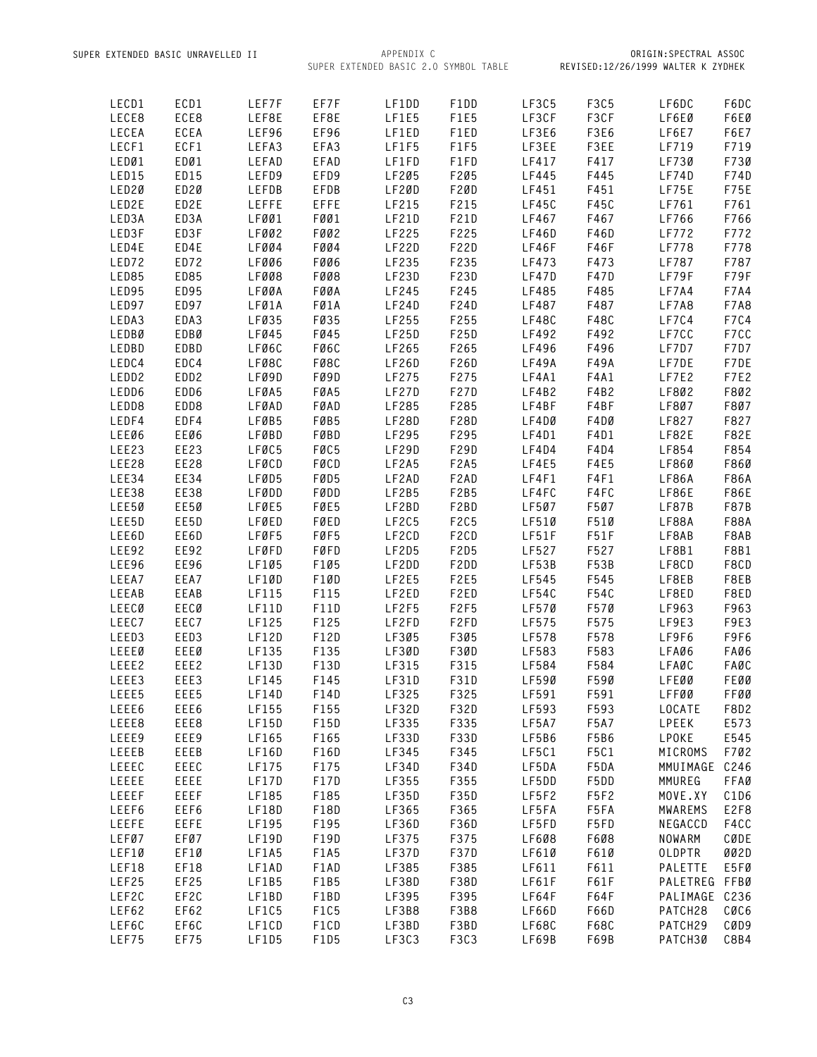| | | | | | | | | | |
|---|---|---|---|---|---|---|---|---|---|
| LECD1 | ECD1 | LEF7F | EF7F | LF1DD | F1DD | LF3C5 | F3C5 | LF6DC | F6DC |
| LECE8 | ECE8 | LEF8E | EF8E | LF1E5 | F1E5 | LF3CF | F3CF | LF6E0 | F6E0 |
| LECEA | ECEA | LEF96 | EF96 | LF1ED | F1ED | LF3E6 | F3E6 | LF6E7 | F6E7 |
| LECF1 | ECF1 | LEFA3 | EFA3 | LF1F5 | F1F5 | LF3EE | F3EE | LF719 | F719 |
| LED01 | ED01 | LEFAD | EFAD | LF1FD | F1FD | LF417 | F417 | LF730 | F730 |
| LED15 | ED15 | LEFD9 | EFD9 | LF205 | F205 | LF445 | F445 | LF74D | F74D |
| LED20 | ED20 | LEFDB | EFDB | LF20D | F20D | LF451 | F451 | LF75E | F75E |
| LED2E | ED2E | LEFFE | EFFE | LF215 | F215 | LF45C | F45C | LF761 | F761 |
| LED3A | ED3A | LF001 | F001 | LF21D | F21D | LF467 | F467 | LF766 | F766 |
| LED3F | ED3F | LF002 | F002 | LF225 | F225 | LF46D | F46D | LF772 | F772 |
| LED4E | ED4E | LF004 | F004 | LF22D | F22D | LF46F | F46F | LF778 | F778 |
| LED72 | ED72 | LF006 | F006 | LF235 | F235 | LF473 | F473 | LF787 | F787 |
| LED85 | ED85 | LF008 | F008 | LF23D | F23D | LF47D | F47D | LF79F | F79F |
| LED95 | ED95 | LF00A | F00A | LF245 | F245 | LF485 | F485 | LF7A4 | F7A4 |
| LED97 | ED97 | LF01A | F01A | LF24D | F24D | LF487 | F487 | LF7A8 | F7A8 |
| LEDA3 | EDA3 | LF035 | F035 | LF255 | F255 | LF48C | F48C | LF7C4 | F7C4 |
| LEDB0 | EDB0 | LF045 | F045 | LF25D | F25D | LF492 | F492 | LF7CC | F7CC |
| LEDBD | EDBD | LF06C | F06C | LF265 | F265 | LF496 | F496 | LF7D7 | F7D7 |
| LEDC4 | EDC4 | LF08C | F08C | LF26D | F26D | LF49A | F49A | LF7DE | F7DE |
| LEDD2 | EDD2 | LF09D | F09D | LF275 | F275 | LF4A1 | F4A1 | LF7E2 | F7E2 |
| LEDD6 | EDD6 | LF0A5 | F0A5 | LF27D | F27D | LF4B2 | F4B2 | LF802 | F802 |
| LEDD8 | EDD8 | LF0AD | F0AD | LF285 | F285 | LF4BF | F4BF | LF807 | F807 |
| LEDF4 | EDF4 | LF0B5 | F0B5 | LF28D | F28D | LF4D0 | F4D0 | LF827 | F827 |
| LEE06 | EE06 | LF0BD | F0BD | LF295 | F295 | LF4D1 | F4D1 | LF82E | F82E |
| LEE23 | EE23 | LF0C5 | F0C5 | LF29D | F29D | LF4D4 | F4D4 | LF854 | F854 |
| LEE28 | EE28 | LF0CD | F0CD | LF2A5 | F2A5 | LF4E5 | F4E5 | LF860 | F860 |
| LEE34 | EE34 | LF0D5 | F0D5 | LF2AD | F2AD | LF4F1 | F4F1 | LF86A | F86A |
| LEE38 | EE38 | LF0DD | F0DD | LF2B5 | F2B5 | LF4FC | F4FC | LF86E | F86E |
| LEE50 | EE50 | LF0E5 | F0E5 | LF2BD | F2BD | LF507 | F507 | LF87B | F87B |
| LEE5D | EE5D | LF0ED | F0ED | LF2C5 | F2C5 | LF510 | F510 | LF88A | F88A |
| LEE6D | EE6D | LF0F5 | F0F5 | LF2CD | F2CD | LF51F | F51F | LF8AB | F8AB |
| LEE92 | EE92 | LF0FD | F0FD | LF2D5 | F2D5 | LF527 | F527 | LF8B1 | F8B1 |
| LEE96 | EE96 | LF105 | F105 | LF2DD | F2DD | LF53B | F53B | LF8CD | F8CD |
| LEEA7 | EEA7 | LF10D | F10D | LF2E5 | F2E5 | LF545 | F545 | LF8EB | F8EB |
| LEEAB | EEAB | LF115 | F115 | LF2ED | F2ED | LF54C | F54C | LF8ED | F8ED |
| LEEC0 | EEC0 | LF11D | F11D | LF2F5 | F2F5 | LF570 | F570 | LF963 | F963 |
| LEEC7 | EEC7 | LF125 | F125 | LF2FD | F2FD | LF575 | F575 | LF9E3 | F9E3 |
| LEED3 | EED3 | LF12D | F12D | LF305 | F305 | LF578 | F578 | LF9F6 | F9F6 |
| LEEE0 | EEE0 | LF135 | F135 | LF30D | F30D | LF583 | F583 | LFA06 | FA06 |
| LEEE2 | EEE2 | LF13D | F13D | LF315 | F315 | LF584 | F584 | LFA0C | FA0C |
| LEEE3 | EEE3 | LF145 | F145 | LF31D | F31D | LF590 | F590 | LFE00 | FE00 |
| LEEE5 | EEE5 | LF14D | F14D | LF325 | F325 | LF591 | F591 | LFF00 | FF00 |
| LEEE6 | EEE6 | LF155 | F155 | LF32D | F32D | LF593 | F593 | LOCATE | F8D2 |
| LEEE8 | EEE8 | LF15D | F15D | LF335 | F335 | LF5A7 | F5A7 | LPEEK | E573 |
| LEEE9 | EEE9 | LF165 | F165 | LF33D | F33D | LF5B6 | F5B6 | LPOKE | E545 |
| LEEEB | EEEB | LF16D | F16D | LF345 | F345 | LF5C1 | F5C1 | MICROMS | F702 |
| LEEEC | EEEC | LF175 | F175 | LF34D | F34D | LF5DA | F5DA | MMUIMAGE | C246 |
| LEEEE | EEEE | LF17D | F17D | LF355 | F355 | LF5DD | F5DD | MMUREG | FFA0 |
| LEEEF | EEEF | LF185 | F185 | LF35D | F35D | LF5F2 | F5F2 | MOVE.XY | C1D6 |
| LEEF6 | EEF6 | LF18D | F18D | LF365 | F365 | LF5FA | F5FA | MWAREMS | E2F8 |
| LEEFE | EEFE | LF195 | F195 | LF36D | F36D | LF5FD | F5FD | NEGACCD | F4CC |
| LEF07 | EF07 | LF19D | F19D | LF375 | F375 | LF608 | F608 | NOWARM | C0DE |
| LEF10 | EF10 | LF1A5 | F1A5 | LF37D | F37D | LF610 | F610 | OLDPTR | 002D |
| LEF18 | EF18 | LF1AD | F1AD | LF385 | F385 | LF611 | F611 | PALETTE | E5F0 |
| LEF25 | EF25 | LF1B5 | F1B5 | LF38D | F38D | LF61F | F61F | PALETREG | FFB0 |
| LEF2C | EF2C | LF1BD | F1BD | LF395 | F395 | LF64F | F64F | PALIMAGE | C236 |
| LEF62 | EF62 | LF1C5 | F1C5 | LF3B8 | F3B8 | LF66D | F66D | PATCH28 | C0C6 |
| LEF6C | EF6C | LF1CD | F1CD | LF3BD | F3BD | LF68C | F68C | PATCH29 | C0D9 |
| LEF75 | EF75 | LF1D5 | F1D5 | LF3C3 | F3C3 | LF69B | F69B | PATCH30 | C8B4 |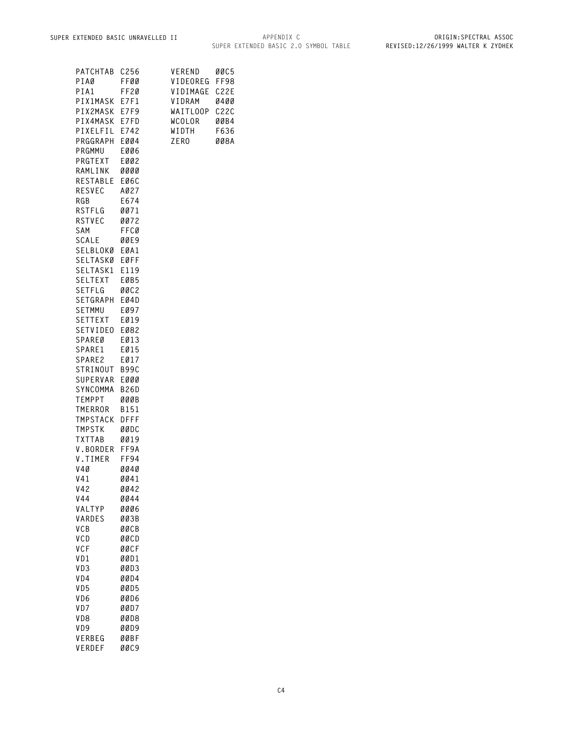| | | | |
|---|---|---|---|
| PATCHTAB | C256 | VEREND | ØØC5 |
| PIAØ | FFØØ | VIDEOREG | FF98 |
| PIA1 | FF2Ø | VIDIMAGE | C22E |
| PIX1MASK | E7F1 | VIDRAM | Ø4ØØ |
| PIX2MASK | E7F9 | WAITLOOP | C22C |
| PIX4MASK | E7FD | WCOLOR | ØØB4 |
| PIXELFIL | E742 | WIDTH | F636 |
| PRGGRAPH | EØØ4 | ZERO | ØØ8A |
| PRGMMU | EØØ6 | | |
| PRGTEXT | EØØ2 | | |
| RAMLINK | ØØØØ | | |
| RESTABLE | EØ6C | | |
| RESVEC | AØ27 | | |
| RGB | E674 | | |
| RSTFLG | ØØ71 | | |
| RSTVEC | ØØ72 | | |
| SAM | FFCØ | | |
| SCALE | ØØE9 | | |
| SELBLOKØ | EØA1 | | |
| SELTASKØ | EØFF | | |
| SELTASK1 | E119 | | |
| SELTEXT | EØB5 | | |
| SETFLG | ØØC2 | | |
| SETGRAPH | EØ4D | | |
| SETMMU | EØ97 | | |
| SETTEXT | EØ19 | | |
| SETVIDEO | EØ82 | | |
| SPAREØ | EØ13 | | |
| SPARE1 | EØ15 | | |
| SPARE2 | EØ17 | | |
| STRINOUT | B99C | | |
| SUPERVAR | EØØØ | | |
| SYNCOMMA | B26D | | |
| TEMPPT | ØØØB | | |
| TMERROR | B151 | | |
| TMPSTACK | DFFF | | |
| TMPSTK | ØØDC | | |
| TXTTAB | ØØ19 | | |
| V.BORDER | FF9A | | |
| V.TIMER | FF94 | | |
| V4Ø | ØØ4Ø | | |
| V41 | ØØ41 | | |
| V42 | ØØ42 | | |
| V44 | ØØ44 | | |
| VALTYP | ØØØ6 | | |
| VARDES | ØØ3B | | |
| VCB | ØØCB | | |
| VCD | ØØCD | | |
| VCF | ØØCF | | |
| VD1 | ØØD1 | | |
| VD3 | ØØD3 | | |
| VD4 | ØØD4 | | |
| VD5 | ØØD5 | | |
| VD6 | ØØD6 | | |
| VD7 | ØØD7 | | |
| VD8 | ØØD8 | | |
| VD9 | ØØD9 | | |
| VERBEG | ØØBF | | |
| VERDEF | ØØC9 | | |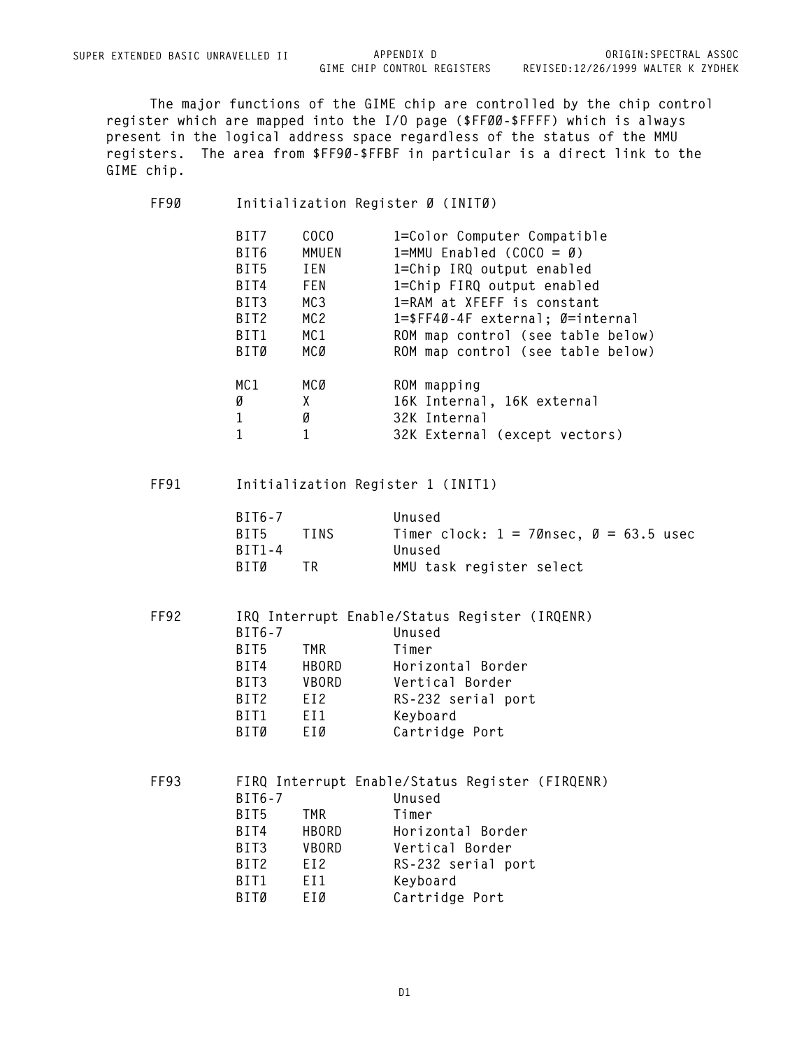The major functions of the GIME chip are controlled by the chip control register which are mapped into the I/O page ($FF00-$FFFF) which is always present in the logical address space regardless of the status of the MMU registers. The area from $FF90-$FFBF in particular is a direct link to the GIME chip.

## FF90 Initialization Register 0 (INIT0)

| | | |
|---|---|---|
| BIT7 | COCO | 1=Color Computer Compatible |
| BIT6 | MMUEN | 1=MMU Enabled (COCO = 0) |
| BIT5 | IEN | 1=Chip IRQ output enabled |
| BIT4 | FEN | 1=Chip FIRQ output enabled |
| BIT3 | MC3 | 1=RAM at XFEFF is constant |
| BIT2 | MC2 | 1=$FF40-4F external; 0=internal |
| BIT1 | MC1 | ROM map control (see table below) |
| BIT0 | MC0 | ROM map control (see table below) |

| MC1 | MC0 | ROM mapping |
|---|---|---|
| 0 | X | 16K Internal, 16K external |
| 1 | 0 | 32K Internal |
| 1 | 1 | 32K External (except vectors) |

## FF91 Initialization Register 1 (INIT1)

| | | |
|---|---|---|
| BIT6-7 | | Unused |
| BIT5 | TINS | Timer clock: 1 = 70nsec, 0 = 63.5 usec |
| BIT1-4 | | Unused |
| BIT0 | TR | MMU task register select |

## FF92 IRQ Interrupt Enable/Status Register (IRQENR)

| | | |
|---|---|---|
| BIT6-7 | | Unused |
| BIT5 | TMR | Timer |
| BIT4 | HBORD | Horizontal Border |
| BIT3 | VBORD | Vertical Border |
| BIT2 | EI2 | RS-232 serial port |
| BIT1 | EI1 | Keyboard |
| BIT0 | EI0 | Cartridge Port |

## FF93 FIRQ Interrupt Enable/Status Register (FIRQENR)

| | | |
|---|---|---|
| BIT6-7 | | Unused |
| BIT5 | TMR | Timer |
| BIT4 | HBORD | Horizontal Border |
| BIT3 | VBORD | Vertical Border |
| BIT2 | EI2 | RS-232 serial port |
| BIT1 | EI1 | Keyboard |
| BIT0 | EI0 | Cartridge Port |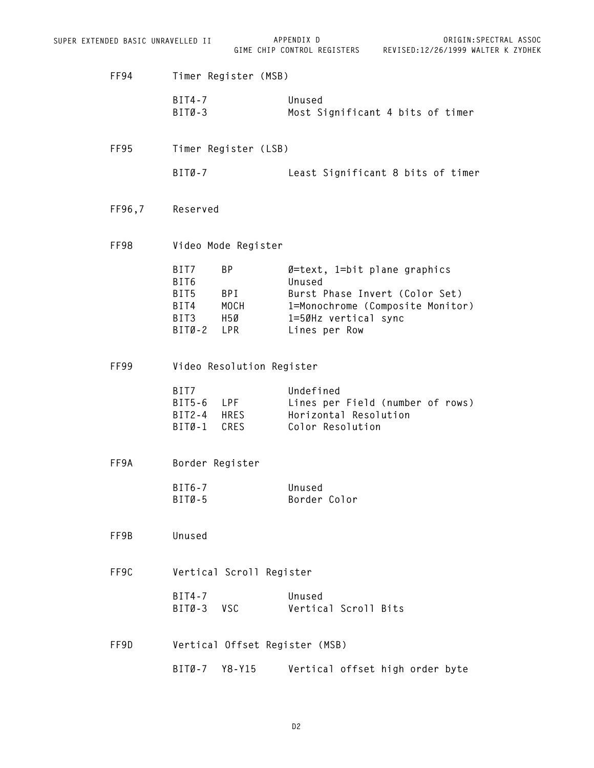## FF94 Timer Register (MSB)

| | | |
|---|---|---|
| BIT4-7 | | Unused |
| BITØ-3 | | Most Significant 4 bits of timer |

## FF95 Timer Register (LSB)

| | | |
|---|---|---|
| BITØ-7 | | Least Significant 8 bits of timer |

## FF96,7 Reserved

## FF98 Video Mode Register

| | | |
|---|---|---|
| BIT7 | BP | Ø=text, 1=bit plane graphics |
| BIT6 | | Unused |
| BIT5 | BPI | Burst Phase Invert (Color Set) |
| BIT4 | MOCH | 1=Monochrome (Composite Monitor) |
| BIT3 | H5Ø | 1=5ØHz vertical sync |
| BITØ-2 | LPR | Lines per Row |

## FF99 Video Resolution Register

| | | |
|---|---|---|
| BIT7 | | Undefined |
| BIT5-6 | LPF | Lines per Field (number of rows) |
| BIT2-4 | HRES | Horizontal Resolution |
| BITØ-1 | CRES | Color Resolution |

## FF9A Border Register

| | | |
|---|---|---|
| BIT6-7 | | Unused |
| BITØ-5 | | Border Color |

## FF9B Unused

## FF9C Vertical Scroll Register

| | | |
|---|---|---|
| BIT4-7 | | Unused |
| BITØ-3 | VSC | Vertical Scroll Bits |

## FF9D Vertical Offset Register (MSB)

| | | |
|---|---|---|
| BITØ-7 | Y8-Y15 | Vertical offset high order byte |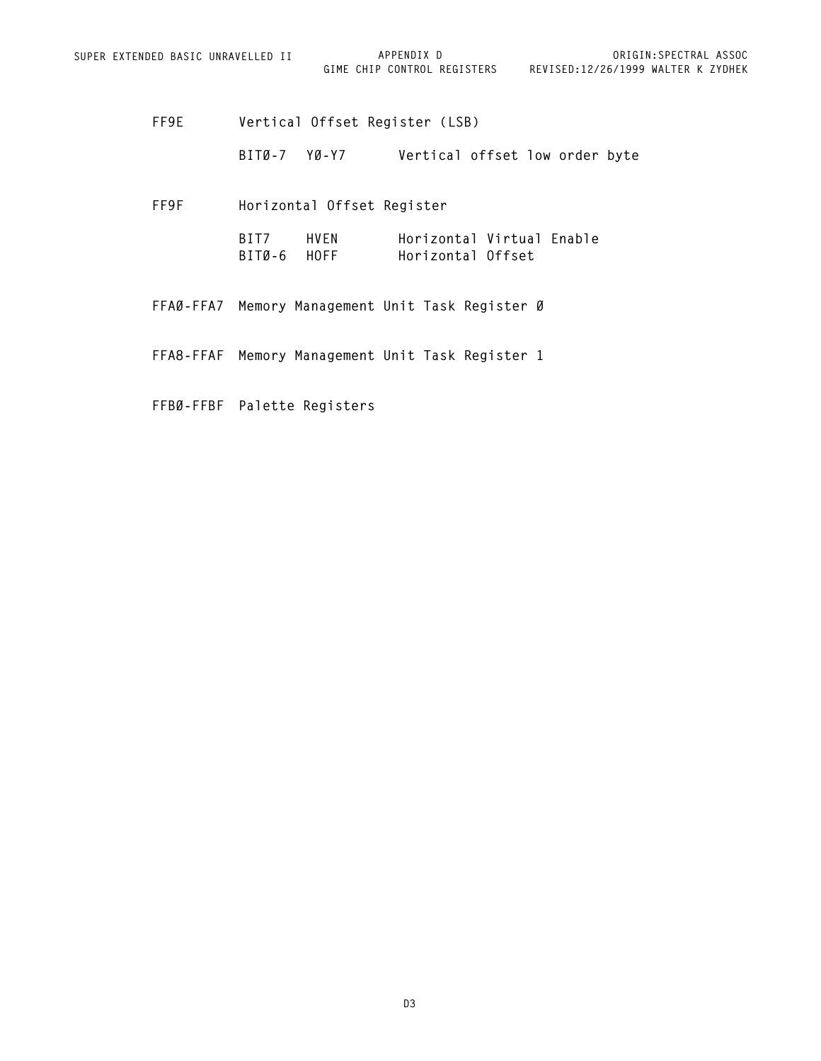FF9E Vertical Offset Register (LSB)

| | | |
|---|---|---|
| BIT0-7 | Y0-Y7 | Vertical offset low order byte |

FF9F Horizontal Offset Register

| | | |
|---|---|---|
| BIT7 | HVEN | Horizontal Virtual Enable |
| BIT0-6 | HOFF | Horizontal Offset |

FFA0-FFA7 Memory Management Unit Task Register 0

FFA8-FFAF Memory Management Unit Task Register 1

FFB0-FFBF Palette Registers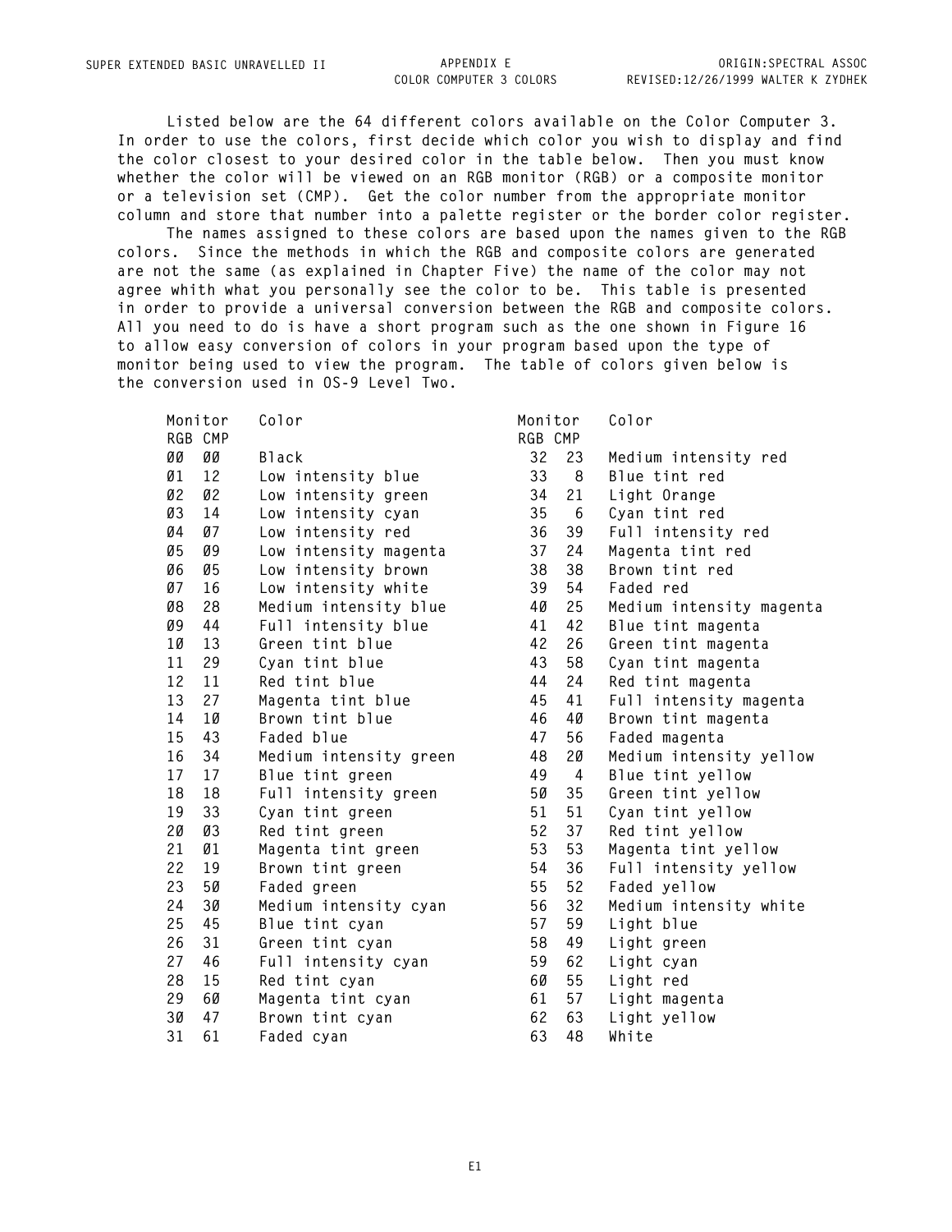Listed below are the 64 different colors available on the Color Computer 3. In order to use the colors, first decide which color you wish to display and find the color closest to your desired color in the table below. Then you must know whether the color will be viewed on an RGB monitor (RGB) or a composite monitor or a television set (CMP). Get the color number from the appropriate monitor column and store that number into a palette register or the border color register.

The names assigned to these colors are based upon the names given to the RGB colors. Since the methods in which the RGB and composite colors are generated are not the same (as explained in Chapter Five) the name of the color may not agree whith what you personally see the color to be. This table is presented in order to provide a universal conversion between the RGB and composite colors. All you need to do is have a short program such as the one shown in Figure 16 to allow easy conversion of colors in your program based upon the type of monitor being used to view the program. The table of colors given below is the conversion used in OS-9 Level Two.

| Monitor RGB | Monitor CMP | Color | Monitor RGB | Monitor CMP | Color |
|---|---|---|---|---|---|
| 00 | 00 | Black | 32 | 23 | Medium intensity red |
| 01 | 12 | Low intensity blue | 33 | 8 | Blue tint red |
| 02 | 02 | Low intensity green | 34 | 21 | Light Orange |
| 03 | 14 | Low intensity cyan | 35 | 6 | Cyan tint red |
| 04 | 07 | Low intensity red | 36 | 39 | Full intensity red |
| 05 | 09 | Low intensity magenta | 37 | 24 | Magenta tint red |
| 06 | 05 | Low intensity brown | 38 | 38 | Brown tint red |
| 07 | 16 | Low intensity white | 39 | 54 | Faded red |
| 08 | 28 | Medium intensity blue | 40 | 25 | Medium intensity magenta |
| 09 | 44 | Full intensity blue | 41 | 42 | Blue tint magenta |
| 10 | 13 | Green tint blue | 42 | 26 | Green tint magenta |
| 11 | 29 | Cyan tint blue | 43 | 58 | Cyan tint magenta |
| 12 | 11 | Red tint blue | 44 | 24 | Red tint magenta |
| 13 | 27 | Magenta tint blue | 45 | 41 | Full intensity magenta |
| 14 | 10 | Brown tint blue | 46 | 40 | Brown tint magenta |
| 15 | 43 | Faded blue | 47 | 56 | Faded magenta |
| 16 | 34 | Medium intensity green | 48 | 20 | Medium intensity yellow |
| 17 | 17 | Blue tint green | 49 | 4 | Blue tint yellow |
| 18 | 18 | Full intensity green | 50 | 35 | Green tint yellow |
| 19 | 33 | Cyan tint green | 51 | 51 | Cyan tint yellow |
| 20 | 03 | Red tint green | 52 | 37 | Red tint yellow |
| 21 | 01 | Magenta tint green | 53 | 53 | Magenta tint yellow |
| 22 | 19 | Brown tint green | 54 | 36 | Full intensity yellow |
| 23 | 50 | Faded green | 55 | 52 | Faded yellow |
| 24 | 30 | Medium intensity cyan | 56 | 32 | Medium intensity white |
| 25 | 45 | Blue tint cyan | 57 | 59 | Light blue |
| 26 | 31 | Green tint cyan | 58 | 49 | Light green |
| 27 | 46 | Full intensity cyan | 59 | 62 | Light cyan |
| 28 | 15 | Red tint cyan | 60 | 55 | Light red |
| 29 | 60 | Magenta tint cyan | 61 | 57 | Light magenta |
| 30 | 47 | Brown tint cyan | 62 | 63 | Light yellow |
| 31 | 61 | Faded cyan | 63 | 48 | White |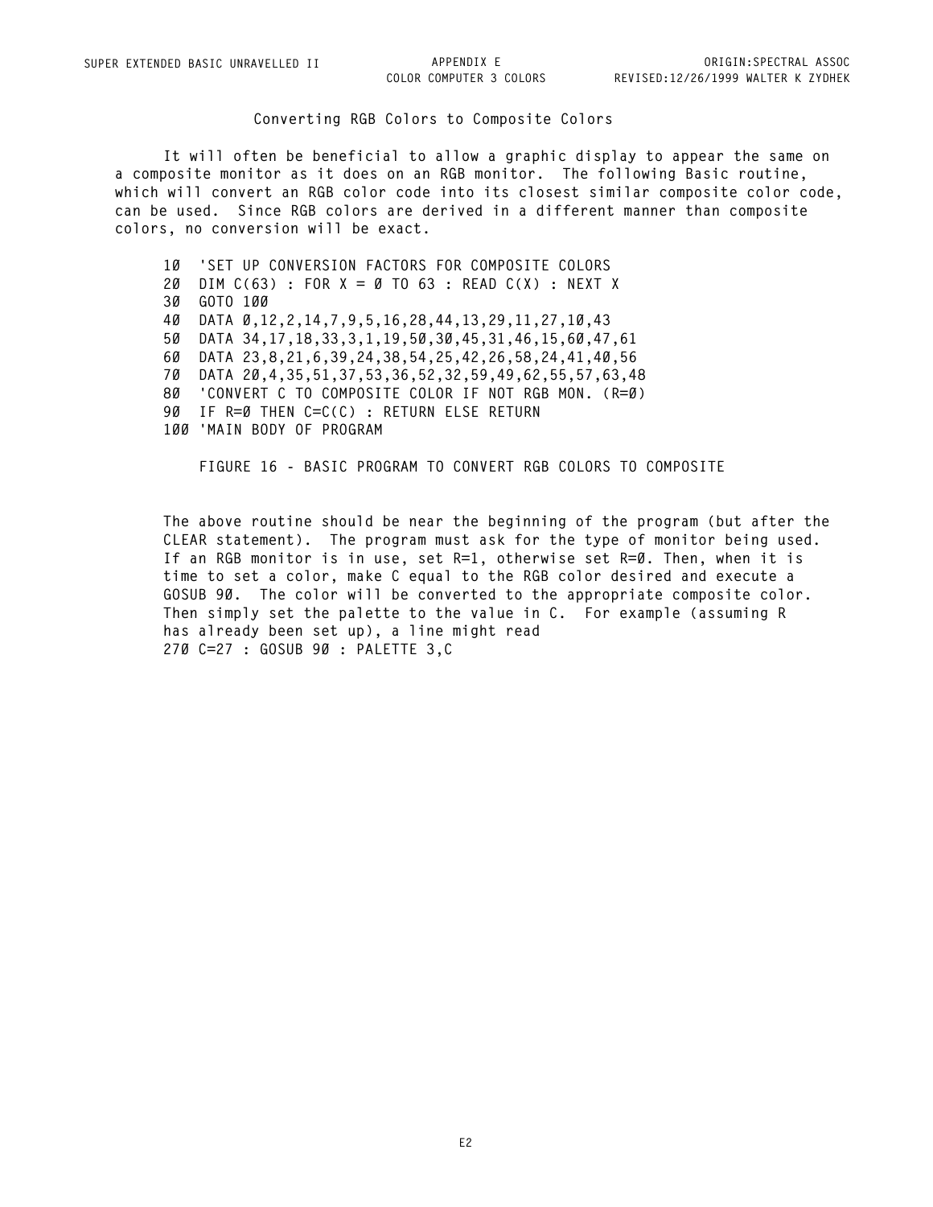## Converting RGB Colors to Composite Colors

It will often be beneficial to allow a graphic display to appear the same on a composite monitor as it does on an RGB monitor. The following Basic routine, which will convert an RGB color code into its closest similar composite color code, can be used. Since RGB colors are derived in a different manner than composite colors, no conversion will be exact.

```
10  'SET UP CONVERSION FACTORS FOR COMPOSITE COLORS
20  DIM C(63) : FOR X = 0 TO 63 : READ C(X) : NEXT X
30  GOTO 100
40  DATA 0,12,2,14,7,9,5,16,28,44,13,29,11,27,10,43
50  DATA 34,17,18,33,3,1,19,50,30,45,31,46,15,60,47,61
60  DATA 23,8,21,6,39,24,38,54,25,42,26,58,24,41,40,56
70  DATA 20,4,35,51,37,53,36,52,32,59,49,62,55,57,63,48
80  'CONVERT C TO COMPOSITE COLOR IF NOT RGB MON. (R=0)
90  IF R=0 THEN C=C(C) : RETURN ELSE RETURN
100 'MAIN BODY OF PROGRAM
```

FIGURE 16 - BASIC PROGRAM TO CONVERT RGB COLORS TO COMPOSITE

The above routine should be near the beginning of the program (but after the CLEAR statement). The program must ask for the type of monitor being used. If an RGB monitor is in use, set R=1, otherwise set R=0. Then, when it is time to set a color, make C equal to the RGB color desired and execute a GOSUB 90. The color will be converted to the appropriate composite color. Then simply set the palette to the value in C. For example (assuming R has already been set up), a line might read

```
270 C=27 : GOSUB 90 : PALETTE 3,C
```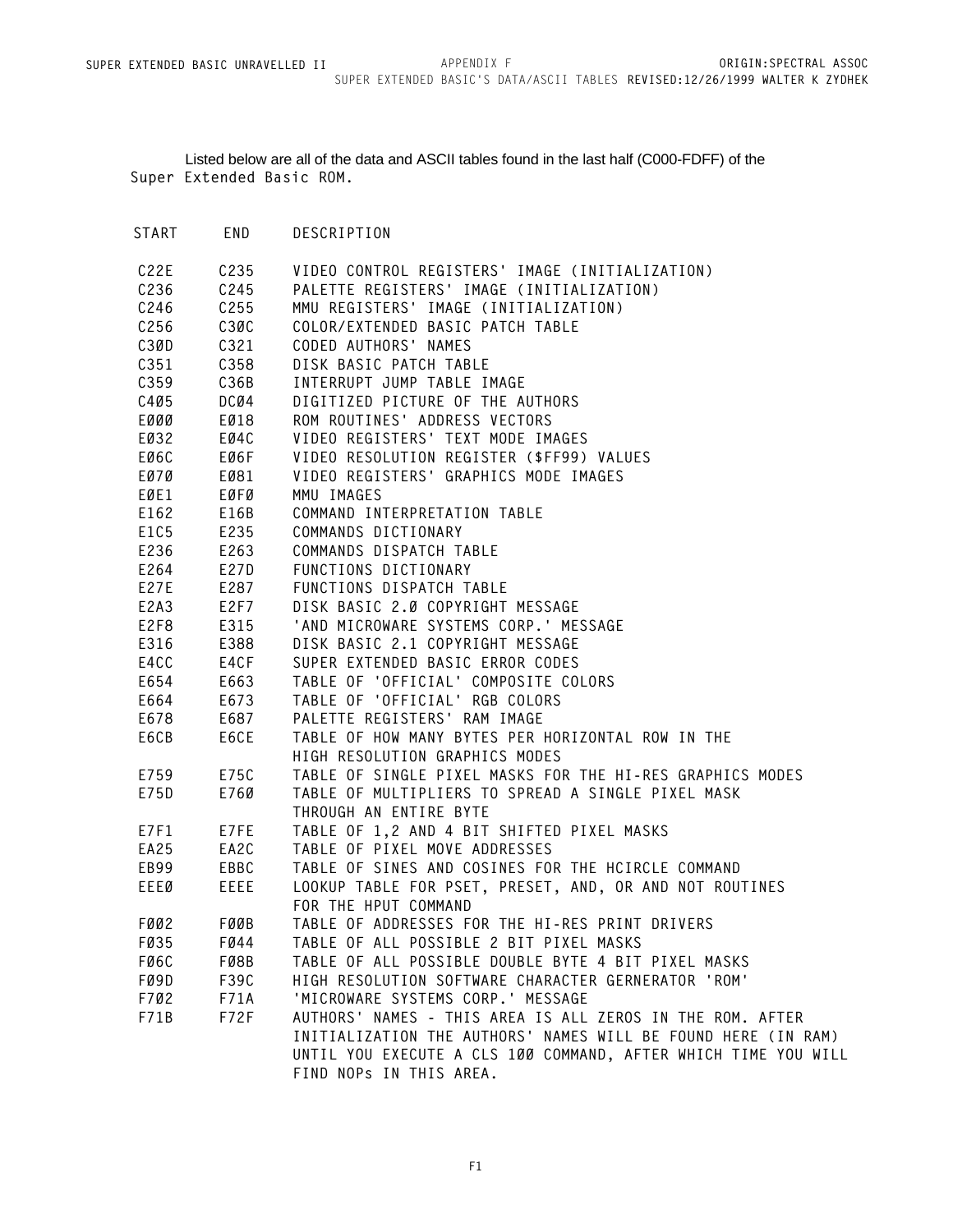Listed below are all of the data and ASCII tables found in the last half (C000-FDFF) of the Super Extended Basic ROM.

| START | END | DESCRIPTION |
|---|---|---|
| C22E | C235 | VIDEO CONTROL REGISTERS' IMAGE (INITIALIZATION) |
| C236 | C245 | PALETTE REGISTERS' IMAGE (INITIALIZATION) |
| C246 | C255 | MMU REGISTERS' IMAGE (INITIALIZATION) |
| C256 | C30C | COLOR/EXTENDED BASIC PATCH TABLE |
| C30D | C321 | CODED AUTHORS' NAMES |
| C351 | C358 | DISK BASIC PATCH TABLE |
| C359 | C36B | INTERRUPT JUMP TABLE IMAGE |
| C405 | DC04 | DIGITIZED PICTURE OF THE AUTHORS |
| E000 | E018 | ROM ROUTINES' ADDRESS VECTORS |
| E032 | E04C | VIDEO REGISTERS' TEXT MODE IMAGES |
| E06C | E06F | VIDEO RESOLUTION REGISTER ($FF99) VALUES |
| E070 | E081 | VIDEO REGISTERS' GRAPHICS MODE IMAGES |
| E0E1 | E0F0 | MMU IMAGES |
| E162 | E16B | COMMAND INTERPRETATION TABLE |
| E1C5 | E235 | COMMANDS DICTIONARY |
| E236 | E263 | COMMANDS DISPATCH TABLE |
| E264 | E27D | FUNCTIONS DICTIONARY |
| E27E | E287 | FUNCTIONS DISPATCH TABLE |
| E2A3 | E2F7 | DISK BASIC 2.0 COPYRIGHT MESSAGE |
| E2F8 | E315 | 'AND MICROWARE SYSTEMS CORP.' MESSAGE |
| E316 | E388 | DISK BASIC 2.1 COPYRIGHT MESSAGE |
| E4CC | E4CF | SUPER EXTENDED BASIC ERROR CODES |
| E654 | E663 | TABLE OF 'OFFICIAL' COMPOSITE COLORS |
| E664 | E673 | TABLE OF 'OFFICIAL' RGB COLORS |
| E678 | E687 | PALETTE REGISTERS' RAM IMAGE |
| E6CB | E6CE | TABLE OF HOW MANY BYTES PER HORIZONTAL ROW IN THE HIGH RESOLUTION GRAPHICS MODES |
| E759 | E75C | TABLE OF SINGLE PIXEL MASKS FOR THE HI-RES GRAPHICS MODES |
| E75D | E760 | TABLE OF MULTIPLIERS TO SPREAD A SINGLE PIXEL MASK THROUGH AN ENTIRE BYTE |
| E7F1 | E7FE | TABLE OF 1,2 AND 4 BIT SHIFTED PIXEL MASKS |
| EA25 | EA2C | TABLE OF PIXEL MOVE ADDRESSES |
| EB99 | EBBC | TABLE OF SINES AND COSINES FOR THE HCIRCLE COMMAND |
| EEE0 | EEEE | LOOKUP TABLE FOR PSET, PRESET, AND, OR AND NOT ROUTINES FOR THE HPUT COMMAND |
| F002 | F00B | TABLE OF ADDRESSES FOR THE HI-RES PRINT DRIVERS |
| F035 | F044 | TABLE OF ALL POSSIBLE 2 BIT PIXEL MASKS |
| F06C | F08B | TABLE OF ALL POSSIBLE DOUBLE BYTE 4 BIT PIXEL MASKS |
| F09D | F39C | HIGH RESOLUTION SOFTWARE CHARACTER GERNERATOR 'ROM' |
| F702 | F71A | 'MICROWARE SYSTEMS CORP.' MESSAGE |
| F71B | F72F | AUTHORS' NAMES - THIS AREA IS ALL ZEROS IN THE ROM. AFTER INITIALIZATION THE AUTHORS' NAMES WILL BE FOUND HERE (IN RAM) UNTIL YOU EXECUTE A CLS 100 COMMAND, AFTER WHICH TIME YOU WILL FIND NOPs IN THIS AREA. |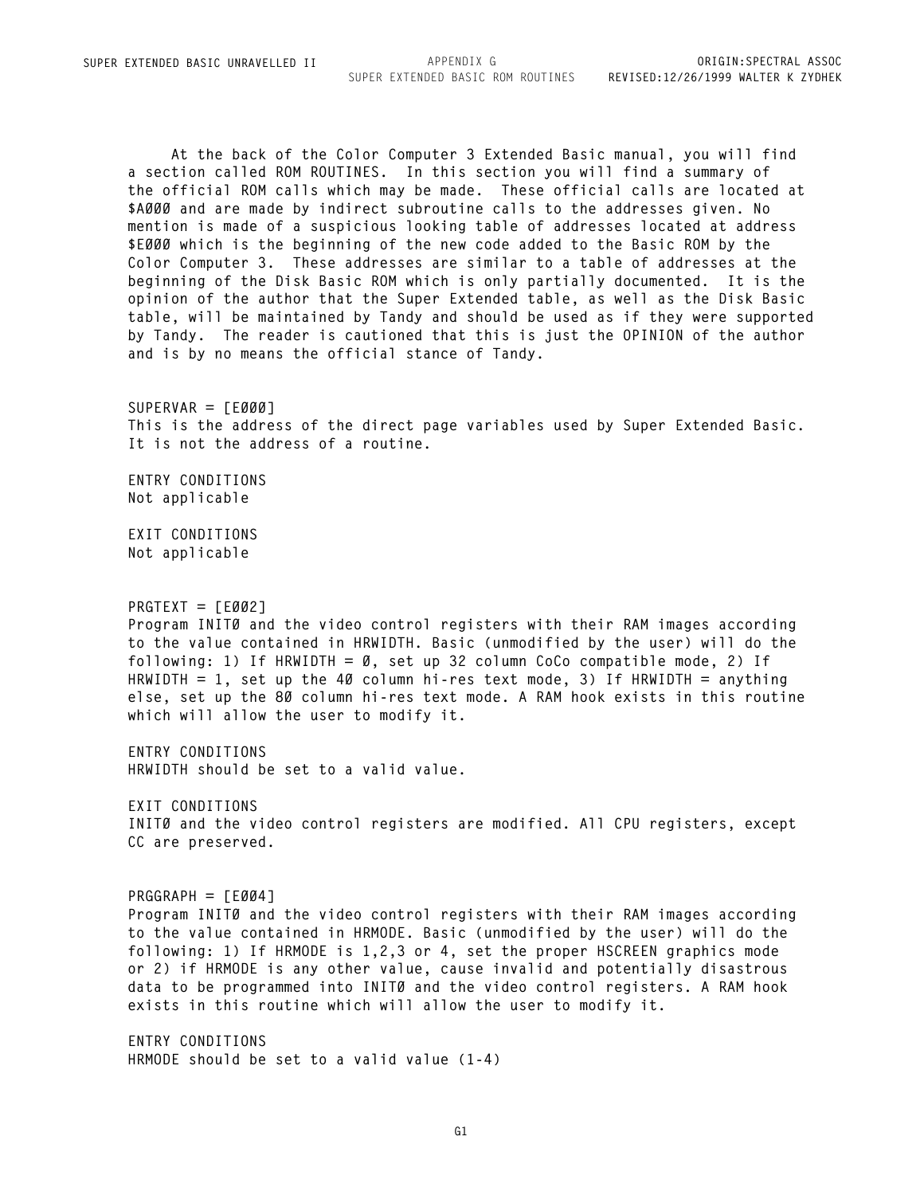At the back of the Color Computer 3 Extended Basic manual, you will find a section called ROM ROUTINES. In this section you will find a summary of the official ROM calls which may be made. These official calls are located at $A000 and are made by indirect subroutine calls to the addresses given. No mention is made of a suspicious looking table of addresses located at address $E000 which is the beginning of the new code added to the Basic ROM by the Color Computer 3. These addresses are similar to a table of addresses at the beginning of the Disk Basic ROM which is only partially documented. It is the opinion of the author that the Super Extended table, as well as the Disk Basic table, will be maintained by Tandy and should be used as if they were supported by Tandy. The reader is cautioned that this is just the OPINION of the author and is by no means the official stance of Tandy.

SUPERVAR = [E000]
This is the address of the direct page variables used by Super Extended Basic. It is not the address of a routine.

ENTRY CONDITIONS
Not applicable

EXIT CONDITIONS
Not applicable

PRGTEXT = [E002]
Program INIT0 and the video control registers with their RAM images according to the value contained in HRWIDTH. Basic (unmodified by the user) will do the following: 1) If HRWIDTH = 0, set up 32 column CoCo compatible mode, 2) If HRWIDTH = 1, set up the 40 column hi-res text mode, 3) If HRWIDTH = anything else, set up the 80 column hi-res text mode. A RAM hook exists in this routine which will allow the user to modify it.

ENTRY CONDITIONS
HRWIDTH should be set to a valid value.

EXIT CONDITIONS
INIT0 and the video control registers are modified. All CPU registers, except CC are preserved.

PRGGRAPH = [E004]
Program INIT0 and the video control registers with their RAM images according to the value contained in HRMODE. Basic (unmodified by the user) will do the following: 1) If HRMODE is 1,2,3 or 4, set the proper HSCREEN graphics mode or 2) if HRMODE is any other value, cause invalid and potentially disastrous data to be programmed into INIT0 and the video control registers. A RAM hook exists in this routine which will allow the user to modify it.

ENTRY CONDITIONS
HRMODE should be set to a valid value (1-4)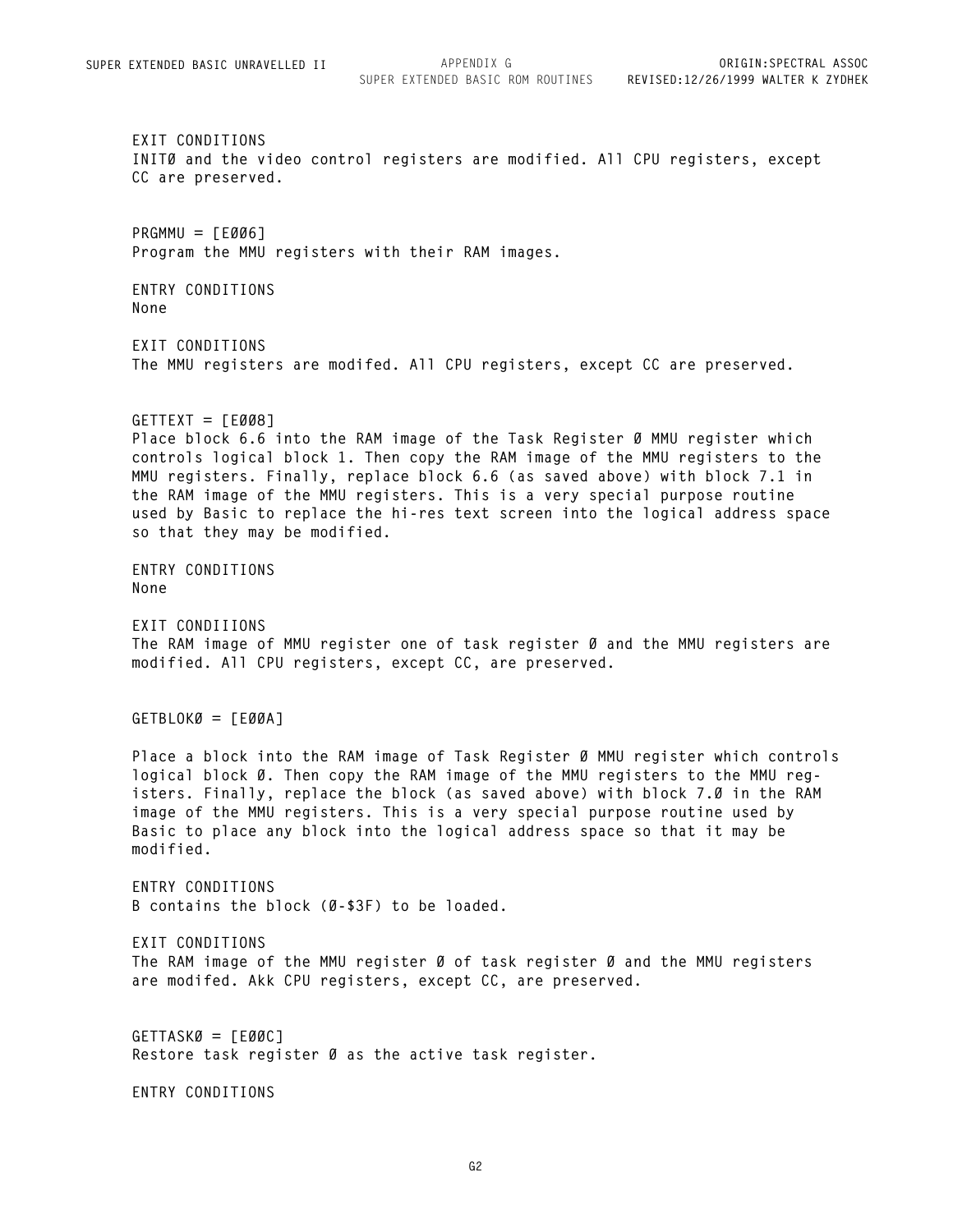EXIT CONDITIONS
INITØ and the video control registers are modified. All CPU registers, except CC are preserved.

PRGMMU = [EØØ6]
Program the MMU registers with their RAM images.

ENTRY CONDITIONS
None

EXIT CONDITIONS
The MMU registers are modifed. All CPU registers, except CC are preserved.

GETTEXT = [EØØ8]
Place block 6.6 into the RAM image of the Task Register Ø MMU register which controls logical block 1. Then copy the RAM image of the MMU registers to the MMU registers. Finally, replace block 6.6 (as saved above) with block 7.1 in the RAM image of the MMU registers. This is a very special purpose routine used by Basic to replace the hi-res text screen into the logical address space so that they may be modified.

ENTRY CONDITIONS
None

EXIT CONDIIIONS
The RAM image of MMU register one of task register Ø and the MMU registers are modified. All CPU registers, except CC, are preserved.

GETBLOKØ = [EØØA]

Place a block into the RAM image of Task Register Ø MMU register which controls logical block Ø. Then copy the RAM image of the MMU registers to the MMU registers. Finally, replace the block (as saved above) with block 7.Ø in the RAM image of the MMU registers. This is a very special purpose routine used by Basic to place any block into the logical address space so that it may be modified.

ENTRY CONDITIONS
B contains the block (Ø-$3F) to be loaded.

EXIT CONDITIONS
The RAM image of the MMU register Ø of task register Ø and the MMU registers are modifed. Akk CPU registers, except CC, are preserved.

GETTASKØ = [EØØC]
Restore task register Ø as the active task register.

ENTRY CONDITIONS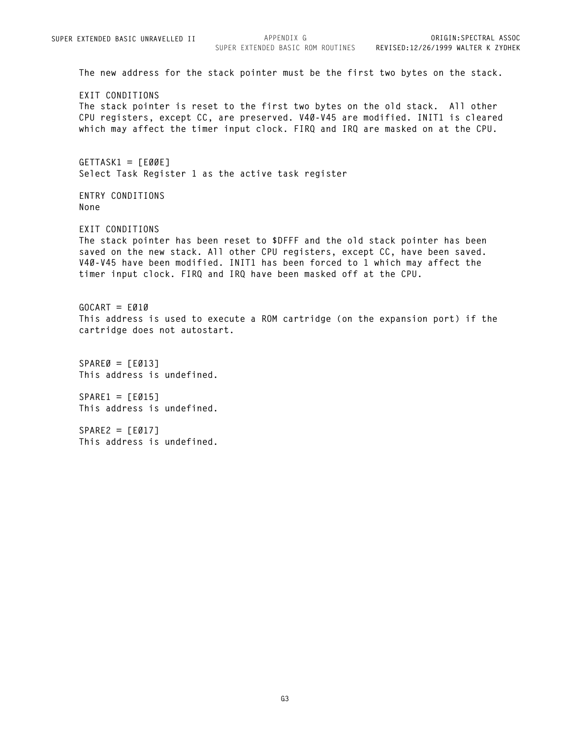The new address for the stack pointer must be the first two bytes on the stack.

EXIT CONDITIONS
The stack pointer is reset to the first two bytes on the old stack. All other CPU registers, except CC, are preserved. V40-V45 are modified. INIT1 is cleared which may affect the timer input clock. FIRQ and IRQ are masked on at the CPU.

GETTASK1 = [E00E]
Select Task Register 1 as the active task register

ENTRY CONDITIONS
None

EXIT CONDITIONS
The stack pointer has been reset to $DFFF and the old stack pointer has been saved on the new stack. All other CPU registers, except CC, have been saved. V40-V45 have been modified. INIT1 has been forced to 1 which may affect the timer input clock. FIRQ and IRQ have been masked off at the CPU.

GOCART = E010
This address is used to execute a ROM cartridge (on the expansion port) if the cartridge does not autostart.

SPARE0 = [E013]
This address is undefined.

SPARE1 = [E015]
This address is undefined.

SPARE2 = [E017]
This address is undefined.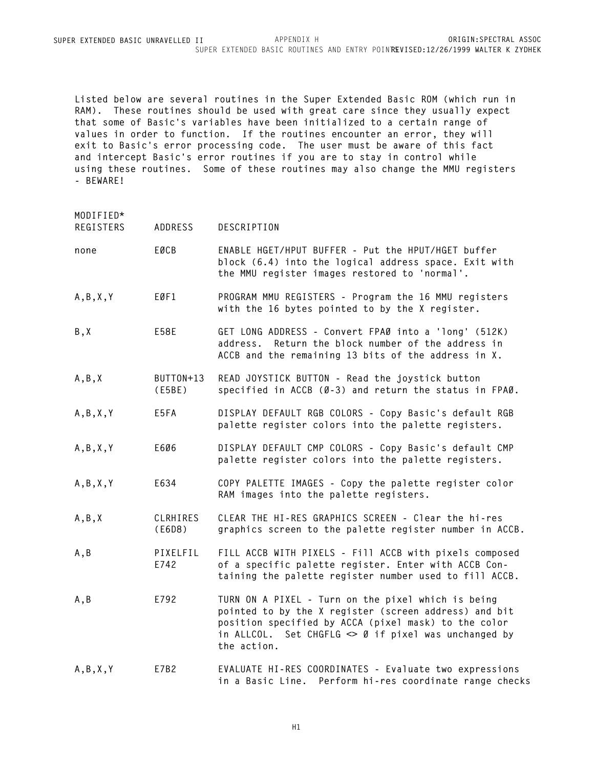Listed below are several routines in the Super Extended Basic ROM (which run in RAM). These routines should be used with great care since they usually expect that some of Basic's variables have been initialized to a certain range of values in order to function. If the routines encounter an error, they will exit to Basic's error processing code. The user must be aware of this fact and intercept Basic's error routines if you are to stay in control while using these routines. Some of these routines may also change the MMU registers - BEWARE!

| MODIFIED* REGISTERS | ADDRESS | DESCRIPTION |
|---|---|---|
| none | E0CB | ENABLE HGET/HPUT BUFFER - Put the HPUT/HGET buffer block (6.4) into the logical address space. Exit with the MMU register images restored to 'normal'. |
| A,B,X,Y | E0F1 | PROGRAM MMU REGISTERS - Program the 16 MMU registers with the 16 bytes pointed to by the X register. |
| B,X | E58E | GET LONG ADDRESS - Convert FPA0 into a 'long' (512K) address. Return the block number of the address in ACCB and the remaining 13 bits of the address in X. |
| A,B,X | BUTTON+13 (E5BE) | READ JOYSTICK BUTTON - Read the joystick button specified in ACCB (0-3) and return the status in FPA0. |
| A,B,X,Y | E5FA | DISPLAY DEFAULT RGB COLORS - Copy Basic's default RGB palette register colors into the palette registers. |
| A,B,X,Y | E606 | DISPLAY DEFAULT CMP COLORS - Copy Basic's default CMP palette register colors into the palette registers. |
| A,B,X,Y | E634 | COPY PALETTE IMAGES - Copy the palette register color RAM images into the palette registers. |
| A,B,X | CLRHIRES (E6D8) | CLEAR THE HI-RES GRAPHICS SCREEN - Clear the hi-res graphics screen to the palette register number in ACCB. |
| A,B | PIXELFIL E742 | FILL ACCB WITH PIXELS - Fill ACCB with pixels composed of a specific palette register. Enter with ACCB Containing the palette register number used to fill ACCB. |
| A,B | E792 | TURN ON A PIXEL - Turn on the pixel which is being pointed to by the X register (screen address) and bit position specified by ACCA (pixel mask) to the color in ALLCOL. Set CHGFLG <> 0 if pixel was unchanged by the action. |
| A,B,X,Y | E7B2 | EVALUATE HI-RES COORDINATES - Evaluate two expressions in a Basic Line. Perform hi-res coordinate range checks |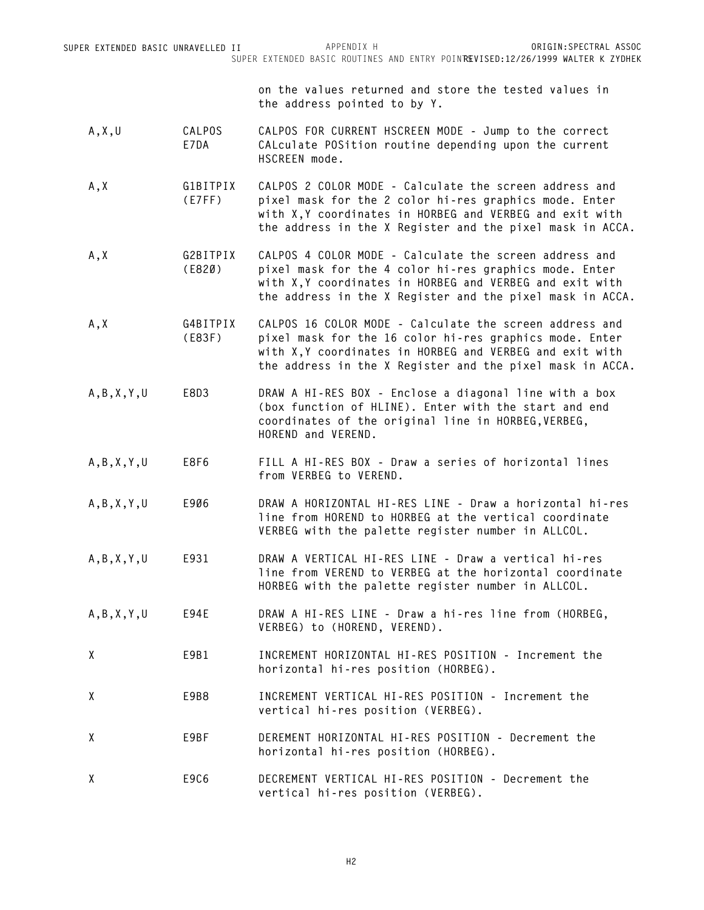on the values returned and store the tested values in the address pointed to by Y.

| | | |
|---|---|---|
| A,X,U | CALPOS<br>E7DA | CALPOS FOR CURRENT HSCREEN MODE - Jump to the correct CALculate POSition routine depending upon the current HSCREEN mode. |
| A,X | G1BITPIX<br>(E7FF) | CALPOS 2 COLOR MODE - Calculate the screen address and pixel mask for the 2 color hi-res graphics mode. Enter with X,Y coordinates in HORBEG and VERBEG and exit with the address in the X Register and the pixel mask in ACCA. |
| A,X | G2BITPIX<br>(E820) | CALPOS 4 COLOR MODE - Calculate the screen address and pixel mask for the 4 color hi-res graphics mode. Enter with X,Y coordinates in HORBEG and VERBEG and exit with the address in the X Register and the pixel mask in ACCA. |
| A,X | G4BITPIX<br>(E83F) | CALPOS 16 COLOR MODE - Calculate the screen address and pixel mask for the 16 color hi-res graphics mode. Enter with X,Y coordinates in HORBEG and VERBEG and exit with the address in the X Register and the pixel mask in ACCA. |
| A,B,X,Y,U | E8D3 | DRAW A HI-RES BOX - Enclose a diagonal line with a box (box function of HLINE). Enter with the start and end coordinates of the original line in HORBEG,VERBEG, HOREND and VEREND. |
| A,B,X,Y,U | E8F6 | FILL A HI-RES BOX - Draw a series of horizontal lines from VERBEG to VEREND. |
| A,B,X,Y,U | E906 | DRAW A HORIZONTAL HI-RES LINE - Draw a horizontal hi-res line from HOREND to HORBEG at the vertical coordinate VERBEG with the palette register number in ALLCOL. |
| A,B,X,Y,U | E931 | DRAW A VERTICAL HI-RES LINE - Draw a vertical hi-res line from VEREND to VERBEG at the horizontal coordinate HORBEG with the palette register number in ALLCOL. |
| A,B,X,Y,U | E94E | DRAW A HI-RES LINE - Draw a hi-res line from (HORBEG, VERBEG) to (HOREND, VEREND). |
| X | E9B1 | INCREMENT HORIZONTAL HI-RES POSITION - Increment the horizontal hi-res position (HORBEG). |
| X | E9B8 | INCREMENT VERTICAL HI-RES POSITION - Increment the vertical hi-res position (VERBEG). |
| X | E9BF | DEREMENT HORIZONTAL HI-RES POSITION - Decrement the horizontal hi-res position (HORBEG). |
| X | E9C6 | DECREMENT VERTICAL HI-RES POSITION - Decrement the vertical hi-res position (VERBEG). |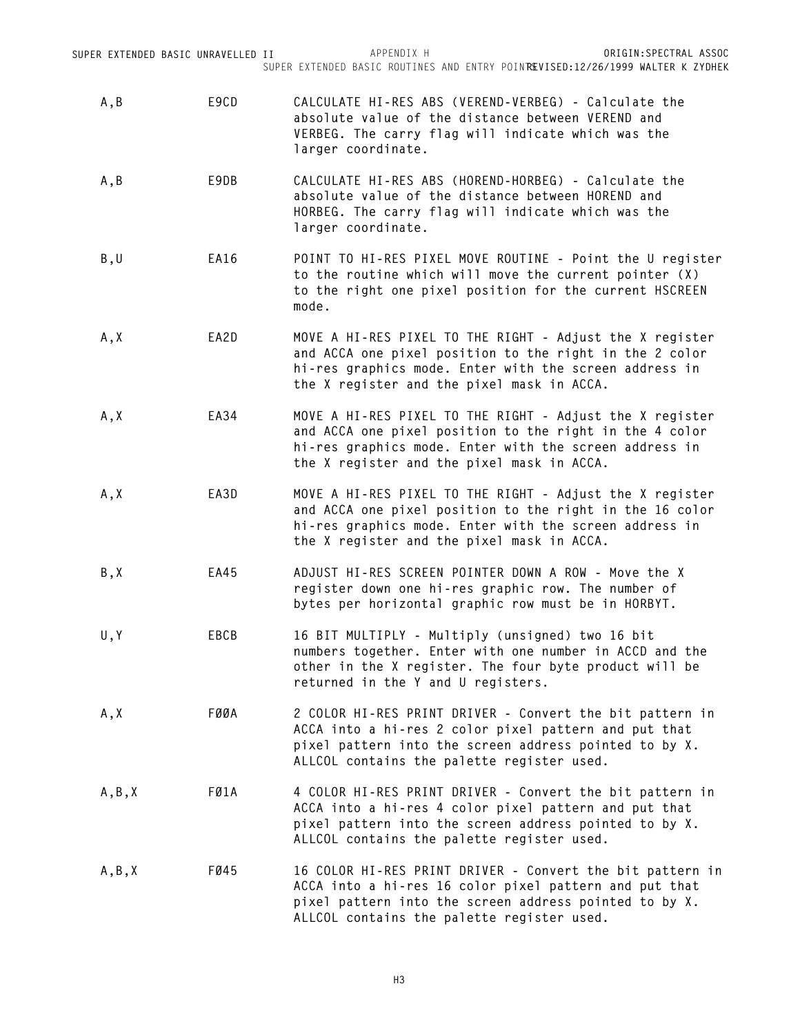| | | |
|---|---|---|
| A,B | E9CD | CALCULATE HI-RES ABS (VEREND-VERBEG) - Calculate the absolute value of the distance between VEREND and VERBEG. The carry flag will indicate which was the larger coordinate. |
| A,B | E9DB | CALCULATE HI-RES ABS (HOREND-HORBEG) - Calculate the absolute value of the distance between HOREND and HORBEG. The carry flag will indicate which was the larger coordinate. |
| B,U | EA16 | POINT TO HI-RES PIXEL MOVE ROUTINE - Point the U register to the routine which will move the current pointer (X) to the right one pixel position for the current HSCREEN mode. |
| A,X | EA2D | MOVE A HI-RES PIXEL TO THE RIGHT - Adjust the X register and ACCA one pixel position to the right in the 2 color hi-res graphics mode. Enter with the screen address in the X register and the pixel mask in ACCA. |
| A,X | EA34 | MOVE A HI-RES PIXEL TO THE RIGHT - Adjust the X register and ACCA one pixel position to the right in the 4 color hi-res graphics mode. Enter with the screen address in the X register and the pixel mask in ACCA. |
| A,X | EA3D | MOVE A HI-RES PIXEL TO THE RIGHT - Adjust the X register and ACCA one pixel position to the right in the 16 color hi-res graphics mode. Enter with the screen address in the X register and the pixel mask in ACCA. |
| B,X | EA45 | ADJUST HI-RES SCREEN POINTER DOWN A ROW - Move the X register down one hi-res graphic row. The number of bytes per horizontal graphic row must be in HORBYT. |
| U,Y | EBCB | 16 BIT MULTIPLY - Multiply (unsigned) two 16 bit numbers together. Enter with one number in ACCD and the other in the X register. The four byte product will be returned in the Y and U registers. |
| A,X | F00A | 2 COLOR HI-RES PRINT DRIVER - Convert the bit pattern in ACCA into a hi-res 2 color pixel pattern and put that pixel pattern into the screen address pointed to by X. ALLCOL contains the palette register used. |
| A,B,X | F01A | 4 COLOR HI-RES PRINT DRIVER - Convert the bit pattern in ACCA into a hi-res 4 color pixel pattern and put that pixel pattern into the screen address pointed to by X. ALLCOL contains the palette register used. |
| A,B,X | F045 | 16 COLOR HI-RES PRINT DRIVER - Convert the bit pattern in ACCA into a hi-res 16 color pixel pattern and put that pixel pattern into the screen address pointed to by X. ALLCOL contains the palette register used. |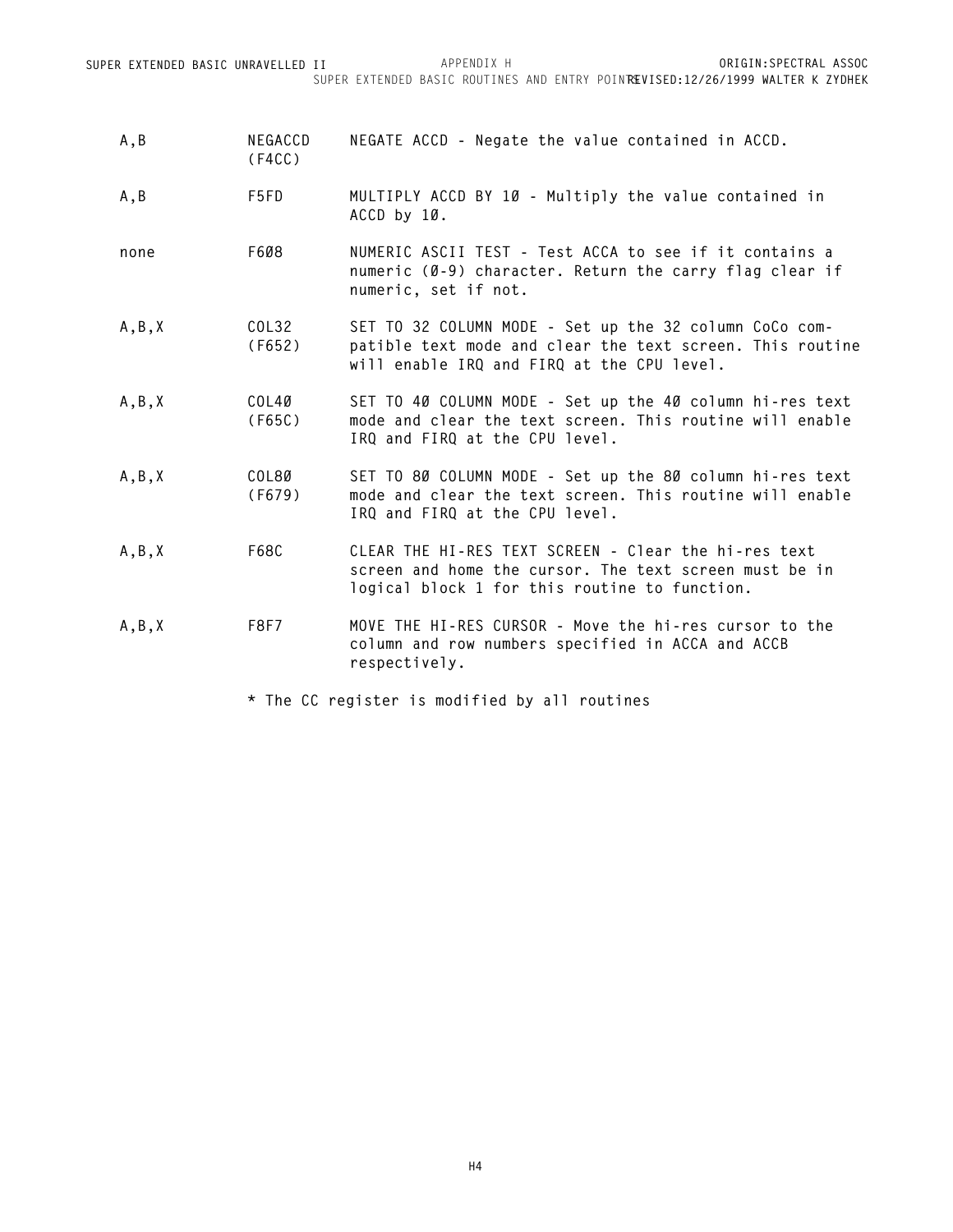| | | |
|---|---|---|
| A,B | NEGACCD (F4CC) | NEGATE ACCD - Negate the value contained in ACCD. |
| A,B | F5FD | MULTIPLY ACCD BY 10 - Multiply the value contained in ACCD by 10. |
| none | F608 | NUMERIC ASCII TEST - Test ACCA to see if it contains a numeric (0-9) character. Return the carry flag clear if numeric, set if not. |
| A,B,X | COL32 (F652) | SET TO 32 COLUMN MODE - Set up the 32 column CoCo compatible text mode and clear the text screen. This routine will enable IRQ and FIRQ at the CPU level. |
| A,B,X | COL40 (F65C) | SET TO 40 COLUMN MODE - Set up the 40 column hi-res text mode and clear the text screen. This routine will enable IRQ and FIRQ at the CPU level. |
| A,B,X | COL80 (F679) | SET TO 80 COLUMN MODE - Set up the 80 column hi-res text mode and clear the text screen. This routine will enable IRQ and FIRQ at the CPU level. |
| A,B,X | F68C | CLEAR THE HI-RES TEXT SCREEN - Clear the hi-res text screen and home the cursor. The text screen must be in logical block 1 for this routine to function. |
| A,B,X | F8F7 | MOVE THE HI-RES CURSOR - Move the hi-res cursor to the column and row numbers specified in ACCA and ACCB respectively. |

* The CC register is modified by all routines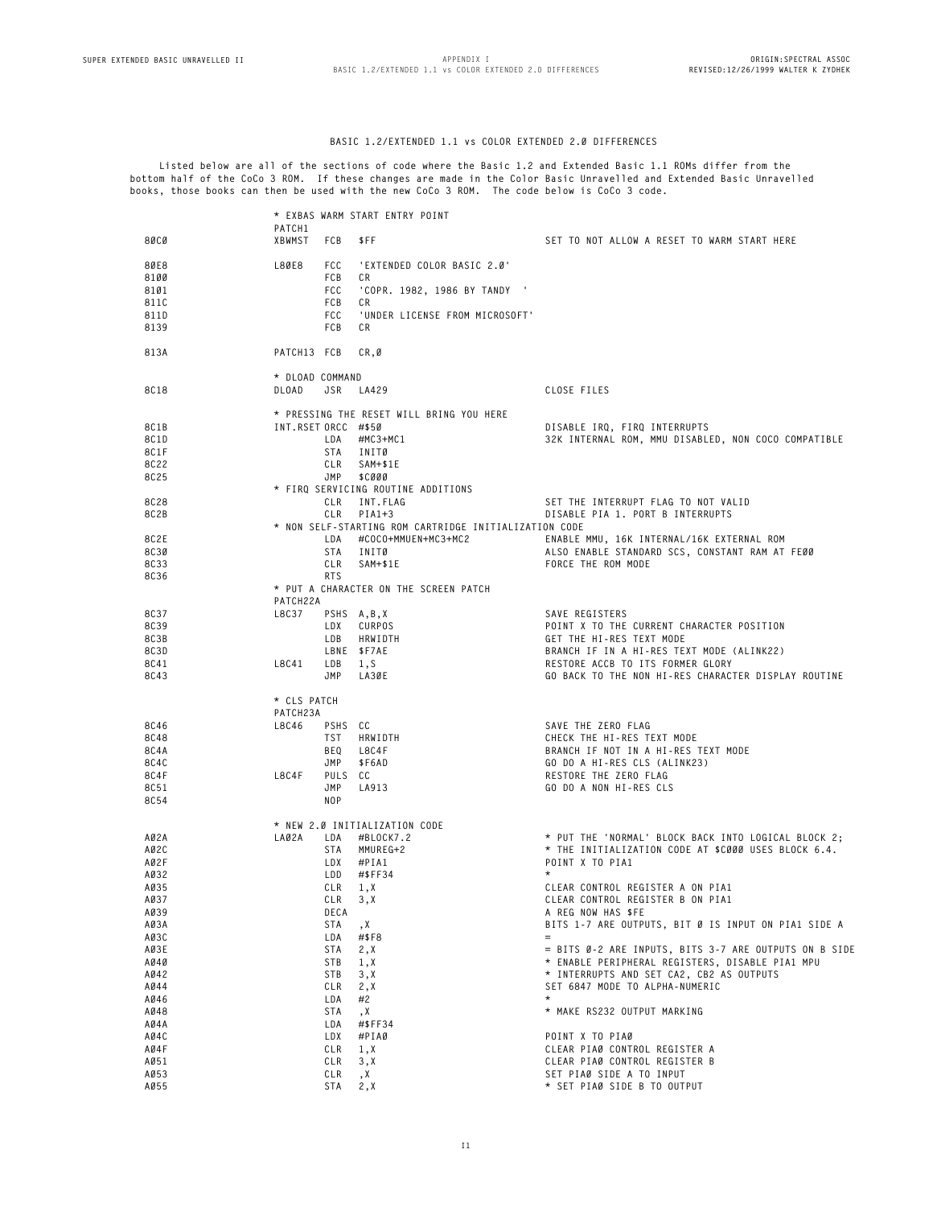## BASIC 1.2/EXTENDED 1.1 vs COLOR EXTENDED 2.0 DIFFERENCES

Listed below are all of the sections of code where the Basic 1.2 and Extended Basic 1.1 ROMs differ from the bottom half of the CoCo 3 ROM. If these changes are made in the Color Basic Unravelled and Extended Basic Unravelled books, those books can then be used with the new CoCo 3 ROM. The code below is CoCo 3 code.

```
            * EXBAS WARM START ENTRY POINT
            PATCH1
80C0        XBWMST  FCB   $FF                          SET TO NOT ALLOW A RESET TO WARM START HERE

80E8        L80E8   FCC   'EXTENDED COLOR BASIC 2.0'
8100                FCB   CR
8101                FCC   'COPR. 1982, 1986 BY TANDY  '
811C                FCB   CR
811D                FCC   'UNDER LICENSE FROM MICROSOFT'
8139                FCB   CR

813A        PATCH13 FCB   CR,0

            * DLOAD COMMAND
8C18        DLOAD   JSR   LA429                        CLOSE FILES

            * PRESSING THE RESET WILL BRING YOU HERE
8C1B        INT.RSET ORCC #$50                         DISABLE IRQ, FIRQ INTERRUPTS
8C1D                LDA   #MC3+MC1                     32K INTERNAL ROM, MMU DISABLED, NON COCO COMPATIBLE
8C1F                STA   INIT0
8C22                CLR   SAM+$1E
8C25                JMP   $C000
            * FIRQ SERVICING ROUTINE ADDITIONS
8C28                CLR   INT.FLAG                     SET THE INTERRUPT FLAG TO NOT VALID
8C2B                CLR   PIA1+3                       DISABLE PIA 1. PORT B INTERRUPTS
            * NON SELF-STARTING ROM CARTRIDGE INITIALIZATION CODE
8C2E                LDA   #COCO+MMUEN+MC3+MC2          ENABLE MMU, 16K INTERNAL/16K EXTERNAL ROM
8C30                STA   INIT0                        ALSO ENABLE STANDARD SCS, CONSTANT RAM AT FE00
8C33                CLR   SAM+$1E                      FORCE THE ROM MODE
8C36                RTS
            * PUT A CHARACTER ON THE SCREEN PATCH
            PATCH22A
8C37        L8C37   PSHS  A,B,X                        SAVE REGISTERS
8C39                LDX   CURPOS                       POINT X TO THE CURRENT CHARACTER POSITION
8C3B                LDB   HRWIDTH                      GET THE HI-RES TEXT MODE
8C3D                LBNE  $F7AE                        BRANCH IF IN A HI-RES TEXT MODE (ALINK22)
8C41        L8C41   LDB   1,S                          RESTORE ACCB TO ITS FORMER GLORY
8C43                JMP   LA30E                        GO BACK TO THE NON HI-RES CHARACTER DISPLAY ROUTINE

            * CLS PATCH
            PATCH23A
8C46        L8C46   PSHS  CC                           SAVE THE ZERO FLAG
8C48                TST   HRWIDTH                      CHECK THE HI-RES TEXT MODE
8C4A                BEQ   L8C4F                        BRANCH IF NOT IN A HI-RES TEXT MODE
8C4C                JMP   $F6AD                        GO DO A HI-RES CLS (ALINK23)
8C4F        L8C4F   PULS  CC                           RESTORE THE ZERO FLAG
8C51                JMP   LA913                        GO DO A NON HI-RES CLS
8C54                NOP

            * NEW 2.0 INITIALIZATION CODE
A02A        LA02A   LDA   #BLOCK7.2                    * PUT THE 'NORMAL' BLOCK BACK INTO LOGICAL BLOCK 2;
A02C                STA   MMUREG+2                     * THE INITIALIZATION CODE AT $C000 USES BLOCK 6.4.
A02F                LDX   #PIA1                        POINT X TO PIA1
A032                LDD   #$FF34                       *
A035                CLR   1,X                          CLEAR CONTROL REGISTER A ON PIA1
A037                CLR   3,X                          CLEAR CONTROL REGISTER B ON PIA1
A039                DECA                               A REG NOW HAS $FE
A03A                STA   ,X                           BITS 1-7 ARE OUTPUTS, BIT 0 IS INPUT ON PIA1 SIDE A
A03C                LDA   #$F8                         =
A03E                STA   2,X                          = BITS 0-2 ARE INPUTS, BITS 3-7 ARE OUTPUTS ON B SIDE
A040                STB   1,X                          * ENABLE PERIPHERAL REGISTERS, DISABLE PIA1 MPU
A042                STB   3,X                          * INTERRUPTS AND SET CA2, CB2 AS OUTPUTS
A044                CLR   2,X                          SET 6847 MODE TO ALPHA-NUMERIC
A046                LDA   #2                           *
A048                STA   ,X                           * MAKE RS232 OUTPUT MARKING
A04A                LDA   #$FF34
A04C                LDX   #PIA0                        POINT X TO PIA0
A04F                CLR   1,X                          CLEAR PIA0 CONTROL REGISTER A
A051                CLR   3,X                          CLEAR PIA0 CONTROL REGISTER B
A053                CLR   ,X                           SET PIA0 SIDE A TO INPUT
A055                STA   2,X                          * SET PIA0 SIDE B TO OUTPUT
```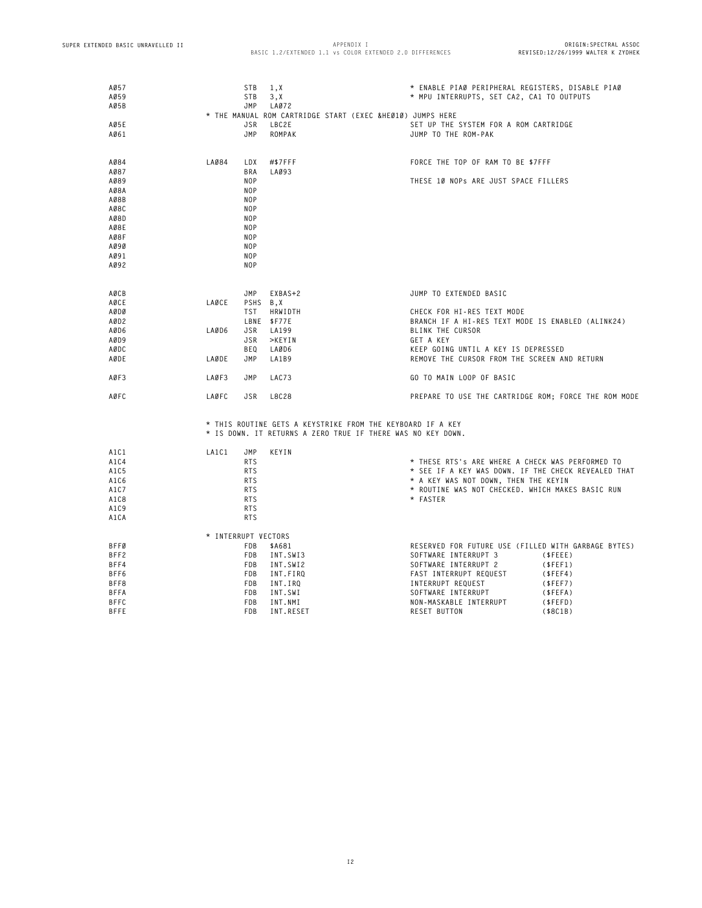```
A057                    STB   1,X                              * ENABLE PIA0 PERIPHERAL REGISTERS, DISABLE PIA0
A059                    STB   3,X                              * MPU INTERRUPTS, SET CA2, CA1 TO OUTPUTS
A05B                    JMP   LA072
                * THE MANUAL ROM CARTRIDGE START (EXEC &HE010) JUMPS HERE
A05E                    JSR   LBC2E                            SET UP THE SYSTEM FOR A ROM CARTRIDGE
A061                    JMP   ROMPAK                           JUMP TO THE ROM-PAK


A084            LA084   LDX   #$7FFF                           FORCE THE TOP OF RAM TO BE $7FFF
A087                    BRA   LA093
A089                    NOP                                    THESE 10 NOPs ARE JUST SPACE FILLERS
A08A                    NOP
A08B                    NOP
A08C                    NOP
A08D                    NOP
A08E                    NOP
A08F                    NOP
A090                    NOP
A091                    NOP
A092                    NOP


A0CB                    JMP   EXBAS+2                          JUMP TO EXTENDED BASIC
A0CE            LA0CE   PSHS  B,X
A0D0                    TST   HRWIDTH                          CHECK FOR HI-RES TEXT MODE
A0D2                    LBNE  $F77E                            BRANCH IF A HI-RES TEXT MODE IS ENABLED (ALINK24)
A0D6            LA0D6   JSR   LA199                            BLINK THE CURSOR
A0D9                    JSR   >KEYIN                           GET A KEY
A0DC                    BEQ   LA0D6                            KEEP GOING UNTIL A KEY IS DEPRESSED
A0DE            LA0DE   JMP   LA1B9                            REMOVE THE CURSOR FROM THE SCREEN AND RETURN

A0F3            LA0F3   JMP   LAC73                            GO TO MAIN LOOP OF BASIC

A0FC            LA0FC   JSR   L8C28                            PREPARE TO USE THE CARTRIDGE ROM; FORCE THE ROM MODE


                * THIS ROUTINE GETS A KEYSTRIKE FROM THE KEYBOARD IF A KEY
                * IS DOWN. IT RETURNS A ZERO TRUE IF THERE WAS NO KEY DOWN.

A1C1            LA1C1   JMP   KEYIN
A1C4                    RTS                                    * THESE RTS's ARE WHERE A CHECK WAS PERFORMED TO
A1C5                    RTS                                    * SEE IF A KEY WAS DOWN. IF THE CHECK REVEALED THAT
A1C6                    RTS                                    * A KEY WAS NOT DOWN, THEN THE KEYIN
A1C7                    RTS                                    * ROUTINE WAS NOT CHECKED. WHICH MAKES BASIC RUN
A1C8                    RTS                                    * FASTER
A1C9                    RTS
A1CA                    RTS

                * INTERRUPT VECTORS
BFF0                    FDB   $A681                            RESERVED FOR FUTURE USE (FILLED WITH GARBAGE BYTES)
BFF2                    FDB   INT.SWI3                         SOFTWARE INTERRUPT 3         ($FEEE)
BFF4                    FDB   INT.SWI2                         SOFTWARE INTERRUPT 2         ($FEF1)
BFF6                    FDB   INT.FIRQ                         FAST INTERRUPT REQUEST       ($FEF4)
BFF8                    FDB   INT.IRQ                          INTERRUPT REQUEST            ($FEF7)
BFFA                    FDB   INT.SWI                          SOFTWARE INTERRUPT           ($FEFA)
BFFC                    FDB   INT.NMI                          NON-MASKABLE INTERRUPT       ($FEFD)
BFFE                    FDB   INT.RESET                        RESET BUTTON                 ($8C1B)
```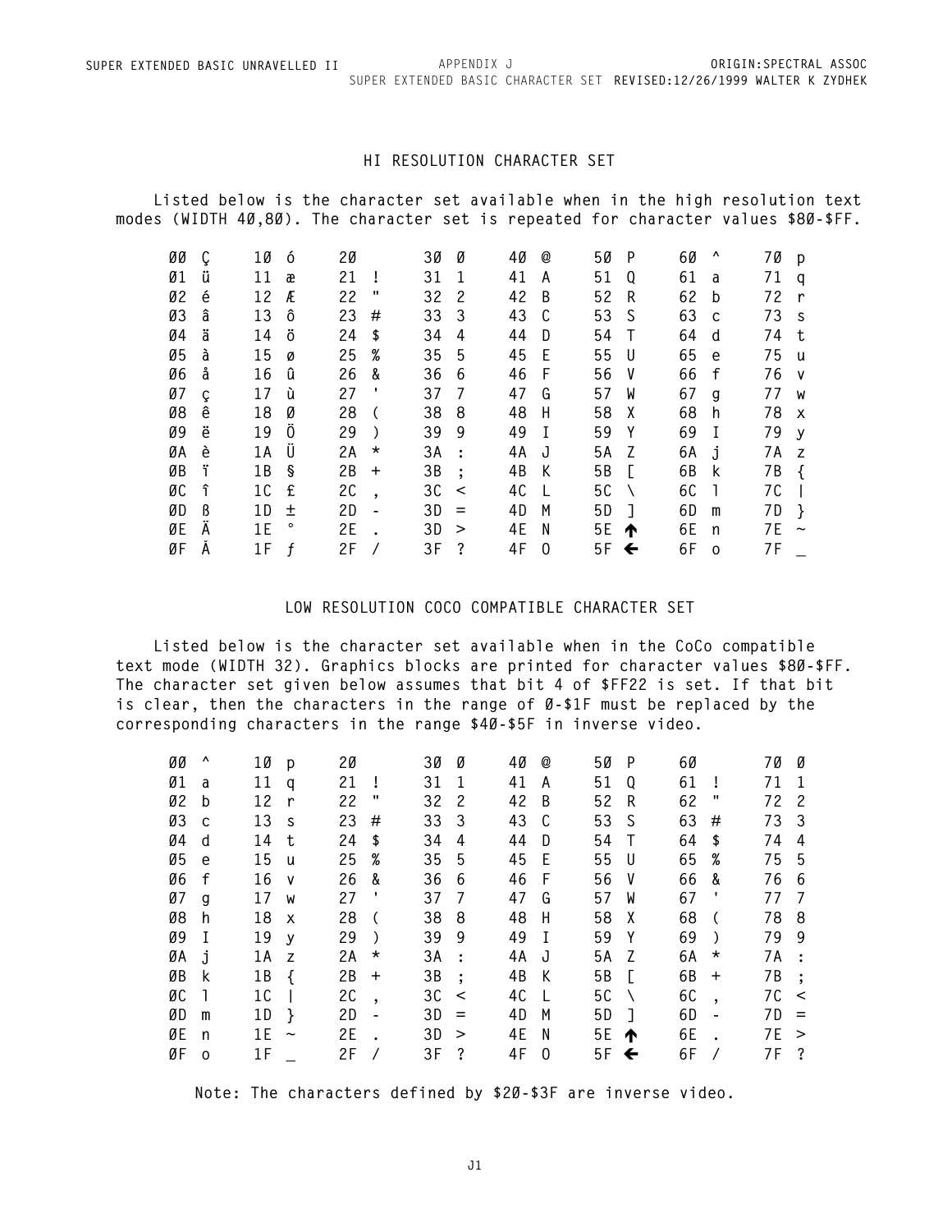## HI RESOLUTION CHARACTER SET

Listed below is the character set available when in the high resolution text modes (WIDTH 40,80). The character set is repeated for character values $80-$FF.

| | | | | | | | | | | | | | | | |
|---|---|---|---|---|---|---|---|---|---|---|---|---|---|---|---|
| 00 | Ç | 10 | ó | 20 | | 30 | 0 | 40 | @ | 50 | P | 60 | ^ | 70 | p |
| 01 | ü | 11 | æ | 21 | ! | 31 | 1 | 41 | A | 51 | Q | 61 | a | 71 | q |
| 02 | é | 12 | Æ | 22 | " | 32 | 2 | 42 | B | 52 | R | 62 | b | 72 | r |
| 03 | â | 13 | ô | 23 | # | 33 | 3 | 43 | C | 53 | S | 63 | c | 73 | s |
| 04 | ä | 14 | ö | 24 | $ | 34 | 4 | 44 | D | 54 | T | 64 | d | 74 | t |
| 05 | à | 15 | ø | 25 | % | 35 | 5 | 45 | E | 55 | U | 65 | e | 75 | u |
| 06 | å | 16 | û | 26 | & | 36 | 6 | 46 | F | 56 | V | 66 | f | 76 | v |
| 07 | ç | 17 | ù | 27 | ' | 37 | 7 | 47 | G | 57 | W | 67 | g | 77 | w |
| 08 | ê | 18 | Ø | 28 | ( | 38 | 8 | 48 | H | 58 | X | 68 | h | 78 | x |
| 09 | ë | 19 | Ö | 29 | ) | 39 | 9 | 49 | I | 59 | Y | 69 | I | 79 | y |
| 0A | è | 1A | Ü | 2A | * | 3A | : | 4A | J | 5A | Z | 6A | j | 7A | z |
| 0B | ï | 1B | § | 2B | + | 3B | ; | 4B | K | 5B | [ | 6B | k | 7B | { |
| 0C | î | 1C | £ | 2C | , | 3C | < | 4C | L | 5C | \ | 6C | l | 7C | \| |
| 0D | ß | 1D | ± | 2D | - | 3D | = | 4D | M | 5D | ] | 6D | m | 7D | } |
| 0E | Ä | 1E | ° | 2E | . | 3D | > | 4E | N | 5E | ↑ | 6E | n | 7E | ~ |
| 0F | Å | 1F | ƒ | 2F | / | 3F | ? | 4F | O | 5F | ← | 6F | o | 7F | _ |

## LOW RESOLUTION COCO COMPATIBLE CHARACTER SET

Listed below is the character set available when in the CoCo compatible text mode (WIDTH 32). Graphics blocks are printed for character values $80-$FF. The character set given below assumes that bit 4 of $FF22 is set. If that bit is clear, then the characters in the range of 0-$1F must be replaced by the corresponding characters in the range $40-$5F in inverse video.

| | | | | | | | | | | | | | | | |
|---|---|---|---|---|---|---|---|---|---|---|---|---|---|---|---|
| 00 | ^ | 10 | p | 20 | | 30 | 0 | 40 | @ | 50 | P | 60 | | 70 | 0 |
| 01 | a | 11 | q | 21 | ! | 31 | 1 | 41 | A | 51 | Q | 61 | ! | 71 | 1 |
| 02 | b | 12 | r | 22 | " | 32 | 2 | 42 | B | 52 | R | 62 | " | 72 | 2 |
| 03 | c | 13 | s | 23 | # | 33 | 3 | 43 | C | 53 | S | 63 | # | 73 | 3 |
| 04 | d | 14 | t | 24 | $ | 34 | 4 | 44 | D | 54 | T | 64 | $ | 74 | 4 |
| 05 | e | 15 | u | 25 | % | 35 | 5 | 45 | E | 55 | U | 65 | % | 75 | 5 |
| 06 | f | 16 | v | 26 | & | 36 | 6 | 46 | F | 56 | V | 66 | & | 76 | 6 |
| 07 | g | 17 | w | 27 | ' | 37 | 7 | 47 | G | 57 | W | 67 | ' | 77 | 7 |
| 08 | h | 18 | x | 28 | ( | 38 | 8 | 48 | H | 58 | X | 68 | ( | 78 | 8 |
| 09 | I | 19 | y | 29 | ) | 39 | 9 | 49 | I | 59 | Y | 69 | ) | 79 | 9 |
| 0A | j | 1A | z | 2A | * | 3A | : | 4A | J | 5A | Z | 6A | * | 7A | : |
| 0B | k | 1B | { | 2B | + | 3B | ; | 4B | K | 5B | [ | 6B | + | 7B | ; |
| 0C | l | 1C | \| | 2C | , | 3C | < | 4C | L | 5C | \ | 6C | , | 7C | < |
| 0D | m | 1D | } | 2D | - | 3D | = | 4D | M | 5D | ] | 6D | - | 7D | = |
| 0E | n | 1E | ~ | 2E | . | 3D | > | 4E | N | 5E | ↑ | 6E | . | 7E | > |
| 0F | o | 1F | _ | 2F | / | 3F | ? | 4F | O | 5F | ← | 6F | / | 7F | ? |

Note: The characters defined by $20-$3F are inverse video.